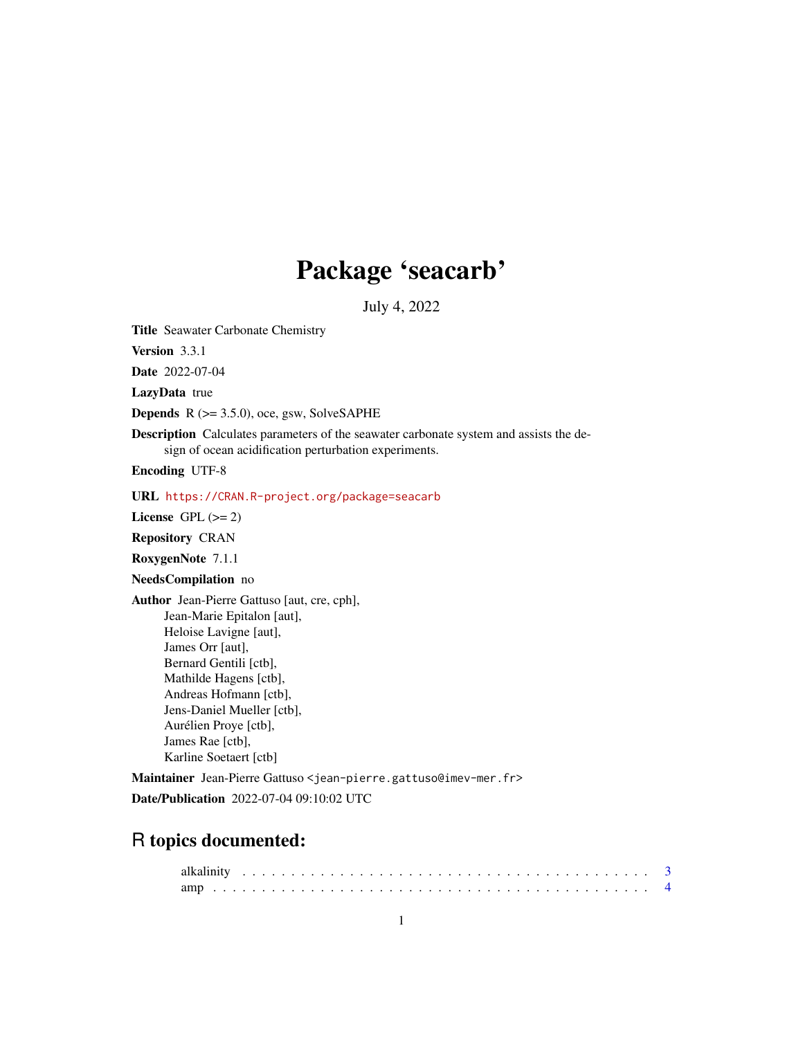# Package 'seacarb'

July 4, 2022

**Title** Seawater Carbonate Chemistry

**Version** 3.3.1

**Date** 2022-07-04

**LazyData** true

**Depends** R (>= 3.5.0), oce, gsw, SolveSAPHE

**Description** Calculates parameters of the seawater carbonate system and assists the design of ocean acidification perturbation experiments.

**Encoding** UTF-8

**URL** https://CRAN.R-project.org/package=seacarb

**License** GPL (>= 2)

**Repository** CRAN

**RoxygenNote** 7.1.1

**NeedsCompilation** no

**Author** Jean-Pierre Gattuso [aut, cre, cph],
Jean-Marie Epitalon [aut],
Heloise Lavigne [aut],
James Orr [aut],
Bernard Gentili [ctb],
Mathilde Hagens [ctb],
Andreas Hofmann [ctb],
Jens-Daniel Mueller [ctb],
Aurélien Proye [ctb],
James Rae [ctb],
Karline Soetaert [ctb]

**Maintainer** Jean-Pierre Gattuso <jean-pierre.gattuso@imev-mer.fr>

**Date/Publication** 2022-07-04 09:10:02 UTC

## R topics documented:

alkalinity . . . . . . . . . . . . . . . . . . . . . . . . . . . . . . . . . . . . . . . . . . 3
amp . . . . . . . . . . . . . . . . . . . . . . . . . . . . . . . . . . . . . . . . . . . . . 4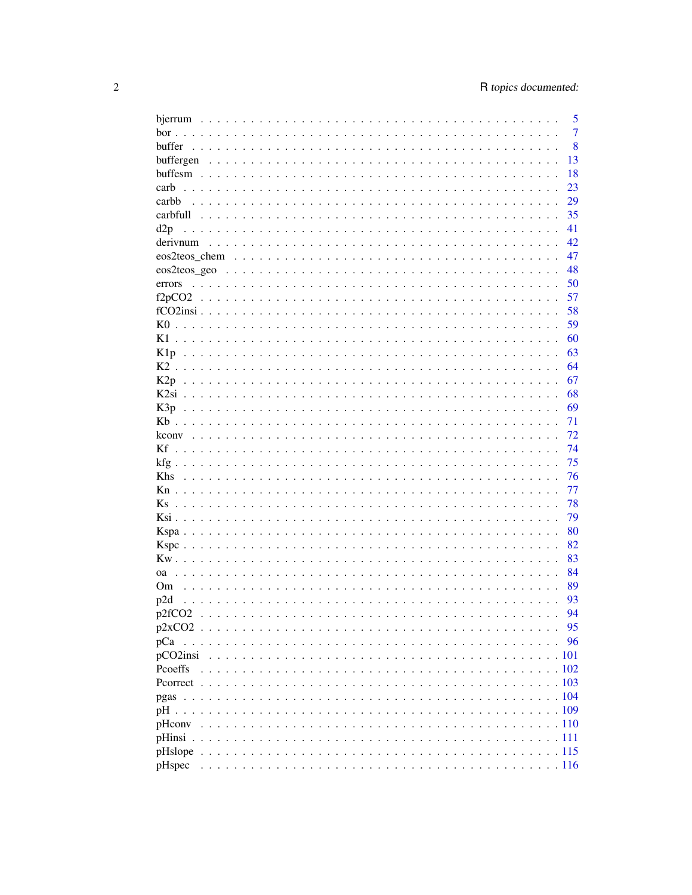| | |
|---|---|
| bjerrum | 5 |
| bor | 7 |
| buffer | 8 |
| buffergen | 13 |
| buffesm | 18 |
| carb | 23 |
| carbb | 29 |
| carbfull | 35 |
| d2p | 41 |
| derivnum | 42 |
| eos2teos_chem | 47 |
| eos2teos_geo | 48 |
| errors | 50 |
| f2pCO2 | 57 |
| fCO2insi | 58 |
| K0 | 59 |
| K1 | 60 |
| K1p | 63 |
| K2 | 64 |
| K2p | 67 |
| K2si | 68 |
| K3p | 69 |
| Kb | 71 |
| kconv | 72 |
| Kf | 74 |
| kfg | 75 |
| Khs | 76 |
| Kn | 77 |
| Ks | 78 |
| Ksi | 79 |
| Kspa | 80 |
| Kspc | 82 |
| Kw | 83 |
| oa | 84 |
| Om | 89 |
| p2d | 93 |
| p2fCO2 | 94 |
| p2xCO2 | 95 |
| pCa | 96 |
| pCO2insi | 101 |
| Pcoeffs | 102 |
| Pcorrect | 103 |
| pgas | 104 |
| pH | 109 |
| pHconv | 110 |
| pHinsi | 111 |
| pHslope | 115 |
| pHspec | 116 |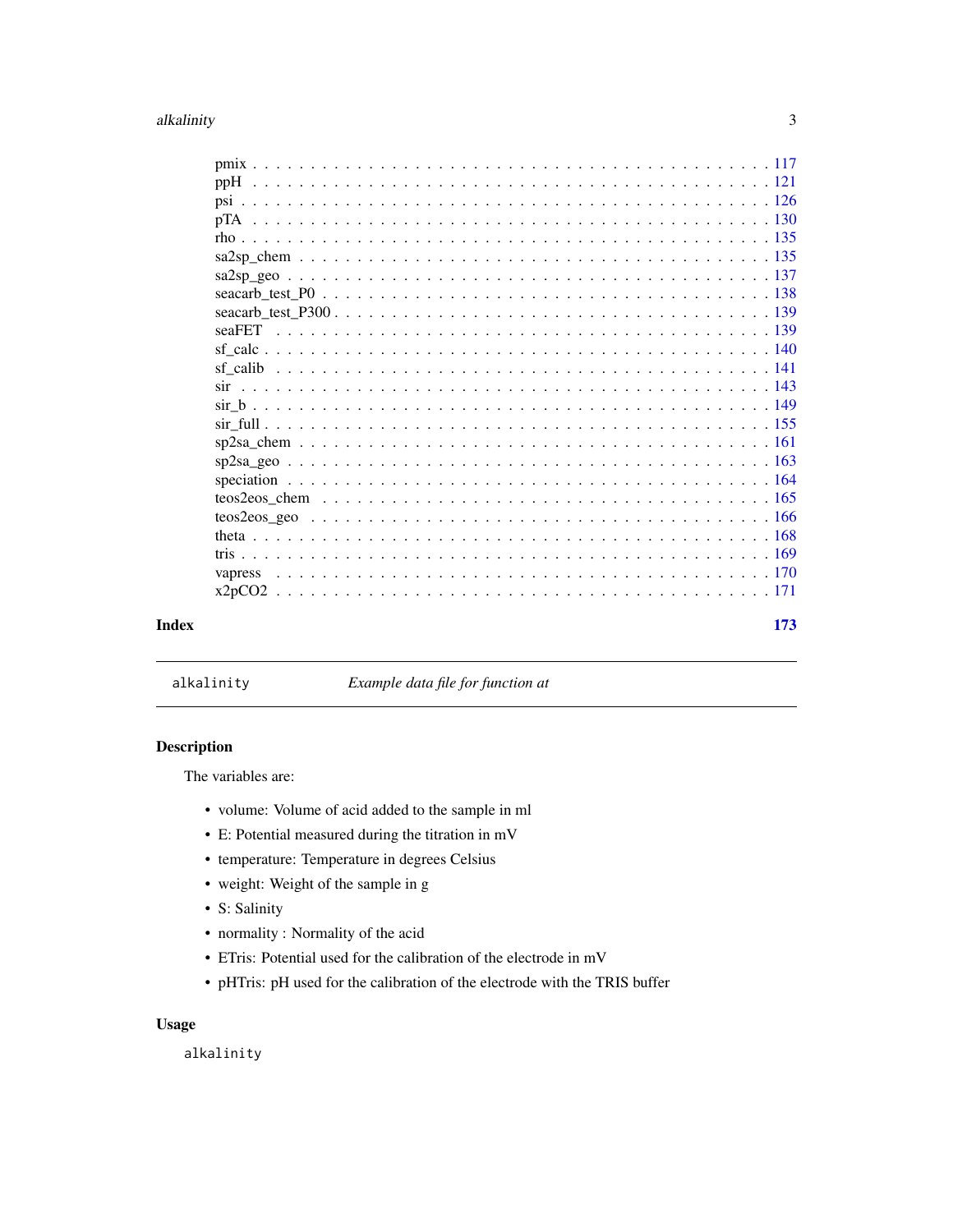pmix . . . . . . . . . . . . . . . . . . . . . . . . . . . . . . . . . . . . . . . . . . 117
ppH . . . . . . . . . . . . . . . . . . . . . . . . . . . . . . . . . . . . . . . . . . 121
psi . . . . . . . . . . . . . . . . . . . . . . . . . . . . . . . . . . . . . . . . . . 126
pTA . . . . . . . . . . . . . . . . . . . . . . . . . . . . . . . . . . . . . . . . . . 130
rho . . . . . . . . . . . . . . . . . . . . . . . . . . . . . . . . . . . . . . . . . . 135
sa2sp_chem . . . . . . . . . . . . . . . . . . . . . . . . . . . . . . . . . . . . . . 135
sa2sp_geo . . . . . . . . . . . . . . . . . . . . . . . . . . . . . . . . . . . . . . . 137
seacarb_test_P0 . . . . . . . . . . . . . . . . . . . . . . . . . . . . . . . . . . . 138
seacarb_test_P300 . . . . . . . . . . . . . . . . . . . . . . . . . . . . . . . . . . 139
seaFET . . . . . . . . . . . . . . . . . . . . . . . . . . . . . . . . . . . . . . . . 139
sf_calc . . . . . . . . . . . . . . . . . . . . . . . . . . . . . . . . . . . . . . . . 140
sf_calib . . . . . . . . . . . . . . . . . . . . . . . . . . . . . . . . . . . . . . . 141
sir . . . . . . . . . . . . . . . . . . . . . . . . . . . . . . . . . . . . . . . . . . 143
sir_b . . . . . . . . . . . . . . . . . . . . . . . . . . . . . . . . . . . . . . . . . 149
sir_full . . . . . . . . . . . . . . . . . . . . . . . . . . . . . . . . . . . . . . . 155
sp2sa_chem . . . . . . . . . . . . . . . . . . . . . . . . . . . . . . . . . . . . . . 161
sp2sa_geo . . . . . . . . . . . . . . . . . . . . . . . . . . . . . . . . . . . . . . . 163
speciation . . . . . . . . . . . . . . . . . . . . . . . . . . . . . . . . . . . . . . 164
teos2eos_chem . . . . . . . . . . . . . . . . . . . . . . . . . . . . . . . . . . . . 165
teos2eos_geo . . . . . . . . . . . . . . . . . . . . . . . . . . . . . . . . . . . . . 166
theta . . . . . . . . . . . . . . . . . . . . . . . . . . . . . . . . . . . . . . . . . 168
tris . . . . . . . . . . . . . . . . . . . . . . . . . . . . . . . . . . . . . . . . . . 169
vapress . . . . . . . . . . . . . . . . . . . . . . . . . . . . . . . . . . . . . . . . 170
x2pCO2 . . . . . . . . . . . . . . . . . . . . . . . . . . . . . . . . . . . . . . . . 171

**Index** 173

---

`alkalinity` *Example data file for function at*

---

## Description

The variables are:

- volume: Volume of acid added to the sample in ml
- E: Potential measured during the titration in mV
- temperature: Temperature in degrees Celsius
- weight: Weight of the sample in g
- S: Salinity
- normality : Normality of the acid
- ETris: Potential used for the calibration of the electrode in mV
- pHTris: pH used for the calibration of the electrode with the TRIS buffer

## Usage

```
alkalinity
```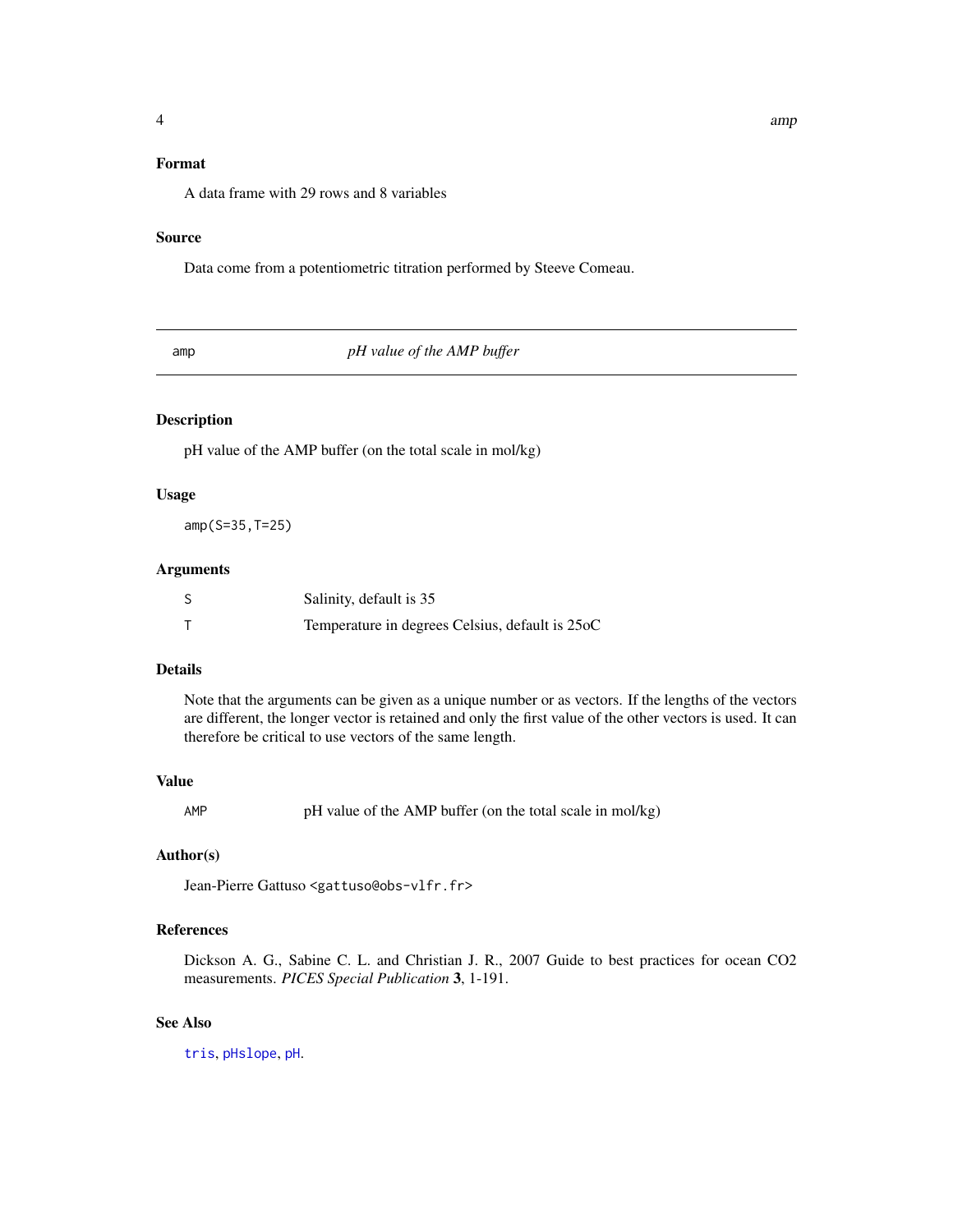### Format

A data frame with 29 rows and 8 variables

### Source

Data come from a potentiometric titration performed by Steeve Comeau.

---

## amp — *pH value of the AMP buffer*

---

### Description

pH value of the AMP buffer (on the total scale in mol/kg)

### Usage

```
amp(S=35,T=25)
```

### Arguments

| | |
|---|---|
| S | Salinity, default is 35 |
| T | Temperature in degrees Celsius, default is 25oC |

### Details

Note that the arguments can be given as a unique number or as vectors. If the lengths of the vectors are different, the longer vector is retained and only the first value of the other vectors is used. It can therefore be critical to use vectors of the same length.

### Value

| | |
|---|---|
| AMP | pH value of the AMP buffer (on the total scale in mol/kg) |

### Author(s)

Jean-Pierre Gattuso <gattuso@obs-vlfr.fr>

### References

Dickson A. G., Sabine C. L. and Christian J. R., 2007 Guide to best practices for ocean CO2 measurements. *PICES Special Publication* **3**, 1-191.

### See Also

tris, pHslope, pH.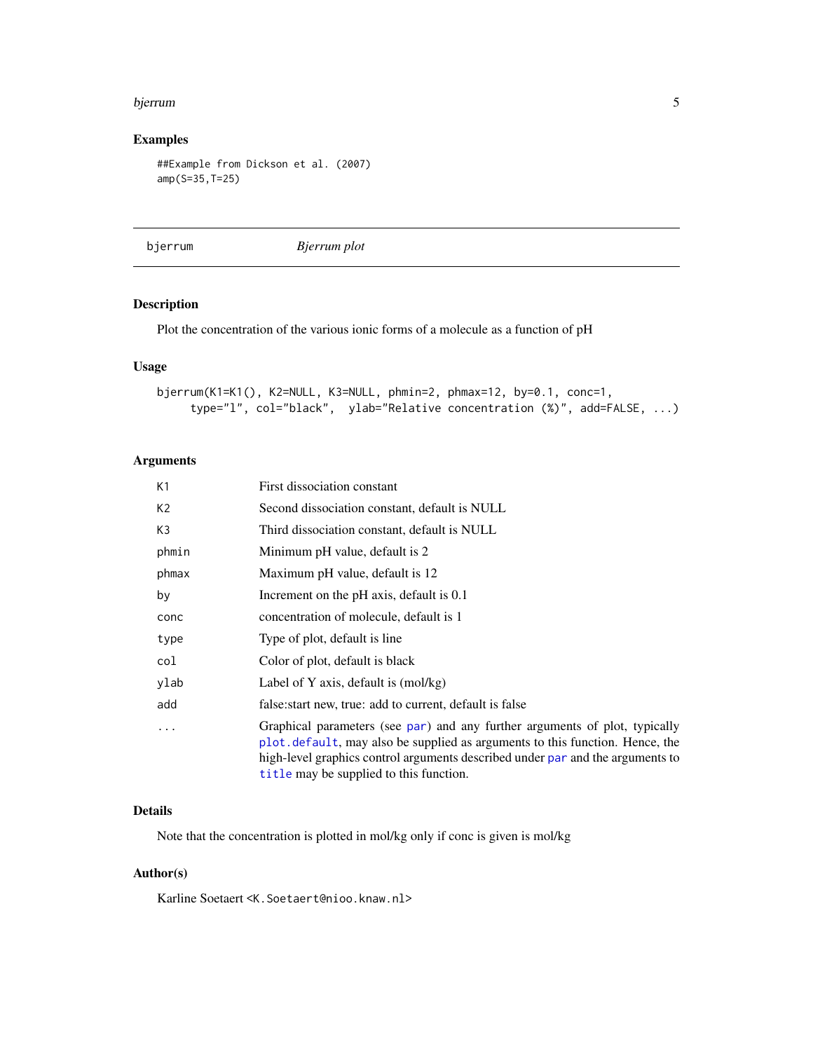### Examples

```
##Example from Dickson et al. (2007)
amp(S=35,T=25)
```

---

## bjerrum — *Bjerrum plot*

### Description

Plot the concentration of the various ionic forms of a molecule as a function of pH

### Usage

```
bjerrum(K1=K1(), K2=NULL, K3=NULL, phmin=2, phmax=12, by=0.1, conc=1,
     type="l", col="black",  ylab="Relative concentration (%)", add=FALSE, ...)
```

### Arguments

| Argument | Description |
|---|---|
| `K1` | First dissociation constant |
| `K2` | Second dissociation constant, default is NULL |
| `K3` | Third dissociation constant, default is NULL |
| `phmin` | Minimum pH value, default is 2 |
| `phmax` | Maximum pH value, default is 12 |
| `by` | Increment on the pH axis, default is 0.1 |
| `conc` | concentration of molecule, default is 1 |
| `type` | Type of plot, default is line |
| `col` | Color of plot, default is black |
| `ylab` | Label of Y axis, default is (mol/kg) |
| `add` | false:start new, true: add to current, default is false |
| `...` | Graphical parameters (see `par`) and any further arguments of plot, typically `plot.default`, may also be supplied as arguments to this function. Hence, the high-level graphics control arguments described under `par` and the arguments to `title` may be supplied to this function. |

### Details

Note that the concentration is plotted in mol/kg only if conc is given is mol/kg

### Author(s)

Karline Soetaert <K.Soetaert@nioo.knaw.nl>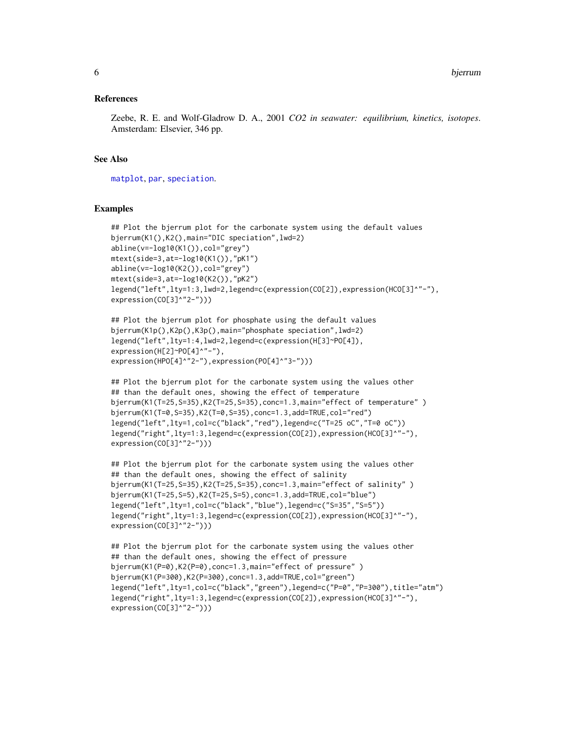## References

Zeebe, R. E. and Wolf-Gladrow D. A., 2001 *CO2 in seawater: equilibrium, kinetics, isotopes*. Amsterdam: Elsevier, 346 pp.

## See Also

matplot, par, speciation.

## Examples

```
## Plot the bjerrum plot for the carbonate system using the default values
bjerrum(K1(),K2(),main="DIC speciation",lwd=2)
abline(v=-log10(K1()),col="grey")
mtext(side=3,at=-log10(K1()),"pK1")
abline(v=-log10(K2()),col="grey")
mtext(side=3,at=-log10(K2()),"pK2")
legend("left",lty=1:3,lwd=2,legend=c(expression(CO[2]),expression(HCO[3]^"-"),
expression(CO[3]^"2-")))

## Plot the bjerrum plot for phosphate using the default values
bjerrum(K1p(),K2p(),K3p(),main="phosphate speciation",lwd=2)
legend("left",lty=1:4,lwd=2,legend=c(expression(H[3]~PO[4]),
expression(H[2]~PO[4]^"-"),
expression(HPO[4]^"2-"),expression(PO[4]^"3-")))

## Plot the bjerrum plot for the carbonate system using the values other
## than the default ones, showing the effect of temperature
bjerrum(K1(T=25,S=35),K2(T=25,S=35),conc=1.3,main="effect of temperature" )
bjerrum(K1(T=0,S=35),K2(T=0,S=35),conc=1.3,add=TRUE,col="red")
legend("left",lty=1,col=c("black","red"),legend=c("T=25 oC","T=0 oC"))
legend("right",lty=1:3,legend=c(expression(CO[2]),expression(HCO[3]^"-"),
expression(CO[3]^"2-")))

## Plot the bjerrum plot for the carbonate system using the values other
## than the default ones, showing the effect of salinity
bjerrum(K1(T=25,S=35),K2(T=25,S=35),conc=1.3,main="effect of salinity" )
bjerrum(K1(T=25,S=5),K2(T=25,S=5),conc=1.3,add=TRUE,col="blue")
legend("left",lty=1,col=c("black","blue"),legend=c("S=35","S=5"))
legend("right",lty=1:3,legend=c(expression(CO[2]),expression(HCO[3]^"-"),
expression(CO[3]^"2-")))

## Plot the bjerrum plot for the carbonate system using the values other
## than the default ones, showing the effect of pressure
bjerrum(K1(P=0),K2(P=0),conc=1.3,main="effect of pressure" )
bjerrum(K1(P=300),K2(P=300),conc=1.3,add=TRUE,col="green")
legend("left",lty=1,col=c("black","green"),legend=c("P=0","P=300"),title="atm")
legend("right",lty=1:3,legend=c(expression(CO[2]),expression(HCO[3]^"-"),
expression(CO[3]^"2-")))
```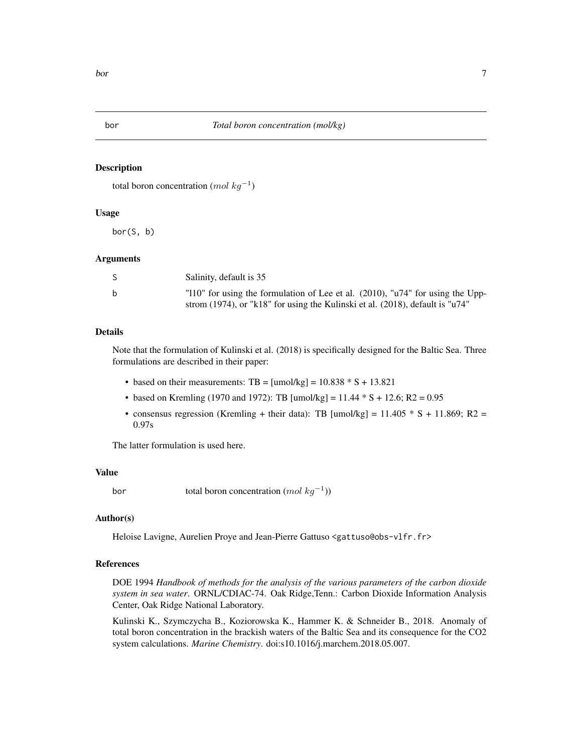## bor — *Total boron concentration (mol/kg)*

### Description

total boron concentration ($mol\ kg^{-1}$)

### Usage

```
bor(S, b)
```

### Arguments

| | |
|---|---|
| S | Salinity, default is 35 |
| b | "l10" for using the formulation of Lee et al. (2010), "u74" for using the Uppstrom (1974), or "k18" for using the Kulinski et al. (2018), default is "u74" |

### Details

Note that the formulation of Kulinski et al. (2018) is specifically designed for the Baltic Sea. Three formulations are described in their paper:

- based on their measurements: TB = [umol/kg] = 10.838 * S + 13.821
- based on Kremling (1970 and 1972): TB [umol/kg] = 11.44 * S + 12.6; R2 = 0.95
- consensus regression (Kremling + their data): TB [umol/kg] = 11.405 * S + 11.869; R2 = 0.97s

The latter formulation is used here.

### Value

| | |
|---|---|
| bor | total boron concentration ($mol\ kg^{-1}$)) |

### Author(s)

Heloise Lavigne, Aurelien Proye and Jean-Pierre Gattuso <gattuso@obs-vlfr.fr>

### References

DOE 1994 *Handbook of methods for the analysis of the various parameters of the carbon dioxide system in sea water*. ORNL/CDIAC-74. Oak Ridge,Tenn.: Carbon Dioxide Information Analysis Center, Oak Ridge National Laboratory.

Kulinski K., Szymczycha B., Koziorowska K., Hammer K. & Schneider B., 2018. Anomaly of total boron concentration in the brackish waters of the Baltic Sea and its consequence for the CO2 system calculations. *Marine Chemistry*. doi:s10.1016/j.marchem.2018.05.007.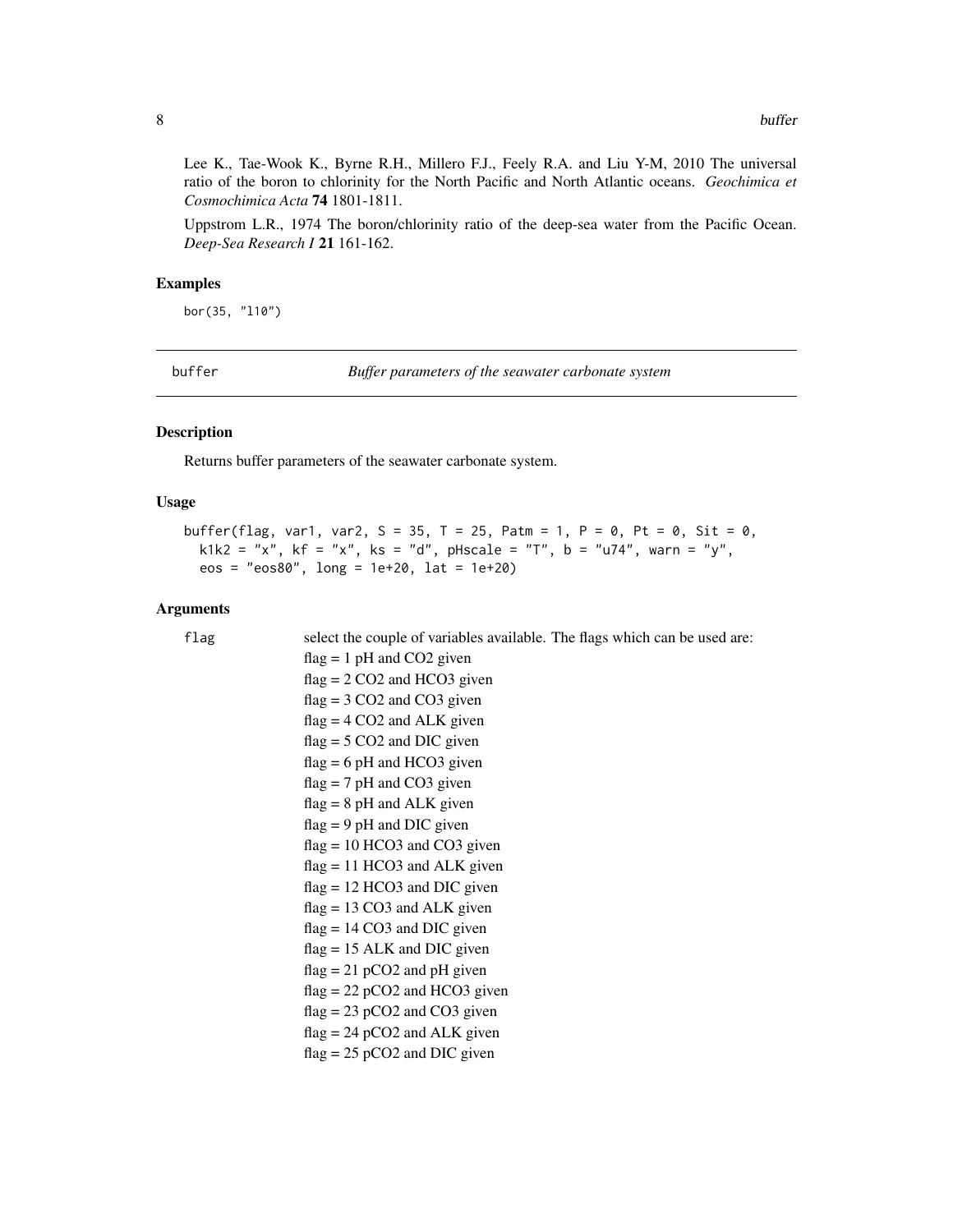Lee K., Tae-Wook K., Byrne R.H., Millero F.J., Feely R.A. and Liu Y-M, 2010 The universal ratio of the boron to chlorinity for the North Pacific and North Atlantic oceans. *Geochimica et Cosmochimica Acta* **74** 1801-1811.

Uppstrom L.R., 1974 The boron/chlorinity ratio of the deep-sea water from the Pacific Ocean. *Deep-Sea Research I* **21** 161-162.

### Examples

```
bor(35, "l10")
```

---

## buffer — *Buffer parameters of the seawater carbonate system*

### Description

Returns buffer parameters of the seawater carbonate system.

### Usage

```
buffer(flag, var1, var2, S = 35, T = 25, Patm = 1, P = 0, Pt = 0, Sit = 0,
  k1k2 = "x", kf = "x", ks = "d", pHscale = "T", b = "u74", warn = "y",
  eos = "eos80", long = 1e+20, lat = 1e+20)
```

### Arguments

`flag` select the couple of variables available. The flags which can be used are:

flag = 1 pH and CO2 given
flag = 2 CO2 and HCO3 given
flag = 3 CO2 and CO3 given
flag = 4 CO2 and ALK given
flag = 5 CO2 and DIC given
flag = 6 pH and HCO3 given
flag = 7 pH and CO3 given
flag = 8 pH and ALK given
flag = 9 pH and DIC given
flag = 10 HCO3 and CO3 given
flag = 11 HCO3 and ALK given
flag = 12 HCO3 and DIC given
flag = 13 CO3 and ALK given
flag = 14 CO3 and DIC given
flag = 15 ALK and DIC given
flag = 21 pCO2 and pH given
flag = 22 pCO2 and HCO3 given
flag = 23 pCO2 and CO3 given
flag = 24 pCO2 and ALK given
flag = 25 pCO2 and DIC given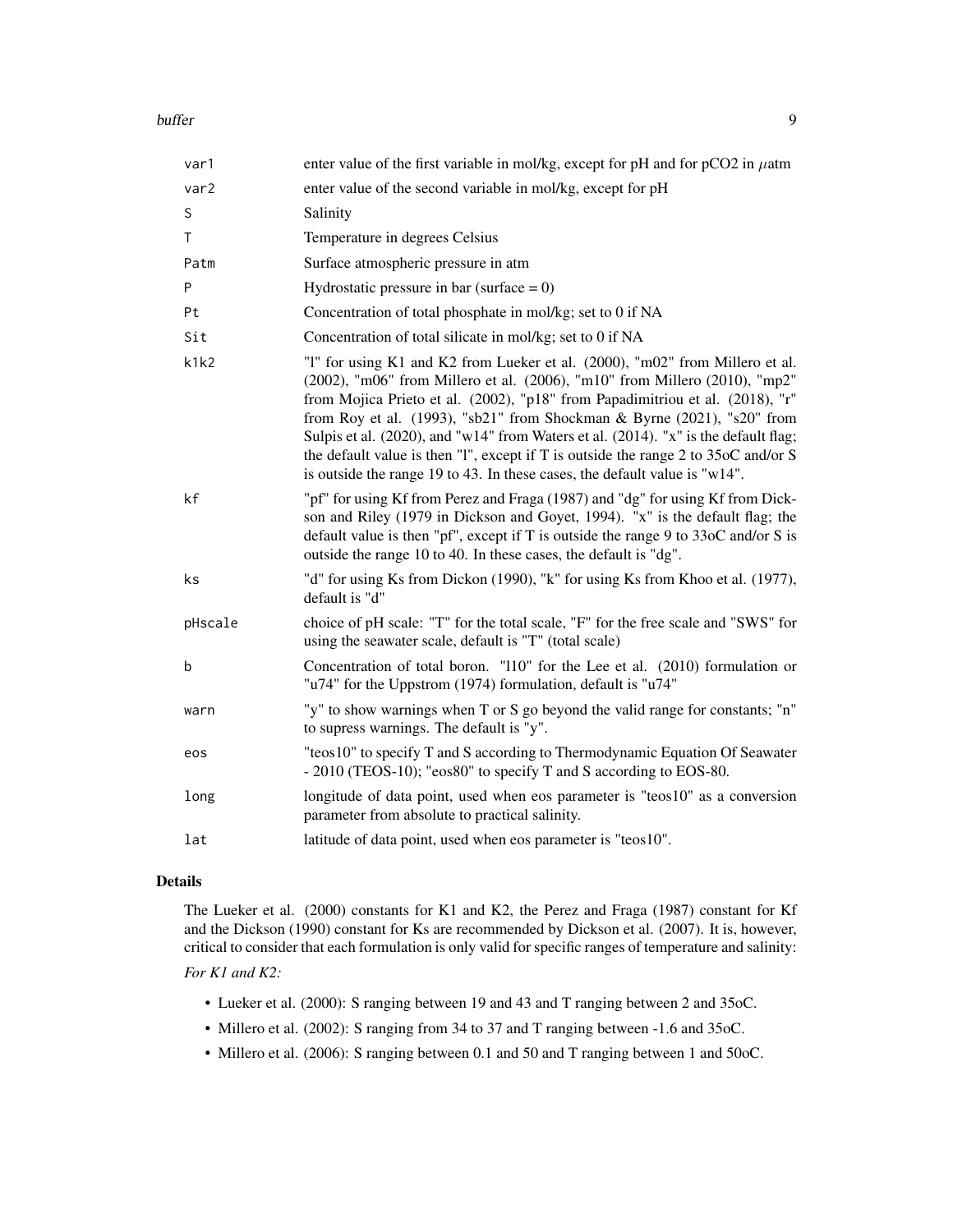| | |
|---|---|
| var1 | enter value of the first variable in mol/kg, except for pH and for pCO2 in $\mu$atm |
| var2 | enter value of the second variable in mol/kg, except for pH |
| S | Salinity |
| T | Temperature in degrees Celsius |
| Patm | Surface atmospheric pressure in atm |
| P | Hydrostatic pressure in bar (surface = 0) |
| Pt | Concentration of total phosphate in mol/kg; set to 0 if NA |
| Sit | Concentration of total silicate in mol/kg; set to 0 if NA |
| k1k2 | "l" for using K1 and K2 from Lueker et al. (2000), "m02" from Millero et al. (2002), "m06" from Millero et al. (2006), "m10" from Millero (2010), "mp2" from Mojica Prieto et al. (2002), "p18" from Papadimitriou et al. (2018), "r" from Roy et al. (1993), "sb21" from Shockman & Byrne (2021), "s20" from Sulpis et al. (2020), and "w14" from Waters et al. (2014). "x" is the default flag; the default value is then "l", except if T is outside the range 2 to 35oC and/or S is outside the range 19 to 43. In these cases, the default value is "w14". |
| kf | "pf" for using Kf from Perez and Fraga (1987) and "dg" for using Kf from Dickson and Riley (1979 in Dickson and Goyet, 1994). "x" is the default flag; the default value is then "pf", except if T is outside the range 9 to 33oC and/or S is outside the range 10 to 40. In these cases, the default is "dg". |
| ks | "d" for using Ks from Dickon (1990), "k" for using Ks from Khoo et al. (1977), default is "d" |
| pHscale | choice of pH scale: "T" for the total scale, "F" for the free scale and "SWS" for using the seawater scale, default is "T" (total scale) |
| b | Concentration of total boron. "l10" for the Lee et al. (2010) formulation or "u74" for the Uppstrom (1974) formulation, default is "u74" |
| warn | "y" to show warnings when T or S go beyond the valid range for constants; "n" to supress warnings. The default is "y". |
| eos | "teos10" to specify T and S according to Thermodynamic Equation Of Seawater - 2010 (TEOS-10); "eos80" to specify T and S according to EOS-80. |
| long | longitude of data point, used when eos parameter is "teos10" as a conversion parameter from absolute to practical salinity. |
| lat | latitude of data point, used when eos parameter is "teos10". |

## Details

The Lueker et al. (2000) constants for K1 and K2, the Perez and Fraga (1987) constant for Kf and the Dickson (1990) constant for Ks are recommended by Dickson et al. (2007). It is, however, critical to consider that each formulation is only valid for specific ranges of temperature and salinity:

*For K1 and K2:*

- Lueker et al. (2000): S ranging between 19 and 43 and T ranging between 2 and 35oC.
- Millero et al. (2002): S ranging from 34 to 37 and T ranging between -1.6 and 35oC.
- Millero et al. (2006): S ranging between 0.1 and 50 and T ranging between 1 and 50oC.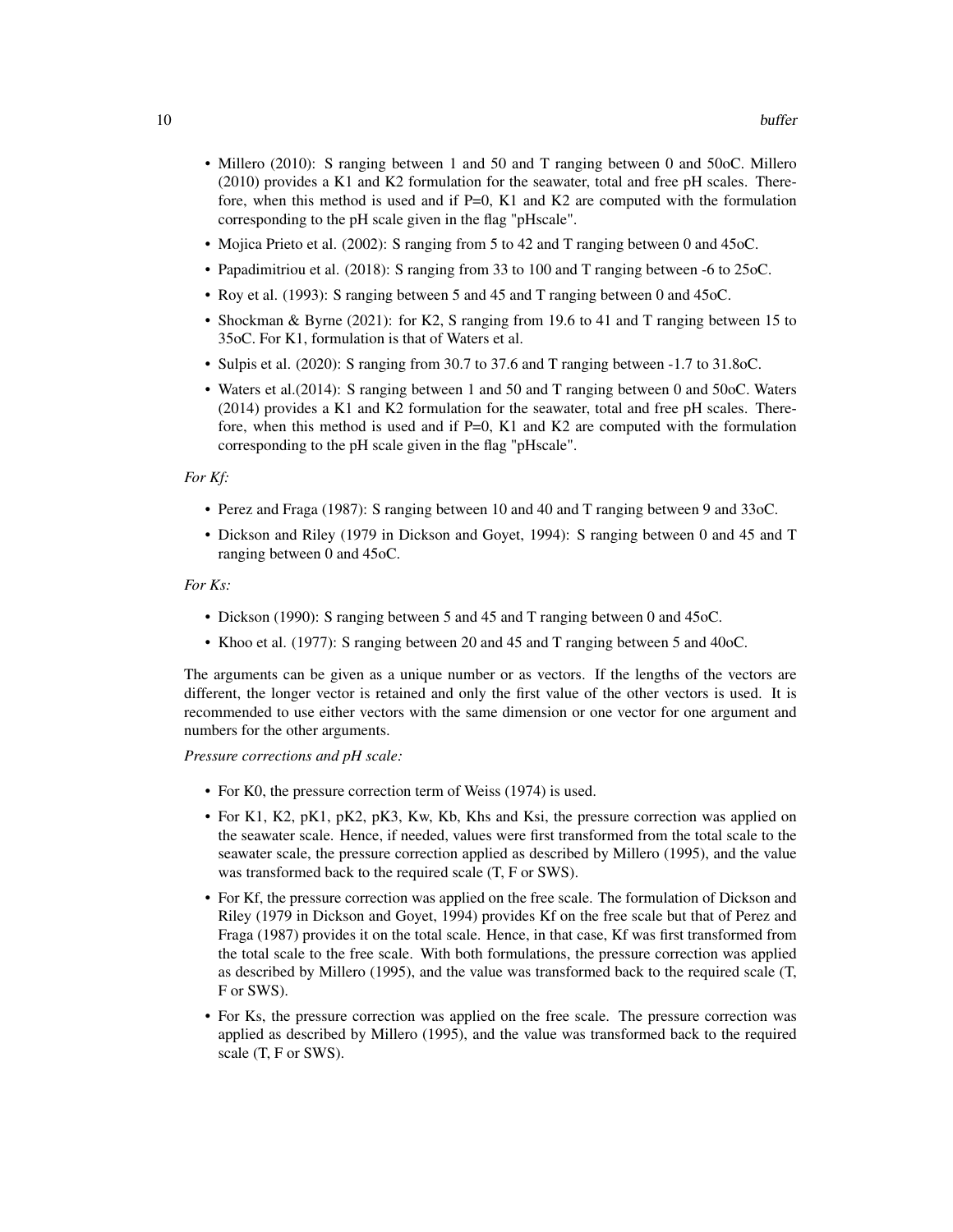- Millero (2010): S ranging between 1 and 50 and T ranging between 0 and 50oC. Millero (2010) provides a K1 and K2 formulation for the seawater, total and free pH scales. Therefore, when this method is used and if P=0, K1 and K2 are computed with the formulation corresponding to the pH scale given in the flag "pHscale".
- Mojica Prieto et al. (2002): S ranging from 5 to 42 and T ranging between 0 and 45oC.
- Papadimitriou et al. (2018): S ranging from 33 to 100 and T ranging between -6 to 25oC.
- Roy et al. (1993): S ranging between 5 and 45 and T ranging between 0 and 45oC.
- Shockman & Byrne (2021): for K2, S ranging from 19.6 to 41 and T ranging between 15 to 35oC. For K1, formulation is that of Waters et al.
- Sulpis et al. (2020): S ranging from 30.7 to 37.6 and T ranging between -1.7 to 31.8oC.
- Waters et al.(2014): S ranging between 1 and 50 and T ranging between 0 and 50oC. Waters (2014) provides a K1 and K2 formulation for the seawater, total and free pH scales. Therefore, when this method is used and if P=0, K1 and K2 are computed with the formulation corresponding to the pH scale given in the flag "pHscale".

*For Kf:*

- Perez and Fraga (1987): S ranging between 10 and 40 and T ranging between 9 and 33oC.
- Dickson and Riley (1979 in Dickson and Goyet, 1994): S ranging between 0 and 45 and T ranging between 0 and 45oC.

*For Ks:*

- Dickson (1990): S ranging between 5 and 45 and T ranging between 0 and 45oC.
- Khoo et al. (1977): S ranging between 20 and 45 and T ranging between 5 and 40oC.

The arguments can be given as a unique number or as vectors. If the lengths of the vectors are different, the longer vector is retained and only the first value of the other vectors is used. It is recommended to use either vectors with the same dimension or one vector for one argument and numbers for the other arguments.

*Pressure corrections and pH scale:*

- For K0, the pressure correction term of Weiss (1974) is used.
- For K1, K2, pK1, pK2, pK3, Kw, Kb, Khs and Ksi, the pressure correction was applied on the seawater scale. Hence, if needed, values were first transformed from the total scale to the seawater scale, the pressure correction applied as described by Millero (1995), and the value was transformed back to the required scale (T, F or SWS).
- For Kf, the pressure correction was applied on the free scale. The formulation of Dickson and Riley (1979 in Dickson and Goyet, 1994) provides Kf on the free scale but that of Perez and Fraga (1987) provides it on the total scale. Hence, in that case, Kf was first transformed from the total scale to the free scale. With both formulations, the pressure correction was applied as described by Millero (1995), and the value was transformed back to the required scale (T, F or SWS).
- For Ks, the pressure correction was applied on the free scale. The pressure correction was applied as described by Millero (1995), and the value was transformed back to the required scale (T, F or SWS).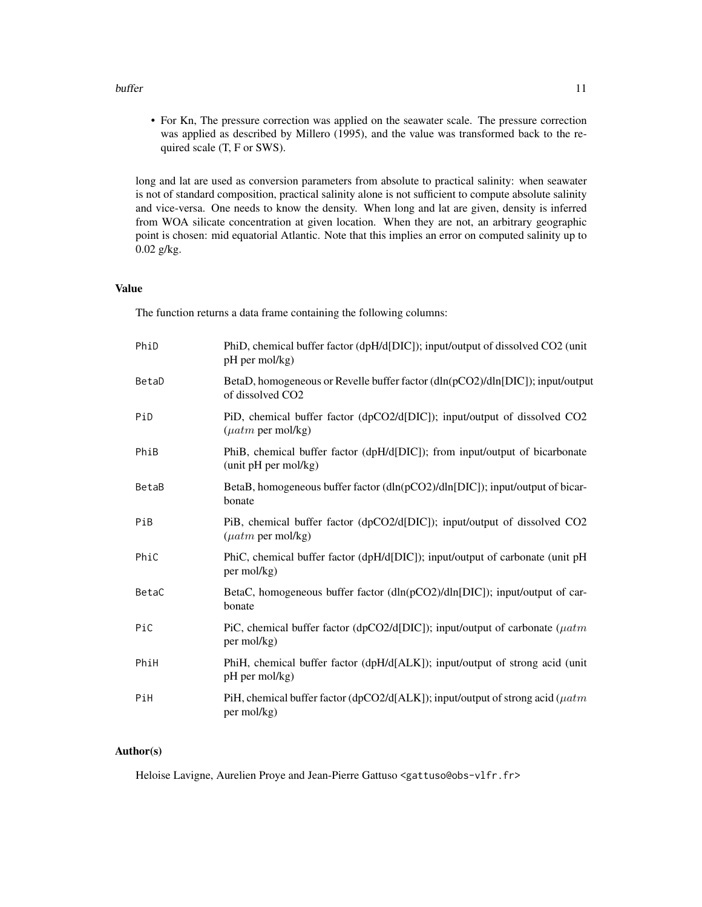- For Kn, The pressure correction was applied on the seawater scale. The pressure correction was applied as described by Millero (1995), and the value was transformed back to the required scale (T, F or SWS).

long and lat are used as conversion parameters from absolute to practical salinity: when seawater is not of standard composition, practical salinity alone is not sufficient to compute absolute salinity and vice-versa. One needs to know the density. When long and lat are given, density is inferred from WOA silicate concentration at given location. When they are not, an arbitrary geographic point is chosen: mid equatorial Atlantic. Note that this implies an error on computed salinity up to 0.02 g/kg.

### Value

The function returns a data frame containing the following columns:

| | |
|---|---|
| `PhiD` | PhiD, chemical buffer factor (dpH/d[DIC]); input/output of dissolved CO2 (unit pH per mol/kg) |
| `BetaD` | BetaD, homogeneous or Revelle buffer factor (dln(pCO2)/dln[DIC]); input/output of dissolved CO2 |
| `PiD` | PiD, chemical buffer factor (dpCO2/d[DIC]); input/output of dissolved CO2 ($\mu atm$ per mol/kg) |
| `PhiB` | PhiB, chemical buffer factor (dpH/d[DIC]); from input/output of bicarbonate (unit pH per mol/kg) |
| `BetaB` | BetaB, homogeneous buffer factor (dln(pCO2)/dln[DIC]); input/output of bicarbonate |
| `PiB` | PiB, chemical buffer factor (dpCO2/d[DIC]); input/output of dissolved CO2 ($\mu atm$ per mol/kg) |
| `PhiC` | PhiC, chemical buffer factor (dpH/d[DIC]); input/output of carbonate (unit pH per mol/kg) |
| `BetaC` | BetaC, homogeneous buffer factor (dln(pCO2)/dln[DIC]); input/output of carbonate |
| `PiC` | PiC, chemical buffer factor (dpCO2/d[DIC]); input/output of carbonate ($\mu atm$ per mol/kg) |
| `PhiH` | PhiH, chemical buffer factor (dpH/d[ALK]); input/output of strong acid (unit pH per mol/kg) |
| `PiH` | PiH, chemical buffer factor (dpCO2/d[ALK]); input/output of strong acid ($\mu atm$ per mol/kg) |

### Author(s)

Heloise Lavigne, Aurelien Proye and Jean-Pierre Gattuso <gattuso@obs-vlfr.fr>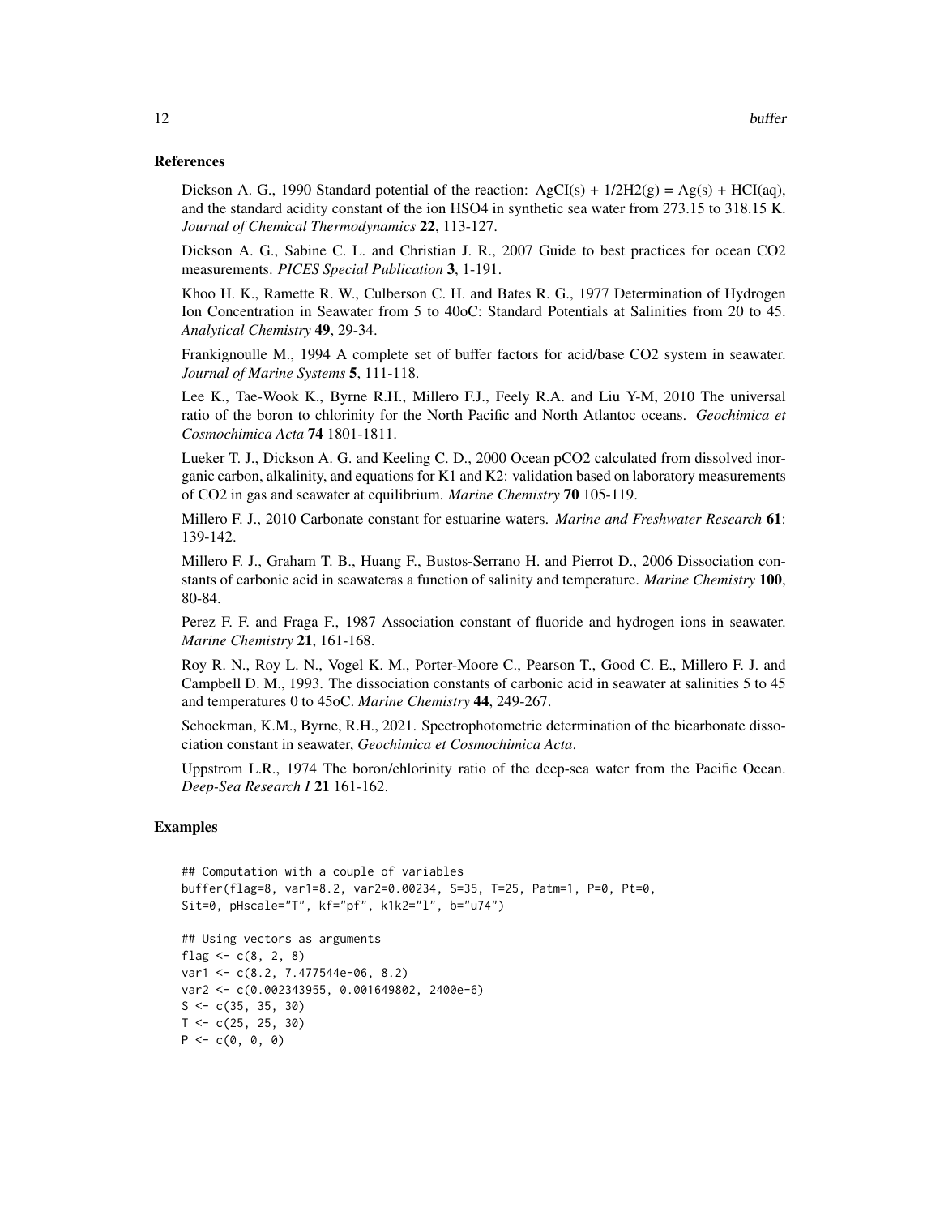## References

Dickson A. G., 1990 Standard potential of the reaction: AgCI(s) + 1/2H2(g) = Ag(s) + HCI(aq), and the standard acidity constant of the ion HSO4 in synthetic sea water from 273.15 to 318.15 K. *Journal of Chemical Thermodynamics* **22**, 113-127.

Dickson A. G., Sabine C. L. and Christian J. R., 2007 Guide to best practices for ocean CO2 measurements. *PICES Special Publication* **3**, 1-191.

Khoo H. K., Ramette R. W., Culberson C. H. and Bates R. G., 1977 Determination of Hydrogen Ion Concentration in Seawater from 5 to 40oC: Standard Potentials at Salinities from 20 to 45. *Analytical Chemistry* **49**, 29-34.

Frankignoulle M., 1994 A complete set of buffer factors for acid/base CO2 system in seawater. *Journal of Marine Systems* **5**, 111-118.

Lee K., Tae-Wook K., Byrne R.H., Millero F.J., Feely R.A. and Liu Y-M, 2010 The universal ratio of the boron to chlorinity for the North Pacific and North Atlantoc oceans. *Geochimica et Cosmochimica Acta* **74** 1801-1811.

Lueker T. J., Dickson A. G. and Keeling C. D., 2000 Ocean pCO2 calculated from dissolved inorganic carbon, alkalinity, and equations for K1 and K2: validation based on laboratory measurements of CO2 in gas and seawater at equilibrium. *Marine Chemistry* **70** 105-119.

Millero F. J., 2010 Carbonate constant for estuarine waters. *Marine and Freshwater Research* **61**: 139-142.

Millero F. J., Graham T. B., Huang F., Bustos-Serrano H. and Pierrot D., 2006 Dissociation constants of carbonic acid in seawateras a function of salinity and temperature. *Marine Chemistry* **100**, 80-84.

Perez F. F. and Fraga F., 1987 Association constant of fluoride and hydrogen ions in seawater. *Marine Chemistry* **21**, 161-168.

Roy R. N., Roy L. N., Vogel K. M., Porter-Moore C., Pearson T., Good C. E., Millero F. J. and Campbell D. M., 1993. The dissociation constants of carbonic acid in seawater at salinities 5 to 45 and temperatures 0 to 45oC. *Marine Chemistry* **44**, 249-267.

Schockman, K.M., Byrne, R.H., 2021. Spectrophotometric determination of the bicarbonate dissociation constant in seawater, *Geochimica et Cosmochimica Acta*.

Uppstrom L.R., 1974 The boron/chlorinity ratio of the deep-sea water from the Pacific Ocean. *Deep-Sea Research I* **21** 161-162.

## Examples

```
## Computation with a couple of variables
buffer(flag=8, var1=8.2, var2=0.00234, S=35, T=25, Patm=1, P=0, Pt=0,
Sit=0, pHscale="T", kf="pf", k1k2="l", b="u74")

## Using vectors as arguments
flag <- c(8, 2, 8)
var1 <- c(8.2, 7.477544e-06, 8.2)
var2 <- c(0.002343955, 0.001649802, 2400e-6)
S <- c(35, 35, 30)
T <- c(25, 25, 30)
P <- c(0, 0, 0)
```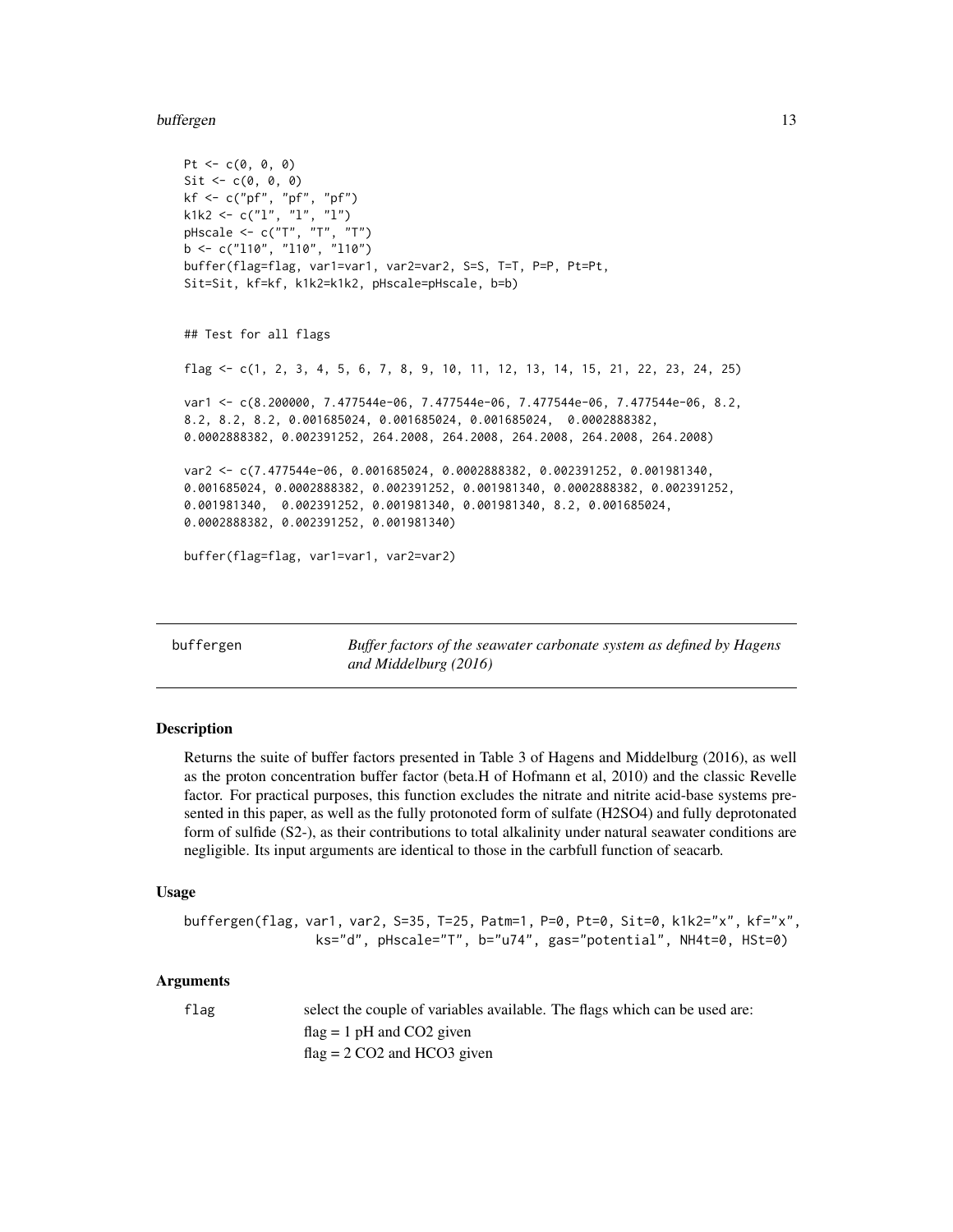```
Pt <- c(0, 0, 0)
Sit <- c(0, 0, 0)
kf <- c("pf", "pf", "pf")
k1k2 <- c("l", "l", "l")
pHscale <- c("T", "T", "T")
b <- c("l10", "l10", "l10")
buffer(flag=flag, var1=var1, var2=var2, S=S, T=T, P=P, Pt=Pt,
Sit=Sit, kf=kf, k1k2=k1k2, pHscale=pHscale, b=b)


## Test for all flags

flag <- c(1, 2, 3, 4, 5, 6, 7, 8, 9, 10, 11, 12, 13, 14, 15, 21, 22, 23, 24, 25)

var1 <- c(8.200000, 7.477544e-06, 7.477544e-06, 7.477544e-06, 7.477544e-06, 8.2,
8.2, 8.2, 8.2, 0.001685024, 0.001685024, 0.001685024,  0.0002888382,
0.0002888382, 0.002391252, 264.2008, 264.2008, 264.2008, 264.2008, 264.2008)

var2 <- c(7.477544e-06, 0.001685024, 0.0002888382, 0.002391252, 0.001981340,
0.001685024, 0.0002888382, 0.002391252, 0.001981340, 0.0002888382, 0.002391252,
0.001981340,  0.002391252, 0.001981340, 0.001981340, 8.2, 0.001685024,
0.0002888382, 0.002391252, 0.001981340)

buffer(flag=flag, var1=var1, var2=var2)
```

## buffergen — *Buffer factors of the seawater carbonate system as defined by Hagens and Middelburg (2016)*

### Description

Returns the suite of buffer factors presented in Table 3 of Hagens and Middelburg (2016), as well as the proton concentration buffer factor (beta.H of Hofmann et al, 2010) and the classic Revelle factor. For practical purposes, this function excludes the nitrate and nitrite acid-base systems presented in this paper, as well as the fully protonoted form of sulfate (H2SO4) and fully deprotonated form of sulfide (S2-), as their contributions to total alkalinity under natural seawater conditions are negligible. Its input arguments are identical to those in the carbfull function of seacarb.

### Usage

```
buffergen(flag, var1, var2, S=35, T=25, Patm=1, P=0, Pt=0, Sit=0, k1k2="x", kf="x",
                ks="d", pHscale="T", b="u74", gas="potential", NH4t=0, HSt=0)
```

### Arguments

flag — select the couple of variables available. The flags which can be used are:
flag = 1 pH and CO2 given
flag = 2 CO2 and HCO3 given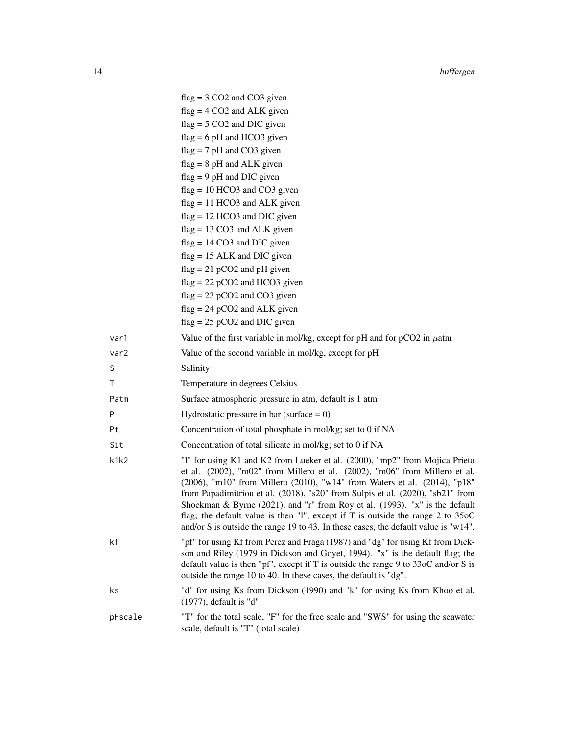flag = 3 CO2 and CO3 given
flag = 4 CO2 and ALK given
flag = 5 CO2 and DIC given
flag = 6 pH and HCO3 given
flag = 7 pH and CO3 given
flag = 8 pH and ALK given
flag = 9 pH and DIC given
flag = 10 HCO3 and CO3 given
flag = 11 HCO3 and ALK given
flag = 12 HCO3 and DIC given
flag = 13 CO3 and ALK given
flag = 14 CO3 and DIC given
flag = 15 ALK and DIC given
flag = 21 pCO2 and pH given
flag = 22 pCO2 and HCO3 given
flag = 23 pCO2 and CO3 given
flag = 24 pCO2 and ALK given
flag = 25 pCO2 and DIC given

| | |
|---|---|
| var1 | Value of the first variable in mol/kg, except for pH and for pCO2 in $\mu$atm |
| var2 | Value of the second variable in mol/kg, except for pH |
| S | Salinity |
| T | Temperature in degrees Celsius |
| Patm | Surface atmospheric pressure in atm, default is 1 atm |
| P | Hydrostatic pressure in bar (surface = 0) |
| Pt | Concentration of total phosphate in mol/kg; set to 0 if NA |
| Sit | Concentration of total silicate in mol/kg; set to 0 if NA |
| k1k2 | "l" for using K1 and K2 from Lueker et al. (2000), "mp2" from Mojica Prieto et al. (2002), "m02" from Millero et al. (2002), "m06" from Millero et al. (2006), "m10" from Millero (2010), "w14" from Waters et al. (2014), "p18" from Papadimitriou et al. (2018), "s20" from Sulpis et al. (2020), "sb21" from Shockman & Byrne (2021), and "r" from Roy et al. (1993). "x" is the default flag; the default value is then "l", except if T is outside the range 2 to 35oC and/or S is outside the range 19 to 43. In these cases, the default value is "w14". |
| kf | "pf" for using Kf from Perez and Fraga (1987) and "dg" for using Kf from Dickson and Riley (1979 in Dickson and Goyet, 1994). "x" is the default flag; the default value is then "pf", except if T is outside the range 9 to 33oC and/or S is outside the range 10 to 40. In these cases, the default is "dg". |
| ks | "d" for using Ks from Dickson (1990) and "k" for using Ks from Khoo et al. (1977), default is "d" |
| pHscale | "T" for the total scale, "F" for the free scale and "SWS" for using the seawater scale, default is "T" (total scale) |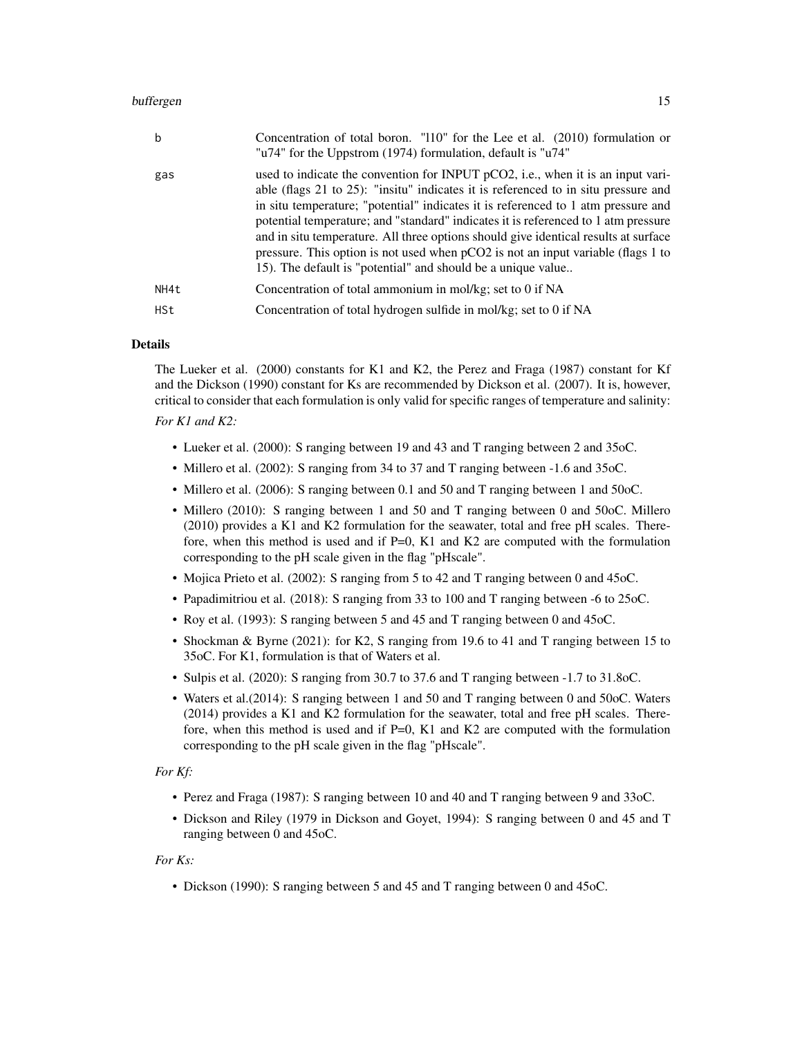| | |
|---|---|
| b | Concentration of total boron. "l10" for the Lee et al. (2010) formulation or "u74" for the Uppstrom (1974) formulation, default is "u74" |
| gas | used to indicate the convention for INPUT pCO2, i.e., when it is an input variable (flags 21 to 25): "insitu" indicates it is referenced to in situ pressure and in situ temperature; "potential" indicates it is referenced to 1 atm pressure and potential temperature; and "standard" indicates it is referenced to 1 atm pressure and in situ temperature. All three options should give identical results at surface pressure. This option is not used when pCO2 is not an input variable (flags 1 to 15). The default is "potential" and should be a unique value.. |
| NH4t | Concentration of total ammonium in mol/kg; set to 0 if NA |
| HSt | Concentration of total hydrogen sulfide in mol/kg; set to 0 if NA |

## Details

The Lueker et al. (2000) constants for K1 and K2, the Perez and Fraga (1987) constant for Kf and the Dickson (1990) constant for Ks are recommended by Dickson et al. (2007). It is, however, critical to consider that each formulation is only valid for specific ranges of temperature and salinity:

*For K1 and K2:*

- Lueker et al. (2000): S ranging between 19 and 43 and T ranging between 2 and 35oC.
- Millero et al. (2002): S ranging from 34 to 37 and T ranging between -1.6 and 35oC.
- Millero et al. (2006): S ranging between 0.1 and 50 and T ranging between 1 and 50oC.
- Millero (2010): S ranging between 1 and 50 and T ranging between 0 and 50oC. Millero (2010) provides a K1 and K2 formulation for the seawater, total and free pH scales. Therefore, when this method is used and if P=0, K1 and K2 are computed with the formulation corresponding to the pH scale given in the flag "pHscale".
- Mojica Prieto et al. (2002): S ranging from 5 to 42 and T ranging between 0 and 45oC.
- Papadimitriou et al. (2018): S ranging from 33 to 100 and T ranging between -6 to 25oC.
- Roy et al. (1993): S ranging between 5 and 45 and T ranging between 0 and 45oC.
- Shockman & Byrne (2021): for K2, S ranging from 19.6 to 41 and T ranging between 15 to 35oC. For K1, formulation is that of Waters et al.
- Sulpis et al. (2020): S ranging from 30.7 to 37.6 and T ranging between -1.7 to 31.8oC.
- Waters et al.(2014): S ranging between 1 and 50 and T ranging between 0 and 50oC. Waters (2014) provides a K1 and K2 formulation for the seawater, total and free pH scales. Therefore, when this method is used and if P=0, K1 and K2 are computed with the formulation corresponding to the pH scale given in the flag "pHscale".

*For Kf:*

- Perez and Fraga (1987): S ranging between 10 and 40 and T ranging between 9 and 33oC.
- Dickson and Riley (1979 in Dickson and Goyet, 1994): S ranging between 0 and 45 and T ranging between 0 and 45oC.

*For Ks:*

- Dickson (1990): S ranging between 5 and 45 and T ranging between 0 and 45oC.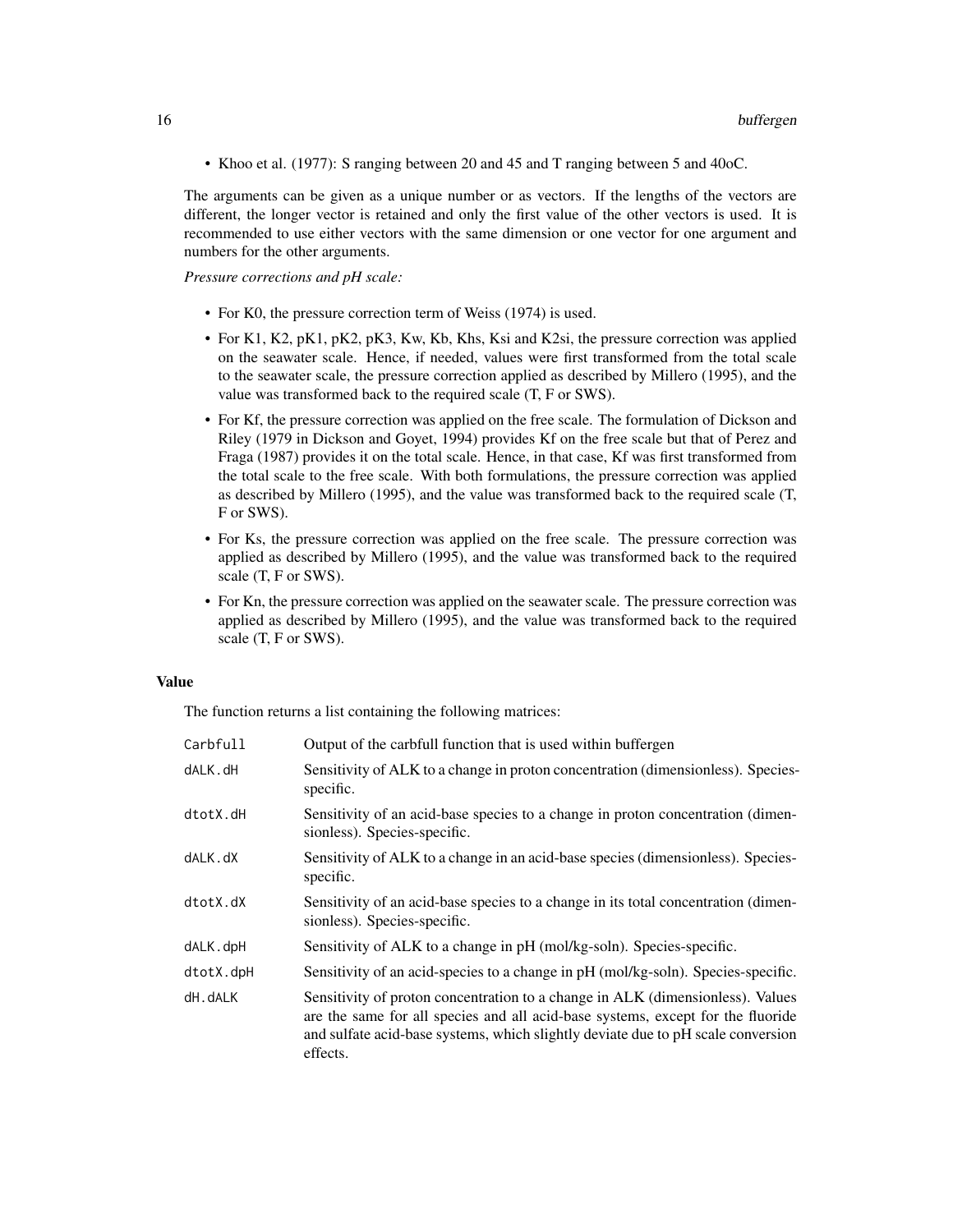- Khoo et al. (1977): S ranging between 20 and 45 and T ranging between 5 and 40oC.

The arguments can be given as a unique number or as vectors. If the lengths of the vectors are different, the longer vector is retained and only the first value of the other vectors is used. It is recommended to use either vectors with the same dimension or one vector for one argument and numbers for the other arguments.

*Pressure corrections and pH scale:*

- For K0, the pressure correction term of Weiss (1974) is used.
- For K1, K2, pK1, pK2, pK3, Kw, Kb, Khs, Ksi and K2si, the pressure correction was applied on the seawater scale. Hence, if needed, values were first transformed from the total scale to the seawater scale, the pressure correction applied as described by Millero (1995), and the value was transformed back to the required scale (T, F or SWS).
- For Kf, the pressure correction was applied on the free scale. The formulation of Dickson and Riley (1979 in Dickson and Goyet, 1994) provides Kf on the free scale but that of Perez and Fraga (1987) provides it on the total scale. Hence, in that case, Kf was first transformed from the total scale to the free scale. With both formulations, the pressure correction was applied as described by Millero (1995), and the value was transformed back to the required scale (T, F or SWS).
- For Ks, the pressure correction was applied on the free scale. The pressure correction was applied as described by Millero (1995), and the value was transformed back to the required scale (T, F or SWS).
- For Kn, the pressure correction was applied on the seawater scale. The pressure correction was applied as described by Millero (1995), and the value was transformed back to the required scale (T, F or SWS).

## Value

The function returns a list containing the following matrices:

| | |
|---|---|
| `Carbfull` | Output of the carbfull function that is used within buffergen |
| `dALK.dH` | Sensitivity of ALK to a change in proton concentration (dimensionless). Species-specific. |
| `dtotX.dH` | Sensitivity of an acid-base species to a change in proton concentration (dimensionless). Species-specific. |
| `dALK.dX` | Sensitivity of ALK to a change in an acid-base species (dimensionless). Species-specific. |
| `dtotX.dX` | Sensitivity of an acid-base species to a change in its total concentration (dimensionless). Species-specific. |
| `dALK.dpH` | Sensitivity of ALK to a change in pH (mol/kg-soln). Species-specific. |
| `dtotX.dpH` | Sensitivity of an acid-species to a change in pH (mol/kg-soln). Species-specific. |
| `dH.dALK` | Sensitivity of proton concentration to a change in ALK (dimensionless). Values are the same for all species and all acid-base systems, except for the fluoride and sulfate acid-base systems, which slightly deviate due to pH scale conversion effects. |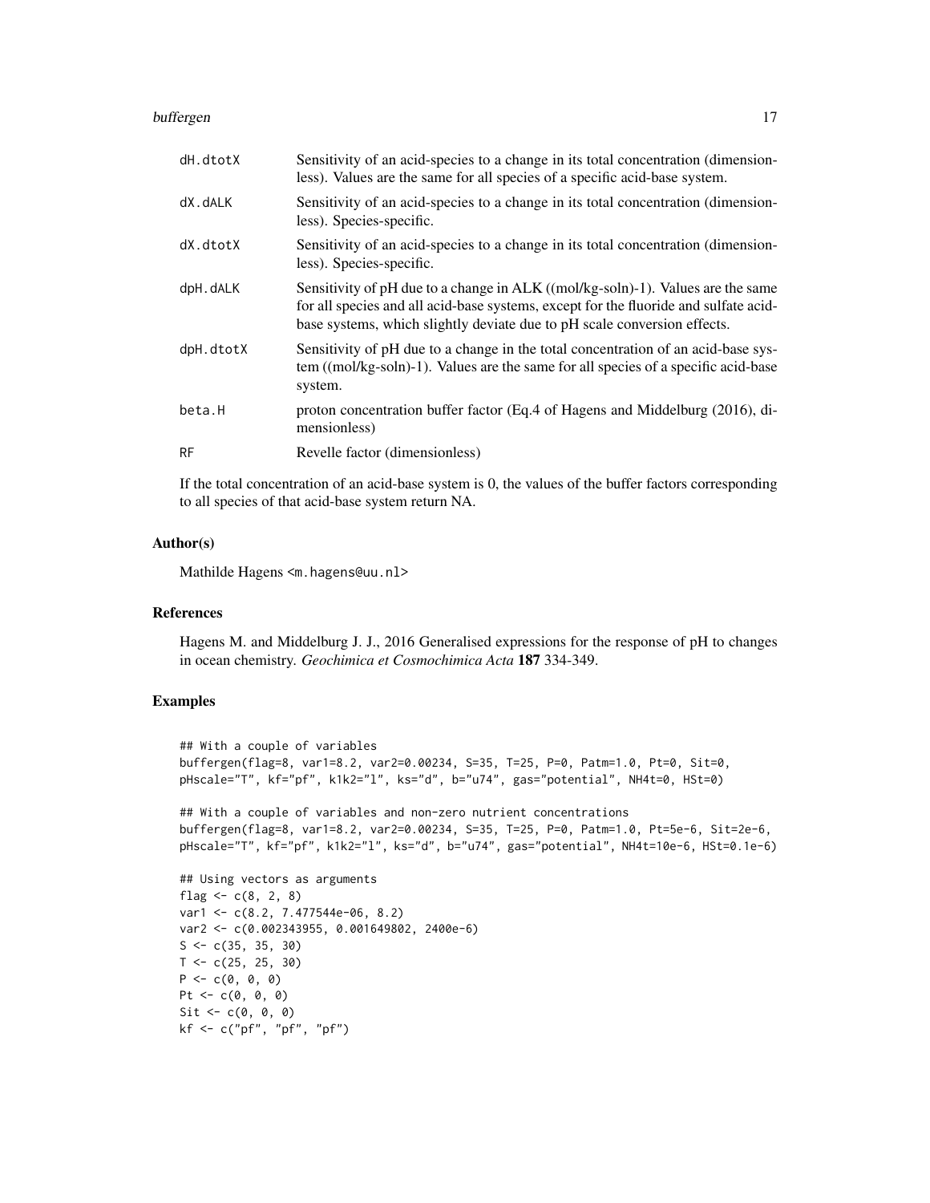| | |
|---|---|
| dH.dtotX | Sensitivity of an acid-species to a change in its total concentration (dimensionless). Values are the same for all species of a specific acid-base system. |
| dX.dALK | Sensitivity of an acid-species to a change in its total concentration (dimensionless). Species-specific. |
| dX.dtotX | Sensitivity of an acid-species to a change in its total concentration (dimensionless). Species-specific. |
| dpH.dALK | Sensitivity of pH due to a change in ALK ((mol/kg-soln)-1). Values are the same for all species and all acid-base systems, except for the fluoride and sulfate acid-base systems, which slightly deviate due to pH scale conversion effects. |
| dpH.dtotX | Sensitivity of pH due to a change in the total concentration of an acid-base system ((mol/kg-soln)-1). Values are the same for all species of a specific acid-base system. |
| beta.H | proton concentration buffer factor (Eq.4 of Hagens and Middelburg (2016), dimensionless) |
| RF | Revelle factor (dimensionless) |

If the total concentration of an acid-base system is 0, the values of the buffer factors corresponding to all species of that acid-base system return NA.

### Author(s)

Mathilde Hagens <m.hagens@uu.nl>

### References

Hagens M. and Middelburg J. J., 2016 Generalised expressions for the response of pH to changes in ocean chemistry. *Geochimica et Cosmochimica Acta* **187** 334-349.

### Examples

```
## With a couple of variables
buffergen(flag=8, var1=8.2, var2=0.00234, S=35, T=25, P=0, Patm=1.0, Pt=0, Sit=0,
pHscale="T", kf="pf", k1k2="l", ks="d", b="u74", gas="potential", NH4t=0, HSt=0)

## With a couple of variables and non-zero nutrient concentrations
buffergen(flag=8, var1=8.2, var2=0.00234, S=35, T=25, P=0, Patm=1.0, Pt=5e-6, Sit=2e-6,
pHscale="T", kf="pf", k1k2="l", ks="d", b="u74", gas="potential", NH4t=10e-6, HSt=0.1e-6)

## Using vectors as arguments
flag <- c(8, 2, 8)
var1 <- c(8.2, 7.477544e-06, 8.2)
var2 <- c(0.002343955, 0.001649802, 2400e-6)
S <- c(35, 35, 30)
T <- c(25, 25, 30)
P <- c(0, 0, 0)
Pt <- c(0, 0, 0)
Sit <- c(0, 0, 0)
kf <- c("pf", "pf", "pf")
```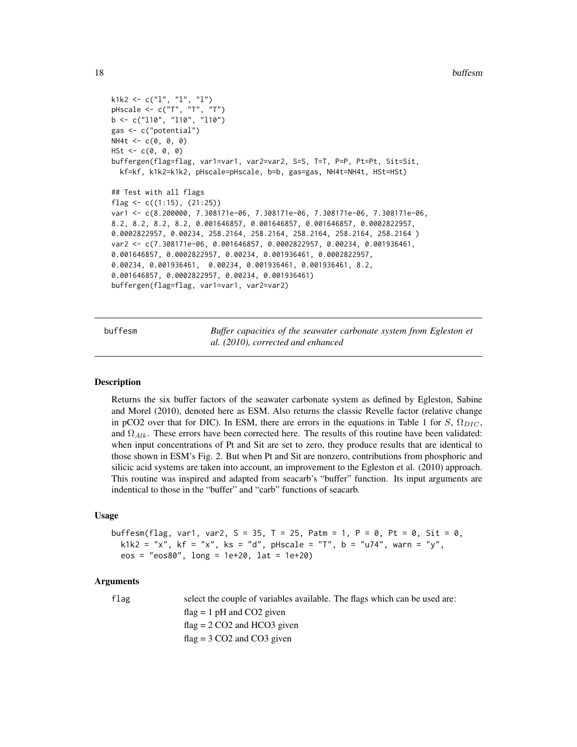```
k1k2 <- c("l", "l", "l")
pHscale <- c("T", "T", "T")
b <- c("l10", "l10", "l10")
gas <- c("potential")
NH4t <- c(0, 0, 0)
HSt <- c(0, 0, 0)
buffergen(flag=flag, var1=var1, var2=var2, S=S, T=T, P=P, Pt=Pt, Sit=Sit,
  kf=kf, k1k2=k1k2, pHscale=pHscale, b=b, gas=gas, NH4t=NH4t, HSt=HSt)

## Test with all flags
flag <- c((1:15), (21:25))
var1 <- c(8.200000, 7.308171e-06, 7.308171e-06, 7.308171e-06, 7.308171e-06,
8.2, 8.2, 8.2, 8.2, 0.001646857, 0.001646857, 0.001646857, 0.0002822957,
0.0002822957, 0.00234, 258.2164, 258.2164, 258.2164, 258.2164, 258.2164 )
var2 <- c(7.308171e-06, 0.001646857, 0.0002822957, 0.00234, 0.001936461,
0.001646857, 0.0002822957, 0.00234, 0.001936461, 0.0002822957,
0.00234, 0.001936461,  0.00234, 0.001936461, 0.001936461, 8.2,
0.001646857, 0.0002822957, 0.00234, 0.001936461)
buffergen(flag=flag, var1=var1, var2=var2)
```

## buffesm — *Buffer capacities of the seawater carbonate system from Egleston et al. (2010), corrected and enhanced*

### Description

Returns the six buffer factors of the seawater carbonate system as defined by Egleston, Sabine and Morel (2010), denoted here as ESM. Also returns the classic Revelle factor (relative change in pCO2 over that for DIC). In ESM, there are errors in the equations in Table 1 for $S$, $\Omega_{DIC}$, and $\Omega_{Alk}$. These errors have been corrected here. The results of this routine have been validated: when input concentrations of Pt and Sit are set to zero, they produce results that are identical to those shown in ESM's Fig. 2. But when Pt and Sit are nonzero, contributions from phosphoric and silicic acid systems are taken into account, an improvement to the Egleston et al. (2010) approach. This routine was inspired and adapted from seacarb's "buffer" function. Its input arguments are indentical to those in the "buffer" and "carb" functions of seacarb.

### Usage

```
buffesm(flag, var1, var2, S = 35, T = 25, Patm = 1, P = 0, Pt = 0, Sit = 0,
  k1k2 = "x", kf = "x", ks = "d", pHscale = "T", b = "u74", warn = "y",
  eos = "eos80", long = 1e+20, lat = 1e+20)
```

### Arguments

`flag` select the couple of variables available. The flags which can be used are:

flag = 1 pH and CO2 given

flag = 2 CO2 and HCO3 given

flag = 3 CO2 and CO3 given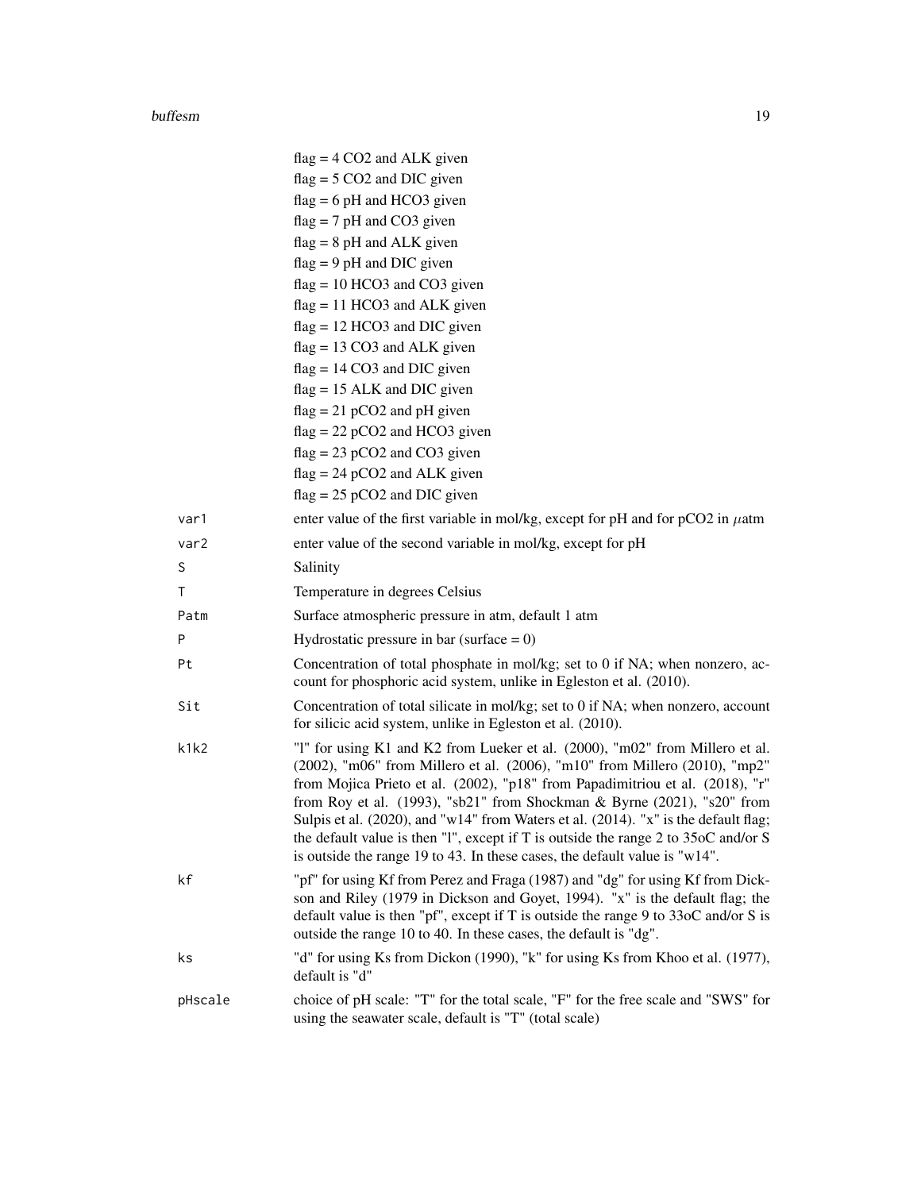flag = 4 CO2 and ALK given
flag = 5 CO2 and DIC given
flag = 6 pH and HCO3 given
flag = 7 pH and CO3 given
flag = 8 pH and ALK given
flag = 9 pH and DIC given
flag = 10 HCO3 and CO3 given
flag = 11 HCO3 and ALK given
flag = 12 HCO3 and DIC given
flag = 13 CO3 and ALK given
flag = 14 CO3 and DIC given
flag = 15 ALK and DIC given
flag = 21 pCO2 and pH given
flag = 22 pCO2 and HCO3 given
flag = 23 pCO2 and CO3 given
flag = 24 pCO2 and ALK given
flag = 25 pCO2 and DIC given

| | |
|---|---|
| var1 | enter value of the first variable in mol/kg, except for pH and for pCO2 in $\mu$atm |
| var2 | enter value of the second variable in mol/kg, except for pH |
| S | Salinity |
| T | Temperature in degrees Celsius |
| Patm | Surface atmospheric pressure in atm, default 1 atm |
| P | Hydrostatic pressure in bar (surface = 0) |
| Pt | Concentration of total phosphate in mol/kg; set to 0 if NA; when nonzero, account for phosphoric acid system, unlike in Egleston et al. (2010). |
| Sit | Concentration of total silicate in mol/kg; set to 0 if NA; when nonzero, account for silicic acid system, unlike in Egleston et al. (2010). |
| k1k2 | "l" for using K1 and K2 from Lueker et al. (2000), "m02" from Millero et al. (2002), "m06" from Millero et al. (2006), "m10" from Millero (2010), "mp2" from Mojica Prieto et al. (2002), "p18" from Papadimitriou et al. (2018), "r" from Roy et al. (1993), "sb21" from Shockman & Byrne (2021), "s20" from Sulpis et al. (2020), and "w14" from Waters et al. (2014). "x" is the default flag; the default value is then "l", except if T is outside the range 2 to 35oC and/or S is outside the range 19 to 43. In these cases, the default value is "w14". |
| kf | "pf" for using Kf from Perez and Fraga (1987) and "dg" for using Kf from Dickson and Riley (1979 in Dickson and Goyet, 1994). "x" is the default flag; the default value is then "pf", except if T is outside the range 9 to 33oC and/or S is outside the range 10 to 40. In these cases, the default is "dg". |
| ks | "d" for using Ks from Dickon (1990), "k" for using Ks from Khoo et al. (1977), default is "d" |
| pHscale | choice of pH scale: "T" for the total scale, "F" for the free scale and "SWS" for using the seawater scale, default is "T" (total scale) |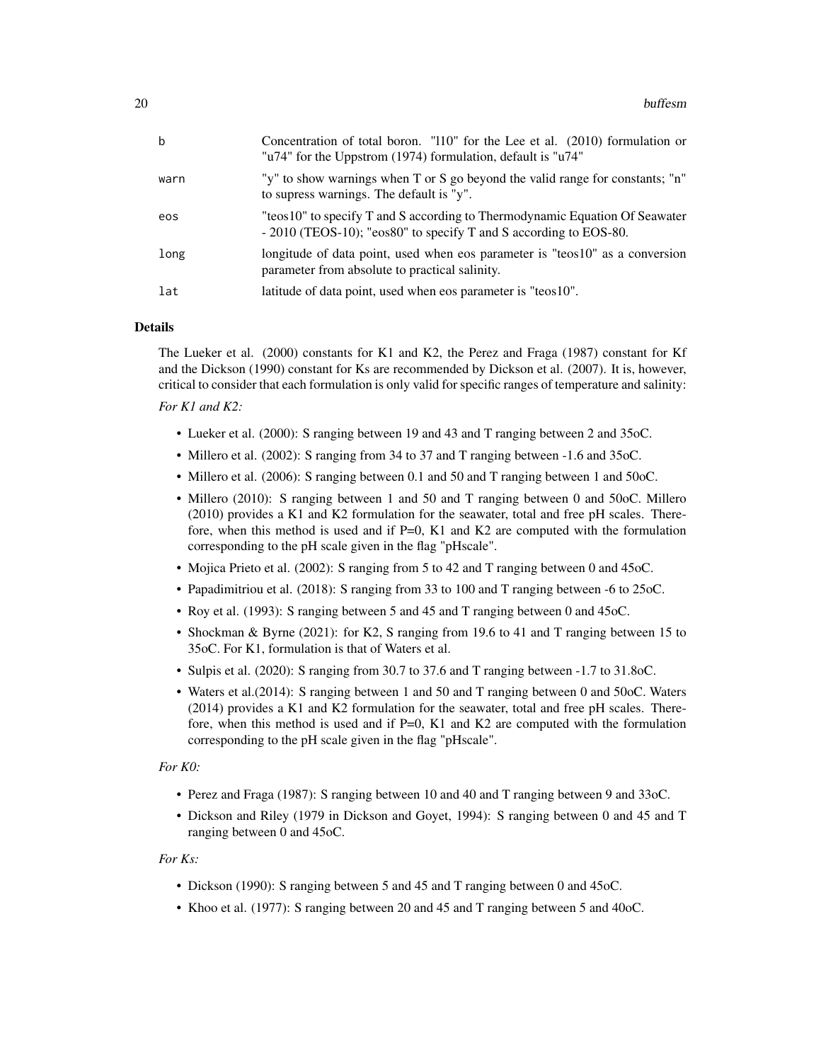| | |
|---|---|
| b | Concentration of total boron. "l10" for the Lee et al. (2010) formulation or "u74" for the Uppstrom (1974) formulation, default is "u74" |
| warn | "y" to show warnings when T or S go beyond the valid range for constants; "n" to supress warnings. The default is "y". |
| eos | "teos10" to specify T and S according to Thermodynamic Equation Of Seawater - 2010 (TEOS-10); "eos80" to specify T and S according to EOS-80. |
| long | longitude of data point, used when eos parameter is "teos10" as a conversion parameter from absolute to practical salinity. |
| lat | latitude of data point, used when eos parameter is "teos10". |

## Details

The Lueker et al. (2000) constants for K1 and K2, the Perez and Fraga (1987) constant for Kf and the Dickson (1990) constant for Ks are recommended by Dickson et al. (2007). It is, however, critical to consider that each formulation is only valid for specific ranges of temperature and salinity:

*For K1 and K2:*

- Lueker et al. (2000): S ranging between 19 and 43 and T ranging between 2 and 35oC.
- Millero et al. (2002): S ranging from 34 to 37 and T ranging between -1.6 and 35oC.
- Millero et al. (2006): S ranging between 0.1 and 50 and T ranging between 1 and 50oC.
- Millero (2010): S ranging between 1 and 50 and T ranging between 0 and 50oC. Millero (2010) provides a K1 and K2 formulation for the seawater, total and free pH scales. Therefore, when this method is used and if P=0, K1 and K2 are computed with the formulation corresponding to the pH scale given in the flag "pHscale".
- Mojica Prieto et al. (2002): S ranging from 5 to 42 and T ranging between 0 and 45oC.
- Papadimitriou et al. (2018): S ranging from 33 to 100 and T ranging between -6 to 25oC.
- Roy et al. (1993): S ranging between 5 and 45 and T ranging between 0 and 45oC.
- Shockman & Byrne (2021): for K2, S ranging from 19.6 to 41 and T ranging between 15 to 35oC. For K1, formulation is that of Waters et al.
- Sulpis et al. (2020): S ranging from 30.7 to 37.6 and T ranging between -1.7 to 31.8oC.
- Waters et al.(2014): S ranging between 1 and 50 and T ranging between 0 and 50oC. Waters (2014) provides a K1 and K2 formulation for the seawater, total and free pH scales. Therefore, when this method is used and if P=0, K1 and K2 are computed with the formulation corresponding to the pH scale given in the flag "pHscale".

*For K0:*

- Perez and Fraga (1987): S ranging between 10 and 40 and T ranging between 9 and 33oC.
- Dickson and Riley (1979 in Dickson and Goyet, 1994): S ranging between 0 and 45 and T ranging between 0 and 45oC.

*For Ks:*

- Dickson (1990): S ranging between 5 and 45 and T ranging between 0 and 45oC.
- Khoo et al. (1977): S ranging between 20 and 45 and T ranging between 5 and 40oC.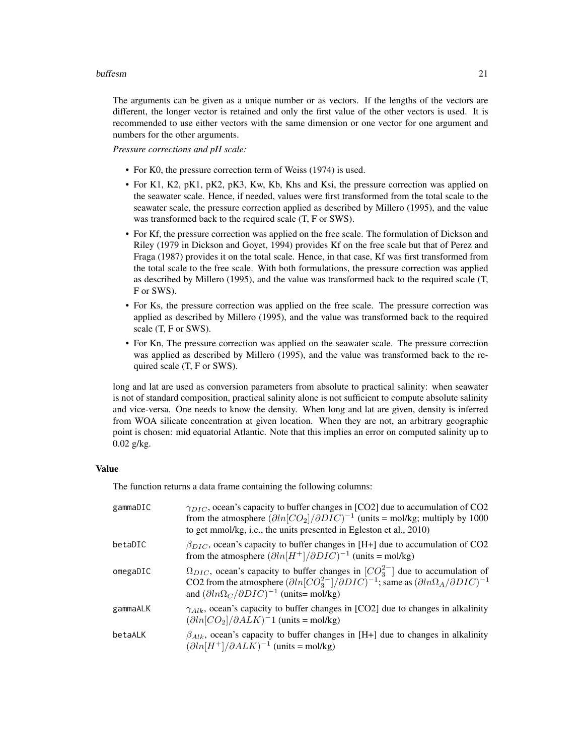The arguments can be given as a unique number or as vectors. If the lengths of the vectors are different, the longer vector is retained and only the first value of the other vectors is used. It is recommended to use either vectors with the same dimension or one vector for one argument and numbers for the other arguments.

*Pressure corrections and pH scale:*

- For K0, the pressure correction term of Weiss (1974) is used.
- For K1, K2, pK1, pK2, pK3, Kw, Kb, Khs and Ksi, the pressure correction was applied on the seawater scale. Hence, if needed, values were first transformed from the total scale to the seawater scale, the pressure correction applied as described by Millero (1995), and the value was transformed back to the required scale (T, F or SWS).
- For Kf, the pressure correction was applied on the free scale. The formulation of Dickson and Riley (1979 in Dickson and Goyet, 1994) provides Kf on the free scale but that of Perez and Fraga (1987) provides it on the total scale. Hence, in that case, Kf was first transformed from the total scale to the free scale. With both formulations, the pressure correction was applied as described by Millero (1995), and the value was transformed back to the required scale (T, F or SWS).
- For Ks, the pressure correction was applied on the free scale. The pressure correction was applied as described by Millero (1995), and the value was transformed back to the required scale (T, F or SWS).
- For Kn, The pressure correction was applied on the seawater scale. The pressure correction was applied as described by Millero (1995), and the value was transformed back to the required scale (T, F or SWS).

long and lat are used as conversion parameters from absolute to practical salinity: when seawater is not of standard composition, practical salinity alone is not sufficient to compute absolute salinity and vice-versa. One needs to know the density. When long and lat are given, density is inferred from WOA silicate concentration at given location. When they are not, an arbitrary geographic point is chosen: mid equatorial Atlantic. Note that this implies an error on computed salinity up to 0.02 g/kg.

### Value

The function returns a data frame containing the following columns:

| | |
|---|---|
| `gammaDIC` | $\gamma_{DIC}$, ocean's capacity to buffer changes in [CO2] due to accumulation of CO2 from the atmosphere $(\partial ln[CO_2]/\partial DIC)^{-1}$ (units = mol/kg; multiply by 1000 to get mmol/kg, i.e., the units presented in Egleston et al., 2010) |
| `betaDIC` | $\beta_{DIC}$, ocean's capacity to buffer changes in [H+] due to accumulation of CO2 from the atmosphere $(\partial ln[H^+]/\partial DIC)^{-1}$ (units = mol/kg) |
| `omegaDIC` | $\Omega_{DIC}$, ocean's capacity to buffer changes in $[CO_3^{2-}]$ due to accumulation of CO2 from the atmosphere $(\partial ln[CO_3^{2-}]/\partial DIC)^{-1}$; same as $(\partial ln\Omega_A/\partial DIC)^{-1}$ and $(\partial ln\Omega_C/\partial DIC)^{-1}$ (units= mol/kg) |
| `gammaALK` | $\gamma_{Alk}$, ocean's capacity to buffer changes in [CO2] due to changes in alkalinity $(\partial ln[CO_2]/\partial ALK)^{-}1$ (units = mol/kg) |
| `betaALK` | $\beta_{Alk}$, ocean's capacity to buffer changes in [H+] due to changes in alkalinity $(\partial ln[H^+]/\partial ALK)^{-1}$ (units = mol/kg) |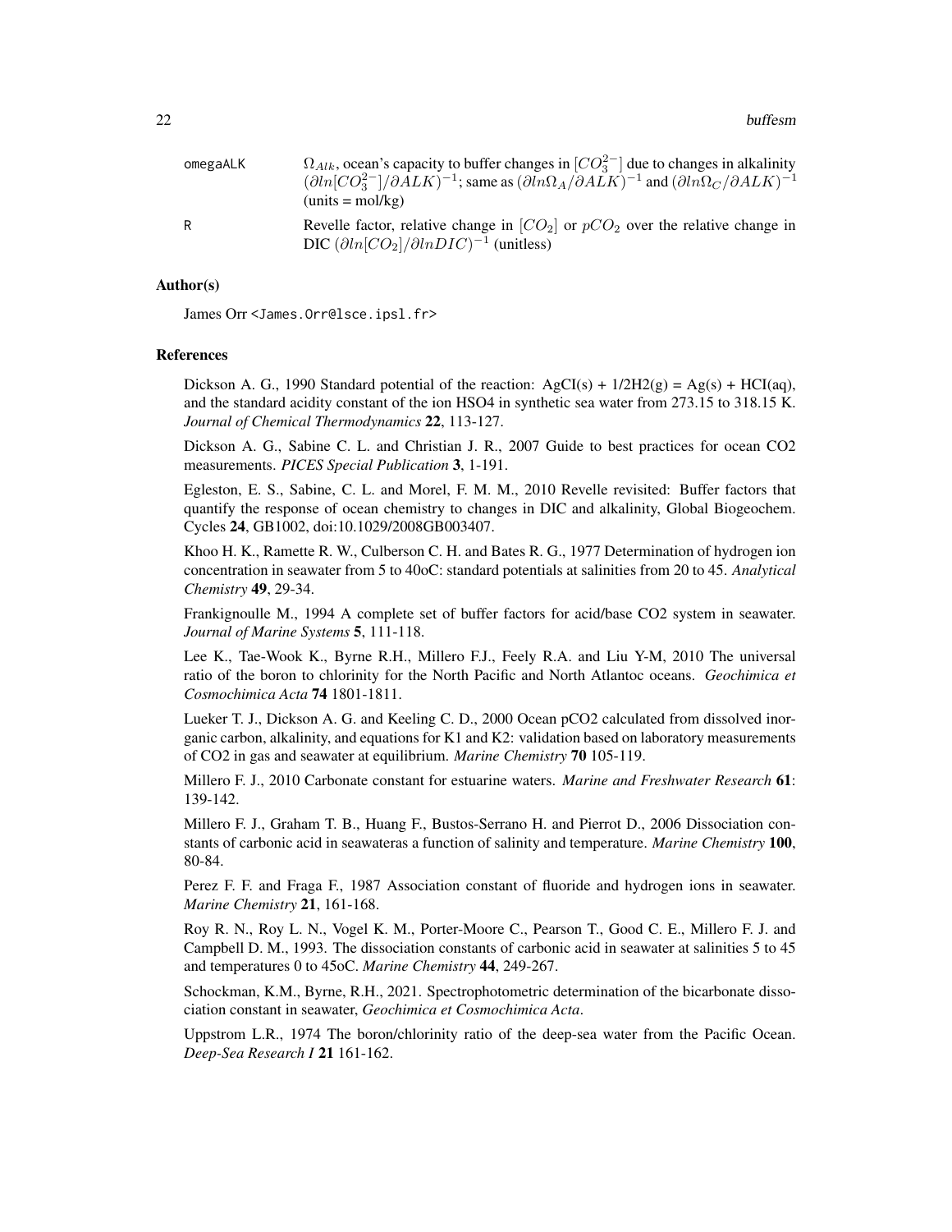omegaALK    $\Omega_{Alk}$, ocean's capacity to buffer changes in $[CO_3^{2-}]$ due to changes in alkalinity $(\partial ln[CO_3^{2-}]/\partial ALK)^{-1}$; same as $(\partial ln\Omega_A/\partial ALK)^{-1}$ and $(\partial ln\Omega_C/\partial ALK)^{-1}$ (units = mol/kg)

R    Revelle factor, relative change in $[CO_2]$ or $pCO_2$ over the relative change in DIC $(\partial ln[CO_2]/\partial lnDIC)^{-1}$ (unitless)

## Author(s)

James Orr <James.Orr@lsce.ipsl.fr>

## References

Dickson A. G., 1990 Standard potential of the reaction: AgCI(s) + 1/2H2(g) = Ag(s) + HCI(aq), and the standard acidity constant of the ion HSO4 in synthetic sea water from 273.15 to 318.15 K. *Journal of Chemical Thermodynamics* **22**, 113-127.

Dickson A. G., Sabine C. L. and Christian J. R., 2007 Guide to best practices for ocean CO2 measurements. *PICES Special Publication* **3**, 1-191.

Egleston, E. S., Sabine, C. L. and Morel, F. M. M., 2010 Revelle revisited: Buffer factors that quantify the response of ocean chemistry to changes in DIC and alkalinity, Global Biogeochem. Cycles **24**, GB1002, doi:10.1029/2008GB003407.

Khoo H. K., Ramette R. W., Culberson C. H. and Bates R. G., 1977 Determination of hydrogen ion concentration in seawater from 5 to 40oC: standard potentials at salinities from 20 to 45. *Analytical Chemistry* **49**, 29-34.

Frankignoulle M., 1994 A complete set of buffer factors for acid/base CO2 system in seawater. *Journal of Marine Systems* **5**, 111-118.

Lee K., Tae-Wook K., Byrne R.H., Millero F.J., Feely R.A. and Liu Y-M, 2010 The universal ratio of the boron to chlorinity for the North Pacific and North Atlantoc oceans. *Geochimica et Cosmochimica Acta* **74** 1801-1811.

Lueker T. J., Dickson A. G. and Keeling C. D., 2000 Ocean pCO2 calculated from dissolved inorganic carbon, alkalinity, and equations for K1 and K2: validation based on laboratory measurements of CO2 in gas and seawater at equilibrium. *Marine Chemistry* **70** 105-119.

Millero F. J., 2010 Carbonate constant for estuarine waters. *Marine and Freshwater Research* **61**: 139-142.

Millero F. J., Graham T. B., Huang F., Bustos-Serrano H. and Pierrot D., 2006 Dissociation constants of carbonic acid in seawateras a function of salinity and temperature. *Marine Chemistry* **100**, 80-84.

Perez F. F. and Fraga F., 1987 Association constant of fluoride and hydrogen ions in seawater. *Marine Chemistry* **21**, 161-168.

Roy R. N., Roy L. N., Vogel K. M., Porter-Moore C., Pearson T., Good C. E., Millero F. J. and Campbell D. M., 1993. The dissociation constants of carbonic acid in seawater at salinities 5 to 45 and temperatures 0 to 45oC. *Marine Chemistry* **44**, 249-267.

Schockman, K.M., Byrne, R.H., 2021. Spectrophotometric determination of the bicarbonate dissociation constant in seawater, *Geochimica et Cosmochimica Acta*.

Uppstrom L.R., 1974 The boron/chlorinity ratio of the deep-sea water from the Pacific Ocean. *Deep-Sea Research I* **21** 161-162.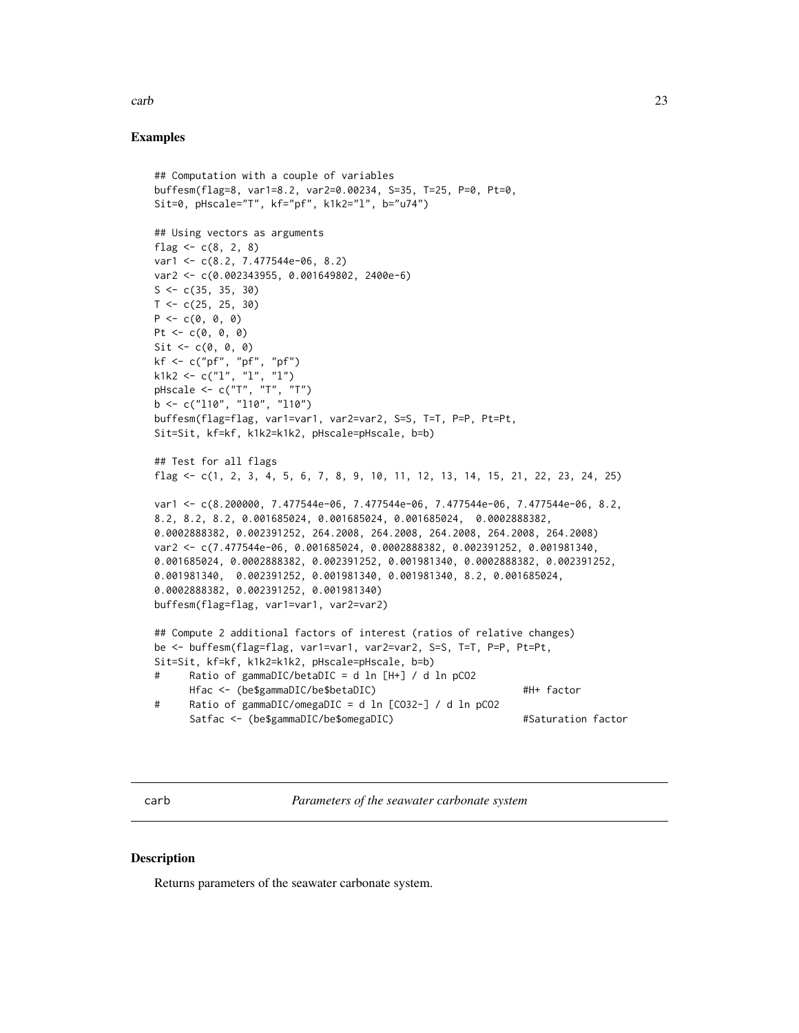## Examples

```
## Computation with a couple of variables
buffesm(flag=8, var1=8.2, var2=0.00234, S=35, T=25, P=0, Pt=0,
Sit=0, pHscale="T", kf="pf", k1k2="l", b="u74")

## Using vectors as arguments
flag <- c(8, 2, 8)
var1 <- c(8.2, 7.477544e-06, 8.2)
var2 <- c(0.002343955, 0.001649802, 2400e-6)
S <- c(35, 35, 30)
T <- c(25, 25, 30)
P <- c(0, 0, 0)
Pt <- c(0, 0, 0)
Sit <- c(0, 0, 0)
kf <- c("pf", "pf", "pf")
k1k2 <- c("l", "l", "l")
pHscale <- c("T", "T", "T")
b <- c("l10", "l10", "l10")
buffesm(flag=flag, var1=var1, var2=var2, S=S, T=T, P=P, Pt=Pt,
Sit=Sit, kf=kf, k1k2=k1k2, pHscale=pHscale, b=b)

## Test for all flags
flag <- c(1, 2, 3, 4, 5, 6, 7, 8, 9, 10, 11, 12, 13, 14, 15, 21, 22, 23, 24, 25)

var1 <- c(8.200000, 7.477544e-06, 7.477544e-06, 7.477544e-06, 7.477544e-06, 8.2,
8.2, 8.2, 8.2, 0.001685024, 0.001685024, 0.001685024,  0.0002888382,
0.0002888382, 0.002391252, 264.2008, 264.2008, 264.2008, 264.2008, 264.2008)
var2 <- c(7.477544e-06, 0.001685024, 0.0002888382, 0.002391252, 0.001981340,
0.001685024, 0.0002888382, 0.002391252, 0.001981340, 0.0002888382, 0.002391252,
0.001981340,  0.002391252, 0.001981340, 0.001981340, 8.2, 0.001685024,
0.0002888382, 0.002391252, 0.001981340)
buffesm(flag=flag, var1=var1, var2=var2)

## Compute 2 additional factors of interest (ratios of relative changes)
be <- buffesm(flag=flag, var1=var1, var2=var2, S=S, T=T, P=P, Pt=Pt,
Sit=Sit, kf=kf, k1k2=k1k2, pHscale=pHscale, b=b)
#     Ratio of gammaDIC/betaDIC = d ln [H+] / d ln pCO2
      Hfac <- (be$gammaDIC/be$betaDIC)                        #H+ factor
#     Ratio of gammaDIC/omegaDIC = d ln [CO32-] / d ln pCO2
      Satfac <- (be$gammaDIC/be$omegaDIC)                     #Saturation factor
```

---

carb — *Parameters of the seawater carbonate system*

## Description

Returns parameters of the seawater carbonate system.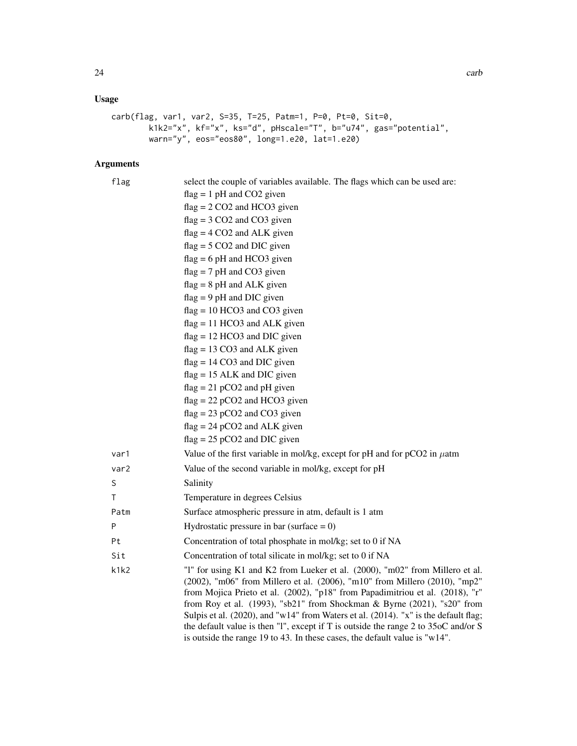## Usage

```
carb(flag, var1, var2, S=35, T=25, Patm=1, P=0, Pt=0, Sit=0,
        k1k2="x", kf="x", ks="d", pHscale="T", b="u74", gas="potential",
        warn="y", eos="eos80", long=1.e20, lat=1.e20)
```

## Arguments

| | |
|---|---|
| flag | select the couple of variables available. The flags which can be used are:<br>flag = 1 pH and CO2 given<br>flag = 2 CO2 and HCO3 given<br>flag = 3 CO2 and CO3 given<br>flag = 4 CO2 and ALK given<br>flag = 5 CO2 and DIC given<br>flag = 6 pH and HCO3 given<br>flag = 7 pH and CO3 given<br>flag = 8 pH and ALK given<br>flag = 9 pH and DIC given<br>flag = 10 HCO3 and CO3 given<br>flag = 11 HCO3 and ALK given<br>flag = 12 HCO3 and DIC given<br>flag = 13 CO3 and ALK given<br>flag = 14 CO3 and DIC given<br>flag = 15 ALK and DIC given<br>flag = 21 pCO2 and pH given<br>flag = 22 pCO2 and HCO3 given<br>flag = 23 pCO2 and CO3 given<br>flag = 24 pCO2 and ALK given<br>flag = 25 pCO2 and DIC given |
| var1 | Value of the first variable in mol/kg, except for pH and for pCO2 in $\mu$atm |
| var2 | Value of the second variable in mol/kg, except for pH |
| S | Salinity |
| T | Temperature in degrees Celsius |
| Patm | Surface atmospheric pressure in atm, default is 1 atm |
| P | Hydrostatic pressure in bar (surface = 0) |
| Pt | Concentration of total phosphate in mol/kg; set to 0 if NA |
| Sit | Concentration of total silicate in mol/kg; set to 0 if NA |
| k1k2 | "l" for using K1 and K2 from Lueker et al. (2000), "m02" from Millero et al. (2002), "m06" from Millero et al. (2006), "m10" from Millero (2010), "mp2" from Mojica Prieto et al. (2002), "p18" from Papadimitriou et al. (2018), "r" from Roy et al. (1993), "sb21" from Shockman & Byrne (2021), "s20" from Sulpis et al. (2020), and "w14" from Waters et al. (2014). "x" is the default flag; the default value is then "l", except if T is outside the range 2 to 35oC and/or S is outside the range 19 to 43. In these cases, the default value is "w14". |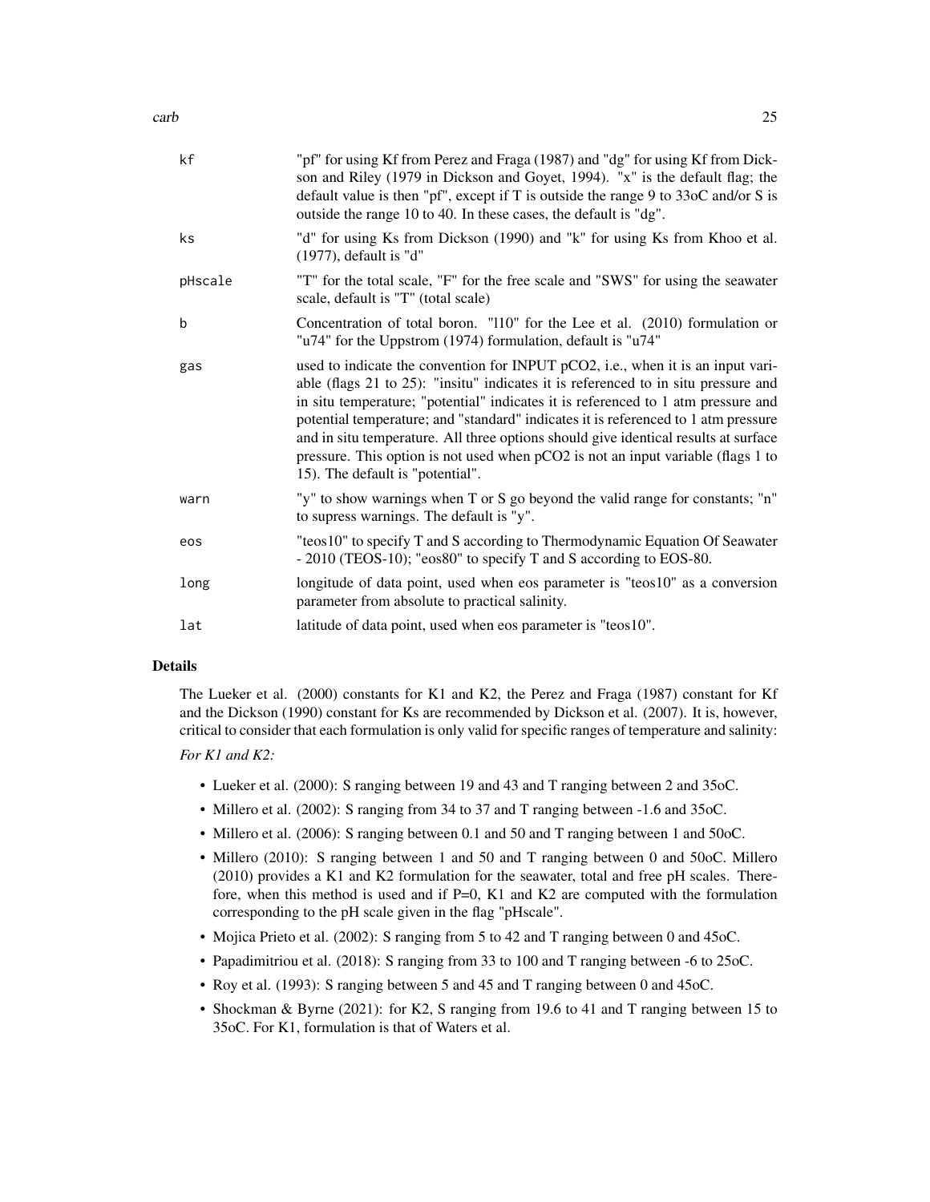| | |
|---|---|
| kf | "pf" for using Kf from Perez and Fraga (1987) and "dg" for using Kf from Dickson and Riley (1979 in Dickson and Goyet, 1994). "x" is the default flag; the default value is then "pf", except if T is outside the range 9 to 33oC and/or S is outside the range 10 to 40. In these cases, the default is "dg". |
| ks | "d" for using Ks from Dickson (1990) and "k" for using Ks from Khoo et al. (1977), default is "d" |
| pHscale | "T" for the total scale, "F" for the free scale and "SWS" for using the seawater scale, default is "T" (total scale) |
| b | Concentration of total boron. "l10" for the Lee et al. (2010) formulation or "u74" for the Uppstrom (1974) formulation, default is "u74" |
| gas | used to indicate the convention for INPUT pCO2, i.e., when it is an input variable (flags 21 to 25): "insitu" indicates it is referenced to in situ pressure and in situ temperature; "potential" indicates it is referenced to 1 atm pressure and potential temperature; and "standard" indicates it is referenced to 1 atm pressure and in situ temperature. All three options should give identical results at surface pressure. This option is not used when pCO2 is not an input variable (flags 1 to 15). The default is "potential". |
| warn | "y" to show warnings when T or S go beyond the valid range for constants; "n" to supress warnings. The default is "y". |
| eos | "teos10" to specify T and S according to Thermodynamic Equation Of Seawater - 2010 (TEOS-10); "eos80" to specify T and S according to EOS-80. |
| long | longitude of data point, used when eos parameter is "teos10" as a conversion parameter from absolute to practical salinity. |
| lat | latitude of data point, used when eos parameter is "teos10". |

## Details

The Lueker et al. (2000) constants for K1 and K2, the Perez and Fraga (1987) constant for Kf and the Dickson (1990) constant for Ks are recommended by Dickson et al. (2007). It is, however, critical to consider that each formulation is only valid for specific ranges of temperature and salinity:

*For K1 and K2:*

- Lueker et al. (2000): S ranging between 19 and 43 and T ranging between 2 and 35oC.
- Millero et al. (2002): S ranging from 34 to 37 and T ranging between -1.6 and 35oC.
- Millero et al. (2006): S ranging between 0.1 and 50 and T ranging between 1 and 50oC.
- Millero (2010): S ranging between 1 and 50 and T ranging between 0 and 50oC. Millero (2010) provides a K1 and K2 formulation for the seawater, total and free pH scales. Therefore, when this method is used and if P=0, K1 and K2 are computed with the formulation corresponding to the pH scale given in the flag "pHscale".
- Mojica Prieto et al. (2002): S ranging from 5 to 42 and T ranging between 0 and 45oC.
- Papadimitriou et al. (2018): S ranging from 33 to 100 and T ranging between -6 to 25oC.
- Roy et al. (1993): S ranging between 5 and 45 and T ranging between 0 and 45oC.
- Shockman & Byrne (2021): for K2, S ranging from 19.6 to 41 and T ranging between 15 to 35oC. For K1, formulation is that of Waters et al.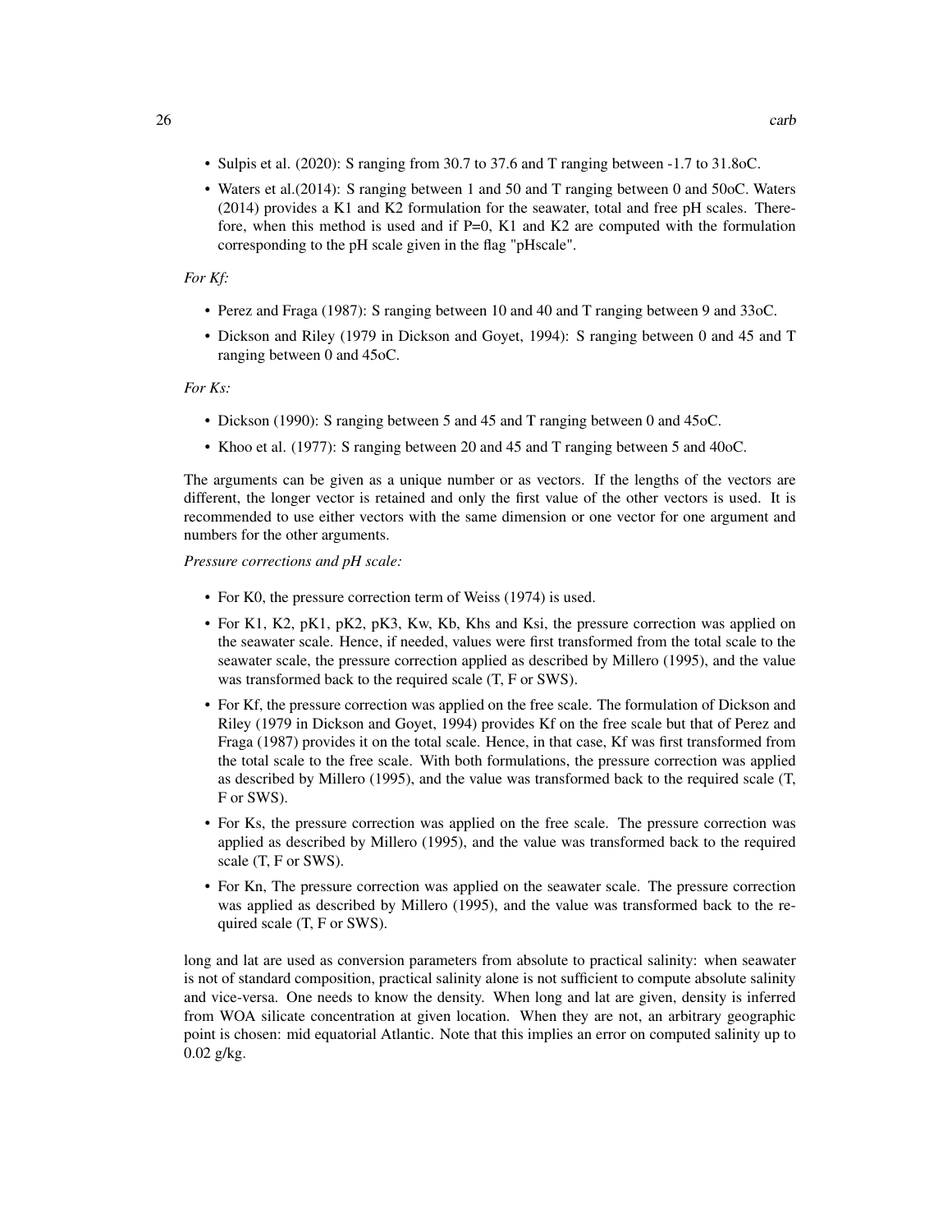- Sulpis et al. (2020): S ranging from 30.7 to 37.6 and T ranging between -1.7 to 31.8oC.
- Waters et al.(2014): S ranging between 1 and 50 and T ranging between 0 and 50oC. Waters (2014) provides a K1 and K2 formulation for the seawater, total and free pH scales. Therefore, when this method is used and if P=0, K1 and K2 are computed with the formulation corresponding to the pH scale given in the flag "pHscale".

*For Kf:*

- Perez and Fraga (1987): S ranging between 10 and 40 and T ranging between 9 and 33oC.
- Dickson and Riley (1979 in Dickson and Goyet, 1994): S ranging between 0 and 45 and T ranging between 0 and 45oC.

*For Ks:*

- Dickson (1990): S ranging between 5 and 45 and T ranging between 0 and 45oC.
- Khoo et al. (1977): S ranging between 20 and 45 and T ranging between 5 and 40oC.

The arguments can be given as a unique number or as vectors. If the lengths of the vectors are different, the longer vector is retained and only the first value of the other vectors is used. It is recommended to use either vectors with the same dimension or one vector for one argument and numbers for the other arguments.

*Pressure corrections and pH scale:*

- For K0, the pressure correction term of Weiss (1974) is used.
- For K1, K2, pK1, pK2, pK3, Kw, Kb, Khs and Ksi, the pressure correction was applied on the seawater scale. Hence, if needed, values were first transformed from the total scale to the seawater scale, the pressure correction applied as described by Millero (1995), and the value was transformed back to the required scale (T, F or SWS).
- For Kf, the pressure correction was applied on the free scale. The formulation of Dickson and Riley (1979 in Dickson and Goyet, 1994) provides Kf on the free scale but that of Perez and Fraga (1987) provides it on the total scale. Hence, in that case, Kf was first transformed from the total scale to the free scale. With both formulations, the pressure correction was applied as described by Millero (1995), and the value was transformed back to the required scale (T, F or SWS).
- For Ks, the pressure correction was applied on the free scale. The pressure correction was applied as described by Millero (1995), and the value was transformed back to the required scale (T, F or SWS).
- For Kn, The pressure correction was applied on the seawater scale. The pressure correction was applied as described by Millero (1995), and the value was transformed back to the required scale (T, F or SWS).

long and lat are used as conversion parameters from absolute to practical salinity: when seawater is not of standard composition, practical salinity alone is not sufficient to compute absolute salinity and vice-versa. One needs to know the density. When long and lat are given, density is inferred from WOA silicate concentration at given location. When they are not, an arbitrary geographic point is chosen: mid equatorial Atlantic. Note that this implies an error on computed salinity up to 0.02 g/kg.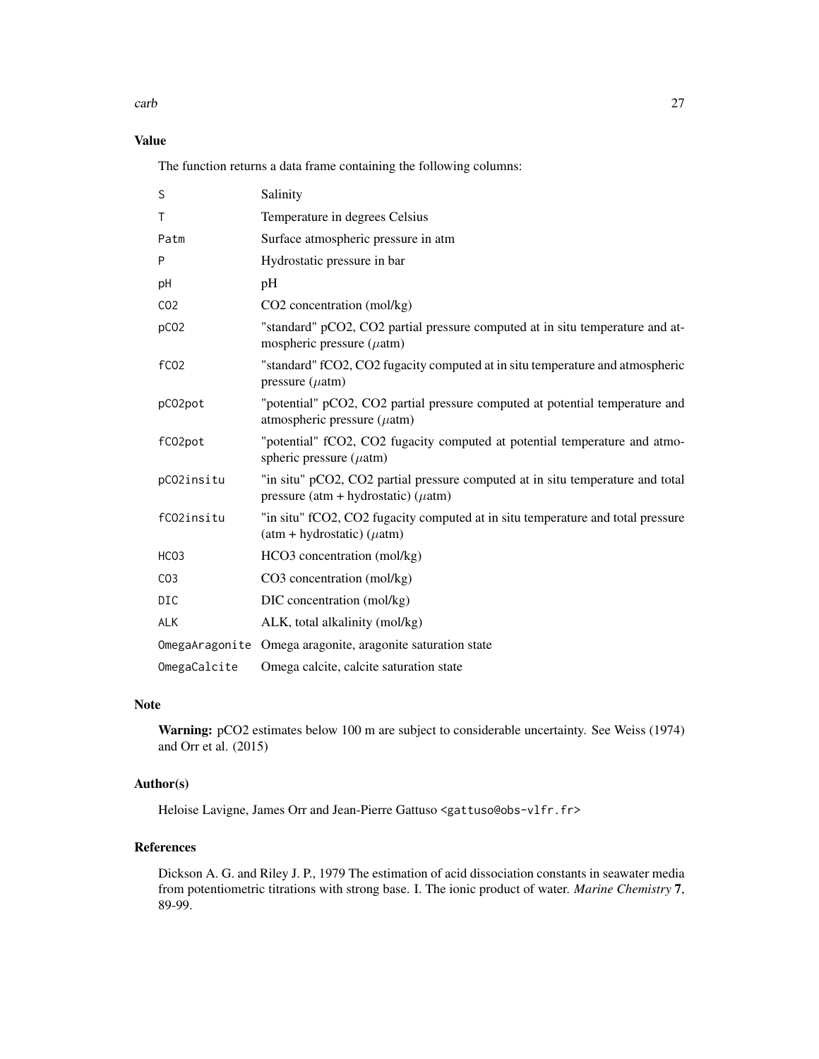## Value

The function returns a data frame containing the following columns:

| | |
|---|---|
| S | Salinity |
| T | Temperature in degrees Celsius |
| Patm | Surface atmospheric pressure in atm |
| P | Hydrostatic pressure in bar |
| pH | pH |
| CO2 | CO2 concentration (mol/kg) |
| pCO2 | "standard" pCO2, CO2 partial pressure computed at in situ temperature and atmospheric pressure ($\mu$atm) |
| fCO2 | "standard" fCO2, CO2 fugacity computed at in situ temperature and atmospheric pressure ($\mu$atm) |
| pCO2pot | "potential" pCO2, CO2 partial pressure computed at potential temperature and atmospheric pressure ($\mu$atm) |
| fCO2pot | "potential" fCO2, CO2 fugacity computed at potential temperature and atmospheric pressure ($\mu$atm) |
| pCO2insitu | "in situ" pCO2, CO2 partial pressure computed at in situ temperature and total pressure (atm + hydrostatic) ($\mu$atm) |
| fCO2insitu | "in situ" fCO2, CO2 fugacity computed at in situ temperature and total pressure (atm + hydrostatic) ($\mu$atm) |
| HCO3 | HCO3 concentration (mol/kg) |
| CO3 | CO3 concentration (mol/kg) |
| DIC | DIC concentration (mol/kg) |
| ALK | ALK, total alkalinity (mol/kg) |
| OmegaAragonite | Omega aragonite, aragonite saturation state |
| OmegaCalcite | Omega calcite, calcite saturation state |

## Note

**Warning:** pCO2 estimates below 100 m are subject to considerable uncertainty. See Weiss (1974) and Orr et al. (2015)

## Author(s)

Heloise Lavigne, James Orr and Jean-Pierre Gattuso <gattuso@obs-vlfr.fr>

## References

Dickson A. G. and Riley J. P., 1979 The estimation of acid dissociation constants in seawater media from potentiometric titrations with strong base. I. The ionic product of water. *Marine Chemistry* **7**, 89-99.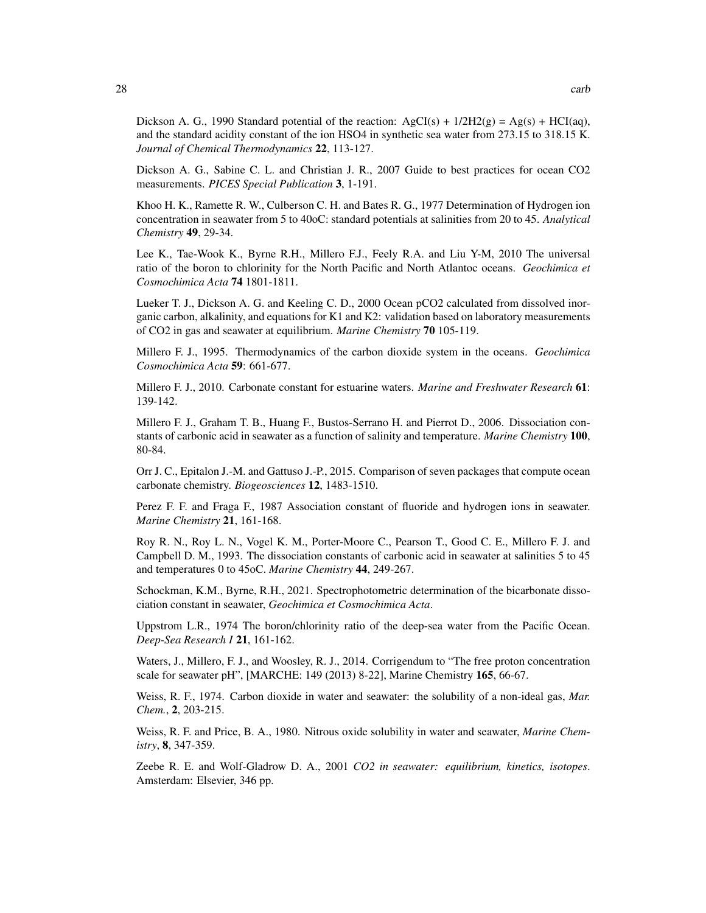Dickson A. G., 1990 Standard potential of the reaction: AgCI(s) + 1/2H2(g) = Ag(s) + HCI(aq), and the standard acidity constant of the ion HSO4 in synthetic sea water from 273.15 to 318.15 K. *Journal of Chemical Thermodynamics* **22**, 113-127.

Dickson A. G., Sabine C. L. and Christian J. R., 2007 Guide to best practices for ocean CO2 measurements. *PICES Special Publication* **3**, 1-191.

Khoo H. K., Ramette R. W., Culberson C. H. and Bates R. G., 1977 Determination of Hydrogen ion concentration in seawater from 5 to 40oC: standard potentials at salinities from 20 to 45. *Analytical Chemistry* **49**, 29-34.

Lee K., Tae-Wook K., Byrne R.H., Millero F.J., Feely R.A. and Liu Y-M, 2010 The universal ratio of the boron to chlorinity for the North Pacific and North Atlantoc oceans. *Geochimica et Cosmochimica Acta* **74** 1801-1811.

Lueker T. J., Dickson A. G. and Keeling C. D., 2000 Ocean pCO2 calculated from dissolved inorganic carbon, alkalinity, and equations for K1 and K2: validation based on laboratory measurements of CO2 in gas and seawater at equilibrium. *Marine Chemistry* **70** 105-119.

Millero F. J., 1995. Thermodynamics of the carbon dioxide system in the oceans. *Geochimica Cosmochimica Acta* **59**: 661-677.

Millero F. J., 2010. Carbonate constant for estuarine waters. *Marine and Freshwater Research* **61**: 139-142.

Millero F. J., Graham T. B., Huang F., Bustos-Serrano H. and Pierrot D., 2006. Dissociation constants of carbonic acid in seawater as a function of salinity and temperature. *Marine Chemistry* **100**, 80-84.

Orr J. C., Epitalon J.-M. and Gattuso J.-P., 2015. Comparison of seven packages that compute ocean carbonate chemistry. *Biogeosciences* **12**, 1483-1510.

Perez F. F. and Fraga F., 1987 Association constant of fluoride and hydrogen ions in seawater. *Marine Chemistry* **21**, 161-168.

Roy R. N., Roy L. N., Vogel K. M., Porter-Moore C., Pearson T., Good C. E., Millero F. J. and Campbell D. M., 1993. The dissociation constants of carbonic acid in seawater at salinities 5 to 45 and temperatures 0 to 45oC. *Marine Chemistry* **44**, 249-267.

Schockman, K.M., Byrne, R.H., 2021. Spectrophotometric determination of the bicarbonate dissociation constant in seawater, *Geochimica et Cosmochimica Acta*.

Uppstrom L.R., 1974 The boron/chlorinity ratio of the deep-sea water from the Pacific Ocean. *Deep-Sea Research I* **21**, 161-162.

Waters, J., Millero, F. J., and Woosley, R. J., 2014. Corrigendum to "The free proton concentration scale for seawater pH", [MARCHE: 149 (2013) 8-22], Marine Chemistry **165**, 66-67.

Weiss, R. F., 1974. Carbon dioxide in water and seawater: the solubility of a non-ideal gas, *Mar. Chem.*, **2**, 203-215.

Weiss, R. F. and Price, B. A., 1980. Nitrous oxide solubility in water and seawater, *Marine Chemistry*, **8**, 347-359.

Zeebe R. E. and Wolf-Gladrow D. A., 2001 *CO2 in seawater: equilibrium, kinetics, isotopes*. Amsterdam: Elsevier, 346 pp.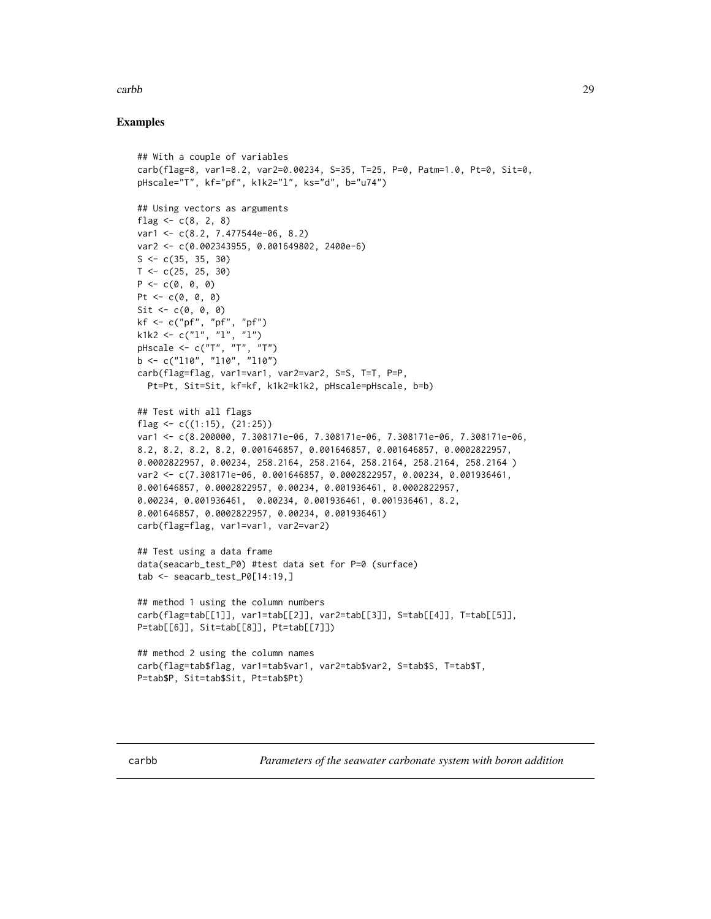### Examples

```
## With a couple of variables
carb(flag=8, var1=8.2, var2=0.00234, S=35, T=25, P=0, Patm=1.0, Pt=0, Sit=0,
pHscale="T", kf="pf", k1k2="l", ks="d", b="u74")

## Using vectors as arguments
flag <- c(8, 2, 8)
var1 <- c(8.2, 7.477544e-06, 8.2)
var2 <- c(0.002343955, 0.001649802, 2400e-6)
S <- c(35, 35, 30)
T <- c(25, 25, 30)
P <- c(0, 0, 0)
Pt <- c(0, 0, 0)
Sit <- c(0, 0, 0)
kf <- c("pf", "pf", "pf")
k1k2 <- c("l", "l", "l")
pHscale <- c("T", "T", "T")
b <- c("l10", "l10", "l10")
carb(flag=flag, var1=var1, var2=var2, S=S, T=T, P=P,
  Pt=Pt, Sit=Sit, kf=kf, k1k2=k1k2, pHscale=pHscale, b=b)

## Test with all flags
flag <- c((1:15), (21:25))
var1 <- c(8.200000, 7.308171e-06, 7.308171e-06, 7.308171e-06, 7.308171e-06,
8.2, 8.2, 8.2, 8.2, 0.001646857, 0.001646857, 0.001646857, 0.0002822957,
0.0002822957, 0.00234, 258.2164, 258.2164, 258.2164, 258.2164, 258.2164 )
var2 <- c(7.308171e-06, 0.001646857, 0.0002822957, 0.00234, 0.001936461,
0.001646857, 0.0002822957, 0.00234, 0.001936461, 0.0002822957,
0.00234, 0.001936461,  0.00234, 0.001936461, 0.001936461, 8.2,
0.001646857, 0.0002822957, 0.00234, 0.001936461)
carb(flag=flag, var1=var1, var2=var2)

## Test using a data frame
data(seacarb_test_P0) #test data set for P=0 (surface)
tab <- seacarb_test_P0[14:19,]

## method 1 using the column numbers
carb(flag=tab[[1]], var1=tab[[2]], var2=tab[[3]], S=tab[[4]], T=tab[[5]],
P=tab[[6]], Sit=tab[[8]], Pt=tab[[7]])

## method 2 using the column names
carb(flag=tab$flag, var1=tab$var1, var2=tab$var2, S=tab$S, T=tab$T,
P=tab$P, Sit=tab$Sit, Pt=tab$Pt)
```

---

carbb *Parameters of the seawater carbonate system with boron addition*

---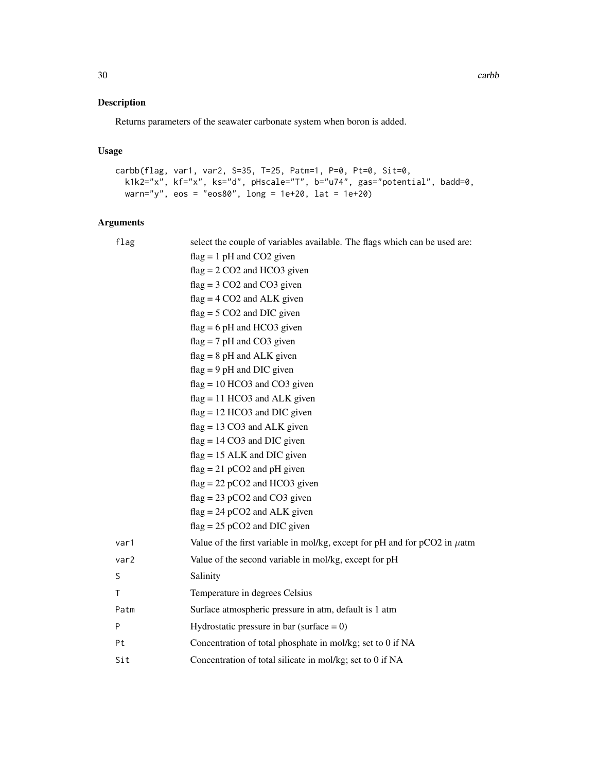## Description

Returns parameters of the seawater carbonate system when boron is added.

## Usage

```
carbb(flag, var1, var2, S=35, T=25, Patm=1, P=0, Pt=0, Sit=0,
  k1k2="x", kf="x", ks="d", pHscale="T", b="u74", gas="potential", badd=0,
  warn="y", eos = "eos80", long = 1e+20, lat = 1e+20)
```

## Arguments

| | |
|---|---|
| flag | select the couple of variables available. The flags which can be used are:<br>flag = 1 pH and CO2 given<br>flag = 2 CO2 and HCO3 given<br>flag = 3 CO2 and CO3 given<br>flag = 4 CO2 and ALK given<br>flag = 5 CO2 and DIC given<br>flag = 6 pH and HCO3 given<br>flag = 7 pH and CO3 given<br>flag = 8 pH and ALK given<br>flag = 9 pH and DIC given<br>flag = 10 HCO3 and CO3 given<br>flag = 11 HCO3 and ALK given<br>flag = 12 HCO3 and DIC given<br>flag = 13 CO3 and ALK given<br>flag = 14 CO3 and DIC given<br>flag = 15 ALK and DIC given<br>flag = 21 pCO2 and pH given<br>flag = 22 pCO2 and HCO3 given<br>flag = 23 pCO2 and CO3 given<br>flag = 24 pCO2 and ALK given<br>flag = 25 pCO2 and DIC given |
| var1 | Value of the first variable in mol/kg, except for pH and for pCO2 in $\mu$atm |
| var2 | Value of the second variable in mol/kg, except for pH |
| S | Salinity |
| T | Temperature in degrees Celsius |
| Patm | Surface atmospheric pressure in atm, default is 1 atm |
| P | Hydrostatic pressure in bar (surface = 0) |
| Pt | Concentration of total phosphate in mol/kg; set to 0 if NA |
| Sit | Concentration of total silicate in mol/kg; set to 0 if NA |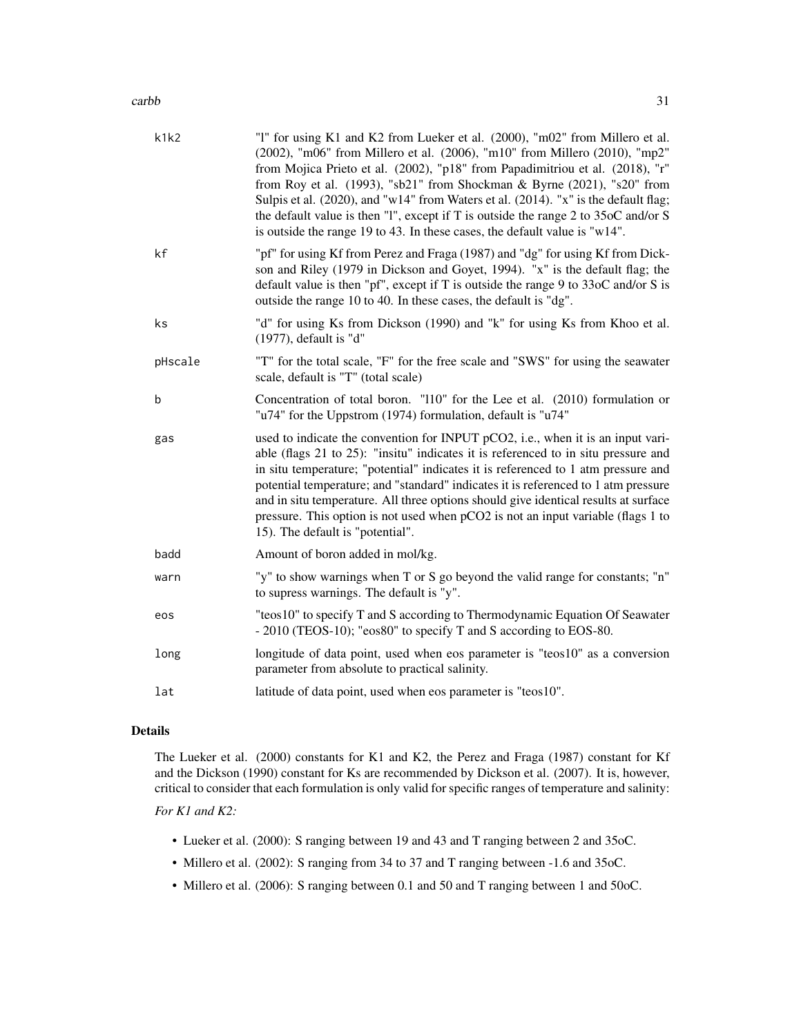| | |
|---|---|
| k1k2 | "l" for using K1 and K2 from Lueker et al. (2000), "m02" from Millero et al. (2002), "m06" from Millero et al. (2006), "m10" from Millero (2010), "mp2" from Mojica Prieto et al. (2002), "p18" from Papadimitriou et al. (2018), "r" from Roy et al. (1993), "sb21" from Shockman & Byrne (2021), "s20" from Sulpis et al. (2020), and "w14" from Waters et al. (2014). "x" is the default flag; the default value is then "l", except if T is outside the range 2 to 35oC and/or S is outside the range 19 to 43. In these cases, the default value is "w14". |
| kf | "pf" for using Kf from Perez and Fraga (1987) and "dg" for using Kf from Dickson and Riley (1979 in Dickson and Goyet, 1994). "x" is the default flag; the default value is then "pf", except if T is outside the range 9 to 33oC and/or S is outside the range 10 to 40. In these cases, the default is "dg". |
| ks | "d" for using Ks from Dickson (1990) and "k" for using Ks from Khoo et al. (1977), default is "d" |
| pHscale | "T" for the total scale, "F" for the free scale and "SWS" for using the seawater scale, default is "T" (total scale) |
| b | Concentration of total boron. "l10" for the Lee et al. (2010) formulation or "u74" for the Uppstrom (1974) formulation, default is "u74" |
| gas | used to indicate the convention for INPUT pCO2, i.e., when it is an input variable (flags 21 to 25): "insitu" indicates it is referenced to in situ pressure and in situ temperature; "potential" indicates it is referenced to 1 atm pressure and potential temperature; and "standard" indicates it is referenced to 1 atm pressure and in situ temperature. All three options should give identical results at surface pressure. This option is not used when pCO2 is not an input variable (flags 1 to 15). The default is "potential". |
| badd | Amount of boron added in mol/kg. |
| warn | "y" to show warnings when T or S go beyond the valid range for constants; "n" to supress warnings. The default is "y". |
| eos | "teos10" to specify T and S according to Thermodynamic Equation Of Seawater - 2010 (TEOS-10); "eos80" to specify T and S according to EOS-80. |
| long | longitude of data point, used when eos parameter is "teos10" as a conversion parameter from absolute to practical salinity. |
| lat | latitude of data point, used when eos parameter is "teos10". |

## Details

The Lueker et al. (2000) constants for K1 and K2, the Perez and Fraga (1987) constant for Kf and the Dickson (1990) constant for Ks are recommended by Dickson et al. (2007). It is, however, critical to consider that each formulation is only valid for specific ranges of temperature and salinity:

*For K1 and K2:*

- Lueker et al. (2000): S ranging between 19 and 43 and T ranging between 2 and 35oC.
- Millero et al. (2002): S ranging from 34 to 37 and T ranging between -1.6 and 35oC.
- Millero et al. (2006): S ranging between 0.1 and 50 and T ranging between 1 and 50oC.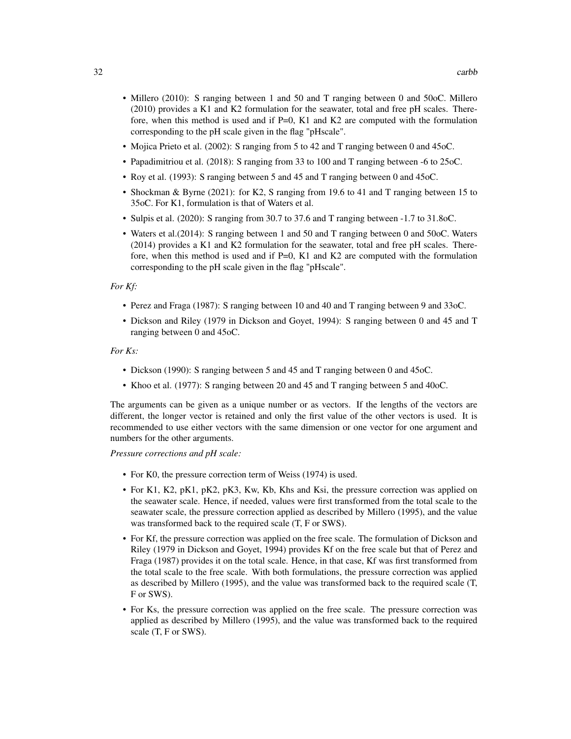- Millero (2010): S ranging between 1 and 50 and T ranging between 0 and 50oC. Millero (2010) provides a K1 and K2 formulation for the seawater, total and free pH scales. Therefore, when this method is used and if P=0, K1 and K2 are computed with the formulation corresponding to the pH scale given in the flag "pHscale".
- Mojica Prieto et al. (2002): S ranging from 5 to 42 and T ranging between 0 and 45oC.
- Papadimitriou et al. (2018): S ranging from 33 to 100 and T ranging between -6 to 25oC.
- Roy et al. (1993): S ranging between 5 and 45 and T ranging between 0 and 45oC.
- Shockman & Byrne (2021): for K2, S ranging from 19.6 to 41 and T ranging between 15 to 35oC. For K1, formulation is that of Waters et al.
- Sulpis et al. (2020): S ranging from 30.7 to 37.6 and T ranging between -1.7 to 31.8oC.
- Waters et al.(2014): S ranging between 1 and 50 and T ranging between 0 and 50oC. Waters (2014) provides a K1 and K2 formulation for the seawater, total and free pH scales. Therefore, when this method is used and if P=0, K1 and K2 are computed with the formulation corresponding to the pH scale given in the flag "pHscale".

*For Kf:*

- Perez and Fraga (1987): S ranging between 10 and 40 and T ranging between 9 and 33oC.
- Dickson and Riley (1979 in Dickson and Goyet, 1994): S ranging between 0 and 45 and T ranging between 0 and 45oC.

*For Ks:*

- Dickson (1990): S ranging between 5 and 45 and T ranging between 0 and 45oC.
- Khoo et al. (1977): S ranging between 20 and 45 and T ranging between 5 and 40oC.

The arguments can be given as a unique number or as vectors. If the lengths of the vectors are different, the longer vector is retained and only the first value of the other vectors is used. It is recommended to use either vectors with the same dimension or one vector for one argument and numbers for the other arguments.

*Pressure corrections and pH scale:*

- For K0, the pressure correction term of Weiss (1974) is used.
- For K1, K2, pK1, pK2, pK3, Kw, Kb, Khs and Ksi, the pressure correction was applied on the seawater scale. Hence, if needed, values were first transformed from the total scale to the seawater scale, the pressure correction applied as described by Millero (1995), and the value was transformed back to the required scale (T, F or SWS).
- For Kf, the pressure correction was applied on the free scale. The formulation of Dickson and Riley (1979 in Dickson and Goyet, 1994) provides Kf on the free scale but that of Perez and Fraga (1987) provides it on the total scale. Hence, in that case, Kf was first transformed from the total scale to the free scale. With both formulations, the pressure correction was applied as described by Millero (1995), and the value was transformed back to the required scale (T, F or SWS).
- For Ks, the pressure correction was applied on the free scale. The pressure correction was applied as described by Millero (1995), and the value was transformed back to the required scale (T, F or SWS).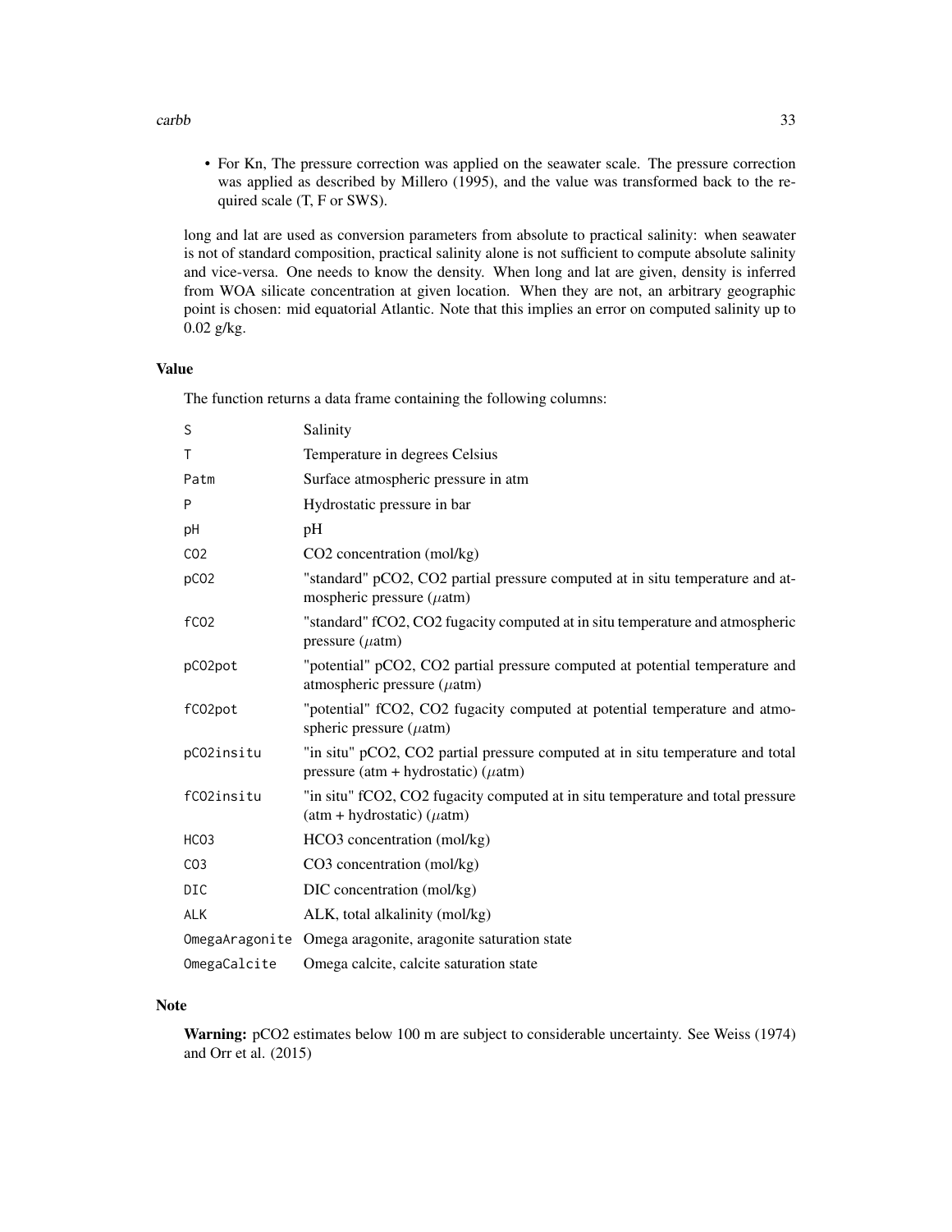- For Kn, The pressure correction was applied on the seawater scale. The pressure correction was applied as described by Millero (1995), and the value was transformed back to the required scale (T, F or SWS).

long and lat are used as conversion parameters from absolute to practical salinity: when seawater is not of standard composition, practical salinity alone is not sufficient to compute absolute salinity and vice-versa. One needs to know the density. When long and lat are given, density is inferred from WOA silicate concentration at given location. When they are not, an arbitrary geographic point is chosen: mid equatorial Atlantic. Note that this implies an error on computed salinity up to 0.02 g/kg.

### Value

The function returns a data frame containing the following columns:

| | |
|---|---|
| S | Salinity |
| T | Temperature in degrees Celsius |
| Patm | Surface atmospheric pressure in atm |
| P | Hydrostatic pressure in bar |
| pH | pH |
| CO2 | CO2 concentration (mol/kg) |
| pCO2 | "standard" pCO2, CO2 partial pressure computed at in situ temperature and atmospheric pressure ($\mu$atm) |
| fCO2 | "standard" fCO2, CO2 fugacity computed at in situ temperature and atmospheric pressure ($\mu$atm) |
| pCO2pot | "potential" pCO2, CO2 partial pressure computed at potential temperature and atmospheric pressure ($\mu$atm) |
| fCO2pot | "potential" fCO2, CO2 fugacity computed at potential temperature and atmospheric pressure ($\mu$atm) |
| pCO2insitu | "in situ" pCO2, CO2 partial pressure computed at in situ temperature and total pressure (atm + hydrostatic) ($\mu$atm) |
| fCO2insitu | "in situ" fCO2, CO2 fugacity computed at in situ temperature and total pressure (atm + hydrostatic) ($\mu$atm) |
| HCO3 | HCO3 concentration (mol/kg) |
| CO3 | CO3 concentration (mol/kg) |
| DIC | DIC concentration (mol/kg) |
| ALK | ALK, total alkalinity (mol/kg) |
| OmegaAragonite | Omega aragonite, aragonite saturation state |
| OmegaCalcite | Omega calcite, calcite saturation state |

### Note

**Warning:** pCO2 estimates below 100 m are subject to considerable uncertainty. See Weiss (1974) and Orr et al. (2015)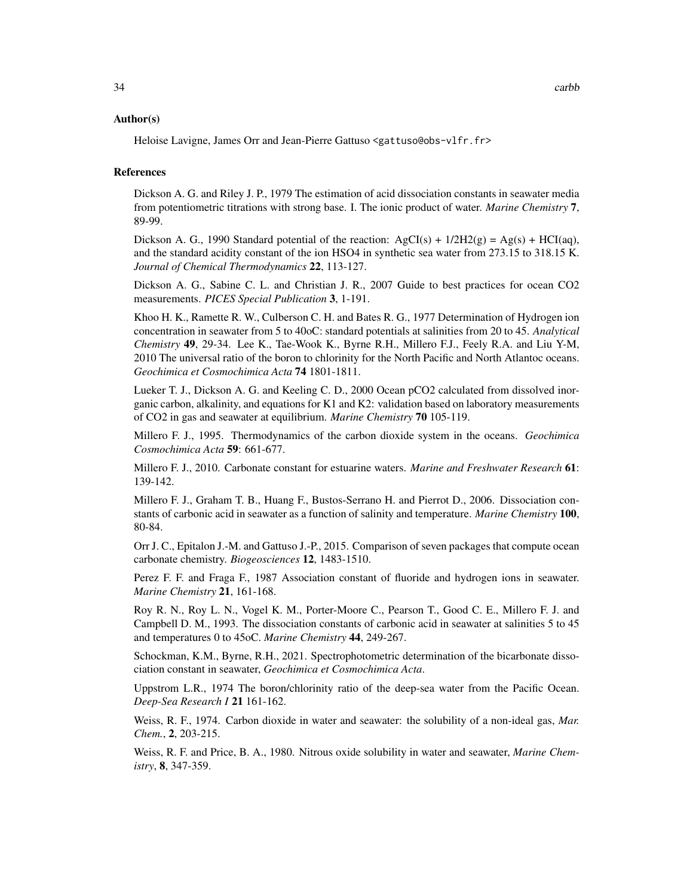## Author(s)

Heloise Lavigne, James Orr and Jean-Pierre Gattuso <gattuso@obs-vlfr.fr>

## References

Dickson A. G. and Riley J. P., 1979 The estimation of acid dissociation constants in seawater media from potentiometric titrations with strong base. I. The ionic product of water. *Marine Chemistry* **7**, 89-99.

Dickson A. G., 1990 Standard potential of the reaction: AgCI(s) + 1/2H2(g) = Ag(s) + HCI(aq), and the standard acidity constant of the ion HSO4 in synthetic sea water from 273.15 to 318.15 K. *Journal of Chemical Thermodynamics* **22**, 113-127.

Dickson A. G., Sabine C. L. and Christian J. R., 2007 Guide to best practices for ocean CO2 measurements. *PICES Special Publication* **3**, 1-191.

Khoo H. K., Ramette R. W., Culberson C. H. and Bates R. G., 1977 Determination of Hydrogen ion concentration in seawater from 5 to 40oC: standard potentials at salinities from 20 to 45. *Analytical Chemistry* **49**, 29-34. Lee K., Tae-Wook K., Byrne R.H., Millero F.J., Feely R.A. and Liu Y-M, 2010 The universal ratio of the boron to chlorinity for the North Pacific and North Atlantoc oceans. *Geochimica et Cosmochimica Acta* **74** 1801-1811.

Lueker T. J., Dickson A. G. and Keeling C. D., 2000 Ocean pCO2 calculated from dissolved inorganic carbon, alkalinity, and equations for K1 and K2: validation based on laboratory measurements of CO2 in gas and seawater at equilibrium. *Marine Chemistry* **70** 105-119.

Millero F. J., 1995. Thermodynamics of the carbon dioxide system in the oceans. *Geochimica Cosmochimica Acta* **59**: 661-677.

Millero F. J., 2010. Carbonate constant for estuarine waters. *Marine and Freshwater Research* **61**: 139-142.

Millero F. J., Graham T. B., Huang F., Bustos-Serrano H. and Pierrot D., 2006. Dissociation constants of carbonic acid in seawater as a function of salinity and temperature. *Marine Chemistry* **100**, 80-84.

Orr J. C., Epitalon J.-M. and Gattuso J.-P., 2015. Comparison of seven packages that compute ocean carbonate chemistry. *Biogeosciences* **12**, 1483-1510.

Perez F. F. and Fraga F., 1987 Association constant of fluoride and hydrogen ions in seawater. *Marine Chemistry* **21**, 161-168.

Roy R. N., Roy L. N., Vogel K. M., Porter-Moore C., Pearson T., Good C. E., Millero F. J. and Campbell D. M., 1993. The dissociation constants of carbonic acid in seawater at salinities 5 to 45 and temperatures 0 to 45oC. *Marine Chemistry* **44**, 249-267.

Schockman, K.M., Byrne, R.H., 2021. Spectrophotometric determination of the bicarbonate dissociation constant in seawater, *Geochimica et Cosmochimica Acta*.

Uppstrom L.R., 1974 The boron/chlorinity ratio of the deep-sea water from the Pacific Ocean. *Deep-Sea Research I* **21** 161-162.

Weiss, R. F., 1974. Carbon dioxide in water and seawater: the solubility of a non-ideal gas, *Mar. Chem.*, **2**, 203-215.

Weiss, R. F. and Price, B. A., 1980. Nitrous oxide solubility in water and seawater, *Marine Chemistry*, **8**, 347-359.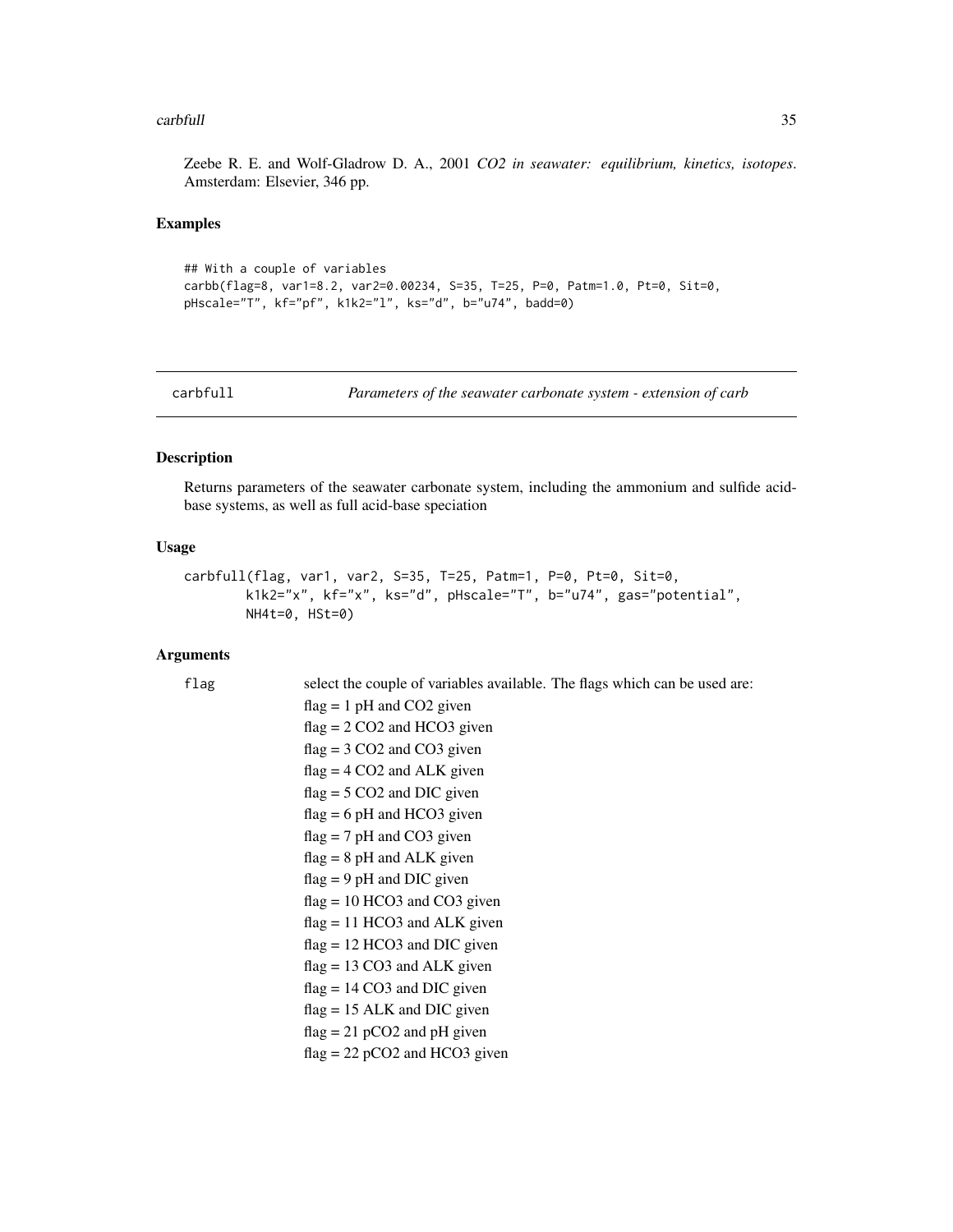Zeebe R. E. and Wolf-Gladrow D. A., 2001 *CO2 in seawater: equilibrium, kinetics, isotopes*. Amsterdam: Elsevier, 346 pp.

### Examples

```
## With a couple of variables
carbb(flag=8, var1=8.2, var2=0.00234, S=35, T=25, P=0, Patm=1.0, Pt=0, Sit=0,
pHscale="T", kf="pf", k1k2="l", ks="d", b="u74", badd=0)
```

---

## carbfull — *Parameters of the seawater carbonate system - extension of carb*

### Description

Returns parameters of the seawater carbonate system, including the ammonium and sulfide acid-base systems, as well as full acid-base speciation

### Usage

```
carbfull(flag, var1, var2, S=35, T=25, Patm=1, P=0, Pt=0, Sit=0,
        k1k2="x", kf="x", ks="d", pHscale="T", b="u74", gas="potential",
        NH4t=0, HSt=0)
```

### Arguments

`flag` select the couple of variables available. The flags which can be used are:

- flag = 1 pH and CO2 given
- flag = 2 CO2 and HCO3 given
- flag = 3 CO2 and CO3 given
- flag = 4 CO2 and ALK given
- flag = 5 CO2 and DIC given
- flag = 6 pH and HCO3 given
- flag = 7 pH and CO3 given
- flag = 8 pH and ALK given
- flag = 9 pH and DIC given
- flag = 10 HCO3 and CO3 given
- flag = 11 HCO3 and ALK given
- flag = 12 HCO3 and DIC given
- flag = 13 CO3 and ALK given
- flag = 14 CO3 and DIC given
- flag = 15 ALK and DIC given
- flag = 21 pCO2 and pH given
- flag = 22 pCO2 and HCO3 given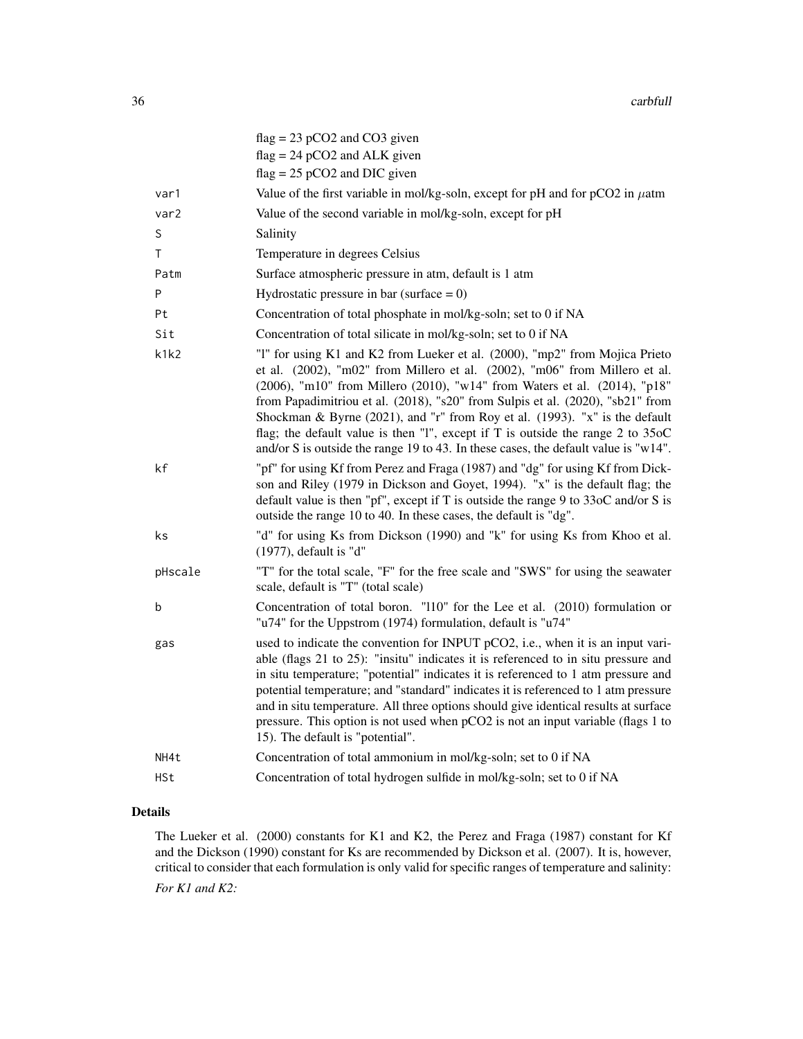| | |
|---|---|
| | flag = 23 pCO2 and CO3 given |
| | flag = 24 pCO2 and ALK given |
| | flag = 25 pCO2 and DIC given |
| var1 | Value of the first variable in mol/kg-soln, except for pH and for pCO2 in $\mu$atm |
| var2 | Value of the second variable in mol/kg-soln, except for pH |
| S | Salinity |
| T | Temperature in degrees Celsius |
| Patm | Surface atmospheric pressure in atm, default is 1 atm |
| P | Hydrostatic pressure in bar (surface = 0) |
| Pt | Concentration of total phosphate in mol/kg-soln; set to 0 if NA |
| Sit | Concentration of total silicate in mol/kg-soln; set to 0 if NA |
| k1k2 | "l" for using K1 and K2 from Lueker et al. (2000), "mp2" from Mojica Prieto et al. (2002), "m02" from Millero et al. (2002), "m06" from Millero et al. (2006), "m10" from Millero (2010), "w14" from Waters et al. (2014), "p18" from Papadimitriou et al. (2018), "s20" from Sulpis et al. (2020), "sb21" from Shockman & Byrne (2021), and "r" from Roy et al. (1993). "x" is the default flag; the default value is then "l", except if T is outside the range 2 to 35oC and/or S is outside the range 19 to 43. In these cases, the default value is "w14". |
| kf | "pf" for using Kf from Perez and Fraga (1987) and "dg" for using Kf from Dickson and Riley (1979 in Dickson and Goyet, 1994). "x" is the default flag; the default value is then "pf", except if T is outside the range 9 to 33oC and/or S is outside the range 10 to 40. In these cases, the default is "dg". |
| ks | "d" for using Ks from Dickson (1990) and "k" for using Ks from Khoo et al. (1977), default is "d" |
| pHscale | "T" for the total scale, "F" for the free scale and "SWS" for using the seawater scale, default is "T" (total scale) |
| b | Concentration of total boron. "l10" for the Lee et al. (2010) formulation or "u74" for the Uppstrom (1974) formulation, default is "u74" |
| gas | used to indicate the convention for INPUT pCO2, i.e., when it is an input variable (flags 21 to 25): "insitu" indicates it is referenced to in situ pressure and in situ temperature; "potential" indicates it is referenced to 1 atm pressure and potential temperature; and "standard" indicates it is referenced to 1 atm pressure and in situ temperature. All three options should give identical results at surface pressure. This option is not used when pCO2 is not an input variable (flags 1 to 15). The default is "potential". |
| NH4t | Concentration of total ammonium in mol/kg-soln; set to 0 if NA |
| HSt | Concentration of total hydrogen sulfide in mol/kg-soln; set to 0 if NA |

## Details

The Lueker et al. (2000) constants for K1 and K2, the Perez and Fraga (1987) constant for Kf and the Dickson (1990) constant for Ks are recommended by Dickson et al. (2007). It is, however, critical to consider that each formulation is only valid for specific ranges of temperature and salinity:

*For K1 and K2:*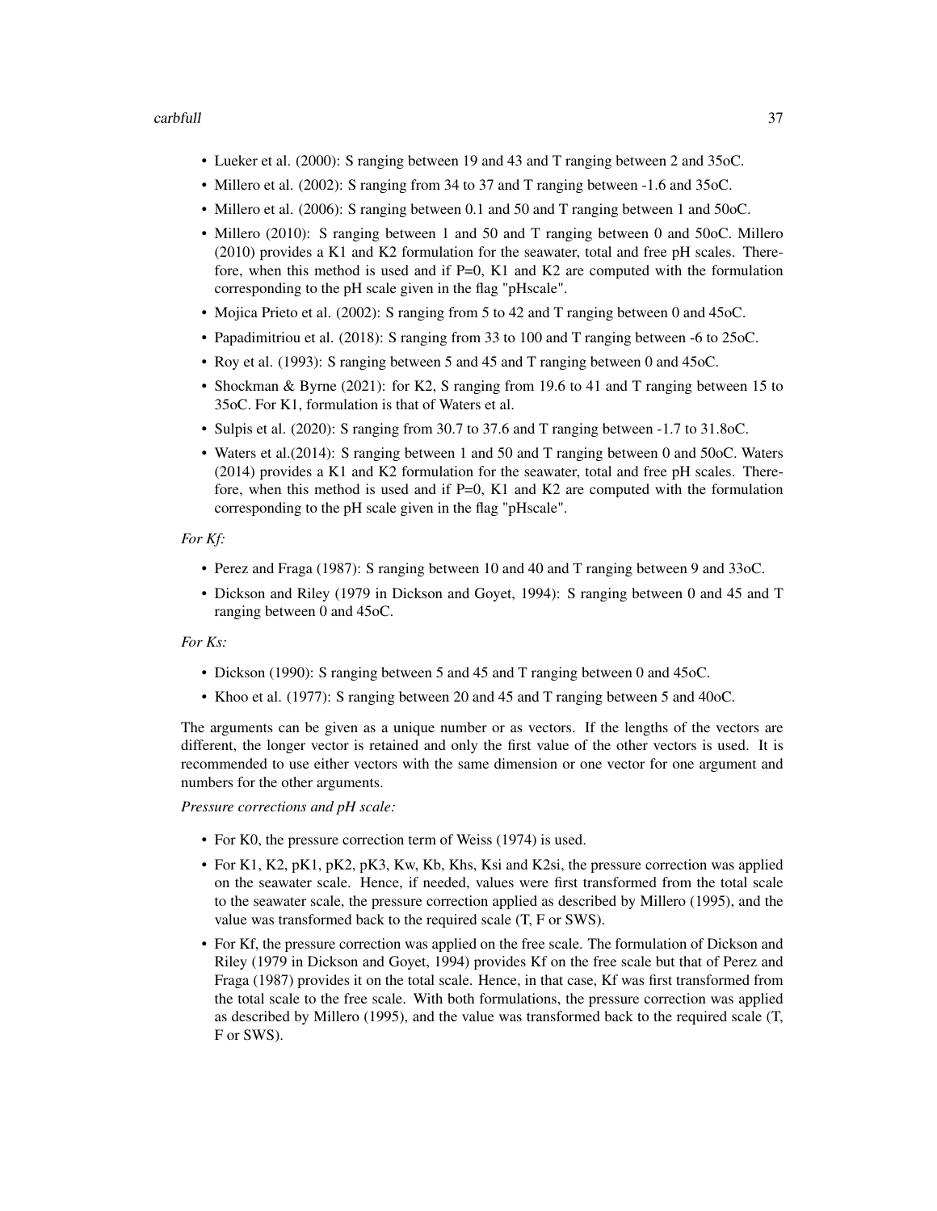- Lueker et al. (2000): S ranging between 19 and 43 and T ranging between 2 and 35oC.
- Millero et al. (2002): S ranging from 34 to 37 and T ranging between -1.6 and 35oC.
- Millero et al. (2006): S ranging between 0.1 and 50 and T ranging between 1 and 50oC.
- Millero (2010): S ranging between 1 and 50 and T ranging between 0 and 50oC. Millero (2010) provides a K1 and K2 formulation for the seawater, total and free pH scales. Therefore, when this method is used and if P=0, K1 and K2 are computed with the formulation corresponding to the pH scale given in the flag "pHscale".
- Mojica Prieto et al. (2002): S ranging from 5 to 42 and T ranging between 0 and 45oC.
- Papadimitriou et al. (2018): S ranging from 33 to 100 and T ranging between -6 to 25oC.
- Roy et al. (1993): S ranging between 5 and 45 and T ranging between 0 and 45oC.
- Shockman & Byrne (2021): for K2, S ranging from 19.6 to 41 and T ranging between 15 to 35oC. For K1, formulation is that of Waters et al.
- Sulpis et al. (2020): S ranging from 30.7 to 37.6 and T ranging between -1.7 to 31.8oC.
- Waters et al.(2014): S ranging between 1 and 50 and T ranging between 0 and 50oC. Waters (2014) provides a K1 and K2 formulation for the seawater, total and free pH scales. Therefore, when this method is used and if P=0, K1 and K2 are computed with the formulation corresponding to the pH scale given in the flag "pHscale".

*For Kf:*

- Perez and Fraga (1987): S ranging between 10 and 40 and T ranging between 9 and 33oC.
- Dickson and Riley (1979 in Dickson and Goyet, 1994): S ranging between 0 and 45 and T ranging between 0 and 45oC.

*For Ks:*

- Dickson (1990): S ranging between 5 and 45 and T ranging between 0 and 45oC.
- Khoo et al. (1977): S ranging between 20 and 45 and T ranging between 5 and 40oC.

The arguments can be given as a unique number or as vectors. If the lengths of the vectors are different, the longer vector is retained and only the first value of the other vectors is used. It is recommended to use either vectors with the same dimension or one vector for one argument and numbers for the other arguments.

*Pressure corrections and pH scale:*

- For K0, the pressure correction term of Weiss (1974) is used.
- For K1, K2, pK1, pK2, pK3, Kw, Kb, Khs, Ksi and K2si, the pressure correction was applied on the seawater scale. Hence, if needed, values were first transformed from the total scale to the seawater scale, the pressure correction applied as described by Millero (1995), and the value was transformed back to the required scale (T, F or SWS).
- For Kf, the pressure correction was applied on the free scale. The formulation of Dickson and Riley (1979 in Dickson and Goyet, 1994) provides Kf on the free scale but that of Perez and Fraga (1987) provides it on the total scale. Hence, in that case, Kf was first transformed from the total scale to the free scale. With both formulations, the pressure correction was applied as described by Millero (1995), and the value was transformed back to the required scale (T, F or SWS).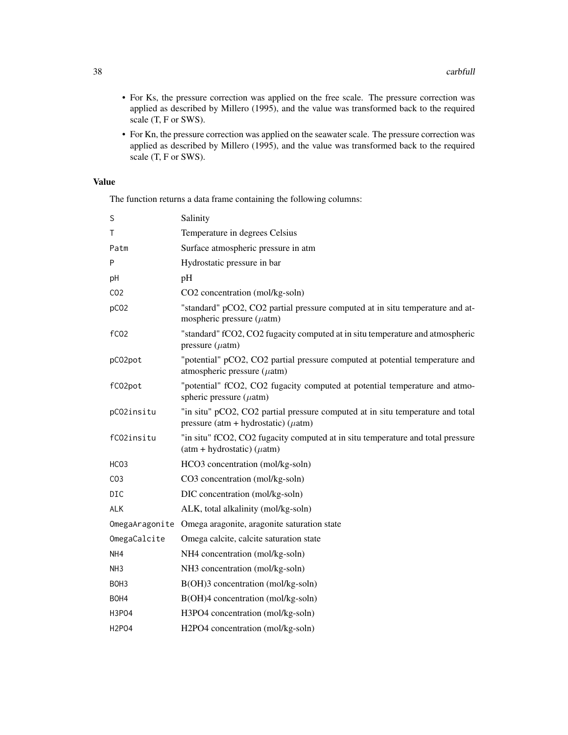- For Ks, the pressure correction was applied on the free scale. The pressure correction was applied as described by Millero (1995), and the value was transformed back to the required scale (T, F or SWS).
- For Kn, the pressure correction was applied on the seawater scale. The pressure correction was applied as described by Millero (1995), and the value was transformed back to the required scale (T, F or SWS).

### Value

The function returns a data frame containing the following columns:

| | |
|---|---|
| S | Salinity |
| T | Temperature in degrees Celsius |
| Patm | Surface atmospheric pressure in atm |
| P | Hydrostatic pressure in bar |
| pH | pH |
| CO2 | CO2 concentration (mol/kg-soln) |
| pCO2 | "standard" pCO2, CO2 partial pressure computed at in situ temperature and atmospheric pressure ($\mu$atm) |
| fCO2 | "standard" fCO2, CO2 fugacity computed at in situ temperature and atmospheric pressure ($\mu$atm) |
| pCO2pot | "potential" pCO2, CO2 partial pressure computed at potential temperature and atmospheric pressure ($\mu$atm) |
| fCO2pot | "potential" fCO2, CO2 fugacity computed at potential temperature and atmospheric pressure ($\mu$atm) |
| pCO2insitu | "in situ" pCO2, CO2 partial pressure computed at in situ temperature and total pressure (atm + hydrostatic) ($\mu$atm) |
| fCO2insitu | "in situ" fCO2, CO2 fugacity computed at in situ temperature and total pressure (atm + hydrostatic) ($\mu$atm) |
| HCO3 | HCO3 concentration (mol/kg-soln) |
| CO3 | CO3 concentration (mol/kg-soln) |
| DIC | DIC concentration (mol/kg-soln) |
| ALK | ALK, total alkalinity (mol/kg-soln) |
| OmegaAragonite | Omega aragonite, aragonite saturation state |
| OmegaCalcite | Omega calcite, calcite saturation state |
| NH4 | NH4 concentration (mol/kg-soln) |
| NH3 | NH3 concentration (mol/kg-soln) |
| BOH3 | B(OH)3 concentration (mol/kg-soln) |
| BOH4 | B(OH)4 concentration (mol/kg-soln) |
| H3PO4 | H3PO4 concentration (mol/kg-soln) |
| H2PO4 | H2PO4 concentration (mol/kg-soln) |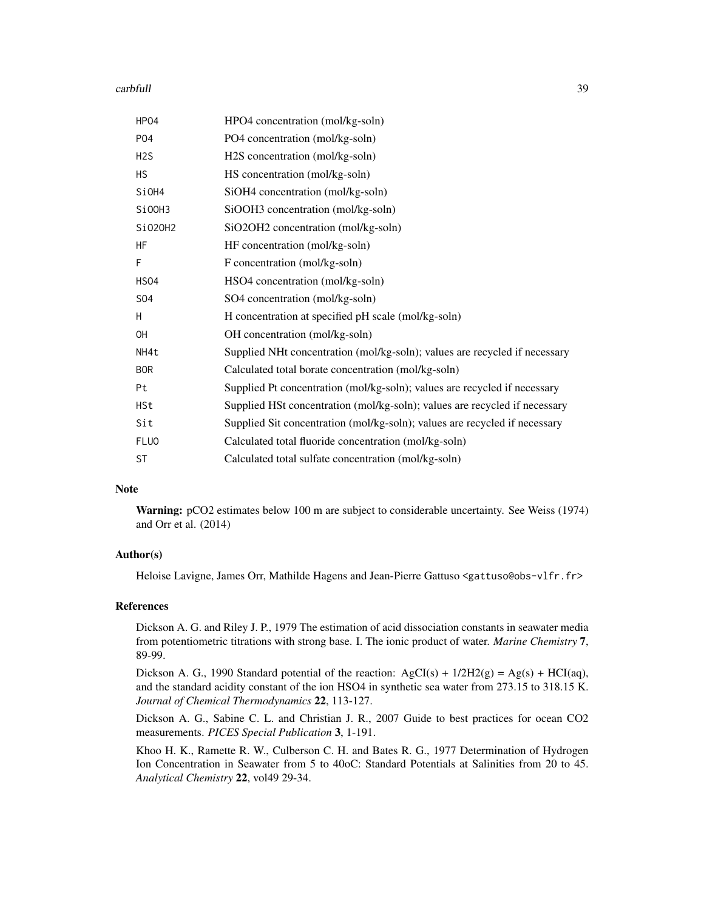| | |
|---|---|
| HPO4 | HPO4 concentration (mol/kg-soln) |
| PO4 | PO4 concentration (mol/kg-soln) |
| H2S | H2S concentration (mol/kg-soln) |
| HS | HS concentration (mol/kg-soln) |
| SiOH4 | SiOH4 concentration (mol/kg-soln) |
| SiOOH3 | SiOOH3 concentration (mol/kg-soln) |
| SiO2OH2 | SiO2OH2 concentration (mol/kg-soln) |
| HF | HF concentration (mol/kg-soln) |
| F | F concentration (mol/kg-soln) |
| HSO4 | HSO4 concentration (mol/kg-soln) |
| SO4 | SO4 concentration (mol/kg-soln) |
| H | H concentration at specified pH scale (mol/kg-soln) |
| OH | OH concentration (mol/kg-soln) |
| NH4t | Supplied NHt concentration (mol/kg-soln); values are recycled if necessary |
| BOR | Calculated total borate concentration (mol/kg-soln) |
| Pt | Supplied Pt concentration (mol/kg-soln); values are recycled if necessary |
| HSt | Supplied HSt concentration (mol/kg-soln); values are recycled if necessary |
| Sit | Supplied Sit concentration (mol/kg-soln); values are recycled if necessary |
| FLUO | Calculated total fluoride concentration (mol/kg-soln) |
| ST | Calculated total sulfate concentration (mol/kg-soln) |

## Note

**Warning:** pCO2 estimates below 100 m are subject to considerable uncertainty. See Weiss (1974) and Orr et al. (2014)

## Author(s)

Heloise Lavigne, James Orr, Mathilde Hagens and Jean-Pierre Gattuso <gattuso@obs-vlfr.fr>

## References

Dickson A. G. and Riley J. P., 1979 The estimation of acid dissociation constants in seawater media from potentiometric titrations with strong base. I. The ionic product of water. *Marine Chemistry* **7**, 89-99.

Dickson A. G., 1990 Standard potential of the reaction: AgCI(s) + 1/2H2(g) = Ag(s) + HCI(aq), and the standard acidity constant of the ion HSO4 in synthetic sea water from 273.15 to 318.15 K. *Journal of Chemical Thermodynamics* **22**, 113-127.

Dickson A. G., Sabine C. L. and Christian J. R., 2007 Guide to best practices for ocean CO2 measurements. *PICES Special Publication* **3**, 1-191.

Khoo H. K., Ramette R. W., Culberson C. H. and Bates R. G., 1977 Determination of Hydrogen Ion Concentration in Seawater from 5 to 40oC: Standard Potentials at Salinities from 20 to 45. *Analytical Chemistry* **22**, vol49 29-34.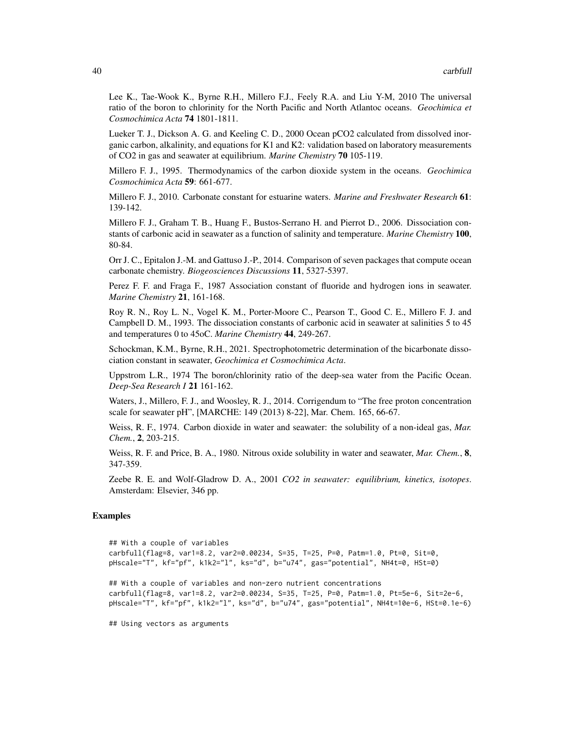Lee K., Tae-Wook K., Byrne R.H., Millero F.J., Feely R.A. and Liu Y-M, 2010 The universal ratio of the boron to chlorinity for the North Pacific and North Atlantoc oceans. *Geochimica et Cosmochimica Acta* **74** 1801-1811.

Lueker T. J., Dickson A. G. and Keeling C. D., 2000 Ocean pCO2 calculated from dissolved inorganic carbon, alkalinity, and equations for K1 and K2: validation based on laboratory measurements of CO2 in gas and seawater at equilibrium. *Marine Chemistry* **70** 105-119.

Millero F. J., 1995. Thermodynamics of the carbon dioxide system in the oceans. *Geochimica Cosmochimica Acta* **59**: 661-677.

Millero F. J., 2010. Carbonate constant for estuarine waters. *Marine and Freshwater Research* **61**: 139-142.

Millero F. J., Graham T. B., Huang F., Bustos-Serrano H. and Pierrot D., 2006. Dissociation constants of carbonic acid in seawater as a function of salinity and temperature. *Marine Chemistry* **100**, 80-84.

Orr J. C., Epitalon J.-M. and Gattuso J.-P., 2014. Comparison of seven packages that compute ocean carbonate chemistry. *Biogeosciences Discussions* **11**, 5327-5397.

Perez F. F. and Fraga F., 1987 Association constant of fluoride and hydrogen ions in seawater. *Marine Chemistry* **21**, 161-168.

Roy R. N., Roy L. N., Vogel K. M., Porter-Moore C., Pearson T., Good C. E., Millero F. J. and Campbell D. M., 1993. The dissociation constants of carbonic acid in seawater at salinities 5 to 45 and temperatures 0 to 45oC. *Marine Chemistry* **44**, 249-267.

Schockman, K.M., Byrne, R.H., 2021. Spectrophotometric determination of the bicarbonate dissociation constant in seawater, *Geochimica et Cosmochimica Acta*.

Uppstrom L.R., 1974 The boron/chlorinity ratio of the deep-sea water from the Pacific Ocean. *Deep-Sea Research I* **21** 161-162.

Waters, J., Millero, F. J., and Woosley, R. J., 2014. Corrigendum to "The free proton concentration scale for seawater pH", [MARCHE: 149 (2013) 8-22], Mar. Chem. 165, 66-67.

Weiss, R. F., 1974. Carbon dioxide in water and seawater: the solubility of a non-ideal gas, *Mar. Chem.*, **2**, 203-215.

Weiss, R. F. and Price, B. A., 1980. Nitrous oxide solubility in water and seawater, *Mar. Chem.*, **8**, 347-359.

Zeebe R. E. and Wolf-Gladrow D. A., 2001 *CO2 in seawater: equilibrium, kinetics, isotopes*. Amsterdam: Elsevier, 346 pp.

## Examples

```
## With a couple of variables
carbfull(flag=8, var1=8.2, var2=0.00234, S=35, T=25, P=0, Patm=1.0, Pt=0, Sit=0,
pHscale="T", kf="pf", k1k2="l", ks="d", b="u74", gas="potential", NH4t=0, HSt=0)

## With a couple of variables and non-zero nutrient concentrations
carbfull(flag=8, var1=8.2, var2=0.00234, S=35, T=25, P=0, Patm=1.0, Pt=5e-6, Sit=2e-6,
pHscale="T", kf="pf", k1k2="l", ks="d", b="u74", gas="potential", NH4t=10e-6, HSt=0.1e-6)

## Using vectors as arguments
```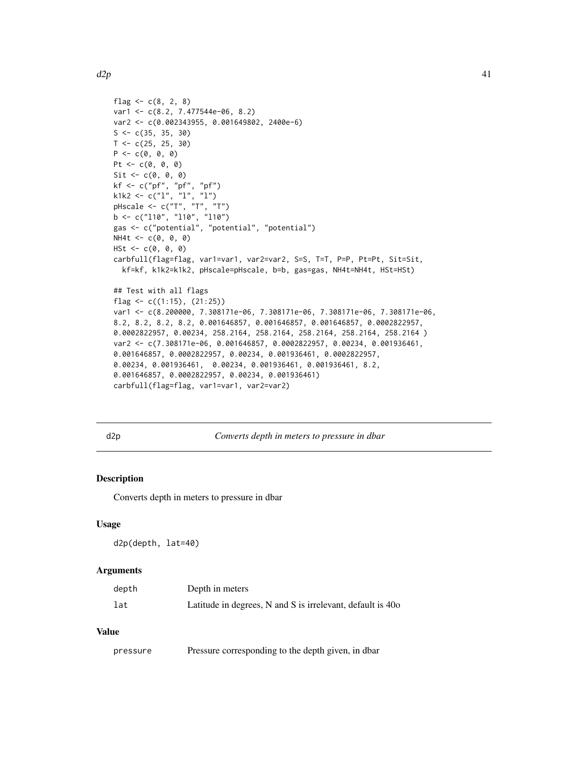```
flag <- c(8, 2, 8)
var1 <- c(8.2, 7.477544e-06, 8.2)
var2 <- c(0.002343955, 0.001649802, 2400e-6)
S <- c(35, 35, 30)
T <- c(25, 25, 30)
P <- c(0, 0, 0)
Pt <- c(0, 0, 0)
Sit <- c(0, 0, 0)
kf <- c("pf", "pf", "pf")
k1k2 <- c("l", "l", "l")
pHscale <- c("T", "T", "T")
b <- c("l10", "l10", "l10")
gas <- c("potential", "potential", "potential")
NH4t <- c(0, 0, 0)
HSt <- c(0, 0, 0)
carbfull(flag=flag, var1=var1, var2=var2, S=S, T=T, P=P, Pt=Pt, Sit=Sit,
  kf=kf, k1k2=k1k2, pHscale=pHscale, b=b, gas=gas, NH4t=NH4t, HSt=HSt)

## Test with all flags
flag <- c((1:15), (21:25))
var1 <- c(8.200000, 7.308171e-06, 7.308171e-06, 7.308171e-06, 7.308171e-06,
8.2, 8.2, 8.2, 8.2, 0.001646857, 0.001646857, 0.001646857, 0.0002822957,
0.0002822957, 0.00234, 258.2164, 258.2164, 258.2164, 258.2164, 258.2164 )
var2 <- c(7.308171e-06, 0.001646857, 0.0002822957, 0.00234, 0.001936461,
0.001646857, 0.0002822957, 0.00234, 0.001936461, 0.0002822957,
0.00234, 0.001936461,  0.00234, 0.001936461, 0.001936461, 8.2,
0.001646857, 0.0002822957, 0.00234, 0.001936461)
carbfull(flag=flag, var1=var1, var2=var2)
```

---

## d2p — *Converts depth in meters to pressure in dbar*

### Description

Converts depth in meters to pressure in dbar

### Usage

```
d2p(depth, lat=40)
```

### Arguments

| | |
|---|---|
| depth | Depth in meters |
| lat | Latitude in degrees, N and S is irrelevant, default is 40o |

### Value

| | |
|---|---|
| pressure | Pressure corresponding to the depth given, in dbar |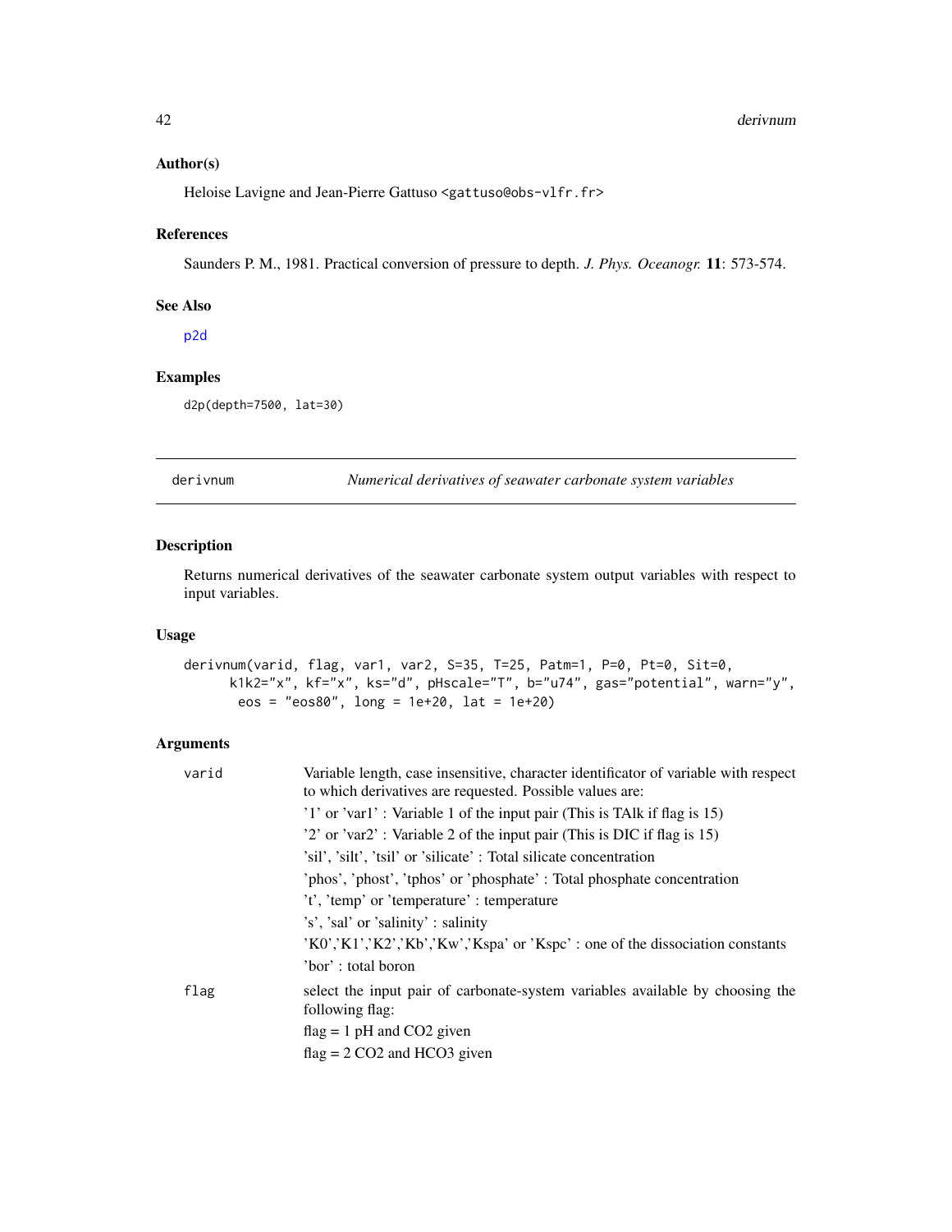## Author(s)

Heloise Lavigne and Jean-Pierre Gattuso <gattuso@obs-vlfr.fr>

## References

Saunders P. M., 1981. Practical conversion of pressure to depth. *J. Phys. Oceanogr.* **11**: 573-574.

## See Also

p2d

## Examples

```
d2p(depth=7500, lat=30)
```

---

# derivnum — *Numerical derivatives of seawater carbonate system variables*

## Description

Returns numerical derivatives of the seawater carbonate system output variables with respect to input variables.

## Usage

```
derivnum(varid, flag, var1, var2, S=35, T=25, Patm=1, P=0, Pt=0, Sit=0,
      k1k2="x", kf="x", ks="d", pHscale="T", b="u74", gas="potential", warn="y",
       eos = "eos80", long = 1e+20, lat = 1e+20)
```

## Arguments

**varid** Variable length, case insensitive, character identificator of variable with respect to which derivatives are requested. Possible values are:

- '1' or 'var1' : Variable 1 of the input pair (This is TAlk if flag is 15)
- '2' or 'var2' : Variable 2 of the input pair (This is DIC if flag is 15)
- 'sil', 'silt', 'tsil' or 'silicate' : Total silicate concentration
- 'phos', 'phost', 'tphos' or 'phosphate' : Total phosphate concentration
- 't', 'temp' or 'temperature' : temperature
- 's', 'sal' or 'salinity' : salinity
- 'K0','K1','K2','Kb','Kw','Kspa' or 'Kspc' : one of the dissociation constants
- 'bor' : total boron

**flag** select the input pair of carbonate-system variables available by choosing the following flag:

- flag = 1 pH and CO2 given
- flag = 2 CO2 and HCO3 given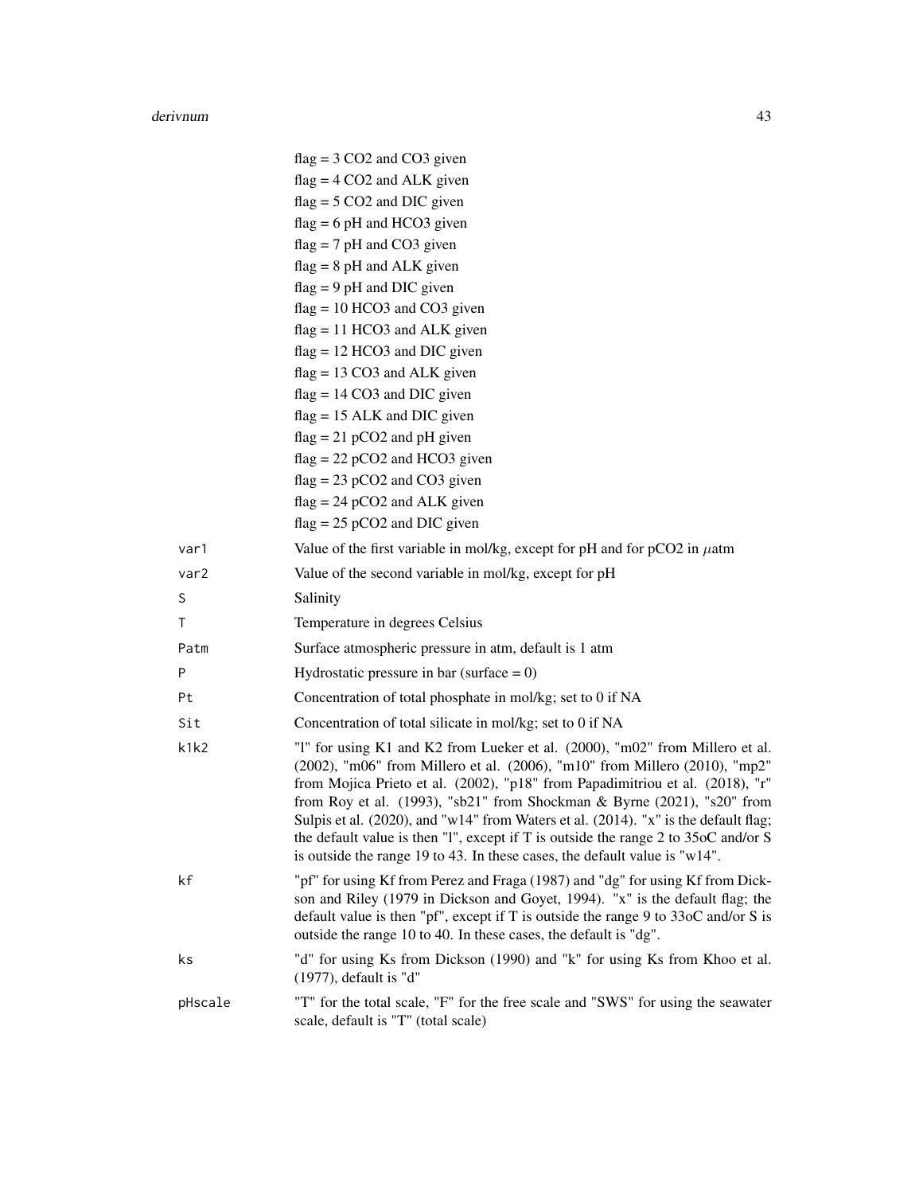| | |
|---|---|
| | flag = 3 CO2 and CO3 given |
| | flag = 4 CO2 and ALK given |
| | flag = 5 CO2 and DIC given |
| | flag = 6 pH and HCO3 given |
| | flag = 7 pH and CO3 given |
| | flag = 8 pH and ALK given |
| | flag = 9 pH and DIC given |
| | flag = 10 HCO3 and CO3 given |
| | flag = 11 HCO3 and ALK given |
| | flag = 12 HCO3 and DIC given |
| | flag = 13 CO3 and ALK given |
| | flag = 14 CO3 and DIC given |
| | flag = 15 ALK and DIC given |
| | flag = 21 pCO2 and pH given |
| | flag = 22 pCO2 and HCO3 given |
| | flag = 23 pCO2 and CO3 given |
| | flag = 24 pCO2 and ALK given |
| | flag = 25 pCO2 and DIC given |
| `var1` | Value of the first variable in mol/kg, except for pH and for pCO2 in $\mu$atm |
| `var2` | Value of the second variable in mol/kg, except for pH |
| `S` | Salinity |
| `T` | Temperature in degrees Celsius |
| `Patm` | Surface atmospheric pressure in atm, default is 1 atm |
| `P` | Hydrostatic pressure in bar (surface = 0) |
| `Pt` | Concentration of total phosphate in mol/kg; set to 0 if NA |
| `Sit` | Concentration of total silicate in mol/kg; set to 0 if NA |
| `k1k2` | "l" for using K1 and K2 from Lueker et al. (2000), "m02" from Millero et al. (2002), "m06" from Millero et al. (2006), "m10" from Millero (2010), "mp2" from Mojica Prieto et al. (2002), "p18" from Papadimitriou et al. (2018), "r" from Roy et al. (1993), "sb21" from Shockman & Byrne (2021), "s20" from Sulpis et al. (2020), and "w14" from Waters et al. (2014). "x" is the default flag; the default value is then "l", except if T is outside the range 2 to 35oC and/or S is outside the range 19 to 43. In these cases, the default value is "w14". |
| `kf` | "pf" for using Kf from Perez and Fraga (1987) and "dg" for using Kf from Dickson and Riley (1979 in Dickson and Goyet, 1994). "x" is the default flag; the default value is then "pf", except if T is outside the range 9 to 33oC and/or S is outside the range 10 to 40. In these cases, the default is "dg". |
| `ks` | "d" for using Ks from Dickson (1990) and "k" for using Ks from Khoo et al. (1977), default is "d" |
| `pHscale` | "T" for the total scale, "F" for the free scale and "SWS" for using the seawater scale, default is "T" (total scale) |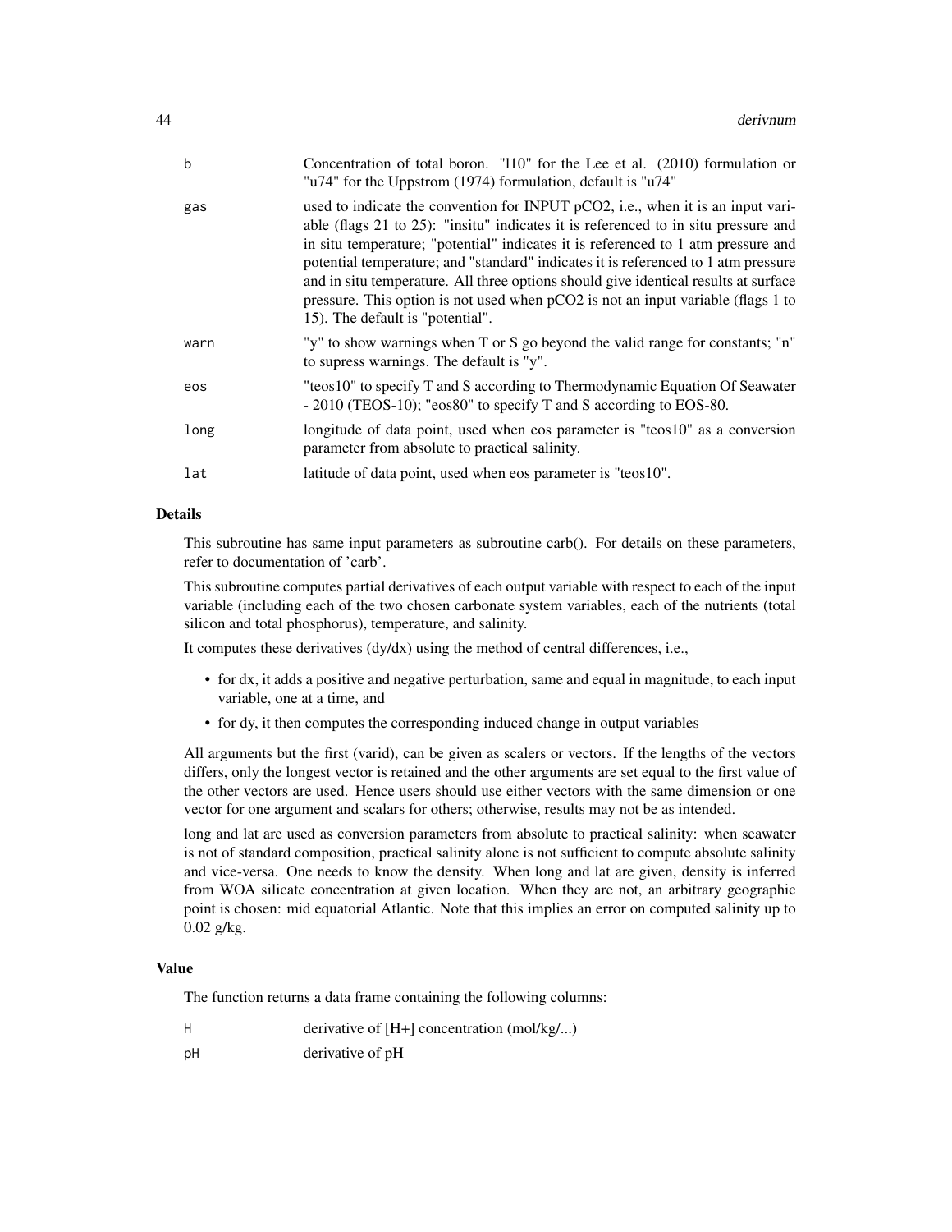| | |
|---|---|
| b | Concentration of total boron. "l10" for the Lee et al. (2010) formulation or "u74" for the Uppstrom (1974) formulation, default is "u74" |
| gas | used to indicate the convention for INPUT pCO2, i.e., when it is an input variable (flags 21 to 25): "insitu" indicates it is referenced to in situ pressure and in situ temperature; "potential" indicates it is referenced to 1 atm pressure and potential temperature; and "standard" indicates it is referenced to 1 atm pressure and in situ temperature. All three options should give identical results at surface pressure. This option is not used when pCO2 is not an input variable (flags 1 to 15). The default is "potential". |
| warn | "y" to show warnings when T or S go beyond the valid range for constants; "n" to supress warnings. The default is "y". |
| eos | "teos10" to specify T and S according to Thermodynamic Equation Of Seawater - 2010 (TEOS-10); "eos80" to specify T and S according to EOS-80. |
| long | longitude of data point, used when eos parameter is "teos10" as a conversion parameter from absolute to practical salinity. |
| lat | latitude of data point, used when eos parameter is "teos10". |

## Details

This subroutine has same input parameters as subroutine carb(). For details on these parameters, refer to documentation of 'carb'.

This subroutine computes partial derivatives of each output variable with respect to each of the input variable (including each of the two chosen carbonate system variables, each of the nutrients (total silicon and total phosphorus), temperature, and salinity.

It computes these derivatives (dy/dx) using the method of central differences, i.e.,

- for dx, it adds a positive and negative perturbation, same and equal in magnitude, to each input variable, one at a time, and
- for dy, it then computes the corresponding induced change in output variables

All arguments but the first (varid), can be given as scalers or vectors. If the lengths of the vectors differs, only the longest vector is retained and the other arguments are set equal to the first value of the other vectors are used. Hence users should use either vectors with the same dimension or one vector for one argument and scalars for others; otherwise, results may not be as intended.

long and lat are used as conversion parameters from absolute to practical salinity: when seawater is not of standard composition, practical salinity alone is not sufficient to compute absolute salinity and vice-versa. One needs to know the density. When long and lat are given, density is inferred from WOA silicate concentration at given location. When they are not, an arbitrary geographic point is chosen: mid equatorial Atlantic. Note that this implies an error on computed salinity up to 0.02 g/kg.

## Value

The function returns a data frame containing the following columns:

| | |
|---|---|
| H | derivative of [H+] concentration (mol/kg/...) |
| pH | derivative of pH |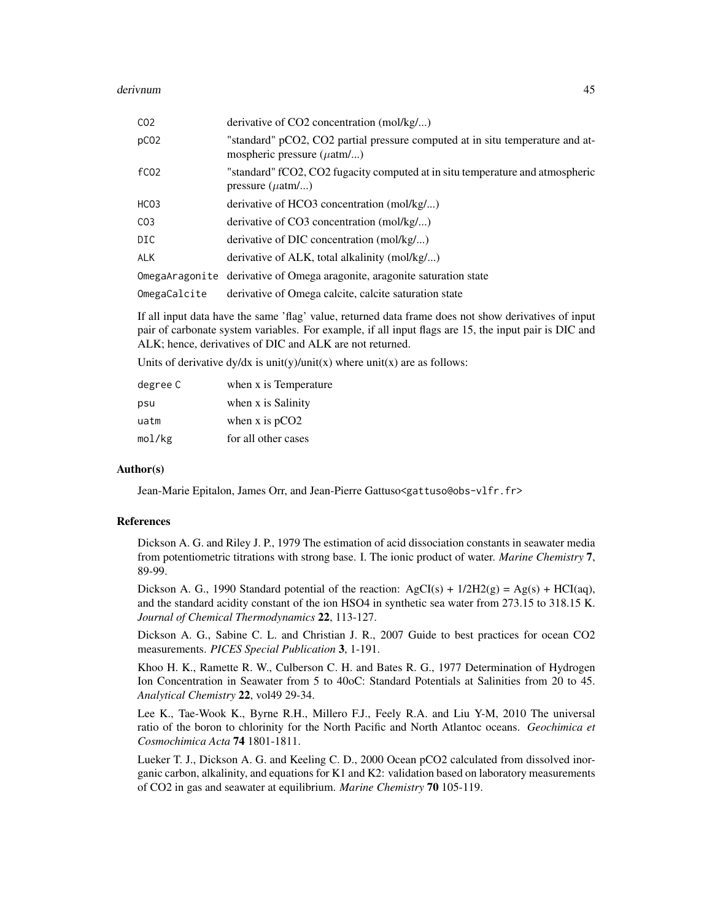| | |
|---|---|
| CO2 | derivative of CO2 concentration (mol/kg/...) |
| pCO2 | "standard" pCO2, CO2 partial pressure computed at in situ temperature and atmospheric pressure ($\mu$atm/...) |
| fCO2 | "standard" fCO2, CO2 fugacity computed at in situ temperature and atmospheric pressure ($\mu$atm/...) |
| HCO3 | derivative of HCO3 concentration (mol/kg/...) |
| CO3 | derivative of CO3 concentration (mol/kg/...) |
| DIC | derivative of DIC concentration (mol/kg/...) |
| ALK | derivative of ALK, total alkalinity (mol/kg/...) |
| OmegaAragonite | derivative of Omega aragonite, aragonite saturation state |
| OmegaCalcite | derivative of Omega calcite, calcite saturation state |

If all input data have the same 'flag' value, returned data frame does not show derivatives of input pair of carbonate system variables. For example, if all input flags are 15, the input pair is DIC and ALK; hence, derivatives of DIC and ALK are not returned.

Units of derivative dy/dx is unit(y)/unit(x) where unit(x) are as follows:

| | |
|---|---|
| degree C | when x is Temperature |
| psu | when x is Salinity |
| uatm | when x is pCO2 |
| mol/kg | for all other cases |

## Author(s)

Jean-Marie Epitalon, James Orr, and Jean-Pierre Gattuso<gattuso@obs-vlfr.fr>

## References

Dickson A. G. and Riley J. P., 1979 The estimation of acid dissociation constants in seawater media from potentiometric titrations with strong base. I. The ionic product of water. *Marine Chemistry* **7**, 89-99.

Dickson A. G., 1990 Standard potential of the reaction: AgCI(s) + 1/2H2(g) = Ag(s) + HCI(aq), and the standard acidity constant of the ion HSO4 in synthetic sea water from 273.15 to 318.15 K. *Journal of Chemical Thermodynamics* **22**, 113-127.

Dickson A. G., Sabine C. L. and Christian J. R., 2007 Guide to best practices for ocean CO2 measurements. *PICES Special Publication* **3**, 1-191.

Khoo H. K., Ramette R. W., Culberson C. H. and Bates R. G., 1977 Determination of Hydrogen Ion Concentration in Seawater from 5 to 40oC: Standard Potentials at Salinities from 20 to 45. *Analytical Chemistry* **22**, vol49 29-34.

Lee K., Tae-Wook K., Byrne R.H., Millero F.J., Feely R.A. and Liu Y-M, 2010 The universal ratio of the boron to chlorinity for the North Pacific and North Atlantoc oceans. *Geochimica et Cosmochimica Acta* **74** 1801-1811.

Lueker T. J., Dickson A. G. and Keeling C. D., 2000 Ocean pCO2 calculated from dissolved inorganic carbon, alkalinity, and equations for K1 and K2: validation based on laboratory measurements of CO2 in gas and seawater at equilibrium. *Marine Chemistry* **70** 105-119.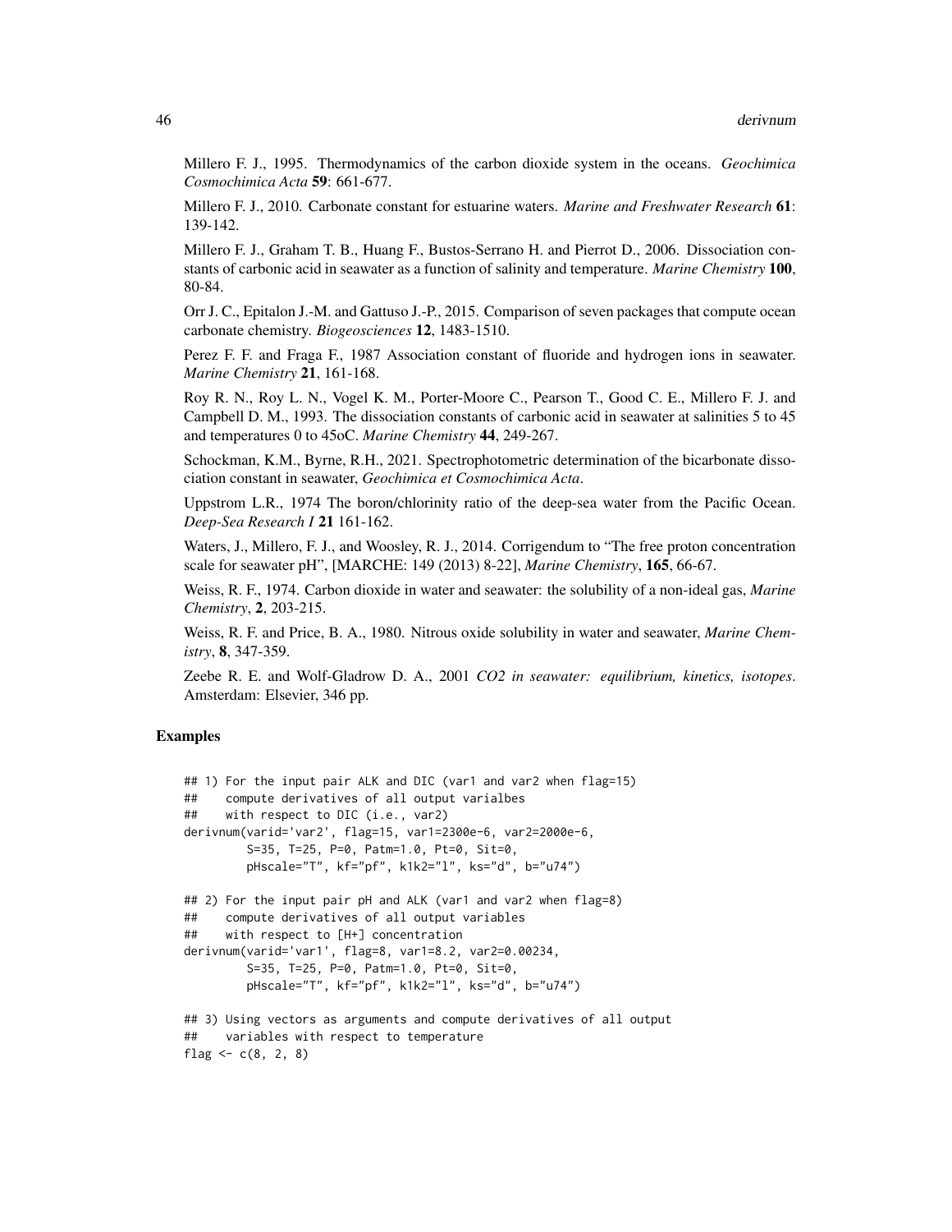Millero F. J., 1995. Thermodynamics of the carbon dioxide system in the oceans. *Geochimica Cosmochimica Acta* **59**: 661-677.

Millero F. J., 2010. Carbonate constant for estuarine waters. *Marine and Freshwater Research* **61**: 139-142.

Millero F. J., Graham T. B., Huang F., Bustos-Serrano H. and Pierrot D., 2006. Dissociation constants of carbonic acid in seawater as a function of salinity and temperature. *Marine Chemistry* **100**, 80-84.

Orr J. C., Epitalon J.-M. and Gattuso J.-P., 2015. Comparison of seven packages that compute ocean carbonate chemistry. *Biogeosciences* **12**, 1483-1510.

Perez F. F. and Fraga F., 1987 Association constant of fluoride and hydrogen ions in seawater. *Marine Chemistry* **21**, 161-168.

Roy R. N., Roy L. N., Vogel K. M., Porter-Moore C., Pearson T., Good C. E., Millero F. J. and Campbell D. M., 1993. The dissociation constants of carbonic acid in seawater at salinities 5 to 45 and temperatures 0 to 45oC. *Marine Chemistry* **44**, 249-267.

Schockman, K.M., Byrne, R.H., 2021. Spectrophotometric determination of the bicarbonate dissociation constant in seawater, *Geochimica et Cosmochimica Acta*.

Uppstrom L.R., 1974 The boron/chlorinity ratio of the deep-sea water from the Pacific Ocean. *Deep-Sea Research I* **21** 161-162.

Waters, J., Millero, F. J., and Woosley, R. J., 2014. Corrigendum to "The free proton concentration scale for seawater pH", [MARCHE: 149 (2013) 8-22], *Marine Chemistry*, **165**, 66-67.

Weiss, R. F., 1974. Carbon dioxide in water and seawater: the solubility of a non-ideal gas, *Marine Chemistry*, **2**, 203-215.

Weiss, R. F. and Price, B. A., 1980. Nitrous oxide solubility in water and seawater, *Marine Chemistry*, **8**, 347-359.

Zeebe R. E. and Wolf-Gladrow D. A., 2001 *CO2 in seawater: equilibrium, kinetics, isotopes*. Amsterdam: Elsevier, 346 pp.

## Examples

```
## 1) For the input pair ALK and DIC (var1 and var2 when flag=15)
##    compute derivatives of all output varialbes
##    with respect to DIC (i.e., var2)
derivnum(varid='var2', flag=15, var1=2300e-6, var2=2000e-6,
         S=35, T=25, P=0, Patm=1.0, Pt=0, Sit=0,
         pHscale="T", kf="pf", k1k2="l", ks="d", b="u74")

## 2) For the input pair pH and ALK (var1 and var2 when flag=8)
##    compute derivatives of all output variables
##    with respect to [H+] concentration
derivnum(varid='var1', flag=8, var1=8.2, var2=0.00234,
         S=35, T=25, P=0, Patm=1.0, Pt=0, Sit=0,
         pHscale="T", kf="pf", k1k2="l", ks="d", b="u74")

## 3) Using vectors as arguments and compute derivatives of all output
##    variables with respect to temperature
flag <- c(8, 2, 8)
```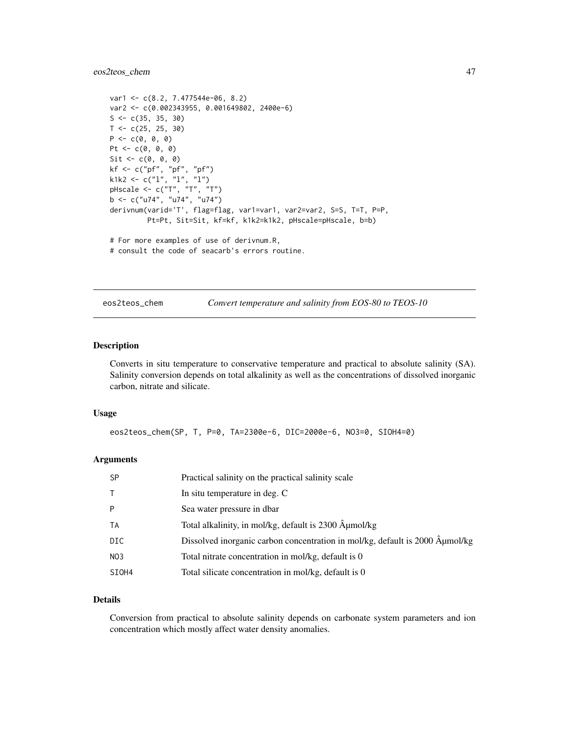```
var1 <- c(8.2, 7.477544e-06, 8.2)
var2 <- c(0.002343955, 0.001649802, 2400e-6)
S <- c(35, 35, 30)
T <- c(25, 25, 30)
P <- c(0, 0, 0)
Pt <- c(0, 0, 0)
Sit <- c(0, 0, 0)
kf <- c("pf", "pf", "pf")
k1k2 <- c("l", "l", "l")
pHscale <- c("T", "T", "T")
b <- c("u74", "u74", "u74")
derivnum(varid='T', flag=flag, var1=var1, var2=var2, S=S, T=T, P=P,
         Pt=Pt, Sit=Sit, kf=kf, k1k2=k1k2, pHscale=pHscale, b=b)

# For more examples of use of derivnum.R,
# consult the code of seacarb's errors routine.
```

---

## eos2teos_chem — *Convert temperature and salinity from EOS-80 to TEOS-10*

### Description

Converts in situ temperature to conservative temperature and practical to absolute salinity (SA). Salinity conversion depends on total alkalinity as well as the concentrations of dissolved inorganic carbon, nitrate and silicate.

### Usage

```
eos2teos_chem(SP, T, P=0, TA=2300e-6, DIC=2000e-6, NO3=0, SIOH4=0)
```

### Arguments

| | |
|---|---|
| SP | Practical salinity on the practical salinity scale |
| T | In situ temperature in deg. C |
| P | Sea water pressure in dbar |
| TA | Total alkalinity, in mol/kg, default is 2300 Âµmol/kg |
| DIC | Dissolved inorganic carbon concentration in mol/kg, default is 2000 Âµmol/kg |
| NO3 | Total nitrate concentration in mol/kg, default is 0 |
| SIOH4 | Total silicate concentration in mol/kg, default is 0 |

### Details

Conversion from practical to absolute salinity depends on carbonate system parameters and ion concentration which mostly affect water density anomalies.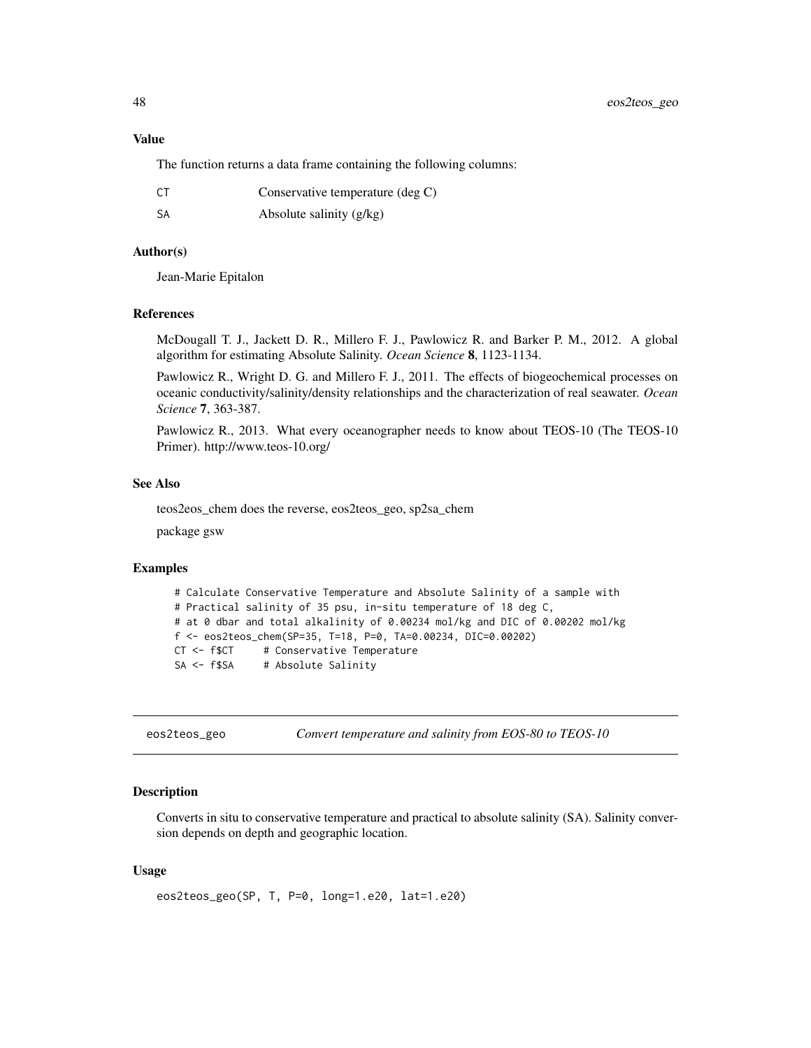### Value

The function returns a data frame containing the following columns:

| | |
|---|---|
| CT | Conservative temperature (deg C) |
| SA | Absolute salinity (g/kg) |

### Author(s)

Jean-Marie Epitalon

### References

McDougall T. J., Jackett D. R., Millero F. J., Pawlowicz R. and Barker P. M., 2012. A global algorithm for estimating Absolute Salinity. *Ocean Science* **8**, 1123-1134.

Pawlowicz R., Wright D. G. and Millero F. J., 2011. The effects of biogeochemical processes on oceanic conductivity/salinity/density relationships and the characterization of real seawater. *Ocean Science* **7**, 363-387.

Pawlowicz R., 2013. What every oceanographer needs to know about TEOS-10 (The TEOS-10 Primer). http://www.teos-10.org/

### See Also

teos2eos_chem does the reverse, eos2teos_geo, sp2sa_chem

package gsw

### Examples

```
# Calculate Conservative Temperature and Absolute Salinity of a sample with
# Practical salinity of 35 psu, in-situ temperature of 18 deg C,
# at 0 dbar and total alkalinity of 0.00234 mol/kg and DIC of 0.00202 mol/kg
f <- eos2teos_chem(SP=35, T=18, P=0, TA=0.00234, DIC=0.00202)
CT <- f$CT     # Conservative Temperature
SA <- f$SA     # Absolute Salinity
```

---

## eos2teos_geo — *Convert temperature and salinity from EOS-80 to TEOS-10*

### Description

Converts in situ to conservative temperature and practical to absolute salinity (SA). Salinity conversion depends on depth and geographic location.

### Usage

```
eos2teos_geo(SP, T, P=0, long=1.e20, lat=1.e20)
```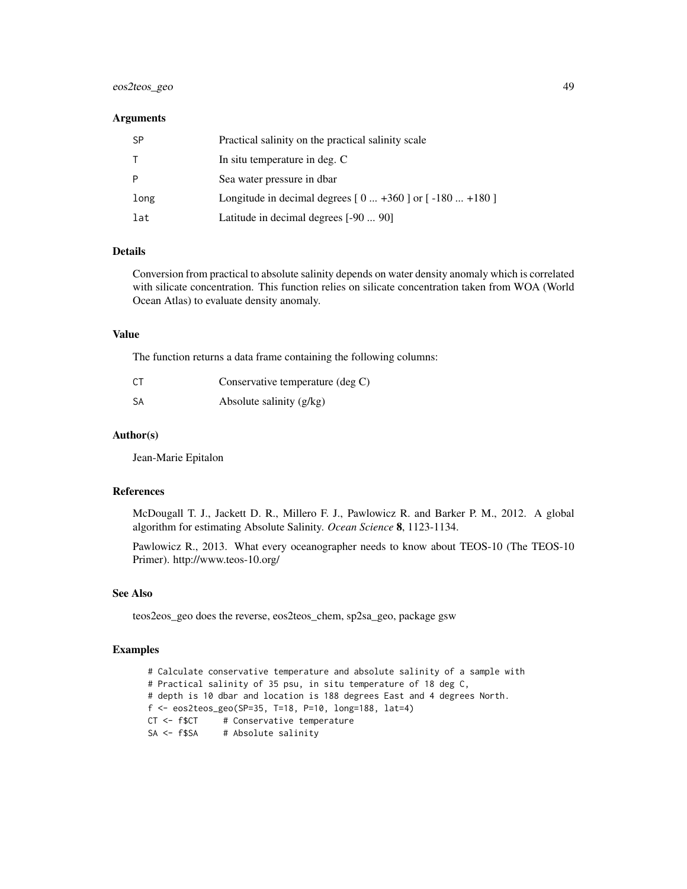### Arguments

| | |
|---|---|
| SP | Practical salinity on the practical salinity scale |
| T | In situ temperature in deg. C |
| P | Sea water pressure in dbar |
| long | Longitude in decimal degrees [ 0 ... +360 ] or [ -180 ... +180 ] |
| lat | Latitude in decimal degrees [-90 ... 90] |

### Details

Conversion from practical to absolute salinity depends on water density anomaly which is correlated with silicate concentration. This function relies on silicate concentration taken from WOA (World Ocean Atlas) to evaluate density anomaly.

### Value

The function returns a data frame containing the following columns:

| | |
|---|---|
| CT | Conservative temperature (deg C) |
| SA | Absolute salinity (g/kg) |

### Author(s)

Jean-Marie Epitalon

### References

McDougall T. J., Jackett D. R., Millero F. J., Pawlowicz R. and Barker P. M., 2012. A global algorithm for estimating Absolute Salinity. *Ocean Science* **8**, 1123-1134.

Pawlowicz R., 2013. What every oceanographer needs to know about TEOS-10 (The TEOS-10 Primer). http://www.teos-10.org/

### See Also

teos2eos_geo does the reverse, eos2teos_chem, sp2sa_geo, package gsw

### Examples

```
# Calculate conservative temperature and absolute salinity of a sample with
# Practical salinity of 35 psu, in situ temperature of 18 deg C,
# depth is 10 dbar and location is 188 degrees East and 4 degrees North.
f <- eos2teos_geo(SP=35, T=18, P=10, long=188, lat=4)
CT <- f$CT     # Conservative temperature
SA <- f$SA     # Absolute salinity
```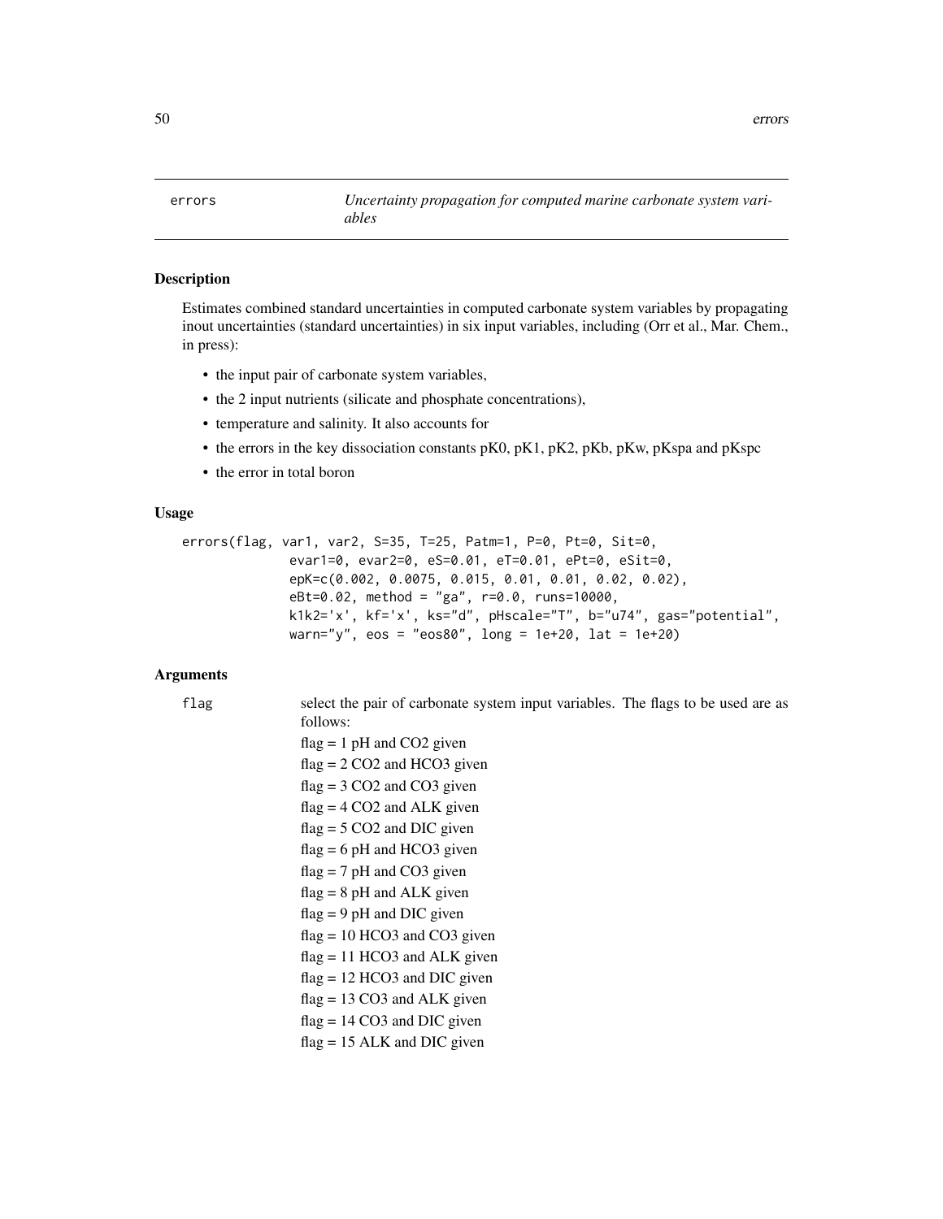# errors — *Uncertainty propagation for computed marine carbonate system variables*

## Description

Estimates combined standard uncertainties in computed carbonate system variables by propagating inout uncertainties (standard uncertainties) in six input variables, including (Orr et al., Mar. Chem., in press):

- the input pair of carbonate system variables,
- the 2 input nutrients (silicate and phosphate concentrations),
- temperature and salinity. It also accounts for
- the errors in the key dissociation constants pK0, pK1, pK2, pKb, pKw, pKspa and pKspc
- the error in total boron

## Usage

```
errors(flag, var1, var2, S=35, T=25, Patm=1, P=0, Pt=0, Sit=0,
              evar1=0, evar2=0, eS=0.01, eT=0.01, ePt=0, eSit=0,
              epK=c(0.002, 0.0075, 0.015, 0.01, 0.01, 0.02, 0.02),
              eBt=0.02, method = "ga", r=0.0, runs=10000,
              k1k2='x', kf='x', ks="d", pHscale="T", b="u74", gas="potential",
              warn="y", eos = "eos80", long = 1e+20, lat = 1e+20)
```

## Arguments

**flag** select the pair of carbonate system input variables. The flags to be used are as follows:

flag = 1 pH and CO2 given
flag = 2 CO2 and HCO3 given
flag = 3 CO2 and CO3 given
flag = 4 CO2 and ALK given
flag = 5 CO2 and DIC given
flag = 6 pH and HCO3 given
flag = 7 pH and CO3 given
flag = 8 pH and ALK given
flag = 9 pH and DIC given
flag = 10 HCO3 and CO3 given
flag = 11 HCO3 and ALK given
flag = 12 HCO3 and DIC given
flag = 13 CO3 and ALK given
flag = 14 CO3 and DIC given
flag = 15 ALK and DIC given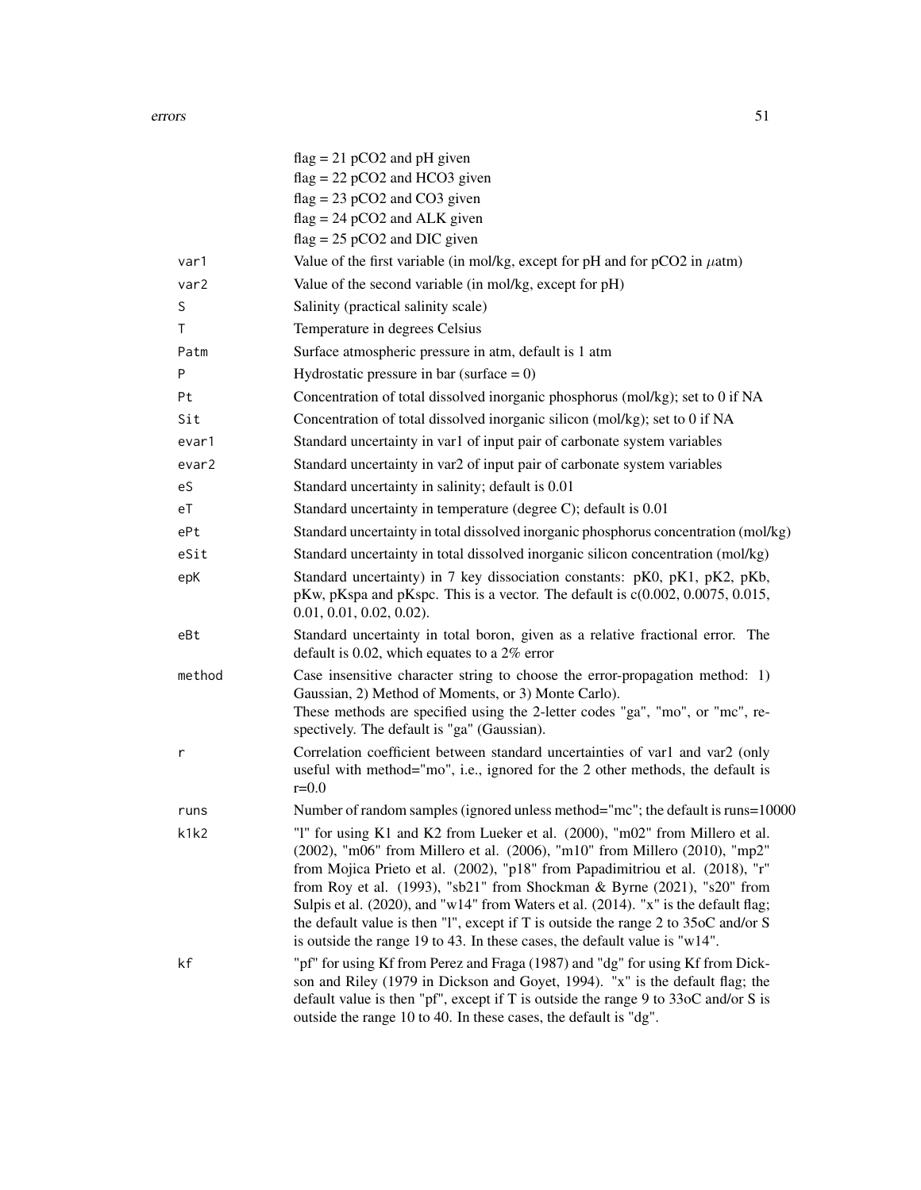| | |
|---|---|
| | flag = 21 pCO2 and pH given |
| | flag = 22 pCO2 and HCO3 given |
| | flag = 23 pCO2 and CO3 given |
| | flag = 24 pCO2 and ALK given |
| | flag = 25 pCO2 and DIC given |
| var1 | Value of the first variable (in mol/kg, except for pH and for pCO2 in $\mu$atm) |
| var2 | Value of the second variable (in mol/kg, except for pH) |
| S | Salinity (practical salinity scale) |
| T | Temperature in degrees Celsius |
| Patm | Surface atmospheric pressure in atm, default is 1 atm |
| P | Hydrostatic pressure in bar (surface = 0) |
| Pt | Concentration of total dissolved inorganic phosphorus (mol/kg); set to 0 if NA |
| Sit | Concentration of total dissolved inorganic silicon (mol/kg); set to 0 if NA |
| evar1 | Standard uncertainty in var1 of input pair of carbonate system variables |
| evar2 | Standard uncertainty in var2 of input pair of carbonate system variables |
| eS | Standard uncertainty in salinity; default is 0.01 |
| eT | Standard uncertainty in temperature (degree C); default is 0.01 |
| ePt | Standard uncertainty in total dissolved inorganic phosphorus concentration (mol/kg) |
| eSit | Standard uncertainty in total dissolved inorganic silicon concentration (mol/kg) |
| epK | Standard uncertainty) in 7 key dissociation constants: pK0, pK1, pK2, pKb, pKw, pKspa and pKspc. This is a vector. The default is c(0.002, 0.0075, 0.015, 0.01, 0.01, 0.02, 0.02). |
| eBt | Standard uncertainty in total boron, given as a relative fractional error. The default is 0.02, which equates to a 2% error |
| method | Case insensitive character string to choose the error-propagation method: 1) Gaussian, 2) Method of Moments, or 3) Monte Carlo). These methods are specified using the 2-letter codes "ga", "mo", or "mc", respectively. The default is "ga" (Gaussian). |
| r | Correlation coefficient between standard uncertainties of var1 and var2 (only useful with method="mo", i.e., ignored for the 2 other methods, the default is r=0.0 |
| runs | Number of random samples (ignored unless method="mc"; the default is runs=10000 |
| k1k2 | "l" for using K1 and K2 from Lueker et al. (2000), "m02" from Millero et al. (2002), "m06" from Millero et al. (2006), "m10" from Millero (2010), "mp2" from Mojica Prieto et al. (2002), "p18" from Papadimitriou et al. (2018), "r" from Roy et al. (1993), "sb21" from Shockman & Byrne (2021), "s20" from Sulpis et al. (2020), and "w14" from Waters et al. (2014). "x" is the default flag; the default value is then "l", except if T is outside the range 2 to 35oC and/or S is outside the range 19 to 43. In these cases, the default value is "w14". |
| kf | "pf" for using Kf from Perez and Fraga (1987) and "dg" for using Kf from Dickson and Riley (1979 in Dickson and Goyet, 1994). "x" is the default flag; the default value is then "pf", except if T is outside the range 9 to 33oC and/or S is outside the range 10 to 40. In these cases, the default is "dg". |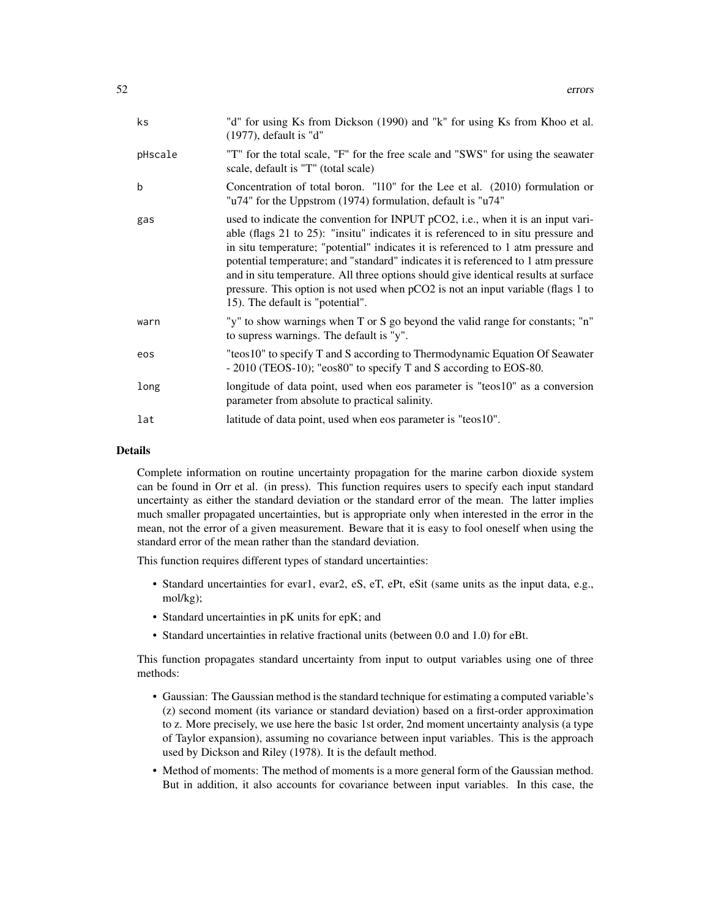| | |
|---|---|
| ks | "d" for using Ks from Dickson (1990) and "k" for using Ks from Khoo et al. (1977), default is "d" |
| pHscale | "T" for the total scale, "F" for the free scale and "SWS" for using the seawater scale, default is "T" (total scale) |
| b | Concentration of total boron. "l10" for the Lee et al. (2010) formulation or "u74" for the Uppstrom (1974) formulation, default is "u74" |
| gas | used to indicate the convention for INPUT pCO2, i.e., when it is an input variable (flags 21 to 25): "insitu" indicates it is referenced to in situ pressure and in situ temperature; "potential" indicates it is referenced to 1 atm pressure and potential temperature; and "standard" indicates it is referenced to 1 atm pressure and in situ temperature. All three options should give identical results at surface pressure. This option is not used when pCO2 is not an input variable (flags 1 to 15). The default is "potential". |
| warn | "y" to show warnings when T or S go beyond the valid range for constants; "n" to supress warnings. The default is "y". |
| eos | "teos10" to specify T and S according to Thermodynamic Equation Of Seawater - 2010 (TEOS-10); "eos80" to specify T and S according to EOS-80. |
| long | longitude of data point, used when eos parameter is "teos10" as a conversion parameter from absolute to practical salinity. |
| lat | latitude of data point, used when eos parameter is "teos10". |

## Details

Complete information on routine uncertainty propagation for the marine carbon dioxide system can be found in Orr et al. (in press). This function requires users to specify each input standard uncertainty as either the standard deviation or the standard error of the mean. The latter implies much smaller propagated uncertainties, but is appropriate only when interested in the error in the mean, not the error of a given measurement. Beware that it is easy to fool oneself when using the standard error of the mean rather than the standard deviation.

This function requires different types of standard uncertainties:

- Standard uncertainties for evar1, evar2, eS, eT, ePt, eSit (same units as the input data, e.g., mol/kg);
- Standard uncertainties in pK units for epK; and
- Standard uncertainties in relative fractional units (between 0.0 and 1.0) for eBt.

This function propagates standard uncertainty from input to output variables using one of three methods:

- Gaussian: The Gaussian method is the standard technique for estimating a computed variable's (z) second moment (its variance or standard deviation) based on a first-order approximation to z. More precisely, we use here the basic 1st order, 2nd moment uncertainty analysis (a type of Taylor expansion), assuming no covariance between input variables. This is the approach used by Dickson and Riley (1978). It is the default method.
- Method of moments: The method of moments is a more general form of the Gaussian method. But in addition, it also accounts for covariance between input variables. In this case, the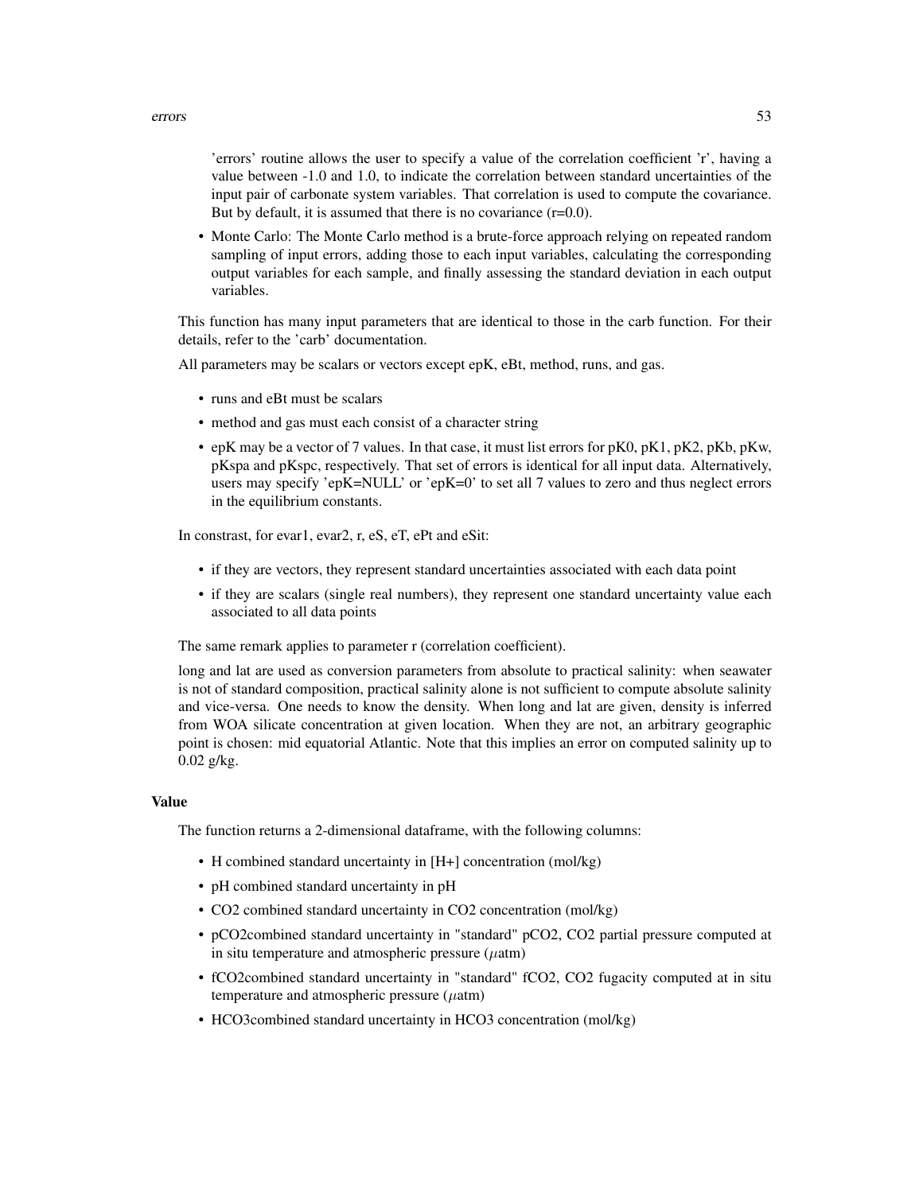'errors' routine allows the user to specify a value of the correlation coefficient 'r', having a value between -1.0 and 1.0, to indicate the correlation between standard uncertainties of the input pair of carbonate system variables. That correlation is used to compute the covariance. But by default, it is assumed that there is no covariance (r=0.0).

- Monte Carlo: The Monte Carlo method is a brute-force approach relying on repeated random sampling of input errors, adding those to each input variables, calculating the corresponding output variables for each sample, and finally assessing the standard deviation in each output variables.

This function has many input parameters that are identical to those in the carb function. For their details, refer to the 'carb' documentation.

All parameters may be scalars or vectors except epK, eBt, method, runs, and gas.

- runs and eBt must be scalars
- method and gas must each consist of a character string
- epK may be a vector of 7 values. In that case, it must list errors for pK0, pK1, pK2, pKb, pKw, pKspa and pKspc, respectively. That set of errors is identical for all input data. Alternatively, users may specify 'epK=NULL' or 'epK=0' to set all 7 values to zero and thus neglect errors in the equilibrium constants.

In constrast, for evar1, evar2, r, eS, eT, ePt and eSit:

- if they are vectors, they represent standard uncertainties associated with each data point
- if they are scalars (single real numbers), they represent one standard uncertainty value each associated to all data points

The same remark applies to parameter r (correlation coefficient).

long and lat are used as conversion parameters from absolute to practical salinity: when seawater is not of standard composition, practical salinity alone is not sufficient to compute absolute salinity and vice-versa. One needs to know the density. When long and lat are given, density is inferred from WOA silicate concentration at given location. When they are not, an arbitrary geographic point is chosen: mid equatorial Atlantic. Note that this implies an error on computed salinity up to 0.02 g/kg.

### Value

The function returns a 2-dimensional dataframe, with the following columns:

- H combined standard uncertainty in [H+] concentration (mol/kg)
- pH combined standard uncertainty in pH
- CO2 combined standard uncertainty in CO2 concentration (mol/kg)
- pCO2combined standard uncertainty in "standard" pCO2, CO2 partial pressure computed at in situ temperature and atmospheric pressure ($\mu$atm)
- fCO2combined standard uncertainty in "standard" fCO2, CO2 fugacity computed at in situ temperature and atmospheric pressure ($\mu$atm)
- HCO3combined standard uncertainty in HCO3 concentration (mol/kg)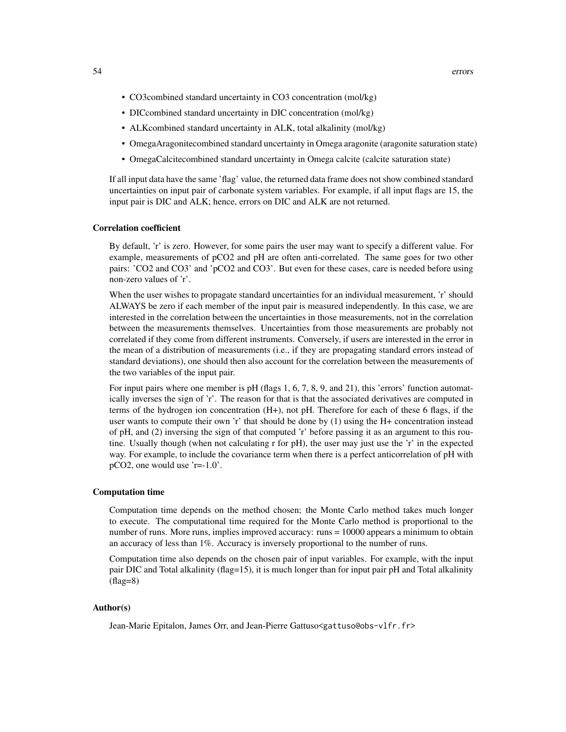- CO3combined standard uncertainty in CO3 concentration (mol/kg)
- DICcombined standard uncertainty in DIC concentration (mol/kg)
- ALKcombined standard uncertainty in ALK, total alkalinity (mol/kg)
- OmegaAragonitecombined standard uncertainty in Omega aragonite (aragonite saturation state)
- OmegaCalcitecombined standard uncertainty in Omega calcite (calcite saturation state)

If all input data have the same 'flag' value, the returned data frame does not show combined standard uncertainties on input pair of carbonate system variables. For example, if all input flags are 15, the input pair is DIC and ALK; hence, errors on DIC and ALK are not returned.

### Correlation coefficient

By default, 'r' is zero. However, for some pairs the user may want to specify a different value. For example, measurements of pCO2 and pH are often anti-correlated. The same goes for two other pairs: 'CO2 and CO3' and 'pCO2 and CO3'. But even for these cases, care is needed before using non-zero values of 'r'.

When the user wishes to propagate standard uncertainties for an individual measurement, 'r' should ALWAYS be zero if each member of the input pair is measured independently. In this case, we are interested in the correlation between the uncertainties in those measurements, not in the correlation between the measurements themselves. Uncertainties from those measurements are probably not correlated if they come from different instruments. Conversely, if users are interested in the error in the mean of a distribution of measurements (i.e., if they are propagating standard errors instead of standard deviations), one should then also account for the correlation between the measurements of the two variables of the input pair.

For input pairs where one member is pH (flags 1, 6, 7, 8, 9, and 21), this 'errors' function automatically inverses the sign of 'r'. The reason for that is that the associated derivatives are computed in terms of the hydrogen ion concentration (H+), not pH. Therefore for each of these 6 flags, if the user wants to compute their own 'r' that should be done by (1) using the H+ concentration instead of pH, and (2) inversing the sign of that computed 'r' before passing it as an argument to this routine. Usually though (when not calculating r for pH), the user may just use the 'r' in the expected way. For example, to include the covariance term when there is a perfect anticorrelation of pH with pCO2, one would use 'r=-1.0'.

### Computation time

Computation time depends on the method chosen; the Monte Carlo method takes much longer to execute. The computational time required for the Monte Carlo method is proportional to the number of runs. More runs, implies improved accuracy: runs = 10000 appears a minimum to obtain an accuracy of less than 1%. Accuracy is inversely proportional to the number of runs.

Computation time also depends on the chosen pair of input variables. For example, with the input pair DIC and Total alkalinity (flag=15), it is much longer than for input pair pH and Total alkalinity (flag=8)

### Author(s)

Jean-Marie Epitalon, James Orr, and Jean-Pierre Gattuso<gattuso@obs-vlfr.fr>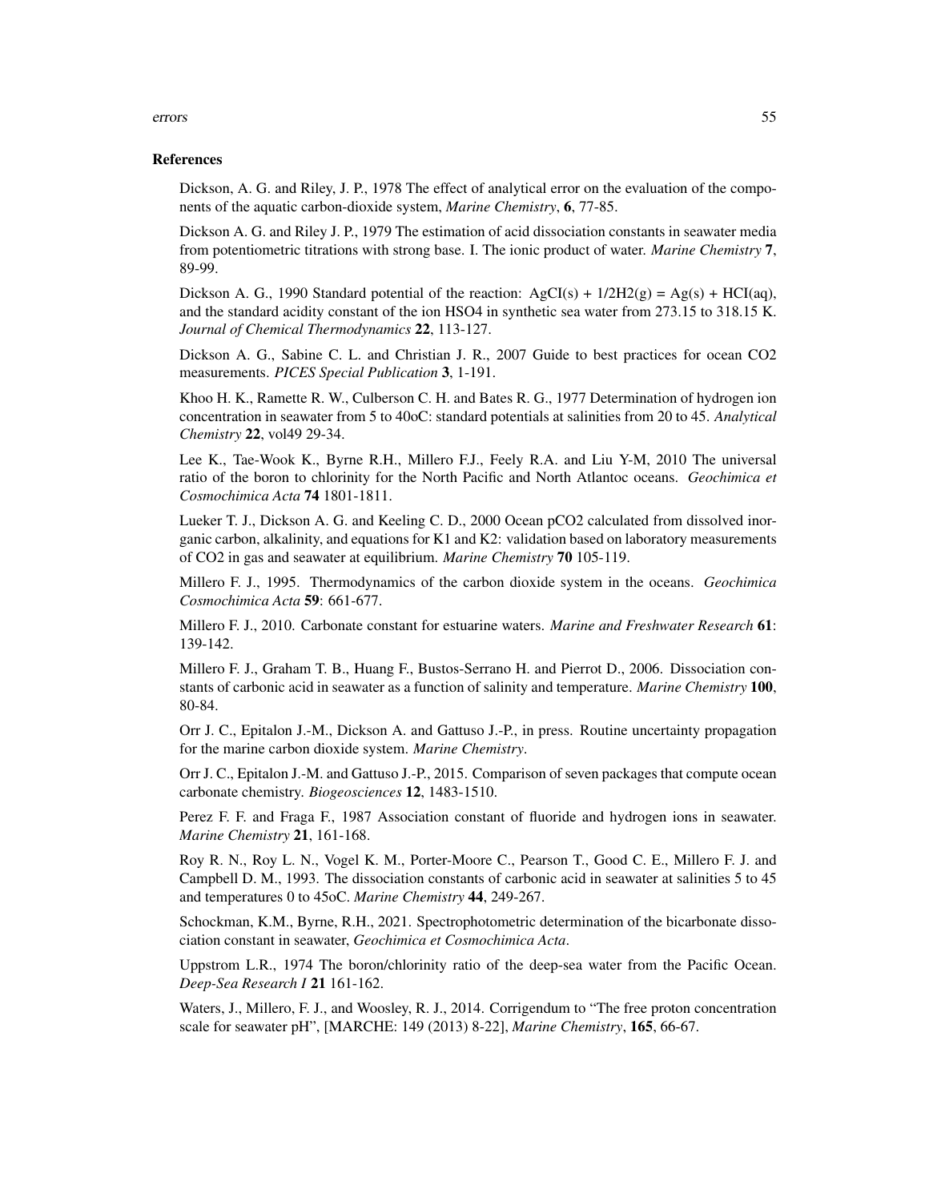### References

Dickson, A. G. and Riley, J. P., 1978 The effect of analytical error on the evaluation of the components of the aquatic carbon-dioxide system, *Marine Chemistry*, **6**, 77-85.

Dickson A. G. and Riley J. P., 1979 The estimation of acid dissociation constants in seawater media from potentiometric titrations with strong base. I. The ionic product of water. *Marine Chemistry* **7**, 89-99.

Dickson A. G., 1990 Standard potential of the reaction: AgCI(s) + 1/2H2(g) = Ag(s) + HCI(aq), and the standard acidity constant of the ion HSO4 in synthetic sea water from 273.15 to 318.15 K. *Journal of Chemical Thermodynamics* **22**, 113-127.

Dickson A. G., Sabine C. L. and Christian J. R., 2007 Guide to best practices for ocean CO2 measurements. *PICES Special Publication* **3**, 1-191.

Khoo H. K., Ramette R. W., Culberson C. H. and Bates R. G., 1977 Determination of hydrogen ion concentration in seawater from 5 to 40oC: standard potentials at salinities from 20 to 45. *Analytical Chemistry* **22**, vol49 29-34.

Lee K., Tae-Wook K., Byrne R.H., Millero F.J., Feely R.A. and Liu Y-M, 2010 The universal ratio of the boron to chlorinity for the North Pacific and North Atlantoc oceans. *Geochimica et Cosmochimica Acta* **74** 1801-1811.

Lueker T. J., Dickson A. G. and Keeling C. D., 2000 Ocean pCO2 calculated from dissolved inorganic carbon, alkalinity, and equations for K1 and K2: validation based on laboratory measurements of CO2 in gas and seawater at equilibrium. *Marine Chemistry* **70** 105-119.

Millero F. J., 1995. Thermodynamics of the carbon dioxide system in the oceans. *Geochimica Cosmochimica Acta* **59**: 661-677.

Millero F. J., 2010. Carbonate constant for estuarine waters. *Marine and Freshwater Research* **61**: 139-142.

Millero F. J., Graham T. B., Huang F., Bustos-Serrano H. and Pierrot D., 2006. Dissociation constants of carbonic acid in seawater as a function of salinity and temperature. *Marine Chemistry* **100**, 80-84.

Orr J. C., Epitalon J.-M., Dickson A. and Gattuso J.-P., in press. Routine uncertainty propagation for the marine carbon dioxide system. *Marine Chemistry*.

Orr J. C., Epitalon J.-M. and Gattuso J.-P., 2015. Comparison of seven packages that compute ocean carbonate chemistry. *Biogeosciences* **12**, 1483-1510.

Perez F. F. and Fraga F., 1987 Association constant of fluoride and hydrogen ions in seawater. *Marine Chemistry* **21**, 161-168.

Roy R. N., Roy L. N., Vogel K. M., Porter-Moore C., Pearson T., Good C. E., Millero F. J. and Campbell D. M., 1993. The dissociation constants of carbonic acid in seawater at salinities 5 to 45 and temperatures 0 to 45oC. *Marine Chemistry* **44**, 249-267.

Schockman, K.M., Byrne, R.H., 2021. Spectrophotometric determination of the bicarbonate dissociation constant in seawater, *Geochimica et Cosmochimica Acta*.

Uppstrom L.R., 1974 The boron/chlorinity ratio of the deep-sea water from the Pacific Ocean. *Deep-Sea Research I* **21** 161-162.

Waters, J., Millero, F. J., and Woosley, R. J., 2014. Corrigendum to "The free proton concentration scale for seawater pH", [MARCHE: 149 (2013) 8-22], *Marine Chemistry*, **165**, 66-67.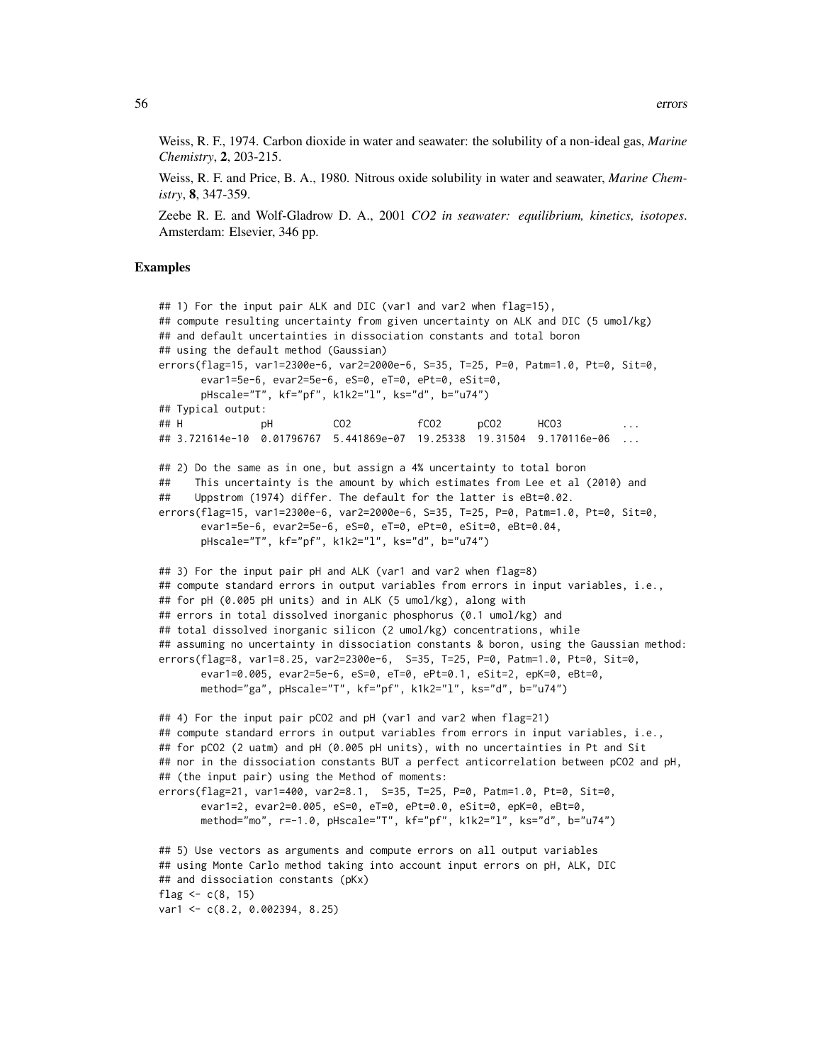Weiss, R. F., 1974. Carbon dioxide in water and seawater: the solubility of a non-ideal gas, *Marine Chemistry*, **2**, 203-215.

Weiss, R. F. and Price, B. A., 1980. Nitrous oxide solubility in water and seawater, *Marine Chemistry*, **8**, 347-359.

Zeebe R. E. and Wolf-Gladrow D. A., 2001 *CO2 in seawater: equilibrium, kinetics, isotopes*. Amsterdam: Elsevier, 346 pp.

### Examples

```
## 1) For the input pair ALK and DIC (var1 and var2 when flag=15),
## compute resulting uncertainty from given uncertainty on ALK and DIC (5 umol/kg)
## and default uncertainties in dissociation constants and total boron
## using the default method (Gaussian)
errors(flag=15, var1=2300e-6, var2=2000e-6, S=35, T=25, P=0, Patm=1.0, Pt=0, Sit=0,
       evar1=5e-6, evar2=5e-6, eS=0, eT=0, ePt=0, eSit=0,
       pHscale="T", kf="pf", k1k2="l", ks="d", b="u74")
## Typical output:
## H            pH          CO2           fCO2      pCO2      HCO3          ...
## 3.721614e-10  0.01796767  5.441869e-07  19.25338  19.31504  9.170116e-06  ...

## 2) Do the same as in one, but assign a 4% uncertainty to total boron
##    This uncertainty is the amount by which estimates from Lee et al (2010) and
##    Uppstrom (1974) differ. The default for the latter is eBt=0.02.
errors(flag=15, var1=2300e-6, var2=2000e-6, S=35, T=25, P=0, Patm=1.0, Pt=0, Sit=0,
       evar1=5e-6, evar2=5e-6, eS=0, eT=0, ePt=0, eSit=0, eBt=0.04,
       pHscale="T", kf="pf", k1k2="l", ks="d", b="u74")

## 3) For the input pair pH and ALK (var1 and var2 when flag=8)
## compute standard errors in output variables from errors in input variables, i.e.,
## for pH (0.005 pH units) and in ALK (5 umol/kg), along with
## errors in total dissolved inorganic phosphorus (0.1 umol/kg) and
## total dissolved inorganic silicon (2 umol/kg) concentrations, while
## assuming no uncertainty in dissociation constants & boron, using the Gaussian method:
errors(flag=8, var1=8.25, var2=2300e-6,  S=35, T=25, P=0, Patm=1.0, Pt=0, Sit=0,
       evar1=0.005, evar2=5e-6, eS=0, eT=0, ePt=0.1, eSit=2, epK=0, eBt=0,
       method="ga", pHscale="T", kf="pf", k1k2="l", ks="d", b="u74")

## 4) For the input pair pCO2 and pH (var1 and var2 when flag=21)
## compute standard errors in output variables from errors in input variables, i.e.,
## for pCO2 (2 uatm) and pH (0.005 pH units), with no uncertainties in Pt and Sit
## nor in the dissociation constants BUT a perfect anticorrelation between pCO2 and pH,
## (the input pair) using the Method of moments:
errors(flag=21, var1=400, var2=8.1,  S=35, T=25, P=0, Patm=1.0, Pt=0, Sit=0,
       evar1=2, evar2=0.005, eS=0, eT=0, ePt=0.0, eSit=0, epK=0, eBt=0,
       method="mo", r=-1.0, pHscale="T", kf="pf", k1k2="l", ks="d", b="u74")

## 5) Use vectors as arguments and compute errors on all output variables
## using Monte Carlo method taking into account input errors on pH, ALK, DIC
## and dissociation constants (pKx)
flag <- c(8, 15)
var1 <- c(8.2, 0.002394, 8.25)
```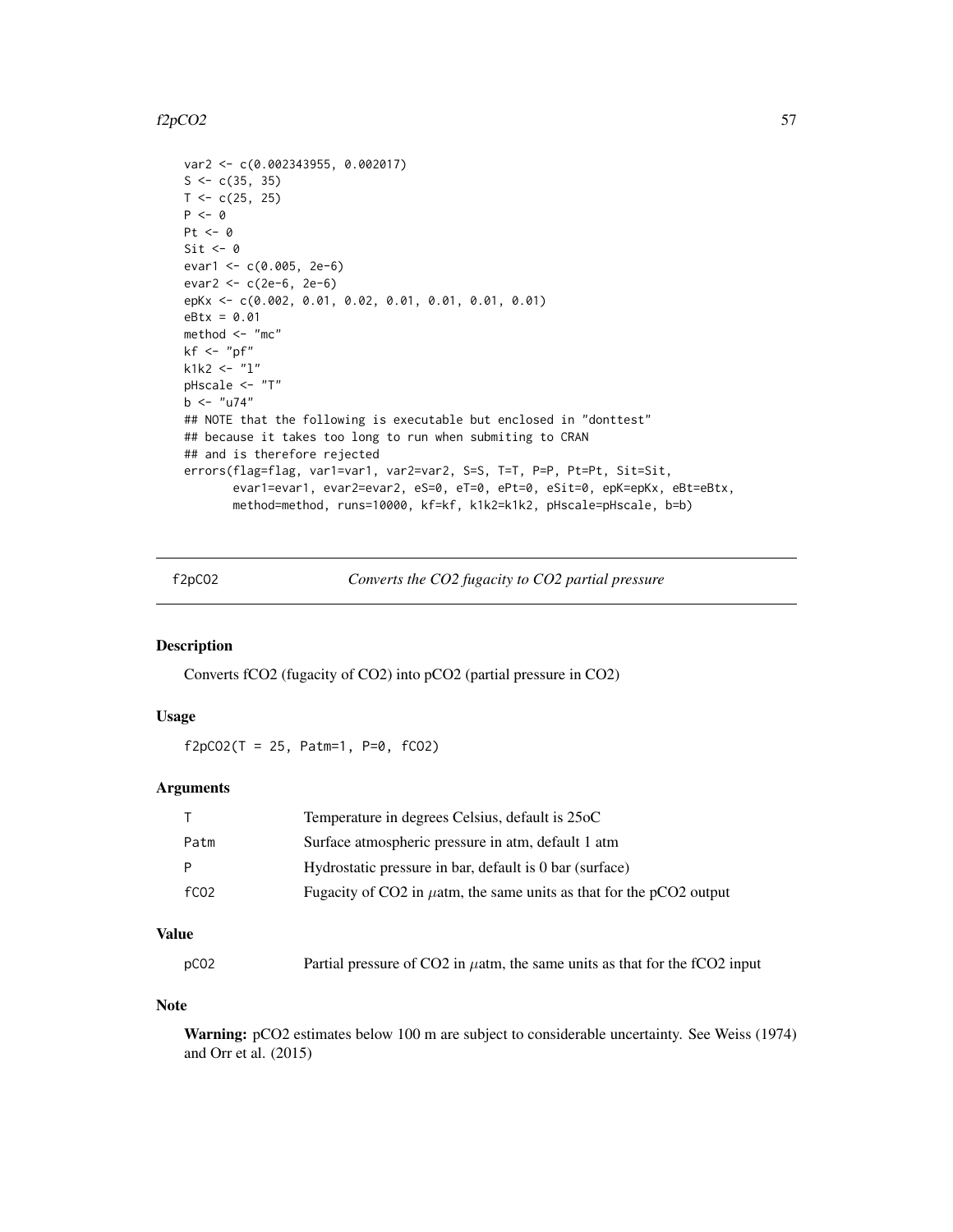```
var2 <- c(0.002343955, 0.002017)
S <- c(35, 35)
T <- c(25, 25)
P <- 0
Pt <- 0
Sit <- 0
evar1 <- c(0.005, 2e-6)
evar2 <- c(2e-6, 2e-6)
epKx <- c(0.002, 0.01, 0.02, 0.01, 0.01, 0.01, 0.01)
eBtx = 0.01
method <- "mc"
kf <- "pf"
k1k2 <- "l"
pHscale <- "T"
b <- "u74"
## NOTE that the following is executable but enclosed in "donttest"
## because it takes too long to run when submiting to CRAN
## and is therefore rejected
errors(flag=flag, var1=var1, var2=var2, S=S, T=T, P=P, Pt=Pt, Sit=Sit,
       evar1=evar1, evar2=evar2, eS=0, eT=0, ePt=0, eSit=0, epK=epKx, eBt=eBtx,
       method=method, runs=10000, kf=kf, k1k2=k1k2, pHscale=pHscale, b=b)
```

---

## f2pCO2 — *Converts the CO2 fugacity to CO2 partial pressure*

### Description

Converts fCO2 (fugacity of CO2) into pCO2 (partial pressure in CO2)

### Usage

```
f2pCO2(T = 25, Patm=1, P=0, fCO2)
```

### Arguments

| | |
|---|---|
| T | Temperature in degrees Celsius, default is 25oC |
| Patm | Surface atmospheric pressure in atm, default 1 atm |
| P | Hydrostatic pressure in bar, default is 0 bar (surface) |
| fCO2 | Fugacity of CO2 in $\mu$atm, the same units as that for the pCO2 output |

### Value

| | |
|---|---|
| pCO2 | Partial pressure of CO2 in $\mu$atm, the same units as that for the fCO2 input |

### Note

**Warning:** pCO2 estimates below 100 m are subject to considerable uncertainty. See Weiss (1974) and Orr et al. (2015)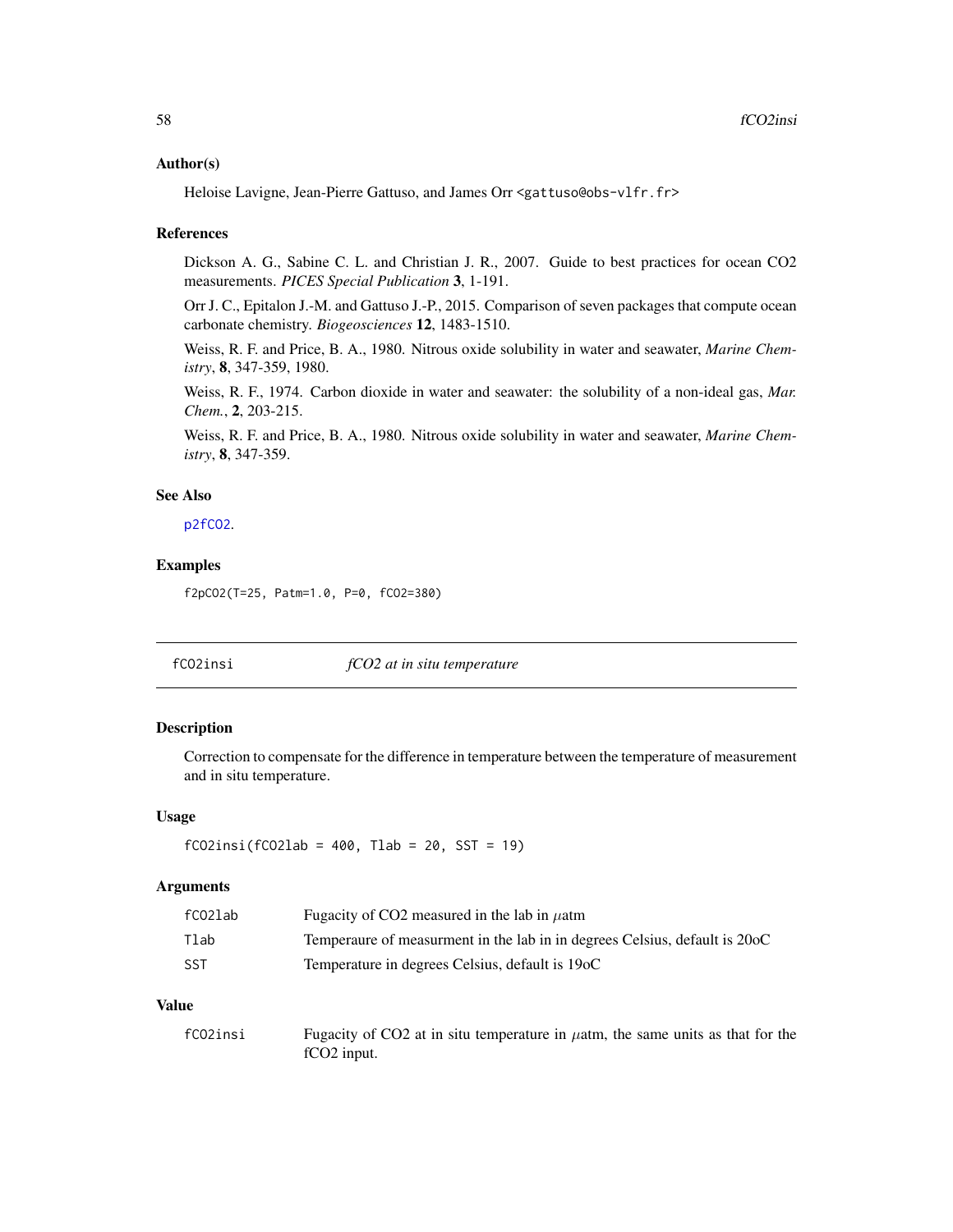### Author(s)

Heloise Lavigne, Jean-Pierre Gattuso, and James Orr <gattuso@obs-vlfr.fr>

### References

Dickson A. G., Sabine C. L. and Christian J. R., 2007. Guide to best practices for ocean CO2 measurements. *PICES Special Publication* **3**, 1-191.

Orr J. C., Epitalon J.-M. and Gattuso J.-P., 2015. Comparison of seven packages that compute ocean carbonate chemistry. *Biogeosciences* **12**, 1483-1510.

Weiss, R. F. and Price, B. A., 1980. Nitrous oxide solubility in water and seawater, *Marine Chemistry*, **8**, 347-359, 1980.

Weiss, R. F., 1974. Carbon dioxide in water and seawater: the solubility of a non-ideal gas, *Mar. Chem.*, **2**, 203-215.

Weiss, R. F. and Price, B. A., 1980. Nitrous oxide solubility in water and seawater, *Marine Chemistry*, **8**, 347-359.

### See Also

p2fCO2.

### Examples

```
f2pCO2(T=25, Patm=1.0, P=0, fCO2=380)
```

---

## fCO2insi — *fCO2 at in situ temperature*

### Description

Correction to compensate for the difference in temperature between the temperature of measurement and in situ temperature.

### Usage

```
fCO2insi(fCO2lab = 400, Tlab = 20, SST = 19)
```

### Arguments

| | |
|---|---|
| fCO2lab | Fugacity of CO2 measured in the lab in $\mu$atm |
| Tlab | Temperaure of measurment in the lab in in degrees Celsius, default is 20oC |
| SST | Temperature in degrees Celsius, default is 19oC |

### Value

| | |
|---|---|
| fCO2insi | Fugacity of CO2 at in situ temperature in $\mu$atm, the same units as that for the fCO2 input. |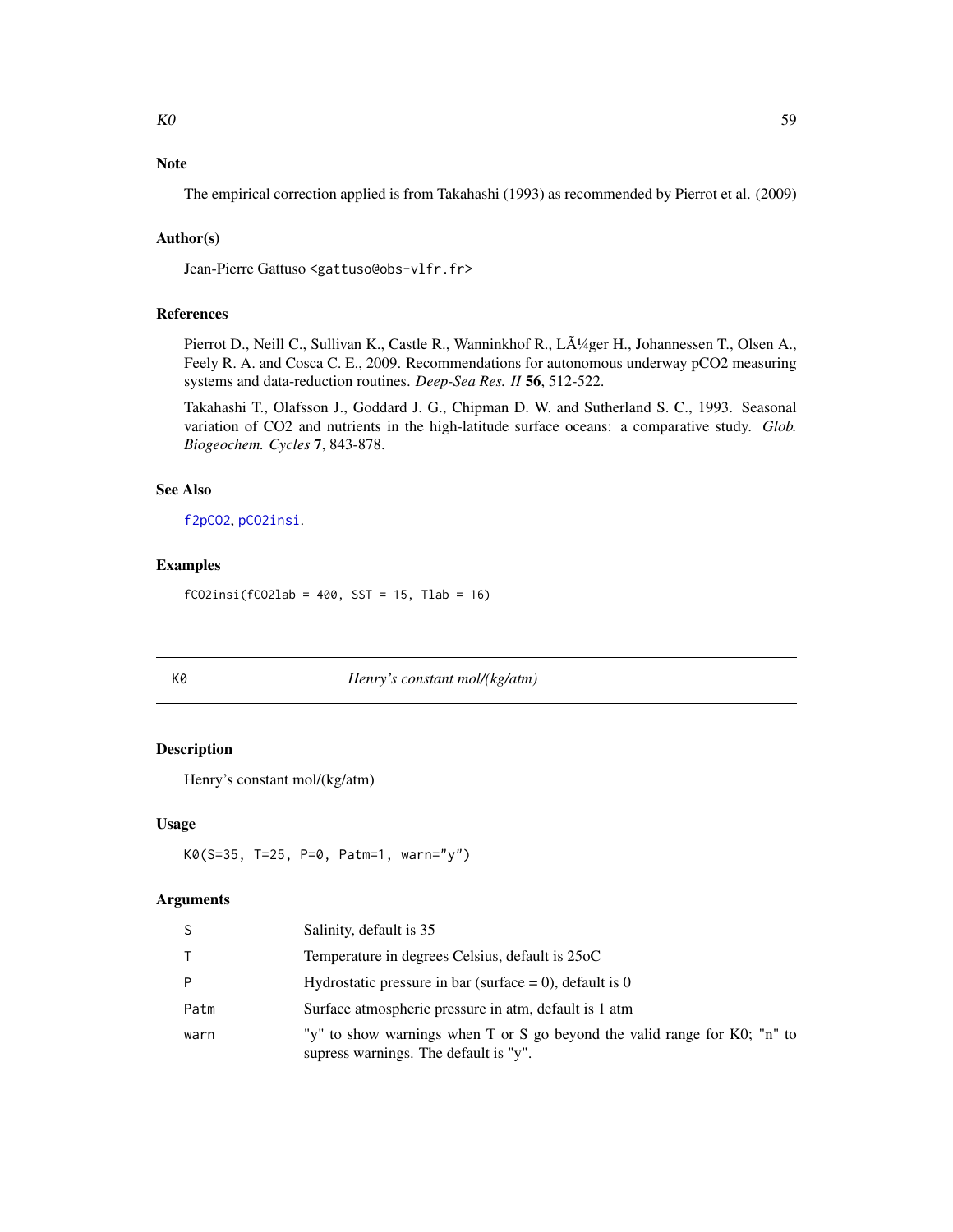## Note

The empirical correction applied is from Takahashi (1993) as recommended by Pierrot et al. (2009)

## Author(s)

Jean-Pierre Gattuso <gattuso@obs-vlfr.fr>

## References

Pierrot D., Neill C., Sullivan K., Castle R., Wanninkhof R., LÃ¼ger H., Johannessen T., Olsen A., Feely R. A. and Cosca C. E., 2009. Recommendations for autonomous underway pCO2 measuring systems and data-reduction routines. *Deep-Sea Res. II* **56**, 512-522.

Takahashi T., Olafsson J., Goddard J. G., Chipman D. W. and Sutherland S. C., 1993. Seasonal variation of CO2 and nutrients in the high-latitude surface oceans: a comparative study. *Glob. Biogeochem. Cycles* **7**, 843-878.

## See Also

f2pCO2, pCO2insi.

## Examples

```
fCO2insi(fCO2lab = 400, SST = 15, Tlab = 16)
```

---

# K0 — *Henry's constant mol/(kg/atm)*

## Description

Henry's constant mol/(kg/atm)

## Usage

```
K0(S=35, T=25, P=0, Patm=1, warn="y")
```

## Arguments

| | |
|---|---|
| S | Salinity, default is 35 |
| T | Temperature in degrees Celsius, default is 25oC |
| P | Hydrostatic pressure in bar (surface = 0), default is 0 |
| Patm | Surface atmospheric pressure in atm, default is 1 atm |
| warn | "y" to show warnings when T or S go beyond the valid range for K0; "n" to supress warnings. The default is "y". |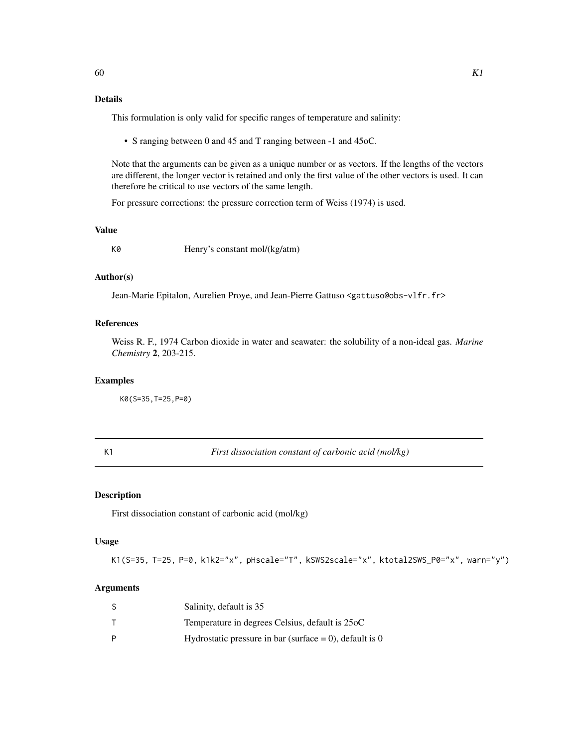### Details

This formulation is only valid for specific ranges of temperature and salinity:

- S ranging between 0 and 45 and T ranging between -1 and 45oC.

Note that the arguments can be given as a unique number or as vectors. If the lengths of the vectors are different, the longer vector is retained and only the first value of the other vectors is used. It can therefore be critical to use vectors of the same length.

For pressure corrections: the pressure correction term of Weiss (1974) is used.

### Value

| | |
|---|---|
| K0 | Henry's constant mol/(kg/atm) |

### Author(s)

Jean-Marie Epitalon, Aurelien Proye, and Jean-Pierre Gattuso <gattuso@obs-vlfr.fr>

### References

Weiss R. F., 1974 Carbon dioxide in water and seawater: the solubility of a non-ideal gas. *Marine Chemistry* **2**, 203-215.

### Examples

```
K0(S=35,T=25,P=0)
```

---

## K1 — *First dissociation constant of carbonic acid (mol/kg)*

---

### Description

First dissociation constant of carbonic acid (mol/kg)

### Usage

```
K1(S=35, T=25, P=0, k1k2="x", pHscale="T", kSWS2scale="x", ktotal2SWS_P0="x", warn="y")
```

### Arguments

| | |
|---|---|
| S | Salinity, default is 35 |
| T | Temperature in degrees Celsius, default is 25oC |
| P | Hydrostatic pressure in bar (surface = 0), default is 0 |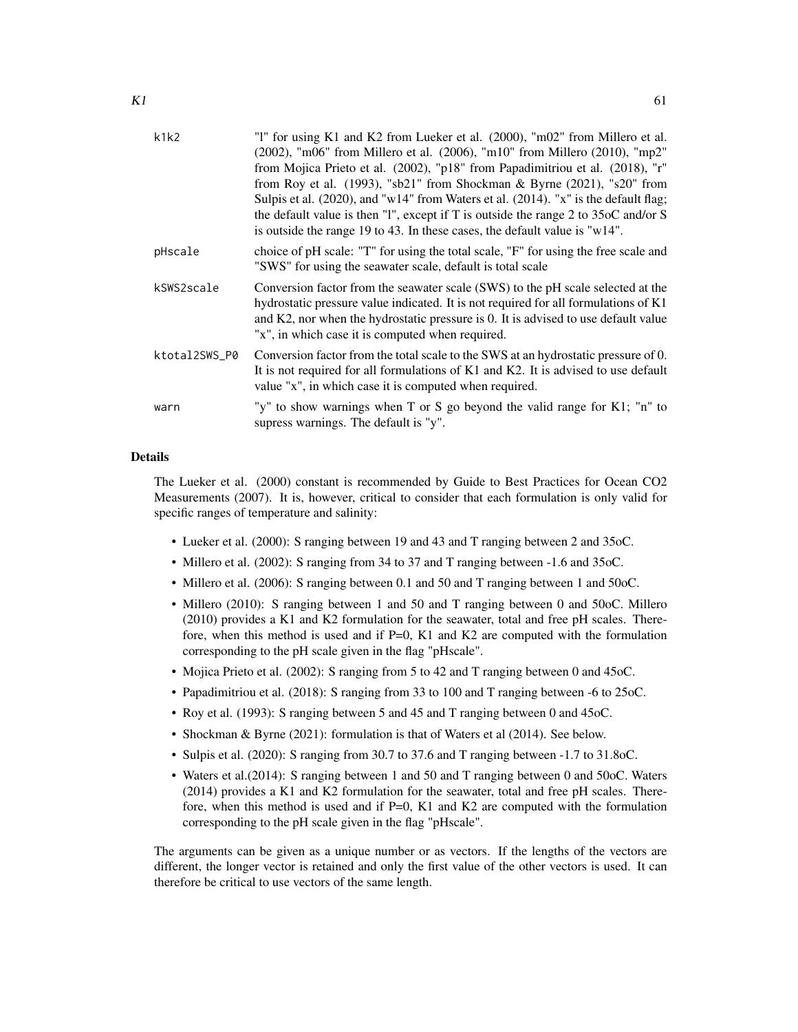| | |
|---|---|
| k1k2 | "l" for using K1 and K2 from Lueker et al. (2000), "m02" from Millero et al. (2002), "m06" from Millero et al. (2006), "m10" from Millero (2010), "mp2" from Mojica Prieto et al. (2002), "p18" from Papadimitriou et al. (2018), "r" from Roy et al. (1993), "sb21" from Shockman & Byrne (2021), "s20" from Sulpis et al. (2020), and "w14" from Waters et al. (2014). "x" is the default flag; the default value is then "l", except if T is outside the range 2 to 35oC and/or S is outside the range 19 to 43. In these cases, the default value is "w14". |
| pHscale | choice of pH scale: "T" for using the total scale, "F" for using the free scale and "SWS" for using the seawater scale, default is total scale |
| kSWS2scale | Conversion factor from the seawater scale (SWS) to the pH scale selected at the hydrostatic pressure value indicated. It is not required for all formulations of K1 and K2, nor when the hydrostatic pressure is 0. It is advised to use default value "x", in which case it is computed when required. |
| ktotal2SWS_P0 | Conversion factor from the total scale to the SWS at an hydrostatic pressure of 0. It is not required for all formulations of K1 and K2. It is advised to use default value "x", in which case it is computed when required. |
| warn | "y" to show warnings when T or S go beyond the valid range for K1; "n" to supress warnings. The default is "y". |

## Details

The Lueker et al. (2000) constant is recommended by Guide to Best Practices for Ocean CO2 Measurements (2007). It is, however, critical to consider that each formulation is only valid for specific ranges of temperature and salinity:

- Lueker et al. (2000): S ranging between 19 and 43 and T ranging between 2 and 35oC.
- Millero et al. (2002): S ranging from 34 to 37 and T ranging between -1.6 and 35oC.
- Millero et al. (2006): S ranging between 0.1 and 50 and T ranging between 1 and 50oC.
- Millero (2010): S ranging between 1 and 50 and T ranging between 0 and 50oC. Millero (2010) provides a K1 and K2 formulation for the seawater, total and free pH scales. Therefore, when this method is used and if P=0, K1 and K2 are computed with the formulation corresponding to the pH scale given in the flag "pHscale".
- Mojica Prieto et al. (2002): S ranging from 5 to 42 and T ranging between 0 and 45oC.
- Papadimitriou et al. (2018): S ranging from 33 to 100 and T ranging between -6 to 25oC.
- Roy et al. (1993): S ranging between 5 and 45 and T ranging between 0 and 45oC.
- Shockman & Byrne (2021): formulation is that of Waters et al (2014). See below.
- Sulpis et al. (2020): S ranging from 30.7 to 37.6 and T ranging between -1.7 to 31.8oC.
- Waters et al.(2014): S ranging between 1 and 50 and T ranging between 0 and 50oC. Waters (2014) provides a K1 and K2 formulation for the seawater, total and free pH scales. Therefore, when this method is used and if P=0, K1 and K2 are computed with the formulation corresponding to the pH scale given in the flag "pHscale".

The arguments can be given as a unique number or as vectors. If the lengths of the vectors are different, the longer vector is retained and only the first value of the other vectors is used. It can therefore be critical to use vectors of the same length.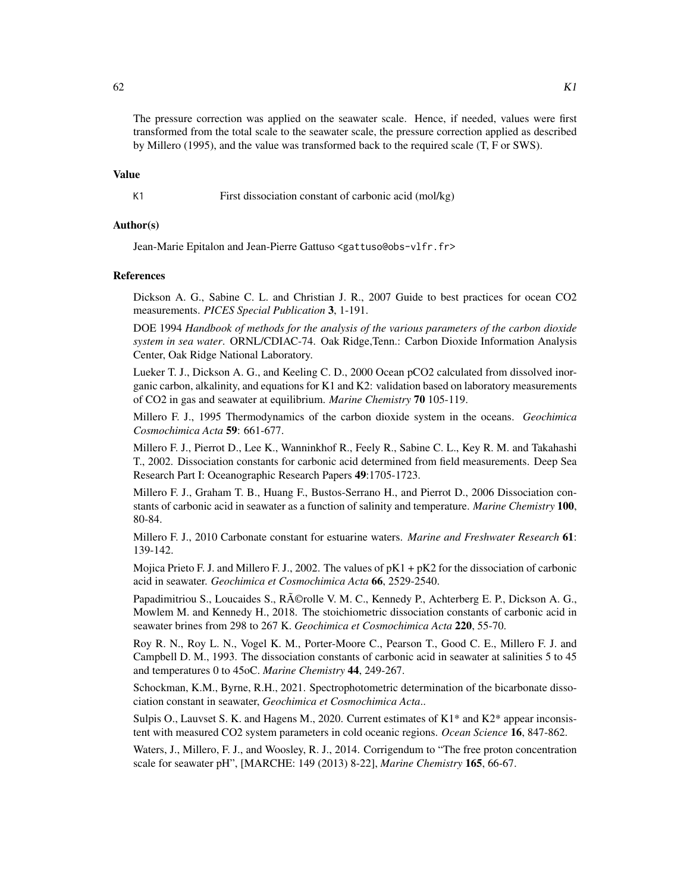The pressure correction was applied on the seawater scale. Hence, if needed, values were first transformed from the total scale to the seawater scale, the pressure correction applied as described by Millero (1995), and the value was transformed back to the required scale (T, F or SWS).

### Value

| | |
|---|---|
| K1 | First dissociation constant of carbonic acid (mol/kg) |

### Author(s)

Jean-Marie Epitalon and Jean-Pierre Gattuso <gattuso@obs-vlfr.fr>

### References

Dickson A. G., Sabine C. L. and Christian J. R., 2007 Guide to best practices for ocean CO2 measurements. *PICES Special Publication* **3**, 1-191.

DOE 1994 *Handbook of methods for the analysis of the various parameters of the carbon dioxide system in sea water*. ORNL/CDIAC-74. Oak Ridge,Tenn.: Carbon Dioxide Information Analysis Center, Oak Ridge National Laboratory.

Lueker T. J., Dickson A. G., and Keeling C. D., 2000 Ocean pCO2 calculated from dissolved inorganic carbon, alkalinity, and equations for K1 and K2: validation based on laboratory measurements of CO2 in gas and seawater at equilibrium. *Marine Chemistry* **70** 105-119.

Millero F. J., 1995 Thermodynamics of the carbon dioxide system in the oceans. *Geochimica Cosmochimica Acta* **59**: 661-677.

Millero F. J., Pierrot D., Lee K., Wanninkhof R., Feely R., Sabine C. L., Key R. M. and Takahashi T., 2002. Dissociation constants for carbonic acid determined from field measurements. Deep Sea Research Part I: Oceanographic Research Papers **49**:1705-1723.

Millero F. J., Graham T. B., Huang F., Bustos-Serrano H., and Pierrot D., 2006 Dissociation constants of carbonic acid in seawater as a function of salinity and temperature. *Marine Chemistry* **100**, 80-84.

Millero F. J., 2010 Carbonate constant for estuarine waters. *Marine and Freshwater Research* **61**: 139-142.

Mojica Prieto F. J. and Millero F. J., 2002. The values of pK1 + pK2 for the dissociation of carbonic acid in seawater. *Geochimica et Cosmochimica Acta* **66**, 2529-2540.

Papadimitriou S., Loucaides S., RÃ©rolle V. M. C., Kennedy P., Achterberg E. P., Dickson A. G., Mowlem M. and Kennedy H., 2018. The stoichiometric dissociation constants of carbonic acid in seawater brines from 298 to 267 K. *Geochimica et Cosmochimica Acta* **220**, 55-70.

Roy R. N., Roy L. N., Vogel K. M., Porter-Moore C., Pearson T., Good C. E., Millero F. J. and Campbell D. M., 1993. The dissociation constants of carbonic acid in seawater at salinities 5 to 45 and temperatures 0 to 45oC. *Marine Chemistry* **44**, 249-267.

Schockman, K.M., Byrne, R.H., 2021. Spectrophotometric determination of the bicarbonate dissociation constant in seawater, *Geochimica et Cosmochimica Acta*..

Sulpis O., Lauvset S. K. and Hagens M., 2020. Current estimates of K1* and K2* appear inconsistent with measured CO2 system parameters in cold oceanic regions. *Ocean Science* **16**, 847-862.

Waters, J., Millero, F. J., and Woosley, R. J., 2014. Corrigendum to "The free proton concentration scale for seawater pH", [MARCHE: 149 (2013) 8-22], *Marine Chemistry* **165**, 66-67.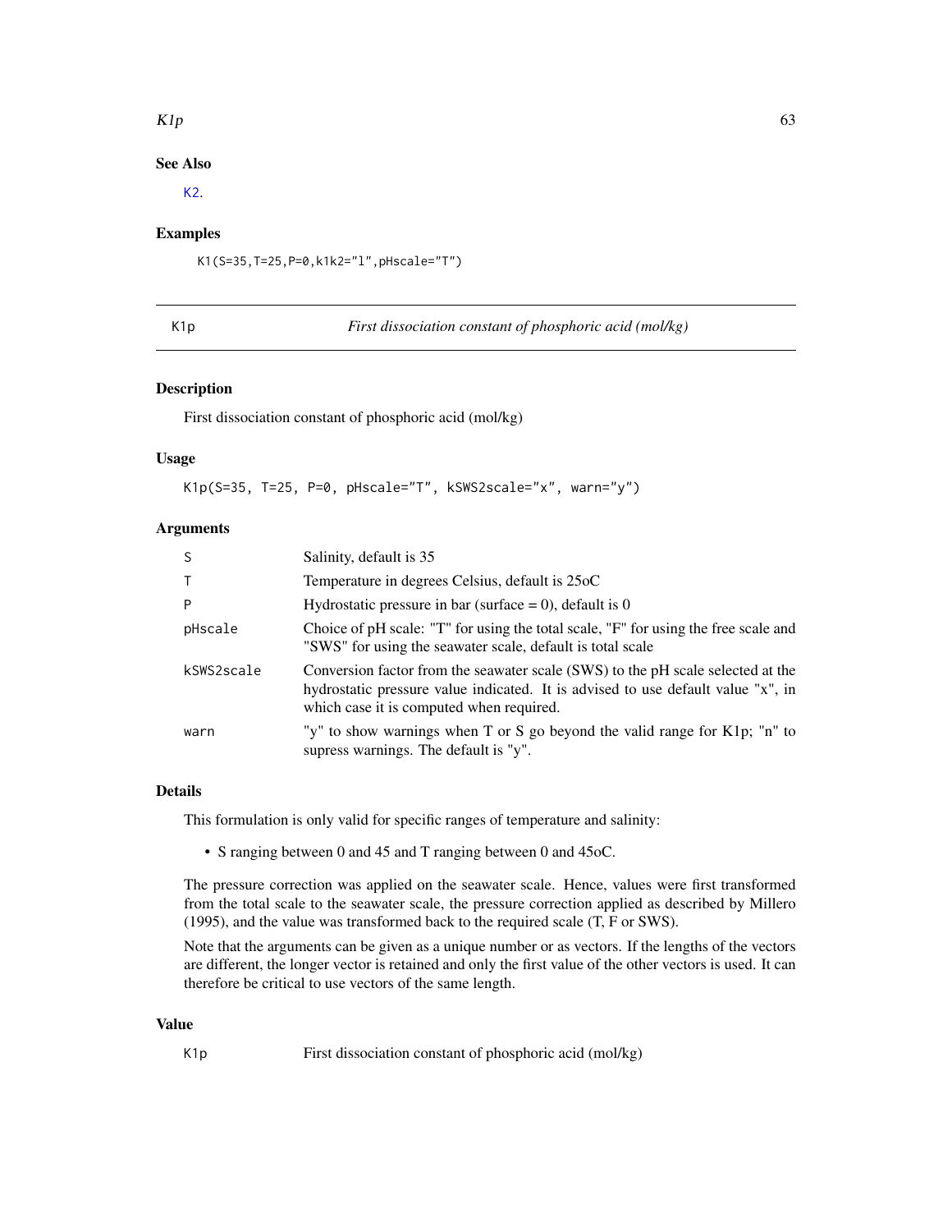### See Also

K2.

### Examples

```
K1(S=35,T=25,P=0,k1k2="l",pHscale="T")
```

---

## K1p — *First dissociation constant of phosphoric acid (mol/kg)*

---

### Description

First dissociation constant of phosphoric acid (mol/kg)

### Usage

```
K1p(S=35, T=25, P=0, pHscale="T", kSWS2scale="x", warn="y")
```

### Arguments

| | |
|---|---|
| S | Salinity, default is 35 |
| T | Temperature in degrees Celsius, default is 25oC |
| P | Hydrostatic pressure in bar (surface = 0), default is 0 |
| pHscale | Choice of pH scale: "T" for using the total scale, "F" for using the free scale and "SWS" for using the seawater scale, default is total scale |
| kSWS2scale | Conversion factor from the seawater scale (SWS) to the pH scale selected at the hydrostatic pressure value indicated. It is advised to use default value "x", in which case it is computed when required. |
| warn | "y" to show warnings when T or S go beyond the valid range for K1p; "n" to supress warnings. The default is "y". |

### Details

This formulation is only valid for specific ranges of temperature and salinity:

- S ranging between 0 and 45 and T ranging between 0 and 45oC.

The pressure correction was applied on the seawater scale. Hence, values were first transformed from the total scale to the seawater scale, the pressure correction applied as described by Millero (1995), and the value was transformed back to the required scale (T, F or SWS).

Note that the arguments can be given as a unique number or as vectors. If the lengths of the vectors are different, the longer vector is retained and only the first value of the other vectors is used. It can therefore be critical to use vectors of the same length.

### Value

| | |
|---|---|
| K1p | First dissociation constant of phosphoric acid (mol/kg) |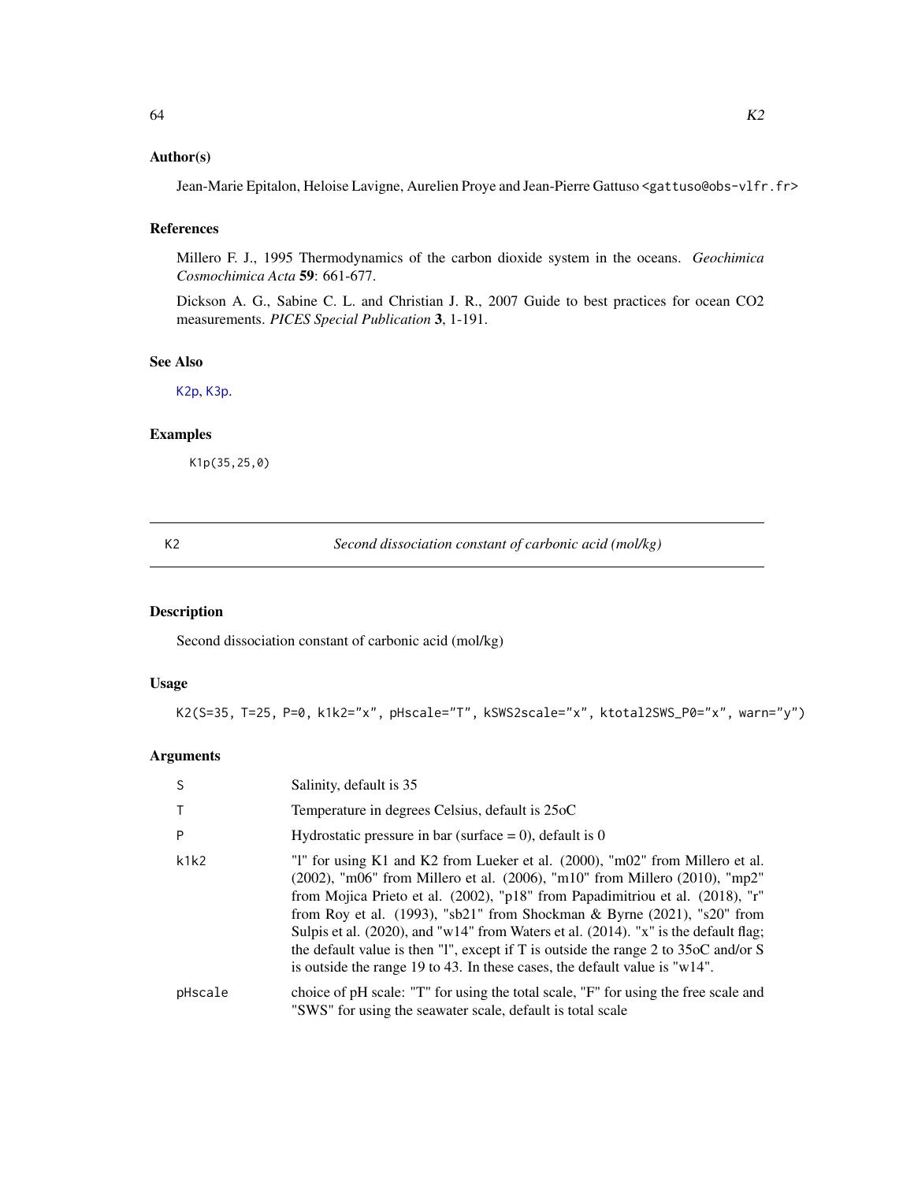### Author(s)

Jean-Marie Epitalon, Heloise Lavigne, Aurelien Proye and Jean-Pierre Gattuso <gattuso@obs-vlfr.fr>

### References

Millero F. J., 1995 Thermodynamics of the carbon dioxide system in the oceans. *Geochimica Cosmochimica Acta* **59**: 661-677.

Dickson A. G., Sabine C. L. and Christian J. R., 2007 Guide to best practices for ocean CO2 measurements. *PICES Special Publication* **3**, 1-191.

### See Also

K2p, K3p.

### Examples

```
K1p(35,25,0)
```

---

## K2 — *Second dissociation constant of carbonic acid (mol/kg)*

---

### Description

Second dissociation constant of carbonic acid (mol/kg)

### Usage

```
K2(S=35, T=25, P=0, k1k2="x", pHscale="T", kSWS2scale="x", ktotal2SWS_P0="x", warn="y")
```

### Arguments

| | |
|---|---|
| S | Salinity, default is 35 |
| T | Temperature in degrees Celsius, default is 25oC |
| P | Hydrostatic pressure in bar (surface = 0), default is 0 |
| k1k2 | "l" for using K1 and K2 from Lueker et al. (2000), "m02" from Millero et al. (2002), "m06" from Millero et al. (2006), "m10" from Millero (2010), "mp2" from Mojica Prieto et al. (2002), "p18" from Papadimitriou et al. (2018), "r" from Roy et al. (1993), "sb21" from Shockman & Byrne (2021), "s20" from Sulpis et al. (2020), and "w14" from Waters et al. (2014). "x" is the default flag; the default value is then "l", except if T is outside the range 2 to 35oC and/or S is outside the range 19 to 43. In these cases, the default value is "w14". |
| pHscale | choice of pH scale: "T" for using the total scale, "F" for using the free scale and "SWS" for using the seawater scale, default is total scale |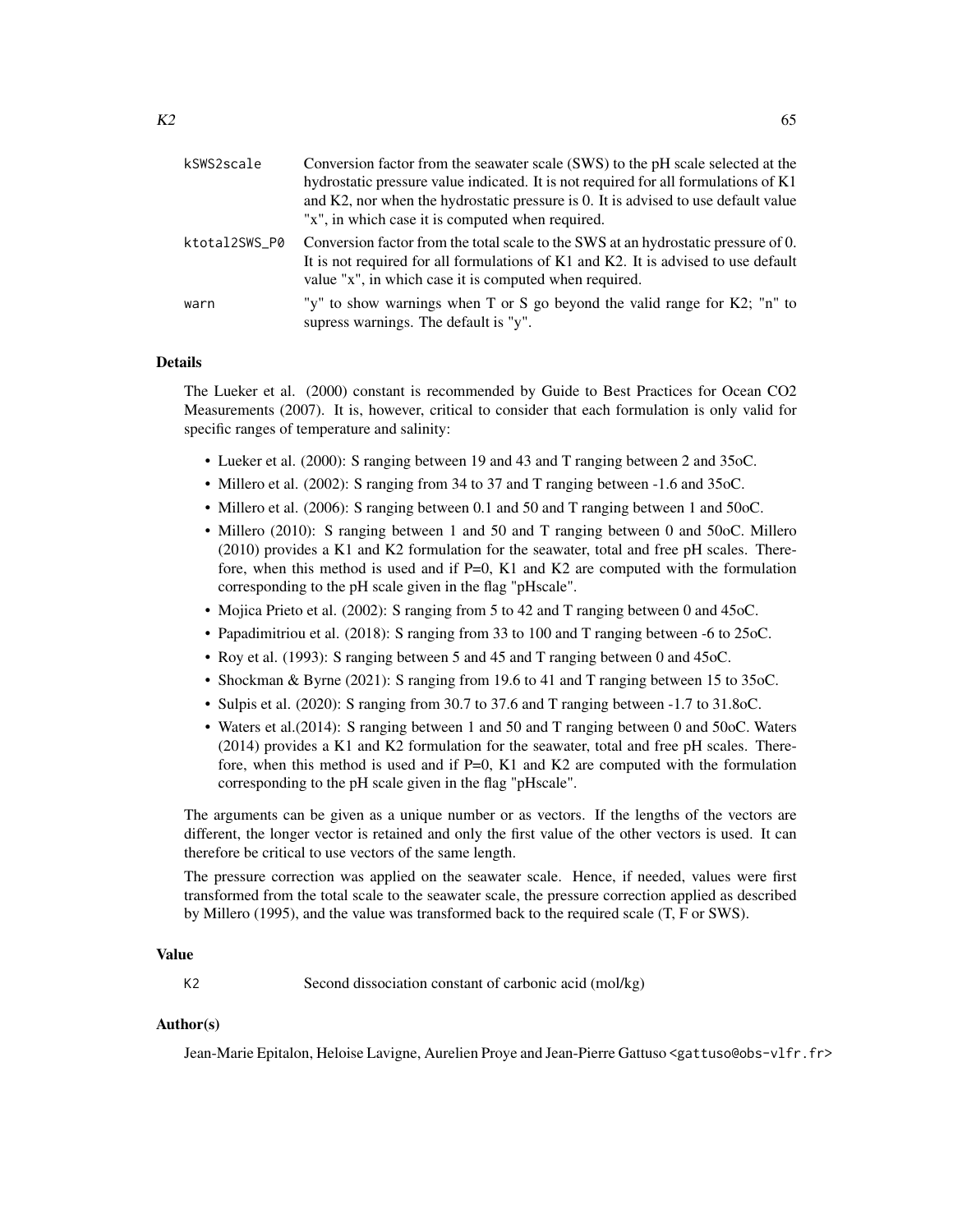| | |
|---|---|
| kSWS2scale | Conversion factor from the seawater scale (SWS) to the pH scale selected at the hydrostatic pressure value indicated. It is not required for all formulations of K1 and K2, nor when the hydrostatic pressure is 0. It is advised to use default value "x", in which case it is computed when required. |
| ktotal2SWS_P0 | Conversion factor from the total scale to the SWS at an hydrostatic pressure of 0. It is not required for all formulations of K1 and K2. It is advised to use default value "x", in which case it is computed when required. |
| warn | "y" to show warnings when T or S go beyond the valid range for K2; "n" to supress warnings. The default is "y". |

## Details

The Lueker et al. (2000) constant is recommended by Guide to Best Practices for Ocean CO2 Measurements (2007). It is, however, critical to consider that each formulation is only valid for specific ranges of temperature and salinity:

- Lueker et al. (2000): S ranging between 19 and 43 and T ranging between 2 and 35oC.
- Millero et al. (2002): S ranging from 34 to 37 and T ranging between -1.6 and 35oC.
- Millero et al. (2006): S ranging between 0.1 and 50 and T ranging between 1 and 50oC.
- Millero (2010): S ranging between 1 and 50 and T ranging between 0 and 50oC. Millero (2010) provides a K1 and K2 formulation for the seawater, total and free pH scales. Therefore, when this method is used and if P=0, K1 and K2 are computed with the formulation corresponding to the pH scale given in the flag "pHscale".
- Mojica Prieto et al. (2002): S ranging from 5 to 42 and T ranging between 0 and 45oC.
- Papadimitriou et al. (2018): S ranging from 33 to 100 and T ranging between -6 to 25oC.
- Roy et al. (1993): S ranging between 5 and 45 and T ranging between 0 and 45oC.
- Shockman & Byrne (2021): S ranging from 19.6 to 41 and T ranging between 15 to 35oC.
- Sulpis et al. (2020): S ranging from 30.7 to 37.6 and T ranging between -1.7 to 31.8oC.
- Waters et al.(2014): S ranging between 1 and 50 and T ranging between 0 and 50oC. Waters (2014) provides a K1 and K2 formulation for the seawater, total and free pH scales. Therefore, when this method is used and if P=0, K1 and K2 are computed with the formulation corresponding to the pH scale given in the flag "pHscale".

The arguments can be given as a unique number or as vectors. If the lengths of the vectors are different, the longer vector is retained and only the first value of the other vectors is used. It can therefore be critical to use vectors of the same length.

The pressure correction was applied on the seawater scale. Hence, if needed, values were first transformed from the total scale to the seawater scale, the pressure correction applied as described by Millero (1995), and the value was transformed back to the required scale (T, F or SWS).

## Value

| | |
|---|---|
| K2 | Second dissociation constant of carbonic acid (mol/kg) |

## Author(s)

Jean-Marie Epitalon, Heloise Lavigne, Aurelien Proye and Jean-Pierre Gattuso <gattuso@obs-vlfr.fr>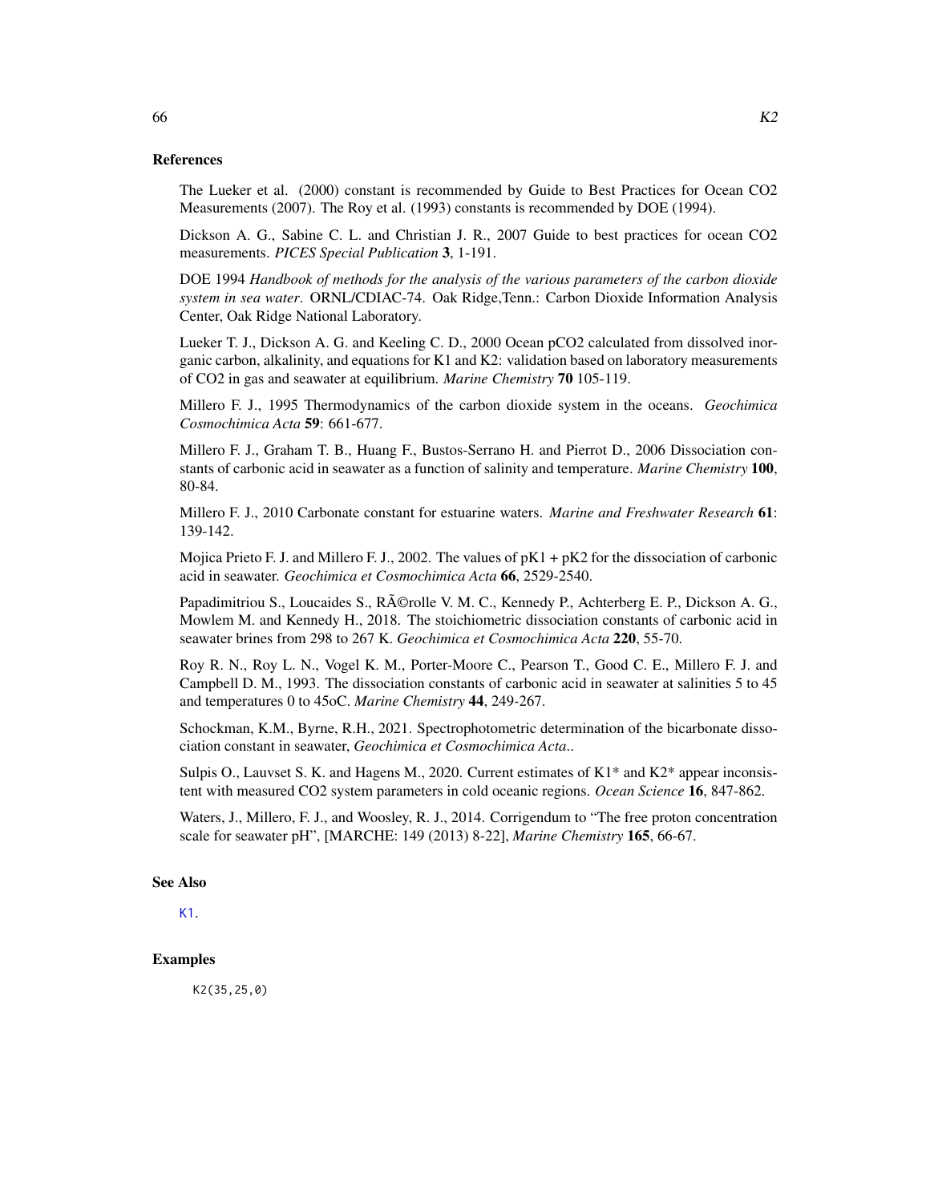## References

The Lueker et al. (2000) constant is recommended by Guide to Best Practices for Ocean CO2 Measurements (2007). The Roy et al. (1993) constants is recommended by DOE (1994).

Dickson A. G., Sabine C. L. and Christian J. R., 2007 Guide to best practices for ocean CO2 measurements. *PICES Special Publication* **3**, 1-191.

DOE 1994 *Handbook of methods for the analysis of the various parameters of the carbon dioxide system in sea water*. ORNL/CDIAC-74. Oak Ridge,Tenn.: Carbon Dioxide Information Analysis Center, Oak Ridge National Laboratory.

Lueker T. J., Dickson A. G. and Keeling C. D., 2000 Ocean pCO2 calculated from dissolved inorganic carbon, alkalinity, and equations for K1 and K2: validation based on laboratory measurements of CO2 in gas and seawater at equilibrium. *Marine Chemistry* **70** 105-119.

Millero F. J., 1995 Thermodynamics of the carbon dioxide system in the oceans. *Geochimica Cosmochimica Acta* **59**: 661-677.

Millero F. J., Graham T. B., Huang F., Bustos-Serrano H. and Pierrot D., 2006 Dissociation constants of carbonic acid in seawater as a function of salinity and temperature. *Marine Chemistry* **100**, 80-84.

Millero F. J., 2010 Carbonate constant for estuarine waters. *Marine and Freshwater Research* **61**: 139-142.

Mojica Prieto F. J. and Millero F. J., 2002. The values of pK1 + pK2 for the dissociation of carbonic acid in seawater. *Geochimica et Cosmochimica Acta* **66**, 2529-2540.

Papadimitriou S., Loucaides S., RÃ©rolle V. M. C., Kennedy P., Achterberg E. P., Dickson A. G., Mowlem M. and Kennedy H., 2018. The stoichiometric dissociation constants of carbonic acid in seawater brines from 298 to 267 K. *Geochimica et Cosmochimica Acta* **220**, 55-70.

Roy R. N., Roy L. N., Vogel K. M., Porter-Moore C., Pearson T., Good C. E., Millero F. J. and Campbell D. M., 1993. The dissociation constants of carbonic acid in seawater at salinities 5 to 45 and temperatures 0 to 45oC. *Marine Chemistry* **44**, 249-267.

Schockman, K.M., Byrne, R.H., 2021. Spectrophotometric determination of the bicarbonate dissociation constant in seawater, *Geochimica et Cosmochimica Acta*..

Sulpis O., Lauvset S. K. and Hagens M., 2020. Current estimates of K1* and K2* appear inconsistent with measured CO2 system parameters in cold oceanic regions. *Ocean Science* **16**, 847-862.

Waters, J., Millero, F. J., and Woosley, R. J., 2014. Corrigendum to "The free proton concentration scale for seawater pH", [MARCHE: 149 (2013) 8-22], *Marine Chemistry* **165**, 66-67.

## See Also

K1.

## Examples

```
K2(35,25,0)
```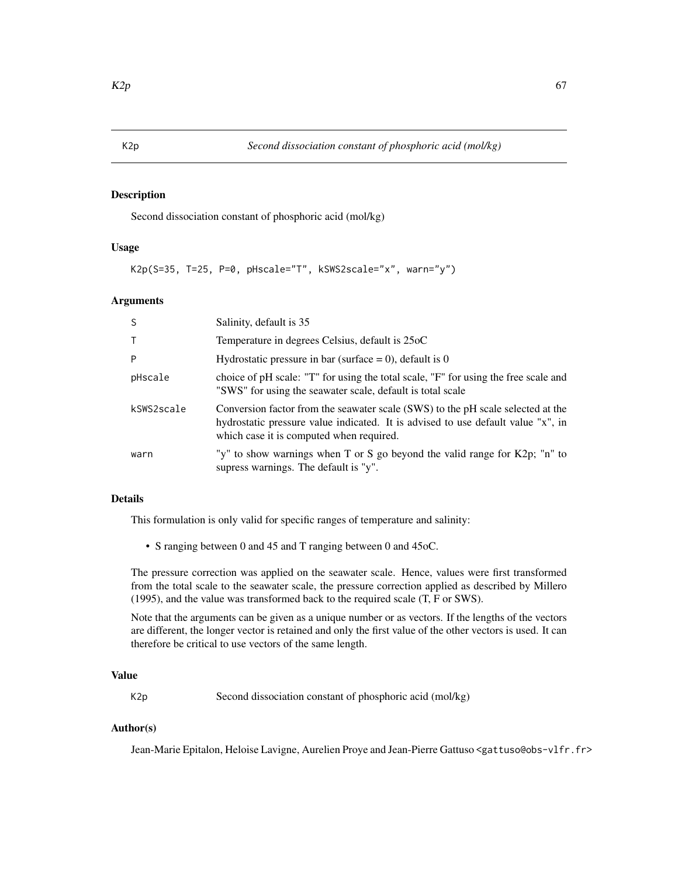# K2p — *Second dissociation constant of phosphoric acid (mol/kg)*

## Description

Second dissociation constant of phosphoric acid (mol/kg)

## Usage

```
K2p(S=35, T=25, P=0, pHscale="T", kSWS2scale="x", warn="y")
```

## Arguments

| | |
|---|---|
| S | Salinity, default is 35 |
| T | Temperature in degrees Celsius, default is 25oC |
| P | Hydrostatic pressure in bar (surface = 0), default is 0 |
| pHscale | choice of pH scale: "T" for using the total scale, "F" for using the free scale and "SWS" for using the seawater scale, default is total scale |
| kSWS2scale | Conversion factor from the seawater scale (SWS) to the pH scale selected at the hydrostatic pressure value indicated. It is advised to use default value "x", in which case it is computed when required. |
| warn | "y" to show warnings when T or S go beyond the valid range for K2p; "n" to supress warnings. The default is "y". |

## Details

This formulation is only valid for specific ranges of temperature and salinity:

- S ranging between 0 and 45 and T ranging between 0 and 45oC.

The pressure correction was applied on the seawater scale. Hence, values were first transformed from the total scale to the seawater scale, the pressure correction applied as described by Millero (1995), and the value was transformed back to the required scale (T, F or SWS).

Note that the arguments can be given as a unique number or as vectors. If the lengths of the vectors are different, the longer vector is retained and only the first value of the other vectors is used. It can therefore be critical to use vectors of the same length.

## Value

| | |
|---|---|
| K2p | Second dissociation constant of phosphoric acid (mol/kg) |

## Author(s)

Jean-Marie Epitalon, Heloise Lavigne, Aurelien Proye and Jean-Pierre Gattuso <gattuso@obs-vlfr.fr>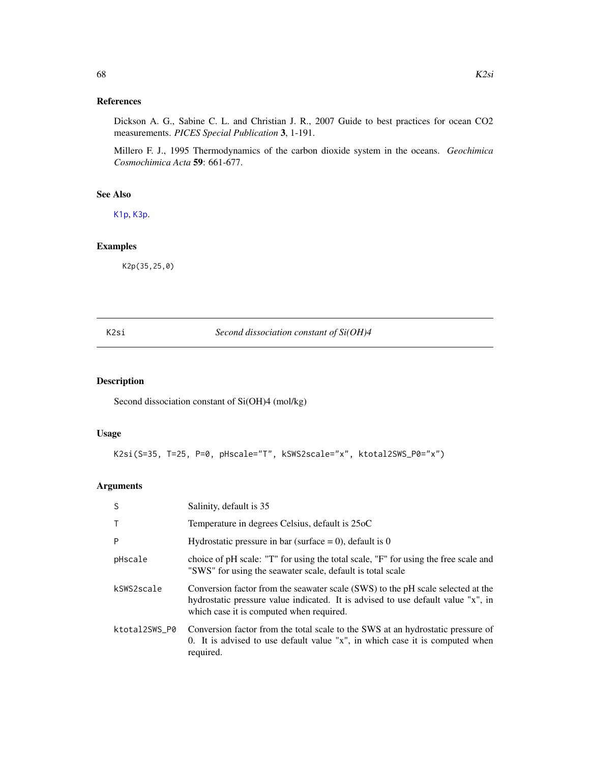## References

Dickson A. G., Sabine C. L. and Christian J. R., 2007 Guide to best practices for ocean CO2 measurements. *PICES Special Publication* **3**, 1-191.

Millero F. J., 1995 Thermodynamics of the carbon dioxide system in the oceans. *Geochimica Cosmochimica Acta* **59**: 661-677.

## See Also

K1p, K3p.

## Examples

```
K2p(35,25,0)
```

---

# K2si — *Second dissociation constant of Si(OH)4*

## Description

Second dissociation constant of Si(OH)4 (mol/kg)

## Usage

```
K2si(S=35, T=25, P=0, pHscale="T", kSWS2scale="x", ktotal2SWS_P0="x")
```

## Arguments

| Argument | Description |
|---|---|
| S | Salinity, default is 35 |
| T | Temperature in degrees Celsius, default is 25oC |
| P | Hydrostatic pressure in bar (surface = 0), default is 0 |
| pHscale | choice of pH scale: "T" for using the total scale, "F" for using the free scale and "SWS" for using the seawater scale, default is total scale |
| kSWS2scale | Conversion factor from the seawater scale (SWS) to the pH scale selected at the hydrostatic pressure value indicated. It is advised to use default value "x", in which case it is computed when required. |
| ktotal2SWS_P0 | Conversion factor from the total scale to the SWS at an hydrostatic pressure of 0. It is advised to use default value "x", in which case it is computed when required. |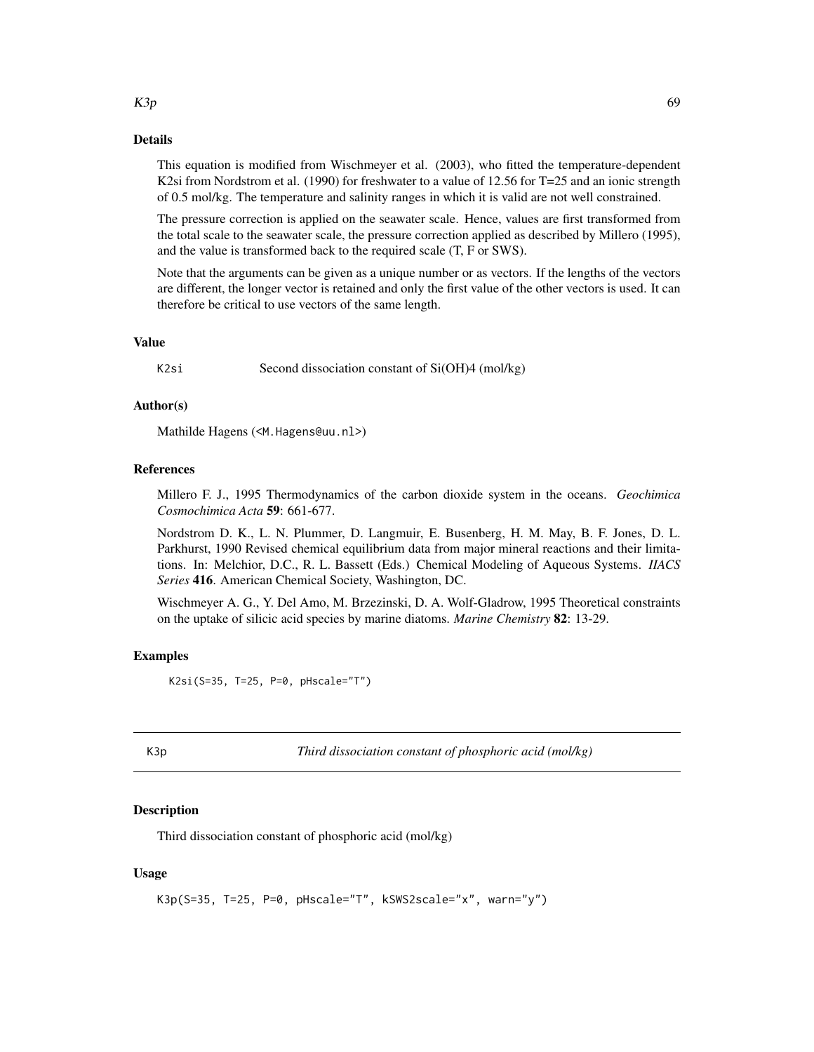### Details

This equation is modified from Wischmeyer et al. (2003), who fitted the temperature-dependent K2si from Nordstrom et al. (1990) for freshwater to a value of 12.56 for T=25 and an ionic strength of 0.5 mol/kg. The temperature and salinity ranges in which it is valid are not well constrained.

The pressure correction is applied on the seawater scale. Hence, values are first transformed from the total scale to the seawater scale, the pressure correction applied as described by Millero (1995), and the value is transformed back to the required scale (T, F or SWS).

Note that the arguments can be given as a unique number or as vectors. If the lengths of the vectors are different, the longer vector is retained and only the first value of the other vectors is used. It can therefore be critical to use vectors of the same length.

### Value

`K2si` Second dissociation constant of Si(OH)4 (mol/kg)

### Author(s)

Mathilde Hagens (<M.Hagens@uu.nl>)

### References

Millero F. J., 1995 Thermodynamics of the carbon dioxide system in the oceans. *Geochimica Cosmochimica Acta* **59**: 661-677.

Nordstrom D. K., L. N. Plummer, D. Langmuir, E. Busenberg, H. M. May, B. F. Jones, D. L. Parkhurst, 1990 Revised chemical equilibrium data from major mineral reactions and their limitations. In: Melchior, D.C., R. L. Bassett (Eds.) Chemical Modeling of Aqueous Systems. *IIACS Series* **416**. American Chemical Society, Washington, DC.

Wischmeyer A. G., Y. Del Amo, M. Brzezinski, D. A. Wolf-Gladrow, 1995 Theoretical constraints on the uptake of silicic acid species by marine diatoms. *Marine Chemistry* **82**: 13-29.

### Examples

```
K2si(S=35, T=25, P=0, pHscale="T")
```

---

## K3p — *Third dissociation constant of phosphoric acid (mol/kg)*

### Description

Third dissociation constant of phosphoric acid (mol/kg)

### Usage

```
K3p(S=35, T=25, P=0, pHscale="T", kSWS2scale="x", warn="y")
```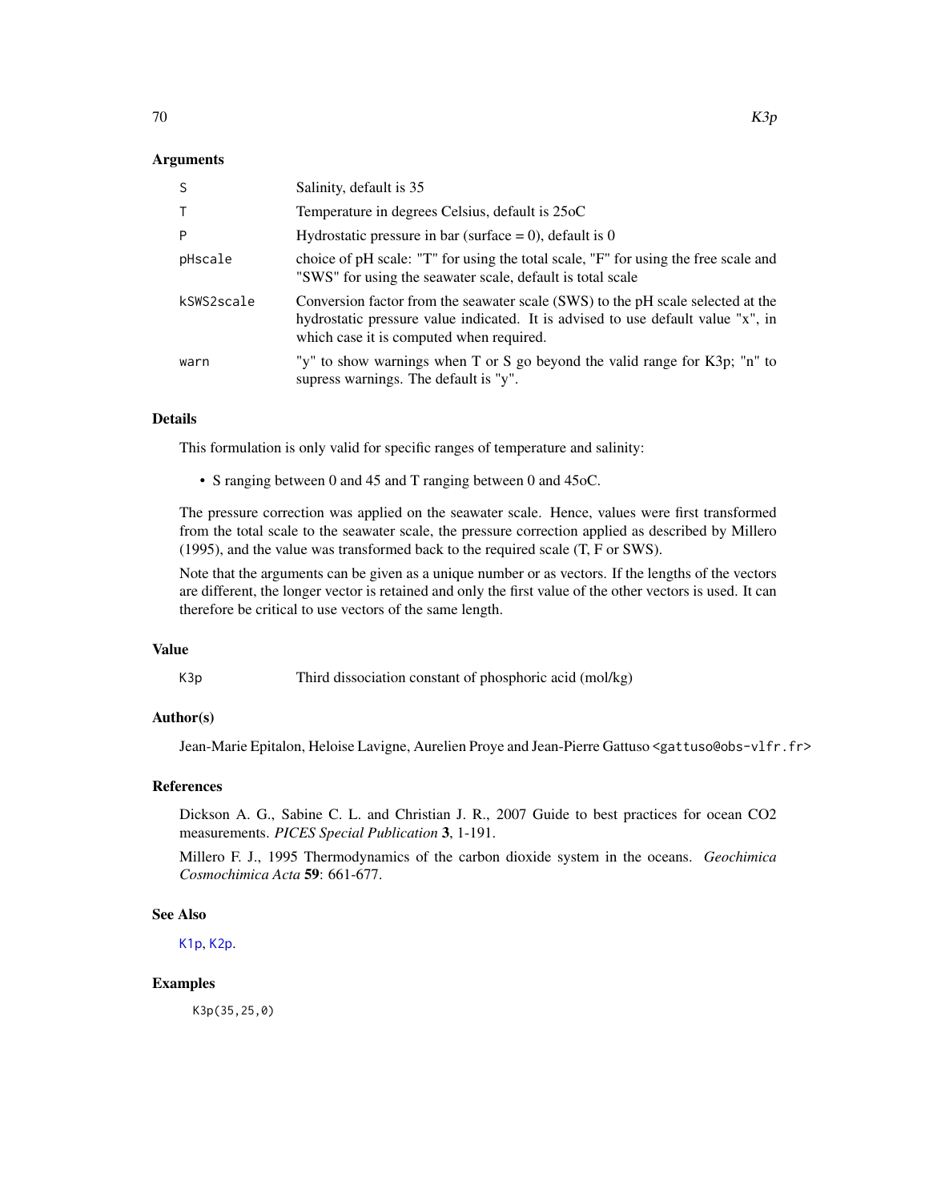### Arguments

| | |
|---|---|
| S | Salinity, default is 35 |
| T | Temperature in degrees Celsius, default is 25oC |
| P | Hydrostatic pressure in bar (surface = 0), default is 0 |
| pHscale | choice of pH scale: "T" for using the total scale, "F" for using the free scale and "SWS" for using the seawater scale, default is total scale |
| kSWS2scale | Conversion factor from the seawater scale (SWS) to the pH scale selected at the hydrostatic pressure value indicated. It is advised to use default value "x", in which case it is computed when required. |
| warn | "y" to show warnings when T or S go beyond the valid range for K3p; "n" to supress warnings. The default is "y". |

### Details

This formulation is only valid for specific ranges of temperature and salinity:

- S ranging between 0 and 45 and T ranging between 0 and 45oC.

The pressure correction was applied on the seawater scale. Hence, values were first transformed from the total scale to the seawater scale, the pressure correction applied as described by Millero (1995), and the value was transformed back to the required scale (T, F or SWS).

Note that the arguments can be given as a unique number or as vectors. If the lengths of the vectors are different, the longer vector is retained and only the first value of the other vectors is used. It can therefore be critical to use vectors of the same length.

### Value

| | |
|---|---|
| K3p | Third dissociation constant of phosphoric acid (mol/kg) |

### Author(s)

Jean-Marie Epitalon, Heloise Lavigne, Aurelien Proye and Jean-Pierre Gattuso <gattuso@obs-vlfr.fr>

### References

Dickson A. G., Sabine C. L. and Christian J. R., 2007 Guide to best practices for ocean CO2 measurements. *PICES Special Publication* **3**, 1-191.

Millero F. J., 1995 Thermodynamics of the carbon dioxide system in the oceans. *Geochimica Cosmochimica Acta* **59**: 661-677.

### See Also

K1p, K2p.

### Examples

```
K3p(35,25,0)
```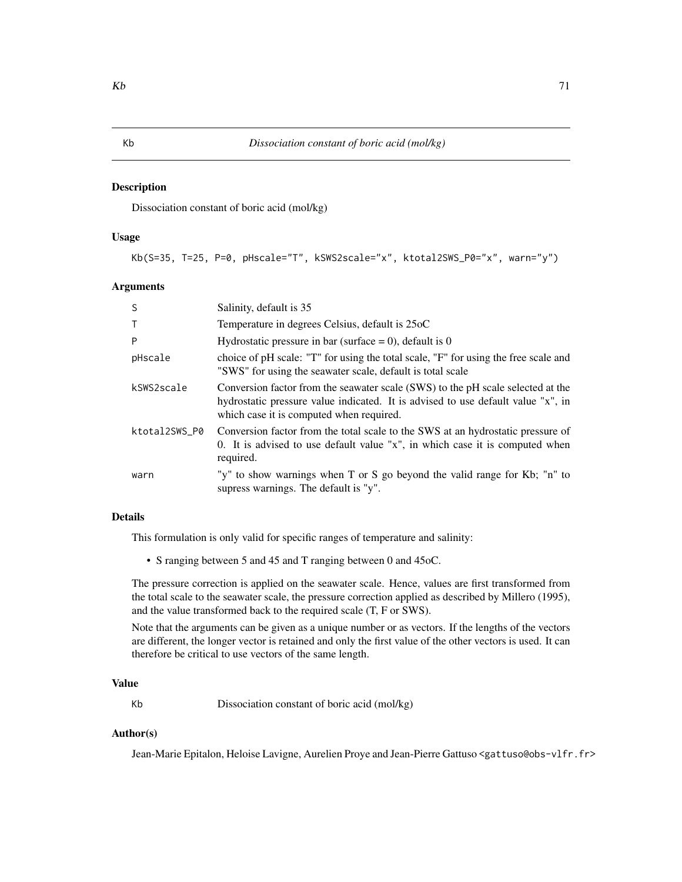# Kb — *Dissociation constant of boric acid (mol/kg)*

## Description

Dissociation constant of boric acid (mol/kg)

## Usage

```
Kb(S=35, T=25, P=0, pHscale="T", kSWS2scale="x", ktotal2SWS_P0="x", warn="y")
```

## Arguments

| Argument | Description |
|---|---|
| S | Salinity, default is 35 |
| T | Temperature in degrees Celsius, default is 25oC |
| P | Hydrostatic pressure in bar (surface = 0), default is 0 |
| pHscale | choice of pH scale: "T" for using the total scale, "F" for using the free scale and "SWS" for using the seawater scale, default is total scale |
| kSWS2scale | Conversion factor from the seawater scale (SWS) to the pH scale selected at the hydrostatic pressure value indicated. It is advised to use default value "x", in which case it is computed when required. |
| ktotal2SWS_P0 | Conversion factor from the total scale to the SWS at an hydrostatic pressure of 0. It is advised to use default value "x", in which case it is computed when required. |
| warn | "y" to show warnings when T or S go beyond the valid range for Kb; "n" to supress warnings. The default is "y". |

## Details

This formulation is only valid for specific ranges of temperature and salinity:

- S ranging between 5 and 45 and T ranging between 0 and 45oC.

The pressure correction is applied on the seawater scale. Hence, values are first transformed from the total scale to the seawater scale, the pressure correction applied as described by Millero (1995), and the value transformed back to the required scale (T, F or SWS).

Note that the arguments can be given as a unique number or as vectors. If the lengths of the vectors are different, the longer vector is retained and only the first value of the other vectors is used. It can therefore be critical to use vectors of the same length.

## Value

| | |
|---|---|
| Kb | Dissociation constant of boric acid (mol/kg) |

## Author(s)

Jean-Marie Epitalon, Heloise Lavigne, Aurelien Proye and Jean-Pierre Gattuso <gattuso@obs-vlfr.fr>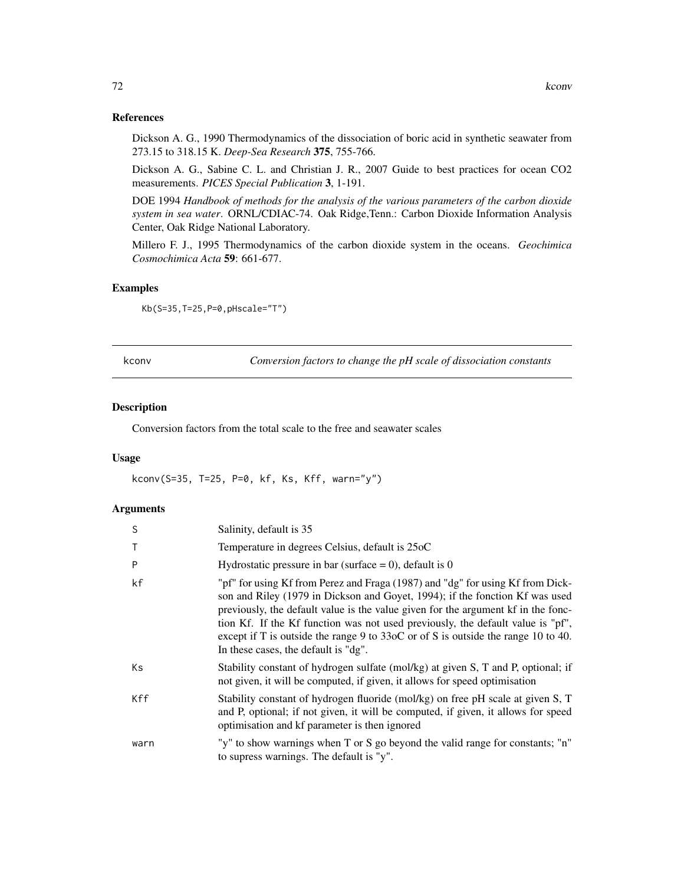### References

Dickson A. G., 1990 Thermodynamics of the dissociation of boric acid in synthetic seawater from 273.15 to 318.15 K. *Deep-Sea Research* **375**, 755-766.

Dickson A. G., Sabine C. L. and Christian J. R., 2007 Guide to best practices for ocean CO2 measurements. *PICES Special Publication* **3**, 1-191.

DOE 1994 *Handbook of methods for the analysis of the various parameters of the carbon dioxide system in sea water*. ORNL/CDIAC-74. Oak Ridge,Tenn.: Carbon Dioxide Information Analysis Center, Oak Ridge National Laboratory.

Millero F. J., 1995 Thermodynamics of the carbon dioxide system in the oceans. *Geochimica Cosmochimica Acta* **59**: 661-677.

### Examples

```
Kb(S=35,T=25,P=0,pHscale="T")
```

---

## kconv — *Conversion factors to change the pH scale of dissociation constants*

### Description

Conversion factors from the total scale to the free and seawater scales

### Usage

```
kconv(S=35, T=25, P=0, kf, Ks, Kff, warn="y")
```

### Arguments

| | |
|---|---|
| S | Salinity, default is 35 |
| T | Temperature in degrees Celsius, default is 25oC |
| P | Hydrostatic pressure in bar (surface = 0), default is 0 |
| kf | "pf" for using Kf from Perez and Fraga (1987) and "dg" for using Kf from Dickson and Riley (1979 in Dickson and Goyet, 1994); if the fonction Kf was used previously, the default value is the value given for the argument kf in the fonction Kf. If the Kf function was not used previously, the default value is "pf", except if T is outside the range 9 to 33oC or of S is outside the range 10 to 40. In these cases, the default is "dg". |
| Ks | Stability constant of hydrogen sulfate (mol/kg) at given S, T and P, optional; if not given, it will be computed, if given, it allows for speed optimisation |
| Kff | Stability constant of hydrogen fluoride (mol/kg) on free pH scale at given S, T and P, optional; if not given, it will be computed, if given, it allows for speed optimisation and kf parameter is then ignored |
| warn | "y" to show warnings when T or S go beyond the valid range for constants; "n" to supress warnings. The default is "y". |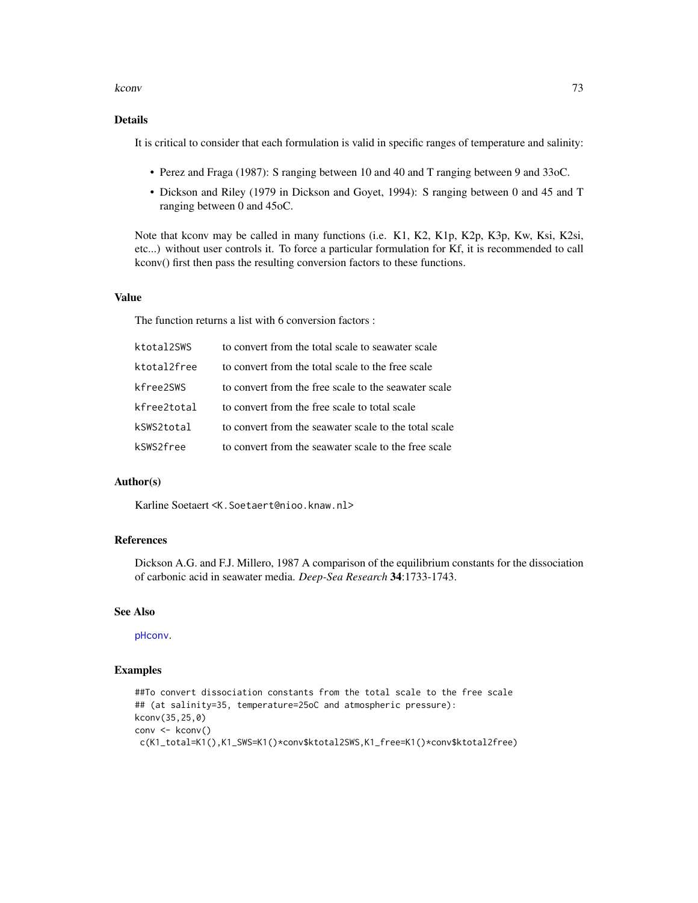## Details

It is critical to consider that each formulation is valid in specific ranges of temperature and salinity:

- Perez and Fraga (1987): S ranging between 10 and 40 and T ranging between 9 and 33oC.
- Dickson and Riley (1979 in Dickson and Goyet, 1994): S ranging between 0 and 45 and T ranging between 0 and 45oC.

Note that kconv may be called in many functions (i.e. K1, K2, K1p, K2p, K3p, Kw, Ksi, K2si, etc...) without user controls it. To force a particular formulation for Kf, it is recommended to call kconv() first then pass the resulting conversion factors to these functions.

## Value

The function returns a list with 6 conversion factors :

| | |
|---|---|
| `ktotal2SWS` | to convert from the total scale to seawater scale |
| `ktotal2free` | to convert from the total scale to the free scale |
| `kfree2SWS` | to convert from the free scale to the seawater scale |
| `kfree2total` | to convert from the free scale to total scale |
| `kSWS2total` | to convert from the seawater scale to the total scale |
| `kSWS2free` | to convert from the seawater scale to the free scale |

## Author(s)

Karline Soetaert <K.Soetaert@nioo.knaw.nl>

## References

Dickson A.G. and F.J. Millero, 1987 A comparison of the equilibrium constants for the dissociation of carbonic acid in seawater media. *Deep-Sea Research* **34**:1733-1743.

## See Also

pHconv.

## Examples

```
##To convert dissociation constants from the total scale to the free scale
## (at salinity=35, temperature=25oC and atmospheric pressure):
kconv(35,25,0)
conv <- kconv()
 c(K1_total=K1(),K1_SWS=K1()*conv$ktotal2SWS,K1_free=K1()*conv$ktotal2free)
```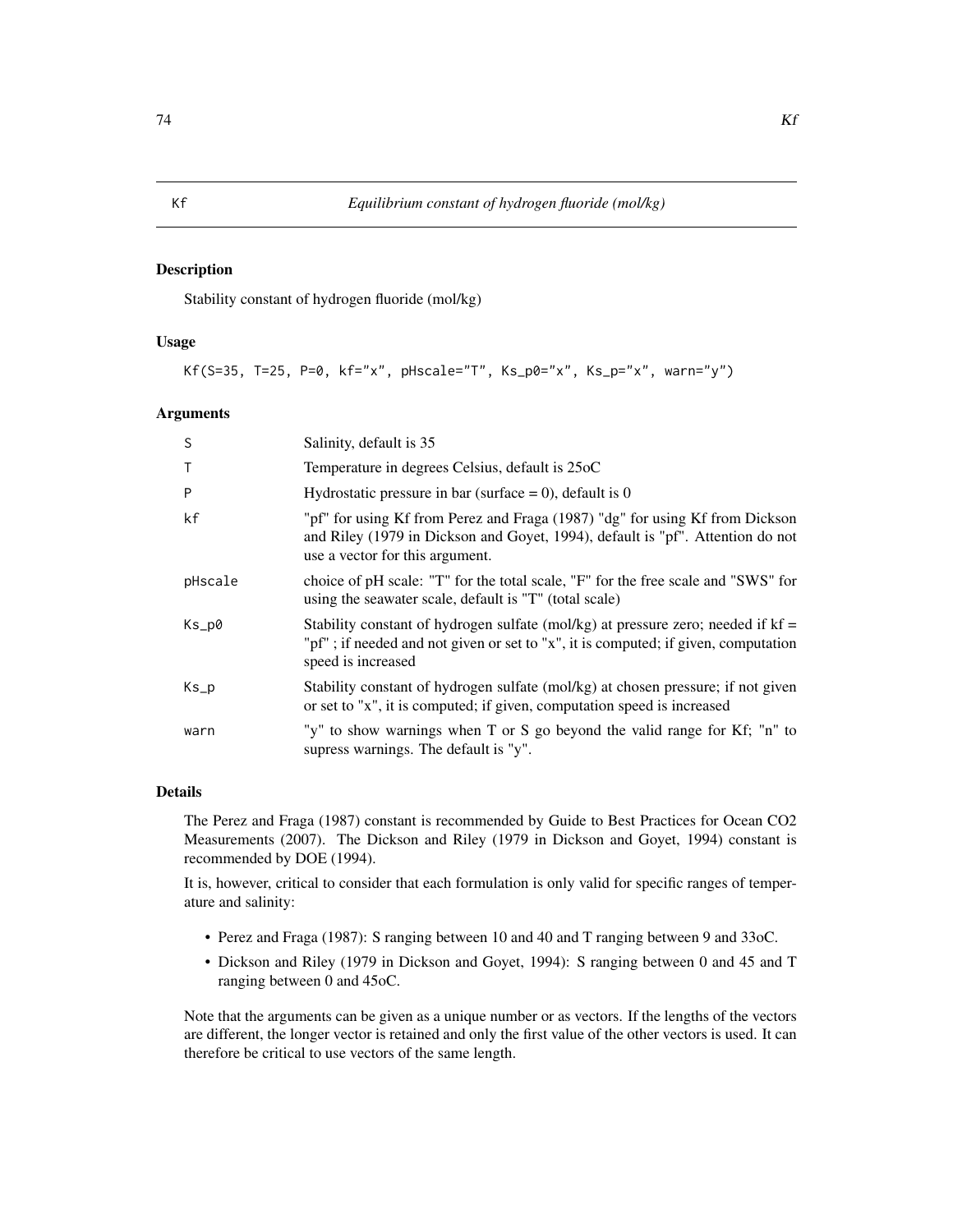# Kf — *Equilibrium constant of hydrogen fluoride (mol/kg)*

## Description

Stability constant of hydrogen fluoride (mol/kg)

## Usage

```
Kf(S=35, T=25, P=0, kf="x", pHscale="T", Ks_p0="x", Ks_p="x", warn="y")
```

## Arguments

| | |
|---|---|
| S | Salinity, default is 35 |
| T | Temperature in degrees Celsius, default is 25oC |
| P | Hydrostatic pressure in bar (surface = 0), default is 0 |
| kf | "pf" for using Kf from Perez and Fraga (1987) "dg" for using Kf from Dickson and Riley (1979 in Dickson and Goyet, 1994), default is "pf". Attention do not use a vector for this argument. |
| pHscale | choice of pH scale: "T" for the total scale, "F" for the free scale and "SWS" for using the seawater scale, default is "T" (total scale) |
| Ks_p0 | Stability constant of hydrogen sulfate (mol/kg) at pressure zero; needed if kf = "pf" ; if needed and not given or set to "x", it is computed; if given, computation speed is increased |
| Ks_p | Stability constant of hydrogen sulfate (mol/kg) at chosen pressure; if not given or set to "x", it is computed; if given, computation speed is increased |
| warn | "y" to show warnings when T or S go beyond the valid range for Kf; "n" to supress warnings. The default is "y". |

## Details

The Perez and Fraga (1987) constant is recommended by Guide to Best Practices for Ocean CO2 Measurements (2007). The Dickson and Riley (1979 in Dickson and Goyet, 1994) constant is recommended by DOE (1994).

It is, however, critical to consider that each formulation is only valid for specific ranges of temperature and salinity:

- Perez and Fraga (1987): S ranging between 10 and 40 and T ranging between 9 and 33oC.
- Dickson and Riley (1979 in Dickson and Goyet, 1994): S ranging between 0 and 45 and T ranging between 0 and 45oC.

Note that the arguments can be given as a unique number or as vectors. If the lengths of the vectors are different, the longer vector is retained and only the first value of the other vectors is used. It can therefore be critical to use vectors of the same length.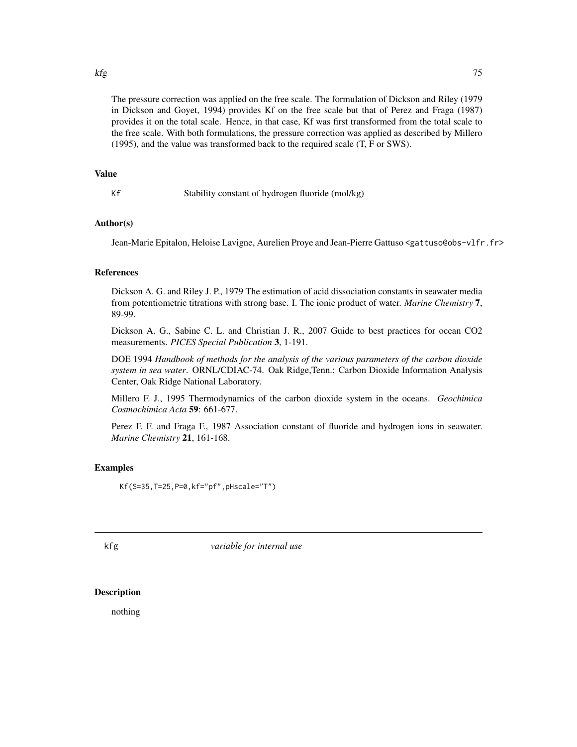The pressure correction was applied on the free scale. The formulation of Dickson and Riley (1979 in Dickson and Goyet, 1994) provides Kf on the free scale but that of Perez and Fraga (1987) provides it on the total scale. Hence, in that case, Kf was first transformed from the total scale to the free scale. With both formulations, the pressure correction was applied as described by Millero (1995), and the value was transformed back to the required scale (T, F or SWS).

### Value

`Kf` Stability constant of hydrogen fluoride (mol/kg)

### Author(s)

Jean-Marie Epitalon, Heloise Lavigne, Aurelien Proye and Jean-Pierre Gattuso <gattuso@obs-vlfr.fr>

### References

Dickson A. G. and Riley J. P., 1979 The estimation of acid dissociation constants in seawater media from potentiometric titrations with strong base. I. The ionic product of water. *Marine Chemistry* **7**, 89-99.

Dickson A. G., Sabine C. L. and Christian J. R., 2007 Guide to best practices for ocean CO2 measurements. *PICES Special Publication* **3**, 1-191.

DOE 1994 *Handbook of methods for the analysis of the various parameters of the carbon dioxide system in sea water*. ORNL/CDIAC-74. Oak Ridge,Tenn.: Carbon Dioxide Information Analysis Center, Oak Ridge National Laboratory.

Millero F. J., 1995 Thermodynamics of the carbon dioxide system in the oceans. *Geochimica Cosmochimica Acta* **59**: 661-677.

Perez F. F. and Fraga F., 1987 Association constant of fluoride and hydrogen ions in seawater. *Marine Chemistry* **21**, 161-168.

### Examples

```
Kf(S=35,T=25,P=0,kf="pf",pHscale="T")
```

---

## kfg *variable for internal use*

---

### Description

nothing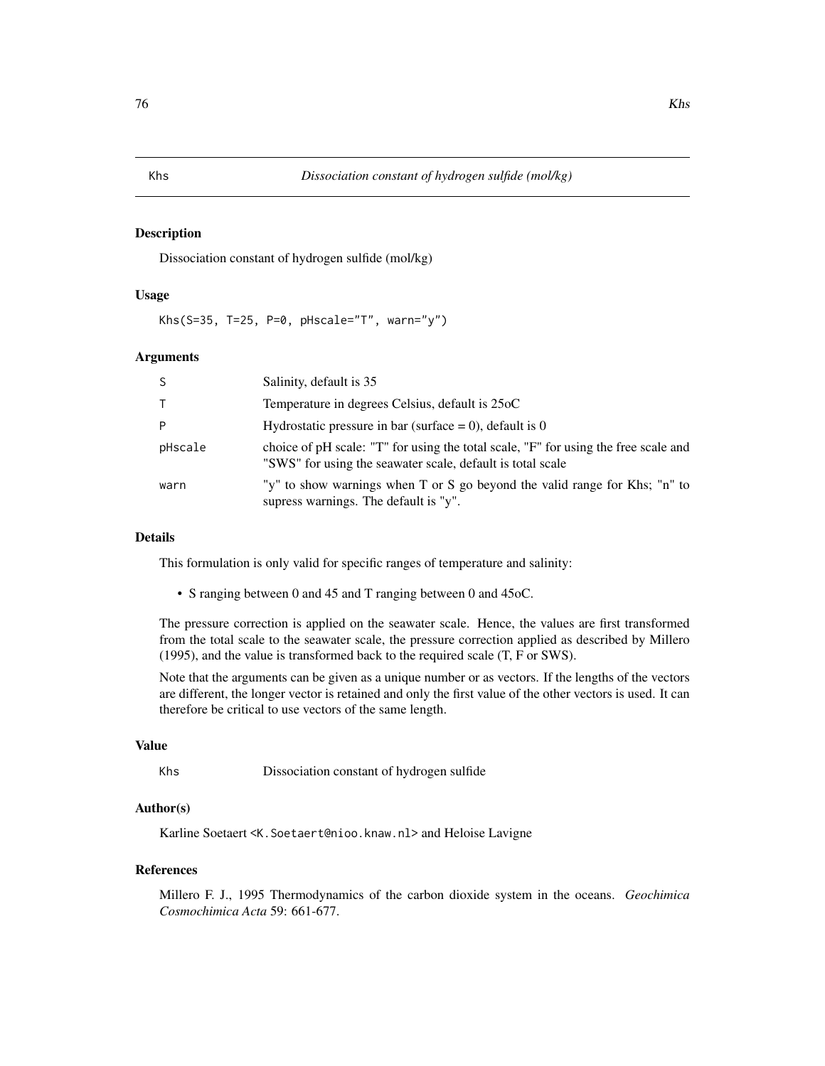# Khs — *Dissociation constant of hydrogen sulfide (mol/kg)*

## Description

Dissociation constant of hydrogen sulfide (mol/kg)

## Usage

```
Khs(S=35, T=25, P=0, pHscale="T", warn="y")
```

## Arguments

| | |
|---|---|
| S | Salinity, default is 35 |
| T | Temperature in degrees Celsius, default is 25oC |
| P | Hydrostatic pressure in bar (surface = 0), default is 0 |
| pHscale | choice of pH scale: "T" for using the total scale, "F" for using the free scale and "SWS" for using the seawater scale, default is total scale |
| warn | "y" to show warnings when T or S go beyond the valid range for Khs; "n" to supress warnings. The default is "y". |

## Details

This formulation is only valid for specific ranges of temperature and salinity:

- S ranging between 0 and 45 and T ranging between 0 and 45oC.

The pressure correction is applied on the seawater scale. Hence, the values are first transformed from the total scale to the seawater scale, the pressure correction applied as described by Millero (1995), and the value is transformed back to the required scale (T, F or SWS).

Note that the arguments can be given as a unique number or as vectors. If the lengths of the vectors are different, the longer vector is retained and only the first value of the other vectors is used. It can therefore be critical to use vectors of the same length.

## Value

| | |
|---|---|
| Khs | Dissociation constant of hydrogen sulfide |

## Author(s)

Karline Soetaert <K.Soetaert@nioo.knaw.nl> and Heloise Lavigne

## References

Millero F. J., 1995 Thermodynamics of the carbon dioxide system in the oceans. *Geochimica Cosmochimica Acta* 59: 661-677.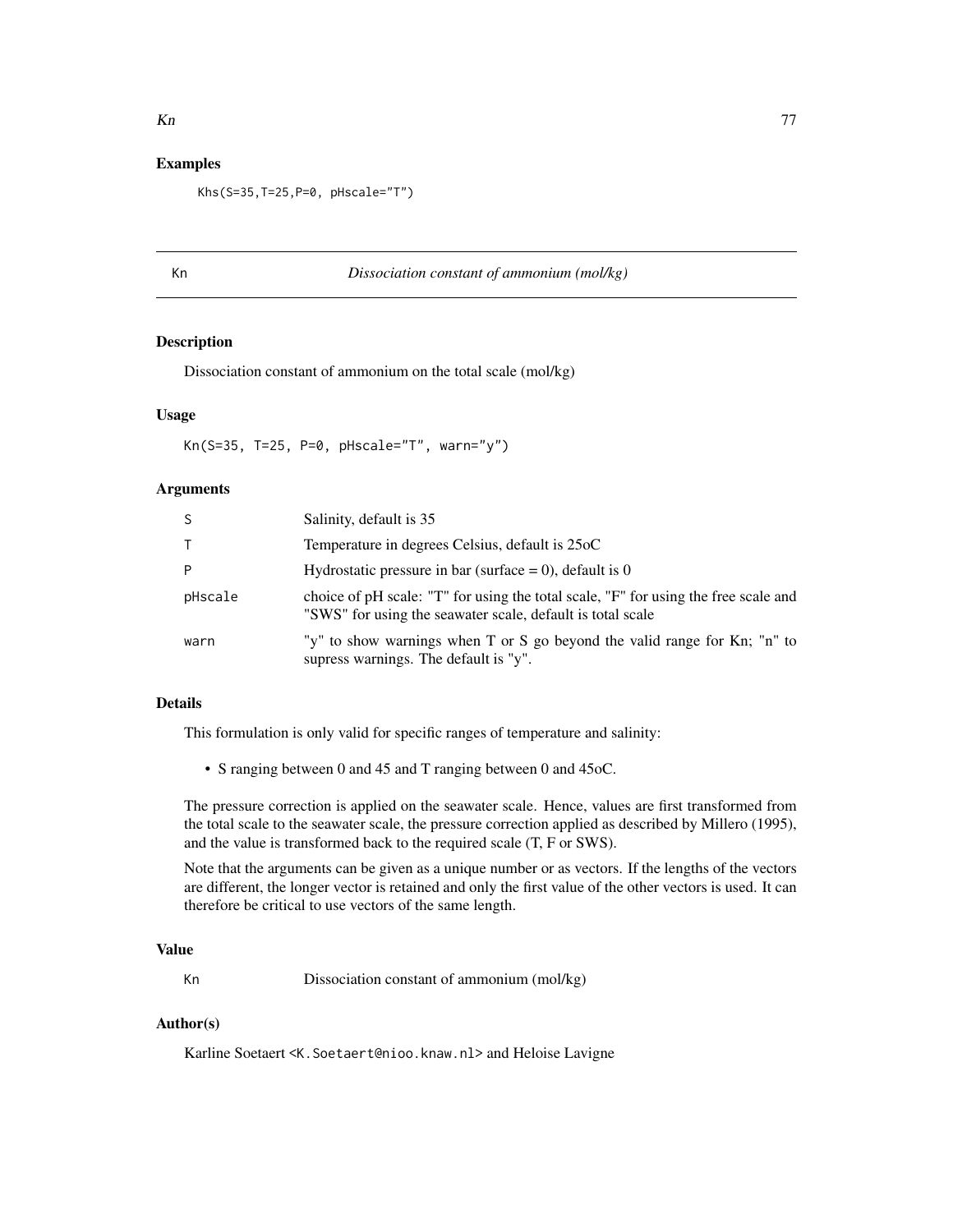## Examples

```
Khs(S=35,T=25,P=0, pHscale="T")
```

---

# Kn — *Dissociation constant of ammonium (mol/kg)*

---

## Description

Dissociation constant of ammonium on the total scale (mol/kg)

## Usage

```
Kn(S=35, T=25, P=0, pHscale="T", warn="y")
```

## Arguments

| | |
|---|---|
| S | Salinity, default is 35 |
| T | Temperature in degrees Celsius, default is 25oC |
| P | Hydrostatic pressure in bar (surface = 0), default is 0 |
| pHscale | choice of pH scale: "T" for using the total scale, "F" for using the free scale and "SWS" for using the seawater scale, default is total scale |
| warn | "y" to show warnings when T or S go beyond the valid range for Kn; "n" to supress warnings. The default is "y". |

## Details

This formulation is only valid for specific ranges of temperature and salinity:

- S ranging between 0 and 45 and T ranging between 0 and 45oC.

The pressure correction is applied on the seawater scale. Hence, values are first transformed from the total scale to the seawater scale, the pressure correction applied as described by Millero (1995), and the value is transformed back to the required scale (T, F or SWS).

Note that the arguments can be given as a unique number or as vectors. If the lengths of the vectors are different, the longer vector is retained and only the first value of the other vectors is used. It can therefore be critical to use vectors of the same length.

## Value

| | |
|---|---|
| Kn | Dissociation constant of ammonium (mol/kg) |

## Author(s)

Karline Soetaert <K.Soetaert@nioo.knaw.nl> and Heloise Lavigne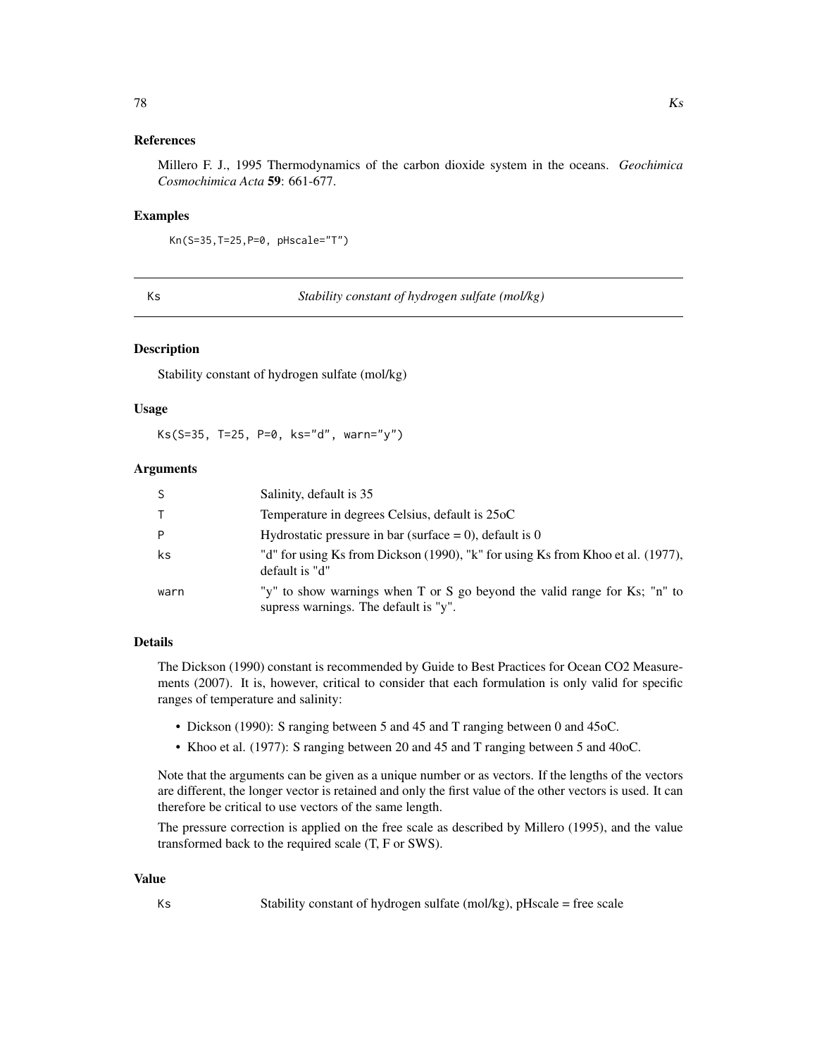## References

Millero F. J., 1995 Thermodynamics of the carbon dioxide system in the oceans. *Geochimica Cosmochimica Acta* **59**: 661-677.

## Examples

```
Kn(S=35,T=25,P=0, pHscale="T")
```

---

# Ks — *Stability constant of hydrogen sulfate (mol/kg)*

---

## Description

Stability constant of hydrogen sulfate (mol/kg)

## Usage

```
Ks(S=35, T=25, P=0, ks="d", warn="y")
```

## Arguments

| | |
|---|---|
| S | Salinity, default is 35 |
| T | Temperature in degrees Celsius, default is 25oC |
| P | Hydrostatic pressure in bar (surface = 0), default is 0 |
| ks | "d" for using Ks from Dickson (1990), "k" for using Ks from Khoo et al. (1977), default is "d" |
| warn | "y" to show warnings when T or S go beyond the valid range for Ks; "n" to supress warnings. The default is "y". |

## Details

The Dickson (1990) constant is recommended by Guide to Best Practices for Ocean CO2 Measurements (2007). It is, however, critical to consider that each formulation is only valid for specific ranges of temperature and salinity:

- Dickson (1990): S ranging between 5 and 45 and T ranging between 0 and 45oC.
- Khoo et al. (1977): S ranging between 20 and 45 and T ranging between 5 and 40oC.

Note that the arguments can be given as a unique number or as vectors. If the lengths of the vectors are different, the longer vector is retained and only the first value of the other vectors is used. It can therefore be critical to use vectors of the same length.

The pressure correction is applied on the free scale as described by Millero (1995), and the value transformed back to the required scale (T, F or SWS).

## Value

| | |
|---|---|
| Ks | Stability constant of hydrogen sulfate (mol/kg), pHscale = free scale |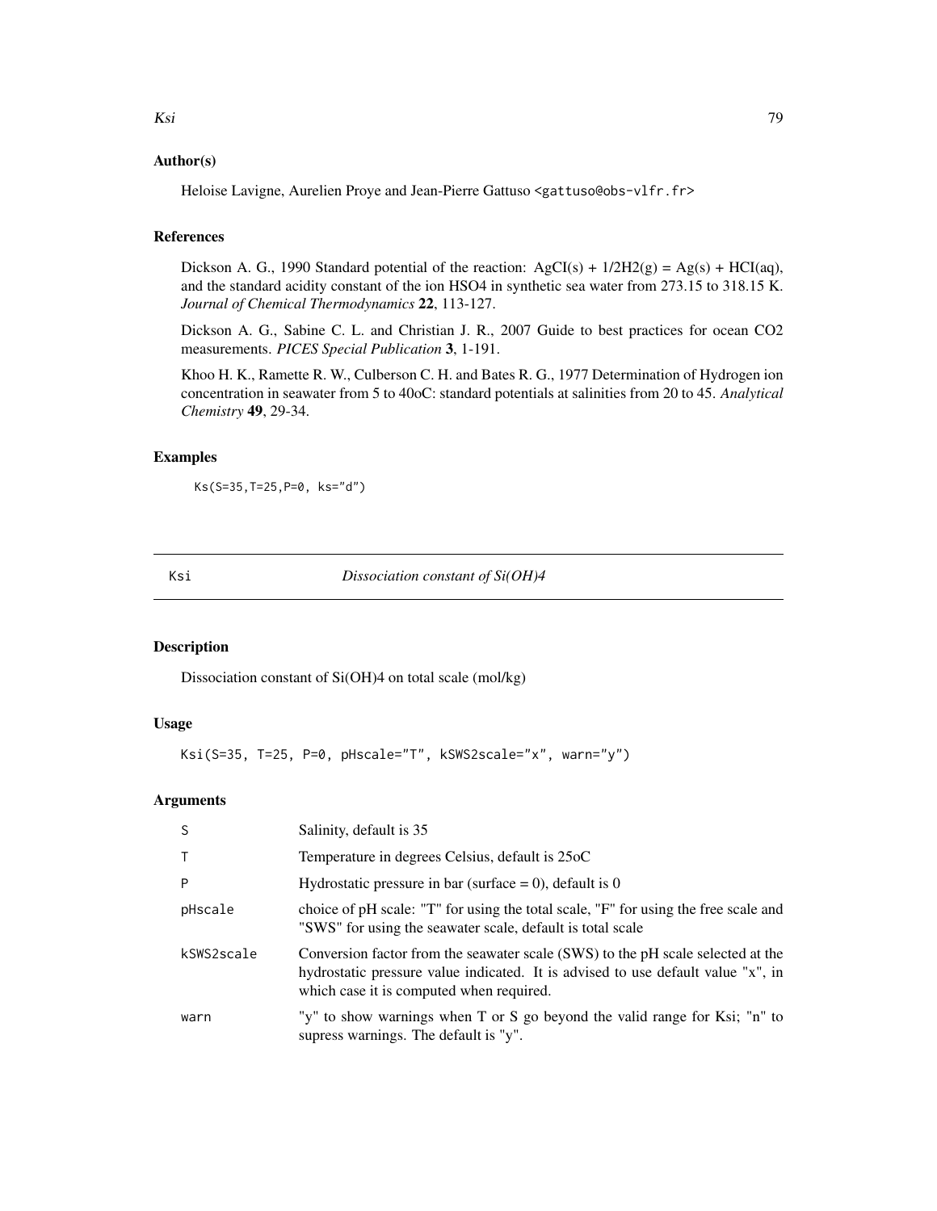### Author(s)

Heloise Lavigne, Aurelien Proye and Jean-Pierre Gattuso <gattuso@obs-vlfr.fr>

### References

Dickson A. G., 1990 Standard potential of the reaction: $AgCI(s) + 1/2H2(g) = Ag(s) + HCI(aq)$, and the standard acidity constant of the ion HSO4 in synthetic sea water from 273.15 to 318.15 K. *Journal of Chemical Thermodynamics* **22**, 113-127.

Dickson A. G., Sabine C. L. and Christian J. R., 2007 Guide to best practices for ocean CO2 measurements. *PICES Special Publication* **3**, 1-191.

Khoo H. K., Ramette R. W., Culberson C. H. and Bates R. G., 1977 Determination of Hydrogen ion concentration in seawater from 5 to 40oC: standard potentials at salinities from 20 to 45. *Analytical Chemistry* **49**, 29-34.

### Examples

```
Ks(S=35,T=25,P=0, ks="d")
```

---

## Ksi — *Dissociation constant of Si(OH)4*

### Description

Dissociation constant of Si(OH)4 on total scale (mol/kg)

### Usage

```
Ksi(S=35, T=25, P=0, pHscale="T", kSWS2scale="x", warn="y")
```

### Arguments

| | |
|---|---|
| S | Salinity, default is 35 |
| T | Temperature in degrees Celsius, default is 25oC |
| P | Hydrostatic pressure in bar (surface = 0), default is 0 |
| pHscale | choice of pH scale: "T" for using the total scale, "F" for using the free scale and "SWS" for using the seawater scale, default is total scale |
| kSWS2scale | Conversion factor from the seawater scale (SWS) to the pH scale selected at the hydrostatic pressure value indicated. It is advised to use default value "x", in which case it is computed when required. |
| warn | "y" to show warnings when T or S go beyond the valid range for Ksi; "n" to supress warnings. The default is "y". |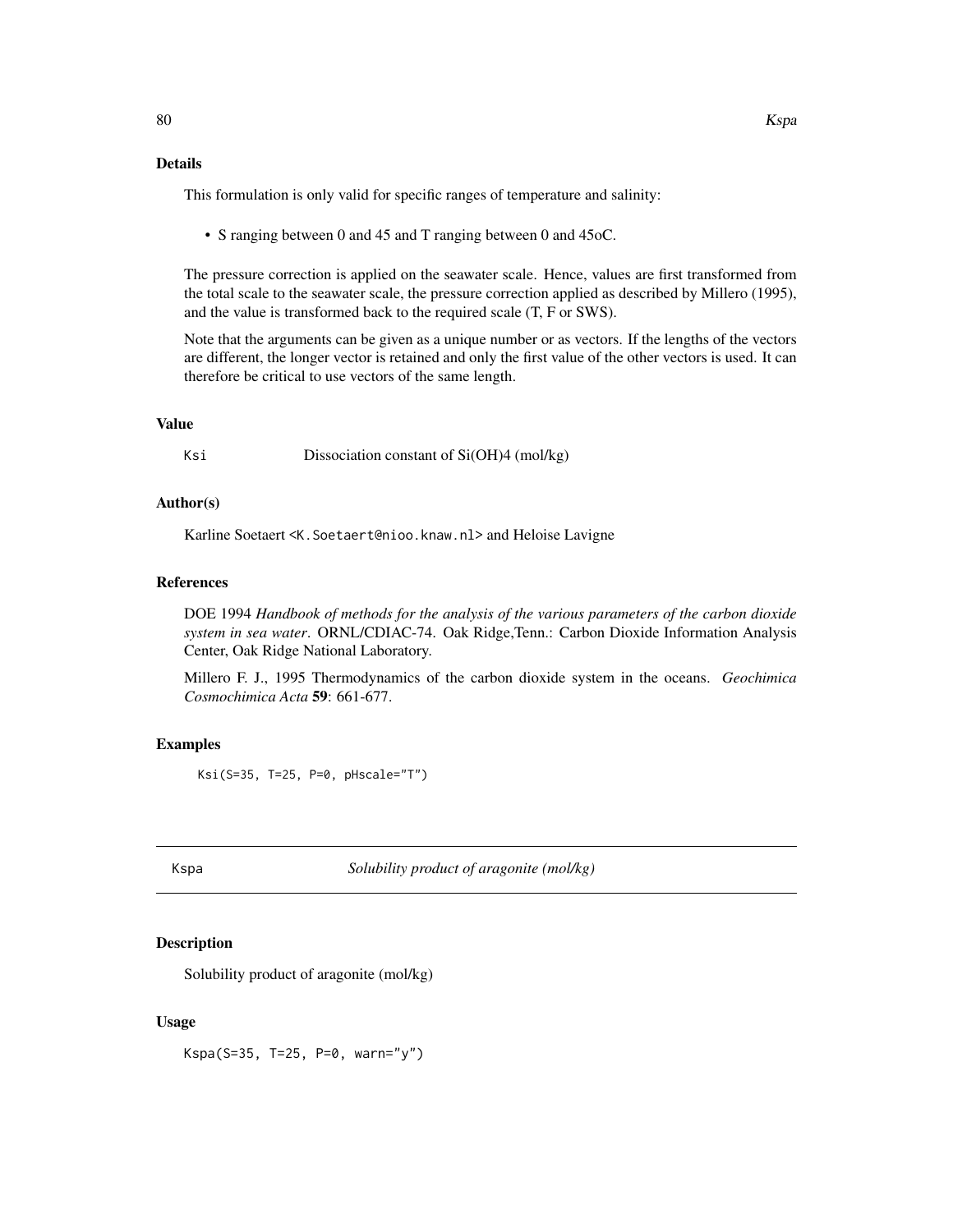### Details

This formulation is only valid for specific ranges of temperature and salinity:

- S ranging between 0 and 45 and T ranging between 0 and 45oC.

The pressure correction is applied on the seawater scale. Hence, values are first transformed from the total scale to the seawater scale, the pressure correction applied as described by Millero (1995), and the value is transformed back to the required scale (T, F or SWS).

Note that the arguments can be given as a unique number or as vectors. If the lengths of the vectors are different, the longer vector is retained and only the first value of the other vectors is used. It can therefore be critical to use vectors of the same length.

### Value

`Ksi` Dissociation constant of Si(OH)4 (mol/kg)

### Author(s)

Karline Soetaert <K.Soetaert@nioo.knaw.nl> and Heloise Lavigne

### References

DOE 1994 *Handbook of methods for the analysis of the various parameters of the carbon dioxide system in sea water*. ORNL/CDIAC-74. Oak Ridge,Tenn.: Carbon Dioxide Information Analysis Center, Oak Ridge National Laboratory.

Millero F. J., 1995 Thermodynamics of the carbon dioxide system in the oceans. *Geochimica Cosmochimica Acta* **59**: 661-677.

### Examples

```
Ksi(S=35, T=25, P=0, pHscale="T")
```

---

## Kspa *Solubility product of aragonite (mol/kg)*

---

### Description

Solubility product of aragonite (mol/kg)

### Usage

```
Kspa(S=35, T=25, P=0, warn="y")
```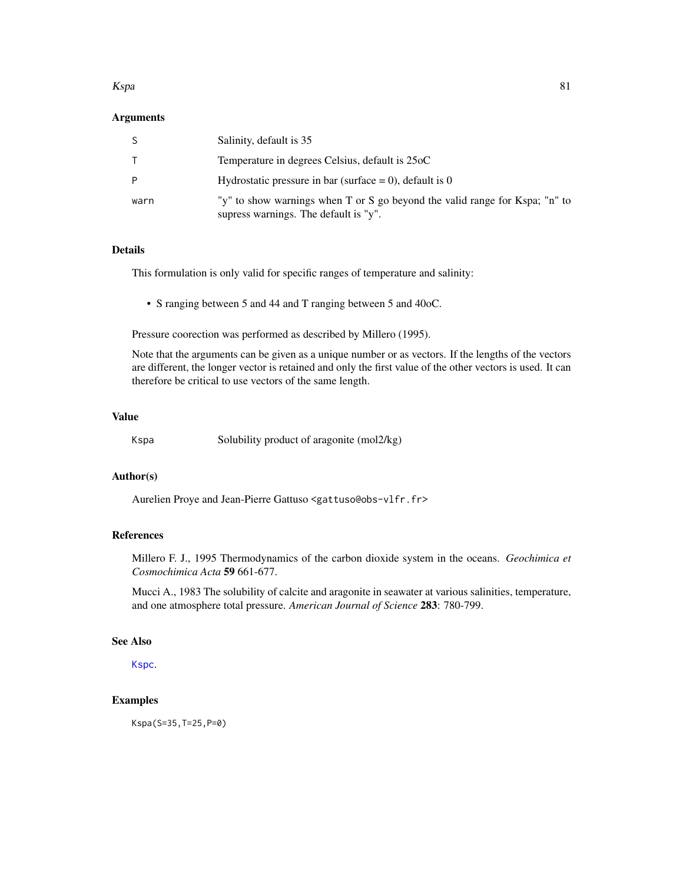### Arguments

| | |
|---|---|
| S | Salinity, default is 35 |
| T | Temperature in degrees Celsius, default is 25oC |
| P | Hydrostatic pressure in bar (surface = 0), default is 0 |
| warn | "y" to show warnings when T or S go beyond the valid range for Kspa; "n" to supress warnings. The default is "y". |

### Details

This formulation is only valid for specific ranges of temperature and salinity:

- S ranging between 5 and 44 and T ranging between 5 and 40oC.

Pressure coorection was performed as described by Millero (1995).

Note that the arguments can be given as a unique number or as vectors. If the lengths of the vectors are different, the longer vector is retained and only the first value of the other vectors is used. It can therefore be critical to use vectors of the same length.

### Value

| | |
|---|---|
| Kspa | Solubility product of aragonite (mol2/kg) |

### Author(s)

Aurelien Proye and Jean-Pierre Gattuso <gattuso@obs-vlfr.fr>

### References

Millero F. J., 1995 Thermodynamics of the carbon dioxide system in the oceans. *Geochimica et Cosmochimica Acta* **59** 661-677.

Mucci A., 1983 The solubility of calcite and aragonite in seawater at various salinities, temperature, and one atmosphere total pressure. *American Journal of Science* **283**: 780-799.

### See Also

Kspc.

### Examples

```
Kspa(S=35,T=25,P=0)
```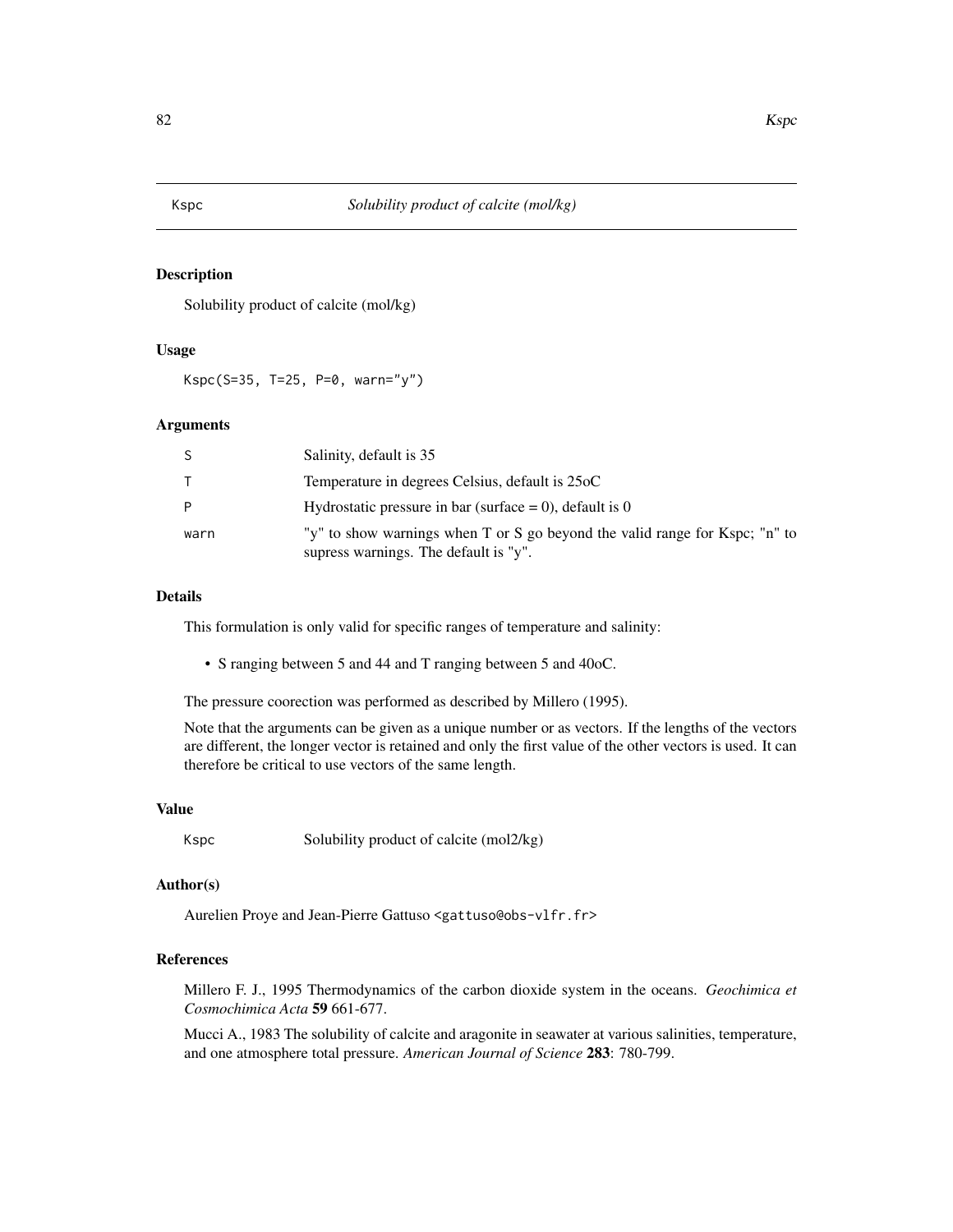Kspc — *Solubility product of calcite (mol/kg)*

## Description

Solubility product of calcite (mol/kg)

## Usage

```
Kspc(S=35, T=25, P=0, warn="y")
```

## Arguments

| | |
|---|---|
| S | Salinity, default is 35 |
| T | Temperature in degrees Celsius, default is 25oC |
| P | Hydrostatic pressure in bar (surface = 0), default is 0 |
| warn | "y" to show warnings when T or S go beyond the valid range for Kspc; "n" to supress warnings. The default is "y". |

## Details

This formulation is only valid for specific ranges of temperature and salinity:

- S ranging between 5 and 44 and T ranging between 5 and 40oC.

The pressure coorection was performed as described by Millero (1995).

Note that the arguments can be given as a unique number or as vectors. If the lengths of the vectors are different, the longer vector is retained and only the first value of the other vectors is used. It can therefore be critical to use vectors of the same length.

## Value

| | |
|---|---|
| Kspc | Solubility product of calcite (mol2/kg) |

## Author(s)

Aurelien Proye and Jean-Pierre Gattuso <gattuso@obs-vlfr.fr>

## References

Millero F. J., 1995 Thermodynamics of the carbon dioxide system in the oceans. *Geochimica et Cosmochimica Acta* **59** 661-677.

Mucci A., 1983 The solubility of calcite and aragonite in seawater at various salinities, temperature, and one atmosphere total pressure. *American Journal of Science* **283**: 780-799.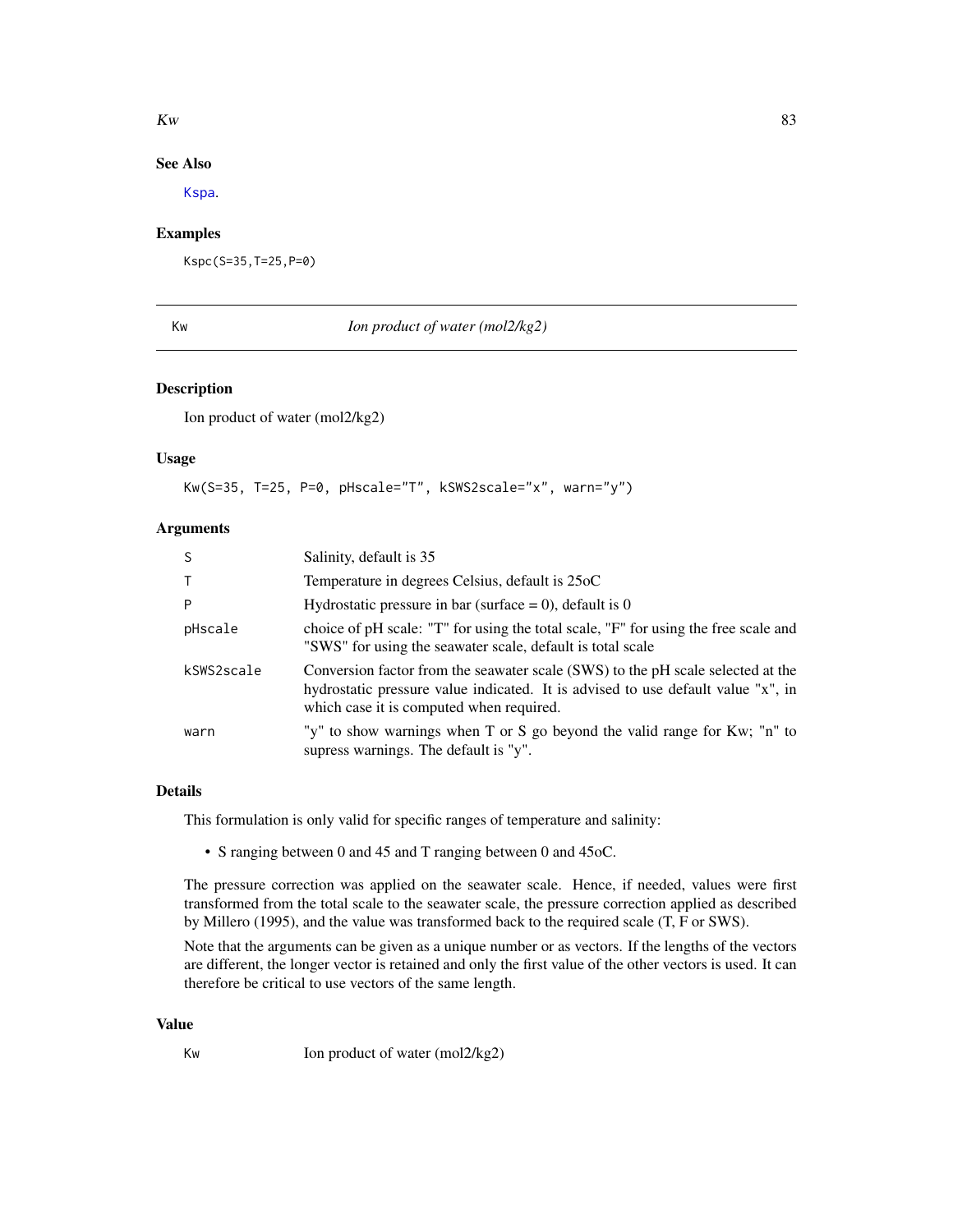### See Also

Kspa.

### Examples

```
Kspc(S=35,T=25,P=0)
```

---

## Kw — *Ion product of water (mol2/kg2)*

### Description

Ion product of water (mol2/kg2)

### Usage

```
Kw(S=35, T=25, P=0, pHscale="T", kSWS2scale="x", warn="y")
```

### Arguments

| | |
|---|---|
| S | Salinity, default is 35 |
| T | Temperature in degrees Celsius, default is 25oC |
| P | Hydrostatic pressure in bar (surface = 0), default is 0 |
| pHscale | choice of pH scale: "T" for using the total scale, "F" for using the free scale and "SWS" for using the seawater scale, default is total scale |
| kSWS2scale | Conversion factor from the seawater scale (SWS) to the pH scale selected at the hydrostatic pressure value indicated. It is advised to use default value "x", in which case it is computed when required. |
| warn | "y" to show warnings when T or S go beyond the valid range for Kw; "n" to supress warnings. The default is "y". |

### Details

This formulation is only valid for specific ranges of temperature and salinity:

- S ranging between 0 and 45 and T ranging between 0 and 45oC.

The pressure correction was applied on the seawater scale. Hence, if needed, values were first transformed from the total scale to the seawater scale, the pressure correction applied as described by Millero (1995), and the value was transformed back to the required scale (T, F or SWS).

Note that the arguments can be given as a unique number or as vectors. If the lengths of the vectors are different, the longer vector is retained and only the first value of the other vectors is used. It can therefore be critical to use vectors of the same length.

### Value

| | |
|---|---|
| Kw | Ion product of water (mol2/kg2) |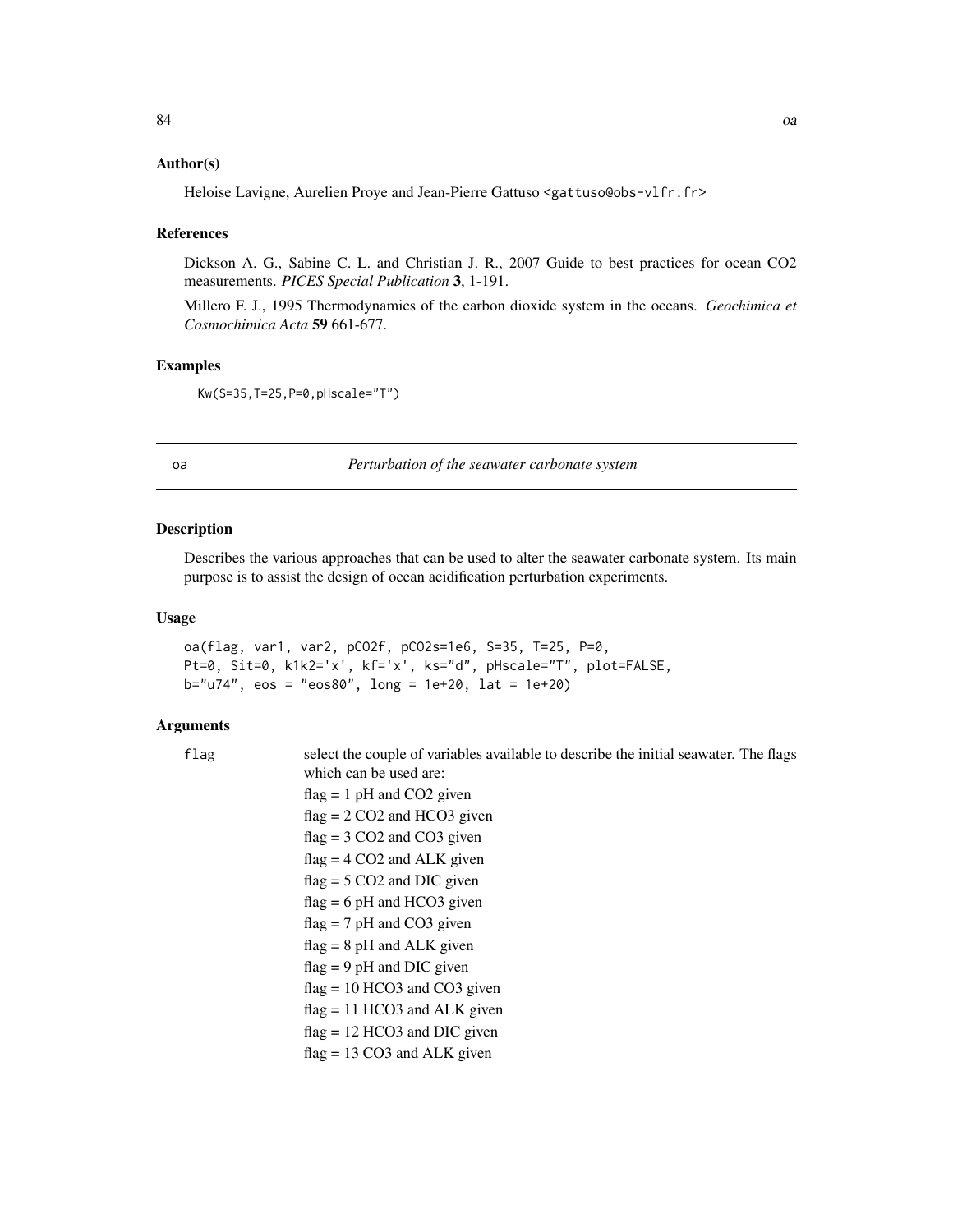### Author(s)

Heloise Lavigne, Aurelien Proye and Jean-Pierre Gattuso <gattuso@obs-vlfr.fr>

### References

Dickson A. G., Sabine C. L. and Christian J. R., 2007 Guide to best practices for ocean CO2 measurements. *PICES Special Publication* **3**, 1-191.

Millero F. J., 1995 Thermodynamics of the carbon dioxide system in the oceans. *Geochimica et Cosmochimica Acta* **59** 661-677.

### Examples

```
Kw(S=35,T=25,P=0,pHscale="T")
```

---

## oa — *Perturbation of the seawater carbonate system*

---

### Description

Describes the various approaches that can be used to alter the seawater carbonate system. Its main purpose is to assist the design of ocean acidification perturbation experiments.

### Usage

```
oa(flag, var1, var2, pCO2f, pCO2s=1e6, S=35, T=25, P=0,
Pt=0, Sit=0, k1k2='x', kf='x', ks="d", pHscale="T", plot=FALSE,
b="u74", eos = "eos80", long = 1e+20, lat = 1e+20)
```

### Arguments

flag — select the couple of variables available to describe the initial seawater. The flags which can be used are:

flag = 1 pH and CO2 given  
flag = 2 CO2 and HCO3 given  
flag = 3 CO2 and CO3 given  
flag = 4 CO2 and ALK given  
flag = 5 CO2 and DIC given  
flag = 6 pH and HCO3 given  
flag = 7 pH and CO3 given  
flag = 8 pH and ALK given  
flag = 9 pH and DIC given  
flag = 10 HCO3 and CO3 given  
flag = 11 HCO3 and ALK given  
flag = 12 HCO3 and DIC given  
flag = 13 CO3 and ALK given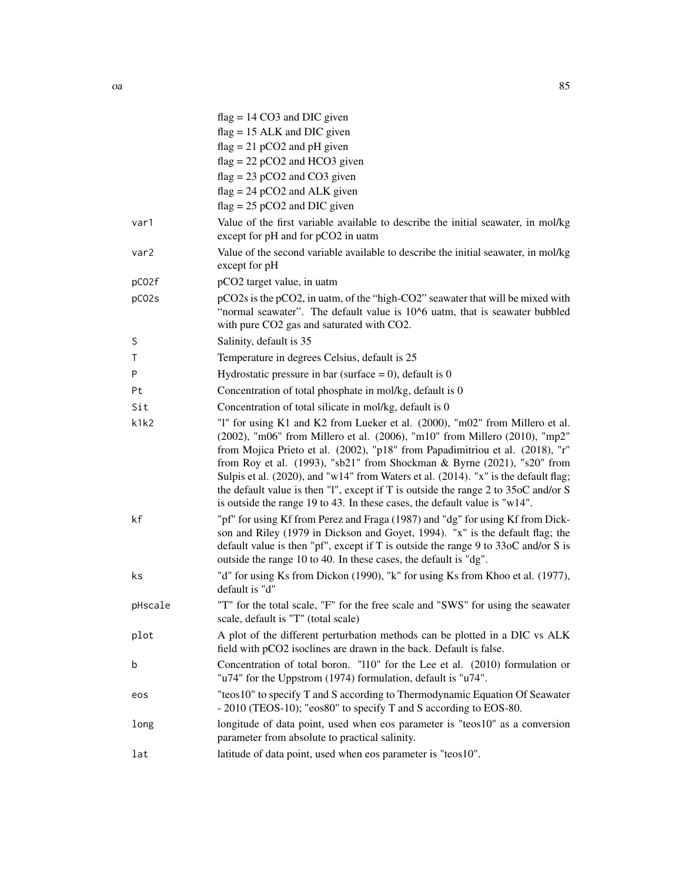| | |
|---|---|
| | flag = 14 CO3 and DIC given |
| | flag = 15 ALK and DIC given |
| | flag = 21 pCO2 and pH given |
| | flag = 22 pCO2 and HCO3 given |
| | flag = 23 pCO2 and CO3 given |
| | flag = 24 pCO2 and ALK given |
| | flag = 25 pCO2 and DIC given |
| `var1` | Value of the first variable available to describe the initial seawater, in mol/kg except for pH and for pCO2 in uatm |
| `var2` | Value of the second variable available to describe the initial seawater, in mol/kg except for pH |
| `pCO2f` | pCO2 target value, in uatm |
| `pCO2s` | pCO2s is the pCO2, in uatm, of the "high-CO2" seawater that will be mixed with "normal seawater". The default value is 10^6 uatm, that is seawater bubbled with pure CO2 gas and saturated with CO2. |
| `S` | Salinity, default is 35 |
| `T` | Temperature in degrees Celsius, default is 25 |
| `P` | Hydrostatic pressure in bar (surface = 0), default is 0 |
| `Pt` | Concentration of total phosphate in mol/kg, default is 0 |
| `Sit` | Concentration of total silicate in mol/kg, default is 0 |
| `k1k2` | "l" for using K1 and K2 from Lueker et al. (2000), "m02" from Millero et al. (2002), "m06" from Millero et al. (2006), "m10" from Millero (2010), "mp2" from Mojica Prieto et al. (2002), "p18" from Papadimitriou et al. (2018), "r" from Roy et al. (1993), "sb21" from Shockman & Byrne (2021), "s20" from Sulpis et al. (2020), and "w14" from Waters et al. (2014). "x" is the default flag; the default value is then "l", except if T is outside the range 2 to 35oC and/or S is outside the range 19 to 43. In these cases, the default value is "w14". |
| `kf` | "pf" for using Kf from Perez and Fraga (1987) and "dg" for using Kf from Dickson and Riley (1979 in Dickson and Goyet, 1994). "x" is the default flag; the default value is then "pf", except if T is outside the range 9 to 33oC and/or S is outside the range 10 to 40. In these cases, the default is "dg". |
| `ks` | "d" for using Ks from Dickon (1990), "k" for using Ks from Khoo et al. (1977), default is "d" |
| `pHscale` | "T" for the total scale, "F" for the free scale and "SWS" for using the seawater scale, default is "T" (total scale) |
| `plot` | A plot of the different perturbation methods can be plotted in a DIC vs ALK field with pCO2 isoclines are drawn in the back. Default is false. |
| `b` | Concentration of total boron. "l10" for the Lee et al. (2010) formulation or "u74" for the Uppstrom (1974) formulation, default is "u74". |
| `eos` | "teos10" to specify T and S according to Thermodynamic Equation Of Seawater - 2010 (TEOS-10); "eos80" to specify T and S according to EOS-80. |
| `long` | longitude of data point, used when eos parameter is "teos10" as a conversion parameter from absolute to practical salinity. |
| `lat` | latitude of data point, used when eos parameter is "teos10". |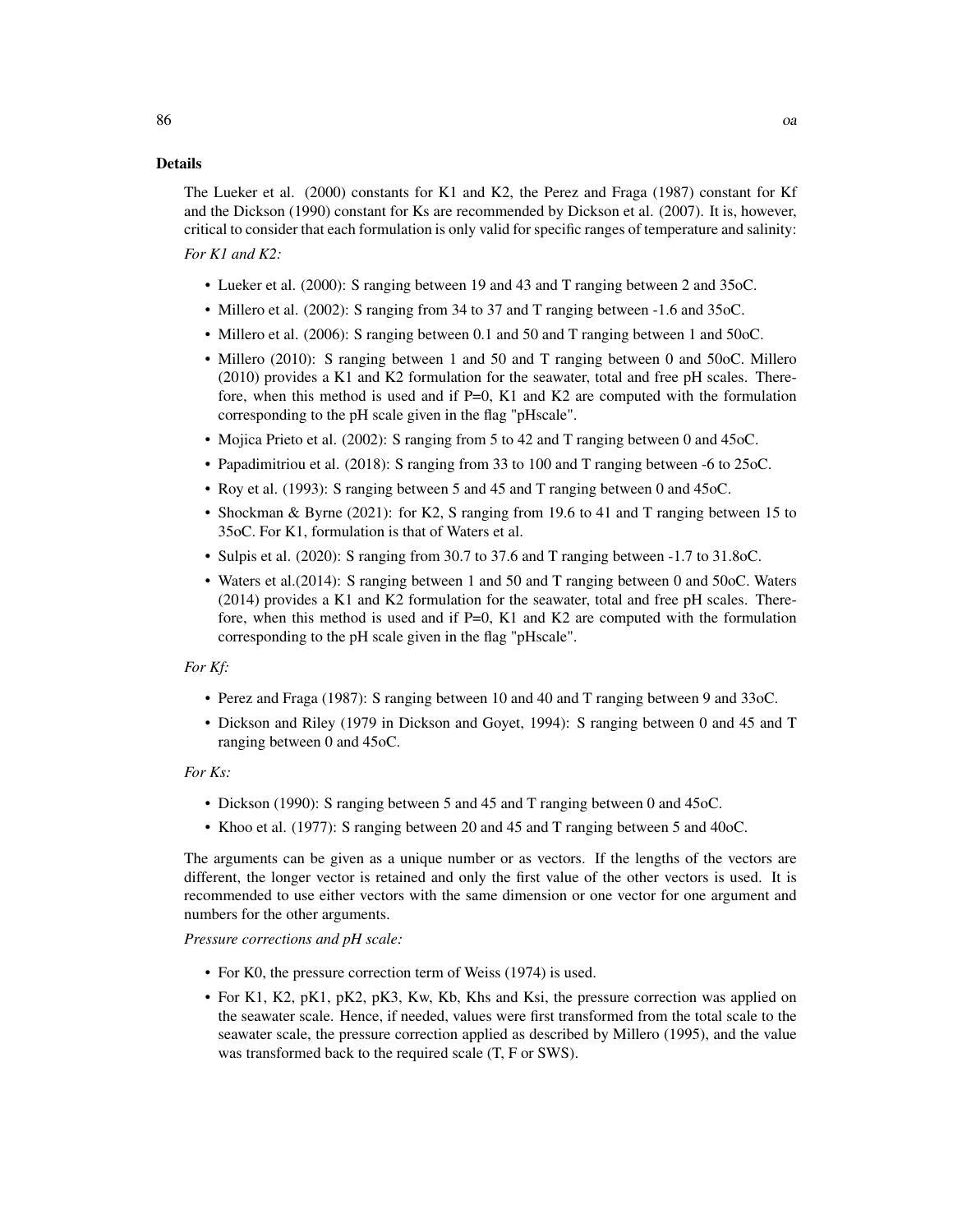## Details

The Lueker et al. (2000) constants for K1 and K2, the Perez and Fraga (1987) constant for Kf and the Dickson (1990) constant for Ks are recommended by Dickson et al. (2007). It is, however, critical to consider that each formulation is only valid for specific ranges of temperature and salinity:

*For K1 and K2:*

- Lueker et al. (2000): S ranging between 19 and 43 and T ranging between 2 and 35oC.
- Millero et al. (2002): S ranging from 34 to 37 and T ranging between -1.6 and 35oC.
- Millero et al. (2006): S ranging between 0.1 and 50 and T ranging between 1 and 50oC.
- Millero (2010): S ranging between 1 and 50 and T ranging between 0 and 50oC. Millero (2010) provides a K1 and K2 formulation for the seawater, total and free pH scales. Therefore, when this method is used and if P=0, K1 and K2 are computed with the formulation corresponding to the pH scale given in the flag "pHscale".
- Mojica Prieto et al. (2002): S ranging from 5 to 42 and T ranging between 0 and 45oC.
- Papadimitriou et al. (2018): S ranging from 33 to 100 and T ranging between -6 to 25oC.
- Roy et al. (1993): S ranging between 5 and 45 and T ranging between 0 and 45oC.
- Shockman & Byrne (2021): for K2, S ranging from 19.6 to 41 and T ranging between 15 to 35oC. For K1, formulation is that of Waters et al.
- Sulpis et al. (2020): S ranging from 30.7 to 37.6 and T ranging between -1.7 to 31.8oC.
- Waters et al.(2014): S ranging between 1 and 50 and T ranging between 0 and 50oC. Waters (2014) provides a K1 and K2 formulation for the seawater, total and free pH scales. Therefore, when this method is used and if P=0, K1 and K2 are computed with the formulation corresponding to the pH scale given in the flag "pHscale".

*For Kf:*

- Perez and Fraga (1987): S ranging between 10 and 40 and T ranging between 9 and 33oC.
- Dickson and Riley (1979 in Dickson and Goyet, 1994): S ranging between 0 and 45 and T ranging between 0 and 45oC.

*For Ks:*

- Dickson (1990): S ranging between 5 and 45 and T ranging between 0 and 45oC.
- Khoo et al. (1977): S ranging between 20 and 45 and T ranging between 5 and 40oC.

The arguments can be given as a unique number or as vectors. If the lengths of the vectors are different, the longer vector is retained and only the first value of the other vectors is used. It is recommended to use either vectors with the same dimension or one vector for one argument and numbers for the other arguments.

*Pressure corrections and pH scale:*

- For K0, the pressure correction term of Weiss (1974) is used.
- For K1, K2, pK1, pK2, pK3, Kw, Kb, Khs and Ksi, the pressure correction was applied on the seawater scale. Hence, if needed, values were first transformed from the total scale to the seawater scale, the pressure correction applied as described by Millero (1995), and the value was transformed back to the required scale (T, F or SWS).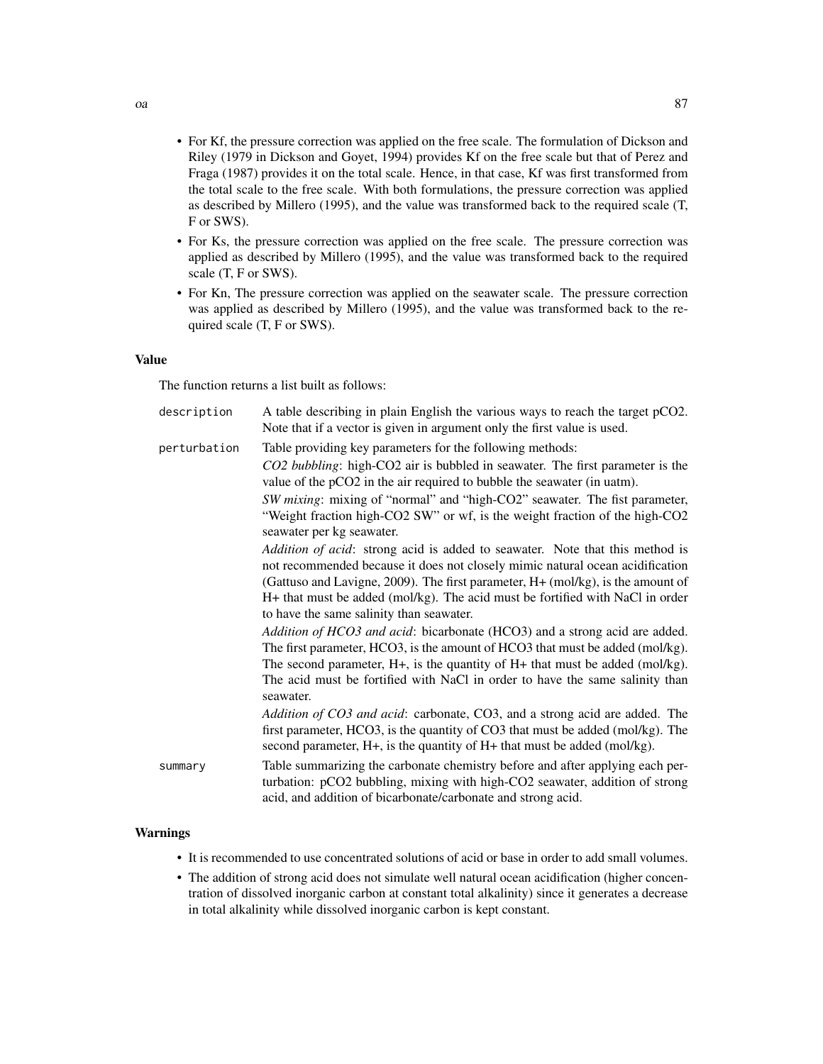- For Kf, the pressure correction was applied on the free scale. The formulation of Dickson and Riley (1979 in Dickson and Goyet, 1994) provides Kf on the free scale but that of Perez and Fraga (1987) provides it on the total scale. Hence, in that case, Kf was first transformed from the total scale to the free scale. With both formulations, the pressure correction was applied as described by Millero (1995), and the value was transformed back to the required scale (T, F or SWS).
- For Ks, the pressure correction was applied on the free scale. The pressure correction was applied as described by Millero (1995), and the value was transformed back to the required scale (T, F or SWS).
- For Kn, The pressure correction was applied on the seawater scale. The pressure correction was applied as described by Millero (1995), and the value was transformed back to the required scale (T, F or SWS).

### Value

The function returns a list built as follows:

| | |
|---|---|
| `description` | A table describing in plain English the various ways to reach the target pCO2. Note that if a vector is given in argument only the first value is used. |
| `perturbation` | Table providing key parameters for the following methods:<br>*CO2 bubbling*: high-CO2 air is bubbled in seawater. The first parameter is the value of the pCO2 in the air required to bubble the seawater (in uatm).<br>*SW mixing*: mixing of "normal" and "high-CO2" seawater. The fist parameter, "Weight fraction high-CO2 SW" or wf, is the weight fraction of the high-CO2 seawater per kg seawater.<br>*Addition of acid*: strong acid is added to seawater. Note that this method is not recommended because it does not closely mimic natural ocean acidification (Gattuso and Lavigne, 2009). The first parameter, H+ (mol/kg), is the amount of H+ that must be added (mol/kg). The acid must be fortified with NaCl in order to have the same salinity than seawater.<br>*Addition of HCO3 and acid*: bicarbonate (HCO3) and a strong acid are added. The first parameter, HCO3, is the amount of HCO3 that must be added (mol/kg). The second parameter, H+, is the quantity of H+ that must be added (mol/kg). The acid must be fortified with NaCl in order to have the same salinity than seawater.<br>*Addition of CO3 and acid*: carbonate, CO3, and a strong acid are added. The first parameter, HCO3, is the quantity of CO3 that must be added (mol/kg). The second parameter, H+, is the quantity of H+ that must be added (mol/kg). |
| `summary` | Table summarizing the carbonate chemistry before and after applying each perturbation: pCO2 bubbling, mixing with high-CO2 seawater, addition of strong acid, and addition of bicarbonate/carbonate and strong acid. |

### Warnings

- It is recommended to use concentrated solutions of acid or base in order to add small volumes.
- The addition of strong acid does not simulate well natural ocean acidification (higher concentration of dissolved inorganic carbon at constant total alkalinity) since it generates a decrease in total alkalinity while dissolved inorganic carbon is kept constant.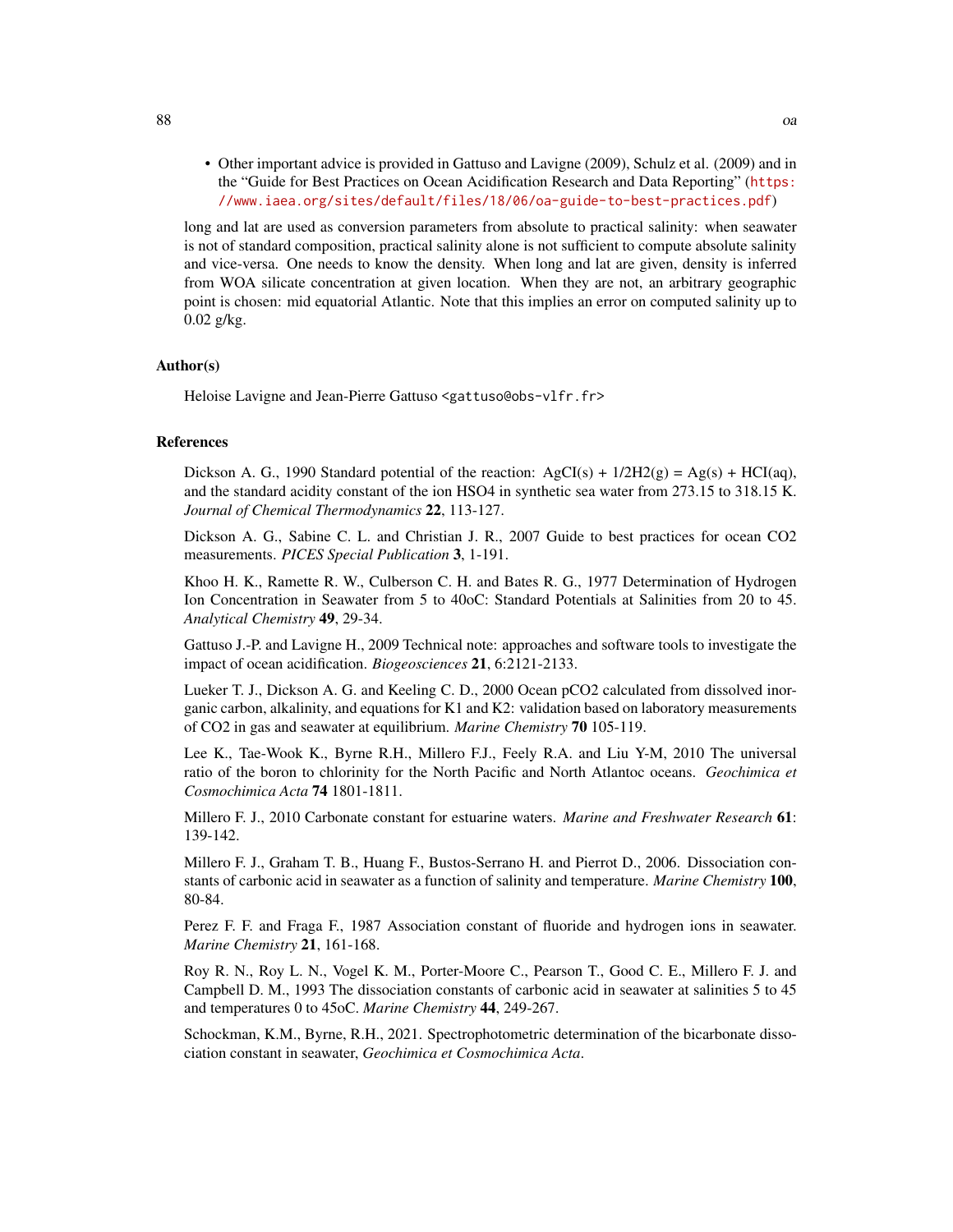- Other important advice is provided in Gattuso and Lavigne (2009), Schulz et al. (2009) and in the "Guide for Best Practices on Ocean Acidification Research and Data Reporting" (https://www.iaea.org/sites/default/files/18/06/oa-guide-to-best-practices.pdf)

long and lat are used as conversion parameters from absolute to practical salinity: when seawater is not of standard composition, practical salinity alone is not sufficient to compute absolute salinity and vice-versa. One needs to know the density. When long and lat are given, density is inferred from WOA silicate concentration at given location. When they are not, an arbitrary geographic point is chosen: mid equatorial Atlantic. Note that this implies an error on computed salinity up to 0.02 g/kg.

### Author(s)

Heloise Lavigne and Jean-Pierre Gattuso <gattuso@obs-vlfr.fr>

### References

Dickson A. G., 1990 Standard potential of the reaction: AgCI(s) + 1/2H2(g) = Ag(s) + HCI(aq), and the standard acidity constant of the ion HSO4 in synthetic sea water from 273.15 to 318.15 K. *Journal of Chemical Thermodynamics* **22**, 113-127.

Dickson A. G., Sabine C. L. and Christian J. R., 2007 Guide to best practices for ocean CO2 measurements. *PICES Special Publication* **3**, 1-191.

Khoo H. K., Ramette R. W., Culberson C. H. and Bates R. G., 1977 Determination of Hydrogen Ion Concentration in Seawater from 5 to 40oC: Standard Potentials at Salinities from 20 to 45. *Analytical Chemistry* **49**, 29-34.

Gattuso J.-P. and Lavigne H., 2009 Technical note: approaches and software tools to investigate the impact of ocean acidification. *Biogeosciences* **21**, 6:2121-2133.

Lueker T. J., Dickson A. G. and Keeling C. D., 2000 Ocean pCO2 calculated from dissolved inorganic carbon, alkalinity, and equations for K1 and K2: validation based on laboratory measurements of CO2 in gas and seawater at equilibrium. *Marine Chemistry* **70** 105-119.

Lee K., Tae-Wook K., Byrne R.H., Millero F.J., Feely R.A. and Liu Y-M, 2010 The universal ratio of the boron to chlorinity for the North Pacific and North Atlantoc oceans. *Geochimica et Cosmochimica Acta* **74** 1801-1811.

Millero F. J., 2010 Carbonate constant for estuarine waters. *Marine and Freshwater Research* **61**: 139-142.

Millero F. J., Graham T. B., Huang F., Bustos-Serrano H. and Pierrot D., 2006. Dissociation constants of carbonic acid in seawater as a function of salinity and temperature. *Marine Chemistry* **100**, 80-84.

Perez F. F. and Fraga F., 1987 Association constant of fluoride and hydrogen ions in seawater. *Marine Chemistry* **21**, 161-168.

Roy R. N., Roy L. N., Vogel K. M., Porter-Moore C., Pearson T., Good C. E., Millero F. J. and Campbell D. M., 1993 The dissociation constants of carbonic acid in seawater at salinities 5 to 45 and temperatures 0 to 45oC. *Marine Chemistry* **44**, 249-267.

Schockman, K.M., Byrne, R.H., 2021. Spectrophotometric determination of the bicarbonate dissociation constant in seawater, *Geochimica et Cosmochimica Acta*.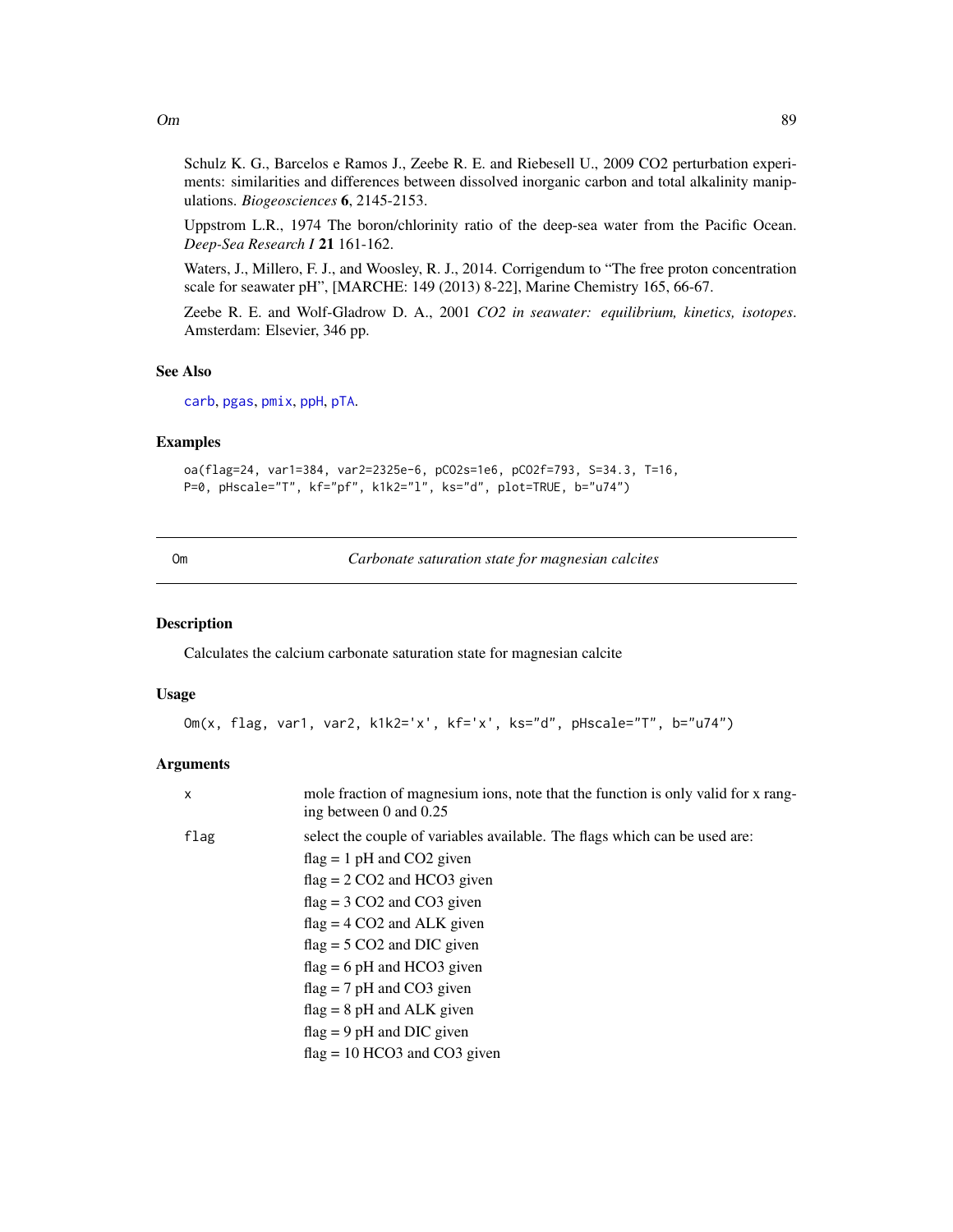Schulz K. G., Barcelos e Ramos J., Zeebe R. E. and Riebesell U., 2009 CO2 perturbation experiments: similarities and differences between dissolved inorganic carbon and total alkalinity manipulations. *Biogeosciences* **6**, 2145-2153.

Uppstrom L.R., 1974 The boron/chlorinity ratio of the deep-sea water from the Pacific Ocean. *Deep-Sea Research I* **21** 161-162.

Waters, J., Millero, F. J., and Woosley, R. J., 2014. Corrigendum to "The free proton concentration scale for seawater pH", [MARCHE: 149 (2013) 8-22], Marine Chemistry 165, 66-67.

Zeebe R. E. and Wolf-Gladrow D. A., 2001 *CO2 in seawater: equilibrium, kinetics, isotopes*. Amsterdam: Elsevier, 346 pp.

### See Also

carb, pgas, pmix, ppH, pTA.

### Examples

```
oa(flag=24, var1=384, var2=2325e-6, pCO2s=1e6, pCO2f=793, S=34.3, T=16,
P=0, pHscale="T", kf="pf", k1k2="l", ks="d", plot=TRUE, b="u74")
```

---

## Om *Carbonate saturation state for magnesian calcites*

### Description

Calculates the calcium carbonate saturation state for magnesian calcite

### Usage

```
Om(x, flag, var1, var2, k1k2='x', kf='x', ks="d", pHscale="T", b="u74")
```

### Arguments

| | |
|---|---|
| x | mole fraction of magnesium ions, note that the function is only valid for x ranging between 0 and 0.25 |
| flag | select the couple of variables available. The flags which can be used are:<br>flag = 1 pH and CO2 given<br>flag = 2 CO2 and HCO3 given<br>flag = 3 CO2 and CO3 given<br>flag = 4 CO2 and ALK given<br>flag = 5 CO2 and DIC given<br>flag = 6 pH and HCO3 given<br>flag = 7 pH and CO3 given<br>flag = 8 pH and ALK given<br>flag = 9 pH and DIC given<br>flag = 10 HCO3 and CO3 given |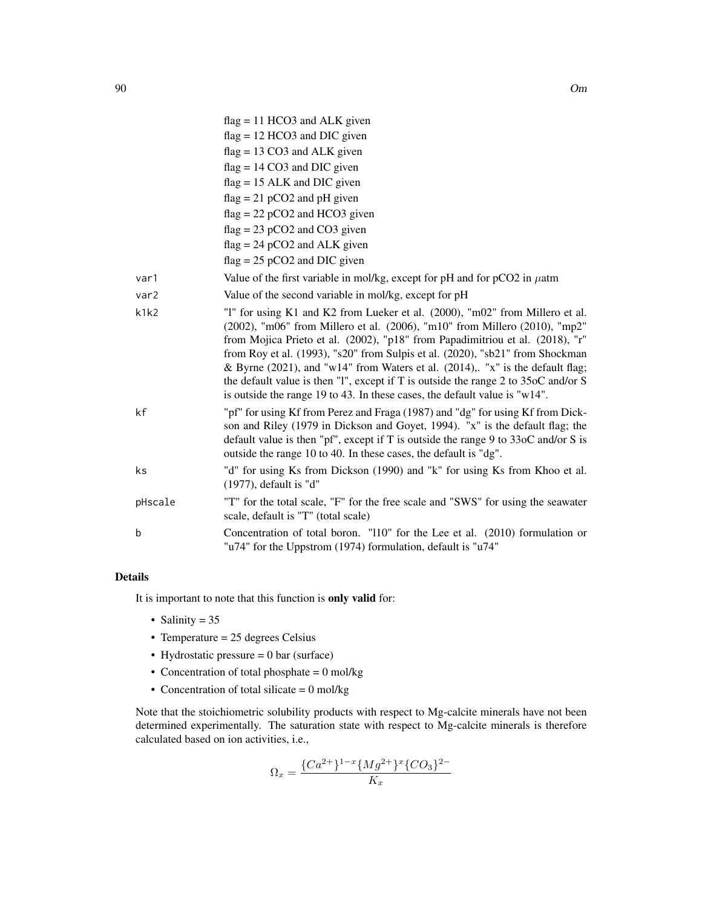flag = 11 HCO3 and ALK given
flag = 12 HCO3 and DIC given
flag = 13 CO3 and ALK given
flag = 14 CO3 and DIC given
flag = 15 ALK and DIC given
flag = 21 pCO2 and pH given
flag = 22 pCO2 and HCO3 given
flag = 23 pCO2 and CO3 given
flag = 24 pCO2 and ALK given
flag = 25 pCO2 and DIC given

| | |
|---|---|
| var1 | Value of the first variable in mol/kg, except for pH and for pCO2 in $\mu$atm |
| var2 | Value of the second variable in mol/kg, except for pH |
| k1k2 | "l" for using K1 and K2 from Lueker et al. (2000), "m02" from Millero et al. (2002), "m06" from Millero et al. (2006), "m10" from Millero (2010), "mp2" from Mojica Prieto et al. (2002), "p18" from Papadimitriou et al. (2018), "r" from Roy et al. (1993), "s20" from Sulpis et al. (2020), "sb21" from Shockman & Byrne (2021), and "w14" from Waters et al. (2014),. "x" is the default flag; the default value is then "l", except if T is outside the range 2 to 35oC and/or S is outside the range 19 to 43. In these cases, the default value is "w14". |
| kf | "pf" for using Kf from Perez and Fraga (1987) and "dg" for using Kf from Dickson and Riley (1979 in Dickson and Goyet, 1994). "x" is the default flag; the default value is then "pf", except if T is outside the range 9 to 33oC and/or S is outside the range 10 to 40. In these cases, the default is "dg". |
| ks | "d" for using Ks from Dickson (1990) and "k" for using Ks from Khoo et al. (1977), default is "d" |
| pHscale | "T" for the total scale, "F" for the free scale and "SWS" for using the seawater scale, default is "T" (total scale) |
| b | Concentration of total boron. "l10" for the Lee et al. (2010) formulation or "u74" for the Uppstrom (1974) formulation, default is "u74" |

## Details

It is important to note that this function is **only valid** for:

- Salinity = 35
- Temperature = 25 degrees Celsius
- Hydrostatic pressure = 0 bar (surface)
- Concentration of total phosphate = 0 mol/kg
- Concentration of total silicate = 0 mol/kg

Note that the stoichiometric solubility products with respect to Mg-calcite minerals have not been determined experimentally. The saturation state with respect to Mg-calcite minerals is therefore calculated based on ion activities, i.e.,

$$\Omega_x = \frac{\{Ca^{2+}\}^{1-x}\{Mg^{2+}\}^x\{CO_3\}^{2-}}{K_x}$$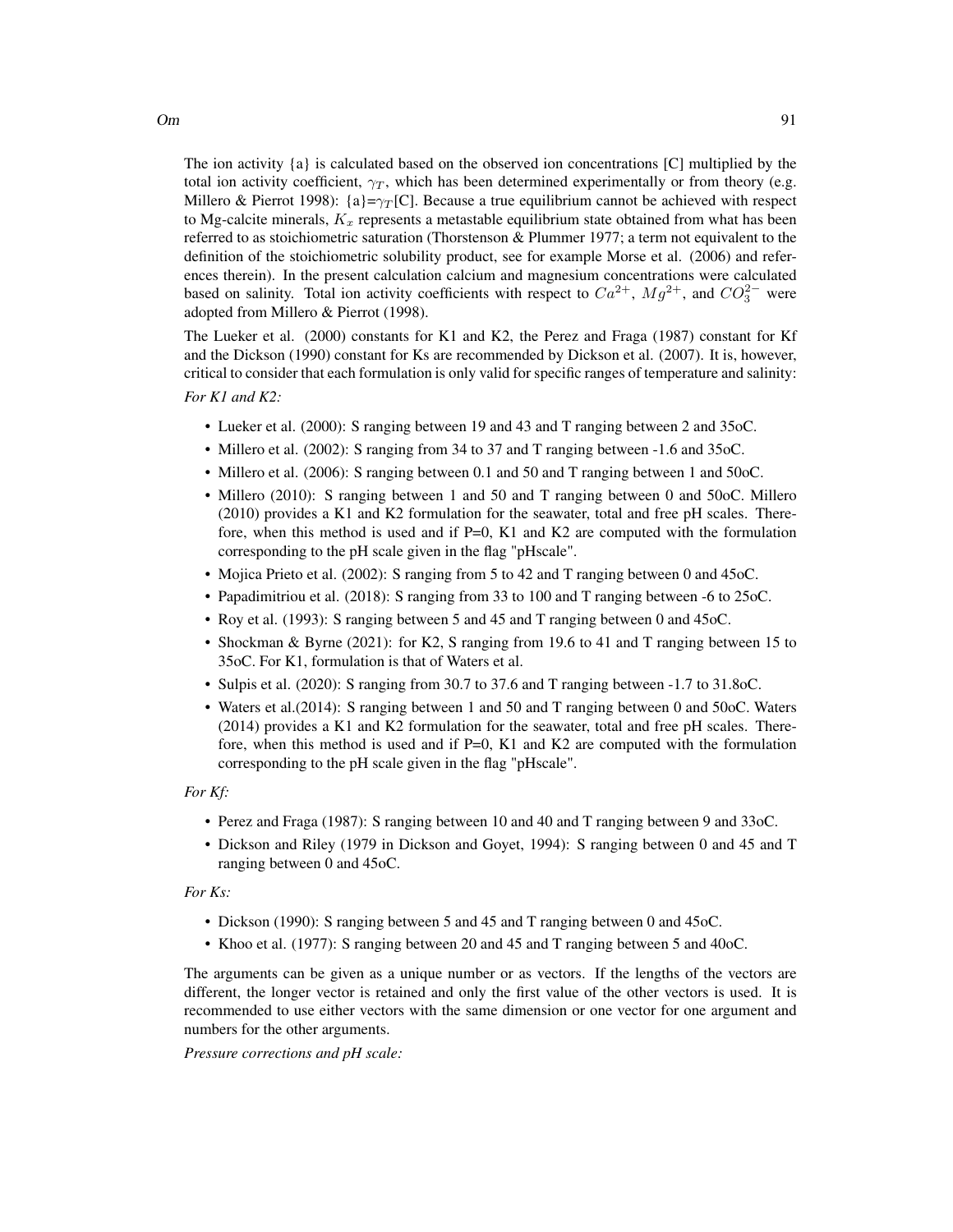The ion activity {a} is calculated based on the observed ion concentrations [C] multiplied by the total ion activity coefficient, $\gamma_T$, which has been determined experimentally or from theory (e.g. Millero & Pierrot 1998): {a}=$\gamma_T$[C]. Because a true equilibrium cannot be achieved with respect to Mg-calcite minerals, $K_x$ represents a metastable equilibrium state obtained from what has been referred to as stoichiometric saturation (Thorstenson & Plummer 1977; a term not equivalent to the definition of the stoichiometric solubility product, see for example Morse et al. (2006) and references therein). In the present calculation calcium and magnesium concentrations were calculated based on salinity. Total ion activity coefficients with respect to $Ca^{2+}$, $Mg^{2+}$, and $CO_3^{2-}$ were adopted from Millero & Pierrot (1998).

The Lueker et al. (2000) constants for K1 and K2, the Perez and Fraga (1987) constant for Kf and the Dickson (1990) constant for Ks are recommended by Dickson et al. (2007). It is, however, critical to consider that each formulation is only valid for specific ranges of temperature and salinity:

*For K1 and K2:*

- Lueker et al. (2000): S ranging between 19 and 43 and T ranging between 2 and 35oC.
- Millero et al. (2002): S ranging from 34 to 37 and T ranging between -1.6 and 35oC.
- Millero et al. (2006): S ranging between 0.1 and 50 and T ranging between 1 and 50oC.
- Millero (2010): S ranging between 1 and 50 and T ranging between 0 and 50oC. Millero (2010) provides a K1 and K2 formulation for the seawater, total and free pH scales. Therefore, when this method is used and if P=0, K1 and K2 are computed with the formulation corresponding to the pH scale given in the flag "pHscale".
- Mojica Prieto et al. (2002): S ranging from 5 to 42 and T ranging between 0 and 45oC.
- Papadimitriou et al. (2018): S ranging from 33 to 100 and T ranging between -6 to 25oC.
- Roy et al. (1993): S ranging between 5 and 45 and T ranging between 0 and 45oC.
- Shockman & Byrne (2021): for K2, S ranging from 19.6 to 41 and T ranging between 15 to 35oC. For K1, formulation is that of Waters et al.
- Sulpis et al. (2020): S ranging from 30.7 to 37.6 and T ranging between -1.7 to 31.8oC.
- Waters et al.(2014): S ranging between 1 and 50 and T ranging between 0 and 50oC. Waters (2014) provides a K1 and K2 formulation for the seawater, total and free pH scales. Therefore, when this method is used and if P=0, K1 and K2 are computed with the formulation corresponding to the pH scale given in the flag "pHscale".

*For Kf:*

- Perez and Fraga (1987): S ranging between 10 and 40 and T ranging between 9 and 33oC.
- Dickson and Riley (1979 in Dickson and Goyet, 1994): S ranging between 0 and 45 and T ranging between 0 and 45oC.

*For Ks:*

- Dickson (1990): S ranging between 5 and 45 and T ranging between 0 and 45oC.
- Khoo et al. (1977): S ranging between 20 and 45 and T ranging between 5 and 40oC.

The arguments can be given as a unique number or as vectors. If the lengths of the vectors are different, the longer vector is retained and only the first value of the other vectors is used. It is recommended to use either vectors with the same dimension or one vector for one argument and numbers for the other arguments.

*Pressure corrections and pH scale:*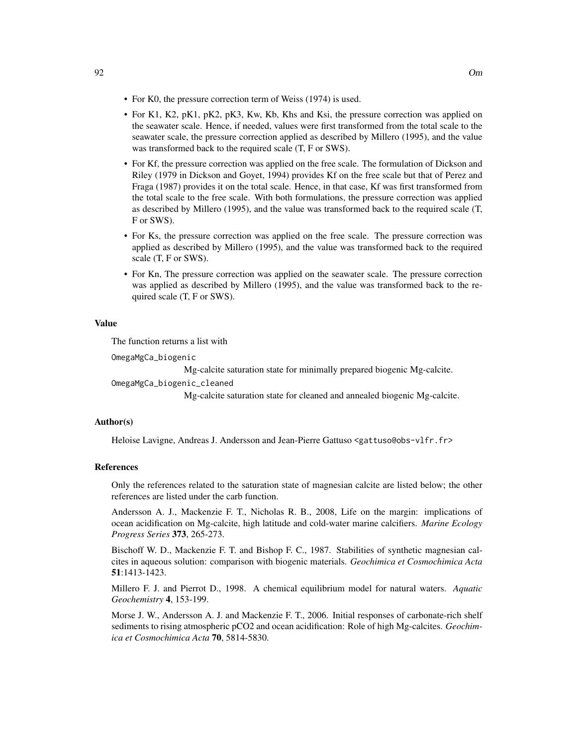- For K0, the pressure correction term of Weiss (1974) is used.
- For K1, K2, pK1, pK2, pK3, Kw, Kb, Khs and Ksi, the pressure correction was applied on the seawater scale. Hence, if needed, values were first transformed from the total scale to the seawater scale, the pressure correction applied as described by Millero (1995), and the value was transformed back to the required scale (T, F or SWS).
- For Kf, the pressure correction was applied on the free scale. The formulation of Dickson and Riley (1979 in Dickson and Goyet, 1994) provides Kf on the free scale but that of Perez and Fraga (1987) provides it on the total scale. Hence, in that case, Kf was first transformed from the total scale to the free scale. With both formulations, the pressure correction was applied as described by Millero (1995), and the value was transformed back to the required scale (T, F or SWS).
- For Ks, the pressure correction was applied on the free scale. The pressure correction was applied as described by Millero (1995), and the value was transformed back to the required scale (T, F or SWS).
- For Kn, The pressure correction was applied on the seawater scale. The pressure correction was applied as described by Millero (1995), and the value was transformed back to the required scale (T, F or SWS).

### Value

The function returns a list with

`OmegaMgCa_biogenic`
: Mg-calcite saturation state for minimally prepared biogenic Mg-calcite.

`OmegaMgCa_biogenic_cleaned`
: Mg-calcite saturation state for cleaned and annealed biogenic Mg-calcite.

### Author(s)

Heloise Lavigne, Andreas J. Andersson and Jean-Pierre Gattuso <gattuso@obs-vlfr.fr>

### References

Only the references related to the saturation state of magnesian calcite are listed below; the other references are listed under the carb function.

Andersson A. J., Mackenzie F. T., Nicholas R. B., 2008, Life on the margin: implications of ocean acidification on Mg-calcite, high latitude and cold-water marine calcifiers. *Marine Ecology Progress Series* **373**, 265-273.

Bischoff W. D., Mackenzie F. T. and Bishop F. C., 1987. Stabilities of synthetic magnesian calcites in aqueous solution: comparison with biogenic materials. *Geochimica et Cosmochimica Acta* **51**:1413-1423.

Millero F. J. and Pierrot D., 1998. A chemical equilibrium model for natural waters. *Aquatic Geochemistry* **4**, 153-199.

Morse J. W., Andersson A. J. and Mackenzie F. T., 2006. Initial responses of carbonate-rich shelf sediments to rising atmospheric pCO2 and ocean acidification: Role of high Mg-calcites. *Geochimica et Cosmochimica Acta* **70**, 5814-5830.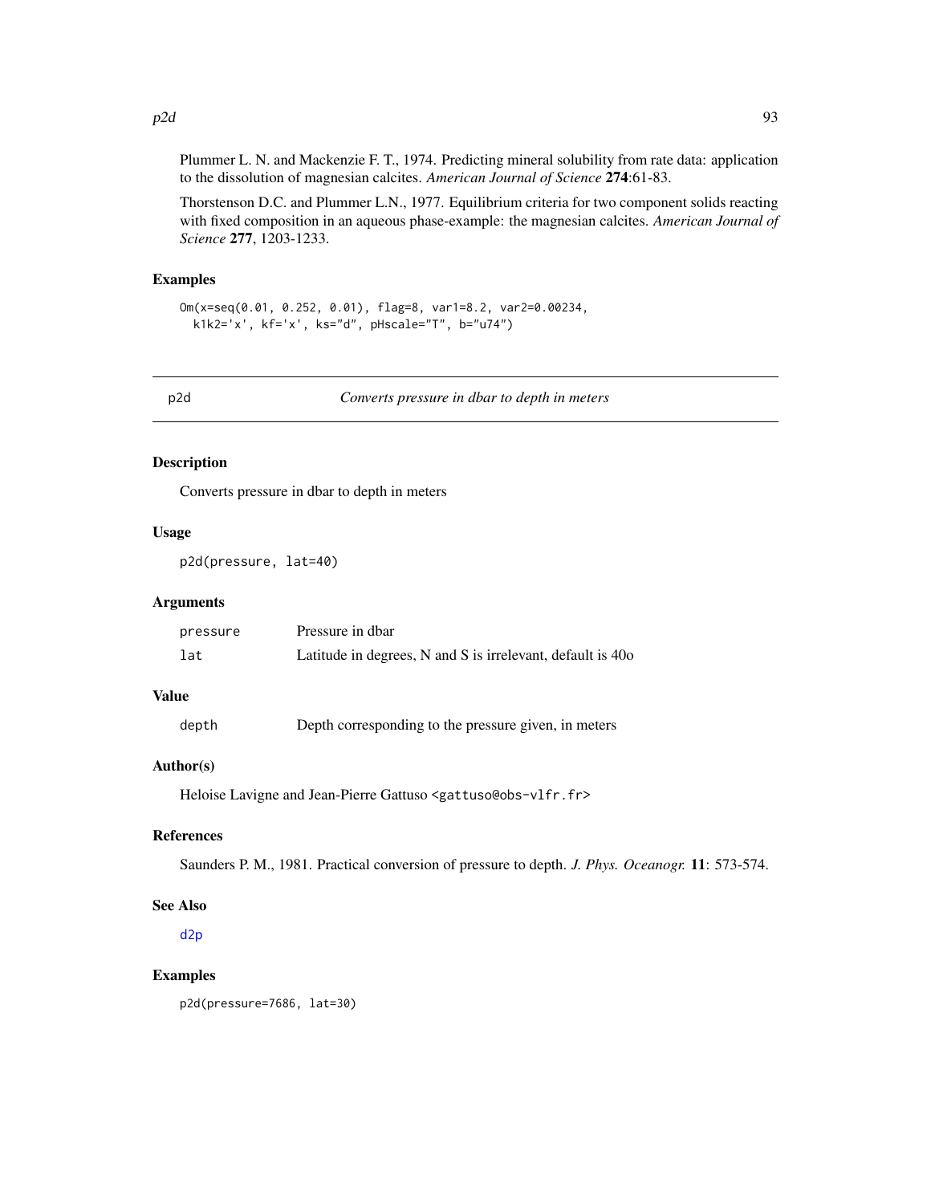Plummer L. N. and Mackenzie F. T., 1974. Predicting mineral solubility from rate data: application to the dissolution of magnesian calcites. *American Journal of Science* **274**:61-83.

Thorstenson D.C. and Plummer L.N., 1977. Equilibrium criteria for two component solids reacting with fixed composition in an aqueous phase-example: the magnesian calcites. *American Journal of Science* **277**, 1203-1233.

### Examples

```
Om(x=seq(0.01, 0.252, 0.01), flag=8, var1=8.2, var2=0.00234,
  k1k2='x', kf='x', ks="d", pHscale="T", b="u74")
```

---

## p2d — *Converts pressure in dbar to depth in meters*

### Description

Converts pressure in dbar to depth in meters

### Usage

```
p2d(pressure, lat=40)
```

### Arguments

| | |
|---|---|
| pressure | Pressure in dbar |
| lat | Latitude in degrees, N and S is irrelevant, default is 40o |

### Value

| | |
|---|---|
| depth | Depth corresponding to the pressure given, in meters |

### Author(s)

Heloise Lavigne and Jean-Pierre Gattuso <gattuso@obs-vlfr.fr>

### References

Saunders P. M., 1981. Practical conversion of pressure to depth. *J. Phys. Oceanogr.* **11**: 573-574.

### See Also

d2p

### Examples

```
p2d(pressure=7686, lat=30)
```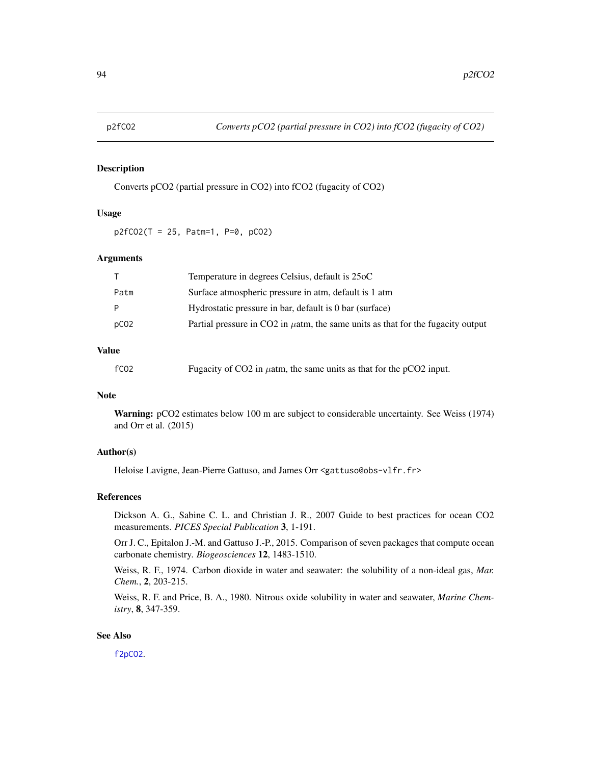p2fCO2 — *Converts pCO2 (partial pressure in CO2) into fCO2 (fugacity of CO2)*

## Description

Converts pCO2 (partial pressure in CO2) into fCO2 (fugacity of CO2)

## Usage

```
p2fCO2(T = 25, Patm=1, P=0, pCO2)
```

## Arguments

| | |
|---|---|
| T | Temperature in degrees Celsius, default is 25oC |
| Patm | Surface atmospheric pressure in atm, default is 1 atm |
| P | Hydrostatic pressure in bar, default is 0 bar (surface) |
| pCO2 | Partial pressure in CO2 in $\mu$atm, the same units as that for the fugacity output |

## Value

| | |
|---|---|
| fCO2 | Fugacity of CO2 in $\mu$atm, the same units as that for the pCO2 input. |

## Note

**Warning:** pCO2 estimates below 100 m are subject to considerable uncertainty. See Weiss (1974) and Orr et al. (2015)

## Author(s)

Heloise Lavigne, Jean-Pierre Gattuso, and James Orr <gattuso@obs-vlfr.fr>

## References

Dickson A. G., Sabine C. L. and Christian J. R., 2007 Guide to best practices for ocean CO2 measurements. *PICES Special Publication* **3**, 1-191.

Orr J. C., Epitalon J.-M. and Gattuso J.-P., 2015. Comparison of seven packages that compute ocean carbonate chemistry. *Biogeosciences* **12**, 1483-1510.

Weiss, R. F., 1974. Carbon dioxide in water and seawater: the solubility of a non-ideal gas, *Mar. Chem.*, **2**, 203-215.

Weiss, R. F. and Price, B. A., 1980. Nitrous oxide solubility in water and seawater, *Marine Chemistry*, **8**, 347-359.

## See Also

f2pCO2.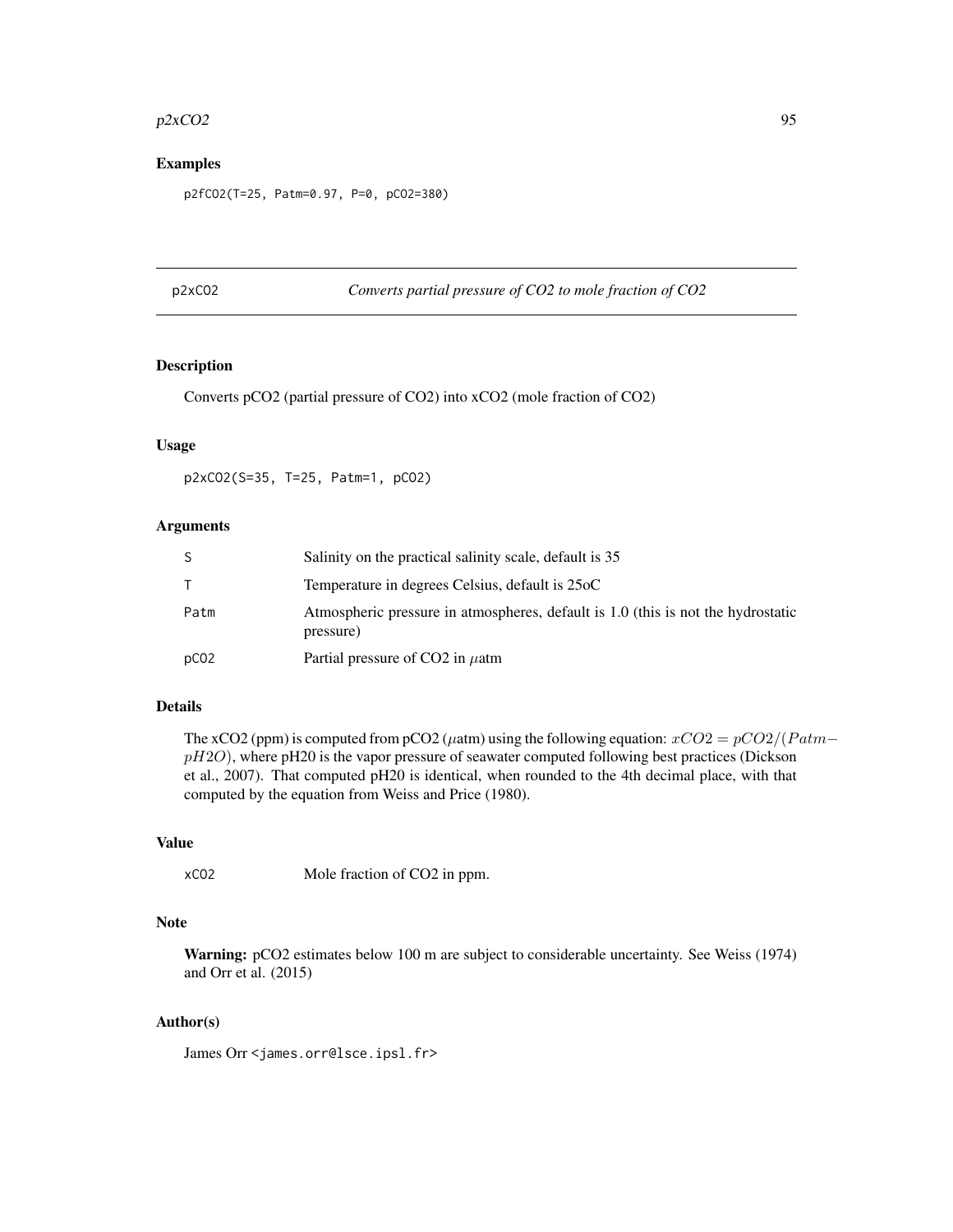## Examples

```
p2fCO2(T=25, Patm=0.97, P=0, pCO2=380)
```

---

## p2xCO2 — *Converts partial pressure of CO2 to mole fraction of CO2*

### Description

Converts pCO2 (partial pressure of CO2) into xCO2 (mole fraction of CO2)

### Usage

```
p2xCO2(S=35, T=25, Patm=1, pCO2)
```

### Arguments

| | |
|---|---|
| S | Salinity on the practical salinity scale, default is 35 |
| T | Temperature in degrees Celsius, default is 25oC |
| Patm | Atmospheric pressure in atmospheres, default is 1.0 (this is not the hydrostatic pressure) |
| pCO2 | Partial pressure of CO2 in $\mu$atm |

### Details

The xCO2 (ppm) is computed from pCO2 ($\mu$atm) using the following equation: $xCO2 = pCO2/(Patm - pH2O)$, where pH20 is the vapor pressure of seawater computed following best practices (Dickson et al., 2007). That computed pH20 is identical, when rounded to the 4th decimal place, with that computed by the equation from Weiss and Price (1980).

### Value

| | |
|---|---|
| xCO2 | Mole fraction of CO2 in ppm. |

### Note

**Warning:** pCO2 estimates below 100 m are subject to considerable uncertainty. See Weiss (1974) and Orr et al. (2015)

### Author(s)

James Orr <james.orr@lsce.ipsl.fr>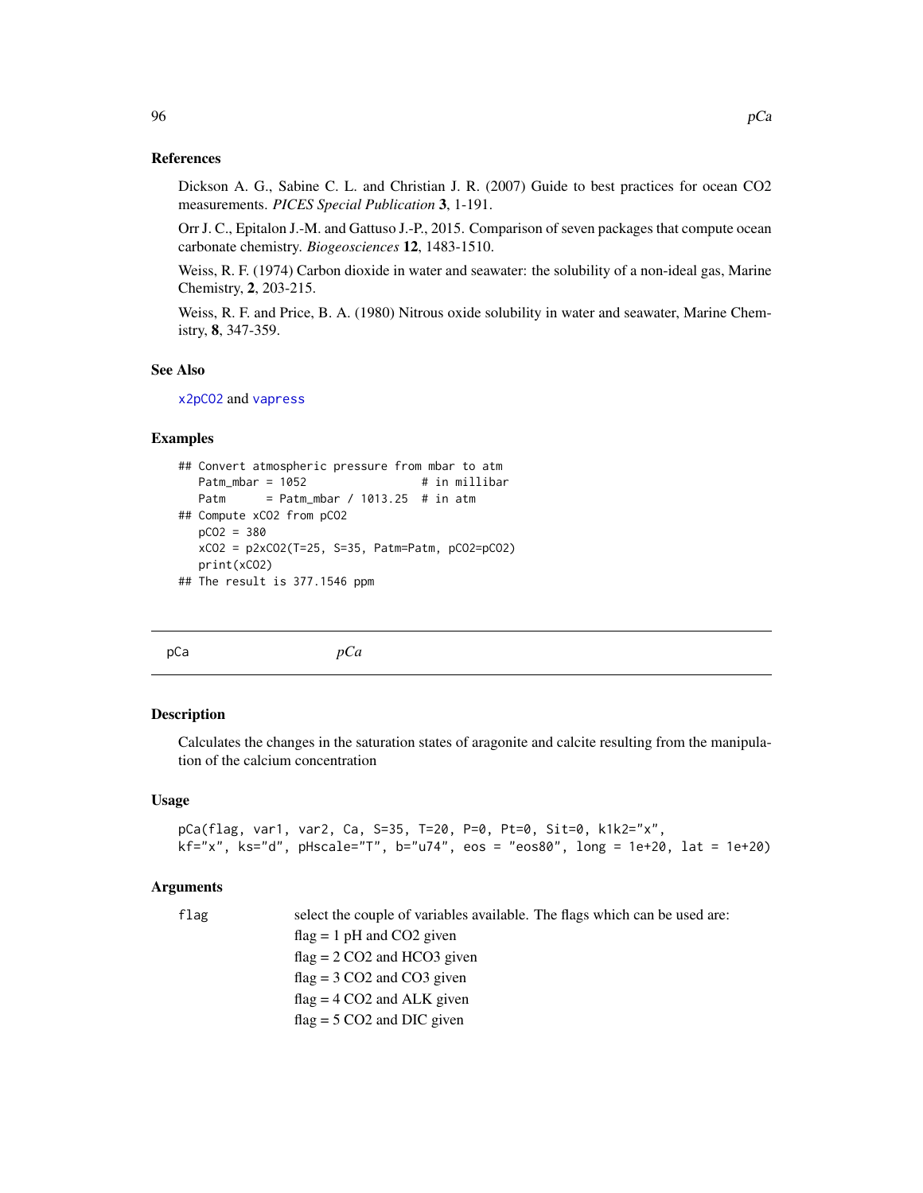## References

Dickson A. G., Sabine C. L. and Christian J. R. (2007) Guide to best practices for ocean CO2 measurements. *PICES Special Publication* **3**, 1-191.

Orr J. C., Epitalon J.-M. and Gattuso J.-P., 2015. Comparison of seven packages that compute ocean carbonate chemistry. *Biogeosciences* **12**, 1483-1510.

Weiss, R. F. (1974) Carbon dioxide in water and seawater: the solubility of a non-ideal gas, Marine Chemistry, **2**, 203-215.

Weiss, R. F. and Price, B. A. (1980) Nitrous oxide solubility in water and seawater, Marine Chemistry, **8**, 347-359.

## See Also

x2pCO2 and vapress

## Examples

```
## Convert atmospheric pressure from mbar to atm
   Patm_mbar = 1052                # in millibar
   Patm      = Patm_mbar / 1013.25  # in atm
## Compute xCO2 from pCO2
   pCO2 = 380
   xCO2 = p2xCO2(T=25, S=35, Patm=Patm, pCO2=pCO2)
   print(xCO2)
## The result is 377.1546 ppm
```

---

# pCa *pCa*

## Description

Calculates the changes in the saturation states of aragonite and calcite resulting from the manipulation of the calcium concentration

## Usage

```
pCa(flag, var1, var2, Ca, S=35, T=20, P=0, Pt=0, Sit=0, k1k2="x",
kf="x", ks="d", pHscale="T", b="u74", eos = "eos80", long = 1e+20, lat = 1e+20)
```

## Arguments

`flag` select the couple of variables available. The flags which can be used are:

flag = 1 pH and CO2 given

flag = 2 CO2 and HCO3 given

flag = 3 CO2 and CO3 given

flag = 4 CO2 and ALK given

flag = 5 CO2 and DIC given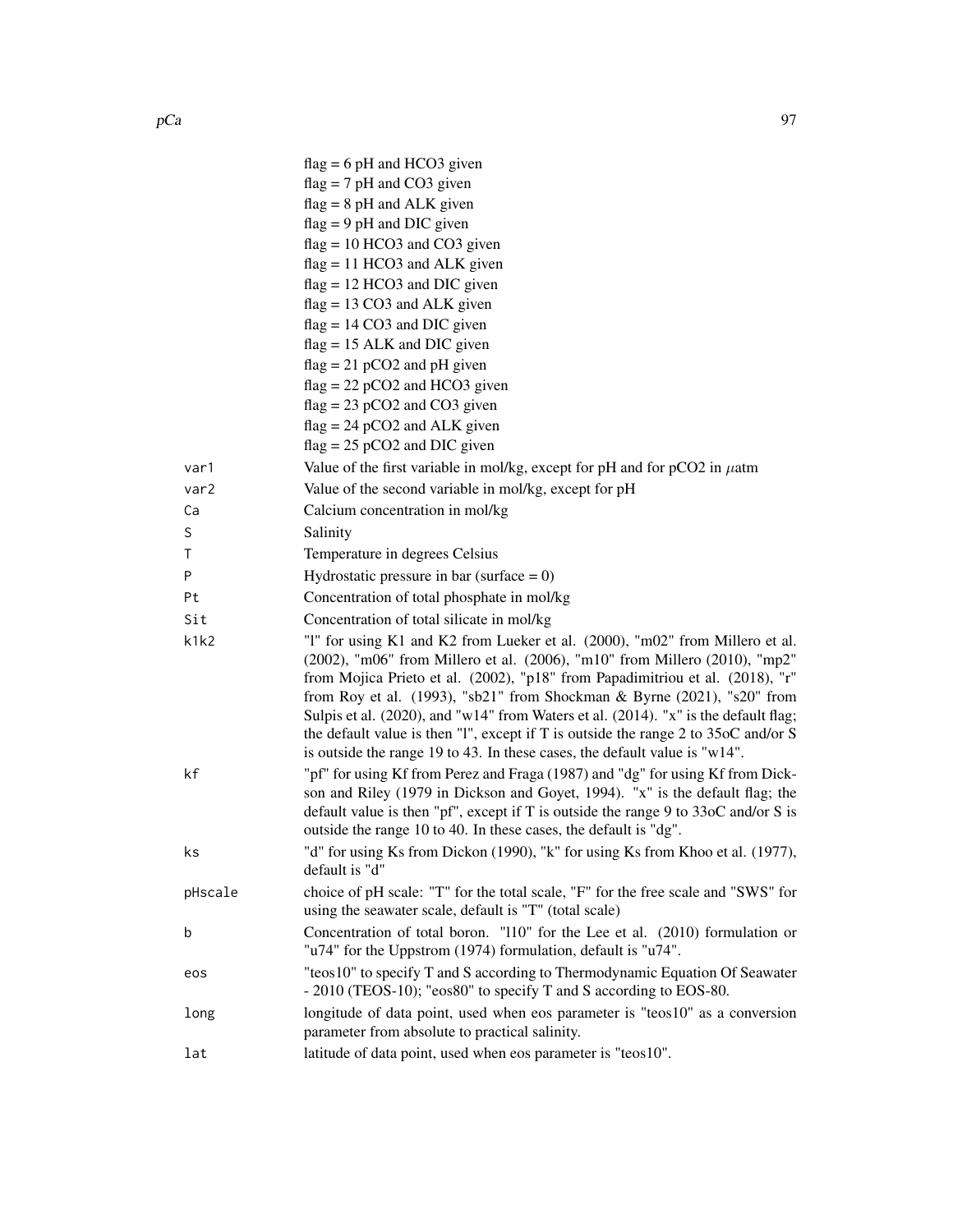| | |
|---|---|
| | flag = 6 pH and HCO3 given |
| | flag = 7 pH and CO3 given |
| | flag = 8 pH and ALK given |
| | flag = 9 pH and DIC given |
| | flag = 10 HCO3 and CO3 given |
| | flag = 11 HCO3 and ALK given |
| | flag = 12 HCO3 and DIC given |
| | flag = 13 CO3 and ALK given |
| | flag = 14 CO3 and DIC given |
| | flag = 15 ALK and DIC given |
| | flag = 21 pCO2 and pH given |
| | flag = 22 pCO2 and HCO3 given |
| | flag = 23 pCO2 and CO3 given |
| | flag = 24 pCO2 and ALK given |
| | flag = 25 pCO2 and DIC given |
| `var1` | Value of the first variable in mol/kg, except for pH and for pCO2 in $\mu$atm |
| `var2` | Value of the second variable in mol/kg, except for pH |
| `Ca` | Calcium concentration in mol/kg |
| `S` | Salinity |
| `T` | Temperature in degrees Celsius |
| `P` | Hydrostatic pressure in bar (surface = 0) |
| `Pt` | Concentration of total phosphate in mol/kg |
| `Sit` | Concentration of total silicate in mol/kg |
| `k1k2` | "l" for using K1 and K2 from Lueker et al. (2000), "m02" from Millero et al. (2002), "m06" from Millero et al. (2006), "m10" from Millero (2010), "mp2" from Mojica Prieto et al. (2002), "p18" from Papadimitriou et al. (2018), "r" from Roy et al. (1993), "sb21" from Shockman & Byrne (2021), "s20" from Sulpis et al. (2020), and "w14" from Waters et al. (2014). "x" is the default flag; the default value is then "l", except if T is outside the range 2 to 35oC and/or S is outside the range 19 to 43. In these cases, the default value is "w14". |
| `kf` | "pf" for using Kf from Perez and Fraga (1987) and "dg" for using Kf from Dickson and Riley (1979 in Dickson and Goyet, 1994). "x" is the default flag; the default value is then "pf", except if T is outside the range 9 to 33oC and/or S is outside the range 10 to 40. In these cases, the default is "dg". |
| `ks` | "d" for using Ks from Dickon (1990), "k" for using Ks from Khoo et al. (1977), default is "d" |
| `pHscale` | choice of pH scale: "T" for the total scale, "F" for the free scale and "SWS" for using the seawater scale, default is "T" (total scale) |
| `b` | Concentration of total boron. "l10" for the Lee et al. (2010) formulation or "u74" for the Uppstrom (1974) formulation, default is "u74". |
| `eos` | "teos10" to specify T and S according to Thermodynamic Equation Of Seawater - 2010 (TEOS-10); "eos80" to specify T and S according to EOS-80. |
| `long` | longitude of data point, used when eos parameter is "teos10" as a conversion parameter from absolute to practical salinity. |
| `lat` | latitude of data point, used when eos parameter is "teos10". |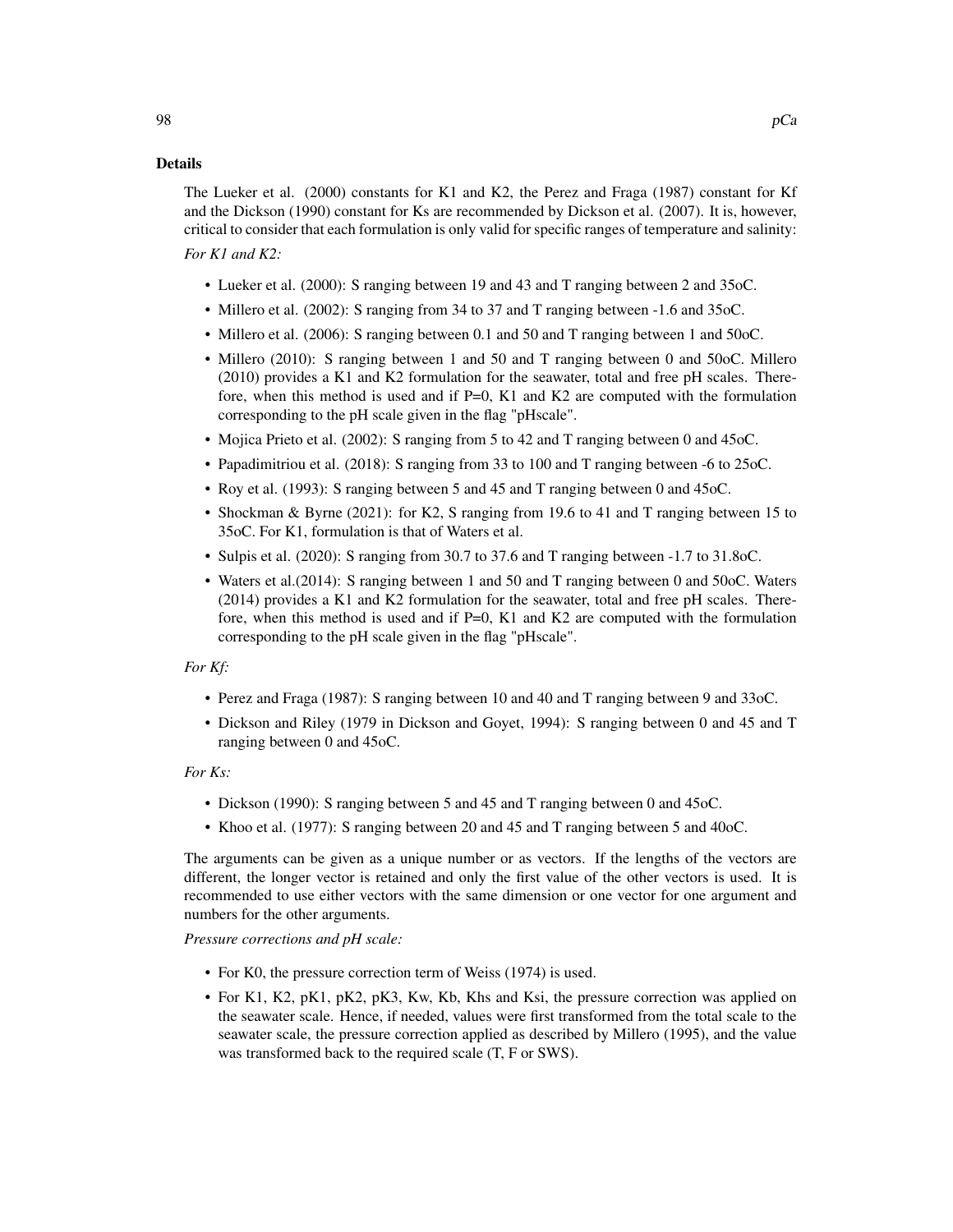## Details

The Lueker et al. (2000) constants for K1 and K2, the Perez and Fraga (1987) constant for Kf and the Dickson (1990) constant for Ks are recommended by Dickson et al. (2007). It is, however, critical to consider that each formulation is only valid for specific ranges of temperature and salinity:

*For K1 and K2:*

- Lueker et al. (2000): S ranging between 19 and 43 and T ranging between 2 and 35oC.
- Millero et al. (2002): S ranging from 34 to 37 and T ranging between -1.6 and 35oC.
- Millero et al. (2006): S ranging between 0.1 and 50 and T ranging between 1 and 50oC.
- Millero (2010): S ranging between 1 and 50 and T ranging between 0 and 50oC. Millero (2010) provides a K1 and K2 formulation for the seawater, total and free pH scales. Therefore, when this method is used and if P=0, K1 and K2 are computed with the formulation corresponding to the pH scale given in the flag "pHscale".
- Mojica Prieto et al. (2002): S ranging from 5 to 42 and T ranging between 0 and 45oC.
- Papadimitriou et al. (2018): S ranging from 33 to 100 and T ranging between -6 to 25oC.
- Roy et al. (1993): S ranging between 5 and 45 and T ranging between 0 and 45oC.
- Shockman & Byrne (2021): for K2, S ranging from 19.6 to 41 and T ranging between 15 to 35oC. For K1, formulation is that of Waters et al.
- Sulpis et al. (2020): S ranging from 30.7 to 37.6 and T ranging between -1.7 to 31.8oC.
- Waters et al.(2014): S ranging between 1 and 50 and T ranging between 0 and 50oC. Waters (2014) provides a K1 and K2 formulation for the seawater, total and free pH scales. Therefore, when this method is used and if P=0, K1 and K2 are computed with the formulation corresponding to the pH scale given in the flag "pHscale".

*For Kf:*

- Perez and Fraga (1987): S ranging between 10 and 40 and T ranging between 9 and 33oC.
- Dickson and Riley (1979 in Dickson and Goyet, 1994): S ranging between 0 and 45 and T ranging between 0 and 45oC.

*For Ks:*

- Dickson (1990): S ranging between 5 and 45 and T ranging between 0 and 45oC.
- Khoo et al. (1977): S ranging between 20 and 45 and T ranging between 5 and 40oC.

The arguments can be given as a unique number or as vectors. If the lengths of the vectors are different, the longer vector is retained and only the first value of the other vectors is used. It is recommended to use either vectors with the same dimension or one vector for one argument and numbers for the other arguments.

*Pressure corrections and pH scale:*

- For K0, the pressure correction term of Weiss (1974) is used.
- For K1, K2, pK1, pK2, pK3, Kw, Kb, Khs and Ksi, the pressure correction was applied on the seawater scale. Hence, if needed, values were first transformed from the total scale to the seawater scale, the pressure correction applied as described by Millero (1995), and the value was transformed back to the required scale (T, F or SWS).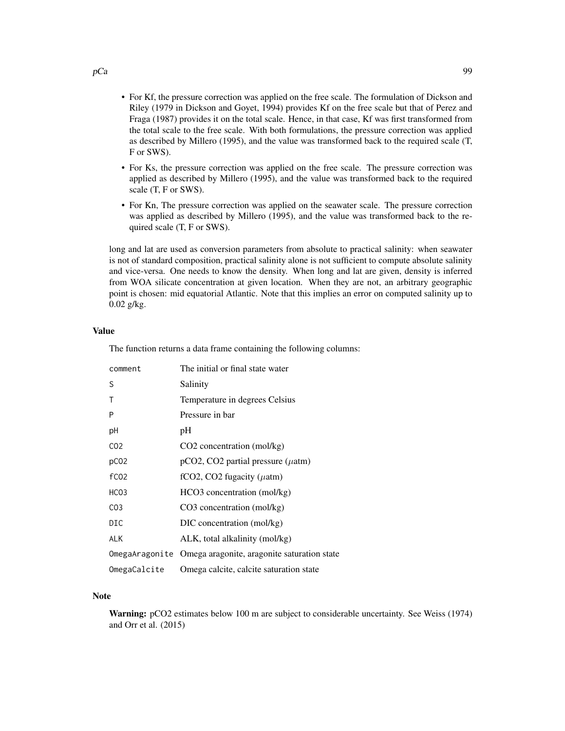- For Kf, the pressure correction was applied on the free scale. The formulation of Dickson and Riley (1979 in Dickson and Goyet, 1994) provides Kf on the free scale but that of Perez and Fraga (1987) provides it on the total scale. Hence, in that case, Kf was first transformed from the total scale to the free scale. With both formulations, the pressure correction was applied as described by Millero (1995), and the value was transformed back to the required scale (T, F or SWS).
- For Ks, the pressure correction was applied on the free scale. The pressure correction was applied as described by Millero (1995), and the value was transformed back to the required scale (T, F or SWS).
- For Kn, The pressure correction was applied on the seawater scale. The pressure correction was applied as described by Millero (1995), and the value was transformed back to the required scale (T, F or SWS).

long and lat are used as conversion parameters from absolute to practical salinity: when seawater is not of standard composition, practical salinity alone is not sufficient to compute absolute salinity and vice-versa. One needs to know the density. When long and lat are given, density is inferred from WOA silicate concentration at given location. When they are not, an arbitrary geographic point is chosen: mid equatorial Atlantic. Note that this implies an error on computed salinity up to 0.02 g/kg.

### Value

The function returns a data frame containing the following columns:

| | |
|---|---|
| `comment` | The initial or final state water |
| `S` | Salinity |
| `T` | Temperature in degrees Celsius |
| `P` | Pressure in bar |
| `pH` | pH |
| `CO2` | CO2 concentration (mol/kg) |
| `pCO2` | pCO2, CO2 partial pressure ($\mu$atm) |
| `fCO2` | fCO2, CO2 fugacity ($\mu$atm) |
| `HCO3` | HCO3 concentration (mol/kg) |
| `CO3` | CO3 concentration (mol/kg) |
| `DIC` | DIC concentration (mol/kg) |
| `ALK` | ALK, total alkalinity (mol/kg) |
| `OmegaAragonite` | Omega aragonite, aragonite saturation state |
| `OmegaCalcite` | Omega calcite, calcite saturation state |

### Note

**Warning:** pCO2 estimates below 100 m are subject to considerable uncertainty. See Weiss (1974) and Orr et al. (2015)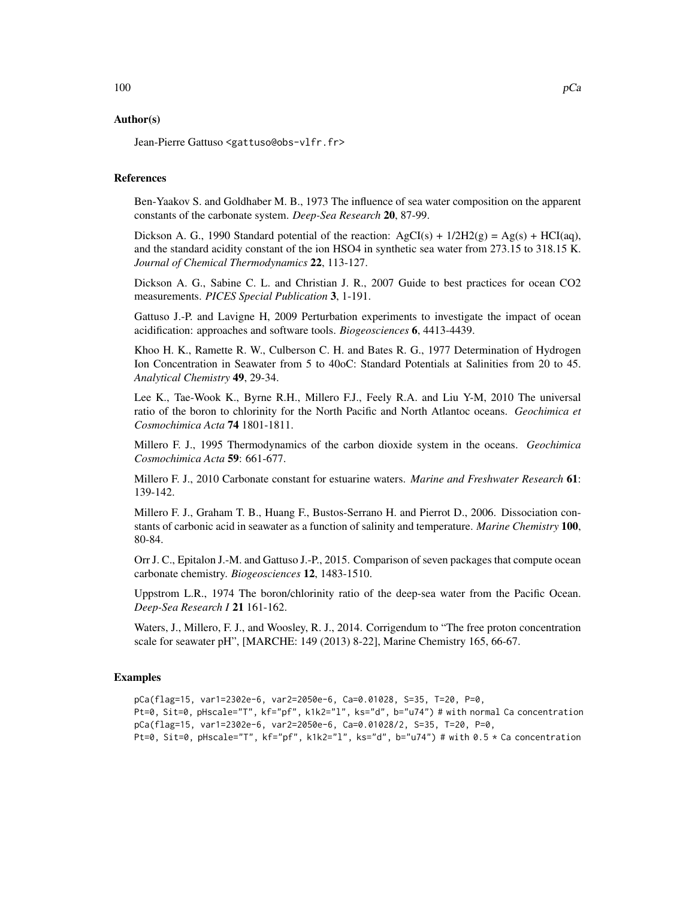## Author(s)

Jean-Pierre Gattuso <gattuso@obs-vlfr.fr>

## References

Ben-Yaakov S. and Goldhaber M. B., 1973 The influence of sea water composition on the apparent constants of the carbonate system. *Deep-Sea Research* **20**, 87-99.

Dickson A. G., 1990 Standard potential of the reaction: AgCI(s) + 1/2H2(g) = Ag(s) + HCI(aq), and the standard acidity constant of the ion HSO4 in synthetic sea water from 273.15 to 318.15 K. *Journal of Chemical Thermodynamics* **22**, 113-127.

Dickson A. G., Sabine C. L. and Christian J. R., 2007 Guide to best practices for ocean CO2 measurements. *PICES Special Publication* **3**, 1-191.

Gattuso J.-P. and Lavigne H, 2009 Perturbation experiments to investigate the impact of ocean acidification: approaches and software tools. *Biogeosciences* **6**, 4413-4439.

Khoo H. K., Ramette R. W., Culberson C. H. and Bates R. G., 1977 Determination of Hydrogen Ion Concentration in Seawater from 5 to 40oC: Standard Potentials at Salinities from 20 to 45. *Analytical Chemistry* **49**, 29-34.

Lee K., Tae-Wook K., Byrne R.H., Millero F.J., Feely R.A. and Liu Y-M, 2010 The universal ratio of the boron to chlorinity for the North Pacific and North Atlantoc oceans. *Geochimica et Cosmochimica Acta* **74** 1801-1811.

Millero F. J., 1995 Thermodynamics of the carbon dioxide system in the oceans. *Geochimica Cosmochimica Acta* **59**: 661-677.

Millero F. J., 2010 Carbonate constant for estuarine waters. *Marine and Freshwater Research* **61**: 139-142.

Millero F. J., Graham T. B., Huang F., Bustos-Serrano H. and Pierrot D., 2006. Dissociation constants of carbonic acid in seawater as a function of salinity and temperature. *Marine Chemistry* **100**, 80-84.

Orr J. C., Epitalon J.-M. and Gattuso J.-P., 2015. Comparison of seven packages that compute ocean carbonate chemistry. *Biogeosciences* **12**, 1483-1510.

Uppstrom L.R., 1974 The boron/chlorinity ratio of the deep-sea water from the Pacific Ocean. *Deep-Sea Research I* **21** 161-162.

Waters, J., Millero, F. J., and Woosley, R. J., 2014. Corrigendum to "The free proton concentration scale for seawater pH", [MARCHE: 149 (2013) 8-22], Marine Chemistry 165, 66-67.

## Examples

```
pCa(flag=15, var1=2302e-6, var2=2050e-6, Ca=0.01028, S=35, T=20, P=0,
Pt=0, Sit=0, pHscale="T", kf="pf", k1k2="l", ks="d", b="u74") # with normal Ca concentration
pCa(flag=15, var1=2302e-6, var2=2050e-6, Ca=0.01028/2, S=35, T=20, P=0,
Pt=0, Sit=0, pHscale="T", kf="pf", k1k2="l", ks="d", b="u74") # with 0.5 * Ca concentration
```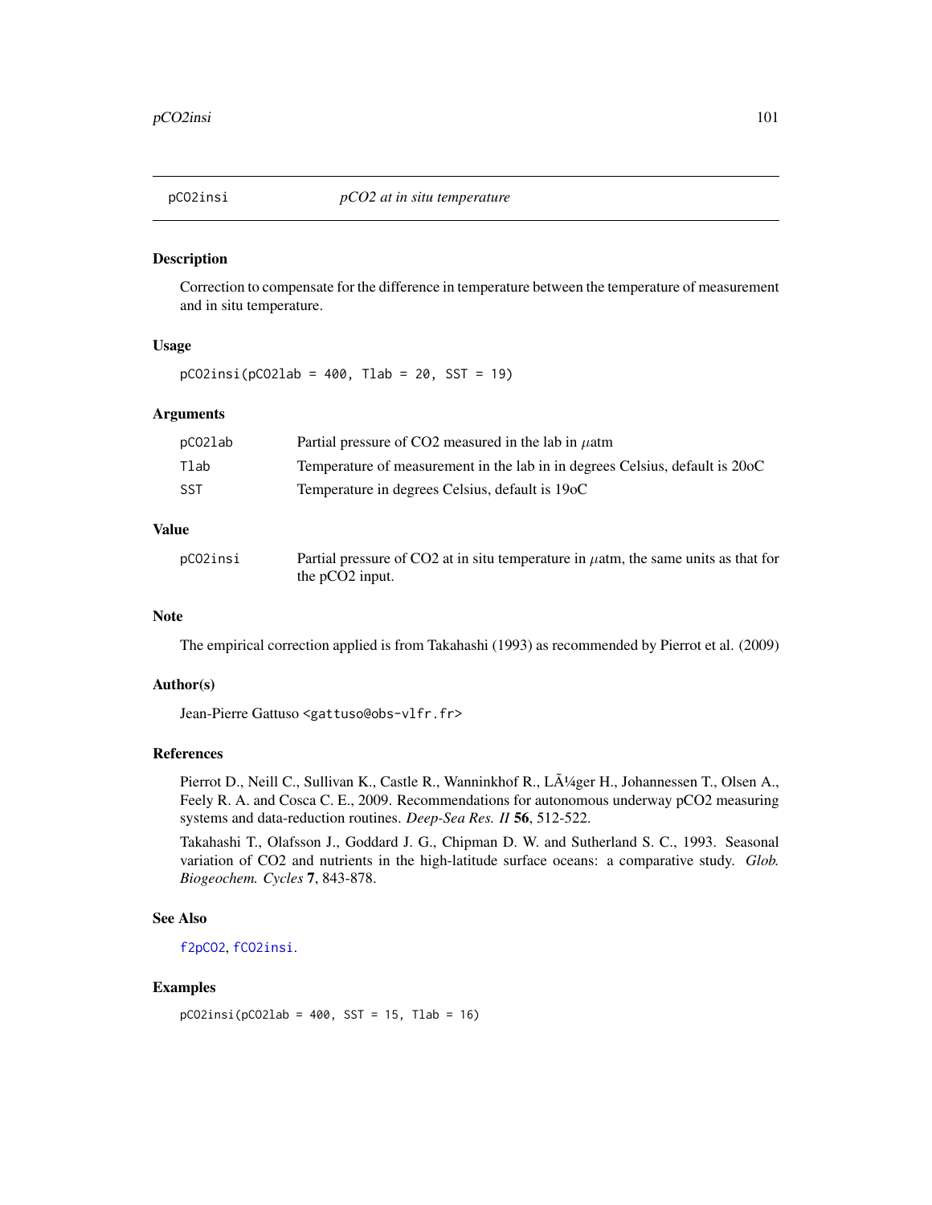# pCO2insi — *pCO2 at in situ temperature*

## Description

Correction to compensate for the difference in temperature between the temperature of measurement and in situ temperature.

## Usage

```
pCO2insi(pCO2lab = 400, Tlab = 20, SST = 19)
```

## Arguments

| | |
|---|---|
| pCO2lab | Partial pressure of CO2 measured in the lab in $\mu$atm |
| Tlab | Temperature of measurement in the lab in in degrees Celsius, default is 20oC |
| SST | Temperature in degrees Celsius, default is 19oC |

## Value

| | |
|---|---|
| pCO2insi | Partial pressure of CO2 at in situ temperature in $\mu$atm, the same units as that for the pCO2 input. |

## Note

The empirical correction applied is from Takahashi (1993) as recommended by Pierrot et al. (2009)

## Author(s)

Jean-Pierre Gattuso <gattuso@obs-vlfr.fr>

## References

Pierrot D., Neill C., Sullivan K., Castle R., Wanninkhof R., LÃ¼ger H., Johannessen T., Olsen A., Feely R. A. and Cosca C. E., 2009. Recommendations for autonomous underway pCO2 measuring systems and data-reduction routines. *Deep-Sea Res. II* **56**, 512-522.

Takahashi T., Olafsson J., Goddard J. G., Chipman D. W. and Sutherland S. C., 1993. Seasonal variation of CO2 and nutrients in the high-latitude surface oceans: a comparative study. *Glob. Biogeochem. Cycles* **7**, 843-878.

## See Also

f2pCO2, fCO2insi.

## Examples

```
pCO2insi(pCO2lab = 400, SST = 15, Tlab = 16)
```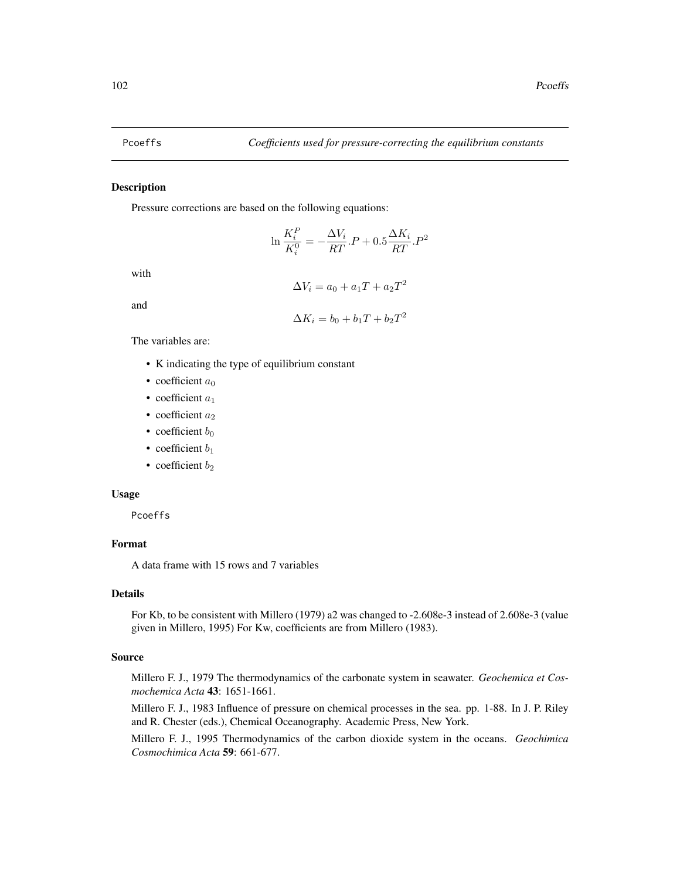## Pcoeffs — *Coefficients used for pressure-correcting the equilibrium constants*

### Description

Pressure corrections are based on the following equations:

$$\ln \frac{K_i^P}{K_i^0} = -\frac{\Delta V_i}{RT}.P + 0.5\frac{\Delta K_i}{RT}.P^2$$

with

$$\Delta V_i = a_0 + a_1 T + a_2 T^2$$

and

$$\Delta K_i = b_0 + b_1 T + b_2 T^2$$

The variables are:

- K indicating the type of equilibrium constant
- coefficient $a_0$
- coefficient $a_1$
- coefficient $a_2$
- coefficient $b_0$
- coefficient $b_1$
- coefficient $b_2$

### Usage

```
Pcoeffs
```

### Format

A data frame with 15 rows and 7 variables

### Details

For Kb, to be consistent with Millero (1979) a2 was changed to -2.608e-3 instead of 2.608e-3 (value given in Millero, 1995) For Kw, coefficients are from Millero (1983).

### Source

Millero F. J., 1979 The thermodynamics of the carbonate system in seawater. *Geochemica et Cosmochemica Acta* **43**: 1651-1661.

Millero F. J., 1983 Influence of pressure on chemical processes in the sea. pp. 1-88. In J. P. Riley and R. Chester (eds.), Chemical Oceanography. Academic Press, New York.

Millero F. J., 1995 Thermodynamics of the carbon dioxide system in the oceans. *Geochimica Cosmochimica Acta* **59**: 661-677.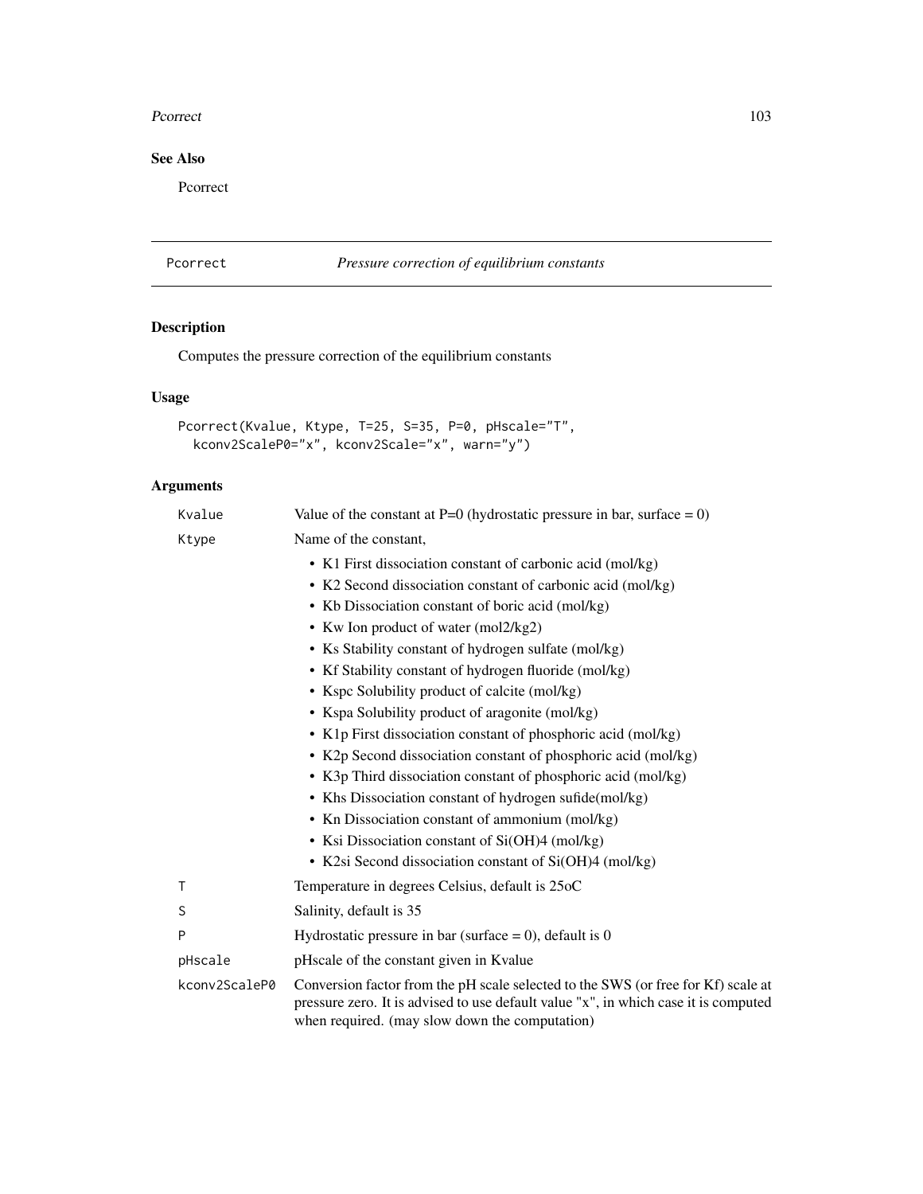## See Also

Pcorrect

---

## Pcorrect — *Pressure correction of equilibrium constants*

### Description

Computes the pressure correction of the equilibrium constants

### Usage

```
Pcorrect(Kvalue, Ktype, T=25, S=35, P=0, pHscale="T",
  kconv2ScaleP0="x", kconv2Scale="x", warn="y")
```

### Arguments

| | |
|---|---|
| `Kvalue` | Value of the constant at P=0 (hydrostatic pressure in bar, surface = 0) |
| `Ktype` | Name of the constant,<br>• K1 First dissociation constant of carbonic acid (mol/kg)<br>• K2 Second dissociation constant of carbonic acid (mol/kg)<br>• Kb Dissociation constant of boric acid (mol/kg)<br>• Kw Ion product of water (mol2/kg2)<br>• Ks Stability constant of hydrogen sulfate (mol/kg)<br>• Kf Stability constant of hydrogen fluoride (mol/kg)<br>• Kspc Solubility product of calcite (mol/kg)<br>• Kspa Solubility product of aragonite (mol/kg)<br>• K1p First dissociation constant of phosphoric acid (mol/kg)<br>• K2p Second dissociation constant of phosphoric acid (mol/kg)<br>• K3p Third dissociation constant of phosphoric acid (mol/kg)<br>• Khs Dissociation constant of hydrogen sufide(mol/kg)<br>• Kn Dissociation constant of ammonium (mol/kg)<br>• Ksi Dissociation constant of Si(OH)4 (mol/kg)<br>• K2si Second dissociation constant of Si(OH)4 (mol/kg) |
| `T` | Temperature in degrees Celsius, default is 25oC |
| `S` | Salinity, default is 35 |
| `P` | Hydrostatic pressure in bar (surface = 0), default is 0 |
| `pHscale` | pHscale of the constant given in Kvalue |
| `kconv2ScaleP0` | Conversion factor from the pH scale selected to the SWS (or free for Kf) scale at pressure zero. It is advised to use default value "x", in which case it is computed when required. (may slow down the computation) |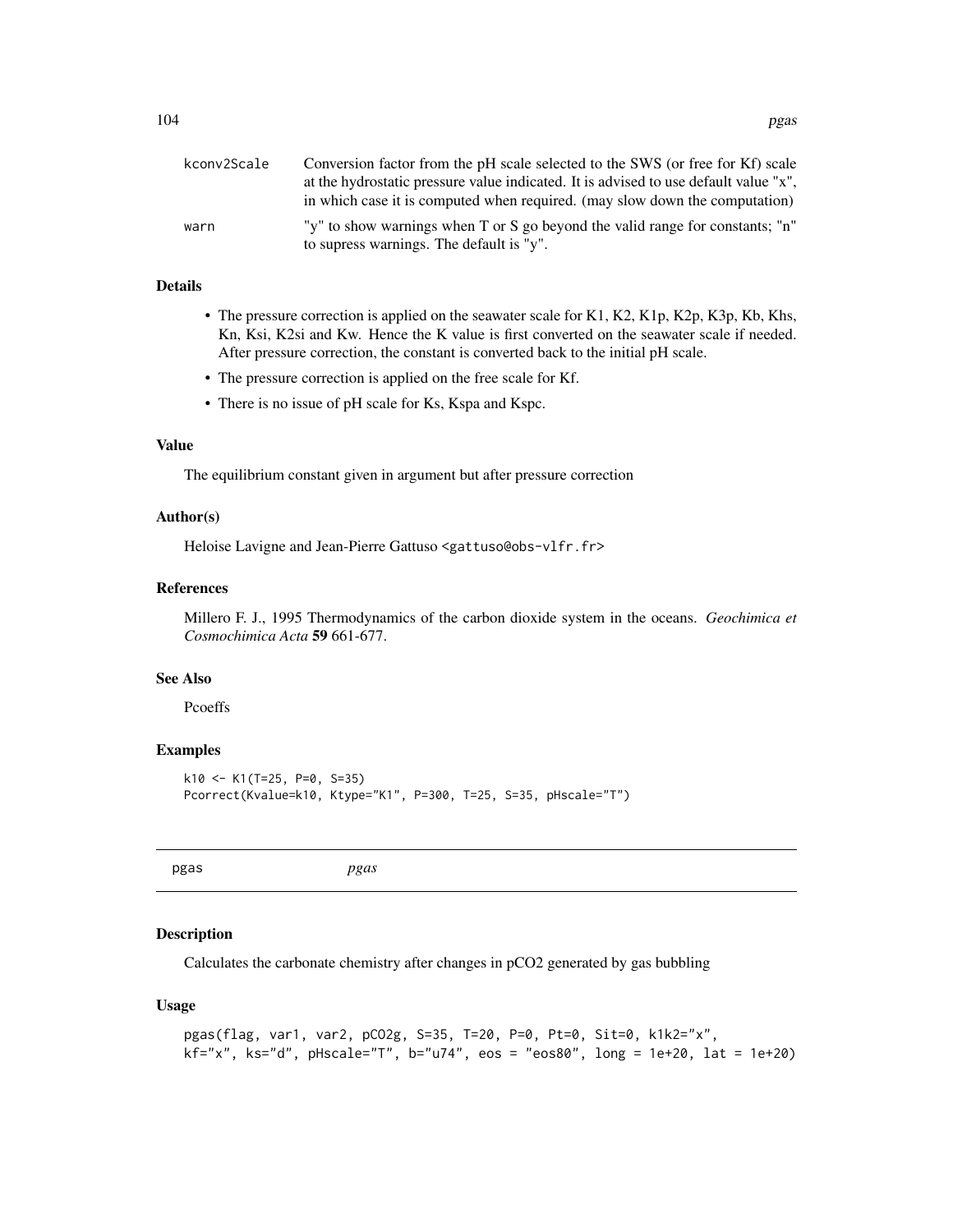| | |
|---|---|
| kconv2Scale | Conversion factor from the pH scale selected to the SWS (or free for Kf) scale at the hydrostatic pressure value indicated. It is advised to use default value "x", in which case it is computed when required. (may slow down the computation) |
| warn | "y" to show warnings when T or S go beyond the valid range for constants; "n" to supress warnings. The default is "y". |

### Details

- The pressure correction is applied on the seawater scale for K1, K2, K1p, K2p, K3p, Kb, Khs, Kn, Ksi, K2si and Kw. Hence the K value is first converted on the seawater scale if needed. After pressure correction, the constant is converted back to the initial pH scale.
- The pressure correction is applied on the free scale for Kf.
- There is no issue of pH scale for Ks, Kspa and Kspc.

### Value

The equilibrium constant given in argument but after pressure correction

### Author(s)

Heloise Lavigne and Jean-Pierre Gattuso <gattuso@obs-vlfr.fr>

### References

Millero F. J., 1995 Thermodynamics of the carbon dioxide system in the oceans. *Geochimica et Cosmochimica Acta* **59** 661-677.

### See Also

Pcoeffs

### Examples

```
k10 <- K1(T=25, P=0, S=35)
Pcorrect(Kvalue=k10, Ktype="K1", P=300, T=25, S=35, pHscale="T")
```

---

## pgas *pgas*

---

### Description

Calculates the carbonate chemistry after changes in pCO2 generated by gas bubbling

### Usage

```
pgas(flag, var1, var2, pCO2g, S=35, T=20, P=0, Pt=0, Sit=0, k1k2="x",
kf="x", ks="d", pHscale="T", b="u74", eos = "eos80", long = 1e+20, lat = 1e+20)
```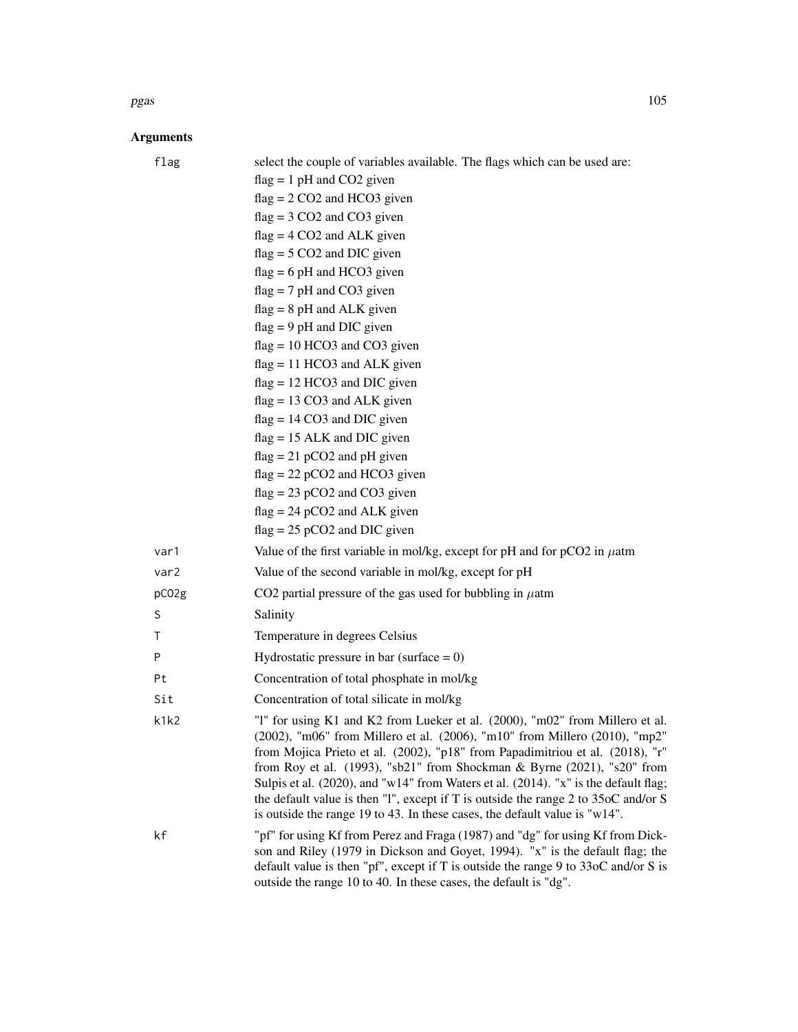## Arguments

| | |
|---|---|
| flag | select the couple of variables available. The flags which can be used are:<br>flag = 1 pH and CO2 given<br>flag = 2 CO2 and HCO3 given<br>flag = 3 CO2 and CO3 given<br>flag = 4 CO2 and ALK given<br>flag = 5 CO2 and DIC given<br>flag = 6 pH and HCO3 given<br>flag = 7 pH and CO3 given<br>flag = 8 pH and ALK given<br>flag = 9 pH and DIC given<br>flag = 10 HCO3 and CO3 given<br>flag = 11 HCO3 and ALK given<br>flag = 12 HCO3 and DIC given<br>flag = 13 CO3 and ALK given<br>flag = 14 CO3 and DIC given<br>flag = 15 ALK and DIC given<br>flag = 21 pCO2 and pH given<br>flag = 22 pCO2 and HCO3 given<br>flag = 23 pCO2 and CO3 given<br>flag = 24 pCO2 and ALK given<br>flag = 25 pCO2 and DIC given |
| var1 | Value of the first variable in mol/kg, except for pH and for pCO2 in $\mu$atm |
| var2 | Value of the second variable in mol/kg, except for pH |
| pCO2g | CO2 partial pressure of the gas used for bubbling in $\mu$atm |
| S | Salinity |
| T | Temperature in degrees Celsius |
| P | Hydrostatic pressure in bar (surface = 0) |
| Pt | Concentration of total phosphate in mol/kg |
| Sit | Concentration of total silicate in mol/kg |
| k1k2 | "l" for using K1 and K2 from Lueker et al. (2000), "m02" from Millero et al. (2002), "m06" from Millero et al. (2006), "m10" from Millero (2010), "mp2" from Mojica Prieto et al. (2002), "p18" from Papadimitriou et al. (2018), "r" from Roy et al. (1993), "sb21" from Shockman & Byrne (2021), "s20" from Sulpis et al. (2020), and "w14" from Waters et al. (2014). "x" is the default flag; the default value is then "l", except if T is outside the range 2 to 35oC and/or S is outside the range 19 to 43. In these cases, the default value is "w14". |
| kf | "pf" for using Kf from Perez and Fraga (1987) and "dg" for using Kf from Dickson and Riley (1979 in Dickson and Goyet, 1994). "x" is the default flag; the default value is then "pf", except if T is outside the range 9 to 33oC and/or S is outside the range 10 to 40. In these cases, the default is "dg". |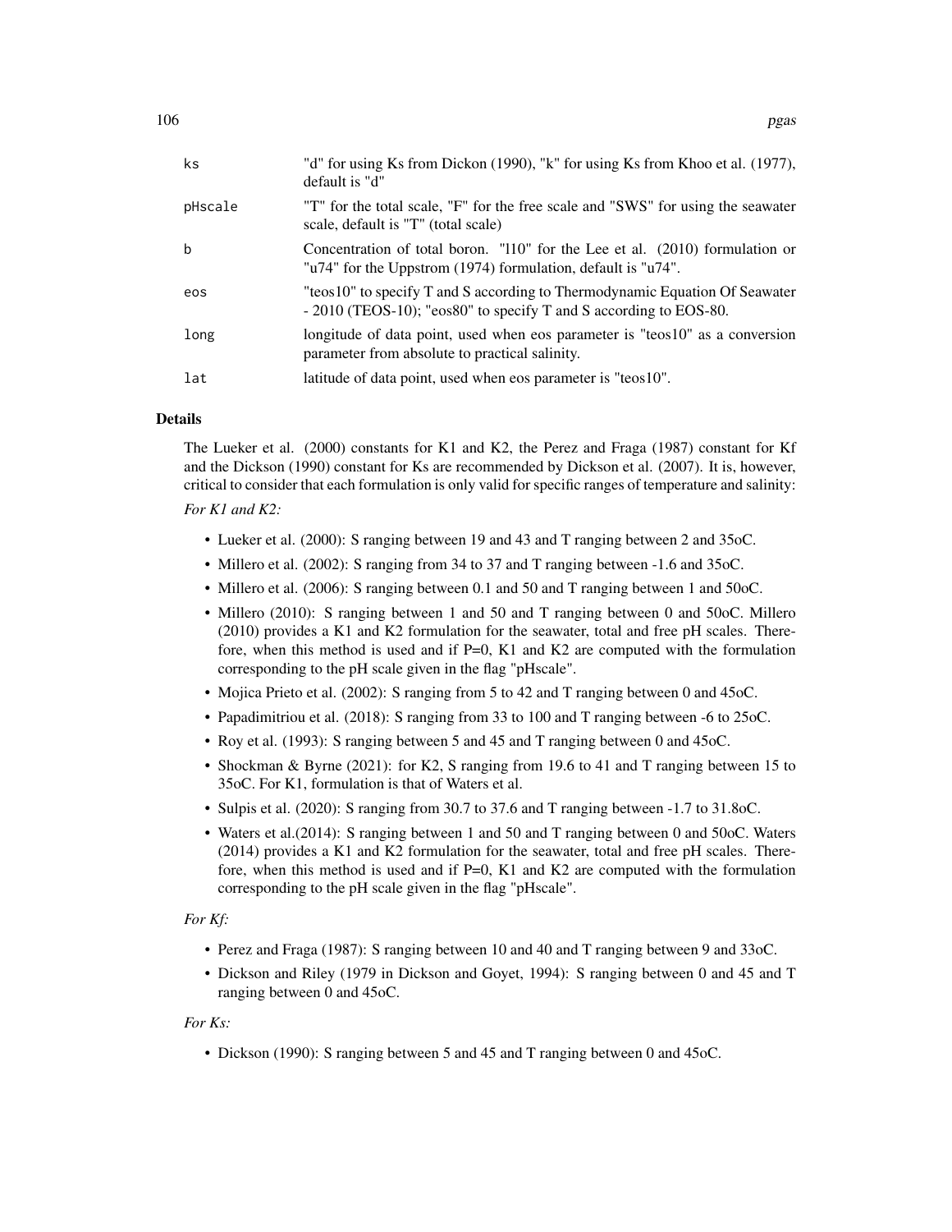| | |
|---|---|
| ks | "d" for using Ks from Dickon (1990), "k" for using Ks from Khoo et al. (1977), default is "d" |
| pHscale | "T" for the total scale, "F" for the free scale and "SWS" for using the seawater scale, default is "T" (total scale) |
| b | Concentration of total boron. "l10" for the Lee et al. (2010) formulation or "u74" for the Uppstrom (1974) formulation, default is "u74". |
| eos | "teos10" to specify T and S according to Thermodynamic Equation Of Seawater - 2010 (TEOS-10); "eos80" to specify T and S according to EOS-80. |
| long | longitude of data point, used when eos parameter is "teos10" as a conversion parameter from absolute to practical salinity. |
| lat | latitude of data point, used when eos parameter is "teos10". |

## Details

The Lueker et al. (2000) constants for K1 and K2, the Perez and Fraga (1987) constant for Kf and the Dickson (1990) constant for Ks are recommended by Dickson et al. (2007). It is, however, critical to consider that each formulation is only valid for specific ranges of temperature and salinity:

*For K1 and K2:*

- Lueker et al. (2000): S ranging between 19 and 43 and T ranging between 2 and 35oC.
- Millero et al. (2002): S ranging from 34 to 37 and T ranging between -1.6 and 35oC.
- Millero et al. (2006): S ranging between 0.1 and 50 and T ranging between 1 and 50oC.
- Millero (2010): S ranging between 1 and 50 and T ranging between 0 and 50oC. Millero (2010) provides a K1 and K2 formulation for the seawater, total and free pH scales. Therefore, when this method is used and if P=0, K1 and K2 are computed with the formulation corresponding to the pH scale given in the flag "pHscale".
- Mojica Prieto et al. (2002): S ranging from 5 to 42 and T ranging between 0 and 45oC.
- Papadimitriou et al. (2018): S ranging from 33 to 100 and T ranging between -6 to 25oC.
- Roy et al. (1993): S ranging between 5 and 45 and T ranging between 0 and 45oC.
- Shockman & Byrne (2021): for K2, S ranging from 19.6 to 41 and T ranging between 15 to 35oC. For K1, formulation is that of Waters et al.
- Sulpis et al. (2020): S ranging from 30.7 to 37.6 and T ranging between -1.7 to 31.8oC.
- Waters et al.(2014): S ranging between 1 and 50 and T ranging between 0 and 50oC. Waters (2014) provides a K1 and K2 formulation for the seawater, total and free pH scales. Therefore, when this method is used and if P=0, K1 and K2 are computed with the formulation corresponding to the pH scale given in the flag "pHscale".

*For Kf:*

- Perez and Fraga (1987): S ranging between 10 and 40 and T ranging between 9 and 33oC.
- Dickson and Riley (1979 in Dickson and Goyet, 1994): S ranging between 0 and 45 and T ranging between 0 and 45oC.

*For Ks:*

- Dickson (1990): S ranging between 5 and 45 and T ranging between 0 and 45oC.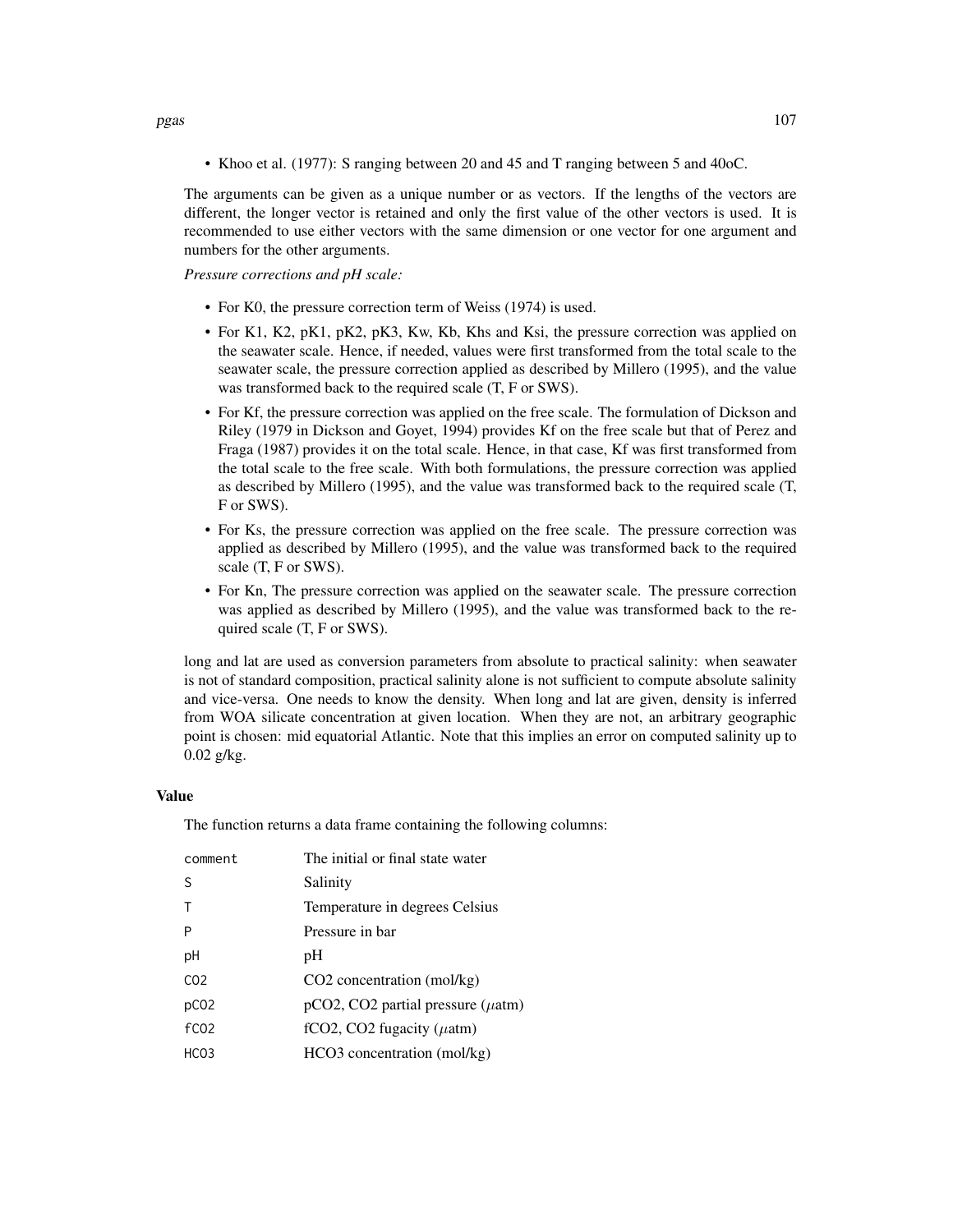- Khoo et al. (1977): S ranging between 20 and 45 and T ranging between 5 and 40oC.

The arguments can be given as a unique number or as vectors. If the lengths of the vectors are different, the longer vector is retained and only the first value of the other vectors is used. It is recommended to use either vectors with the same dimension or one vector for one argument and numbers for the other arguments.

*Pressure corrections and pH scale:*

- For K0, the pressure correction term of Weiss (1974) is used.
- For K1, K2, pK1, pK2, pK3, Kw, Kb, Khs and Ksi, the pressure correction was applied on the seawater scale. Hence, if needed, values were first transformed from the total scale to the seawater scale, the pressure correction applied as described by Millero (1995), and the value was transformed back to the required scale (T, F or SWS).
- For Kf, the pressure correction was applied on the free scale. The formulation of Dickson and Riley (1979 in Dickson and Goyet, 1994) provides Kf on the free scale but that of Perez and Fraga (1987) provides it on the total scale. Hence, in that case, Kf was first transformed from the total scale to the free scale. With both formulations, the pressure correction was applied as described by Millero (1995), and the value was transformed back to the required scale (T, F or SWS).
- For Ks, the pressure correction was applied on the free scale. The pressure correction was applied as described by Millero (1995), and the value was transformed back to the required scale (T, F or SWS).
- For Kn, The pressure correction was applied on the seawater scale. The pressure correction was applied as described by Millero (1995), and the value was transformed back to the required scale (T, F or SWS).

long and lat are used as conversion parameters from absolute to practical salinity: when seawater is not of standard composition, practical salinity alone is not sufficient to compute absolute salinity and vice-versa. One needs to know the density. When long and lat are given, density is inferred from WOA silicate concentration at given location. When they are not, an arbitrary geographic point is chosen: mid equatorial Atlantic. Note that this implies an error on computed salinity up to 0.02 g/kg.

### Value

The function returns a data frame containing the following columns:

| | |
|---|---|
| `comment` | The initial or final state water |
| `S` | Salinity |
| `T` | Temperature in degrees Celsius |
| `P` | Pressure in bar |
| `pH` | pH |
| `CO2` | $CO_2$ concentration (mol/kg) |
| `pCO2` | $pCO_2$, $CO_2$ partial pressure ($\mu$atm) |
| `fCO2` | $fCO_2$, $CO_2$ fugacity ($\mu$atm) |
| `HCO3` | $HCO_3$ concentration (mol/kg) |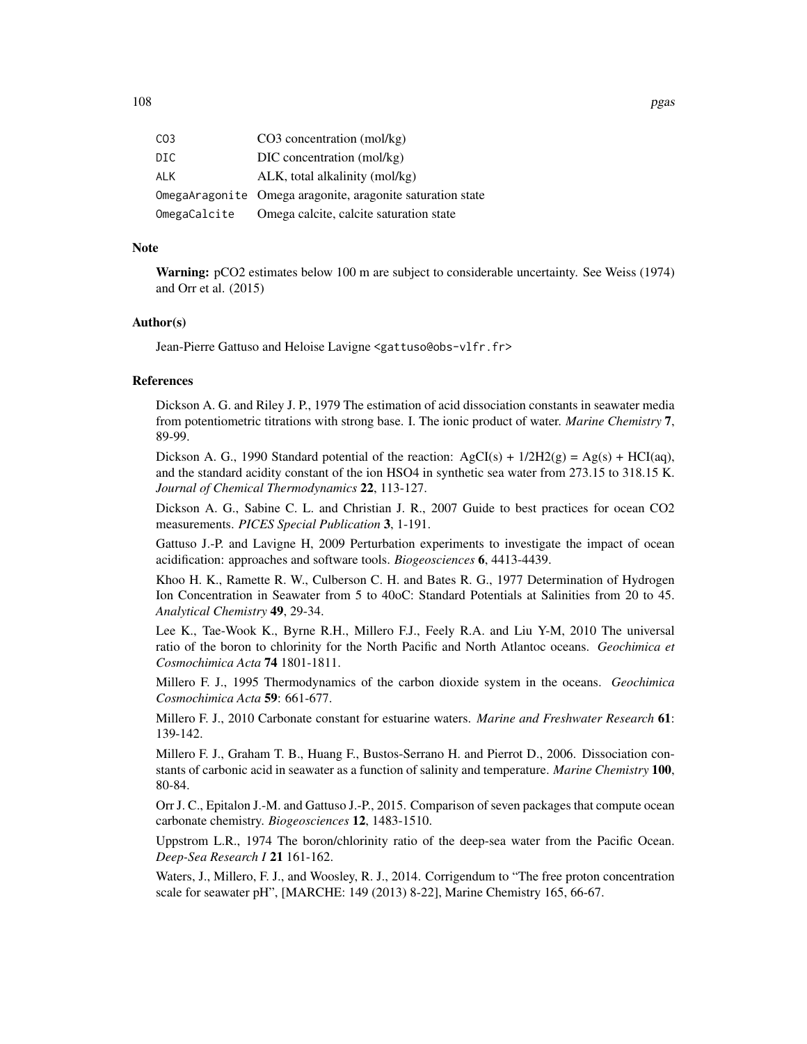| | |
|---|---|
| CO3 | CO3 concentration (mol/kg) |
| DIC | DIC concentration (mol/kg) |
| ALK | ALK, total alkalinity (mol/kg) |
| OmegaAragonite | Omega aragonite, aragonite saturation state |
| OmegaCalcite | Omega calcite, calcite saturation state |

## Note

**Warning:** pCO2 estimates below 100 m are subject to considerable uncertainty. See Weiss (1974) and Orr et al. (2015)

## Author(s)

Jean-Pierre Gattuso and Heloise Lavigne <gattuso@obs-vlfr.fr>

## References

Dickson A. G. and Riley J. P., 1979 The estimation of acid dissociation constants in seawater media from potentiometric titrations with strong base. I. The ionic product of water. *Marine Chemistry* **7**, 89-99.

Dickson A. G., 1990 Standard potential of the reaction: AgCI(s) + 1/2H2(g) = Ag(s) + HCI(aq), and the standard acidity constant of the ion HSO4 in synthetic sea water from 273.15 to 318.15 K. *Journal of Chemical Thermodynamics* **22**, 113-127.

Dickson A. G., Sabine C. L. and Christian J. R., 2007 Guide to best practices for ocean CO2 measurements. *PICES Special Publication* **3**, 1-191.

Gattuso J.-P. and Lavigne H, 2009 Perturbation experiments to investigate the impact of ocean acidification: approaches and software tools. *Biogeosciences* **6**, 4413-4439.

Khoo H. K., Ramette R. W., Culberson C. H. and Bates R. G., 1977 Determination of Hydrogen Ion Concentration in Seawater from 5 to 40oC: Standard Potentials at Salinities from 20 to 45. *Analytical Chemistry* **49**, 29-34.

Lee K., Tae-Wook K., Byrne R.H., Millero F.J., Feely R.A. and Liu Y-M, 2010 The universal ratio of the boron to chlorinity for the North Pacific and North Atlantoc oceans. *Geochimica et Cosmochimica Acta* **74** 1801-1811.

Millero F. J., 1995 Thermodynamics of the carbon dioxide system in the oceans. *Geochimica Cosmochimica Acta* **59**: 661-677.

Millero F. J., 2010 Carbonate constant for estuarine waters. *Marine and Freshwater Research* **61**: 139-142.

Millero F. J., Graham T. B., Huang F., Bustos-Serrano H. and Pierrot D., 2006. Dissociation constants of carbonic acid in seawater as a function of salinity and temperature. *Marine Chemistry* **100**, 80-84.

Orr J. C., Epitalon J.-M. and Gattuso J.-P., 2015. Comparison of seven packages that compute ocean carbonate chemistry. *Biogeosciences* **12**, 1483-1510.

Uppstrom L.R., 1974 The boron/chlorinity ratio of the deep-sea water from the Pacific Ocean. *Deep-Sea Research I* **21** 161-162.

Waters, J., Millero, F. J., and Woosley, R. J., 2014. Corrigendum to "The free proton concentration scale for seawater pH", [MARCHE: 149 (2013) 8-22], Marine Chemistry 165, 66-67.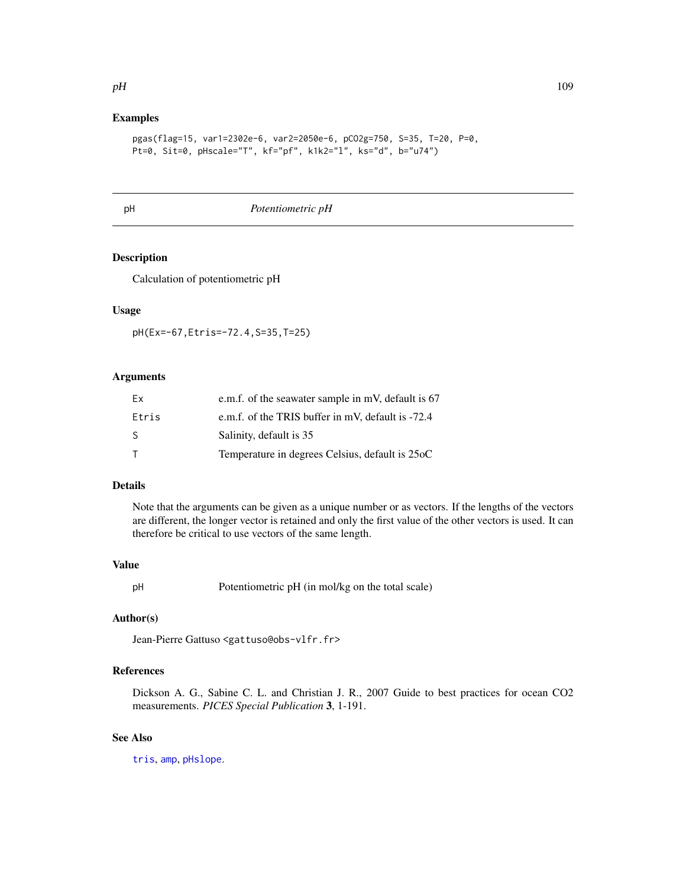## Examples

```
pgas(flag=15, var1=2302e-6, var2=2050e-6, pCO2g=750, S=35, T=20, P=0,
Pt=0, Sit=0, pHscale="T", kf="pf", k1k2="l", ks="d", b="u74")
```

---

# pH — *Potentiometric pH*

---

## Description

Calculation of potentiometric pH

## Usage

```
pH(Ex=-67,Etris=-72.4,S=35,T=25)
```

## Arguments

| | |
|---|---|
| Ex | e.m.f. of the seawater sample in mV, default is 67 |
| Etris | e.m.f. of the TRIS buffer in mV, default is -72.4 |
| S | Salinity, default is 35 |
| T | Temperature in degrees Celsius, default is 25oC |

## Details

Note that the arguments can be given as a unique number or as vectors. If the lengths of the vectors are different, the longer vector is retained and only the first value of the other vectors is used. It can therefore be critical to use vectors of the same length.

## Value

| | |
|---|---|
| pH | Potentiometric pH (in mol/kg on the total scale) |

## Author(s)

Jean-Pierre Gattuso <gattuso@obs-vlfr.fr>

## References

Dickson A. G., Sabine C. L. and Christian J. R., 2007 Guide to best practices for ocean CO2 measurements. *PICES Special Publication* **3**, 1-191.

## See Also

tris, amp, pHslope.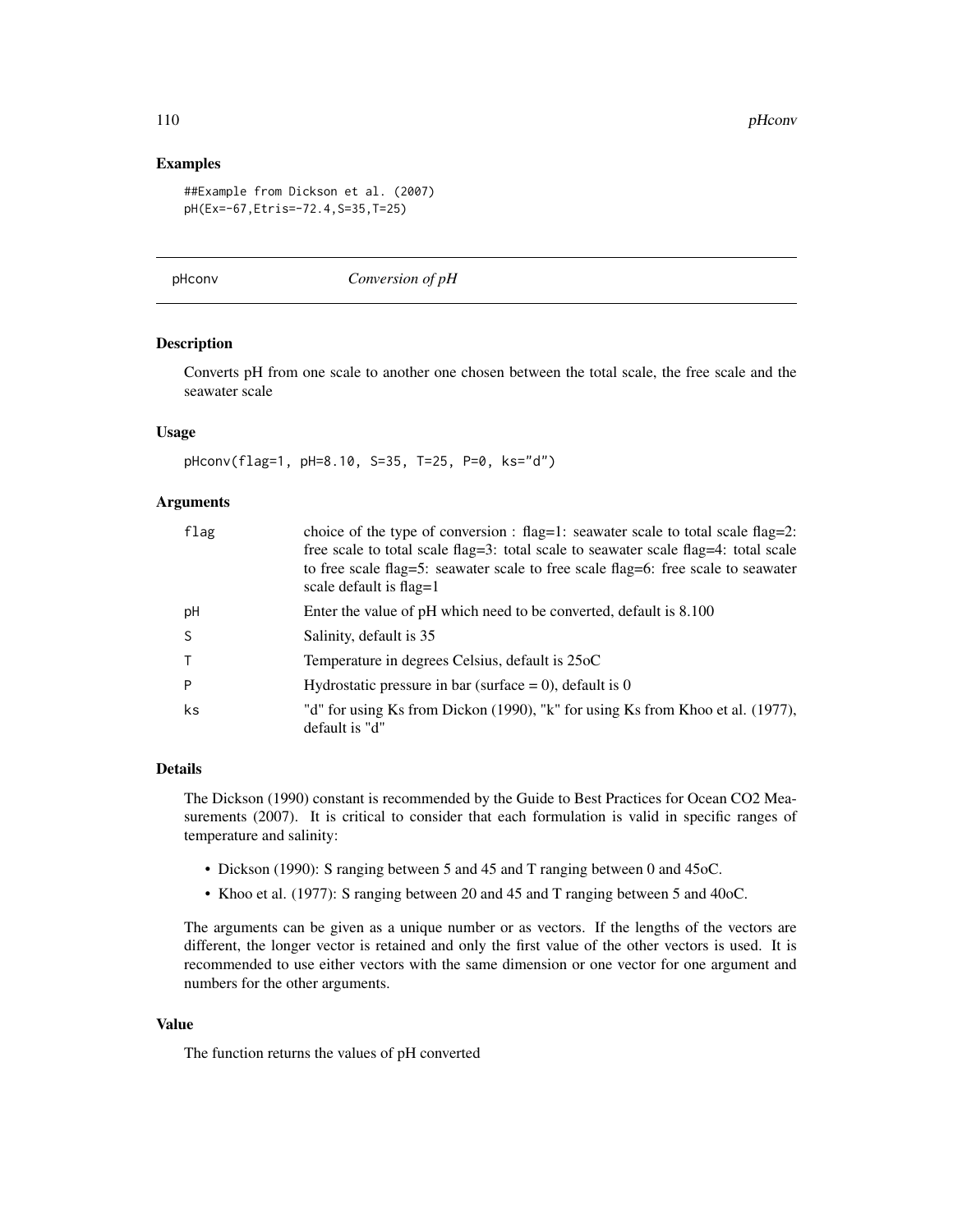### Examples

```
##Example from Dickson et al. (2007)
pH(Ex=-67,Etris=-72.4,S=35,T=25)
```

---

## pHconv — *Conversion of pH*

### Description

Converts pH from one scale to another one chosen between the total scale, the free scale and the seawater scale

### Usage

```
pHconv(flag=1, pH=8.10, S=35, T=25, P=0, ks="d")
```

### Arguments

| | |
|---|---|
| flag | choice of the type of conversion : flag=1: seawater scale to total scale flag=2: free scale to total scale flag=3: total scale to seawater scale flag=4: total scale to free scale flag=5: seawater scale to free scale flag=6: free scale to seawater scale default is flag=1 |
| pH | Enter the value of pH which need to be converted, default is 8.100 |
| S | Salinity, default is 35 |
| T | Temperature in degrees Celsius, default is 25oC |
| P | Hydrostatic pressure in bar (surface = 0), default is 0 |
| ks | "d" for using Ks from Dickon (1990), "k" for using Ks from Khoo et al. (1977), default is "d" |

### Details

The Dickson (1990) constant is recommended by the Guide to Best Practices for Ocean CO2 Measurements (2007). It is critical to consider that each formulation is valid in specific ranges of temperature and salinity:

- Dickson (1990): S ranging between 5 and 45 and T ranging between 0 and 45oC.
- Khoo et al. (1977): S ranging between 20 and 45 and T ranging between 5 and 40oC.

The arguments can be given as a unique number or as vectors. If the lengths of the vectors are different, the longer vector is retained and only the first value of the other vectors is used. It is recommended to use either vectors with the same dimension or one vector for one argument and numbers for the other arguments.

### Value

The function returns the values of pH converted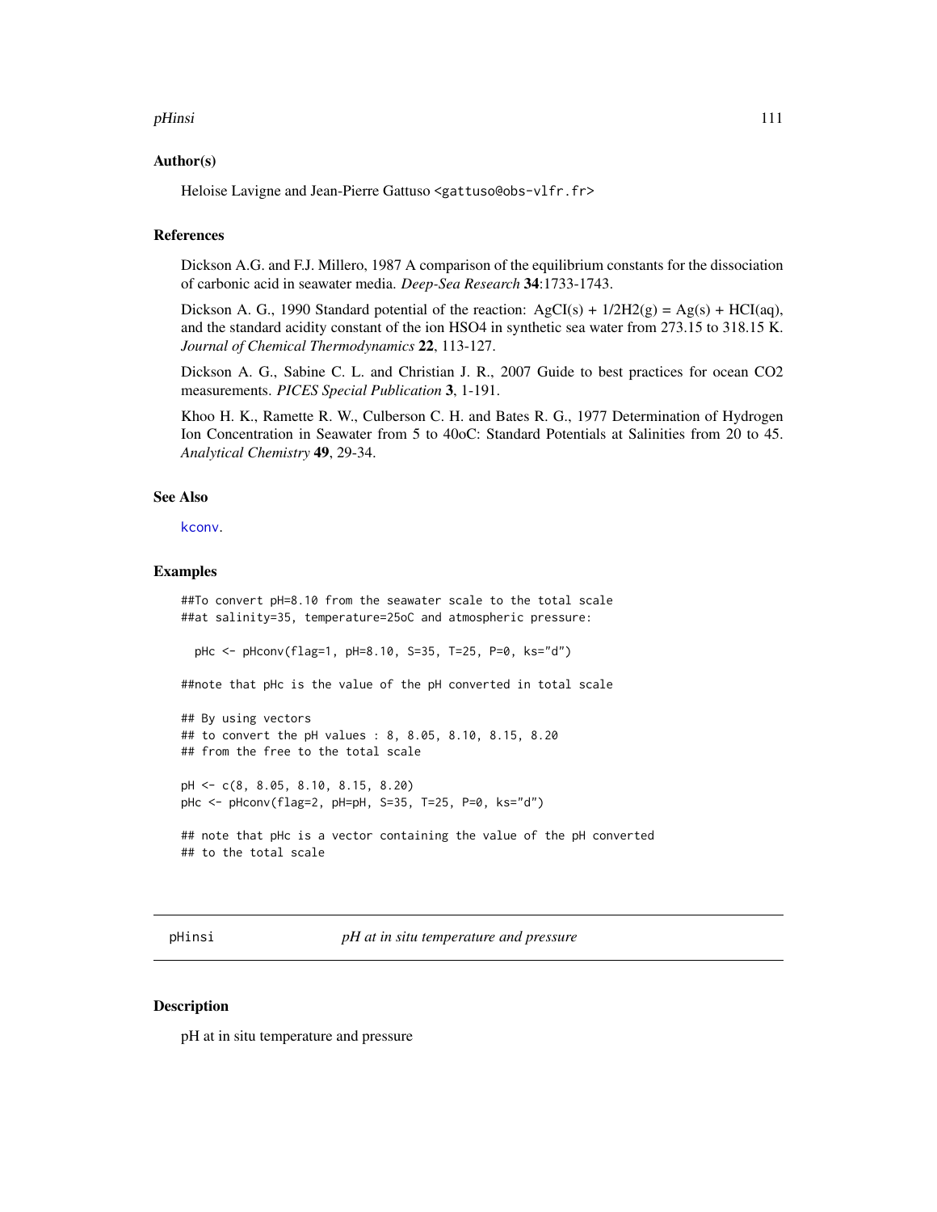## Author(s)

Heloise Lavigne and Jean-Pierre Gattuso <gattuso@obs-vlfr.fr>

## References

Dickson A.G. and F.J. Millero, 1987 A comparison of the equilibrium constants for the dissociation of carbonic acid in seawater media. *Deep-Sea Research* **34**:1733-1743.

Dickson A. G., 1990 Standard potential of the reaction: AgCI(s) + 1/2H2(g) = Ag(s) + HCI(aq), and the standard acidity constant of the ion HSO4 in synthetic sea water from 273.15 to 318.15 K. *Journal of Chemical Thermodynamics* **22**, 113-127.

Dickson A. G., Sabine C. L. and Christian J. R., 2007 Guide to best practices for ocean CO2 measurements. *PICES Special Publication* **3**, 1-191.

Khoo H. K., Ramette R. W., Culberson C. H. and Bates R. G., 1977 Determination of Hydrogen Ion Concentration in Seawater from 5 to 40oC: Standard Potentials at Salinities from 20 to 45. *Analytical Chemistry* **49**, 29-34.

## See Also

kconv.

## Examples

```
##To convert pH=8.10 from the seawater scale to the total scale
##at salinity=35, temperature=25oC and atmospheric pressure:

  pHc <- pHconv(flag=1, pH=8.10, S=35, T=25, P=0, ks="d")

##note that pHc is the value of the pH converted in total scale

## By using vectors
## to convert the pH values : 8, 8.05, 8.10, 8.15, 8.20
## from the free to the total scale

pH <- c(8, 8.05, 8.10, 8.15, 8.20)
pHc <- pHconv(flag=2, pH=pH, S=35, T=25, P=0, ks="d")

## note that pHc is a vector containing the value of the pH converted
## to the total scale
```

---

# pHinsi *pH at in situ temperature and pressure*

## Description

pH at in situ temperature and pressure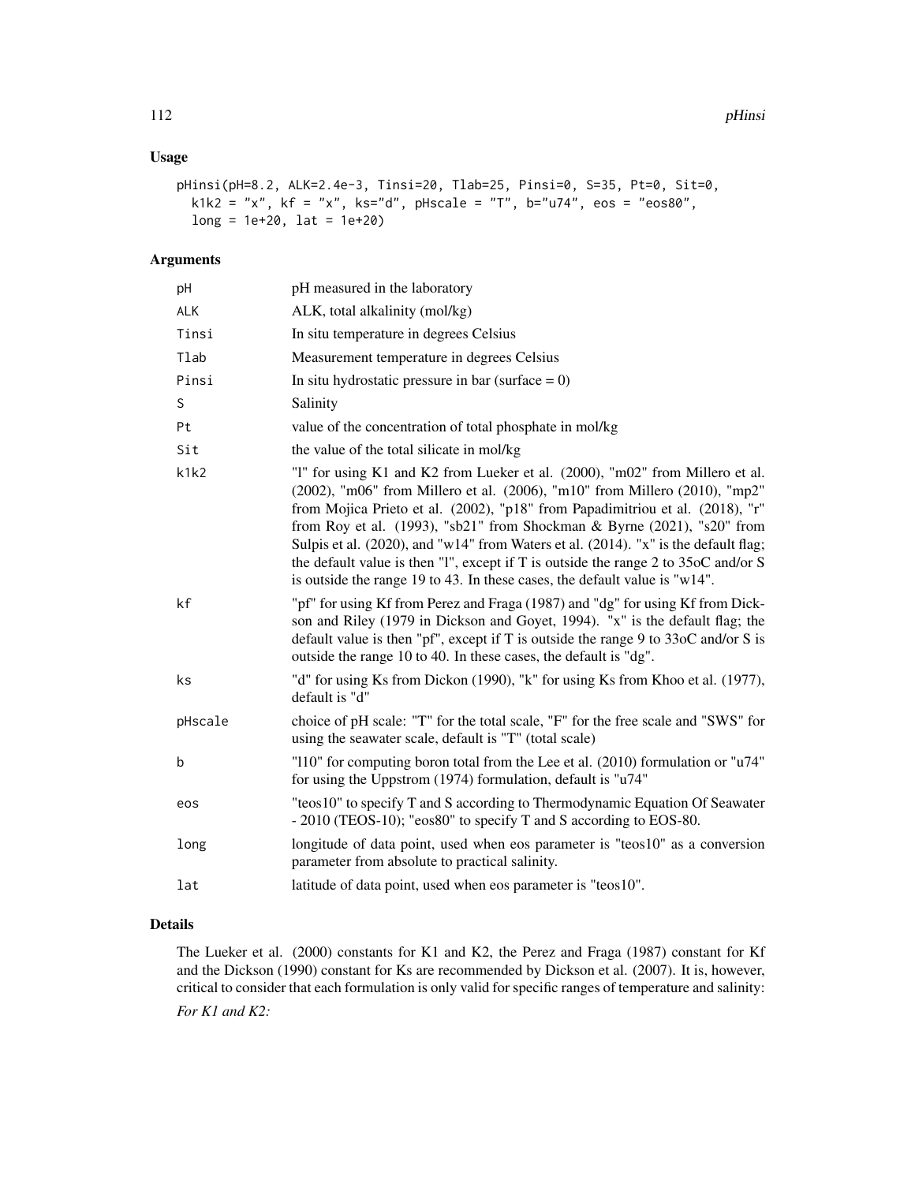## Usage

```
pHinsi(pH=8.2, ALK=2.4e-3, Tinsi=20, Tlab=25, Pinsi=0, S=35, Pt=0, Sit=0,
  k1k2 = "x", kf = "x", ks="d", pHscale = "T", b="u74", eos = "eos80",
  long = 1e+20, lat = 1e+20)
```

## Arguments

| | |
|---|---|
| pH | pH measured in the laboratory |
| ALK | ALK, total alkalinity (mol/kg) |
| Tinsi | In situ temperature in degrees Celsius |
| Tlab | Measurement temperature in degrees Celsius |
| Pinsi | In situ hydrostatic pressure in bar (surface = 0) |
| S | Salinity |
| Pt | value of the concentration of total phosphate in mol/kg |
| Sit | the value of the total silicate in mol/kg |
| k1k2 | "l" for using K1 and K2 from Lueker et al. (2000), "m02" from Millero et al. (2002), "m06" from Millero et al. (2006), "m10" from Millero (2010), "mp2" from Mojica Prieto et al. (2002), "p18" from Papadimitriou et al. (2018), "r" from Roy et al. (1993), "sb21" from Shockman & Byrne (2021), "s20" from Sulpis et al. (2020), and "w14" from Waters et al. (2014). "x" is the default flag; the default value is then "l", except if T is outside the range 2 to 35oC and/or S is outside the range 19 to 43. In these cases, the default value is "w14". |
| kf | "pf" for using Kf from Perez and Fraga (1987) and "dg" for using Kf from Dickson and Riley (1979 in Dickson and Goyet, 1994). "x" is the default flag; the default value is then "pf", except if T is outside the range 9 to 33oC and/or S is outside the range 10 to 40. In these cases, the default is "dg". |
| ks | "d" for using Ks from Dickon (1990), "k" for using Ks from Khoo et al. (1977), default is "d" |
| pHscale | choice of pH scale: "T" for the total scale, "F" for the free scale and "SWS" for using the seawater scale, default is "T" (total scale) |
| b | "l10" for computing boron total from the Lee et al. (2010) formulation or "u74" for using the Uppstrom (1974) formulation, default is "u74" |
| eos | "teos10" to specify T and S according to Thermodynamic Equation Of Seawater - 2010 (TEOS-10); "eos80" to specify T and S according to EOS-80. |
| long | longitude of data point, used when eos parameter is "teos10" as a conversion parameter from absolute to practical salinity. |
| lat | latitude of data point, used when eos parameter is "teos10". |

## Details

The Lueker et al. (2000) constants for K1 and K2, the Perez and Fraga (1987) constant for Kf and the Dickson (1990) constant for Ks are recommended by Dickson et al. (2007). It is, however, critical to consider that each formulation is only valid for specific ranges of temperature and salinity:

*For K1 and K2:*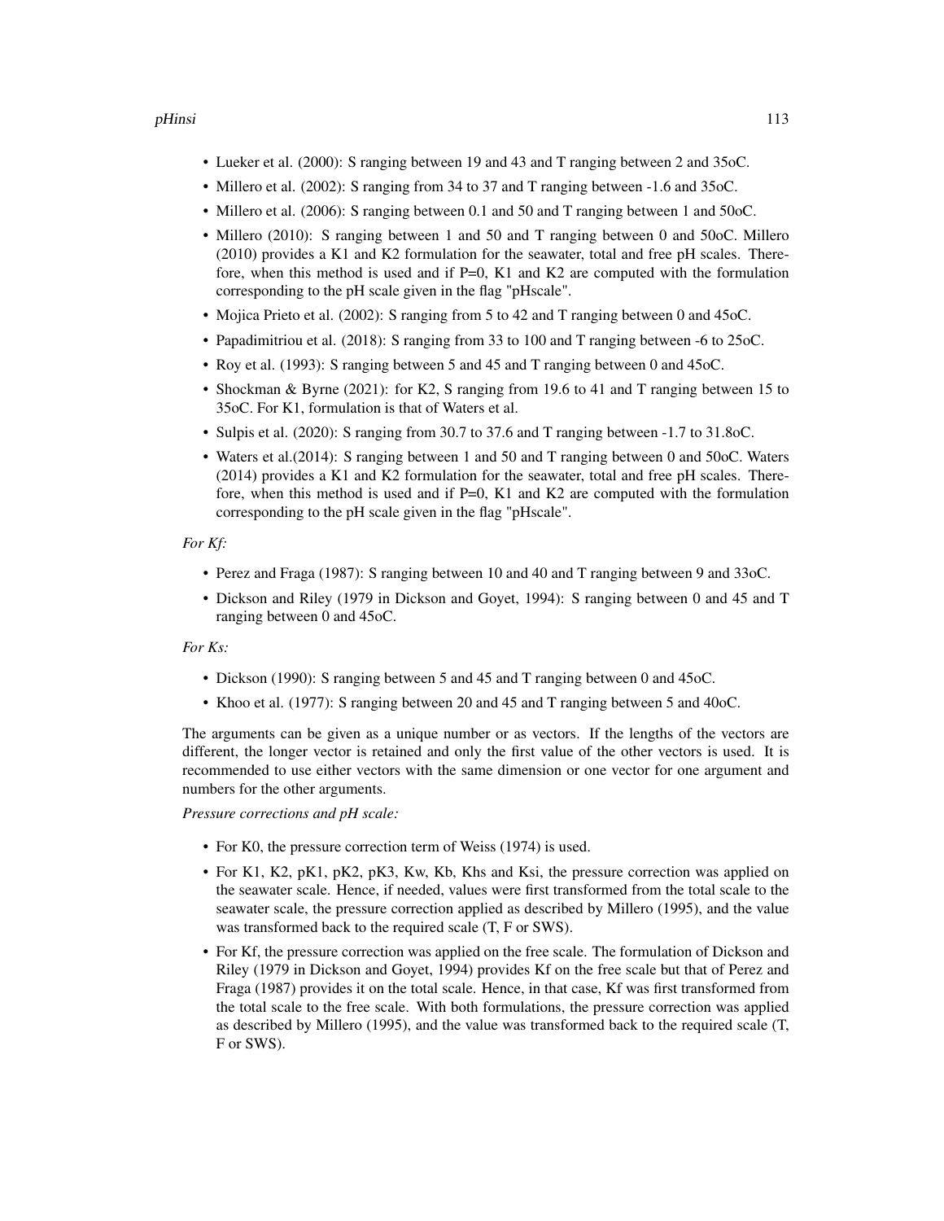- Lueker et al. (2000): S ranging between 19 and 43 and T ranging between 2 and 35oC.
- Millero et al. (2002): S ranging from 34 to 37 and T ranging between -1.6 and 35oC.
- Millero et al. (2006): S ranging between 0.1 and 50 and T ranging between 1 and 50oC.
- Millero (2010): S ranging between 1 and 50 and T ranging between 0 and 50oC. Millero (2010) provides a K1 and K2 formulation for the seawater, total and free pH scales. Therefore, when this method is used and if P=0, K1 and K2 are computed with the formulation corresponding to the pH scale given in the flag "pHscale".
- Mojica Prieto et al. (2002): S ranging from 5 to 42 and T ranging between 0 and 45oC.
- Papadimitriou et al. (2018): S ranging from 33 to 100 and T ranging between -6 to 25oC.
- Roy et al. (1993): S ranging between 5 and 45 and T ranging between 0 and 45oC.
- Shockman & Byrne (2021): for K2, S ranging from 19.6 to 41 and T ranging between 15 to 35oC. For K1, formulation is that of Waters et al.
- Sulpis et al. (2020): S ranging from 30.7 to 37.6 and T ranging between -1.7 to 31.8oC.
- Waters et al.(2014): S ranging between 1 and 50 and T ranging between 0 and 50oC. Waters (2014) provides a K1 and K2 formulation for the seawater, total and free pH scales. Therefore, when this method is used and if P=0, K1 and K2 are computed with the formulation corresponding to the pH scale given in the flag "pHscale".

*For Kf:*

- Perez and Fraga (1987): S ranging between 10 and 40 and T ranging between 9 and 33oC.
- Dickson and Riley (1979 in Dickson and Goyet, 1994): S ranging between 0 and 45 and T ranging between 0 and 45oC.

*For Ks:*

- Dickson (1990): S ranging between 5 and 45 and T ranging between 0 and 45oC.
- Khoo et al. (1977): S ranging between 20 and 45 and T ranging between 5 and 40oC.

The arguments can be given as a unique number or as vectors. If the lengths of the vectors are different, the longer vector is retained and only the first value of the other vectors is used. It is recommended to use either vectors with the same dimension or one vector for one argument and numbers for the other arguments.

*Pressure corrections and pH scale:*

- For K0, the pressure correction term of Weiss (1974) is used.
- For K1, K2, pK1, pK2, pK3, Kw, Kb, Khs and Ksi, the pressure correction was applied on the seawater scale. Hence, if needed, values were first transformed from the total scale to the seawater scale, the pressure correction applied as described by Millero (1995), and the value was transformed back to the required scale (T, F or SWS).
- For Kf, the pressure correction was applied on the free scale. The formulation of Dickson and Riley (1979 in Dickson and Goyet, 1994) provides Kf on the free scale but that of Perez and Fraga (1987) provides it on the total scale. Hence, in that case, Kf was first transformed from the total scale to the free scale. With both formulations, the pressure correction was applied as described by Millero (1995), and the value was transformed back to the required scale (T, F or SWS).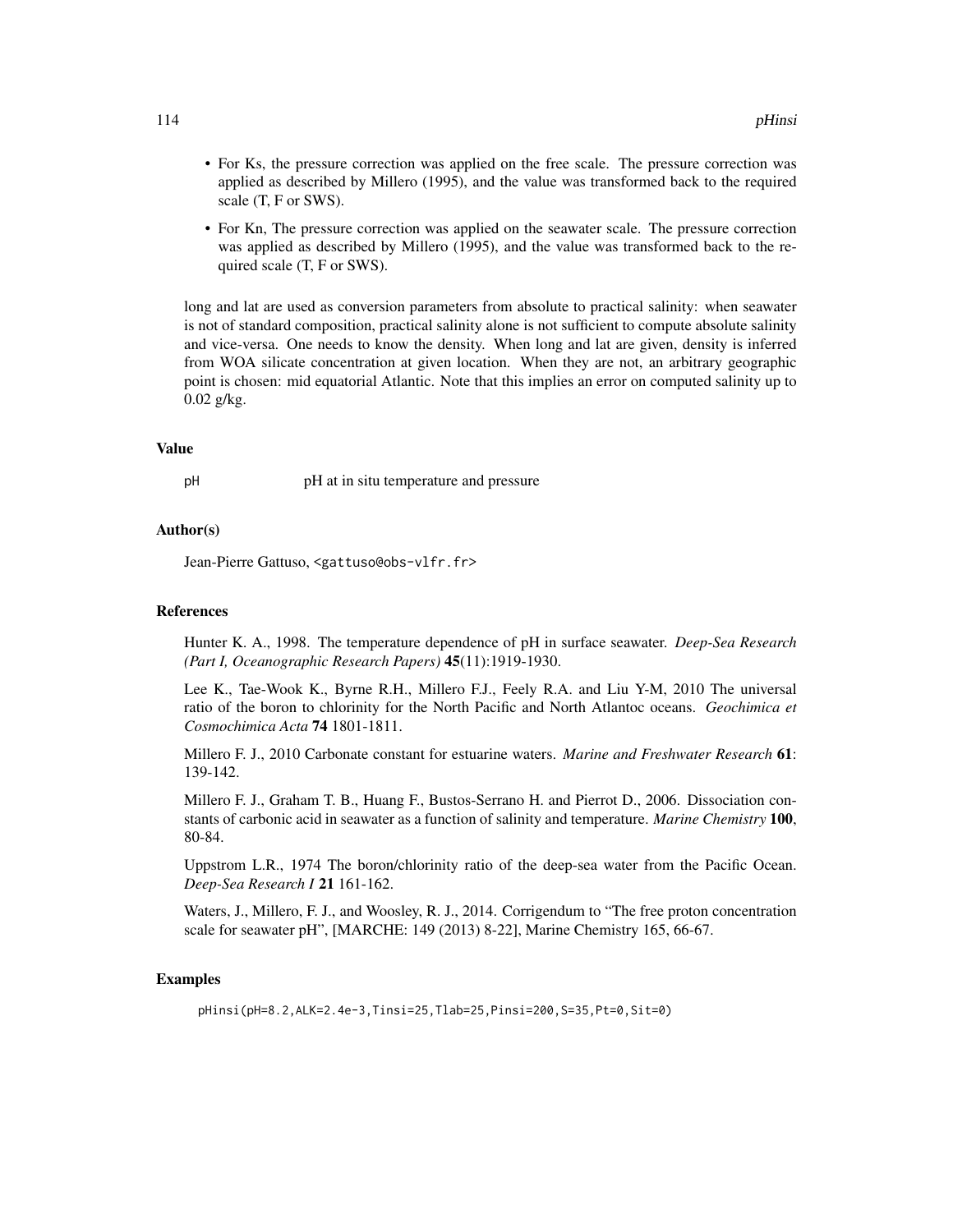- For Ks, the pressure correction was applied on the free scale. The pressure correction was applied as described by Millero (1995), and the value was transformed back to the required scale (T, F or SWS).
- For Kn, The pressure correction was applied on the seawater scale. The pressure correction was applied as described by Millero (1995), and the value was transformed back to the required scale (T, F or SWS).

long and lat are used as conversion parameters from absolute to practical salinity: when seawater is not of standard composition, practical salinity alone is not sufficient to compute absolute salinity and vice-versa. One needs to know the density. When long and lat are given, density is inferred from WOA silicate concentration at given location. When they are not, an arbitrary geographic point is chosen: mid equatorial Atlantic. Note that this implies an error on computed salinity up to 0.02 g/kg.

### Value

| | |
|---|---|
| pH | pH at in situ temperature and pressure |

### Author(s)

Jean-Pierre Gattuso, <gattuso@obs-vlfr.fr>

### References

Hunter K. A., 1998. The temperature dependence of pH in surface seawater. *Deep-Sea Research (Part I, Oceanographic Research Papers)* **45**(11):1919-1930.

Lee K., Tae-Wook K., Byrne R.H., Millero F.J., Feely R.A. and Liu Y-M, 2010 The universal ratio of the boron to chlorinity for the North Pacific and North Atlantoc oceans. *Geochimica et Cosmochimica Acta* **74** 1801-1811.

Millero F. J., 2010 Carbonate constant for estuarine waters. *Marine and Freshwater Research* **61**: 139-142.

Millero F. J., Graham T. B., Huang F., Bustos-Serrano H. and Pierrot D., 2006. Dissociation constants of carbonic acid in seawater as a function of salinity and temperature. *Marine Chemistry* **100**, 80-84.

Uppstrom L.R., 1974 The boron/chlorinity ratio of the deep-sea water from the Pacific Ocean. *Deep-Sea Research I* **21** 161-162.

Waters, J., Millero, F. J., and Woosley, R. J., 2014. Corrigendum to "The free proton concentration scale for seawater pH", [MARCHE: 149 (2013) 8-22], Marine Chemistry 165, 66-67.

### Examples

```
pHinsi(pH=8.2,ALK=2.4e-3,Tinsi=25,Tlab=25,Pinsi=200,S=35,Pt=0,Sit=0)
```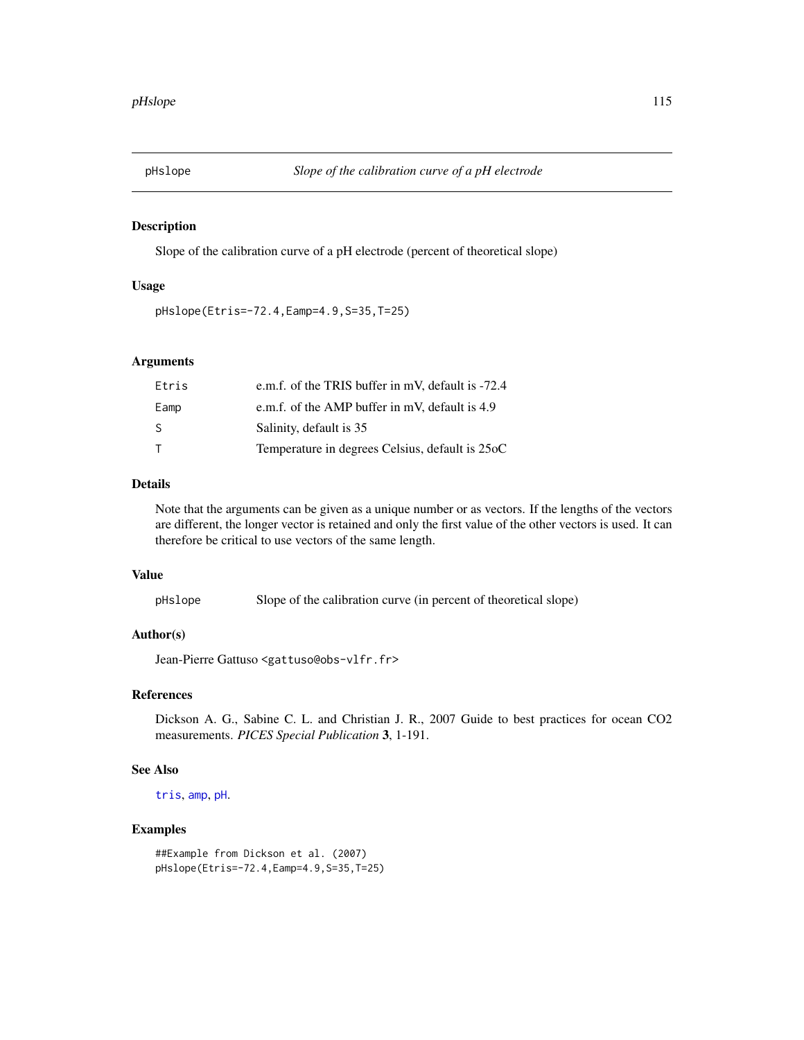# pHslope — *Slope of the calibration curve of a pH electrode*

## Description

Slope of the calibration curve of a pH electrode (percent of theoretical slope)

## Usage

```
pHslope(Etris=-72.4,Eamp=4.9,S=35,T=25)
```

## Arguments

| | |
|---|---|
| `Etris` | e.m.f. of the TRIS buffer in mV, default is -72.4 |
| `Eamp` | e.m.f. of the AMP buffer in mV, default is 4.9 |
| `S` | Salinity, default is 35 |
| `T` | Temperature in degrees Celsius, default is 25oC |

## Details

Note that the arguments can be given as a unique number or as vectors. If the lengths of the vectors are different, the longer vector is retained and only the first value of the other vectors is used. It can therefore be critical to use vectors of the same length.

## Value

| | |
|---|---|
| `pHslope` | Slope of the calibration curve (in percent of theoretical slope) |

## Author(s)

Jean-Pierre Gattuso <gattuso@obs-vlfr.fr>

## References

Dickson A. G., Sabine C. L. and Christian J. R., 2007 Guide to best practices for ocean CO2 measurements. *PICES Special Publication* **3**, 1-191.

## See Also

`tris`, `amp`, `pH`.

## Examples

```
##Example from Dickson et al. (2007)
pHslope(Etris=-72.4,Eamp=4.9,S=35,T=25)
```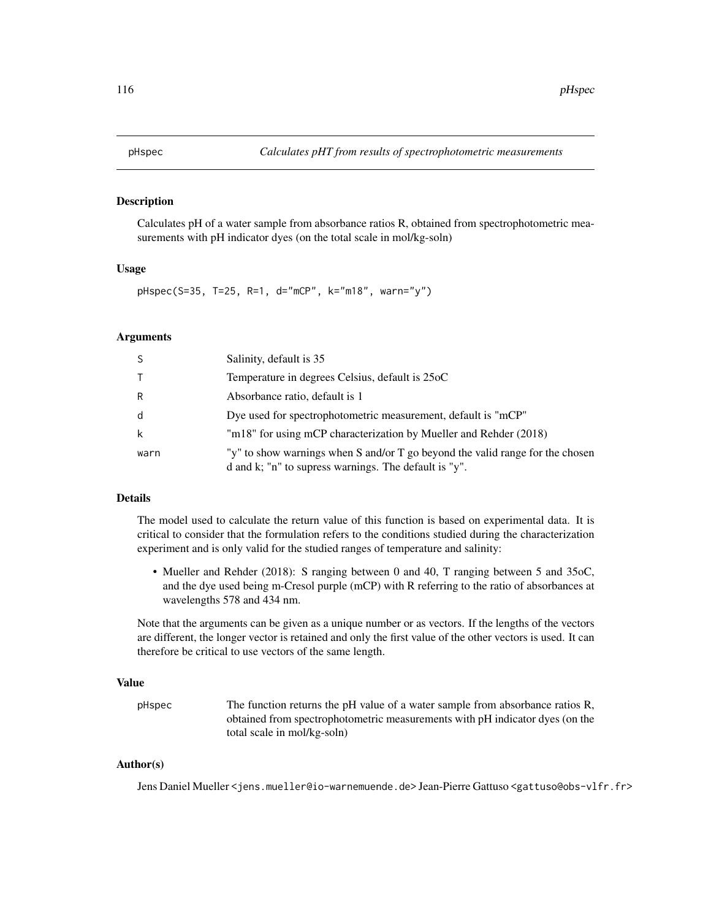pHspec *Calculates pHT from results of spectrophotometric measurements*

## Description

Calculates pH of a water sample from absorbance ratios R, obtained from spectrophotometric measurements with pH indicator dyes (on the total scale in mol/kg-soln)

## Usage

```
pHspec(S=35, T=25, R=1, d="mCP", k="m18", warn="y")
```

## Arguments

| | |
|---|---|
| S | Salinity, default is 35 |
| T | Temperature in degrees Celsius, default is 25oC |
| R | Absorbance ratio, default is 1 |
| d | Dye used for spectrophotometric measurement, default is "mCP" |
| k | "m18" for using mCP characterization by Mueller and Rehder (2018) |
| warn | "y" to show warnings when S and/or T go beyond the valid range for the chosen d and k; "n" to supress warnings. The default is "y". |

## Details

The model used to calculate the return value of this function is based on experimental data. It is critical to consider that the formulation refers to the conditions studied during the characterization experiment and is only valid for the studied ranges of temperature and salinity:

- Mueller and Rehder (2018): S ranging between 0 and 40, T ranging between 5 and 35oC, and the dye used being m-Cresol purple (mCP) with R referring to the ratio of absorbances at wavelengths 578 and 434 nm.

Note that the arguments can be given as a unique number or as vectors. If the lengths of the vectors are different, the longer vector is retained and only the first value of the other vectors is used. It can therefore be critical to use vectors of the same length.

## Value

| | |
|---|---|
| pHspec | The function returns the pH value of a water sample from absorbance ratios R, obtained from spectrophotometric measurements with pH indicator dyes (on the total scale in mol/kg-soln) |

## Author(s)

Jens Daniel Mueller <jens.mueller@io-warnemuende.de> Jean-Pierre Gattuso <gattuso@obs-vlfr.fr>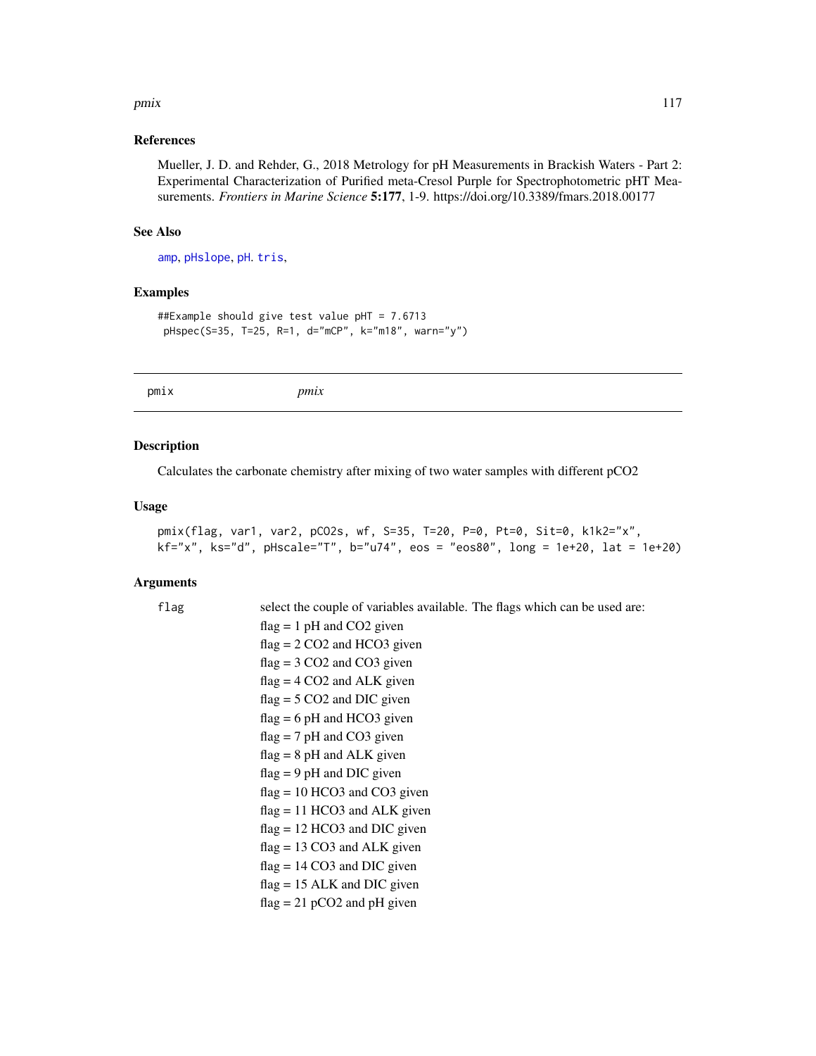### References

Mueller, J. D. and Rehder, G., 2018 Metrology for pH Measurements in Brackish Waters - Part 2: Experimental Characterization of Purified meta-Cresol Purple for Spectrophotometric pHT Measurements. *Frontiers in Marine Science* **5:177**, 1-9. https://doi.org/10.3389/fmars.2018.00177

### See Also

`amp`, `pHslope`, `pH`. `tris`,

### Examples

```
##Example should give test value pHT = 7.6713
 pHspec(S=35, T=25, R=1, d="mCP", k="m18", warn="y")
```

---

## pmix    *pmix*

---

### Description

Calculates the carbonate chemistry after mixing of two water samples with different pCO2

### Usage

```
pmix(flag, var1, var2, pCO2s, wf, S=35, T=20, P=0, Pt=0, Sit=0, k1k2="x",
kf="x", ks="d", pHscale="T", b="u74", eos = "eos80", long = 1e+20, lat = 1e+20)
```

### Arguments

`flag` select the couple of variables available. The flags which can be used are:
flag = 1 pH and CO2 given
flag = 2 CO2 and HCO3 given
flag = 3 CO2 and CO3 given
flag = 4 CO2 and ALK given
flag = 5 CO2 and DIC given
flag = 6 pH and HCO3 given
flag = 7 pH and CO3 given
flag = 8 pH and ALK given
flag = 9 pH and DIC given
flag = 10 HCO3 and CO3 given
flag = 11 HCO3 and ALK given
flag = 12 HCO3 and DIC given
flag = 13 CO3 and ALK given
flag = 14 CO3 and DIC given
flag = 15 ALK and DIC given
flag = 21 pCO2 and pH given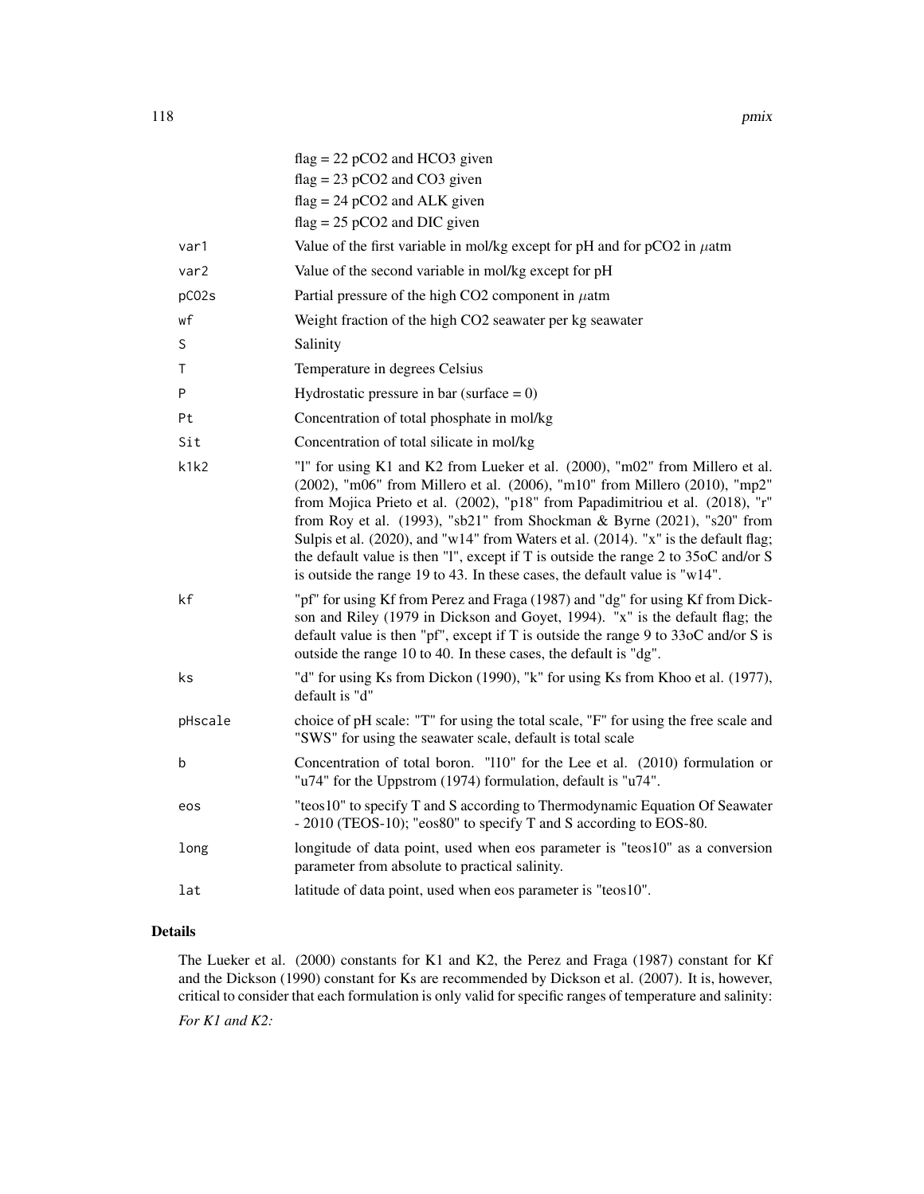| | |
|---|---|
| | flag = 22 pCO2 and HCO3 given |
| | flag = 23 pCO2 and CO3 given |
| | flag = 24 pCO2 and ALK given |
| | flag = 25 pCO2 and DIC given |
| `var1` | Value of the first variable in mol/kg except for pH and for pCO2 in $\mu$atm |
| `var2` | Value of the second variable in mol/kg except for pH |
| `pCO2s` | Partial pressure of the high CO2 component in $\mu$atm |
| `wf` | Weight fraction of the high CO2 seawater per kg seawater |
| `S` | Salinity |
| `T` | Temperature in degrees Celsius |
| `P` | Hydrostatic pressure in bar (surface = 0) |
| `Pt` | Concentration of total phosphate in mol/kg |
| `Sit` | Concentration of total silicate in mol/kg |
| `k1k2` | "l" for using K1 and K2 from Lueker et al. (2000), "m02" from Millero et al. (2002), "m06" from Millero et al. (2006), "m10" from Millero (2010), "mp2" from Mojica Prieto et al. (2002), "p18" from Papadimitriou et al. (2018), "r" from Roy et al. (1993), "sb21" from Shockman & Byrne (2021), "s20" from Sulpis et al. (2020), and "w14" from Waters et al. (2014). "x" is the default flag; the default value is then "l", except if T is outside the range 2 to 35oC and/or S is outside the range 19 to 43. In these cases, the default value is "w14". |
| `kf` | "pf" for using Kf from Perez and Fraga (1987) and "dg" for using Kf from Dickson and Riley (1979 in Dickson and Goyet, 1994). "x" is the default flag; the default value is then "pf", except if T is outside the range 9 to 33oC and/or S is outside the range 10 to 40. In these cases, the default is "dg". |
| `ks` | "d" for using Ks from Dickon (1990), "k" for using Ks from Khoo et al. (1977), default is "d" |
| `pHscale` | choice of pH scale: "T" for using the total scale, "F" for using the free scale and "SWS" for using the seawater scale, default is total scale |
| `b` | Concentration of total boron. "l10" for the Lee et al. (2010) formulation or "u74" for the Uppstrom (1974) formulation, default is "u74". |
| `eos` | "teos10" to specify T and S according to Thermodynamic Equation Of Seawater - 2010 (TEOS-10); "eos80" to specify T and S according to EOS-80. |
| `long` | longitude of data point, used when eos parameter is "teos10" as a conversion parameter from absolute to practical salinity. |
| `lat` | latitude of data point, used when eos parameter is "teos10". |

## Details

The Lueker et al. (2000) constants for K1 and K2, the Perez and Fraga (1987) constant for Kf and the Dickson (1990) constant for Ks are recommended by Dickson et al. (2007). It is, however, critical to consider that each formulation is only valid for specific ranges of temperature and salinity:

*For K1 and K2:*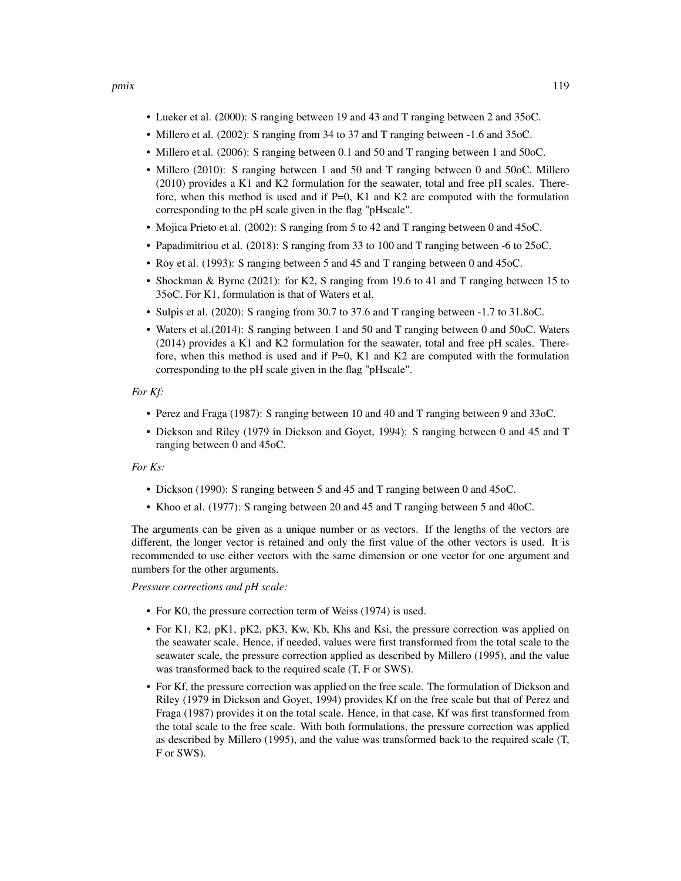- Lueker et al. (2000): S ranging between 19 and 43 and T ranging between 2 and 35oC.
- Millero et al. (2002): S ranging from 34 to 37 and T ranging between -1.6 and 35oC.
- Millero et al. (2006): S ranging between 0.1 and 50 and T ranging between 1 and 50oC.
- Millero (2010): S ranging between 1 and 50 and T ranging between 0 and 50oC. Millero (2010) provides a K1 and K2 formulation for the seawater, total and free pH scales. Therefore, when this method is used and if P=0, K1 and K2 are computed with the formulation corresponding to the pH scale given in the flag "pHscale".
- Mojica Prieto et al. (2002): S ranging from 5 to 42 and T ranging between 0 and 45oC.
- Papadimitriou et al. (2018): S ranging from 33 to 100 and T ranging between -6 to 25oC.
- Roy et al. (1993): S ranging between 5 and 45 and T ranging between 0 and 45oC.
- Shockman & Byrne (2021): for K2, S ranging from 19.6 to 41 and T ranging between 15 to 35oC. For K1, formulation is that of Waters et al.
- Sulpis et al. (2020): S ranging from 30.7 to 37.6 and T ranging between -1.7 to 31.8oC.
- Waters et al.(2014): S ranging between 1 and 50 and T ranging between 0 and 50oC. Waters (2014) provides a K1 and K2 formulation for the seawater, total and free pH scales. Therefore, when this method is used and if P=0, K1 and K2 are computed with the formulation corresponding to the pH scale given in the flag "pHscale".

*For Kf:*

- Perez and Fraga (1987): S ranging between 10 and 40 and T ranging between 9 and 33oC.
- Dickson and Riley (1979 in Dickson and Goyet, 1994): S ranging between 0 and 45 and T ranging between 0 and 45oC.

*For Ks:*

- Dickson (1990): S ranging between 5 and 45 and T ranging between 0 and 45oC.
- Khoo et al. (1977): S ranging between 20 and 45 and T ranging between 5 and 40oC.

The arguments can be given as a unique number or as vectors. If the lengths of the vectors are different, the longer vector is retained and only the first value of the other vectors is used. It is recommended to use either vectors with the same dimension or one vector for one argument and numbers for the other arguments.

*Pressure corrections and pH scale:*

- For K0, the pressure correction term of Weiss (1974) is used.
- For K1, K2, pK1, pK2, pK3, Kw, Kb, Khs and Ksi, the pressure correction was applied on the seawater scale. Hence, if needed, values were first transformed from the total scale to the seawater scale, the pressure correction applied as described by Millero (1995), and the value was transformed back to the required scale (T, F or SWS).
- For Kf, the pressure correction was applied on the free scale. The formulation of Dickson and Riley (1979 in Dickson and Goyet, 1994) provides Kf on the free scale but that of Perez and Fraga (1987) provides it on the total scale. Hence, in that case, Kf was first transformed from the total scale to the free scale. With both formulations, the pressure correction was applied as described by Millero (1995), and the value was transformed back to the required scale (T, F or SWS).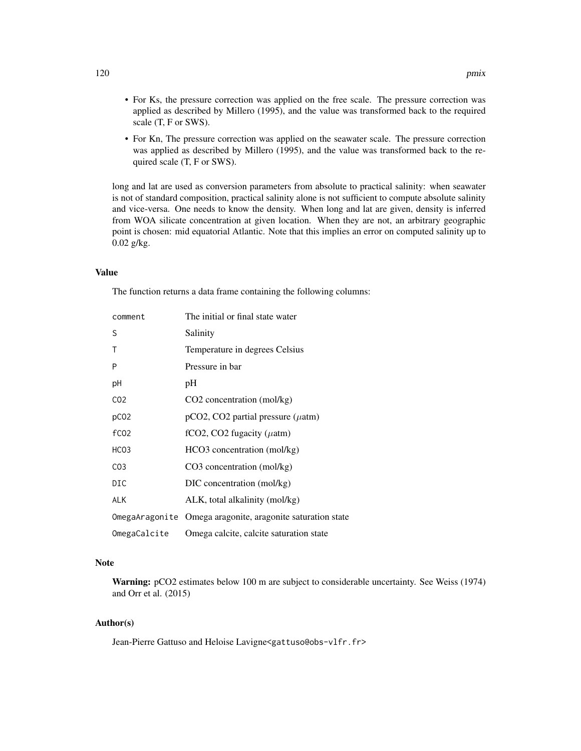- For Ks, the pressure correction was applied on the free scale. The pressure correction was applied as described by Millero (1995), and the value was transformed back to the required scale (T, F or SWS).
- For Kn, The pressure correction was applied on the seawater scale. The pressure correction was applied as described by Millero (1995), and the value was transformed back to the required scale (T, F or SWS).

long and lat are used as conversion parameters from absolute to practical salinity: when seawater is not of standard composition, practical salinity alone is not sufficient to compute absolute salinity and vice-versa. One needs to know the density. When long and lat are given, density is inferred from WOA silicate concentration at given location. When they are not, an arbitrary geographic point is chosen: mid equatorial Atlantic. Note that this implies an error on computed salinity up to 0.02 g/kg.

## Value

The function returns a data frame containing the following columns:

| | |
|---|---|
| `comment` | The initial or final state water |
| `S` | Salinity |
| `T` | Temperature in degrees Celsius |
| `P` | Pressure in bar |
| `pH` | pH |
| `CO2` | CO2 concentration (mol/kg) |
| `pCO2` | pCO2, CO2 partial pressure ($\mu$atm) |
| `fCO2` | fCO2, CO2 fugacity ($\mu$atm) |
| `HCO3` | HCO3 concentration (mol/kg) |
| `CO3` | CO3 concentration (mol/kg) |
| `DIC` | DIC concentration (mol/kg) |
| `ALK` | ALK, total alkalinity (mol/kg) |
| `OmegaAragonite` | Omega aragonite, aragonite saturation state |
| `OmegaCalcite` | Omega calcite, calcite saturation state |

## Note

**Warning:** pCO2 estimates below 100 m are subject to considerable uncertainty. See Weiss (1974) and Orr et al. (2015)

## Author(s)

Jean-Pierre Gattuso and Heloise Lavigne<gattuso@obs-vlfr.fr>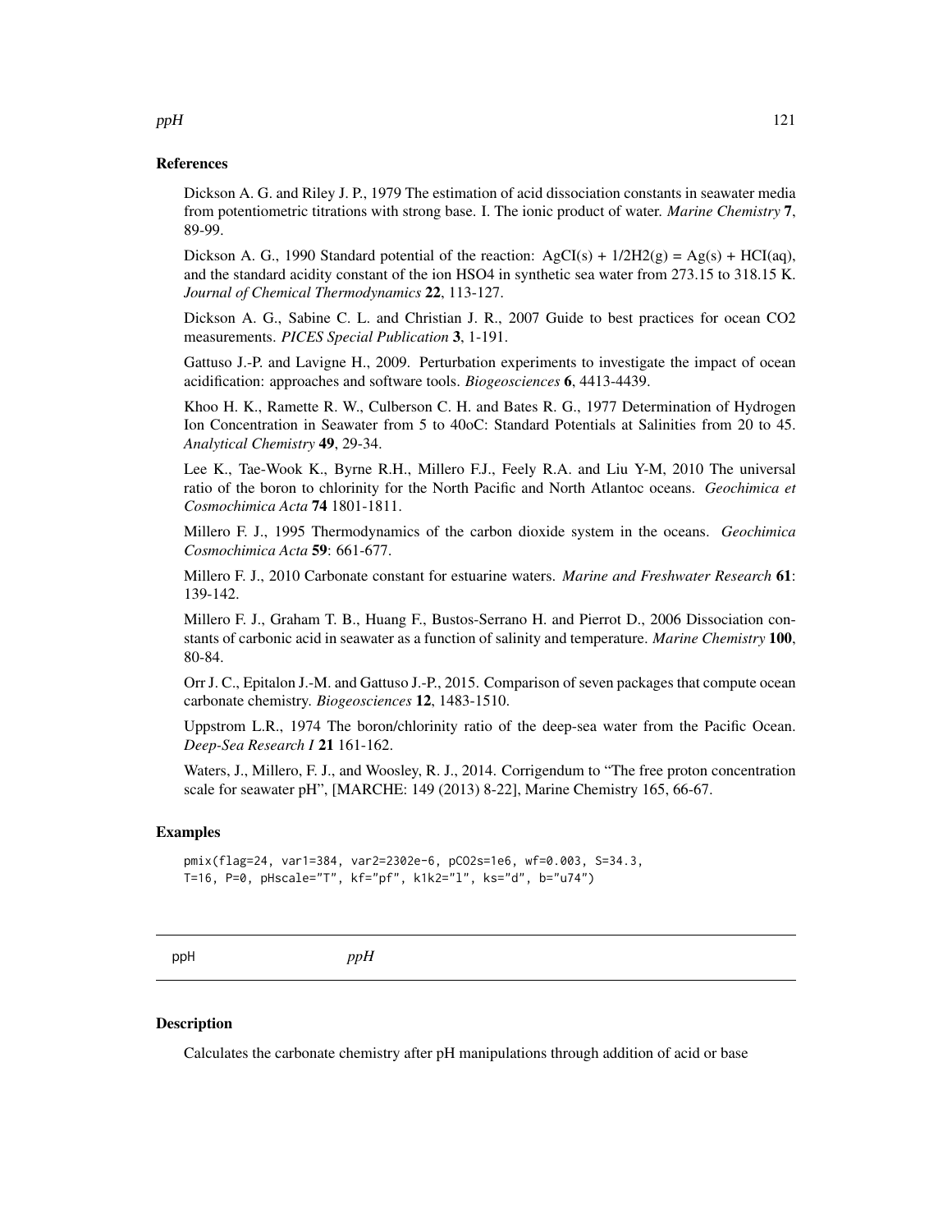## References

Dickson A. G. and Riley J. P., 1979 The estimation of acid dissociation constants in seawater media from potentiometric titrations with strong base. I. The ionic product of water. *Marine Chemistry* **7**, 89-99.

Dickson A. G., 1990 Standard potential of the reaction: AgCI(s) + 1/2H2(g) = Ag(s) + HCI(aq), and the standard acidity constant of the ion HSO4 in synthetic sea water from 273.15 to 318.15 K. *Journal of Chemical Thermodynamics* **22**, 113-127.

Dickson A. G., Sabine C. L. and Christian J. R., 2007 Guide to best practices for ocean CO2 measurements. *PICES Special Publication* **3**, 1-191.

Gattuso J.-P. and Lavigne H., 2009. Perturbation experiments to investigate the impact of ocean acidification: approaches and software tools. *Biogeosciences* **6**, 4413-4439.

Khoo H. K., Ramette R. W., Culberson C. H. and Bates R. G., 1977 Determination of Hydrogen Ion Concentration in Seawater from 5 to 40oC: Standard Potentials at Salinities from 20 to 45. *Analytical Chemistry* **49**, 29-34.

Lee K., Tae-Wook K., Byrne R.H., Millero F.J., Feely R.A. and Liu Y-M, 2010 The universal ratio of the boron to chlorinity for the North Pacific and North Atlantoc oceans. *Geochimica et Cosmochimica Acta* **74** 1801-1811.

Millero F. J., 1995 Thermodynamics of the carbon dioxide system in the oceans. *Geochimica Cosmochimica Acta* **59**: 661-677.

Millero F. J., 2010 Carbonate constant for estuarine waters. *Marine and Freshwater Research* **61**: 139-142.

Millero F. J., Graham T. B., Huang F., Bustos-Serrano H. and Pierrot D., 2006 Dissociation constants of carbonic acid in seawater as a function of salinity and temperature. *Marine Chemistry* **100**, 80-84.

Orr J. C., Epitalon J.-M. and Gattuso J.-P., 2015. Comparison of seven packages that compute ocean carbonate chemistry. *Biogeosciences* **12**, 1483-1510.

Uppstrom L.R., 1974 The boron/chlorinity ratio of the deep-sea water from the Pacific Ocean. *Deep-Sea Research I* **21** 161-162.

Waters, J., Millero, F. J., and Woosley, R. J., 2014. Corrigendum to "The free proton concentration scale for seawater pH", [MARCHE: 149 (2013) 8-22], Marine Chemistry 165, 66-67.

## Examples

```
pmix(flag=24, var1=384, var2=2302e-6, pCO2s=1e6, wf=0.003, S=34.3,
T=16, P=0, pHscale="T", kf="pf", k1k2="l", ks="d", b="u74")
```

---

# ppH *ppH*

## Description

Calculates the carbonate chemistry after pH manipulations through addition of acid or base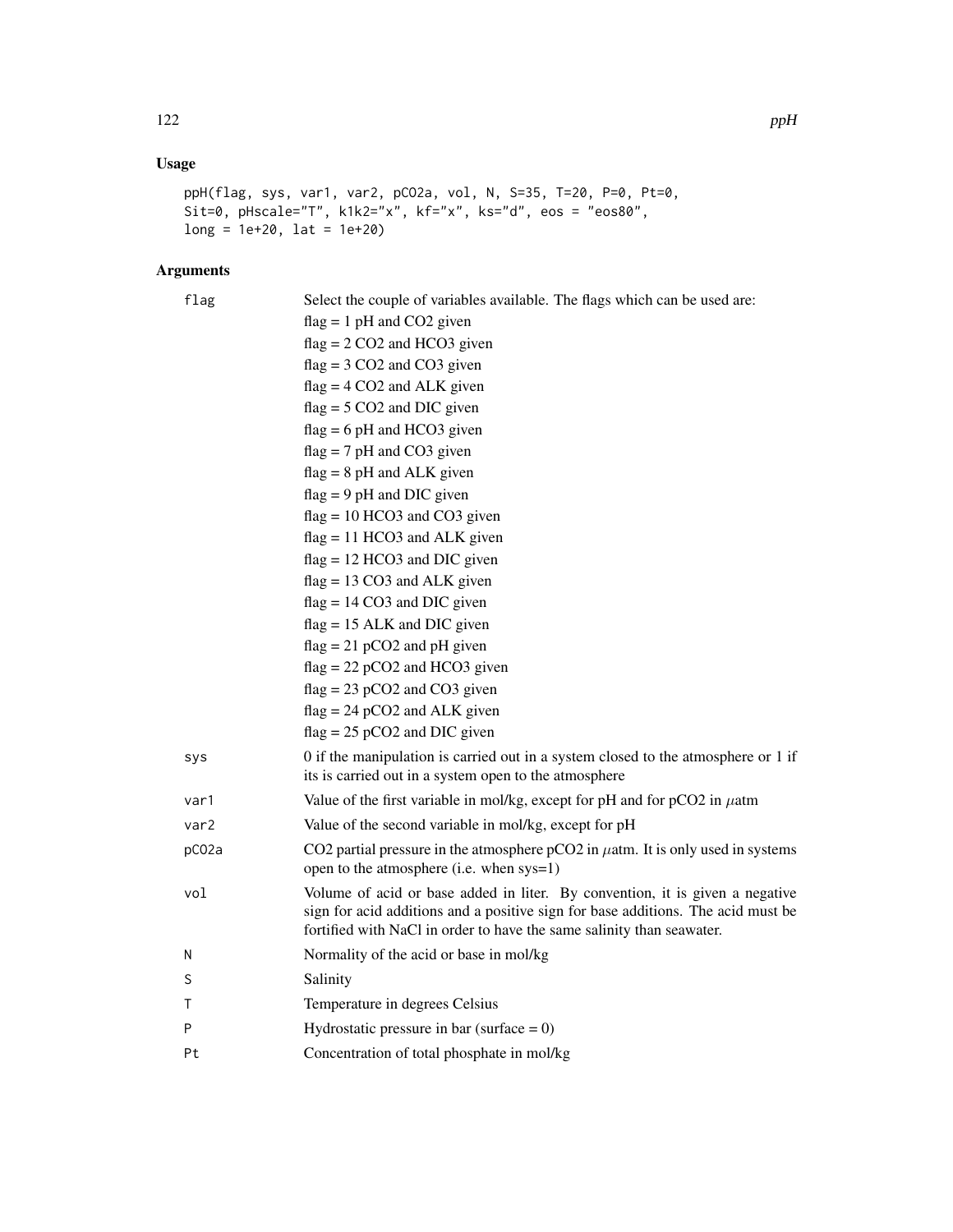## Usage

```
ppH(flag, sys, var1, var2, pCO2a, vol, N, S=35, T=20, P=0, Pt=0,
Sit=0, pHscale="T", k1k2="x", kf="x", ks="d", eos = "eos80",
long = 1e+20, lat = 1e+20)
```

## Arguments

| | |
|---|---|
| flag | Select the couple of variables available. The flags which can be used are:<br>flag = 1 pH and CO2 given<br>flag = 2 CO2 and HCO3 given<br>flag = 3 CO2 and CO3 given<br>flag = 4 CO2 and ALK given<br>flag = 5 CO2 and DIC given<br>flag = 6 pH and HCO3 given<br>flag = 7 pH and CO3 given<br>flag = 8 pH and ALK given<br>flag = 9 pH and DIC given<br>flag = 10 HCO3 and CO3 given<br>flag = 11 HCO3 and ALK given<br>flag = 12 HCO3 and DIC given<br>flag = 13 CO3 and ALK given<br>flag = 14 CO3 and DIC given<br>flag = 15 ALK and DIC given<br>flag = 21 pCO2 and pH given<br>flag = 22 pCO2 and HCO3 given<br>flag = 23 pCO2 and CO3 given<br>flag = 24 pCO2 and ALK given<br>flag = 25 pCO2 and DIC given |
| sys | 0 if the manipulation is carried out in a system closed to the atmosphere or 1 if its is carried out in a system open to the atmosphere |
| var1 | Value of the first variable in mol/kg, except for pH and for pCO2 in $\mu$atm |
| var2 | Value of the second variable in mol/kg, except for pH |
| pCO2a | CO2 partial pressure in the atmosphere pCO2 in $\mu$atm. It is only used in systems open to the atmosphere (i.e. when sys=1) |
| vol | Volume of acid or base added in liter. By convention, it is given a negative sign for acid additions and a positive sign for base additions. The acid must be fortified with NaCl in order to have the same salinity than seawater. |
| N | Normality of the acid or base in mol/kg |
| S | Salinity |
| T | Temperature in degrees Celsius |
| P | Hydrostatic pressure in bar (surface = 0) |
| Pt | Concentration of total phosphate in mol/kg |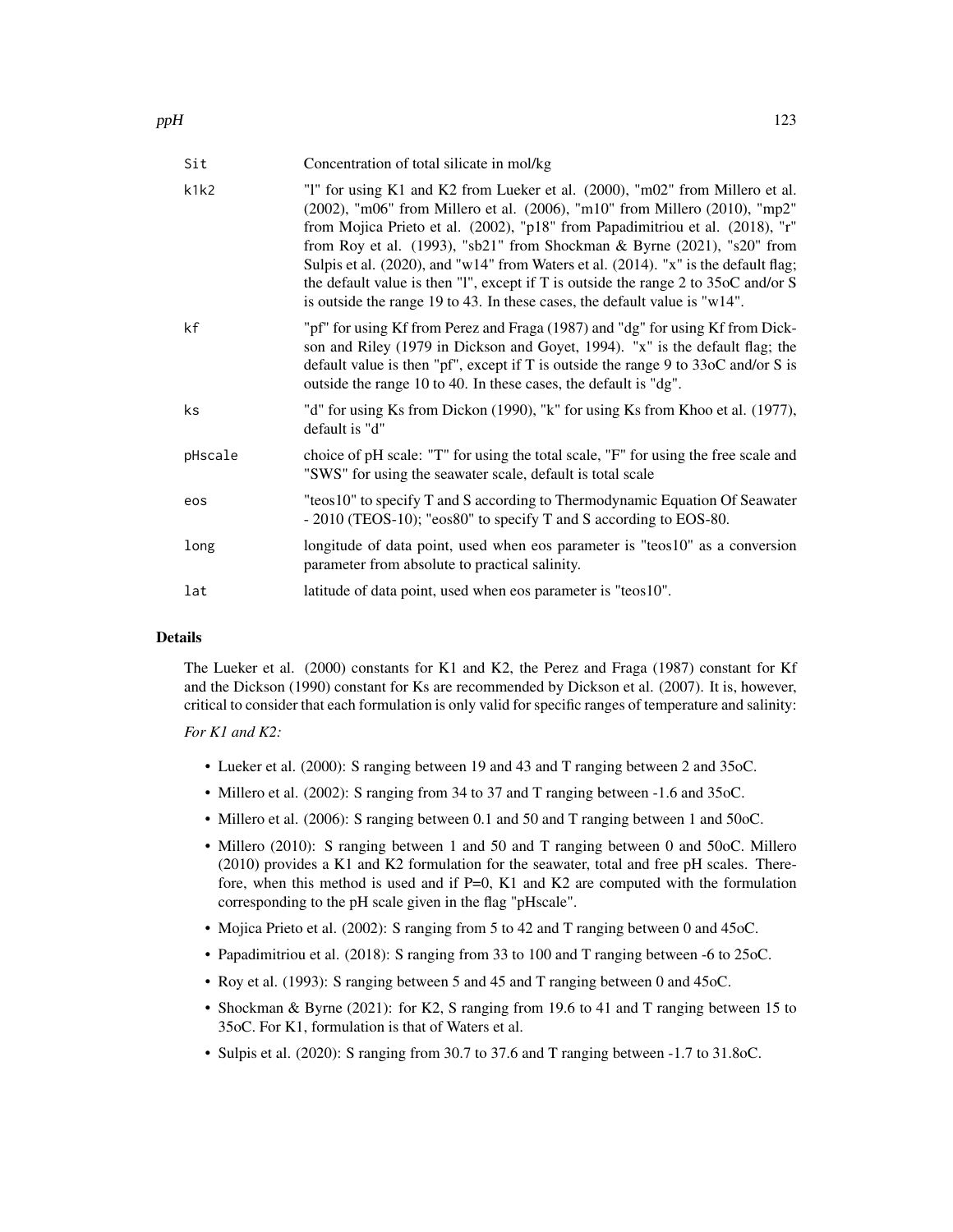| | |
|---|---|
| Sit | Concentration of total silicate in mol/kg |
| k1k2 | "l" for using K1 and K2 from Lueker et al. (2000), "m02" from Millero et al. (2002), "m06" from Millero et al. (2006), "m10" from Millero (2010), "mp2" from Mojica Prieto et al. (2002), "p18" from Papadimitriou et al. (2018), "r" from Roy et al. (1993), "sb21" from Shockman & Byrne (2021), "s20" from Sulpis et al. (2020), and "w14" from Waters et al. (2014). "x" is the default flag; the default value is then "l", except if T is outside the range 2 to 35oC and/or S is outside the range 19 to 43. In these cases, the default value is "w14". |
| kf | "pf" for using Kf from Perez and Fraga (1987) and "dg" for using Kf from Dickson and Riley (1979 in Dickson and Goyet, 1994). "x" is the default flag; the default value is then "pf", except if T is outside the range 9 to 33oC and/or S is outside the range 10 to 40. In these cases, the default is "dg". |
| ks | "d" for using Ks from Dickon (1990), "k" for using Ks from Khoo et al. (1977), default is "d" |
| pHscale | choice of pH scale: "T" for using the total scale, "F" for using the free scale and "SWS" for using the seawater scale, default is total scale |
| eos | "teos10" to specify T and S according to Thermodynamic Equation Of Seawater - 2010 (TEOS-10); "eos80" to specify T and S according to EOS-80. |
| long | longitude of data point, used when eos parameter is "teos10" as a conversion parameter from absolute to practical salinity. |
| lat | latitude of data point, used when eos parameter is "teos10". |

## Details

The Lueker et al. (2000) constants for K1 and K2, the Perez and Fraga (1987) constant for Kf and the Dickson (1990) constant for Ks are recommended by Dickson et al. (2007). It is, however, critical to consider that each formulation is only valid for specific ranges of temperature and salinity:

*For K1 and K2:*

- Lueker et al. (2000): S ranging between 19 and 43 and T ranging between 2 and 35oC.
- Millero et al. (2002): S ranging from 34 to 37 and T ranging between -1.6 and 35oC.
- Millero et al. (2006): S ranging between 0.1 and 50 and T ranging between 1 and 50oC.
- Millero (2010): S ranging between 1 and 50 and T ranging between 0 and 50oC. Millero (2010) provides a K1 and K2 formulation for the seawater, total and free pH scales. Therefore, when this method is used and if P=0, K1 and K2 are computed with the formulation corresponding to the pH scale given in the flag "pHscale".
- Mojica Prieto et al. (2002): S ranging from 5 to 42 and T ranging between 0 and 45oC.
- Papadimitriou et al. (2018): S ranging from 33 to 100 and T ranging between -6 to 25oC.
- Roy et al. (1993): S ranging between 5 and 45 and T ranging between 0 and 45oC.
- Shockman & Byrne (2021): for K2, S ranging from 19.6 to 41 and T ranging between 15 to 35oC. For K1, formulation is that of Waters et al.
- Sulpis et al. (2020): S ranging from 30.7 to 37.6 and T ranging between -1.7 to 31.8oC.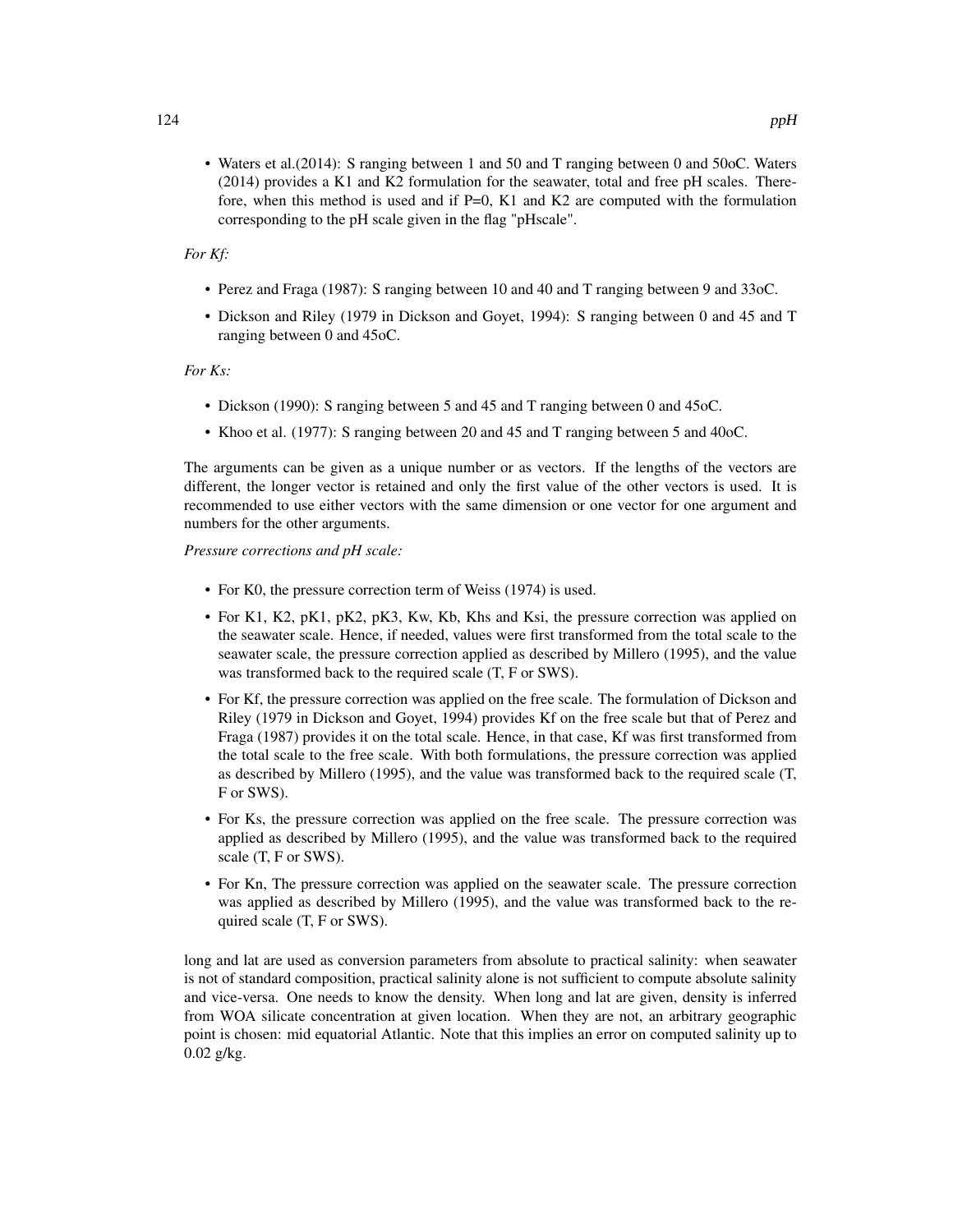- Waters et al.(2014): S ranging between 1 and 50 and T ranging between 0 and 50oC. Waters (2014) provides a K1 and K2 formulation for the seawater, total and free pH scales. Therefore, when this method is used and if P=0, K1 and K2 are computed with the formulation corresponding to the pH scale given in the flag "pHscale".

*For Kf:*

- Perez and Fraga (1987): S ranging between 10 and 40 and T ranging between 9 and 33oC.
- Dickson and Riley (1979 in Dickson and Goyet, 1994): S ranging between 0 and 45 and T ranging between 0 and 45oC.

*For Ks:*

- Dickson (1990): S ranging between 5 and 45 and T ranging between 0 and 45oC.
- Khoo et al. (1977): S ranging between 20 and 45 and T ranging between 5 and 40oC.

The arguments can be given as a unique number or as vectors. If the lengths of the vectors are different, the longer vector is retained and only the first value of the other vectors is used. It is recommended to use either vectors with the same dimension or one vector for one argument and numbers for the other arguments.

*Pressure corrections and pH scale:*

- For K0, the pressure correction term of Weiss (1974) is used.
- For K1, K2, pK1, pK2, pK3, Kw, Kb, Khs and Ksi, the pressure correction was applied on the seawater scale. Hence, if needed, values were first transformed from the total scale to the seawater scale, the pressure correction applied as described by Millero (1995), and the value was transformed back to the required scale (T, F or SWS).
- For Kf, the pressure correction was applied on the free scale. The formulation of Dickson and Riley (1979 in Dickson and Goyet, 1994) provides Kf on the free scale but that of Perez and Fraga (1987) provides it on the total scale. Hence, in that case, Kf was first transformed from the total scale to the free scale. With both formulations, the pressure correction was applied as described by Millero (1995), and the value was transformed back to the required scale (T, F or SWS).
- For Ks, the pressure correction was applied on the free scale. The pressure correction was applied as described by Millero (1995), and the value was transformed back to the required scale (T, F or SWS).
- For Kn, The pressure correction was applied on the seawater scale. The pressure correction was applied as described by Millero (1995), and the value was transformed back to the required scale (T, F or SWS).

long and lat are used as conversion parameters from absolute to practical salinity: when seawater is not of standard composition, practical salinity alone is not sufficient to compute absolute salinity and vice-versa. One needs to know the density. When long and lat are given, density is inferred from WOA silicate concentration at given location. When they are not, an arbitrary geographic point is chosen: mid equatorial Atlantic. Note that this implies an error on computed salinity up to 0.02 g/kg.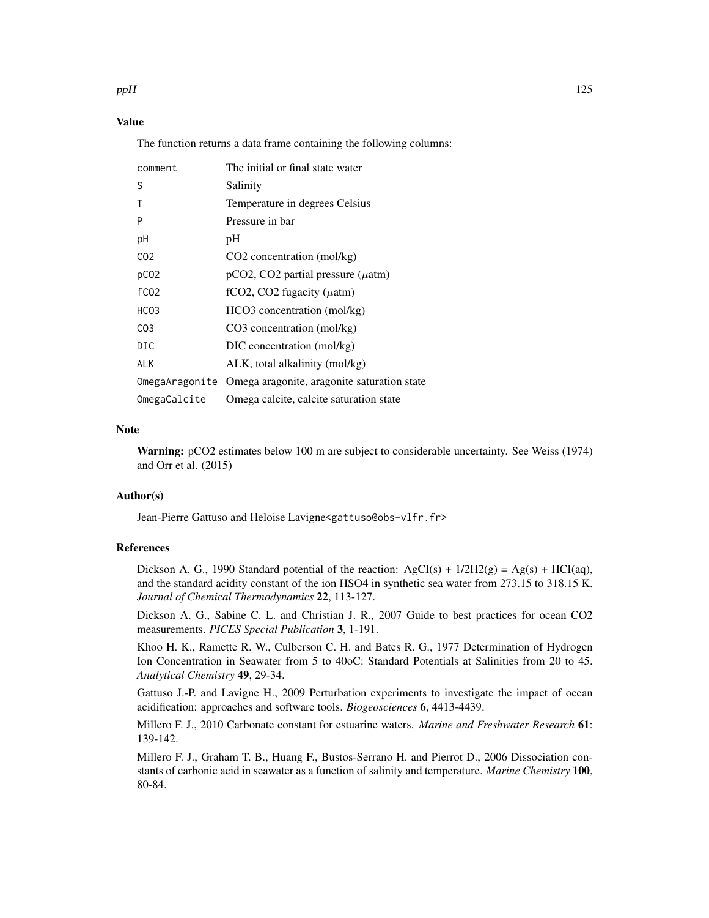### Value

The function returns a data frame containing the following columns:

| | |
|---|---|
| comment | The initial or final state water |
| S | Salinity |
| T | Temperature in degrees Celsius |
| P | Pressure in bar |
| pH | pH |
| CO2 | CO2 concentration (mol/kg) |
| pCO2 | pCO2, CO2 partial pressure ($\mu$atm) |
| fCO2 | fCO2, CO2 fugacity ($\mu$atm) |
| HCO3 | HCO3 concentration (mol/kg) |
| CO3 | CO3 concentration (mol/kg) |
| DIC | DIC concentration (mol/kg) |
| ALK | ALK, total alkalinity (mol/kg) |
| OmegaAragonite | Omega aragonite, aragonite saturation state |
| OmegaCalcite | Omega calcite, calcite saturation state |

### Note

**Warning:** pCO2 estimates below 100 m are subject to considerable uncertainty. See Weiss (1974) and Orr et al. (2015)

### Author(s)

Jean-Pierre Gattuso and Heloise Lavigne<gattuso@obs-vlfr.fr>

### References

Dickson A. G., 1990 Standard potential of the reaction: AgCI(s) + 1/2H2(g) = Ag(s) + HCI(aq), and the standard acidity constant of the ion HSO4 in synthetic sea water from 273.15 to 318.15 K. *Journal of Chemical Thermodynamics* **22**, 113-127.

Dickson A. G., Sabine C. L. and Christian J. R., 2007 Guide to best practices for ocean CO2 measurements. *PICES Special Publication* **3**, 1-191.

Khoo H. K., Ramette R. W., Culberson C. H. and Bates R. G., 1977 Determination of Hydrogen Ion Concentration in Seawater from 5 to 40oC: Standard Potentials at Salinities from 20 to 45. *Analytical Chemistry* **49**, 29-34.

Gattuso J.-P. and Lavigne H., 2009 Perturbation experiments to investigate the impact of ocean acidification: approaches and software tools. *Biogeosciences* **6**, 4413-4439.

Millero F. J., 2010 Carbonate constant for estuarine waters. *Marine and Freshwater Research* **61**: 139-142.

Millero F. J., Graham T. B., Huang F., Bustos-Serrano H. and Pierrot D., 2006 Dissociation constants of carbonic acid in seawater as a function of salinity and temperature. *Marine Chemistry* **100**, 80-84.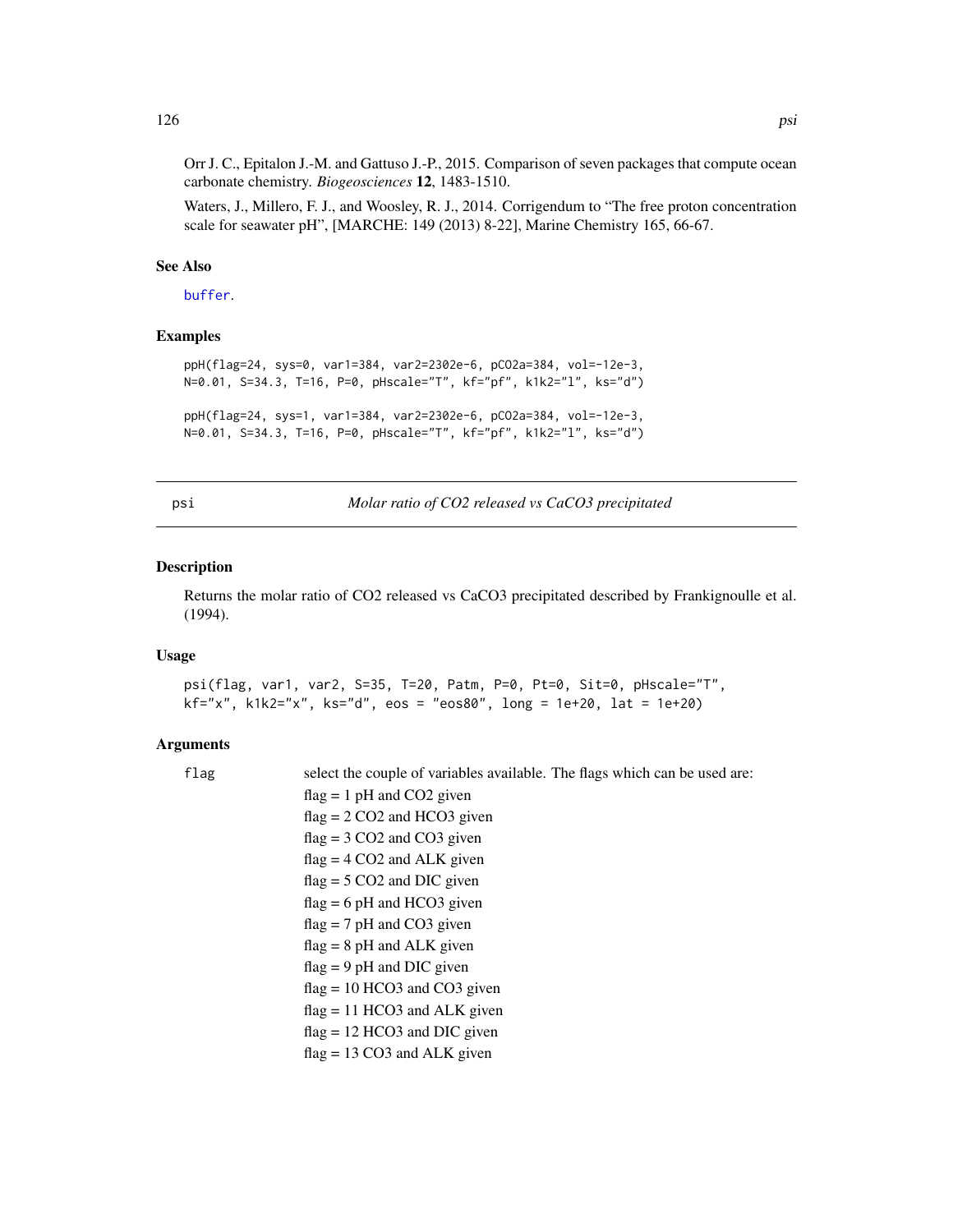Orr J. C., Epitalon J.-M. and Gattuso J.-P., 2015. Comparison of seven packages that compute ocean carbonate chemistry. *Biogeosciences* **12**, 1483-1510.

Waters, J., Millero, F. J., and Woosley, R. J., 2014. Corrigendum to "The free proton concentration scale for seawater pH", [MARCHE: 149 (2013) 8-22], Marine Chemistry 165, 66-67.

### See Also

buffer.

### Examples

```
ppH(flag=24, sys=0, var1=384, var2=2302e-6, pCO2a=384, vol=-12e-3,
N=0.01, S=34.3, T=16, P=0, pHscale="T", kf="pf", k1k2="l", ks="d")

ppH(flag=24, sys=1, var1=384, var2=2302e-6, pCO2a=384, vol=-12e-3,
N=0.01, S=34.3, T=16, P=0, pHscale="T", kf="pf", k1k2="l", ks="d")
```

---

## psi — *Molar ratio of CO2 released vs CaCO3 precipitated*

### Description

Returns the molar ratio of CO2 released vs CaCO3 precipitated described by Frankignoulle et al. (1994).

### Usage

```
psi(flag, var1, var2, S=35, T=20, Patm, P=0, Pt=0, Sit=0, pHscale="T",
kf="x", k1k2="x", ks="d", eos = "eos80", long = 1e+20, lat = 1e+20)
```

### Arguments

`flag` select the couple of variables available. The flags which can be used are:

flag = 1 pH and CO2 given
flag = 2 CO2 and HCO3 given
flag = 3 CO2 and CO3 given
flag = 4 CO2 and ALK given
flag = 5 CO2 and DIC given
flag = 6 pH and HCO3 given
flag = 7 pH and CO3 given
flag = 8 pH and ALK given
flag = 9 pH and DIC given
flag = 10 HCO3 and CO3 given
flag = 11 HCO3 and ALK given
flag = 12 HCO3 and DIC given
flag = 13 CO3 and ALK given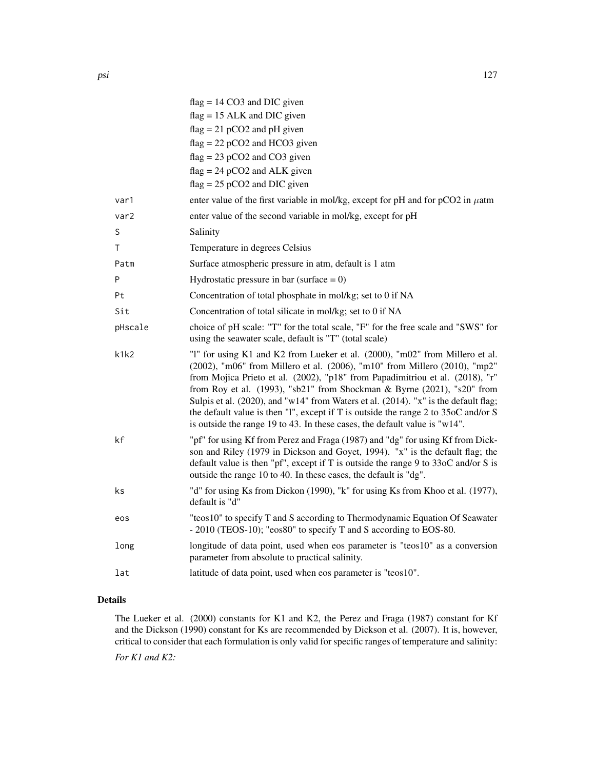flag = 14 CO3 and DIC given
flag = 15 ALK and DIC given
flag = 21 pCO2 and pH given
flag = 22 pCO2 and HCO3 given
flag = 23 pCO2 and CO3 given
flag = 24 pCO2 and ALK given
flag = 25 pCO2 and DIC given

| | |
|---|---|
| var1 | enter value of the first variable in mol/kg, except for pH and for pCO2 in $\mu$atm |
| var2 | enter value of the second variable in mol/kg, except for pH |
| S | Salinity |
| T | Temperature in degrees Celsius |
| Patm | Surface atmospheric pressure in atm, default is 1 atm |
| P | Hydrostatic pressure in bar (surface = 0) |
| Pt | Concentration of total phosphate in mol/kg; set to 0 if NA |
| Sit | Concentration of total silicate in mol/kg; set to 0 if NA |
| pHscale | choice of pH scale: "T" for the total scale, "F" for the free scale and "SWS" for using the seawater scale, default is "T" (total scale) |
| k1k2 | "l" for using K1 and K2 from Lueker et al. (2000), "m02" from Millero et al. (2002), "m06" from Millero et al. (2006), "m10" from Millero (2010), "mp2" from Mojica Prieto et al. (2002), "p18" from Papadimitriou et al. (2018), "r" from Roy et al. (1993), "sb21" from Shockman & Byrne (2021), "s20" from Sulpis et al. (2020), and "w14" from Waters et al. (2014). "x" is the default flag; the default value is then "l", except if T is outside the range 2 to 35oC and/or S is outside the range 19 to 43. In these cases, the default value is "w14". |
| kf | "pf" for using Kf from Perez and Fraga (1987) and "dg" for using Kf from Dickson and Riley (1979 in Dickson and Goyet, 1994). "x" is the default flag; the default value is then "pf", except if T is outside the range 9 to 33oC and/or S is outside the range 10 to 40. In these cases, the default is "dg". |
| ks | "d" for using Ks from Dickon (1990), "k" for using Ks from Khoo et al. (1977), default is "d" |
| eos | "teos10" to specify T and S according to Thermodynamic Equation Of Seawater - 2010 (TEOS-10); "eos80" to specify T and S according to EOS-80. |
| long | longitude of data point, used when eos parameter is "teos10" as a conversion parameter from absolute to practical salinity. |
| lat | latitude of data point, used when eos parameter is "teos10". |

## Details

The Lueker et al. (2000) constants for K1 and K2, the Perez and Fraga (1987) constant for Kf and the Dickson (1990) constant for Ks are recommended by Dickson et al. (2007). It is, however, critical to consider that each formulation is only valid for specific ranges of temperature and salinity:

*For K1 and K2:*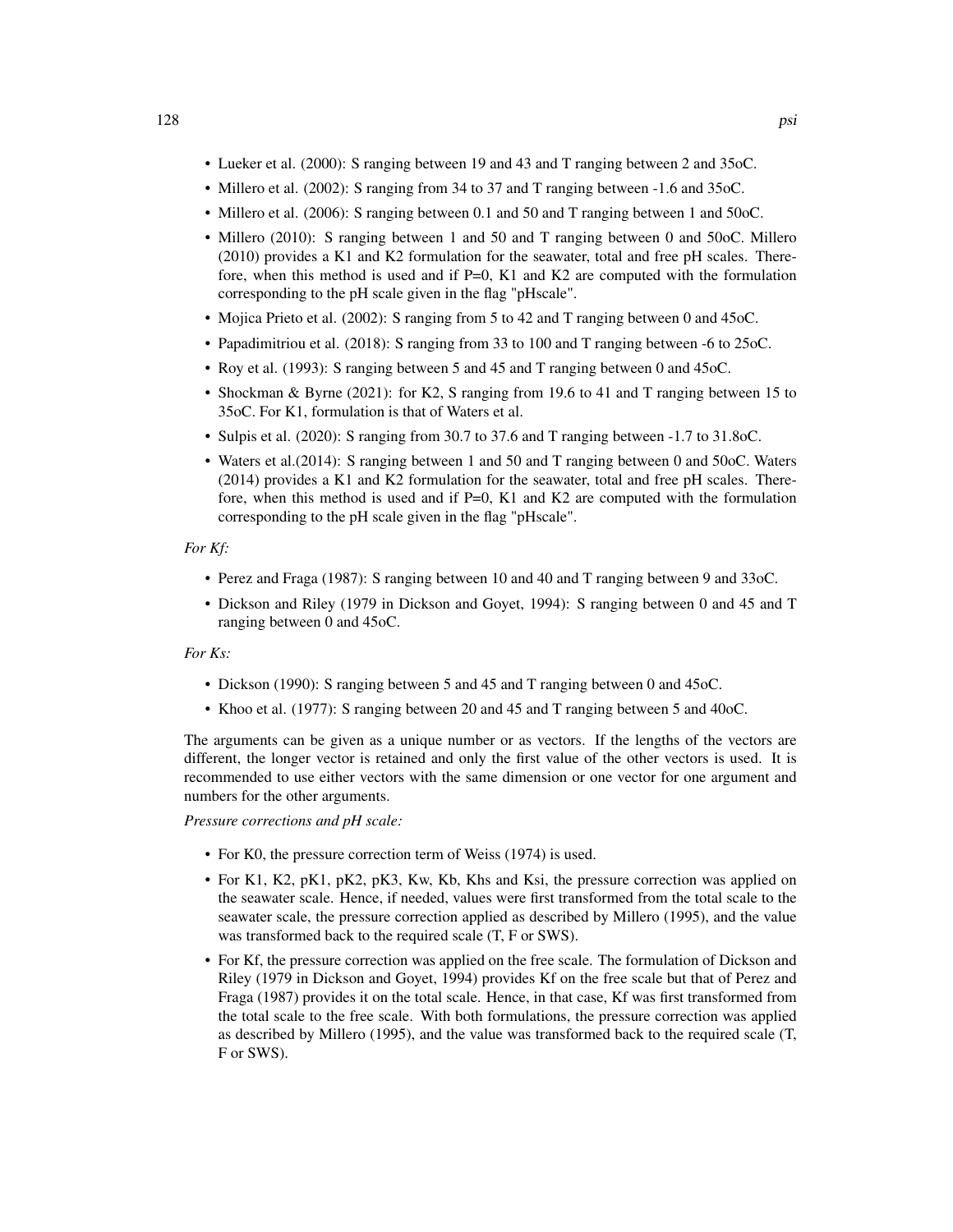- Lueker et al. (2000): S ranging between 19 and 43 and T ranging between 2 and 35oC.
- Millero et al. (2002): S ranging from 34 to 37 and T ranging between -1.6 and 35oC.
- Millero et al. (2006): S ranging between 0.1 and 50 and T ranging between 1 and 50oC.
- Millero (2010): S ranging between 1 and 50 and T ranging between 0 and 50oC. Millero (2010) provides a K1 and K2 formulation for the seawater, total and free pH scales. Therefore, when this method is used and if P=0, K1 and K2 are computed with the formulation corresponding to the pH scale given in the flag "pHscale".
- Mojica Prieto et al. (2002): S ranging from 5 to 42 and T ranging between 0 and 45oC.
- Papadimitriou et al. (2018): S ranging from 33 to 100 and T ranging between -6 to 25oC.
- Roy et al. (1993): S ranging between 5 and 45 and T ranging between 0 and 45oC.
- Shockman & Byrne (2021): for K2, S ranging from 19.6 to 41 and T ranging between 15 to 35oC. For K1, formulation is that of Waters et al.
- Sulpis et al. (2020): S ranging from 30.7 to 37.6 and T ranging between -1.7 to 31.8oC.
- Waters et al.(2014): S ranging between 1 and 50 and T ranging between 0 and 50oC. Waters (2014) provides a K1 and K2 formulation for the seawater, total and free pH scales. Therefore, when this method is used and if P=0, K1 and K2 are computed with the formulation corresponding to the pH scale given in the flag "pHscale".

*For Kf:*

- Perez and Fraga (1987): S ranging between 10 and 40 and T ranging between 9 and 33oC.
- Dickson and Riley (1979 in Dickson and Goyet, 1994): S ranging between 0 and 45 and T ranging between 0 and 45oC.

*For Ks:*

- Dickson (1990): S ranging between 5 and 45 and T ranging between 0 and 45oC.
- Khoo et al. (1977): S ranging between 20 and 45 and T ranging between 5 and 40oC.

The arguments can be given as a unique number or as vectors. If the lengths of the vectors are different, the longer vector is retained and only the first value of the other vectors is used. It is recommended to use either vectors with the same dimension or one vector for one argument and numbers for the other arguments.

*Pressure corrections and pH scale:*

- For K0, the pressure correction term of Weiss (1974) is used.
- For K1, K2, pK1, pK2, pK3, Kw, Kb, Khs and Ksi, the pressure correction was applied on the seawater scale. Hence, if needed, values were first transformed from the total scale to the seawater scale, the pressure correction applied as described by Millero (1995), and the value was transformed back to the required scale (T, F or SWS).
- For Kf, the pressure correction was applied on the free scale. The formulation of Dickson and Riley (1979 in Dickson and Goyet, 1994) provides Kf on the free scale but that of Perez and Fraga (1987) provides it on the total scale. Hence, in that case, Kf was first transformed from the total scale to the free scale. With both formulations, the pressure correction was applied as described by Millero (1995), and the value was transformed back to the required scale (T, F or SWS).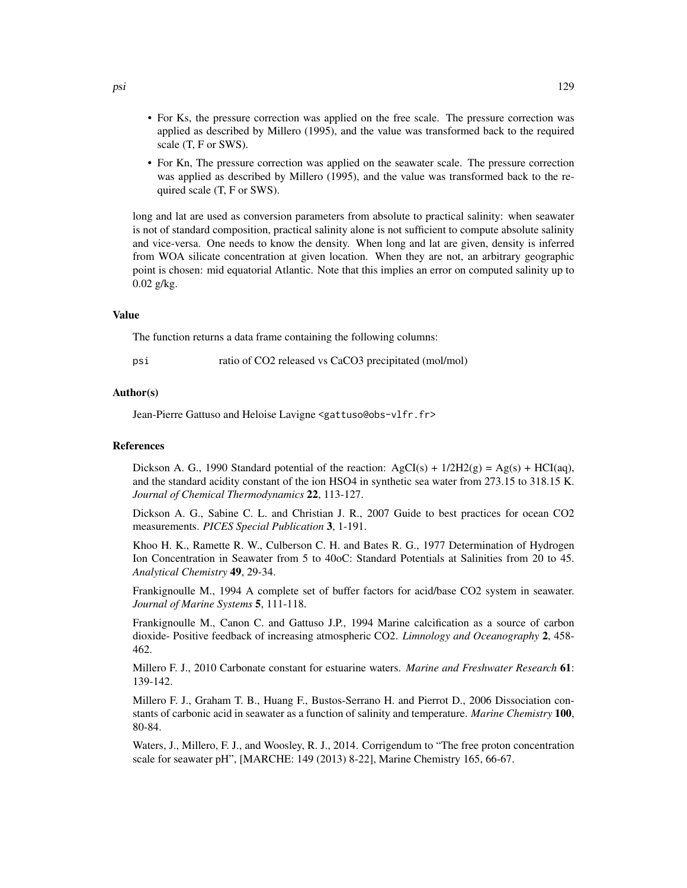- For Ks, the pressure correction was applied on the free scale. The pressure correction was applied as described by Millero (1995), and the value was transformed back to the required scale (T, F or SWS).
- For Kn, The pressure correction was applied on the seawater scale. The pressure correction was applied as described by Millero (1995), and the value was transformed back to the required scale (T, F or SWS).

long and lat are used as conversion parameters from absolute to practical salinity: when seawater is not of standard composition, practical salinity alone is not sufficient to compute absolute salinity and vice-versa. One needs to know the density. When long and lat are given, density is inferred from WOA silicate concentration at given location. When they are not, an arbitrary geographic point is chosen: mid equatorial Atlantic. Note that this implies an error on computed salinity up to 0.02 g/kg.

### Value

The function returns a data frame containing the following columns:

`psi` ratio of $CO_2$ released vs $CaCO_3$ precipitated (mol/mol)

### Author(s)

Jean-Pierre Gattuso and Heloise Lavigne <gattuso@obs-vlfr.fr>

### References

Dickson A. G., 1990 Standard potential of the reaction: $AgCl(s) + 1/2H_2(g) = Ag(s) + HCl(aq)$, and the standard acidity constant of the ion HSO4 in synthetic sea water from 273.15 to 318.15 K. *Journal of Chemical Thermodynamics* **22**, 113-127.

Dickson A. G., Sabine C. L. and Christian J. R., 2007 Guide to best practices for ocean CO2 measurements. *PICES Special Publication* **3**, 1-191.

Khoo H. K., Ramette R. W., Culberson C. H. and Bates R. G., 1977 Determination of Hydrogen Ion Concentration in Seawater from 5 to 40oC: Standard Potentials at Salinities from 20 to 45. *Analytical Chemistry* **49**, 29-34.

Frankignoulle M., 1994 A complete set of buffer factors for acid/base CO2 system in seawater. *Journal of Marine Systems* **5**, 111-118.

Frankignoulle M., Canon C. and Gattuso J.P., 1994 Marine calcification as a source of carbon dioxide- Positive feedback of increasing atmospheric CO2. *Limnology and Oceanography* **2**, 458-462.

Millero F. J., 2010 Carbonate constant for estuarine waters. *Marine and Freshwater Research* **61**: 139-142.

Millero F. J., Graham T. B., Huang F., Bustos-Serrano H. and Pierrot D., 2006 Dissociation constants of carbonic acid in seawater as a function of salinity and temperature. *Marine Chemistry* **100**, 80-84.

Waters, J., Millero, F. J., and Woosley, R. J., 2014. Corrigendum to "The free proton concentration scale for seawater pH", [MARCHE: 149 (2013) 8-22], Marine Chemistry 165, 66-67.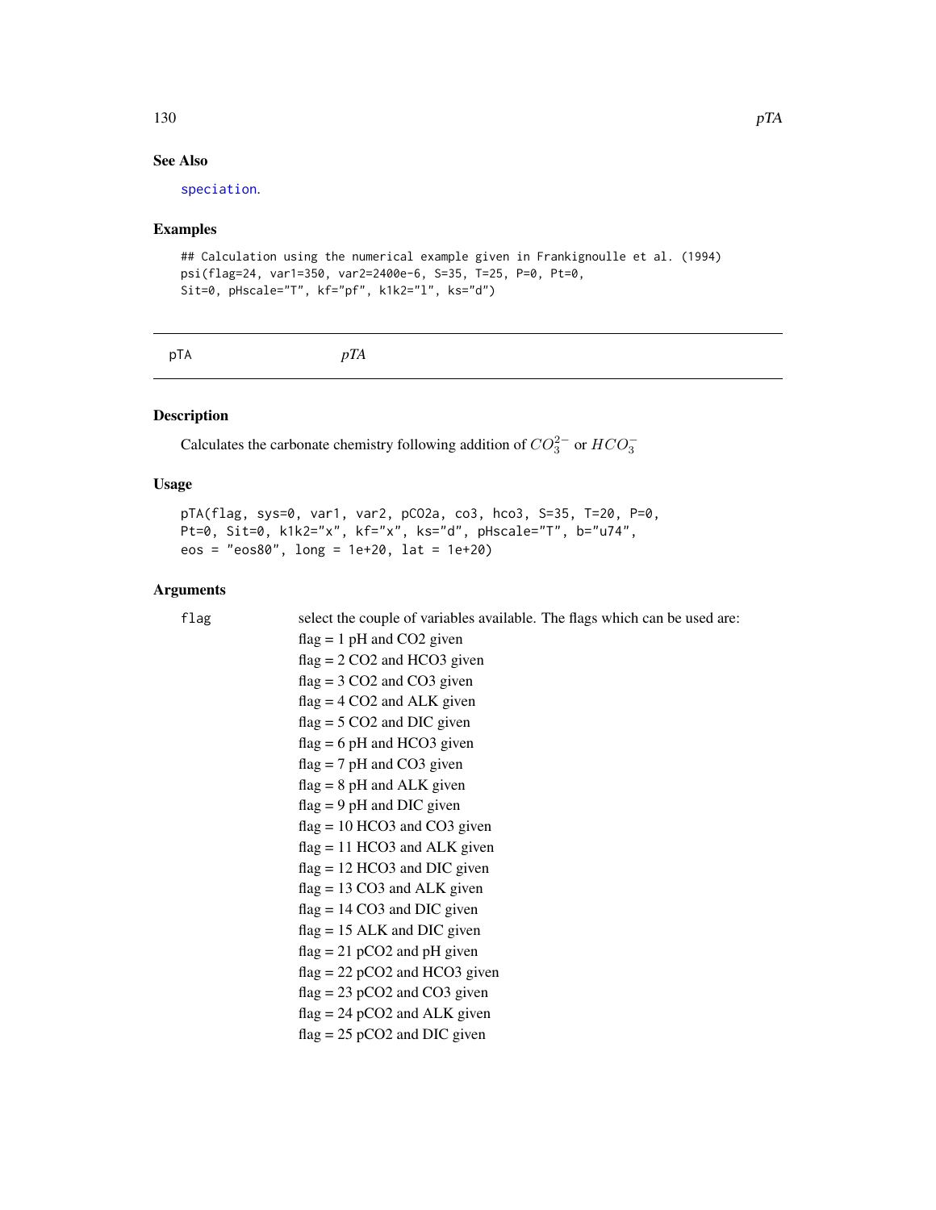## See Also

speciation.

## Examples

```
## Calculation using the numerical example given in Frankignoulle et al. (1994)
psi(flag=24, var1=350, var2=2400e-6, S=35, T=25, P=0, Pt=0,
Sit=0, pHscale="T", kf="pf", k1k2="l", ks="d")
```

---

# pTA *pTA*

---

## Description

Calculates the carbonate chemistry following addition of $CO_3^{2-}$ or $HCO_3^-$

## Usage

```
pTA(flag, sys=0, var1, var2, pCO2a, co3, hco3, S=35, T=20, P=0,
Pt=0, Sit=0, k1k2="x", kf="x", ks="d", pHscale="T", b="u74",
eos = "eos80", long = 1e+20, lat = 1e+20)
```

## Arguments

**flag** select the couple of variables available. The flags which can be used are:

- flag = 1 pH and CO2 given
- flag = 2 CO2 and HCO3 given
- flag = 3 CO2 and CO3 given
- flag = 4 CO2 and ALK given
- flag = 5 CO2 and DIC given
- flag = 6 pH and HCO3 given
- flag = 7 pH and CO3 given
- flag = 8 pH and ALK given
- flag = 9 pH and DIC given
- flag = 10 HCO3 and CO3 given
- flag = 11 HCO3 and ALK given
- flag = 12 HCO3 and DIC given
- flag = 13 CO3 and ALK given
- flag = 14 CO3 and DIC given
- flag = 15 ALK and DIC given
- flag = 21 pCO2 and pH given
- flag = 22 pCO2 and HCO3 given
- flag = 23 pCO2 and CO3 given
- flag = 24 pCO2 and ALK given
- flag = 25 pCO2 and DIC given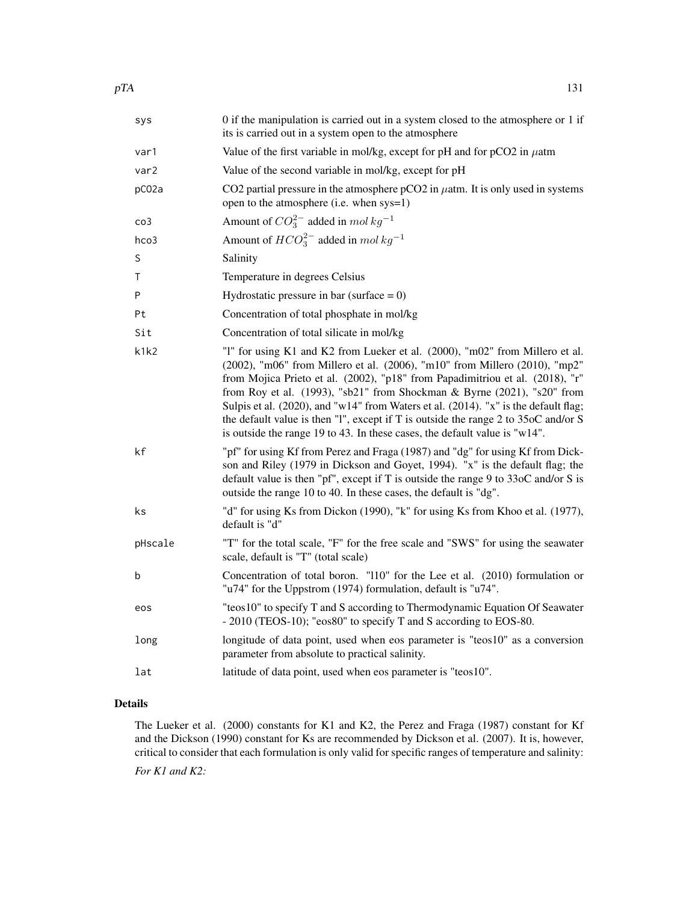| | |
|---|---|
| sys | 0 if the manipulation is carried out in a system closed to the atmosphere or 1 if its is carried out in a system open to the atmosphere |
| var1 | Value of the first variable in mol/kg, except for pH and for pCO2 in $\mu$atm |
| var2 | Value of the second variable in mol/kg, except for pH |
| pCO2a | CO2 partial pressure in the atmosphere pCO2 in $\mu$atm. It is only used in systems open to the atmosphere (i.e. when sys=1) |
| co3 | Amount of $CO_3^{2-}$ added in $mol\,kg^{-1}$ |
| hco3 | Amount of $HCO_3^{2-}$ added in $mol\,kg^{-1}$ |
| S | Salinity |
| T | Temperature in degrees Celsius |
| P | Hydrostatic pressure in bar (surface = 0) |
| Pt | Concentration of total phosphate in mol/kg |
| Sit | Concentration of total silicate in mol/kg |
| k1k2 | "l" for using K1 and K2 from Lueker et al. (2000), "m02" from Millero et al. (2002), "m06" from Millero et al. (2006), "m10" from Millero (2010), "mp2" from Mojica Prieto et al. (2002), "p18" from Papadimitriou et al. (2018), "r" from Roy et al. (1993), "sb21" from Shockman & Byrne (2021), "s20" from Sulpis et al. (2020), and "w14" from Waters et al. (2014). "x" is the default flag; the default value is then "l", except if T is outside the range 2 to 35oC and/or S is outside the range 19 to 43. In these cases, the default value is "w14". |
| kf | "pf" for using Kf from Perez and Fraga (1987) and "dg" for using Kf from Dickson and Riley (1979 in Dickson and Goyet, 1994). "x" is the default flag; the default value is then "pf", except if T is outside the range 9 to 33oC and/or S is outside the range 10 to 40. In these cases, the default is "dg". |
| ks | "d" for using Ks from Dickon (1990), "k" for using Ks from Khoo et al. (1977), default is "d" |
| pHscale | "T" for the total scale, "F" for the free scale and "SWS" for using the seawater scale, default is "T" (total scale) |
| b | Concentration of total boron. "l10" for the Lee et al. (2010) formulation or "u74" for the Uppstrom (1974) formulation, default is "u74". |
| eos | "teos10" to specify T and S according to Thermodynamic Equation Of Seawater - 2010 (TEOS-10); "eos80" to specify T and S according to EOS-80. |
| long | longitude of data point, used when eos parameter is "teos10" as a conversion parameter from absolute to practical salinity. |
| lat | latitude of data point, used when eos parameter is "teos10". |

## Details

The Lueker et al. (2000) constants for K1 and K2, the Perez and Fraga (1987) constant for Kf and the Dickson (1990) constant for Ks are recommended by Dickson et al. (2007). It is, however, critical to consider that each formulation is only valid for specific ranges of temperature and salinity:

*For K1 and K2:*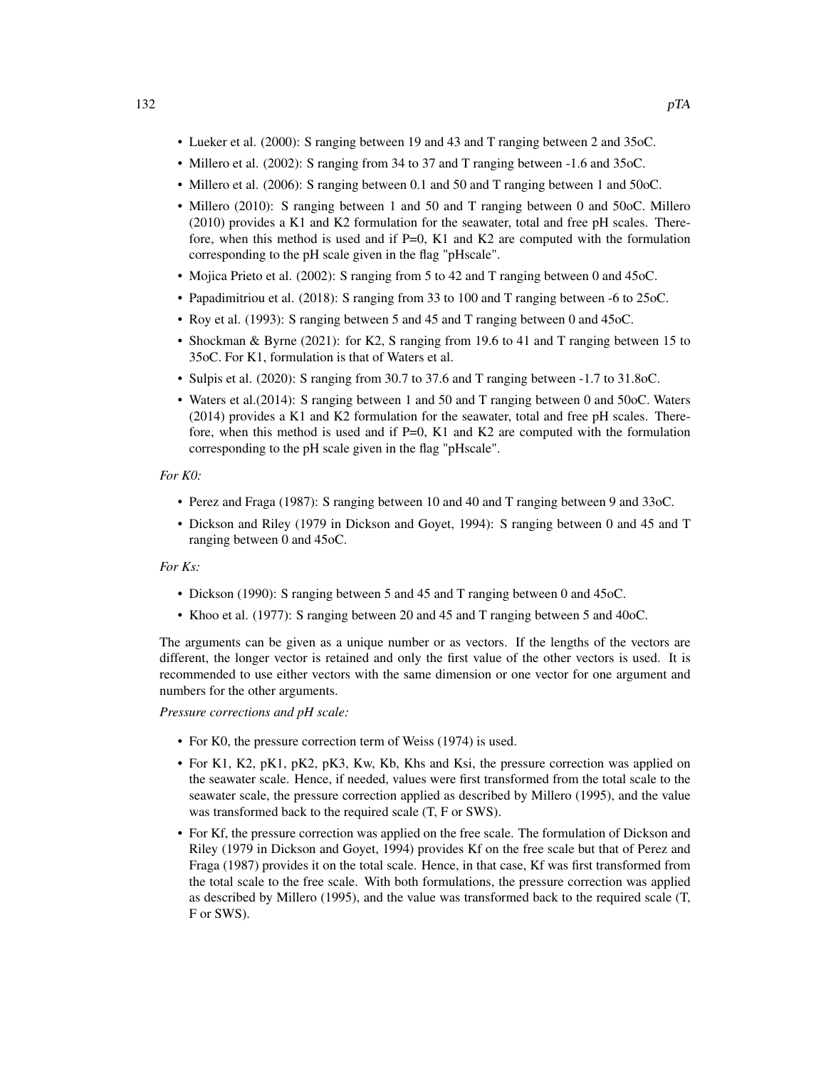- Lueker et al. (2000): S ranging between 19 and 43 and T ranging between 2 and 35oC.
- Millero et al. (2002): S ranging from 34 to 37 and T ranging between -1.6 and 35oC.
- Millero et al. (2006): S ranging between 0.1 and 50 and T ranging between 1 and 50oC.
- Millero (2010): S ranging between 1 and 50 and T ranging between 0 and 50oC. Millero (2010) provides a K1 and K2 formulation for the seawater, total and free pH scales. Therefore, when this method is used and if P=0, K1 and K2 are computed with the formulation corresponding to the pH scale given in the flag "pHscale".
- Mojica Prieto et al. (2002): S ranging from 5 to 42 and T ranging between 0 and 45oC.
- Papadimitriou et al. (2018): S ranging from 33 to 100 and T ranging between -6 to 25oC.
- Roy et al. (1993): S ranging between 5 and 45 and T ranging between 0 and 45oC.
- Shockman & Byrne (2021): for K2, S ranging from 19.6 to 41 and T ranging between 15 to 35oC. For K1, formulation is that of Waters et al.
- Sulpis et al. (2020): S ranging from 30.7 to 37.6 and T ranging between -1.7 to 31.8oC.
- Waters et al.(2014): S ranging between 1 and 50 and T ranging between 0 and 50oC. Waters (2014) provides a K1 and K2 formulation for the seawater, total and free pH scales. Therefore, when this method is used and if P=0, K1 and K2 are computed with the formulation corresponding to the pH scale given in the flag "pHscale".

*For K0:*

- Perez and Fraga (1987): S ranging between 10 and 40 and T ranging between 9 and 33oC.
- Dickson and Riley (1979 in Dickson and Goyet, 1994): S ranging between 0 and 45 and T ranging between 0 and 45oC.

*For Ks:*

- Dickson (1990): S ranging between 5 and 45 and T ranging between 0 and 45oC.
- Khoo et al. (1977): S ranging between 20 and 45 and T ranging between 5 and 40oC.

The arguments can be given as a unique number or as vectors. If the lengths of the vectors are different, the longer vector is retained and only the first value of the other vectors is used. It is recommended to use either vectors with the same dimension or one vector for one argument and numbers for the other arguments.

*Pressure corrections and pH scale:*

- For K0, the pressure correction term of Weiss (1974) is used.
- For K1, K2, pK1, pK2, pK3, Kw, Kb, Khs and Ksi, the pressure correction was applied on the seawater scale. Hence, if needed, values were first transformed from the total scale to the seawater scale, the pressure correction applied as described by Millero (1995), and the value was transformed back to the required scale (T, F or SWS).
- For Kf, the pressure correction was applied on the free scale. The formulation of Dickson and Riley (1979 in Dickson and Goyet, 1994) provides Kf on the free scale but that of Perez and Fraga (1987) provides it on the total scale. Hence, in that case, Kf was first transformed from the total scale to the free scale. With both formulations, the pressure correction was applied as described by Millero (1995), and the value was transformed back to the required scale (T, F or SWS).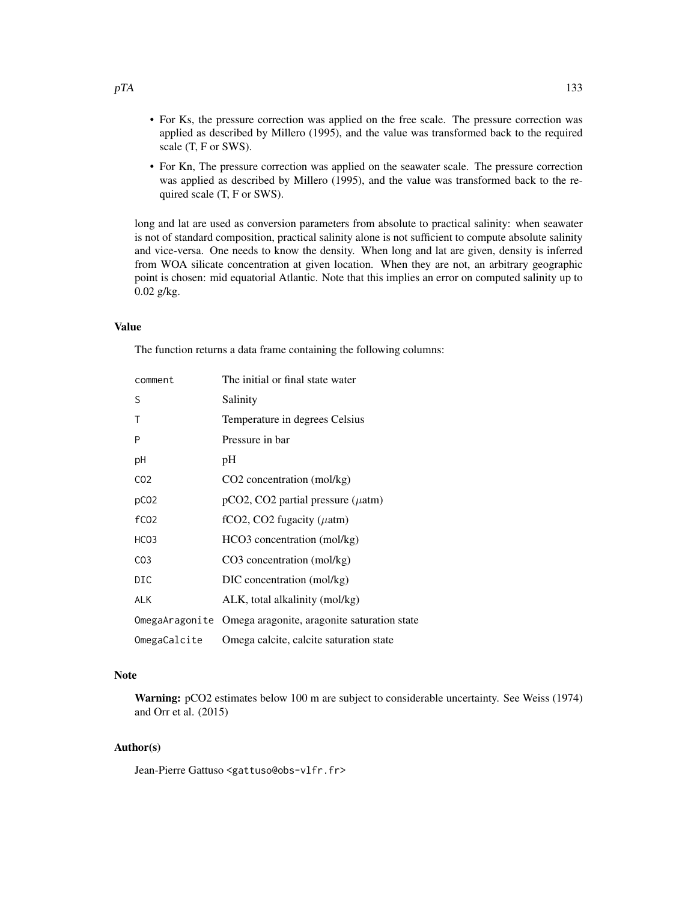- For Ks, the pressure correction was applied on the free scale. The pressure correction was applied as described by Millero (1995), and the value was transformed back to the required scale (T, F or SWS).
- For Kn, The pressure correction was applied on the seawater scale. The pressure correction was applied as described by Millero (1995), and the value was transformed back to the required scale (T, F or SWS).

long and lat are used as conversion parameters from absolute to practical salinity: when seawater is not of standard composition, practical salinity alone is not sufficient to compute absolute salinity and vice-versa. One needs to know the density. When long and lat are given, density is inferred from WOA silicate concentration at given location. When they are not, an arbitrary geographic point is chosen: mid equatorial Atlantic. Note that this implies an error on computed salinity up to 0.02 g/kg.

### Value

The function returns a data frame containing the following columns:

| | |
|---|---|
| `comment` | The initial or final state water |
| `S` | Salinity |
| `T` | Temperature in degrees Celsius |
| `P` | Pressure in bar |
| `pH` | pH |
| `CO2` | CO2 concentration (mol/kg) |
| `pCO2` | pCO2, CO2 partial pressure ($\mu$atm) |
| `fCO2` | fCO2, CO2 fugacity ($\mu$atm) |
| `HCO3` | HCO3 concentration (mol/kg) |
| `CO3` | CO3 concentration (mol/kg) |
| `DIC` | DIC concentration (mol/kg) |
| `ALK` | ALK, total alkalinity (mol/kg) |
| `OmegaAragonite` | Omega aragonite, aragonite saturation state |
| `OmegaCalcite` | Omega calcite, calcite saturation state |

### Note

**Warning:** pCO2 estimates below 100 m are subject to considerable uncertainty. See Weiss (1974) and Orr et al. (2015)

### Author(s)

Jean-Pierre Gattuso <gattuso@obs-vlfr.fr>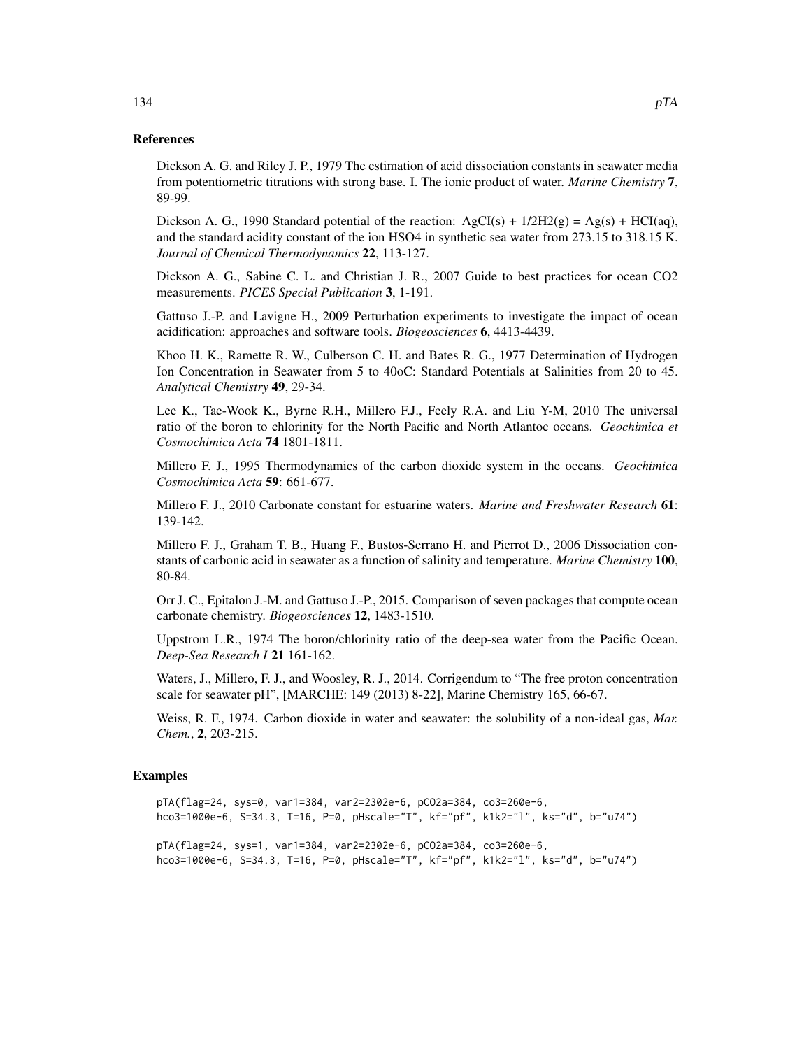## References

Dickson A. G. and Riley J. P., 1979 The estimation of acid dissociation constants in seawater media from potentiometric titrations with strong base. I. The ionic product of water. *Marine Chemistry* **7**, 89-99.

Dickson A. G., 1990 Standard potential of the reaction: AgCI(s) + 1/2H2(g) = Ag(s) + HCI(aq), and the standard acidity constant of the ion HSO4 in synthetic sea water from 273.15 to 318.15 K. *Journal of Chemical Thermodynamics* **22**, 113-127.

Dickson A. G., Sabine C. L. and Christian J. R., 2007 Guide to best practices for ocean CO2 measurements. *PICES Special Publication* **3**, 1-191.

Gattuso J.-P. and Lavigne H., 2009 Perturbation experiments to investigate the impact of ocean acidification: approaches and software tools. *Biogeosciences* **6**, 4413-4439.

Khoo H. K., Ramette R. W., Culberson C. H. and Bates R. G., 1977 Determination of Hydrogen Ion Concentration in Seawater from 5 to 40oC: Standard Potentials at Salinities from 20 to 45. *Analytical Chemistry* **49**, 29-34.

Lee K., Tae-Wook K., Byrne R.H., Millero F.J., Feely R.A. and Liu Y-M, 2010 The universal ratio of the boron to chlorinity for the North Pacific and North Atlantoc oceans. *Geochimica et Cosmochimica Acta* **74** 1801-1811.

Millero F. J., 1995 Thermodynamics of the carbon dioxide system in the oceans. *Geochimica Cosmochimica Acta* **59**: 661-677.

Millero F. J., 2010 Carbonate constant for estuarine waters. *Marine and Freshwater Research* **61**: 139-142.

Millero F. J., Graham T. B., Huang F., Bustos-Serrano H. and Pierrot D., 2006 Dissociation constants of carbonic acid in seawater as a function of salinity and temperature. *Marine Chemistry* **100**, 80-84.

Orr J. C., Epitalon J.-M. and Gattuso J.-P., 2015. Comparison of seven packages that compute ocean carbonate chemistry. *Biogeosciences* **12**, 1483-1510.

Uppstrom L.R., 1974 The boron/chlorinity ratio of the deep-sea water from the Pacific Ocean. *Deep-Sea Research I* **21** 161-162.

Waters, J., Millero, F. J., and Woosley, R. J., 2014. Corrigendum to "The free proton concentration scale for seawater pH", [MARCHE: 149 (2013) 8-22], Marine Chemistry 165, 66-67.

Weiss, R. F., 1974. Carbon dioxide in water and seawater: the solubility of a non-ideal gas, *Mar. Chem.*, **2**, 203-215.

## Examples

```
pTA(flag=24, sys=0, var1=384, var2=2302e-6, pCO2a=384, co3=260e-6,
hco3=1000e-6, S=34.3, T=16, P=0, pHscale="T", kf="pf", k1k2="l", ks="d", b="u74")

pTA(flag=24, sys=1, var1=384, var2=2302e-6, pCO2a=384, co3=260e-6,
hco3=1000e-6, S=34.3, T=16, P=0, pHscale="T", kf="pf", k1k2="l", ks="d", b="u74")
```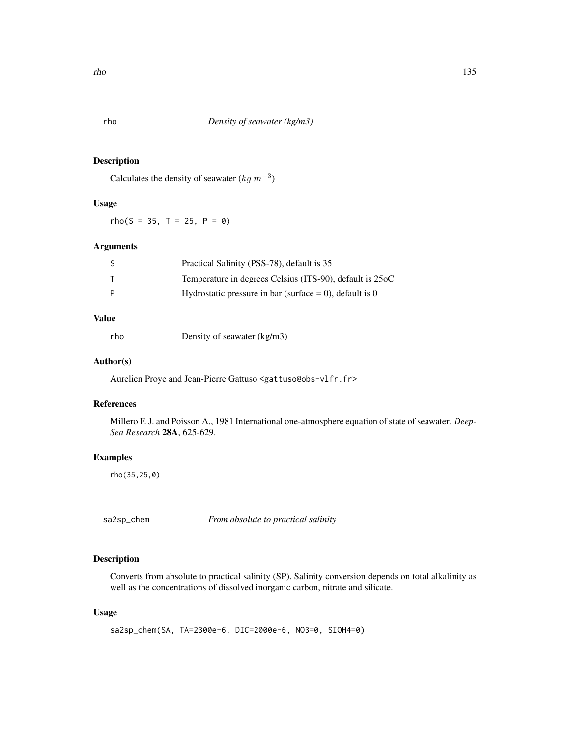## rho — *Density of seawater (kg/m3)*

### Description

Calculates the density of seawater ($kg\ m^{-3}$)

### Usage

```
rho(S = 35, T = 25, P = 0)
```

### Arguments

| | |
|---|---|
| S | Practical Salinity (PSS-78), default is 35 |
| T | Temperature in degrees Celsius (ITS-90), default is 25oC |
| P | Hydrostatic pressure in bar (surface = 0), default is 0 |

### Value

| | |
|---|---|
| rho | Density of seawater (kg/m3) |

### Author(s)

Aurelien Proye and Jean-Pierre Gattuso <gattuso@obs-vlfr.fr>

### References

Millero F. J. and Poisson A., 1981 International one-atmosphere equation of state of seawater. *Deep-Sea Research* **28A**, 625-629.

### Examples

```
rho(35,25,0)
```

## sa2sp_chem — *From absolute to practical salinity*

### Description

Converts from absolute to practical salinity (SP). Salinity conversion depends on total alkalinity as well as the concentrations of dissolved inorganic carbon, nitrate and silicate.

### Usage

```
sa2sp_chem(SA, TA=2300e-6, DIC=2000e-6, NO3=0, SIOH4=0)
```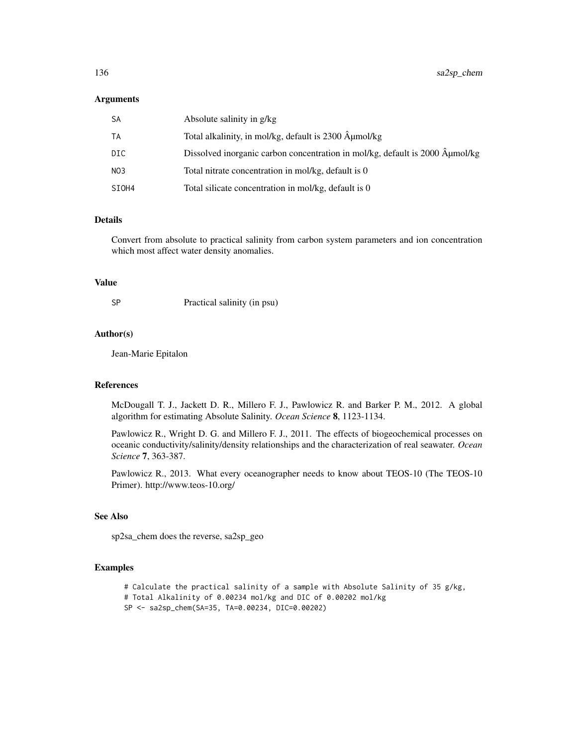## Arguments

| | |
|---|---|
| SA | Absolute salinity in g/kg |
| TA | Total alkalinity, in mol/kg, default is 2300 Âµmol/kg |
| DIC | Dissolved inorganic carbon concentration in mol/kg, default is 2000 Âµmol/kg |
| NO3 | Total nitrate concentration in mol/kg, default is 0 |
| SIOH4 | Total silicate concentration in mol/kg, default is 0 |

## Details

Convert from absolute to practical salinity from carbon system parameters and ion concentration which most affect water density anomalies.

## Value

| | |
|---|---|
| SP | Practical salinity (in psu) |

## Author(s)

Jean-Marie Epitalon

## References

McDougall T. J., Jackett D. R., Millero F. J., Pawlowicz R. and Barker P. M., 2012. A global algorithm for estimating Absolute Salinity. *Ocean Science* **8**, 1123-1134.

Pawlowicz R., Wright D. G. and Millero F. J., 2011. The effects of biogeochemical processes on oceanic conductivity/salinity/density relationships and the characterization of real seawater. *Ocean Science* **7**, 363-387.

Pawlowicz R., 2013. What every oceanographer needs to know about TEOS-10 (The TEOS-10 Primer). http://www.teos-10.org/

## See Also

sp2sa_chem does the reverse, sa2sp_geo

## Examples

```
# Calculate the practical salinity of a sample with Absolute Salinity of 35 g/kg,
# Total Alkalinity of 0.00234 mol/kg and DIC of 0.00202 mol/kg
SP <- sa2sp_chem(SA=35, TA=0.00234, DIC=0.00202)
```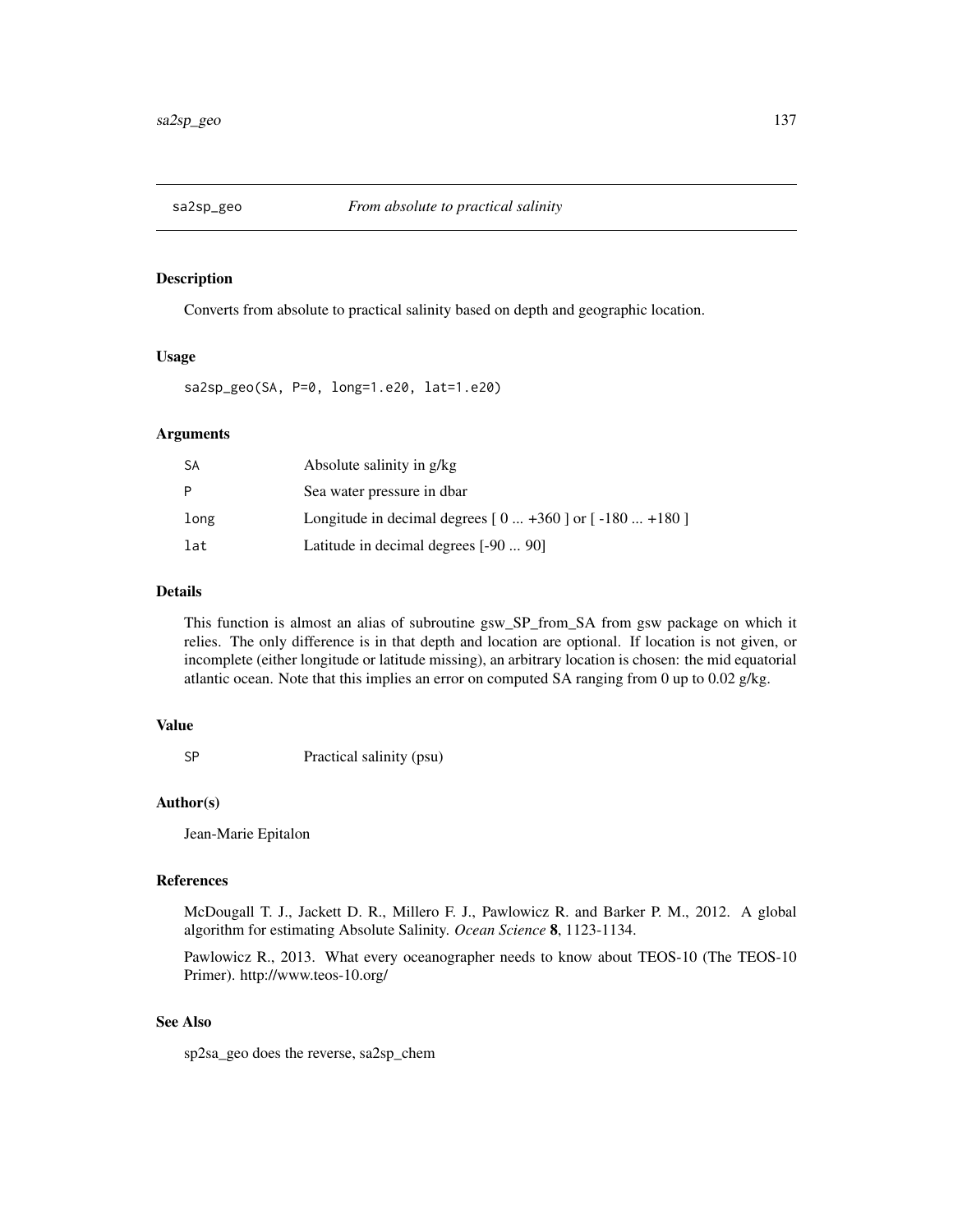## sa2sp_geo — *From absolute to practical salinity*

### Description

Converts from absolute to practical salinity based on depth and geographic location.

### Usage

```
sa2sp_geo(SA, P=0, long=1.e20, lat=1.e20)
```

### Arguments

| | |
|---|---|
| SA | Absolute salinity in g/kg |
| P | Sea water pressure in dbar |
| long | Longitude in decimal degrees [ 0 ... +360 ] or [ -180 ... +180 ] |
| lat | Latitude in decimal degrees [-90 ... 90] |

### Details

This function is almost an alias of subroutine gsw_SP_from_SA from gsw package on which it relies. The only difference is in that depth and location are optional. If location is not given, or incomplete (either longitude or latitude missing), an arbitrary location is chosen: the mid equatorial atlantic ocean. Note that this implies an error on computed SA ranging from 0 up to 0.02 g/kg.

### Value

| | |
|---|---|
| SP | Practical salinity (psu) |

### Author(s)

Jean-Marie Epitalon

### References

McDougall T. J., Jackett D. R., Millero F. J., Pawlowicz R. and Barker P. M., 2012. A global algorithm for estimating Absolute Salinity. *Ocean Science* **8**, 1123-1134.

Pawlowicz R., 2013. What every oceanographer needs to know about TEOS-10 (The TEOS-10 Primer). http://www.teos-10.org/

### See Also

sp2sa_geo does the reverse, sa2sp_chem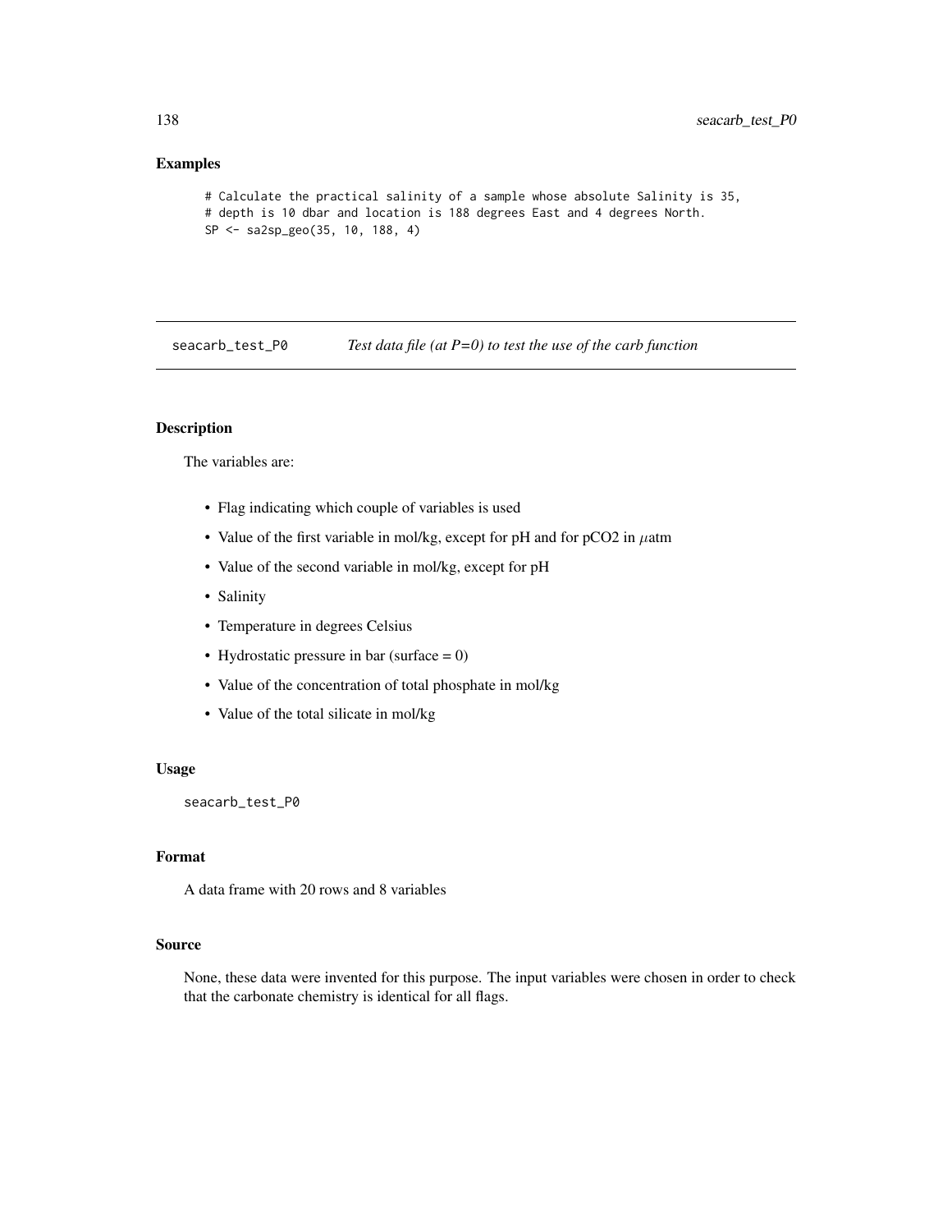## Examples

```
# Calculate the practical salinity of a sample whose absolute Salinity is 35,
# depth is 10 dbar and location is 188 degrees East and 4 degrees North.
SP <- sa2sp_geo(35, 10, 188, 4)
```

---

# seacarb_test_P0 — *Test data file (at P=0) to test the use of the carb function*

---

### Description

The variables are:

- Flag indicating which couple of variables is used
- Value of the first variable in mol/kg, except for pH and for pCO2 in $\mu$atm
- Value of the second variable in mol/kg, except for pH
- Salinity
- Temperature in degrees Celsius
- Hydrostatic pressure in bar (surface = 0)
- Value of the concentration of total phosphate in mol/kg
- Value of the total silicate in mol/kg

### Usage

```
seacarb_test_P0
```

### Format

A data frame with 20 rows and 8 variables

### Source

None, these data were invented for this purpose. The input variables were chosen in order to check that the carbonate chemistry is identical for all flags.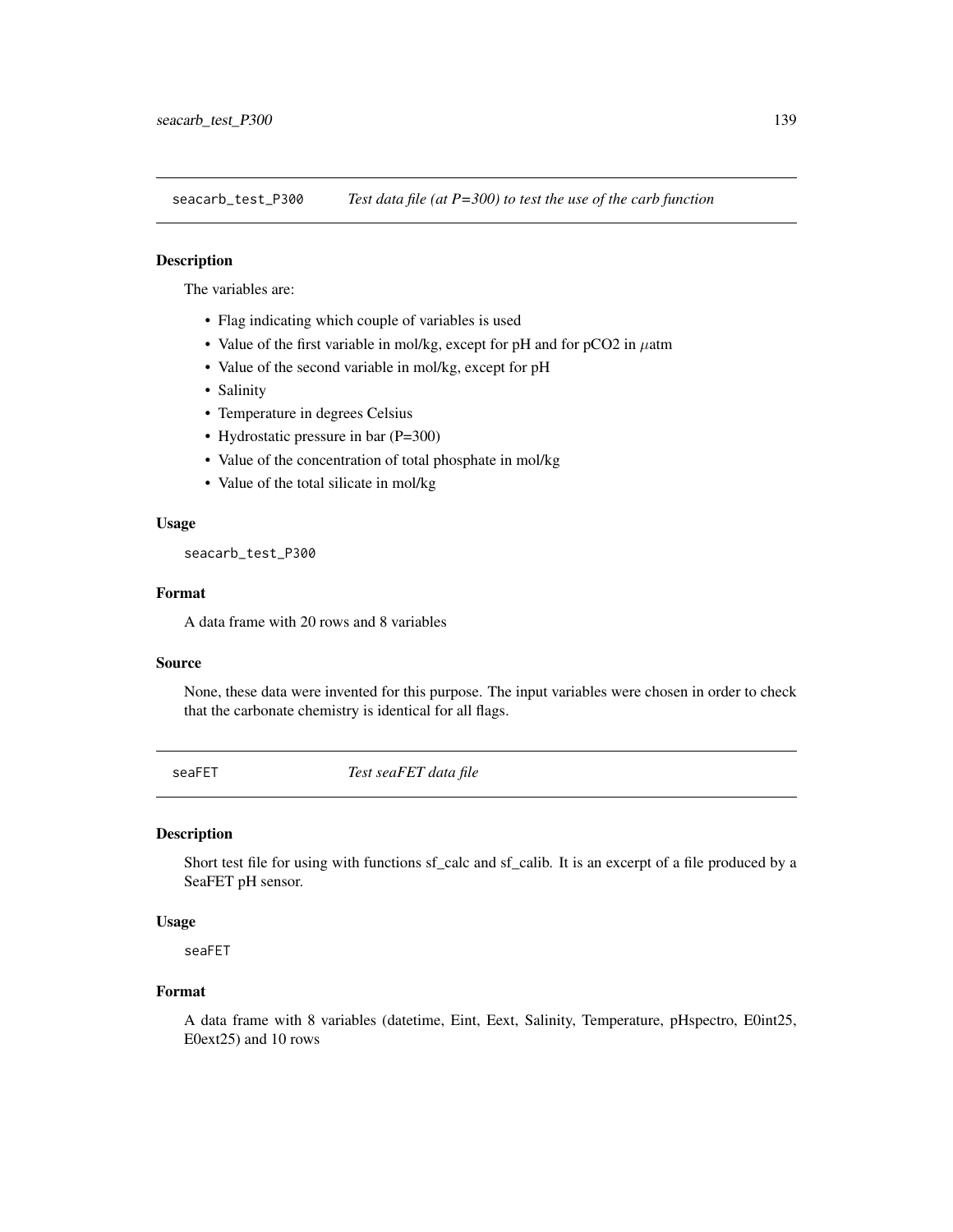## seacarb_test_P300 *Test data file (at P=300) to test the use of the carb function*

### Description

The variables are:

- Flag indicating which couple of variables is used
- Value of the first variable in mol/kg, except for pH and for pCO2 in $\mu$atm
- Value of the second variable in mol/kg, except for pH
- Salinity
- Temperature in degrees Celsius
- Hydrostatic pressure in bar (P=300)
- Value of the concentration of total phosphate in mol/kg
- Value of the total silicate in mol/kg

### Usage

```
seacarb_test_P300
```

### Format

A data frame with 20 rows and 8 variables

### Source

None, these data were invented for this purpose. The input variables were chosen in order to check that the carbonate chemistry is identical for all flags.

## seaFET *Test seaFET data file*

### Description

Short test file for using with functions sf_calc and sf_calib. It is an excerpt of a file produced by a SeaFET pH sensor.

### Usage

```
seaFET
```

### Format

A data frame with 8 variables (datetime, Eint, Eext, Salinity, Temperature, pHspectro, E0int25, E0ext25) and 10 rows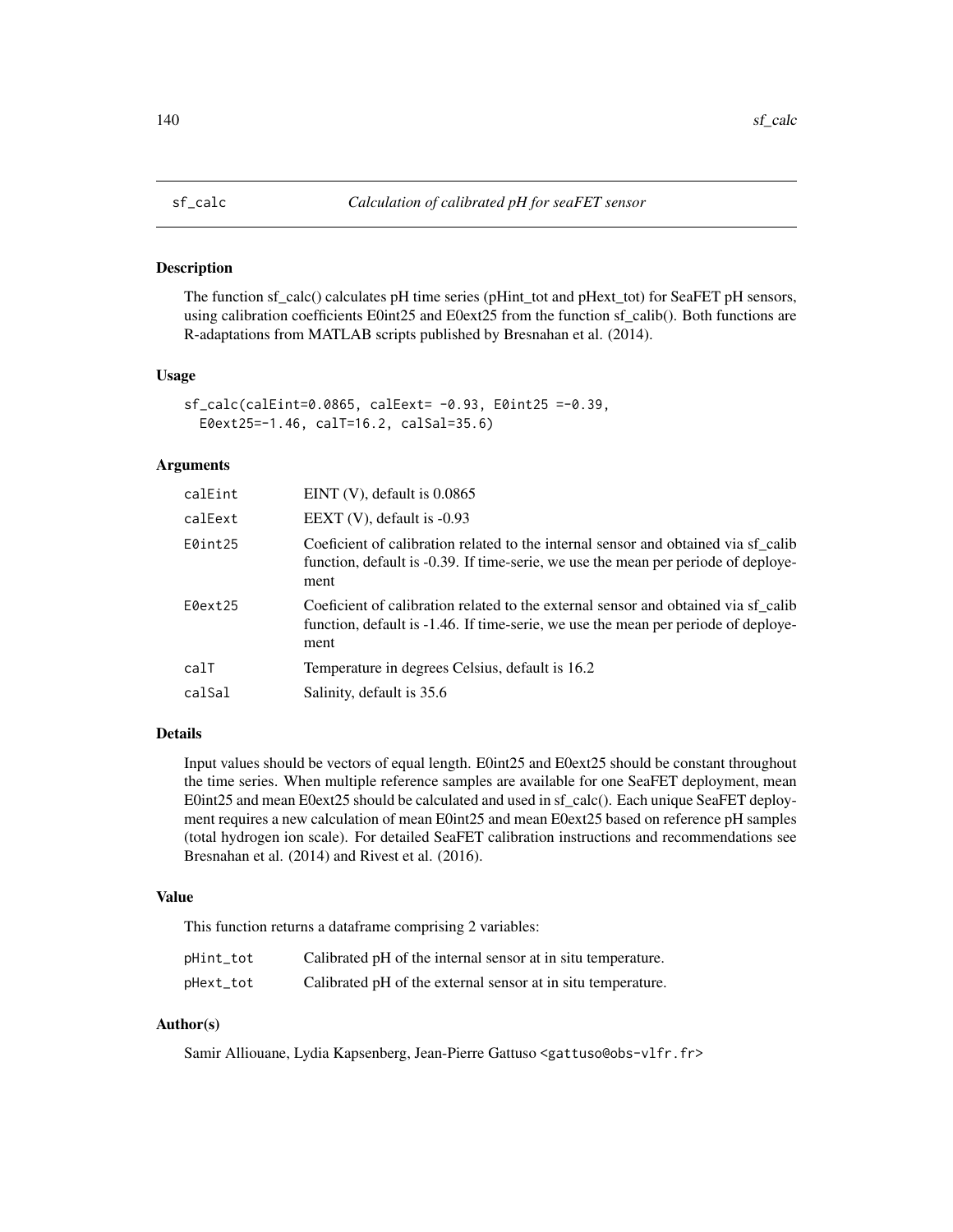## sf_calc — *Calculation of calibrated pH for seaFET sensor*

### Description

The function sf_calc() calculates pH time series (pHint_tot and pHext_tot) for SeaFET pH sensors, using calibration coefficients E0int25 and E0ext25 from the function sf_calib(). Both functions are R-adaptations from MATLAB scripts published by Bresnahan et al. (2014).

### Usage

```
sf_calc(calEint=0.0865, calEext= -0.93, E0int25 =-0.39,
  E0ext25=-1.46, calT=16.2, calSal=35.6)
```

### Arguments

| | |
|---|---|
| calEint | EINT (V), default is 0.0865 |
| calEext | EEXT (V), default is -0.93 |
| E0int25 | Coeficient of calibration related to the internal sensor and obtained via sf_calib function, default is -0.39. If time-serie, we use the mean per periode of deployement |
| E0ext25 | Coeficient of calibration related to the external sensor and obtained via sf_calib function, default is -1.46. If time-serie, we use the mean per periode of deployement |
| calT | Temperature in degrees Celsius, default is 16.2 |
| calSal | Salinity, default is 35.6 |

### Details

Input values should be vectors of equal length. E0int25 and E0ext25 should be constant throughout the time series. When multiple reference samples are available for one SeaFET deployment, mean E0int25 and mean E0ext25 should be calculated and used in sf_calc(). Each unique SeaFET deployment requires a new calculation of mean E0int25 and mean E0ext25 based on reference pH samples (total hydrogen ion scale). For detailed SeaFET calibration instructions and recommendations see Bresnahan et al. (2014) and Rivest et al. (2016).

### Value

This function returns a dataframe comprising 2 variables:

| | |
|---|---|
| pHint_tot | Calibrated pH of the internal sensor at in situ temperature. |
| pHext_tot | Calibrated pH of the external sensor at in situ temperature. |

### Author(s)

Samir Alliouane, Lydia Kapsenberg, Jean-Pierre Gattuso <gattuso@obs-vlfr.fr>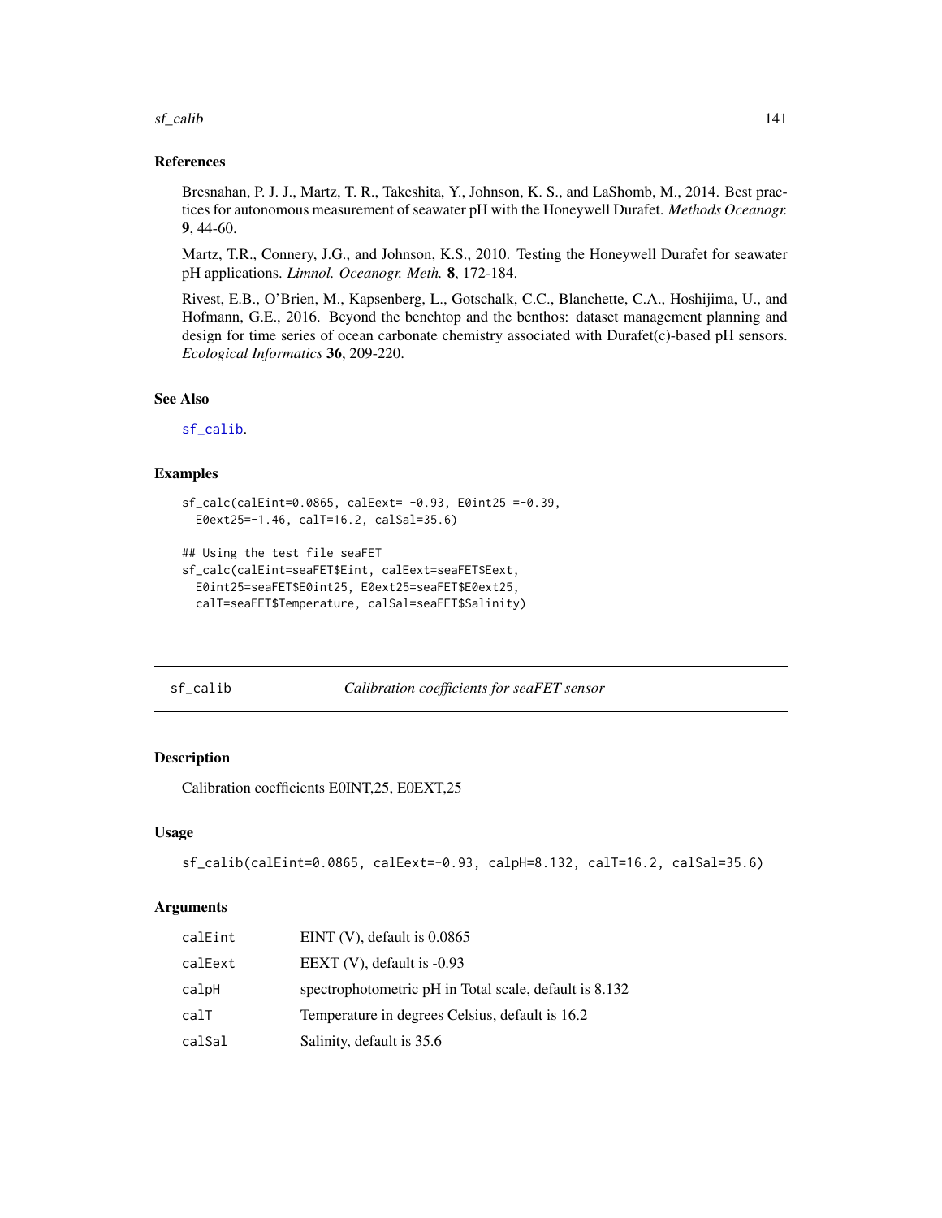### References

Bresnahan, P. J. J., Martz, T. R., Takeshita, Y., Johnson, K. S., and LaShomb, M., 2014. Best practices for autonomous measurement of seawater pH with the Honeywell Durafet. *Methods Oceanogr.* **9**, 44-60.

Martz, T.R., Connery, J.G., and Johnson, K.S., 2010. Testing the Honeywell Durafet for seawater pH applications. *Limnol. Oceanogr. Meth.* **8**, 172-184.

Rivest, E.B., O'Brien, M., Kapsenberg, L., Gotschalk, C.C., Blanchette, C.A., Hoshijima, U., and Hofmann, G.E., 2016. Beyond the benchtop and the benthos: dataset management planning and design for time series of ocean carbonate chemistry associated with Durafet(c)-based pH sensors. *Ecological Informatics* **36**, 209-220.

### See Also

sf_calib.

### Examples

```
sf_calc(calEint=0.0865, calEext= -0.93, E0int25 =-0.39,
  E0ext25=-1.46, calT=16.2, calSal=35.6)

## Using the test file seaFET
sf_calc(calEint=seaFET$Eint, calEext=seaFET$Eext,
  E0int25=seaFET$E0int25, E0ext25=seaFET$E0ext25,
  calT=seaFET$Temperature, calSal=seaFET$Salinity)
```

---

## sf_calib — *Calibration coefficients for seaFET sensor*

### Description

Calibration coefficients E0INT,25, E0EXT,25

### Usage

```
sf_calib(calEint=0.0865, calEext=-0.93, calpH=8.132, calT=16.2, calSal=35.6)
```

### Arguments

| | |
|---|---|
| calEint | EINT (V), default is 0.0865 |
| calEext | EEXT (V), default is -0.93 |
| calpH | spectrophotometric pH in Total scale, default is 8.132 |
| calT | Temperature in degrees Celsius, default is 16.2 |
| calSal | Salinity, default is 35.6 |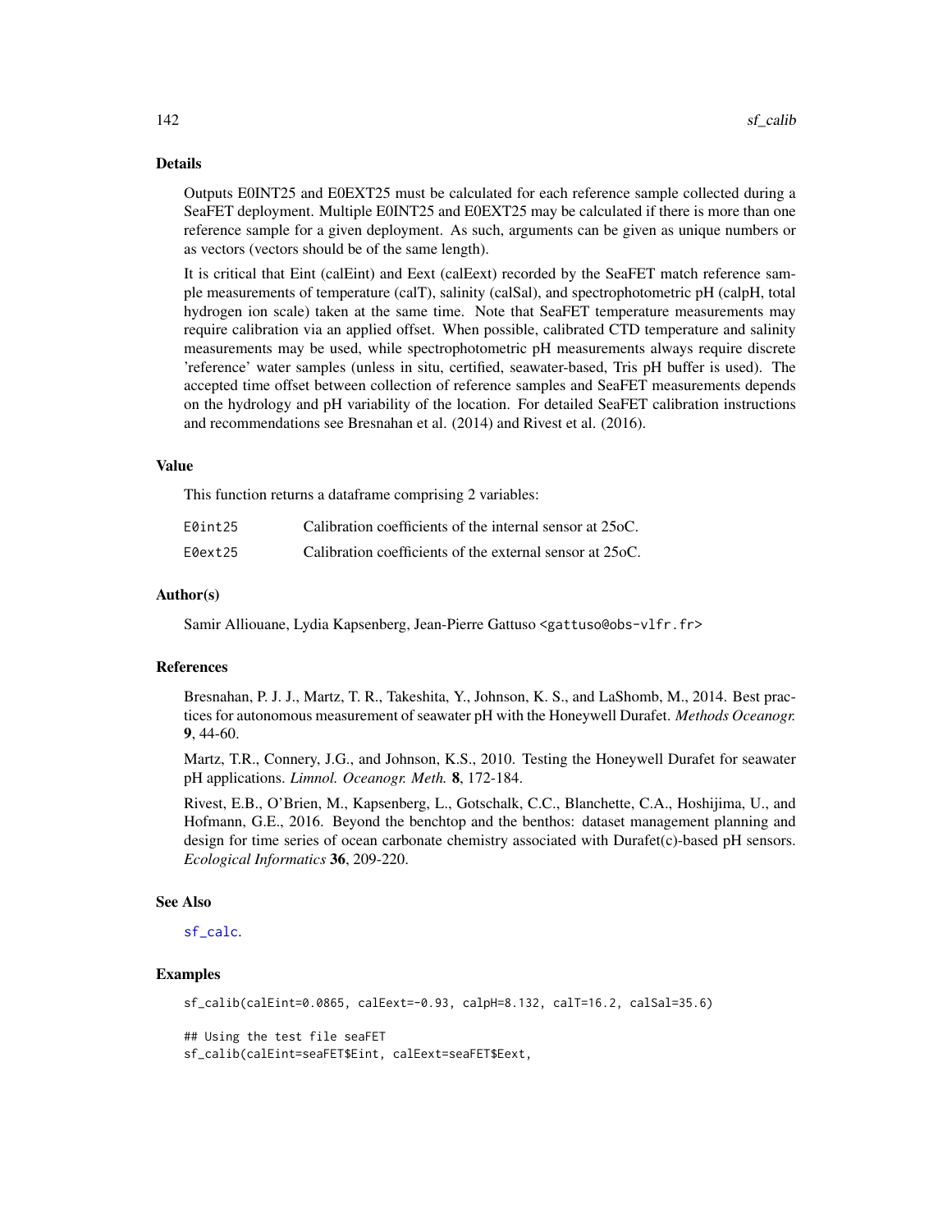### Details

Outputs E0INT25 and E0EXT25 must be calculated for each reference sample collected during a SeaFET deployment. Multiple E0INT25 and E0EXT25 may be calculated if there is more than one reference sample for a given deployment. As such, arguments can be given as unique numbers or as vectors (vectors should be of the same length).

It is critical that Eint (calEint) and Eext (calEext) recorded by the SeaFET match reference sample measurements of temperature (calT), salinity (calSal), and spectrophotometric pH (calpH, total hydrogen ion scale) taken at the same time. Note that SeaFET temperature measurements may require calibration via an applied offset. When possible, calibrated CTD temperature and salinity measurements may be used, while spectrophotometric pH measurements always require discrete 'reference' water samples (unless in situ, certified, seawater-based, Tris pH buffer is used). The accepted time offset between collection of reference samples and SeaFET measurements depends on the hydrology and pH variability of the location. For detailed SeaFET calibration instructions and recommendations see Bresnahan et al. (2014) and Rivest et al. (2016).

### Value

This function returns a dataframe comprising 2 variables:

| | |
|---|---|
| `E0int25` | Calibration coefficients of the internal sensor at 25oC. |
| `E0ext25` | Calibration coefficients of the external sensor at 25oC. |

### Author(s)

Samir Alliouane, Lydia Kapsenberg, Jean-Pierre Gattuso <gattuso@obs-vlfr.fr>

### References

Bresnahan, P. J. J., Martz, T. R., Takeshita, Y., Johnson, K. S., and LaShomb, M., 2014. Best practices for autonomous measurement of seawater pH with the Honeywell Durafet. *Methods Oceanogr.* **9**, 44-60.

Martz, T.R., Connery, J.G., and Johnson, K.S., 2010. Testing the Honeywell Durafet for seawater pH applications. *Limnol. Oceanogr. Meth.* **8**, 172-184.

Rivest, E.B., O'Brien, M., Kapsenberg, L., Gotschalk, C.C., Blanchette, C.A., Hoshijima, U., and Hofmann, G.E., 2016. Beyond the benchtop and the benthos: dataset management planning and design for time series of ocean carbonate chemistry associated with Durafet(c)-based pH sensors. *Ecological Informatics* **36**, 209-220.

### See Also

sf_calc.

### Examples

```
sf_calib(calEint=0.0865, calEext=-0.93, calpH=8.132, calT=16.2, calSal=35.6)

## Using the test file seaFET
sf_calib(calEint=seaFET$Eint, calEext=seaFET$Eext,
```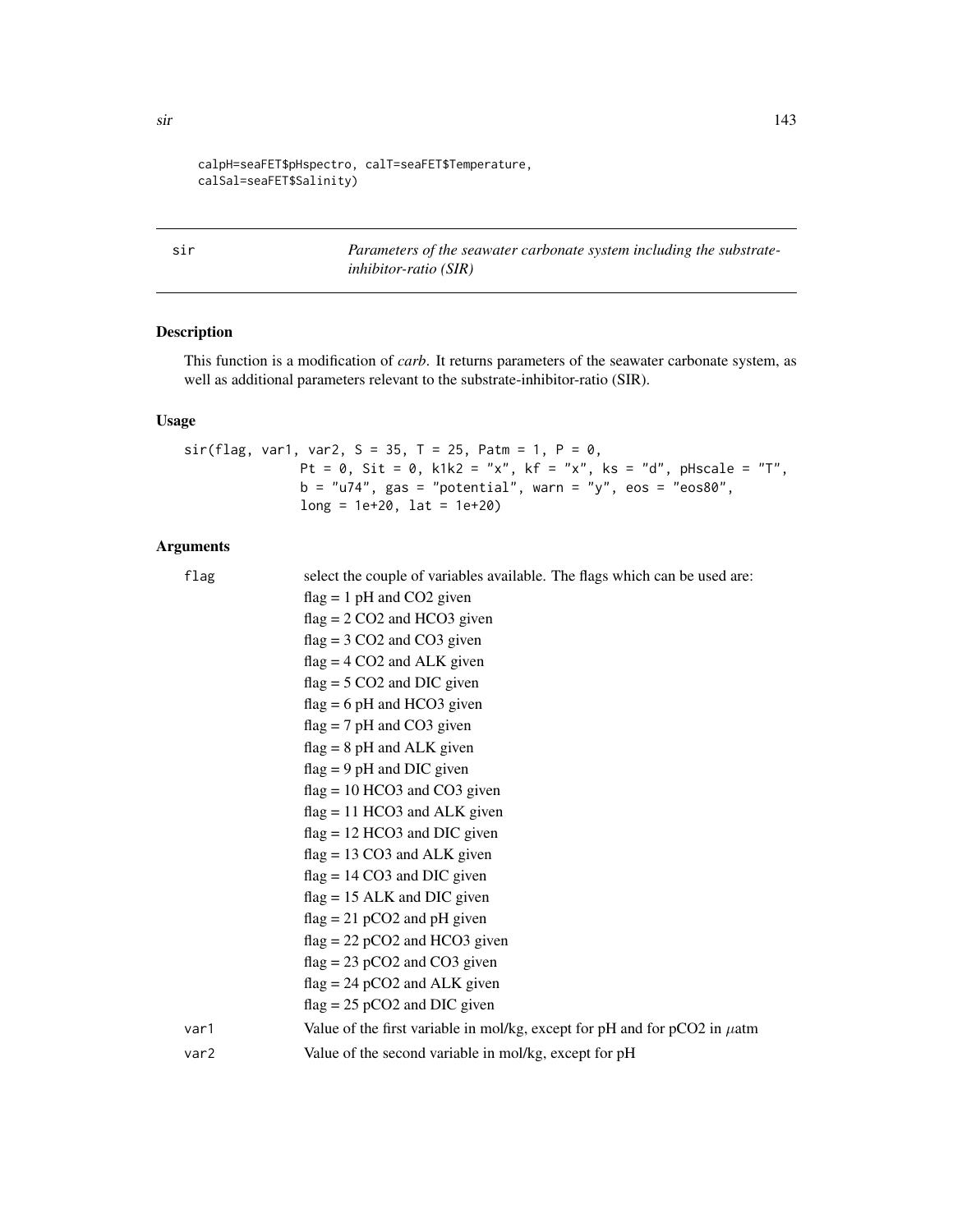```
calpH=seaFET$pHspectro, calT=seaFET$Temperature,
calSal=seaFET$Salinity)
```

---

## sir — *Parameters of the seawater carbonate system including the substrate-inhibitor-ratio (SIR)*

---

### Description

This function is a modification of *carb*. It returns parameters of the seawater carbonate system, as well as additional parameters relevant to the substrate-inhibitor-ratio (SIR).

### Usage

```
sir(flag, var1, var2, S = 35, T = 25, Patm = 1, P = 0,
              Pt = 0, Sit = 0, k1k2 = "x", kf = "x", ks = "d", pHscale = "T",
              b = "u74", gas = "potential", warn = "y", eos = "eos80",
              long = 1e+20, lat = 1e+20)
```

### Arguments

| | |
|---|---|
| flag | select the couple of variables available. The flags which can be used are:<br>flag = 1 pH and CO2 given<br>flag = 2 CO2 and HCO3 given<br>flag = 3 CO2 and CO3 given<br>flag = 4 CO2 and ALK given<br>flag = 5 CO2 and DIC given<br>flag = 6 pH and HCO3 given<br>flag = 7 pH and CO3 given<br>flag = 8 pH and ALK given<br>flag = 9 pH and DIC given<br>flag = 10 HCO3 and CO3 given<br>flag = 11 HCO3 and ALK given<br>flag = 12 HCO3 and DIC given<br>flag = 13 CO3 and ALK given<br>flag = 14 CO3 and DIC given<br>flag = 15 ALK and DIC given<br>flag = 21 pCO2 and pH given<br>flag = 22 pCO2 and HCO3 given<br>flag = 23 pCO2 and CO3 given<br>flag = 24 pCO2 and ALK given<br>flag = 25 pCO2 and DIC given |
| var1 | Value of the first variable in mol/kg, except for pH and for pCO2 in $\mu$atm |
| var2 | Value of the second variable in mol/kg, except for pH |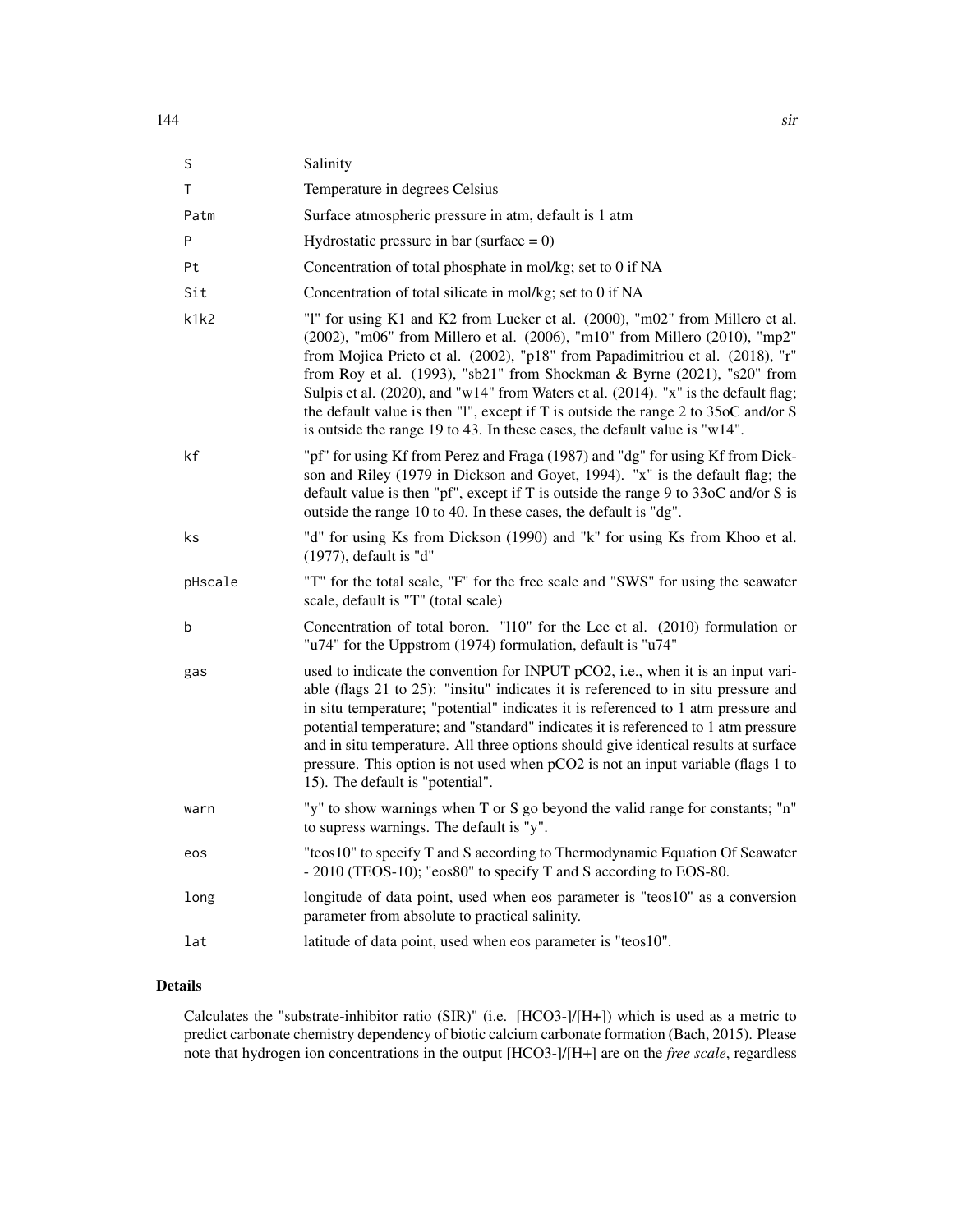| | |
|---|---|
| S | Salinity |
| T | Temperature in degrees Celsius |
| Patm | Surface atmospheric pressure in atm, default is 1 atm |
| P | Hydrostatic pressure in bar (surface = 0) |
| Pt | Concentration of total phosphate in mol/kg; set to 0 if NA |
| Sit | Concentration of total silicate in mol/kg; set to 0 if NA |
| k1k2 | "l" for using K1 and K2 from Lueker et al. (2000), "m02" from Millero et al. (2002), "m06" from Millero et al. (2006), "m10" from Millero (2010), "mp2" from Mojica Prieto et al. (2002), "p18" from Papadimitriou et al. (2018), "r" from Roy et al. (1993), "sb21" from Shockman & Byrne (2021), "s20" from Sulpis et al. (2020), and "w14" from Waters et al. (2014). "x" is the default flag; the default value is then "l", except if T is outside the range 2 to 35oC and/or S is outside the range 19 to 43. In these cases, the default value is "w14". |
| kf | "pf" for using Kf from Perez and Fraga (1987) and "dg" for using Kf from Dickson and Riley (1979 in Dickson and Goyet, 1994). "x" is the default flag; the default value is then "pf", except if T is outside the range 9 to 33oC and/or S is outside the range 10 to 40. In these cases, the default is "dg". |
| ks | "d" for using Ks from Dickson (1990) and "k" for using Ks from Khoo et al. (1977), default is "d" |
| pHscale | "T" for the total scale, "F" for the free scale and "SWS" for using the seawater scale, default is "T" (total scale) |
| b | Concentration of total boron. "l10" for the Lee et al. (2010) formulation or "u74" for the Uppstrom (1974) formulation, default is "u74" |
| gas | used to indicate the convention for INPUT pCO2, i.e., when it is an input variable (flags 21 to 25): "insitu" indicates it is referenced to in situ pressure and in situ temperature; "potential" indicates it is referenced to 1 atm pressure and potential temperature; and "standard" indicates it is referenced to 1 atm pressure and in situ temperature. All three options should give identical results at surface pressure. This option is not used when pCO2 is not an input variable (flags 1 to 15). The default is "potential". |
| warn | "y" to show warnings when T or S go beyond the valid range for constants; "n" to supress warnings. The default is "y". |
| eos | "teos10" to specify T and S according to Thermodynamic Equation Of Seawater - 2010 (TEOS-10); "eos80" to specify T and S according to EOS-80. |
| long | longitude of data point, used when eos parameter is "teos10" as a conversion parameter from absolute to practical salinity. |
| lat | latitude of data point, used when eos parameter is "teos10". |

## Details

Calculates the "substrate-inhibitor ratio (SIR)" (i.e. $[HCO_3^-]/[H^+]$) which is used as a metric to predict carbonate chemistry dependency of biotic calcium carbonate formation (Bach, 2015). Please note that hydrogen ion concentrations in the output $[HCO_3^-]/[H^+]$ are on the *free scale*, regardless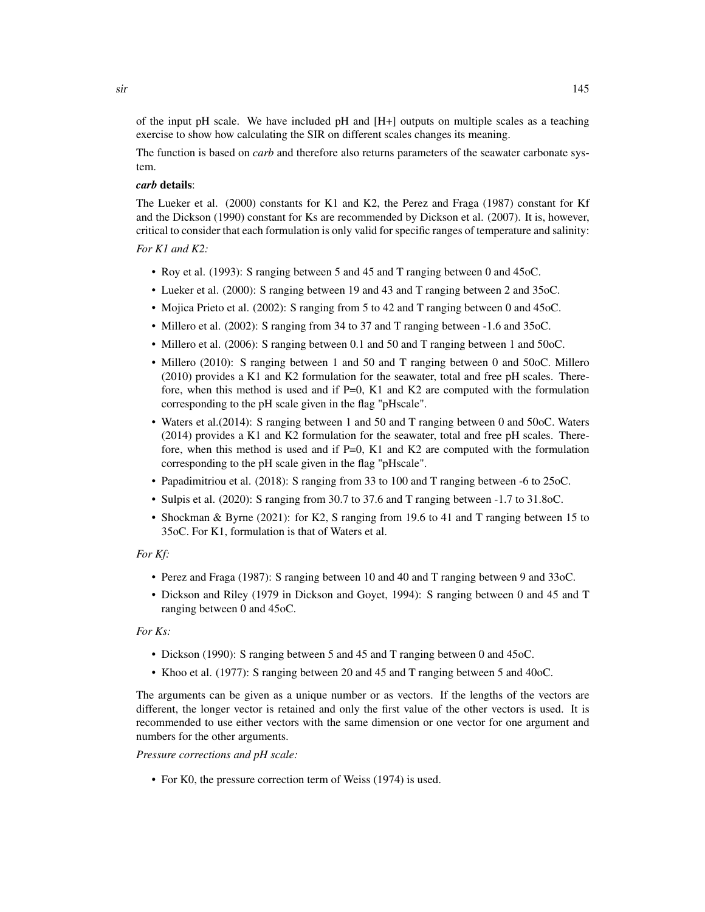of the input pH scale. We have included pH and [H+] outputs on multiple scales as a teaching exercise to show how calculating the SIR on different scales changes its meaning.

The function is based on *carb* and therefore also returns parameters of the seawater carbonate system.

***carb* details**:

The Lueker et al. (2000) constants for K1 and K2, the Perez and Fraga (1987) constant for Kf and the Dickson (1990) constant for Ks are recommended by Dickson et al. (2007). It is, however, critical to consider that each formulation is only valid for specific ranges of temperature and salinity:

*For K1 and K2:*

- Roy et al. (1993): S ranging between 5 and 45 and T ranging between 0 and 45oC.
- Lueker et al. (2000): S ranging between 19 and 43 and T ranging between 2 and 35oC.
- Mojica Prieto et al. (2002): S ranging from 5 to 42 and T ranging between 0 and 45oC.
- Millero et al. (2002): S ranging from 34 to 37 and T ranging between -1.6 and 35oC.
- Millero et al. (2006): S ranging between 0.1 and 50 and T ranging between 1 and 50oC.
- Millero (2010): S ranging between 1 and 50 and T ranging between 0 and 50oC. Millero (2010) provides a K1 and K2 formulation for the seawater, total and free pH scales. Therefore, when this method is used and if P=0, K1 and K2 are computed with the formulation corresponding to the pH scale given in the flag "pHscale".
- Waters et al.(2014): S ranging between 1 and 50 and T ranging between 0 and 50oC. Waters (2014) provides a K1 and K2 formulation for the seawater, total and free pH scales. Therefore, when this method is used and if P=0, K1 and K2 are computed with the formulation corresponding to the pH scale given in the flag "pHscale".
- Papadimitriou et al. (2018): S ranging from 33 to 100 and T ranging between -6 to 25oC.
- Sulpis et al. (2020): S ranging from 30.7 to 37.6 and T ranging between -1.7 to 31.8oC.
- Shockman & Byrne (2021): for K2, S ranging from 19.6 to 41 and T ranging between 15 to 35oC. For K1, formulation is that of Waters et al.

*For Kf:*

- Perez and Fraga (1987): S ranging between 10 and 40 and T ranging between 9 and 33oC.
- Dickson and Riley (1979 in Dickson and Goyet, 1994): S ranging between 0 and 45 and T ranging between 0 and 45oC.

*For Ks:*

- Dickson (1990): S ranging between 5 and 45 and T ranging between 0 and 45oC.
- Khoo et al. (1977): S ranging between 20 and 45 and T ranging between 5 and 40oC.

The arguments can be given as a unique number or as vectors. If the lengths of the vectors are different, the longer vector is retained and only the first value of the other vectors is used. It is recommended to use either vectors with the same dimension or one vector for one argument and numbers for the other arguments.

*Pressure corrections and pH scale:*

- For K0, the pressure correction term of Weiss (1974) is used.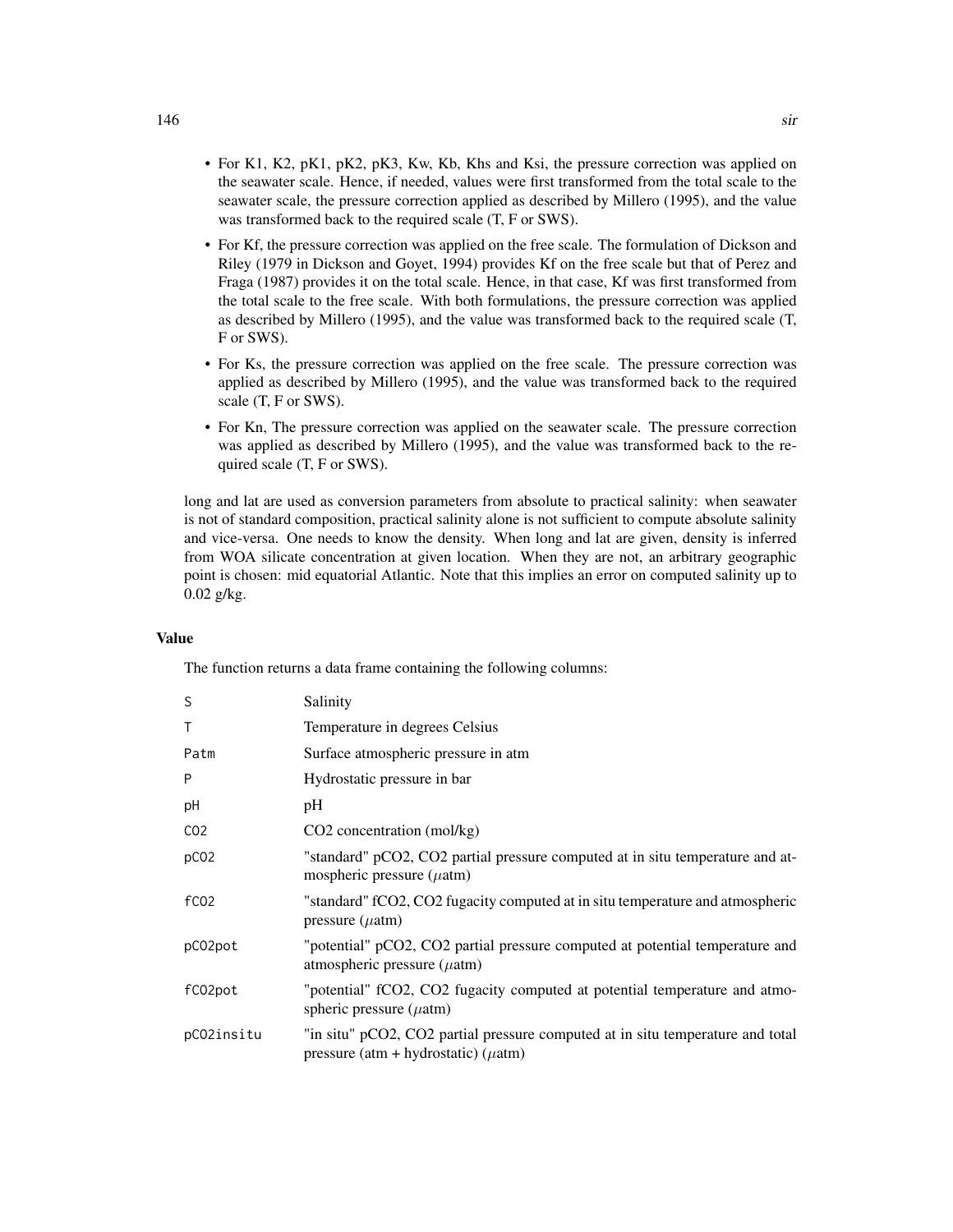- For K1, K2, pK1, pK2, pK3, Kw, Kb, Khs and Ksi, the pressure correction was applied on the seawater scale. Hence, if needed, values were first transformed from the total scale to the seawater scale, the pressure correction applied as described by Millero (1995), and the value was transformed back to the required scale (T, F or SWS).
- For Kf, the pressure correction was applied on the free scale. The formulation of Dickson and Riley (1979 in Dickson and Goyet, 1994) provides Kf on the free scale but that of Perez and Fraga (1987) provides it on the total scale. Hence, in that case, Kf was first transformed from the total scale to the free scale. With both formulations, the pressure correction was applied as described by Millero (1995), and the value was transformed back to the required scale (T, F or SWS).
- For Ks, the pressure correction was applied on the free scale. The pressure correction was applied as described by Millero (1995), and the value was transformed back to the required scale (T, F or SWS).
- For Kn, The pressure correction was applied on the seawater scale. The pressure correction was applied as described by Millero (1995), and the value was transformed back to the required scale (T, F or SWS).

long and lat are used as conversion parameters from absolute to practical salinity: when seawater is not of standard composition, practical salinity alone is not sufficient to compute absolute salinity and vice-versa. One needs to know the density. When long and lat are given, density is inferred from WOA silicate concentration at given location. When they are not, an arbitrary geographic point is chosen: mid equatorial Atlantic. Note that this implies an error on computed salinity up to 0.02 g/kg.

## Value

The function returns a data frame containing the following columns:

| | |
|---|---|
| S | Salinity |
| T | Temperature in degrees Celsius |
| Patm | Surface atmospheric pressure in atm |
| P | Hydrostatic pressure in bar |
| pH | pH |
| CO2 | CO2 concentration (mol/kg) |
| pCO2 | "standard" pCO2, CO2 partial pressure computed at in situ temperature and atmospheric pressure ($\mu$atm) |
| fCO2 | "standard" fCO2, CO2 fugacity computed at in situ temperature and atmospheric pressure ($\mu$atm) |
| pCO2pot | "potential" pCO2, CO2 partial pressure computed at potential temperature and atmospheric pressure ($\mu$atm) |
| fCO2pot | "potential" fCO2, CO2 fugacity computed at potential temperature and atmospheric pressure ($\mu$atm) |
| pCO2insitu | "in situ" pCO2, CO2 partial pressure computed at in situ temperature and total pressure (atm + hydrostatic) ($\mu$atm) |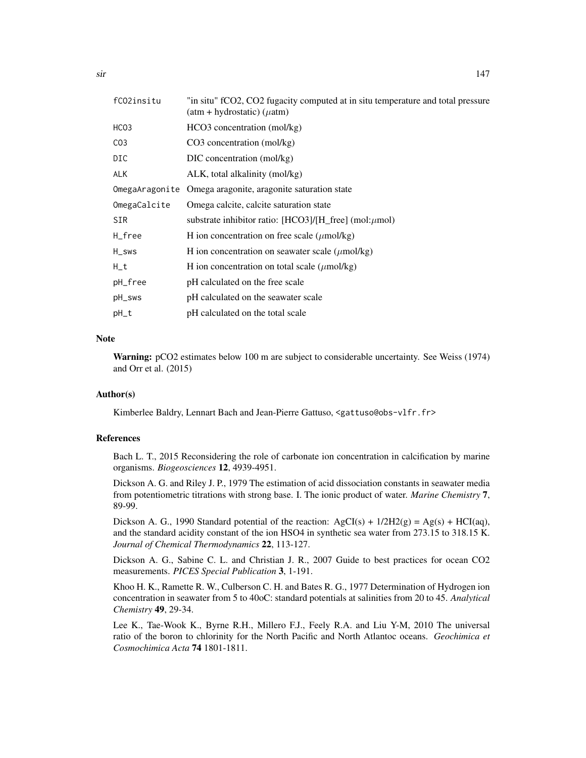| | |
|---|---|
| fCO2insitu | "in situ" fCO2, CO2 fugacity computed at in situ temperature and total pressure (atm + hydrostatic) ($\mu$atm) |
| HCO3 | HCO3 concentration (mol/kg) |
| CO3 | CO3 concentration (mol/kg) |
| DIC | DIC concentration (mol/kg) |
| ALK | ALK, total alkalinity (mol/kg) |
| OmegaAragonite | Omega aragonite, aragonite saturation state |
| OmegaCalcite | Omega calcite, calcite saturation state |
| SIR | substrate inhibitor ratio: [HCO3]/[H_free] (mol:$\mu$mol) |
| H_free | H ion concentration on free scale ($\mu$mol/kg) |
| H_sws | H ion concentration on seawater scale ($\mu$mol/kg) |
| H_t | H ion concentration on total scale ($\mu$mol/kg) |
| pH_free | pH calculated on the free scale |
| pH_sws | pH calculated on the seawater scale |
| pH_t | pH calculated on the total scale |

## Note

**Warning:** pCO2 estimates below 100 m are subject to considerable uncertainty. See Weiss (1974) and Orr et al. (2015)

## Author(s)

Kimberlee Baldry, Lennart Bach and Jean-Pierre Gattuso, <gattuso@obs-vlfr.fr>

## References

Bach L. T., 2015 Reconsidering the role of carbonate ion concentration in calcification by marine organisms. *Biogeosciences* **12**, 4939-4951.

Dickson A. G. and Riley J. P., 1979 The estimation of acid dissociation constants in seawater media from potentiometric titrations with strong base. I. The ionic product of water. *Marine Chemistry* **7**, 89-99.

Dickson A. G., 1990 Standard potential of the reaction: AgCI(s) + 1/2H2(g) = Ag(s) + HCI(aq), and the standard acidity constant of the ion HSO4 in synthetic sea water from 273.15 to 318.15 K. *Journal of Chemical Thermodynamics* **22**, 113-127.

Dickson A. G., Sabine C. L. and Christian J. R., 2007 Guide to best practices for ocean CO2 measurements. *PICES Special Publication* **3**, 1-191.

Khoo H. K., Ramette R. W., Culberson C. H. and Bates R. G., 1977 Determination of Hydrogen ion concentration in seawater from 5 to 40oC: standard potentials at salinities from 20 to 45. *Analytical Chemistry* **49**, 29-34.

Lee K., Tae-Wook K., Byrne R.H., Millero F.J., Feely R.A. and Liu Y-M, 2010 The universal ratio of the boron to chlorinity for the North Pacific and North Atlantoc oceans. *Geochimica et Cosmochimica Acta* **74** 1801-1811.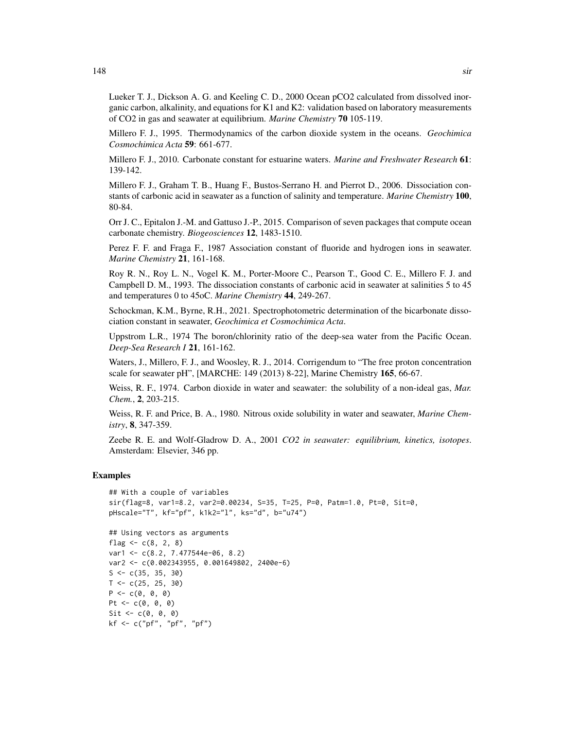Lueker T. J., Dickson A. G. and Keeling C. D., 2000 Ocean pCO2 calculated from dissolved inorganic carbon, alkalinity, and equations for K1 and K2: validation based on laboratory measurements of CO2 in gas and seawater at equilibrium. *Marine Chemistry* **70** 105-119.

Millero F. J., 1995. Thermodynamics of the carbon dioxide system in the oceans. *Geochimica Cosmochimica Acta* **59**: 661-677.

Millero F. J., 2010. Carbonate constant for estuarine waters. *Marine and Freshwater Research* **61**: 139-142.

Millero F. J., Graham T. B., Huang F., Bustos-Serrano H. and Pierrot D., 2006. Dissociation constants of carbonic acid in seawater as a function of salinity and temperature. *Marine Chemistry* **100**, 80-84.

Orr J. C., Epitalon J.-M. and Gattuso J.-P., 2015. Comparison of seven packages that compute ocean carbonate chemistry. *Biogeosciences* **12**, 1483-1510.

Perez F. F. and Fraga F., 1987 Association constant of fluoride and hydrogen ions in seawater. *Marine Chemistry* **21**, 161-168.

Roy R. N., Roy L. N., Vogel K. M., Porter-Moore C., Pearson T., Good C. E., Millero F. J. and Campbell D. M., 1993. The dissociation constants of carbonic acid in seawater at salinities 5 to 45 and temperatures 0 to 45oC. *Marine Chemistry* **44**, 249-267.

Schockman, K.M., Byrne, R.H., 2021. Spectrophotometric determination of the bicarbonate dissociation constant in seawater, *Geochimica et Cosmochimica Acta*.

Uppstrom L.R., 1974 The boron/chlorinity ratio of the deep-sea water from the Pacific Ocean. *Deep-Sea Research I* **21**, 161-162.

Waters, J., Millero, F. J., and Woosley, R. J., 2014. Corrigendum to "The free proton concentration scale for seawater pH", [MARCHE: 149 (2013) 8-22], Marine Chemistry **165**, 66-67.

Weiss, R. F., 1974. Carbon dioxide in water and seawater: the solubility of a non-ideal gas, *Mar. Chem.*, **2**, 203-215.

Weiss, R. F. and Price, B. A., 1980. Nitrous oxide solubility in water and seawater, *Marine Chemistry*, **8**, 347-359.

Zeebe R. E. and Wolf-Gladrow D. A., 2001 *CO2 in seawater: equilibrium, kinetics, isotopes*. Amsterdam: Elsevier, 346 pp.

## Examples

```
## With a couple of variables
sir(flag=8, var1=8.2, var2=0.00234, S=35, T=25, P=0, Patm=1.0, Pt=0, Sit=0,
pHscale="T", kf="pf", k1k2="l", ks="d", b="u74")

## Using vectors as arguments
flag <- c(8, 2, 8)
var1 <- c(8.2, 7.477544e-06, 8.2)
var2 <- c(0.002343955, 0.001649802, 2400e-6)
S <- c(35, 35, 30)
T <- c(25, 25, 30)
P <- c(0, 0, 0)
Pt <- c(0, 0, 0)
Sit <- c(0, 0, 0)
kf <- c("pf", "pf", "pf")
```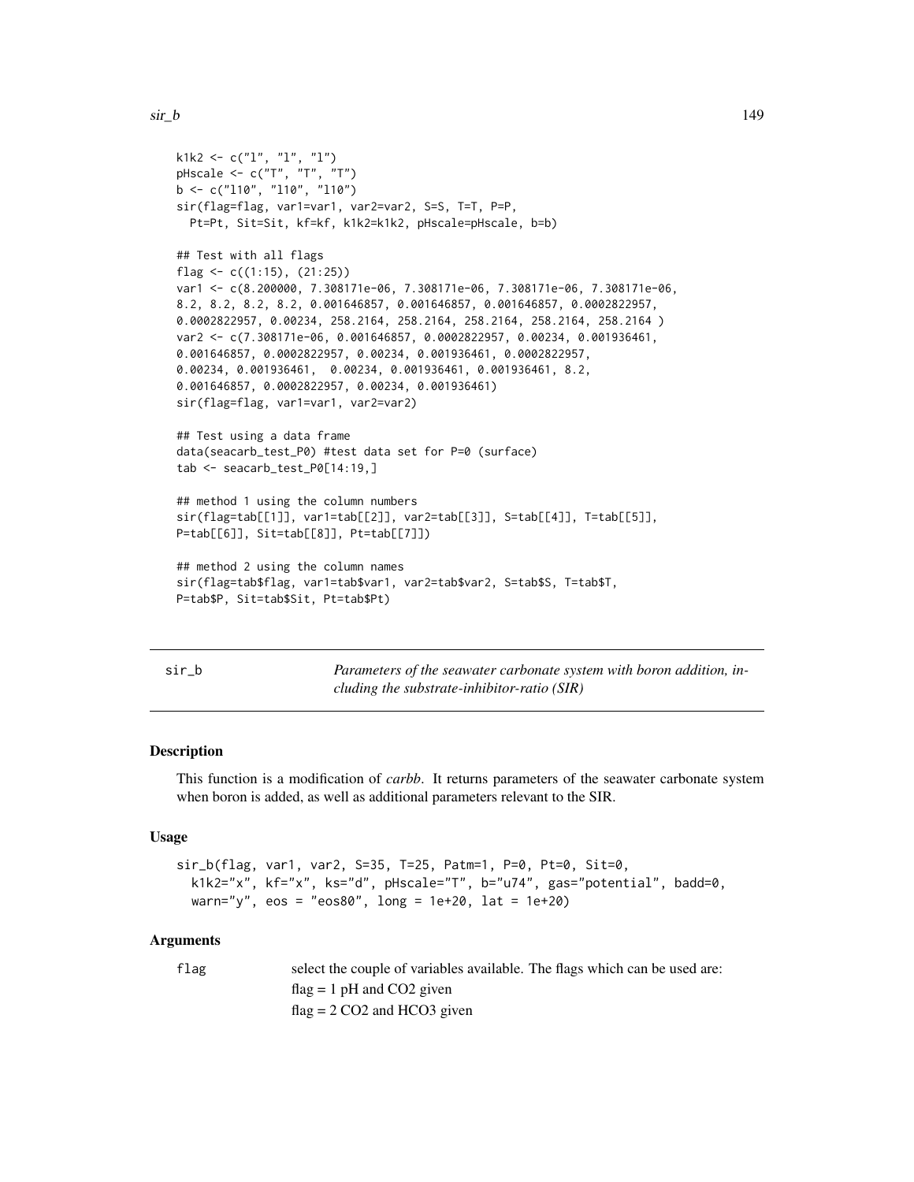```
k1k2 <- c("l", "l", "l")
pHscale <- c("T", "T", "T")
b <- c("l10", "l10", "l10")
sir(flag=flag, var1=var1, var2=var2, S=S, T=T, P=P,
  Pt=Pt, Sit=Sit, kf=kf, k1k2=k1k2, pHscale=pHscale, b=b)

## Test with all flags
flag <- c((1:15), (21:25))
var1 <- c(8.200000, 7.308171e-06, 7.308171e-06, 7.308171e-06, 7.308171e-06,
8.2, 8.2, 8.2, 8.2, 0.001646857, 0.001646857, 0.001646857, 0.0002822957,
0.0002822957, 0.00234, 258.2164, 258.2164, 258.2164, 258.2164, 258.2164 )
var2 <- c(7.308171e-06, 0.001646857, 0.0002822957, 0.00234, 0.001936461,
0.001646857, 0.0002822957, 0.00234, 0.001936461, 0.0002822957,
0.00234, 0.001936461,  0.00234, 0.001936461, 0.001936461, 8.2,
0.001646857, 0.0002822957, 0.00234, 0.001936461)
sir(flag=flag, var1=var1, var2=var2)

## Test using a data frame
data(seacarb_test_P0) #test data set for P=0 (surface)
tab <- seacarb_test_P0[14:19,]

## method 1 using the column numbers
sir(flag=tab[[1]], var1=tab[[2]], var2=tab[[3]], S=tab[[4]], T=tab[[5]],
P=tab[[6]], Sit=tab[[8]], Pt=tab[[7]])

## method 2 using the column names
sir(flag=tab$flag, var1=tab$var1, var2=tab$var2, S=tab$S, T=tab$T,
P=tab$P, Sit=tab$Sit, Pt=tab$Pt)
```

# sir_b — *Parameters of the seawater carbonate system with boron addition, including the substrate-inhibitor-ratio (SIR)*

## Description

This function is a modification of *carbb*. It returns parameters of the seawater carbonate system when boron is added, as well as additional parameters relevant to the SIR.

## Usage

```
sir_b(flag, var1, var2, S=35, T=25, Patm=1, P=0, Pt=0, Sit=0,
  k1k2="x", kf="x", ks="d", pHscale="T", b="u74", gas="potential", badd=0,
  warn="y", eos = "eos80", long = 1e+20, lat = 1e+20)
```

## Arguments

`flag` select the couple of variables available. The flags which can be used are:

flag = 1 pH and CO2 given

flag = 2 CO2 and HCO3 given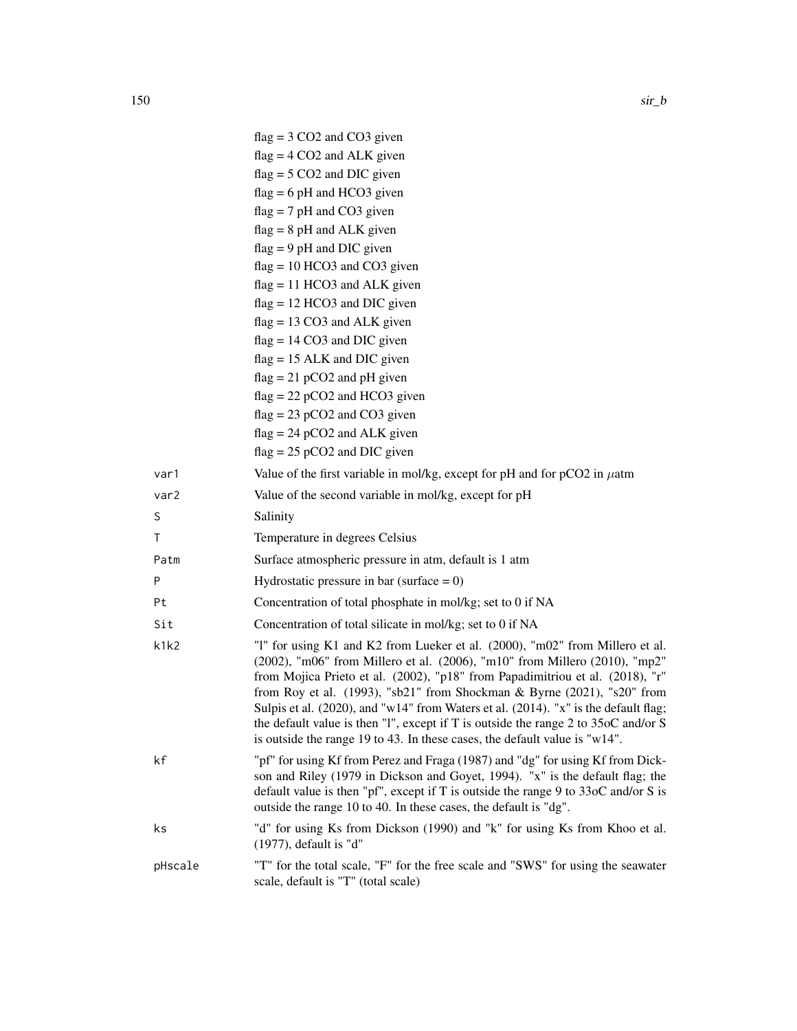flag = 3 CO2 and CO3 given
flag = 4 CO2 and ALK given
flag = 5 CO2 and DIC given
flag = 6 pH and HCO3 given
flag = 7 pH and CO3 given
flag = 8 pH and ALK given
flag = 9 pH and DIC given
flag = 10 HCO3 and CO3 given
flag = 11 HCO3 and ALK given
flag = 12 HCO3 and DIC given
flag = 13 CO3 and ALK given
flag = 14 CO3 and DIC given
flag = 15 ALK and DIC given
flag = 21 pCO2 and pH given
flag = 22 pCO2 and HCO3 given
flag = 23 pCO2 and CO3 given
flag = 24 pCO2 and ALK given
flag = 25 pCO2 and DIC given

`var1` Value of the first variable in mol/kg, except for pH and for pCO2 in $\mu$atm

`var2` Value of the second variable in mol/kg, except for pH

`S` Salinity

`T` Temperature in degrees Celsius

`Patm` Surface atmospheric pressure in atm, default is 1 atm

`P` Hydrostatic pressure in bar (surface = 0)

`Pt` Concentration of total phosphate in mol/kg; set to 0 if NA

`Sit` Concentration of total silicate in mol/kg; set to 0 if NA

`k1k2` "l" for using K1 and K2 from Lueker et al. (2000), "m02" from Millero et al. (2002), "m06" from Millero et al. (2006), "m10" from Millero (2010), "mp2" from Mojica Prieto et al. (2002), "p18" from Papadimitriou et al. (2018), "r" from Roy et al. (1993), "sb21" from Shockman & Byrne (2021), "s20" from Sulpis et al. (2020), and "w14" from Waters et al. (2014). "x" is the default flag; the default value is then "l", except if T is outside the range 2 to 35oC and/or S is outside the range 19 to 43. In these cases, the default value is "w14".

`kf` "pf" for using Kf from Perez and Fraga (1987) and "dg" for using Kf from Dickson and Riley (1979 in Dickson and Goyet, 1994). "x" is the default flag; the default value is then "pf", except if T is outside the range 9 to 33oC and/or S is outside the range 10 to 40. In these cases, the default is "dg".

`ks` "d" for using Ks from Dickson (1990) and "k" for using Ks from Khoo et al. (1977), default is "d"

`pHscale` "T" for the total scale, "F" for the free scale and "SWS" for using the seawater scale, default is "T" (total scale)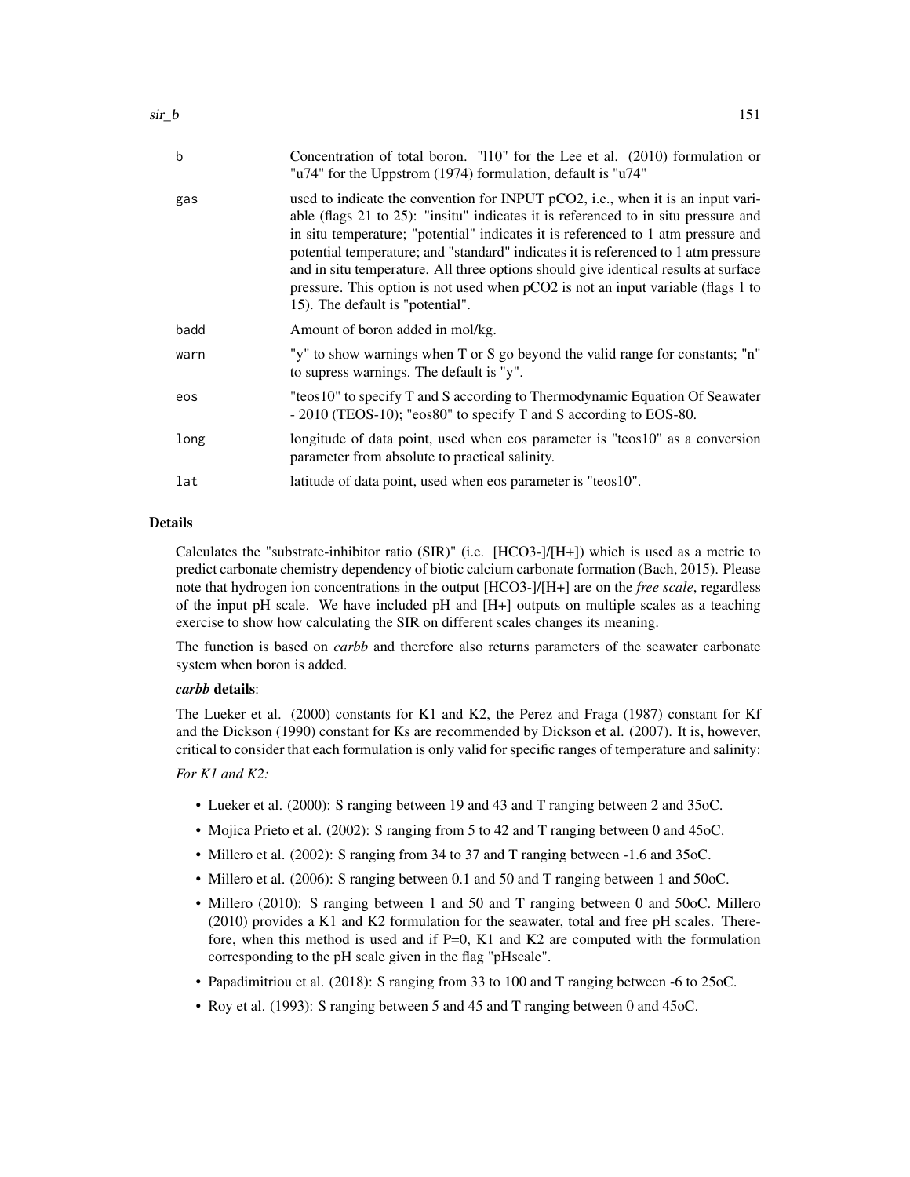| | |
|---|---|
| b | Concentration of total boron. "l10" for the Lee et al. (2010) formulation or "u74" for the Uppstrom (1974) formulation, default is "u74" |
| gas | used to indicate the convention for INPUT pCO2, i.e., when it is an input variable (flags 21 to 25): "insitu" indicates it is referenced to in situ pressure and in situ temperature; "potential" indicates it is referenced to 1 atm pressure and potential temperature; and "standard" indicates it is referenced to 1 atm pressure and in situ temperature. All three options should give identical results at surface pressure. This option is not used when pCO2 is not an input variable (flags 1 to 15). The default is "potential". |
| badd | Amount of boron added in mol/kg. |
| warn | "y" to show warnings when T or S go beyond the valid range for constants; "n" to supress warnings. The default is "y". |
| eos | "teos10" to specify T and S according to Thermodynamic Equation Of Seawater - 2010 (TEOS-10); "eos80" to specify T and S according to EOS-80. |
| long | longitude of data point, used when eos parameter is "teos10" as a conversion parameter from absolute to practical salinity. |
| lat | latitude of data point, used when eos parameter is "teos10". |

### Details

Calculates the "substrate-inhibitor ratio (SIR)" (i.e. [HCO3-]/[H+]) which is used as a metric to predict carbonate chemistry dependency of biotic calcium carbonate formation (Bach, 2015). Please note that hydrogen ion concentrations in the output [HCO3-]/[H+] are on the *free scale*, regardless of the input pH scale. We have included pH and [H+] outputs on multiple scales as a teaching exercise to show how calculating the SIR on different scales changes its meaning.

The function is based on *carbb* and therefore also returns parameters of the seawater carbonate system when boron is added.

***carbb* details**:

The Lueker et al. (2000) constants for K1 and K2, the Perez and Fraga (1987) constant for Kf and the Dickson (1990) constant for Ks are recommended by Dickson et al. (2007). It is, however, critical to consider that each formulation is only valid for specific ranges of temperature and salinity:

*For K1 and K2:*

- Lueker et al. (2000): S ranging between 19 and 43 and T ranging between 2 and 35oC.
- Mojica Prieto et al. (2002): S ranging from 5 to 42 and T ranging between 0 and 45oC.
- Millero et al. (2002): S ranging from 34 to 37 and T ranging between -1.6 and 35oC.
- Millero et al. (2006): S ranging between 0.1 and 50 and T ranging between 1 and 50oC.
- Millero (2010): S ranging between 1 and 50 and T ranging between 0 and 50oC. Millero (2010) provides a K1 and K2 formulation for the seawater, total and free pH scales. Therefore, when this method is used and if P=0, K1 and K2 are computed with the formulation corresponding to the pH scale given in the flag "pHscale".
- Papadimitriou et al. (2018): S ranging from 33 to 100 and T ranging between -6 to 25oC.
- Roy et al. (1993): S ranging between 5 and 45 and T ranging between 0 and 45oC.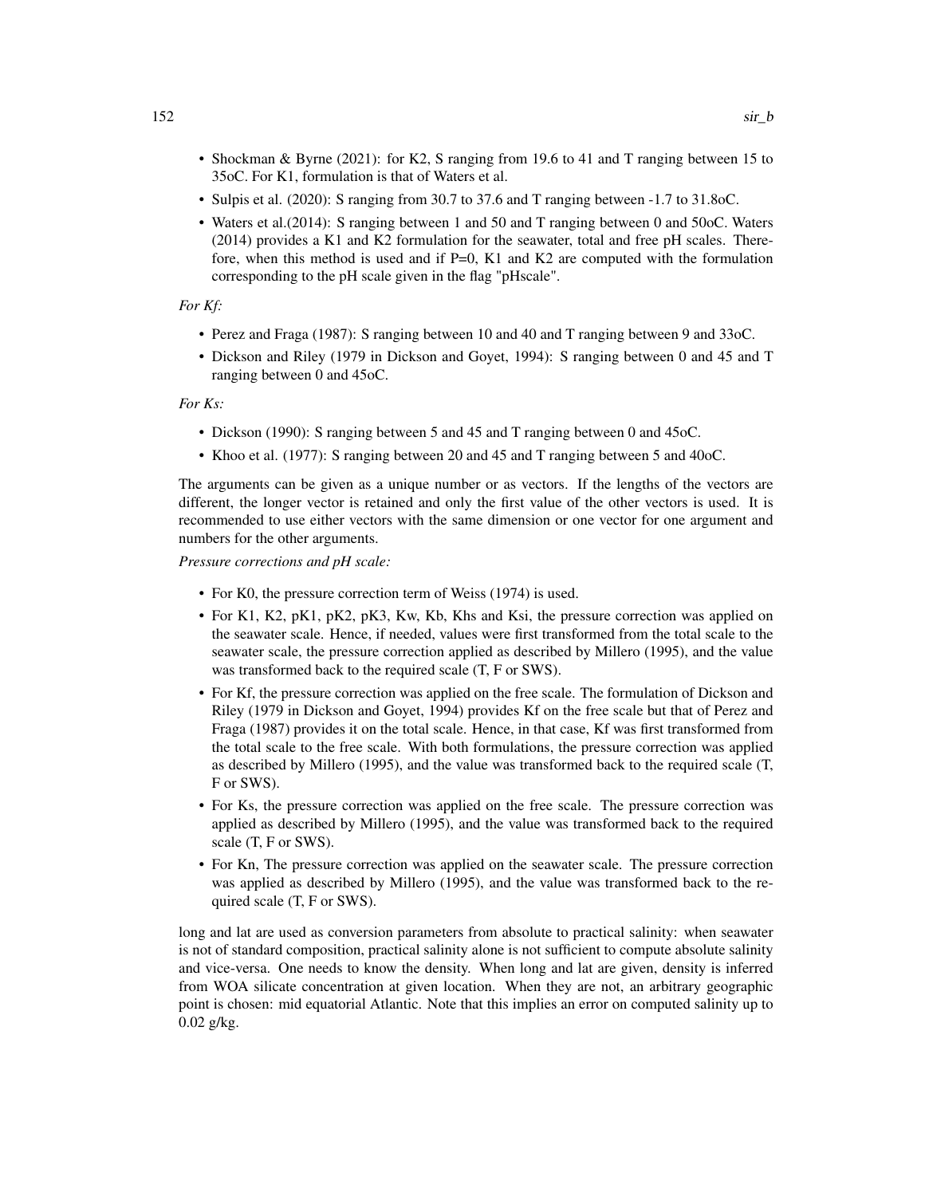- Shockman & Byrne (2021): for K2, S ranging from 19.6 to 41 and T ranging between 15 to 35oC. For K1, formulation is that of Waters et al.
- Sulpis et al. (2020): S ranging from 30.7 to 37.6 and T ranging between -1.7 to 31.8oC.
- Waters et al.(2014): S ranging between 1 and 50 and T ranging between 0 and 50oC. Waters (2014) provides a K1 and K2 formulation for the seawater, total and free pH scales. Therefore, when this method is used and if P=0, K1 and K2 are computed with the formulation corresponding to the pH scale given in the flag "pHscale".

*For Kf:*

- Perez and Fraga (1987): S ranging between 10 and 40 and T ranging between 9 and 33oC.
- Dickson and Riley (1979 in Dickson and Goyet, 1994): S ranging between 0 and 45 and T ranging between 0 and 45oC.

*For Ks:*

- Dickson (1990): S ranging between 5 and 45 and T ranging between 0 and 45oC.
- Khoo et al. (1977): S ranging between 20 and 45 and T ranging between 5 and 40oC.

The arguments can be given as a unique number or as vectors. If the lengths of the vectors are different, the longer vector is retained and only the first value of the other vectors is used. It is recommended to use either vectors with the same dimension or one vector for one argument and numbers for the other arguments.

*Pressure corrections and pH scale:*

- For K0, the pressure correction term of Weiss (1974) is used.
- For K1, K2, pK1, pK2, pK3, Kw, Kb, Khs and Ksi, the pressure correction was applied on the seawater scale. Hence, if needed, values were first transformed from the total scale to the seawater scale, the pressure correction applied as described by Millero (1995), and the value was transformed back to the required scale (T, F or SWS).
- For Kf, the pressure correction was applied on the free scale. The formulation of Dickson and Riley (1979 in Dickson and Goyet, 1994) provides Kf on the free scale but that of Perez and Fraga (1987) provides it on the total scale. Hence, in that case, Kf was first transformed from the total scale to the free scale. With both formulations, the pressure correction was applied as described by Millero (1995), and the value was transformed back to the required scale (T, F or SWS).
- For Ks, the pressure correction was applied on the free scale. The pressure correction was applied as described by Millero (1995), and the value was transformed back to the required scale (T, F or SWS).
- For Kn, The pressure correction was applied on the seawater scale. The pressure correction was applied as described by Millero (1995), and the value was transformed back to the required scale (T, F or SWS).

long and lat are used as conversion parameters from absolute to practical salinity: when seawater is not of standard composition, practical salinity alone is not sufficient to compute absolute salinity and vice-versa. One needs to know the density. When long and lat are given, density is inferred from WOA silicate concentration at given location. When they are not, an arbitrary geographic point is chosen: mid equatorial Atlantic. Note that this implies an error on computed salinity up to 0.02 g/kg.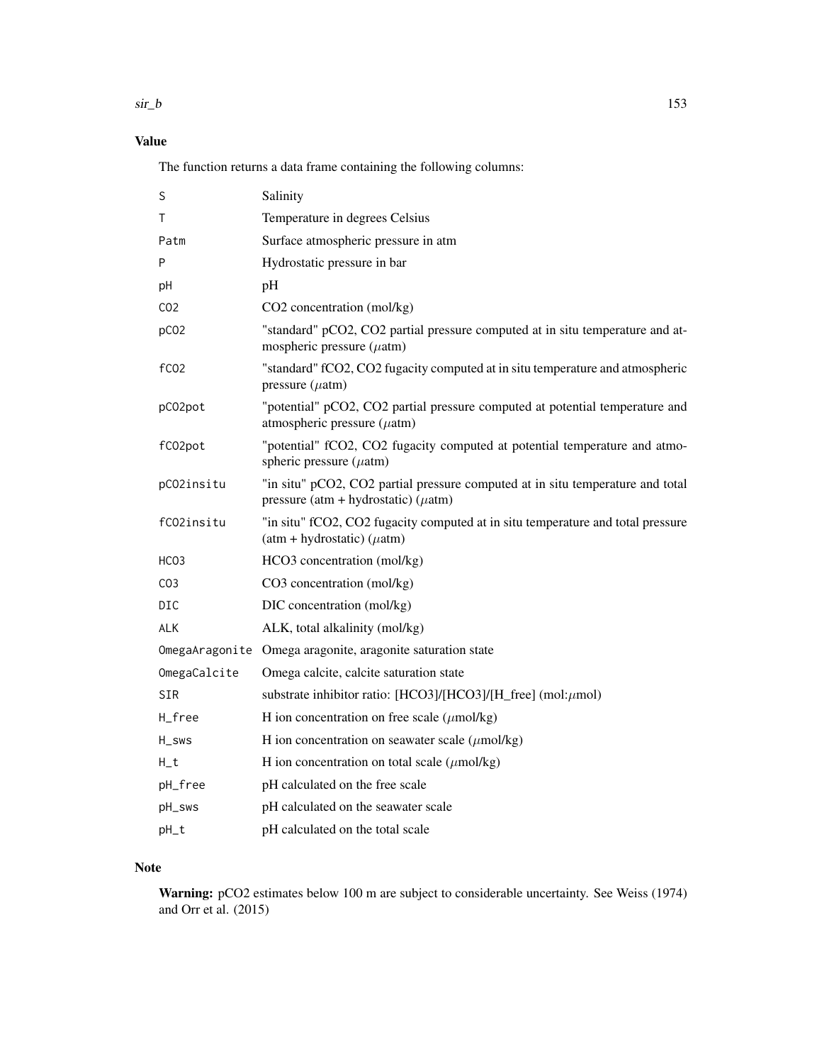## Value

The function returns a data frame containing the following columns:

| | |
|---|---|
| S | Salinity |
| T | Temperature in degrees Celsius |
| Patm | Surface atmospheric pressure in atm |
| P | Hydrostatic pressure in bar |
| pH | pH |
| CO2 | CO2 concentration (mol/kg) |
| pCO2 | "standard" pCO2, CO2 partial pressure computed at in situ temperature and atmospheric pressure ($\mu$atm) |
| fCO2 | "standard" fCO2, CO2 fugacity computed at in situ temperature and atmospheric pressure ($\mu$atm) |
| pCO2pot | "potential" pCO2, CO2 partial pressure computed at potential temperature and atmospheric pressure ($\mu$atm) |
| fCO2pot | "potential" fCO2, CO2 fugacity computed at potential temperature and atmospheric pressure ($\mu$atm) |
| pCO2insitu | "in situ" pCO2, CO2 partial pressure computed at in situ temperature and total pressure (atm + hydrostatic) ($\mu$atm) |
| fCO2insitu | "in situ" fCO2, CO2 fugacity computed at in situ temperature and total pressure (atm + hydrostatic) ($\mu$atm) |
| HCO3 | HCO3 concentration (mol/kg) |
| CO3 | CO3 concentration (mol/kg) |
| DIC | DIC concentration (mol/kg) |
| ALK | ALK, total alkalinity (mol/kg) |
| OmegaAragonite | Omega aragonite, aragonite saturation state |
| OmegaCalcite | Omega calcite, calcite saturation state |
| SIR | substrate inhibitor ratio: [HCO3]/[HCO3]/[H_free] (mol:$\mu$mol) |
| H_free | H ion concentration on free scale ($\mu$mol/kg) |
| H_sws | H ion concentration on seawater scale ($\mu$mol/kg) |
| H_t | H ion concentration on total scale ($\mu$mol/kg) |
| pH_free | pH calculated on the free scale |
| pH_sws | pH calculated on the seawater scale |
| pH_t | pH calculated on the total scale |

## Note

**Warning:** pCO2 estimates below 100 m are subject to considerable uncertainty. See Weiss (1974) and Orr et al. (2015)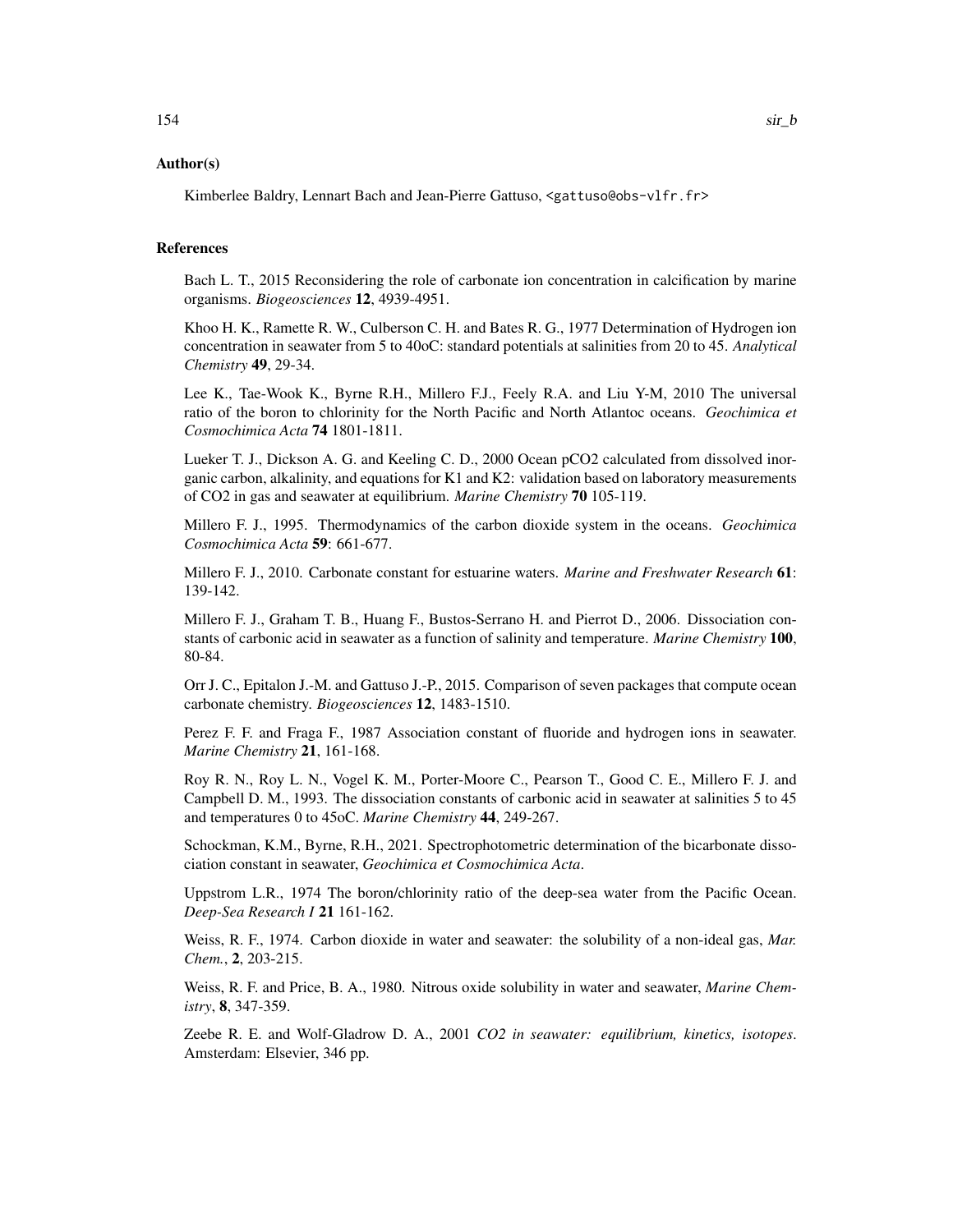### Author(s)

Kimberlee Baldry, Lennart Bach and Jean-Pierre Gattuso, <gattuso@obs-vlfr.fr>

### References

Bach L. T., 2015 Reconsidering the role of carbonate ion concentration in calcification by marine organisms. *Biogeosciences* **12**, 4939-4951.

Khoo H. K., Ramette R. W., Culberson C. H. and Bates R. G., 1977 Determination of Hydrogen ion concentration in seawater from 5 to 40oC: standard potentials at salinities from 20 to 45. *Analytical Chemistry* **49**, 29-34.

Lee K., Tae-Wook K., Byrne R.H., Millero F.J., Feely R.A. and Liu Y-M, 2010 The universal ratio of the boron to chlorinity for the North Pacific and North Atlantoc oceans. *Geochimica et Cosmochimica Acta* **74** 1801-1811.

Lueker T. J., Dickson A. G. and Keeling C. D., 2000 Ocean pCO2 calculated from dissolved inorganic carbon, alkalinity, and equations for K1 and K2: validation based on laboratory measurements of CO2 in gas and seawater at equilibrium. *Marine Chemistry* **70** 105-119.

Millero F. J., 1995. Thermodynamics of the carbon dioxide system in the oceans. *Geochimica Cosmochimica Acta* **59**: 661-677.

Millero F. J., 2010. Carbonate constant for estuarine waters. *Marine and Freshwater Research* **61**: 139-142.

Millero F. J., Graham T. B., Huang F., Bustos-Serrano H. and Pierrot D., 2006. Dissociation constants of carbonic acid in seawater as a function of salinity and temperature. *Marine Chemistry* **100**, 80-84.

Orr J. C., Epitalon J.-M. and Gattuso J.-P., 2015. Comparison of seven packages that compute ocean carbonate chemistry. *Biogeosciences* **12**, 1483-1510.

Perez F. F. and Fraga F., 1987 Association constant of fluoride and hydrogen ions in seawater. *Marine Chemistry* **21**, 161-168.

Roy R. N., Roy L. N., Vogel K. M., Porter-Moore C., Pearson T., Good C. E., Millero F. J. and Campbell D. M., 1993. The dissociation constants of carbonic acid in seawater at salinities 5 to 45 and temperatures 0 to 45oC. *Marine Chemistry* **44**, 249-267.

Schockman, K.M., Byrne, R.H., 2021. Spectrophotometric determination of the bicarbonate dissociation constant in seawater, *Geochimica et Cosmochimica Acta*.

Uppstrom L.R., 1974 The boron/chlorinity ratio of the deep-sea water from the Pacific Ocean. *Deep-Sea Research I* **21** 161-162.

Weiss, R. F., 1974. Carbon dioxide in water and seawater: the solubility of a non-ideal gas, *Mar. Chem.*, **2**, 203-215.

Weiss, R. F. and Price, B. A., 1980. Nitrous oxide solubility in water and seawater, *Marine Chemistry*, **8**, 347-359.

Zeebe R. E. and Wolf-Gladrow D. A., 2001 *CO2 in seawater: equilibrium, kinetics, isotopes*. Amsterdam: Elsevier, 346 pp.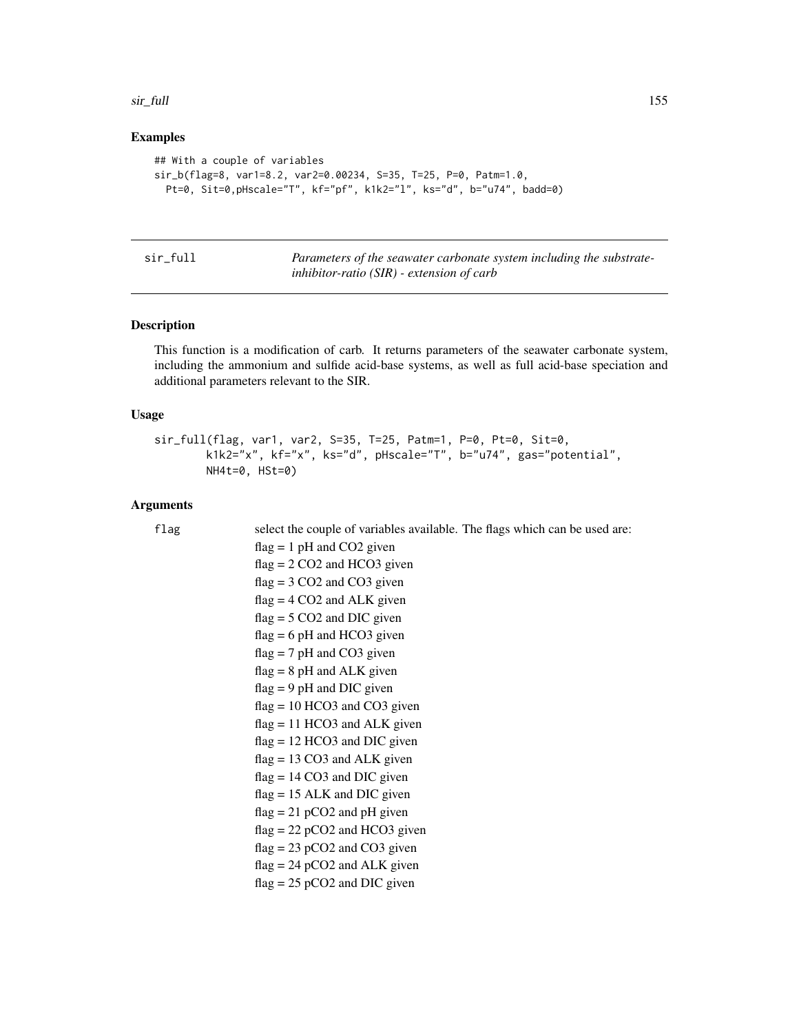## Examples

```
## With a couple of variables
sir_b(flag=8, var1=8.2, var2=0.00234, S=35, T=25, P=0, Patm=1.0,
  Pt=0, Sit=0,pHscale="T", kf="pf", k1k2="l", ks="d", b="u74", badd=0)
```

---

# sir_full

*Parameters of the seawater carbonate system including the substrate-inhibitor-ratio (SIR) - extension of carb*

---

## Description

This function is a modification of carb. It returns parameters of the seawater carbonate system, including the ammonium and sulfide acid-base systems, as well as full acid-base speciation and additional parameters relevant to the SIR.

## Usage

```
sir_full(flag, var1, var2, S=35, T=25, Patm=1, P=0, Pt=0, Sit=0,
        k1k2="x", kf="x", ks="d", pHscale="T", b="u74", gas="potential",
        NH4t=0, HSt=0)
```

## Arguments

`flag` select the couple of variables available. The flags which can be used are:

flag = 1 pH and CO2 given
flag = 2 CO2 and HCO3 given
flag = 3 CO2 and CO3 given
flag = 4 CO2 and ALK given
flag = 5 CO2 and DIC given
flag = 6 pH and HCO3 given
flag = 7 pH and CO3 given
flag = 8 pH and ALK given
flag = 9 pH and DIC given
flag = 10 HCO3 and CO3 given
flag = 11 HCO3 and ALK given
flag = 12 HCO3 and DIC given
flag = 13 CO3 and ALK given
flag = 14 CO3 and DIC given
flag = 15 ALK and DIC given
flag = 21 pCO2 and pH given
flag = 22 pCO2 and HCO3 given
flag = 23 pCO2 and CO3 given
flag = 24 pCO2 and ALK given
flag = 25 pCO2 and DIC given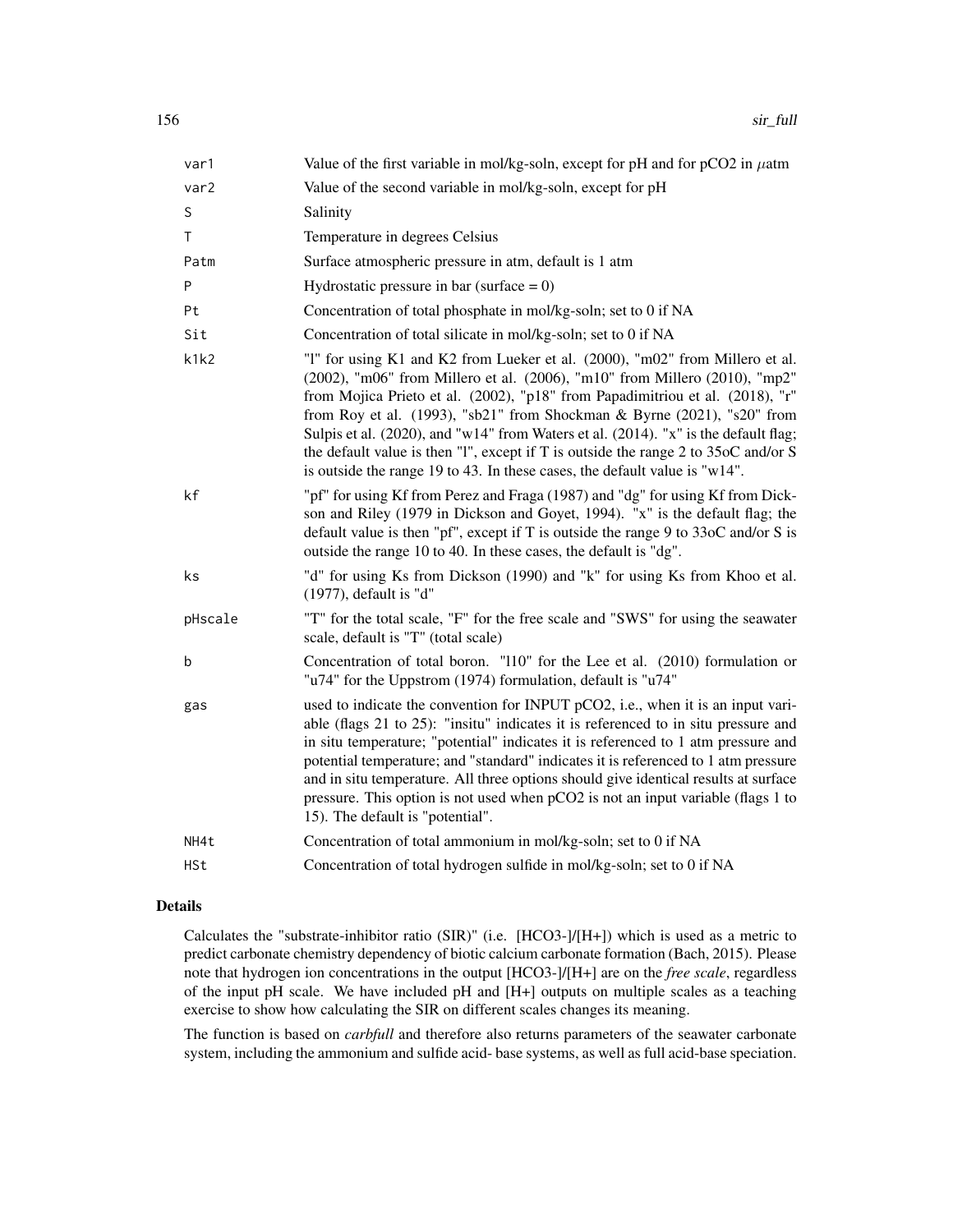| | |
|---|---|
| var1 | Value of the first variable in mol/kg-soln, except for pH and for pCO2 in $\mu$atm |
| var2 | Value of the second variable in mol/kg-soln, except for pH |
| S | Salinity |
| T | Temperature in degrees Celsius |
| Patm | Surface atmospheric pressure in atm, default is 1 atm |
| P | Hydrostatic pressure in bar (surface = 0) |
| Pt | Concentration of total phosphate in mol/kg-soln; set to 0 if NA |
| Sit | Concentration of total silicate in mol/kg-soln; set to 0 if NA |
| k1k2 | "l" for using K1 and K2 from Lueker et al. (2000), "m02" from Millero et al. (2002), "m06" from Millero et al. (2006), "m10" from Millero (2010), "mp2" from Mojica Prieto et al. (2002), "p18" from Papadimitriou et al. (2018), "r" from Roy et al. (1993), "sb21" from Shockman & Byrne (2021), "s20" from Sulpis et al. (2020), and "w14" from Waters et al. (2014). "x" is the default flag; the default value is then "l", except if T is outside the range 2 to 35oC and/or S is outside the range 19 to 43. In these cases, the default value is "w14". |
| kf | "pf" for using Kf from Perez and Fraga (1987) and "dg" for using Kf from Dickson and Riley (1979 in Dickson and Goyet, 1994). "x" is the default flag; the default value is then "pf", except if T is outside the range 9 to 33oC and/or S is outside the range 10 to 40. In these cases, the default is "dg". |
| ks | "d" for using Ks from Dickson (1990) and "k" for using Ks from Khoo et al. (1977), default is "d" |
| pHscale | "T" for the total scale, "F" for the free scale and "SWS" for using the seawater scale, default is "T" (total scale) |
| b | Concentration of total boron. "l10" for the Lee et al. (2010) formulation or "u74" for the Uppstrom (1974) formulation, default is "u74" |
| gas | used to indicate the convention for INPUT pCO2, i.e., when it is an input variable (flags 21 to 25): "insitu" indicates it is referenced to in situ pressure and in situ temperature; "potential" indicates it is referenced to 1 atm pressure and potential temperature; and "standard" indicates it is referenced to 1 atm pressure and in situ temperature. All three options should give identical results at surface pressure. This option is not used when pCO2 is not an input variable (flags 1 to 15). The default is "potential". |
| NH4t | Concentration of total ammonium in mol/kg-soln; set to 0 if NA |
| HSt | Concentration of total hydrogen sulfide in mol/kg-soln; set to 0 if NA |

## Details

Calculates the "substrate-inhibitor ratio (SIR)" (i.e. [HCO3-]/[H+]) which is used as a metric to predict carbonate chemistry dependency of biotic calcium carbonate formation (Bach, 2015). Please note that hydrogen ion concentrations in the output [HCO3-]/[H+] are on the *free scale*, regardless of the input pH scale. We have included pH and [H+] outputs on multiple scales as a teaching exercise to show how calculating the SIR on different scales changes its meaning.

The function is based on *carbfull* and therefore also returns parameters of the seawater carbonate system, including the ammonium and sulfide acid- base systems, as well as full acid-base speciation.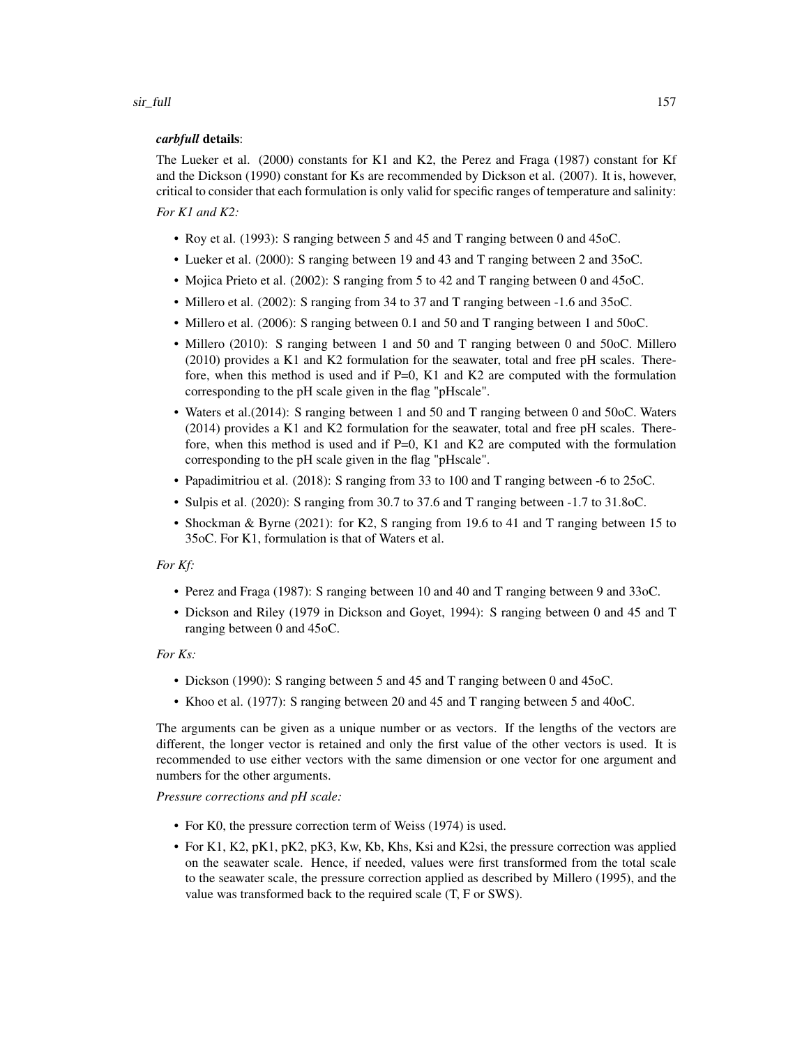***carbfull* details**:

The Lueker et al. (2000) constants for K1 and K2, the Perez and Fraga (1987) constant for Kf and the Dickson (1990) constant for Ks are recommended by Dickson et al. (2007). It is, however, critical to consider that each formulation is only valid for specific ranges of temperature and salinity:

*For K1 and K2:*

- Roy et al. (1993): S ranging between 5 and 45 and T ranging between 0 and 45oC.
- Lueker et al. (2000): S ranging between 19 and 43 and T ranging between 2 and 35oC.
- Mojica Prieto et al. (2002): S ranging from 5 to 42 and T ranging between 0 and 45oC.
- Millero et al. (2002): S ranging from 34 to 37 and T ranging between -1.6 and 35oC.
- Millero et al. (2006): S ranging between 0.1 and 50 and T ranging between 1 and 50oC.
- Millero (2010): S ranging between 1 and 50 and T ranging between 0 and 50oC. Millero (2010) provides a K1 and K2 formulation for the seawater, total and free pH scales. Therefore, when this method is used and if P=0, K1 and K2 are computed with the formulation corresponding to the pH scale given in the flag "pHscale".
- Waters et al.(2014): S ranging between 1 and 50 and T ranging between 0 and 50oC. Waters (2014) provides a K1 and K2 formulation for the seawater, total and free pH scales. Therefore, when this method is used and if P=0, K1 and K2 are computed with the formulation corresponding to the pH scale given in the flag "pHscale".
- Papadimitriou et al. (2018): S ranging from 33 to 100 and T ranging between -6 to 25oC.
- Sulpis et al. (2020): S ranging from 30.7 to 37.6 and T ranging between -1.7 to 31.8oC.
- Shockman & Byrne (2021): for K2, S ranging from 19.6 to 41 and T ranging between 15 to 35oC. For K1, formulation is that of Waters et al.

*For Kf:*

- Perez and Fraga (1987): S ranging between 10 and 40 and T ranging between 9 and 33oC.
- Dickson and Riley (1979 in Dickson and Goyet, 1994): S ranging between 0 and 45 and T ranging between 0 and 45oC.

*For Ks:*

- Dickson (1990): S ranging between 5 and 45 and T ranging between 0 and 45oC.
- Khoo et al. (1977): S ranging between 20 and 45 and T ranging between 5 and 40oC.

The arguments can be given as a unique number or as vectors. If the lengths of the vectors are different, the longer vector is retained and only the first value of the other vectors is used. It is recommended to use either vectors with the same dimension or one vector for one argument and numbers for the other arguments.

*Pressure corrections and pH scale:*

- For K0, the pressure correction term of Weiss (1974) is used.
- For K1, K2, pK1, pK2, pK3, Kw, Kb, Khs, Ksi and K2si, the pressure correction was applied on the seawater scale. Hence, if needed, values were first transformed from the total scale to the seawater scale, the pressure correction applied as described by Millero (1995), and the value was transformed back to the required scale (T, F or SWS).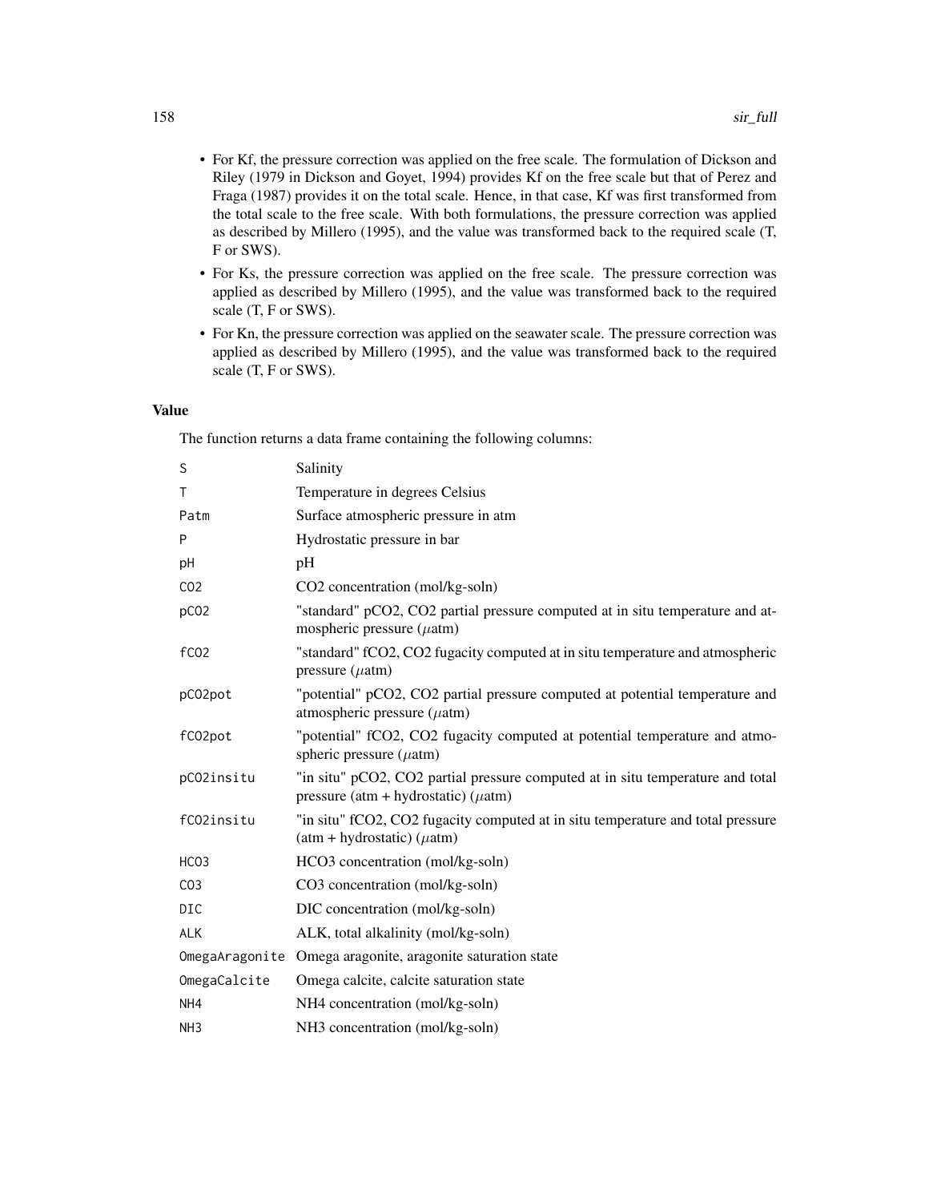- For Kf, the pressure correction was applied on the free scale. The formulation of Dickson and Riley (1979 in Dickson and Goyet, 1994) provides Kf on the free scale but that of Perez and Fraga (1987) provides it on the total scale. Hence, in that case, Kf was first transformed from the total scale to the free scale. With both formulations, the pressure correction was applied as described by Millero (1995), and the value was transformed back to the required scale (T, F or SWS).
- For Ks, the pressure correction was applied on the free scale. The pressure correction was applied as described by Millero (1995), and the value was transformed back to the required scale (T, F or SWS).
- For Kn, the pressure correction was applied on the seawater scale. The pressure correction was applied as described by Millero (1995), and the value was transformed back to the required scale (T, F or SWS).

## Value

The function returns a data frame containing the following columns:

| | |
|---|---|
| S | Salinity |
| T | Temperature in degrees Celsius |
| Patm | Surface atmospheric pressure in atm |
| P | Hydrostatic pressure in bar |
| pH | pH |
| CO2 | CO2 concentration (mol/kg-soln) |
| pCO2 | "standard" pCO2, CO2 partial pressure computed at in situ temperature and atmospheric pressure ($\mu$atm) |
| fCO2 | "standard" fCO2, CO2 fugacity computed at in situ temperature and atmospheric pressure ($\mu$atm) |
| pCO2pot | "potential" pCO2, CO2 partial pressure computed at potential temperature and atmospheric pressure ($\mu$atm) |
| fCO2pot | "potential" fCO2, CO2 fugacity computed at potential temperature and atmospheric pressure ($\mu$atm) |
| pCO2insitu | "in situ" pCO2, CO2 partial pressure computed at in situ temperature and total pressure (atm + hydrostatic) ($\mu$atm) |
| fCO2insitu | "in situ" fCO2, CO2 fugacity computed at in situ temperature and total pressure (atm + hydrostatic) ($\mu$atm) |
| HCO3 | HCO3 concentration (mol/kg-soln) |
| CO3 | CO3 concentration (mol/kg-soln) |
| DIC | DIC concentration (mol/kg-soln) |
| ALK | ALK, total alkalinity (mol/kg-soln) |
| OmegaAragonite | Omega aragonite, aragonite saturation state |
| OmegaCalcite | Omega calcite, calcite saturation state |
| NH4 | NH4 concentration (mol/kg-soln) |
| NH3 | NH3 concentration (mol/kg-soln) |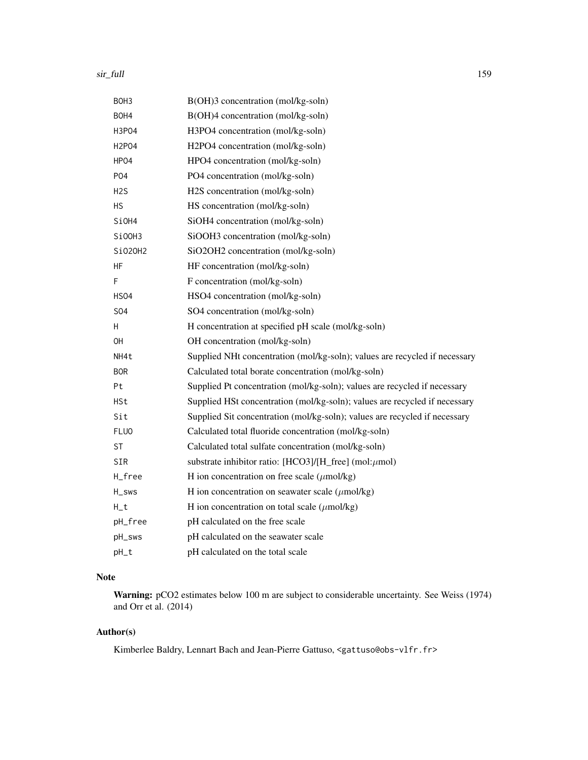| | |
|---|---|
| BOH3 | B(OH)3 concentration (mol/kg-soln) |
| BOH4 | B(OH)4 concentration (mol/kg-soln) |
| H3PO4 | H3PO4 concentration (mol/kg-soln) |
| H2PO4 | H2PO4 concentration (mol/kg-soln) |
| HPO4 | HPO4 concentration (mol/kg-soln) |
| PO4 | PO4 concentration (mol/kg-soln) |
| H2S | H2S concentration (mol/kg-soln) |
| HS | HS concentration (mol/kg-soln) |
| SiOH4 | SiOH4 concentration (mol/kg-soln) |
| SiOOH3 | SiOOH3 concentration (mol/kg-soln) |
| SiO2OH2 | SiO2OH2 concentration (mol/kg-soln) |
| HF | HF concentration (mol/kg-soln) |
| F | F concentration (mol/kg-soln) |
| HSO4 | HSO4 concentration (mol/kg-soln) |
| SO4 | SO4 concentration (mol/kg-soln) |
| H | H concentration at specified pH scale (mol/kg-soln) |
| OH | OH concentration (mol/kg-soln) |
| NH4t | Supplied NHt concentration (mol/kg-soln); values are recycled if necessary |
| BOR | Calculated total borate concentration (mol/kg-soln) |
| Pt | Supplied Pt concentration (mol/kg-soln); values are recycled if necessary |
| HSt | Supplied HSt concentration (mol/kg-soln); values are recycled if necessary |
| Sit | Supplied Sit concentration (mol/kg-soln); values are recycled if necessary |
| FLUO | Calculated total fluoride concentration (mol/kg-soln) |
| ST | Calculated total sulfate concentration (mol/kg-soln) |
| SIR | substrate inhibitor ratio: [HCO3]/[H_free] (mol:$\mu$mol) |
| H_free | H ion concentration on free scale ($\mu$mol/kg) |
| H_sws | H ion concentration on seawater scale ($\mu$mol/kg) |
| H_t | H ion concentration on total scale ($\mu$mol/kg) |
| pH_free | pH calculated on the free scale |
| pH_sws | pH calculated on the seawater scale |
| pH_t | pH calculated on the total scale |

## Note

**Warning:** pCO2 estimates below 100 m are subject to considerable uncertainty. See Weiss (1974) and Orr et al. (2014)

## Author(s)

Kimberlee Baldry, Lennart Bach and Jean-Pierre Gattuso, <gattuso@obs-vlfr.fr>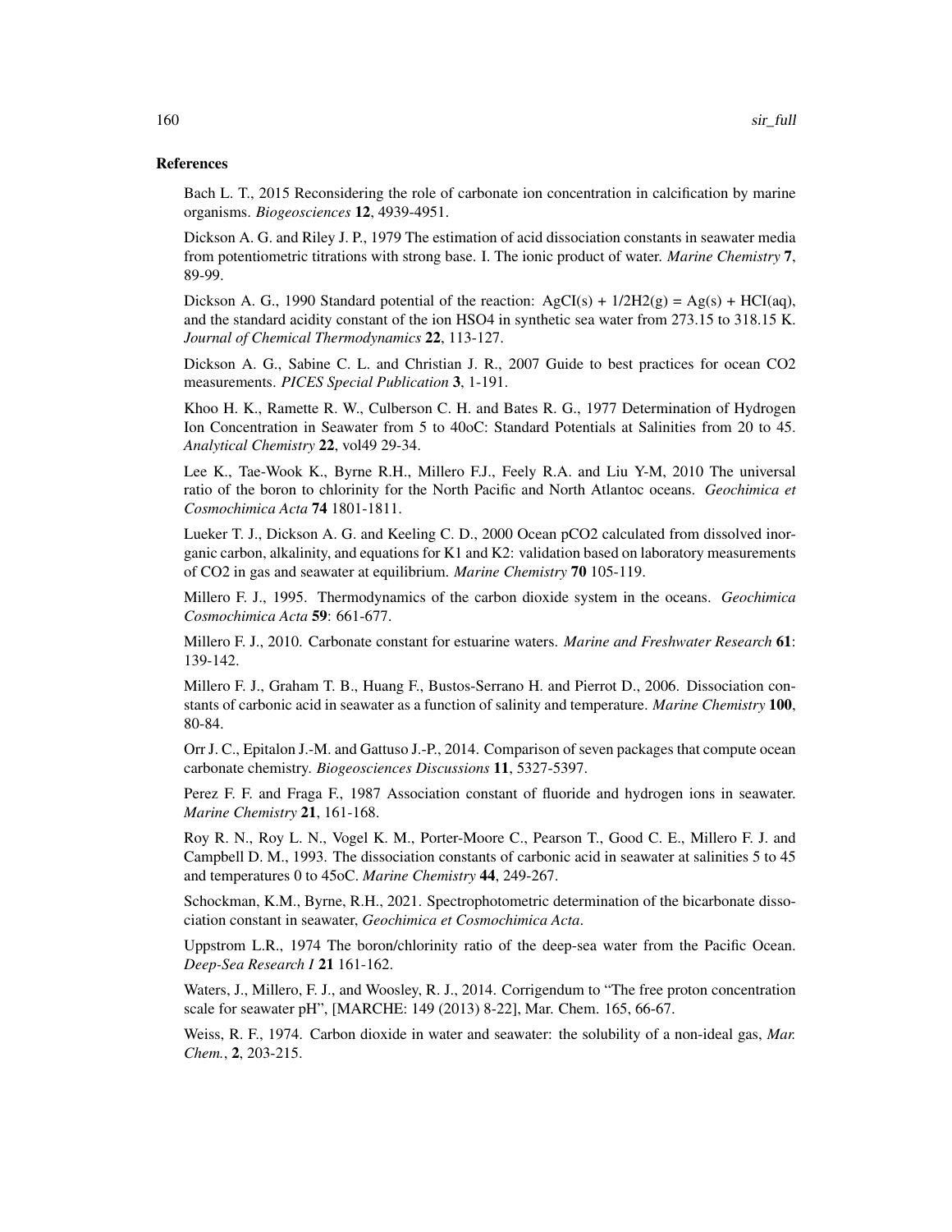### References

Bach L. T., 2015 Reconsidering the role of carbonate ion concentration in calcification by marine organisms. *Biogeosciences* **12**, 4939-4951.

Dickson A. G. and Riley J. P., 1979 The estimation of acid dissociation constants in seawater media from potentiometric titrations with strong base. I. The ionic product of water. *Marine Chemistry* **7**, 89-99.

Dickson A. G., 1990 Standard potential of the reaction: AgCI(s) + 1/2H2(g) = Ag(s) + HCI(aq), and the standard acidity constant of the ion HSO4 in synthetic sea water from 273.15 to 318.15 K. *Journal of Chemical Thermodynamics* **22**, 113-127.

Dickson A. G., Sabine C. L. and Christian J. R., 2007 Guide to best practices for ocean CO2 measurements. *PICES Special Publication* **3**, 1-191.

Khoo H. K., Ramette R. W., Culberson C. H. and Bates R. G., 1977 Determination of Hydrogen Ion Concentration in Seawater from 5 to 40oC: Standard Potentials at Salinities from 20 to 45. *Analytical Chemistry* **22**, vol49 29-34.

Lee K., Tae-Wook K., Byrne R.H., Millero F.J., Feely R.A. and Liu Y-M, 2010 The universal ratio of the boron to chlorinity for the North Pacific and North Atlantoc oceans. *Geochimica et Cosmochimica Acta* **74** 1801-1811.

Lueker T. J., Dickson A. G. and Keeling C. D., 2000 Ocean pCO2 calculated from dissolved inorganic carbon, alkalinity, and equations for K1 and K2: validation based on laboratory measurements of CO2 in gas and seawater at equilibrium. *Marine Chemistry* **70** 105-119.

Millero F. J., 1995. Thermodynamics of the carbon dioxide system in the oceans. *Geochimica Cosmochimica Acta* **59**: 661-677.

Millero F. J., 2010. Carbonate constant for estuarine waters. *Marine and Freshwater Research* **61**: 139-142.

Millero F. J., Graham T. B., Huang F., Bustos-Serrano H. and Pierrot D., 2006. Dissociation constants of carbonic acid in seawater as a function of salinity and temperature. *Marine Chemistry* **100**, 80-84.

Orr J. C., Epitalon J.-M. and Gattuso J.-P., 2014. Comparison of seven packages that compute ocean carbonate chemistry. *Biogeosciences Discussions* **11**, 5327-5397.

Perez F. F. and Fraga F., 1987 Association constant of fluoride and hydrogen ions in seawater. *Marine Chemistry* **21**, 161-168.

Roy R. N., Roy L. N., Vogel K. M., Porter-Moore C., Pearson T., Good C. E., Millero F. J. and Campbell D. M., 1993. The dissociation constants of carbonic acid in seawater at salinities 5 to 45 and temperatures 0 to 45oC. *Marine Chemistry* **44**, 249-267.

Schockman, K.M., Byrne, R.H., 2021. Spectrophotometric determination of the bicarbonate dissociation constant in seawater, *Geochimica et Cosmochimica Acta*.

Uppstrom L.R., 1974 The boron/chlorinity ratio of the deep-sea water from the Pacific Ocean. *Deep-Sea Research I* **21** 161-162.

Waters, J., Millero, F. J., and Woosley, R. J., 2014. Corrigendum to "The free proton concentration scale for seawater pH", [MARCHE: 149 (2013) 8-22], Mar. Chem. 165, 66-67.

Weiss, R. F., 1974. Carbon dioxide in water and seawater: the solubility of a non-ideal gas, *Mar. Chem.*, **2**, 203-215.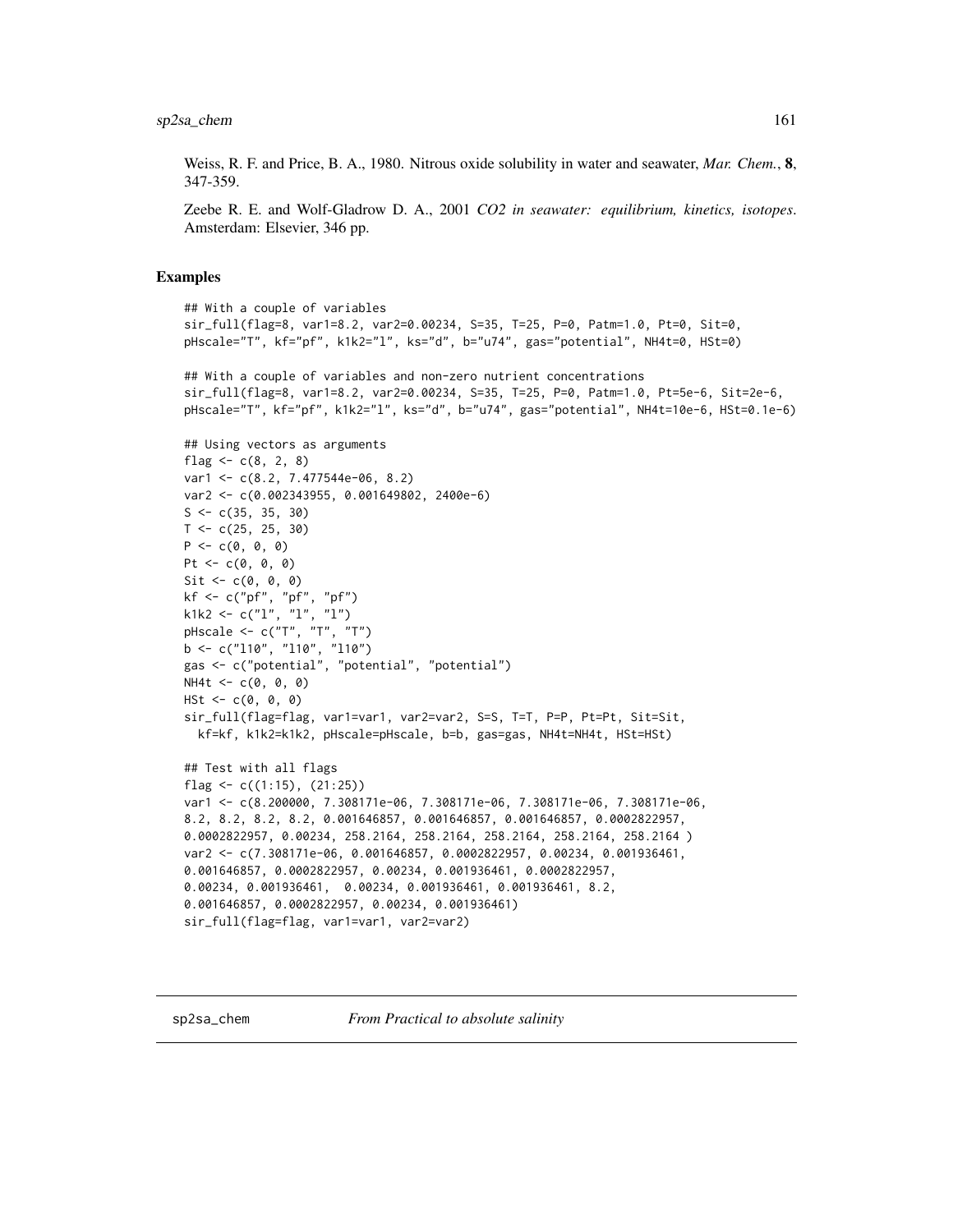Weiss, R. F. and Price, B. A., 1980. Nitrous oxide solubility in water and seawater, *Mar. Chem.*, **8**, 347-359.

Zeebe R. E. and Wolf-Gladrow D. A., 2001 *CO2 in seawater: equilibrium, kinetics, isotopes*. Amsterdam: Elsevier, 346 pp.

## Examples

```
## With a couple of variables
sir_full(flag=8, var1=8.2, var2=0.00234, S=35, T=25, P=0, Patm=1.0, Pt=0, Sit=0,
pHscale="T", kf="pf", k1k2="l", ks="d", b="u74", gas="potential", NH4t=0, HSt=0)

## With a couple of variables and non-zero nutrient concentrations
sir_full(flag=8, var1=8.2, var2=0.00234, S=35, T=25, P=0, Patm=1.0, Pt=5e-6, Sit=2e-6,
pHscale="T", kf="pf", k1k2="l", ks="d", b="u74", gas="potential", NH4t=10e-6, HSt=0.1e-6)

## Using vectors as arguments
flag <- c(8, 2, 8)
var1 <- c(8.2, 7.477544e-06, 8.2)
var2 <- c(0.002343955, 0.001649802, 2400e-6)
S <- c(35, 35, 30)
T <- c(25, 25, 30)
P <- c(0, 0, 0)
Pt <- c(0, 0, 0)
Sit <- c(0, 0, 0)
kf <- c("pf", "pf", "pf")
k1k2 <- c("l", "l", "l")
pHscale <- c("T", "T", "T")
b <- c("l10", "l10", "l10")
gas <- c("potential", "potential", "potential")
NH4t <- c(0, 0, 0)
HSt <- c(0, 0, 0)
sir_full(flag=flag, var1=var1, var2=var2, S=S, T=T, P=P, Pt=Pt, Sit=Sit,
  kf=kf, k1k2=k1k2, pHscale=pHscale, b=b, gas=gas, NH4t=NH4t, HSt=HSt)

## Test with all flags
flag <- c((1:15), (21:25))
var1 <- c(8.200000, 7.308171e-06, 7.308171e-06, 7.308171e-06, 7.308171e-06,
8.2, 8.2, 8.2, 8.2, 0.001646857, 0.001646857, 0.001646857, 0.0002822957,
0.0002822957, 0.00234, 258.2164, 258.2164, 258.2164, 258.2164, 258.2164 )
var2 <- c(7.308171e-06, 0.001646857, 0.0002822957, 0.00234, 0.001936461,
0.001646857, 0.0002822957, 0.00234, 0.001936461, 0.0002822957,
0.00234, 0.001936461,  0.00234, 0.001936461, 0.001936461, 8.2,
0.001646857, 0.0002822957, 0.00234, 0.001936461)
sir_full(flag=flag, var1=var1, var2=var2)
```

---

sp2sa_chem *From Practical to absolute salinity*

---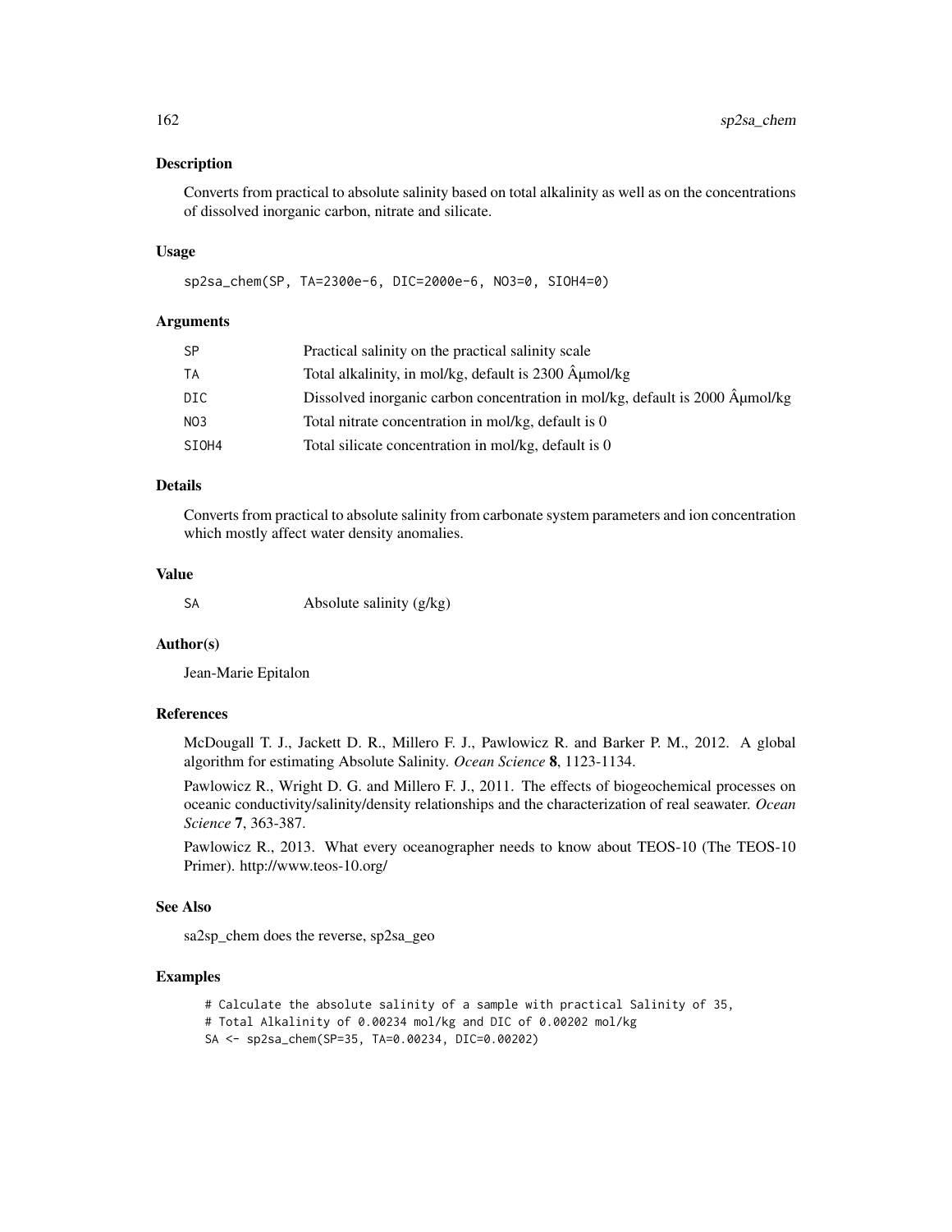## Description

Converts from practical to absolute salinity based on total alkalinity as well as on the concentrations of dissolved inorganic carbon, nitrate and silicate.

## Usage

```
sp2sa_chem(SP, TA=2300e-6, DIC=2000e-6, NO3=0, SIOH4=0)
```

## Arguments

| | |
|---|---|
| SP | Practical salinity on the practical salinity scale |
| TA | Total alkalinity, in mol/kg, default is 2300 Âµmol/kg |
| DIC | Dissolved inorganic carbon concentration in mol/kg, default is 2000 Âµmol/kg |
| NO3 | Total nitrate concentration in mol/kg, default is 0 |
| SIOH4 | Total silicate concentration in mol/kg, default is 0 |

## Details

Converts from practical to absolute salinity from carbonate system parameters and ion concentration which mostly affect water density anomalies.

## Value

| | |
|---|---|
| SA | Absolute salinity (g/kg) |

## Author(s)

Jean-Marie Epitalon

## References

McDougall T. J., Jackett D. R., Millero F. J., Pawlowicz R. and Barker P. M., 2012. A global algorithm for estimating Absolute Salinity. *Ocean Science* **8**, 1123-1134.

Pawlowicz R., Wright D. G. and Millero F. J., 2011. The effects of biogeochemical processes on oceanic conductivity/salinity/density relationships and the characterization of real seawater. *Ocean Science* **7**, 363-387.

Pawlowicz R., 2013. What every oceanographer needs to know about TEOS-10 (The TEOS-10 Primer). http://www.teos-10.org/

## See Also

sa2sp_chem does the reverse, sp2sa_geo

## Examples

```
# Calculate the absolute salinity of a sample with practical Salinity of 35,
# Total Alkalinity of 0.00234 mol/kg and DIC of 0.00202 mol/kg
SA <- sp2sa_chem(SP=35, TA=0.00234, DIC=0.00202)
```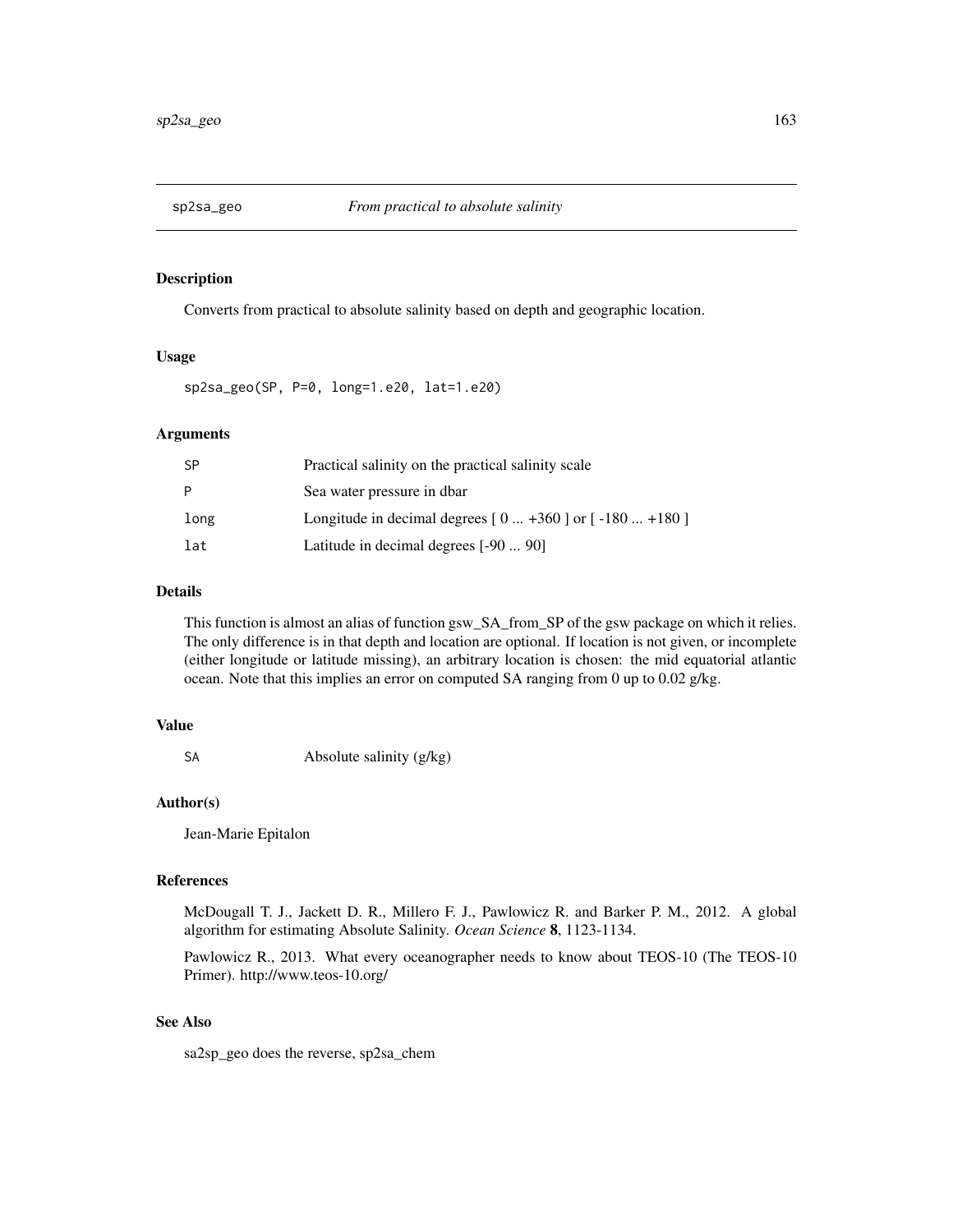# sp2sa_geo *From practical to absolute salinity*

## Description

Converts from practical to absolute salinity based on depth and geographic location.

## Usage

```
sp2sa_geo(SP, P=0, long=1.e20, lat=1.e20)
```

## Arguments

| | |
|---|---|
| SP | Practical salinity on the practical salinity scale |
| P | Sea water pressure in dbar |
| long | Longitude in decimal degrees [ 0 ... +360 ] or [ -180 ... +180 ] |
| lat | Latitude in decimal degrees [-90 ... 90] |

## Details

This function is almost an alias of function gsw_SA_from_SP of the gsw package on which it relies. The only difference is in that depth and location are optional. If location is not given, or incomplete (either longitude or latitude missing), an arbitrary location is chosen: the mid equatorial atlantic ocean. Note that this implies an error on computed SA ranging from 0 up to 0.02 g/kg.

## Value

| | |
|---|---|
| SA | Absolute salinity (g/kg) |

## Author(s)

Jean-Marie Epitalon

## References

McDougall T. J., Jackett D. R., Millero F. J., Pawlowicz R. and Barker P. M., 2012. A global algorithm for estimating Absolute Salinity. *Ocean Science* **8**, 1123-1134.

Pawlowicz R., 2013. What every oceanographer needs to know about TEOS-10 (The TEOS-10 Primer). http://www.teos-10.org/

## See Also

sa2sp_geo does the reverse, sp2sa_chem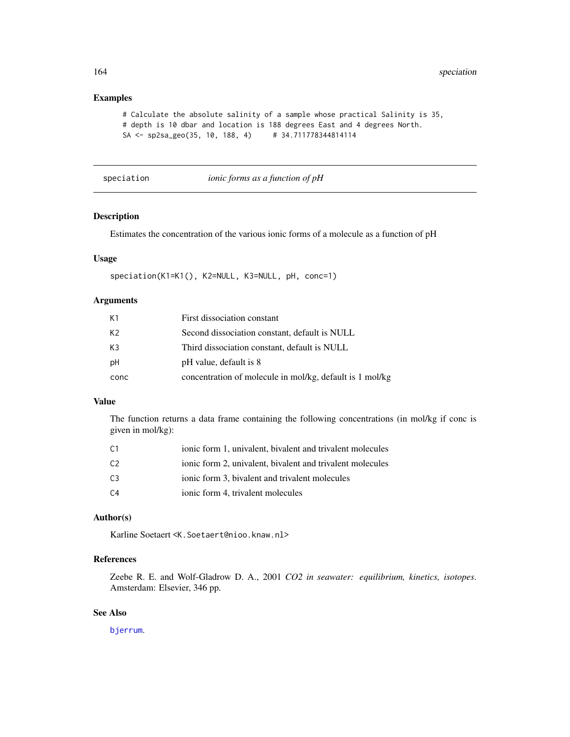## Examples

```
# Calculate the absolute salinity of a sample whose practical Salinity is 35,
# depth is 10 dbar and location is 188 degrees East and 4 degrees North.
SA <- sp2sa_geo(35, 10, 188, 4)     # 34.711778344814114
```

---

## speciation &nbsp;&nbsp;&nbsp;&nbsp; *ionic forms as a function of pH*

---

### Description

Estimates the concentration of the various ionic forms of a molecule as a function of pH

### Usage

```
speciation(K1=K1(), K2=NULL, K3=NULL, pH, conc=1)
```

### Arguments

| | |
|---|---|
| K1 | First dissociation constant |
| K2 | Second dissociation constant, default is NULL |
| K3 | Third dissociation constant, default is NULL |
| pH | pH value, default is 8 |
| conc | concentration of molecule in mol/kg, default is 1 mol/kg |

### Value

The function returns a data frame containing the following concentrations (in mol/kg if conc is given in mol/kg):

| | |
|---|---|
| C1 | ionic form 1, univalent, bivalent and trivalent molecules |
| C2 | ionic form 2, univalent, bivalent and trivalent molecules |
| C3 | ionic form 3, bivalent and trivalent molecules |
| C4 | ionic form 4, trivalent molecules |

### Author(s)

Karline Soetaert <K.Soetaert@nioo.knaw.nl>

### References

Zeebe R. E. and Wolf-Gladrow D. A., 2001 *CO2 in seawater: equilibrium, kinetics, isotopes*. Amsterdam: Elsevier, 346 pp.

### See Also

bjerrum.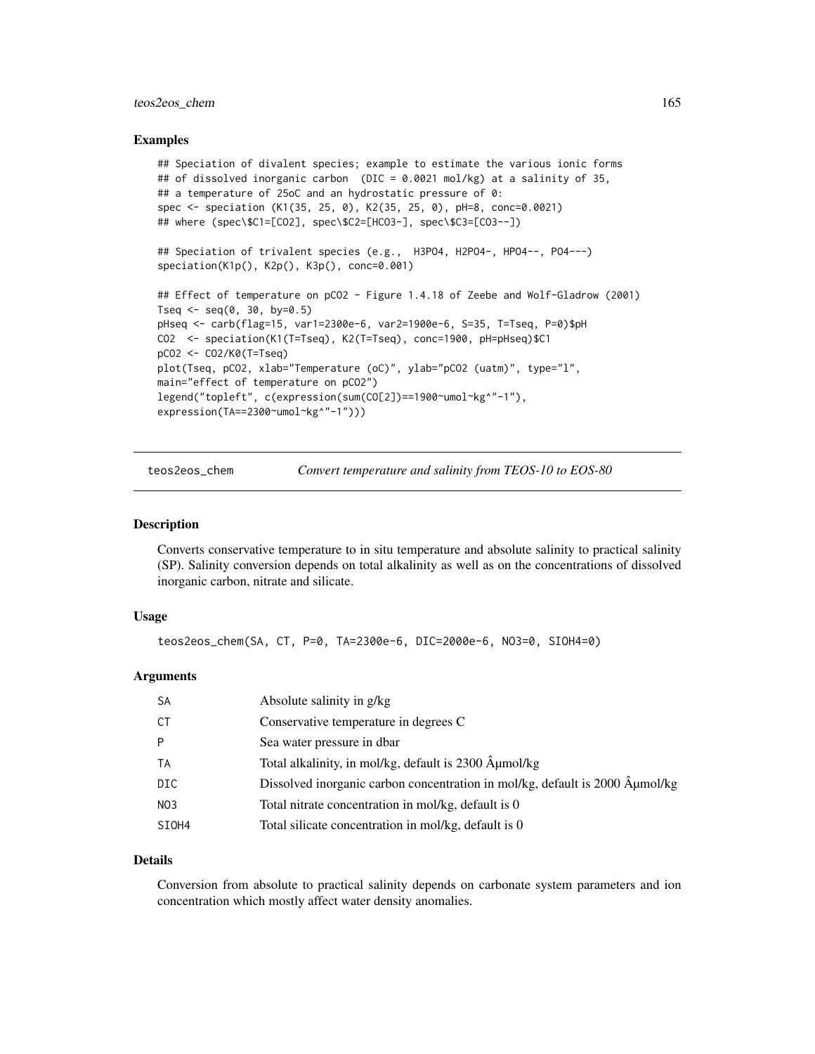## Examples

```
## Speciation of divalent species; example to estimate the various ionic forms
## of dissolved inorganic carbon  (DIC = 0.0021 mol/kg) at a salinity of 35,
## a temperature of 25oC and an hydrostatic pressure of 0:
spec <- speciation (K1(35, 25, 0), K2(35, 25, 0), pH=8, conc=0.0021)
## where (spec\$C1=[CO2], spec\$C2=[HCO3-], spec\$C3=[CO3--])

## Speciation of trivalent species (e.g.,  H3PO4, H2PO4-, HPO4--, PO4---)
speciation(K1p(), K2p(), K3p(), conc=0.001)

## Effect of temperature on pCO2 - Figure 1.4.18 of Zeebe and Wolf-Gladrow (2001)
Tseq <- seq(0, 30, by=0.5)
pHseq <- carb(flag=15, var1=2300e-6, var2=1900e-6, S=35, T=Tseq, P=0)$pH
CO2  <- speciation(K1(T=Tseq), K2(T=Tseq), conc=1900, pH=pHseq)$C1
pCO2 <- CO2/K0(T=Tseq)
plot(Tseq, pCO2, xlab="Temperature (oC)", ylab="pCO2 (uatm)", type="l",
main="effect of temperature on pCO2")
legend("topleft", c(expression(sum(CO[2])==1900~umol~kg^"-1"),
expression(TA==2300~umol~kg^"-1")))
```

---

# teos2eos_chem — *Convert temperature and salinity from TEOS-10 to EOS-80*

## Description

Converts conservative temperature to in situ temperature and absolute salinity to practical salinity (SP). Salinity conversion depends on total alkalinity as well as on the concentrations of dissolved inorganic carbon, nitrate and silicate.

## Usage

```
teos2eos_chem(SA, CT, P=0, TA=2300e-6, DIC=2000e-6, NO3=0, SIOH4=0)
```

## Arguments

| | |
|---|---|
| SA | Absolute salinity in g/kg |
| CT | Conservative temperature in degrees C |
| P | Sea water pressure in dbar |
| TA | Total alkalinity, in mol/kg, default is 2300 Âµmol/kg |
| DIC | Dissolved inorganic carbon concentration in mol/kg, default is 2000 Âµmol/kg |
| NO3 | Total nitrate concentration in mol/kg, default is 0 |
| SIOH4 | Total silicate concentration in mol/kg, default is 0 |

## Details

Conversion from absolute to practical salinity depends on carbonate system parameters and ion concentration which mostly affect water density anomalies.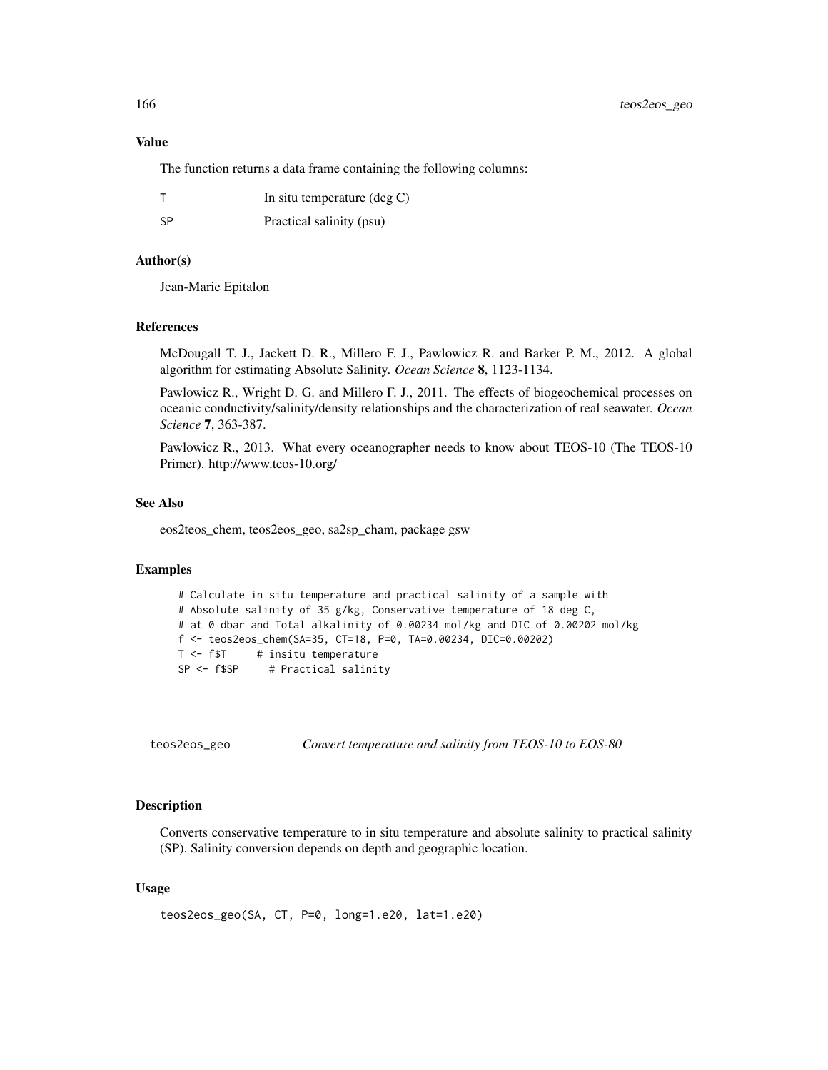### Value

The function returns a data frame containing the following columns:

| | |
|---|---|
| T | In situ temperature (deg C) |
| SP | Practical salinity (psu) |

### Author(s)

Jean-Marie Epitalon

### References

McDougall T. J., Jackett D. R., Millero F. J., Pawlowicz R. and Barker P. M., 2012. A global algorithm for estimating Absolute Salinity. *Ocean Science* **8**, 1123-1134.

Pawlowicz R., Wright D. G. and Millero F. J., 2011. The effects of biogeochemical processes on oceanic conductivity/salinity/density relationships and the characterization of real seawater. *Ocean Science* **7**, 363-387.

Pawlowicz R., 2013. What every oceanographer needs to know about TEOS-10 (The TEOS-10 Primer). http://www.teos-10.org/

### See Also

eos2teos_chem, teos2eos_geo, sa2sp_cham, package gsw

### Examples

```
# Calculate in situ temperature and practical salinity of a sample with
# Absolute salinity of 35 g/kg, Conservative temperature of 18 deg C,
# at 0 dbar and Total alkalinity of 0.00234 mol/kg and DIC of 0.00202 mol/kg
f <- teos2eos_chem(SA=35, CT=18, P=0, TA=0.00234, DIC=0.00202)
T <- f$T     # insitu temperature
SP <- f$SP     # Practical salinity
```

---

## teos2eos_geo — *Convert temperature and salinity from TEOS-10 to EOS-80*

### Description

Converts conservative temperature to in situ temperature and absolute salinity to practical salinity (SP). Salinity conversion depends on depth and geographic location.

### Usage

```
teos2eos_geo(SA, CT, P=0, long=1.e20, lat=1.e20)
```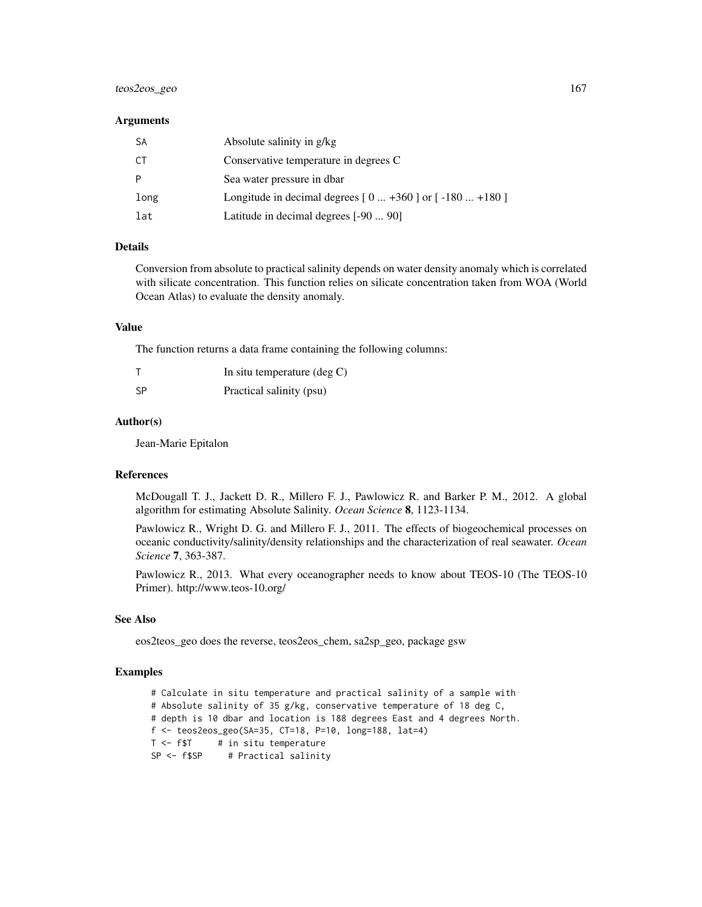### Arguments

| | |
|---|---|
| SA | Absolute salinity in g/kg |
| CT | Conservative temperature in degrees C |
| P | Sea water pressure in dbar |
| long | Longitude in decimal degrees [ 0 ... +360 ] or [ -180 ... +180 ] |
| lat | Latitude in decimal degrees [-90 ... 90] |

### Details

Conversion from absolute to practical salinity depends on water density anomaly which is correlated with silicate concentration. This function relies on silicate concentration taken from WOA (World Ocean Atlas) to evaluate the density anomaly.

### Value

The function returns a data frame containing the following columns:

| | |
|---|---|
| T | In situ temperature (deg C) |
| SP | Practical salinity (psu) |

### Author(s)

Jean-Marie Epitalon

### References

McDougall T. J., Jackett D. R., Millero F. J., Pawlowicz R. and Barker P. M., 2012. A global algorithm for estimating Absolute Salinity. *Ocean Science* **8**, 1123-1134.

Pawlowicz R., Wright D. G. and Millero F. J., 2011. The effects of biogeochemical processes on oceanic conductivity/salinity/density relationships and the characterization of real seawater. *Ocean Science* **7**, 363-387.

Pawlowicz R., 2013. What every oceanographer needs to know about TEOS-10 (The TEOS-10 Primer). http://www.teos-10.org/

### See Also

eos2teos_geo does the reverse, teos2eos_chem, sa2sp_geo, package gsw

### Examples

```
# Calculate in situ temperature and practical salinity of a sample with
# Absolute salinity of 35 g/kg, conservative temperature of 18 deg C,
# depth is 10 dbar and location is 188 degrees East and 4 degrees North.
f <- teos2eos_geo(SA=35, CT=18, P=10, long=188, lat=4)
T <- f$T     # in situ temperature
SP <- f$SP     # Practical salinity
```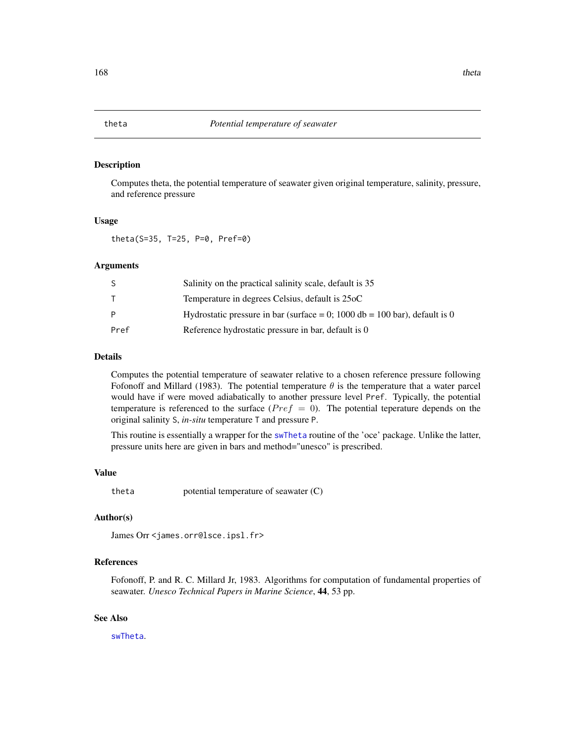# theta — Potential temperature of seawater

## Description

Computes theta, the potential temperature of seawater given original temperature, salinity, pressure, and reference pressure

## Usage

```
theta(S=35, T=25, P=0, Pref=0)
```

## Arguments

| | |
|---|---|
| S | Salinity on the practical salinity scale, default is 35 |
| T | Temperature in degrees Celsius, default is 25oC |
| P | Hydrostatic pressure in bar (surface = 0; 1000 db = 100 bar), default is 0 |
| Pref | Reference hydrostatic pressure in bar, default is 0 |

## Details

Computes the potential temperature of seawater relative to a chosen reference pressure following Fofonoff and Millard (1983). The potential temperature $\theta$ is the temperature that a water parcel would have if were moved adiabatically to another pressure level `Pref`. Typically, the potential temperature is referenced to the surface ($Pref = 0$). The potential teperature depends on the original salinity `S`, *in-situ* temperature `T` and pressure `P`.

This routine is essentially a wrapper for the `swTheta` routine of the 'oce' package. Unlike the latter, pressure units here are given in bars and method="unesco" is prescribed.

## Value

| | |
|---|---|
| theta | potential temperature of seawater (C) |

## Author(s)

James Orr <james.orr@lsce.ipsl.fr>

## References

Fofonoff, P. and R. C. Millard Jr, 1983. Algorithms for computation of fundamental properties of seawater. *Unesco Technical Papers in Marine Science*, **44**, 53 pp.

## See Also

`swTheta`.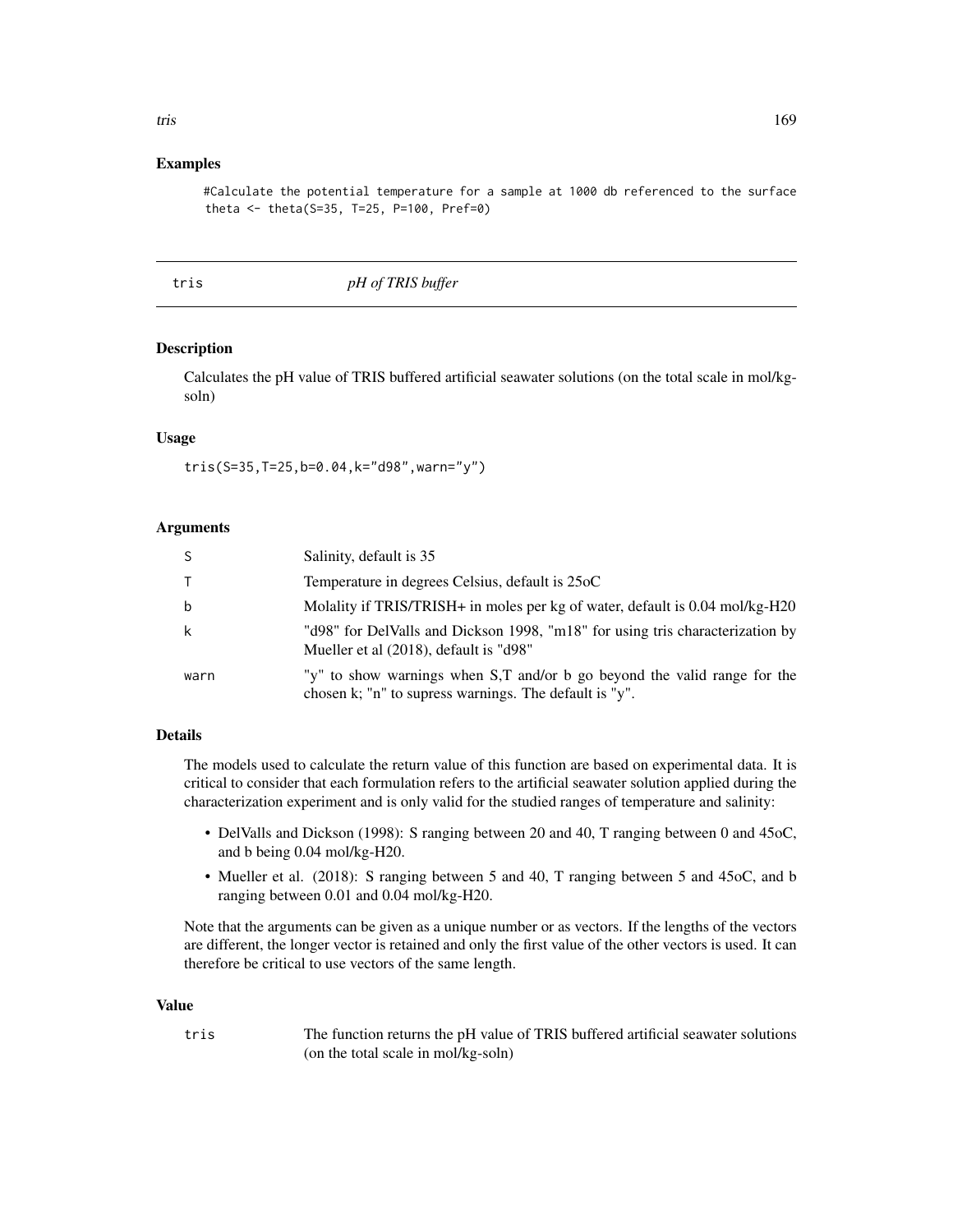## Examples

```
#Calculate the potential temperature for a sample at 1000 db referenced to the surface
theta <- theta(S=35, T=25, P=100, Pref=0)
```

---

# tris *pH of TRIS buffer*

---

## Description

Calculates the pH value of TRIS buffered artificial seawater solutions (on the total scale in mol/kg-soln)

## Usage

```
tris(S=35,T=25,b=0.04,k="d98",warn="y")
```

## Arguments

| | |
|---|---|
| S | Salinity, default is 35 |
| T | Temperature in degrees Celsius, default is 25oC |
| b | Molality if TRIS/TRISH+ in moles per kg of water, default is 0.04 mol/kg-H20 |
| k | "d98" for DelValls and Dickson 1998, "m18" for using tris characterization by Mueller et al (2018), default is "d98" |
| warn | "y" to show warnings when S,T and/or b go beyond the valid range for the chosen k; "n" to supress warnings. The default is "y". |

## Details

The models used to calculate the return value of this function are based on experimental data. It is critical to consider that each formulation refers to the artificial seawater solution applied during the characterization experiment and is only valid for the studied ranges of temperature and salinity:

- DelValls and Dickson (1998): S ranging between 20 and 40, T ranging between 0 and 45oC, and b being 0.04 mol/kg-H20.
- Mueller et al. (2018): S ranging between 5 and 40, T ranging between 5 and 45oC, and b ranging between 0.01 and 0.04 mol/kg-H20.

Note that the arguments can be given as a unique number or as vectors. If the lengths of the vectors are different, the longer vector is retained and only the first value of the other vectors is used. It can therefore be critical to use vectors of the same length.

## Value

| | |
|---|---|
| tris | The function returns the pH value of TRIS buffered artificial seawater solutions (on the total scale in mol/kg-soln) |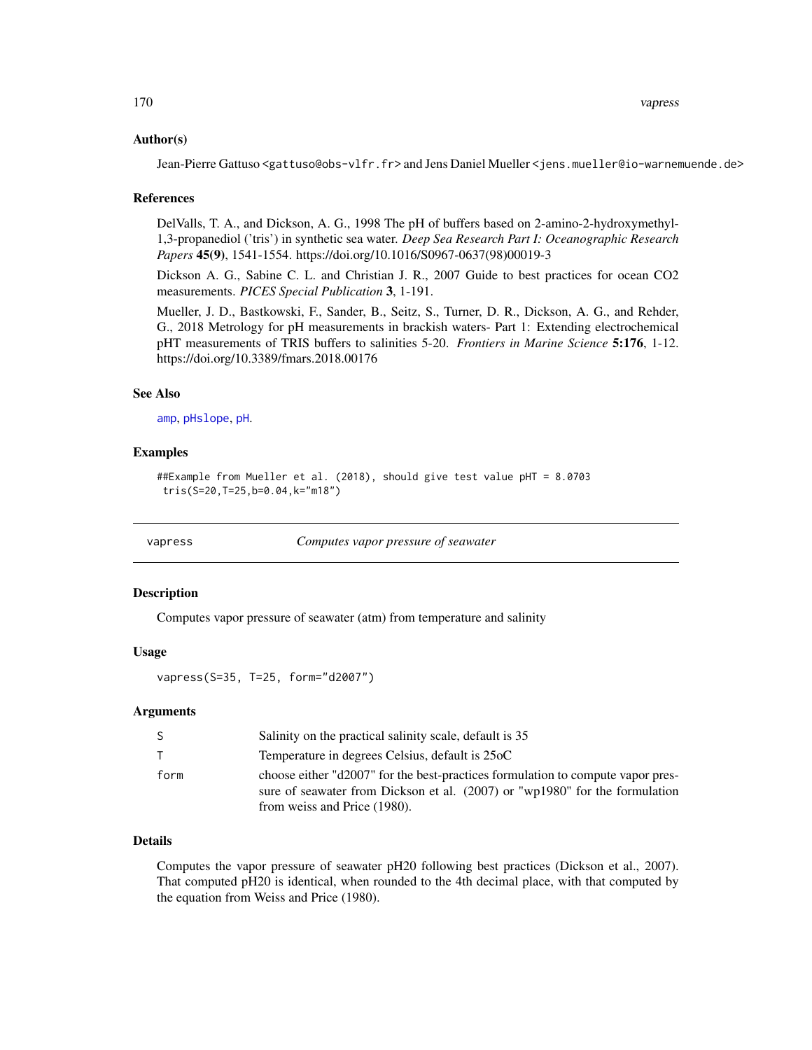### Author(s)

Jean-Pierre Gattuso <gattuso@obs-vlfr.fr> and Jens Daniel Mueller <jens.mueller@io-warnemuende.de>

### References

DelValls, T. A., and Dickson, A. G., 1998 The pH of buffers based on 2-amino-2-hydroxymethyl-1,3-propanediol ('tris') in synthetic sea water. *Deep Sea Research Part I: Oceanographic Research Papers* **45(9)**, 1541-1554. https://doi.org/10.1016/S0967-0637(98)00019-3

Dickson A. G., Sabine C. L. and Christian J. R., 2007 Guide to best practices for ocean CO2 measurements. *PICES Special Publication* **3**, 1-191.

Mueller, J. D., Bastkowski, F., Sander, B., Seitz, S., Turner, D. R., Dickson, A. G., and Rehder, G., 2018 Metrology for pH measurements in brackish waters- Part 1: Extending electrochemical pHT measurements of TRIS buffers to salinities 5-20. *Frontiers in Marine Science* **5:176**, 1-12. https://doi.org/10.3389/fmars.2018.00176

### See Also

amp, pHslope, pH.

### Examples

```
##Example from Mueller et al. (2018), should give test value pHT = 8.0703
 tris(S=20,T=25,b=0.04,k="m18")
```

---

## vapress — *Computes vapor pressure of seawater*

### Description

Computes vapor pressure of seawater (atm) from temperature and salinity

### Usage

```
vapress(S=35, T=25, form="d2007")
```

### Arguments

| | |
|---|---|
| S | Salinity on the practical salinity scale, default is 35 |
| T | Temperature in degrees Celsius, default is 25oC |
| form | choose either "d2007" for the best-practices formulation to compute vapor pressure of seawater from Dickson et al. (2007) or "wp1980" for the formulation from weiss and Price (1980). |

### Details

Computes the vapor pressure of seawater pH20 following best practices (Dickson et al., 2007). That computed pH20 is identical, when rounded to the 4th decimal place, with that computed by the equation from Weiss and Price (1980).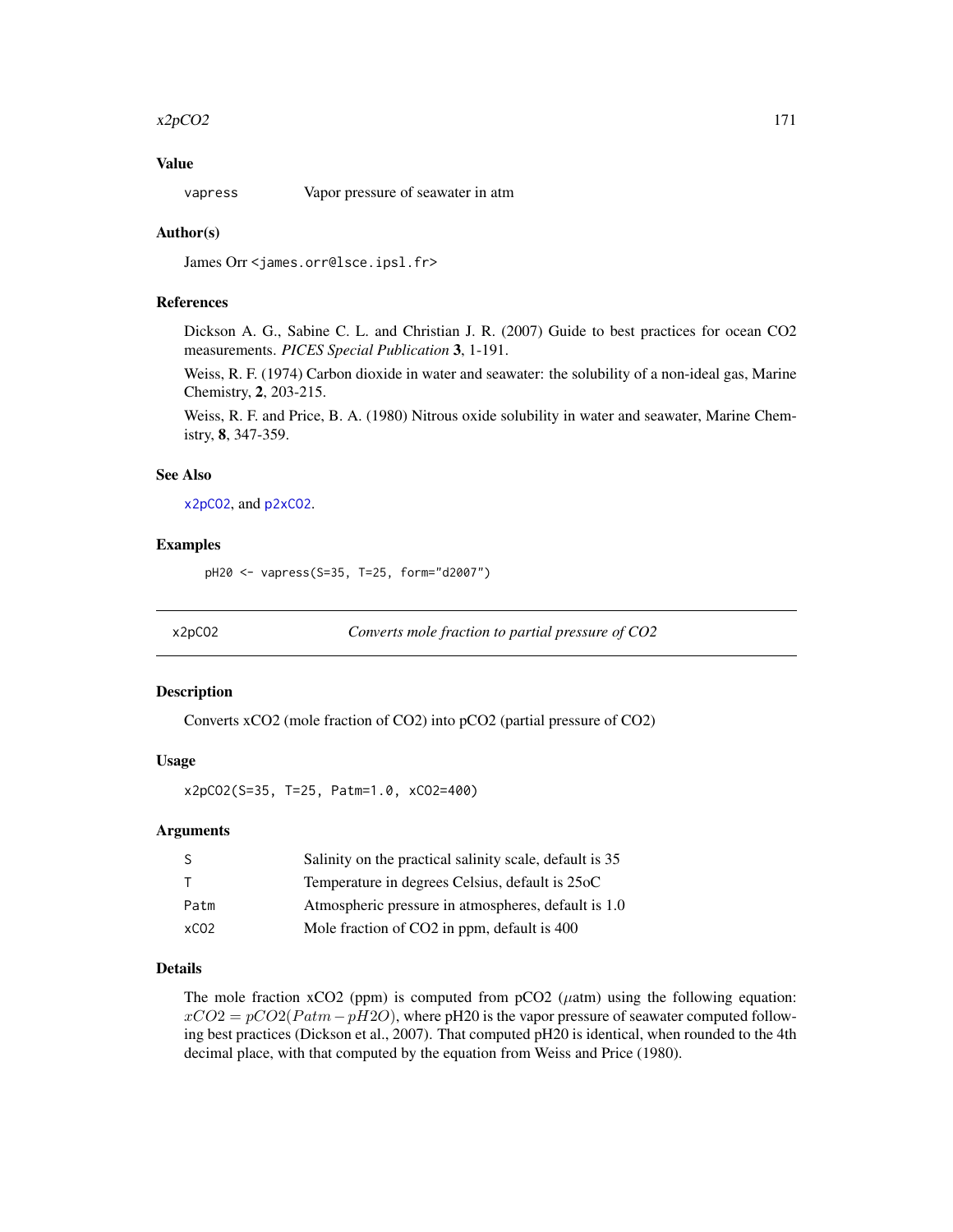### Value

| | |
|---|---|
| vapress | Vapor pressure of seawater in atm |

### Author(s)

James Orr <james.orr@lsce.ipsl.fr>

### References

Dickson A. G., Sabine C. L. and Christian J. R. (2007) Guide to best practices for ocean CO2 measurements. *PICES Special Publication* **3**, 1-191.

Weiss, R. F. (1974) Carbon dioxide in water and seawater: the solubility of a non-ideal gas, Marine Chemistry, **2**, 203-215.

Weiss, R. F. and Price, B. A. (1980) Nitrous oxide solubility in water and seawater, Marine Chemistry, **8**, 347-359.

### See Also

x2pCO2, and p2xCO2.

### Examples

```
pH20 <- vapress(S=35, T=25, form="d2007")
```

---

## x2pCO2 — *Converts mole fraction to partial pressure of CO2*

### Description

Converts xCO2 (mole fraction of CO2) into pCO2 (partial pressure of CO2)

### Usage

```
x2pCO2(S=35, T=25, Patm=1.0, xCO2=400)
```

### Arguments

| | |
|---|---|
| S | Salinity on the practical salinity scale, default is 35 |
| T | Temperature in degrees Celsius, default is 25oC |
| Patm | Atmospheric pressure in atmospheres, default is 1.0 |
| xCO2 | Mole fraction of CO2 in ppm, default is 400 |

### Details

The mole fraction xCO2 (ppm) is computed from pCO2 ($\mu$atm) using the following equation: $xCO2 = pCO2(Patm - pH2O)$, where pH20 is the vapor pressure of seawater computed following best practices (Dickson et al., 2007). That computed pH20 is identical, when rounded to the 4th decimal place, with that computed by the equation from Weiss and Price (1980).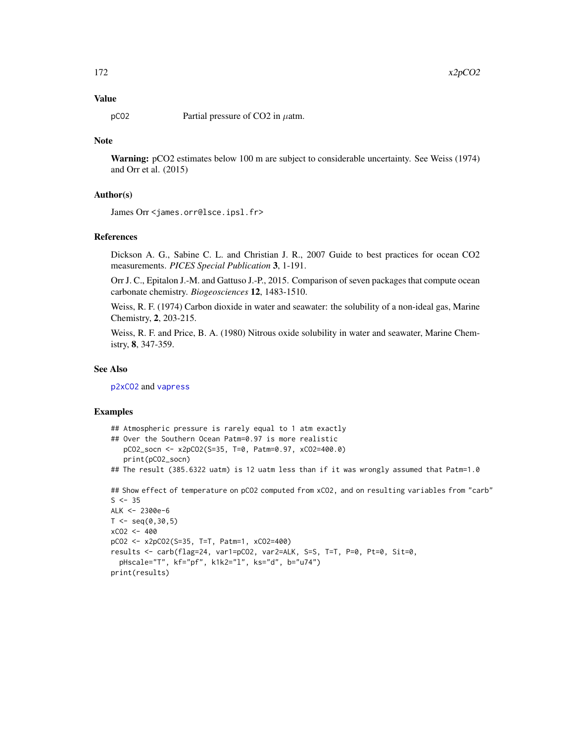## Value

pCO2 Partial pressure of CO2 in $\mu$atm.

## Note

**Warning:** pCO2 estimates below 100 m are subject to considerable uncertainty. See Weiss (1974) and Orr et al. (2015)

## Author(s)

James Orr <james.orr@lsce.ipsl.fr>

## References

Dickson A. G., Sabine C. L. and Christian J. R., 2007 Guide to best practices for ocean CO2 measurements. *PICES Special Publication* **3**, 1-191.

Orr J. C., Epitalon J.-M. and Gattuso J.-P., 2015. Comparison of seven packages that compute ocean carbonate chemistry. *Biogeosciences* **12**, 1483-1510.

Weiss, R. F. (1974) Carbon dioxide in water and seawater: the solubility of a non-ideal gas, Marine Chemistry, **2**, 203-215.

Weiss, R. F. and Price, B. A. (1980) Nitrous oxide solubility in water and seawater, Marine Chemistry, **8**, 347-359.

## See Also

p2xCO2 and vapress

## Examples

```
## Atmospheric pressure is rarely equal to 1 atm exactly
## Over the Southern Ocean Patm=0.97 is more realistic
   pCO2_socn <- x2pCO2(S=35, T=0, Patm=0.97, xCO2=400.0)
   print(pCO2_socn)
## The result (385.6322 uatm) is 12 uatm less than if it was wrongly assumed that Patm=1.0

## Show effect of temperature on pCO2 computed from xCO2, and on resulting variables from "carb"
S <- 35
ALK <- 2300e-6
T <- seq(0,30,5)
xCO2 <- 400
pCO2 <- x2pCO2(S=35, T=T, Patm=1, xCO2=400)
results <- carb(flag=24, var1=pCO2, var2=ALK, S=S, T=T, P=0, Pt=0, Sit=0,
  pHscale="T", kf="pf", k1k2="l", ks="d", b="u74")
print(results)
```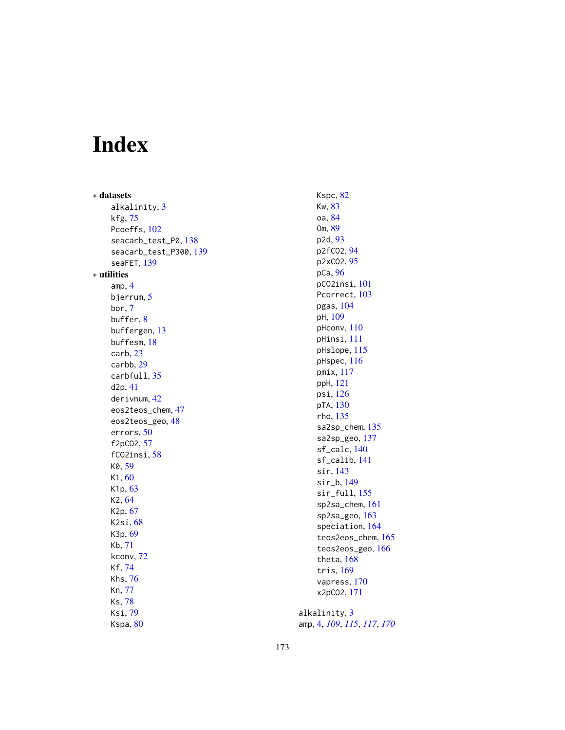# Index

∗ **datasets**

- alkalinity, 3
- kfg, 75
- Pcoeffs, 102
- seacarb_test_P0, 138
- seacarb_test_P300, 139
- seaFET, 139

∗ **utilities**

- amp, 4
- bjerrum, 5
- bor, 7
- buffer, 8
- buffergen, 13
- buffesm, 18
- carb, 23
- carbb, 29
- carbfull, 35
- d2p, 41
- derivnum, 42
- eos2teos_chem, 47
- eos2teos_geo, 48
- errors, 50
- f2pCO2, 57
- fCO2insi, 58
- K0, 59
- K1, 60
- K1p, 63
- K2, 64
- K2p, 67
- K2si, 68
- K3p, 69
- Kb, 71
- kconv, 72
- Kf, 74
- Khs, 76
- Kn, 77
- Ks, 78
- Ksi, 79
- Kspa, 80
- Kspc, 82
- Kw, 83
- oa, 84
- Om, 89
- p2d, 93
- p2fCO2, 94
- p2xCO2, 95
- pCa, 96
- pCO2insi, 101
- Pcorrect, 103
- pgas, 104
- pH, 109
- pHconv, 110
- pHinsi, 111
- pHslope, 115
- pHspec, 116
- pmix, 117
- ppH, 121
- psi, 126
- pTA, 130
- rho, 135
- sa2sp_chem, 135
- sa2sp_geo, 137
- sf_calc, 140
- sf_calib, 141
- sir, 143
- sir_b, 149
- sir_full, 155
- sp2sa_chem, 161
- sp2sa_geo, 163
- speciation, 164
- teos2eos_chem, 165
- teos2eos_geo, 166
- theta, 168
- tris, 169
- vapress, 170
- x2pCO2, 171

alkalinity, 3
amp, 4, *109*, *115*, *117*, *170*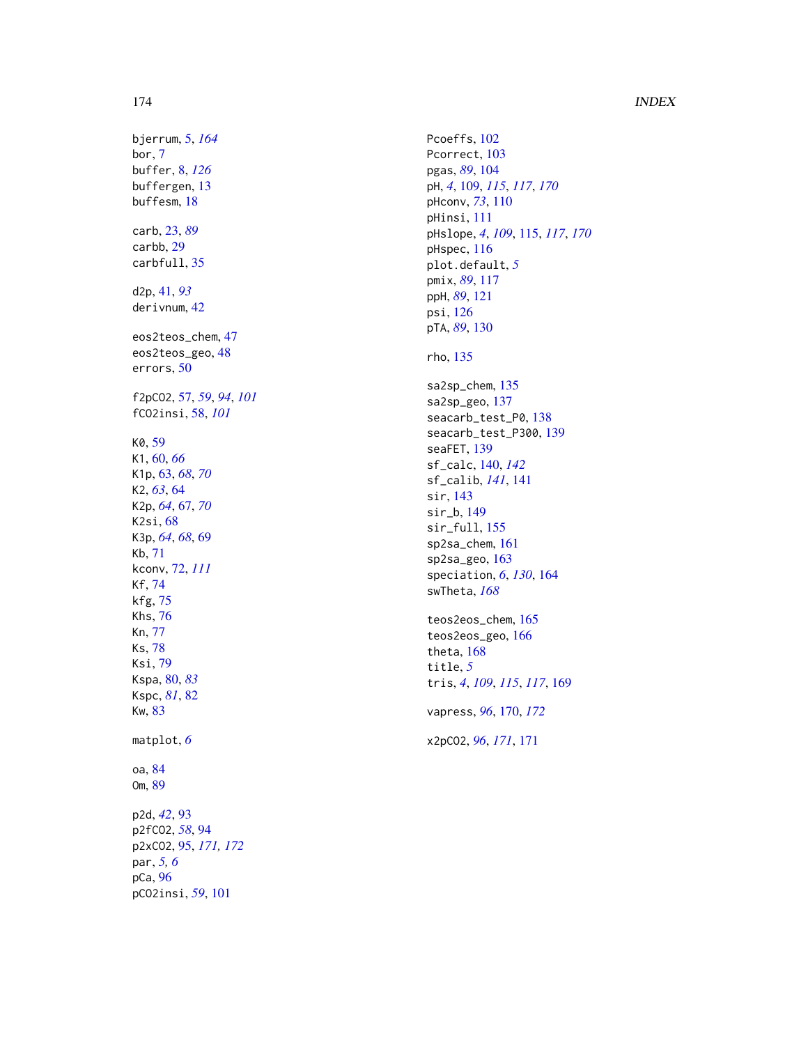bjerrum, 5, *164*
bor, 7
buffer, 8, *126*
buffergen, 13
buffesm, 18

carb, 23, *89*
carbb, 29
carbfull, 35

d2p, 41, *93*
derivnum, 42

eos2teos_chem, 47
eos2teos_geo, 48
errors, 50

f2pCO2, 57, *59*, *94*, *101*
fCO2insi, 58, *101*

K0, 59
K1, 60, *66*
K1p, 63, *68*, *70*
K2, *63*, 64
K2p, *64*, 67, *70*
K2si, 68
K3p, *64*, *68*, 69
Kb, 71
kconv, 72, *111*
Kf, 74
kfg, 75
Khs, 76
Kn, 77
Ks, 78
Ksi, 79
Kspa, 80, *83*
Kspc, *81*, 82
Kw, 83

matplot, *6*

oa, 84
Om, 89

p2d, *42*, 93
p2fCO2, *58*, 94
p2xCO2, 95, *171*, *172*
par, *5*, *6*
pCa, 96
pCO2insi, *59*, 101
Pcoeffs, 102
Pcorrect, 103
pgas, *89*, 104
pH, *4*, 109, *115*, *117*, *170*
pHconv, *73*, 110
pHinsi, 111
pHslope, *4*, *109*, 115, *117*, *170*
pHspec, 116
plot.default, *5*
pmix, *89*, 117
ppH, *89*, 121
psi, 126
pTA, *89*, 130

rho, 135

sa2sp_chem, 135
sa2sp_geo, 137
seacarb_test_P0, 138
seacarb_test_P300, 139
seaFET, 139
sf_calc, 140, *142*
sf_calib, *141*, 141
sir, 143
sir_b, 149
sir_full, 155
sp2sa_chem, 161
sp2sa_geo, 163
speciation, *6*, *130*, 164
swTheta, *168*

teos2eos_chem, 165
teos2eos_geo, 166
theta, 168
title, *5*
tris, *4*, *109*, *115*, *117*, 169

vapress, *96*, 170, *172*

x2pCO2, *96*, *171*, 171